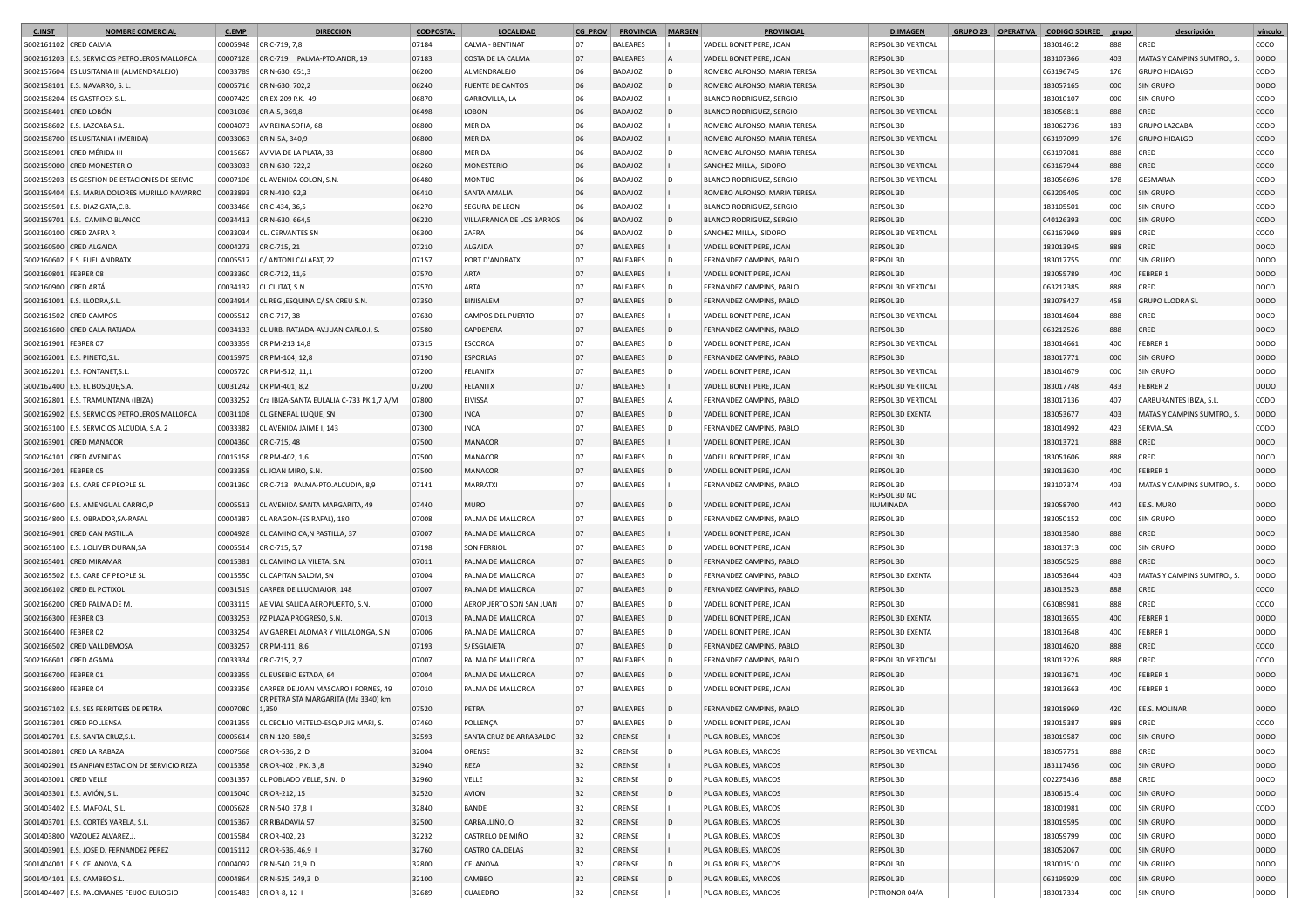| C.INST | NOMBRE COMERCIAL | C.EMP | DIRECCION | CODPOSTAL | LOCALIDAD | CG_PROV | PROVINCIA | MARGEN | PROVINCIAL | D.IMAGEN | GRUPO 23 | OPERATIVA | CODIGO SOLRED | grupo | descripción | vínculo |
|---|---|---|---|---|---|---|---|---|---|---|---|---|---|---|---|---|
| G002161102 | CRED CALVIA | 00005948 | CR C-719, 7,8 | 07184 | CALVIA - BENTINAT | 07 | BALEARES | I | VADELL BONET PERE, JOAN | REPSOL 3D VERTICAL | | | 183014612 | 888 | CRED | COCO |
| G002161203 | E.S. SERVICIOS PETROLEROS MALLORCA | 00007128 | CR C-719 PALMA-PTO.ANDR, 19 | 07183 | COSTA DE LA CALMA | 07 | BALEARES | A | VADELL BONET PERE, JOAN | REPSOL 3D | | | 183107366 | 403 | MATAS Y CAMPINS SUMTRO., S. | DODO |
| G002157604 | ES LUSITANIA III (ALMENDRALEJO) | 00033789 | CR N-630, 651,3 | 06200 | ALMENDRALEJO | 06 | BADAJOZ | D | ROMERO ALFONSO, MARIA TERESA | REPSOL 3D VERTICAL | | | 063196745 | 176 | GRUPO HIDALGO | CODO |
| G002158101 | E.S. NAVARRO, S. L. | 00005716 | CR N-630, 702,2 | 06240 | FUENTE DE CANTOS | 06 | BADAJOZ | D | ROMERO ALFONSO, MARIA TERESA | REPSOL 3D | | | 183057165 | 000 | SIN GRUPO | DODO |
| G002158204 | ES GASTROEX S.L. | 00007429 | CR EX-209 P.K. 49 | 06870 | GARROVILLA, LA | 06 | BADAJOZ | I | BLANCO RODRIGUEZ, SERGIO | REPSOL 3D | | | 183010107 | 000 | SIN GRUPO | CODO |
| G002158401 | CRED LOBÓN | 00031036 | CR A-5, 369,8 | 06498 | LOBON | 06 | BADAJOZ | D | BLANCO RODRIGUEZ, SERGIO | REPSOL 3D VERTICAL | | | 183056811 | 888 | CRED | COCO |
| G002158602 | E.S. LAZCABA S.L. | 00004073 | AV REINA SOFIA, 68 | 06800 | MERIDA | 06 | BADAJOZ | I | ROMERO ALFONSO, MARIA TERESA | REPSOL 3D | | | 183062736 | 183 | GRUPO LAZCABA | CODO |
| G002158700 | ES LUSITANIA I (MERIDA) | 00033063 | CR N-5A, 340,9 | 06800 | MERIDA | 06 | BADAJOZ | I | ROMERO ALFONSO, MARIA TERESA | REPSOL 3D VERTICAL | | | 063197099 | 176 | GRUPO HIDALGO | CODO |
| G002158901 | CRED MÉRIDA III | 00015667 | AV VIA DE LA PLATA, 33 | 06800 | MERIDA | 06 | BADAJOZ | D | ROMERO ALFONSO, MARIA TERESA | REPSOL 3D | | | 063197081 | 888 | CRED | COCO |
| G002159000 | CRED MONESTERIO | 00033033 | CR N-630, 722,2 | 06260 | MONESTERIO | 06 | BADAJOZ | I | SANCHEZ MILLA, ISIDORO | REPSOL 3D VERTICAL | | | 063167944 | 888 | CRED | COCO |
| G002159203 | ES GESTION DE ESTACIONES DE SERVICI | 00007106 | CL AVENIDA COLON, S.N. | 06480 | MONTIJO | 06 | BADAJOZ | D | BLANCO RODRIGUEZ, SERGIO | REPSOL 3D VERTICAL | | | 183056696 | 178 | GESMARAN | CODO |
| G002159404 | E.S. MARIA DOLORES MURILLO NAVARRO | 00033893 | CR N-430, 92,3 | 06410 | SANTA AMALIA | 06 | BADAJOZ | I | ROMERO ALFONSO, MARIA TERESA | REPSOL 3D | | | 063205405 | 000 | SIN GRUPO | CODO |
| G002159501 | E.S. DIAZ GATA,C.B. | 00033466 | CR C-434, 36,5 | 06270 | SEGURA DE LEON | 06 | BADAJOZ | I | BLANCO RODRIGUEZ, SERGIO | REPSOL 3D | | | 183105501 | 000 | SIN GRUPO | CODO |
| G002159701 | E.S. CAMINO BLANCO | 00034413 | CR N-630, 664,5 | 06220 | VILLAFRANCA DE LOS BARROS | 06 | BADAJOZ | D | BLANCO RODRIGUEZ, SERGIO | REPSOL 3D | | | 040126393 | 000 | SIN GRUPO | CODO |
| G002160100 | CRED ZAFRA P. | 00033034 | CL. CERVANTES SN | 06300 | ZAFRA | 06 | BADAJOZ | D | SANCHEZ MILLA, ISIDORO | REPSOL 3D VERTICAL | | | 063167969 | 888 | CRED | COCO |
| G002160500 | CRED ALGAIDA | 00004273 | CR C-715, 21 | 07210 | ALGAIDA | 07 | BALEARES | I | VADELL BONET PERE, JOAN | REPSOL 3D | | | 183013945 | 888 | CRED | DOCO |
| G002160602 | E.S. FUEL ANDRATX | 00005517 | C/ ANTONI CALAFAT, 22 | 07157 | PORT D'ANDRATX | 07 | BALEARES | D | FERNANDEZ CAMPINS, PABLO | REPSOL 3D | | | 183017755 | 000 | SIN GRUPO | DODO |
| G002160801 | FEBRER 08 | 00033360 | CR C-712, 11,6 | 07570 | ARTA | 07 | BALEARES | I | VADELL BONET PERE, JOAN | REPSOL 3D | | | 183055789 | 400 | FEBRER 1 | DODO |
| G002160900 | CRED ARTÁ | 00034132 | CL CIUTAT, S.N. | 07570 | ARTA | 07 | BALEARES | D | FERNANDEZ CAMPINS, PABLO | REPSOL 3D VERTICAL | | | 063212385 | 888 | CRED | DOCO |
| G002161001 | E.S. LLODRA,S.L. | 00034914 | CL REG ,ESQUINA C/ SA CREU S.N. | 07350 | BINISALEM | 07 | BALEARES | D | FERNANDEZ CAMPINS, PABLO | REPSOL 3D | | | 183078427 | 458 | GRUPO LLODRA SL | DODO |
| G002161502 | CRED CAMPOS | 00005512 | CR C-717, 38 | 07630 | CAMPOS DEL PUERTO | 07 | BALEARES | I | VADELL BONET PERE, JOAN | REPSOL 3D VERTICAL | | | 183014604 | 888 | CRED | DOCO |
| G002161600 | CRED CALA-RATJADA | 00034133 | CL URB. RATJADA-AV.JUAN CARLO.I, S. | 07580 | CAPDEPERA | 07 | BALEARES | D | FERNANDEZ CAMPINS, PABLO | REPSOL 3D | | | 063212526 | 888 | CRED | DOCO |
| G002161901 | FEBRER 07 | 00033359 | CR PM-213 14,8 | 07315 | ESCORCA | 07 | BALEARES | D | VADELL BONET PERE, JOAN | REPSOL 3D VERTICAL | | | 183014661 | 400 | FEBRER 1 | DODO |
| G002162001 | E.S. PINETO,S.L. | 00015975 | CR PM-104, 12,8 | 07190 | ESPORLAS | 07 | BALEARES | D | FERNANDEZ CAMPINS, PABLO | REPSOL 3D | | | 183017771 | 000 | SIN GRUPO | DODO |
| G002162201 | E.S. FONTANET,S.L. | 00005720 | CR PM-512, 11,1 | 07200 | FELANITX | 07 | BALEARES | D | VADELL BONET PERE, JOAN | REPSOL 3D VERTICAL | | | 183014679 | 000 | SIN GRUPO | DODO |
| G002162400 | E.S. EL BOSQUE,S.A. | 00031242 | CR PM-401, 8,2 | 07200 | FELANITX | 07 | BALEARES | I | VADELL BONET PERE, JOAN | REPSOL 3D VERTICAL | | | 183017748 | 433 | FEBRER 2 | DODO |
| G002162801 | E.S. TRAMUNTANA (IBIZA) | 00033252 | Cra IBIZA-SANTA EULALIA C-733 PK 1,7 A/M | 07800 | EIVISSA | 07 | BALEARES | A | FERNANDEZ CAMPINS, PABLO | REPSOL 3D VERTICAL | | | 183017136 | 407 | CARBURANTES IBIZA, S.L. | CODO |
| G002162902 | E.S. SERVICIOS PETROLEROS MALLORCA | 00031108 | CL GENERAL LUQUE, SN | 07300 | INCA | 07 | BALEARES | D | VADELL BONET PERE, JOAN | REPSOL 3D EXENTA | | | 183053677 | 403 | MATAS Y CAMPINS SUMTRO., S. | DODO |
| G002163100 | E.S. SERVICIOS ALCUDIA, S.A. 2 | 00033382 | CL AVENIDA JAIME I, 143 | 07300 | INCA | 07 | BALEARES | D | FERNANDEZ CAMPINS, PABLO | REPSOL 3D | | | 183014992 | 423 | SERVIALSA | CODO |
| G002163901 | CRED MANACOR | 00004360 | CR C-715, 48 | 07500 | MANACOR | 07 | BALEARES | I | VADELL BONET PERE, JOAN | REPSOL 3D | | | 183013721 | 888 | CRED | DOCO |
| G002164101 | CRED AVENIDAS | 00015158 | CR PM-402, 1,6 | 07500 | MANACOR | 07 | BALEARES | D | VADELL BONET PERE, JOAN | REPSOL 3D | | | 183051606 | 888 | CRED | DOCO |
| G002164201 | FEBRER 05 | 00033358 | CL JOAN MIRO, S.N. | 07500 | MANACOR | 07 | BALEARES | D | VADELL BONET PERE, JOAN | REPSOL 3D | | | 183013630 | 400 | FEBRER 1 | DODO |
| G002164303 | E.S. CARE OF PEOPLE SL | 00031360 | CR C-713 PALMA-PTO.ALCUDIA, 8,9 | 07141 | MARRATXI | 07 | BALEARES | I | FERNANDEZ CAMPINS, PABLO | REPSOL 3D | | | 183107374 | 403 | MATAS Y CAMPINS SUMTRO., S. | DODO |
| G002164600 | E.S. AMENGUAL CARRIO,P | 00005513 | CL AVENIDA SANTA MARGARITA, 49 | 07440 | MURO | 07 | BALEARES | D | VADELL BONET PERE, JOAN | REPSOL 3D NO ILUMINADA | | | 183058700 | 442 | EE.SS. MURO | DODO |
| G002164800 | E.S. OBRADOR,SA-RAFAL | 00004387 | CL ARAGON-(ES RAFAL), 180 | 07008 | PALMA DE MALLORCA | 07 | BALEARES | D | FERNANDEZ CAMPINS, PABLO | REPSOL 3D | | | 183050152 | 000 | SIN GRUPO | DODO |
| G002164901 | CRED CAN PASTILLA | 00004928 | CL CAMINO CA,N PASTILLA, 37 | 07007 | PALMA DE MALLORCA | 07 | BALEARES | I | VADELL BONET PERE, JOAN | REPSOL 3D | | | 183013580 | 888 | CRED | DOCO |
| G002165100 | E.S. J.OLIVER DURAN,SA | 00005514 | CR C-715, 5,7 | 07198 | SON FERRIOL | 07 | BALEARES | D | VADELL BONET PERE, JOAN | REPSOL 3D | | | 183013713 | 000 | SIN GRUPO | DODO |
| G002165401 | CRED MIRAMAR | 00015381 | CL CAMINO LA VILETA, S.N. | 07011 | PALMA DE MALLORCA | 07 | BALEARES | D | FERNANDEZ CAMPINS, PABLO | REPSOL 3D | | | 183050525 | 888 | CRED | DOCO |
| G002165502 | E.S. CARE OF PEOPLE SL | 00015550 | CL CAPITAN SALOM, SN | 07004 | PALMA DE MALLORCA | 07 | BALEARES | D | FERNANDEZ CAMPINS, PABLO | REPSOL 3D EXENTA | | | 183053644 | 403 | MATAS Y CAMPINS SUMTRO., S. | DODO |
| G002166102 | CRED EL POTIXOL | 00031519 | CARRER DE LLUCMAJOR, 148 | 07007 | PALMA DE MALLORCA | 07 | BALEARES | D | FERNANDEZ CAMPINS, PABLO | REPSOL 3D | | | 183013523 | 888 | CRED | COCO |
| G002166200 | CRED PALMA DE M. | 00033115 | AE VIAL SALIDA AEROPUERTO, S.N. | 07000 | AEROPUERTO SON SAN JUAN | 07 | BALEARES | D | VADELL BONET PERE, JOAN | REPSOL 3D | | | 063089981 | 888 | CRED | COCO |
| G002166300 | FEBRER 03 | 00033253 | PZ PLAZA PROGRESO, S.N. | 07013 | PALMA DE MALLORCA | 07 | BALEARES | D | VADELL BONET PERE, JOAN | REPSOL 3D EXENTA | | | 183013655 | 400 | FEBRER 1 | DODO |
| G002166400 | FEBRER 02 | 00033254 | AV GABRIEL ALOMAR Y VILLALONGA, S.N | 07006 | PALMA DE MALLORCA | 07 | BALEARES | D | VADELL BONET PERE, JOAN | REPSOL 3D EXENTA | | | 183013648 | 400 | FEBRER 1 | DODO |
| G002166502 | CRED VALLDEMOSA | 00033257 | CR PM-111, 8,6 | 07193 | S¿ESGLAIETA | 07 | BALEARES | D | FERNANDEZ CAMPINS, PABLO | REPSOL 3D | | | 183014620 | 888 | CRED | COCO |
| G002166601 | CRED AGAMA | 00033334 | CR C-715, 2,7 | 07007 | PALMA DE MALLORCA | 07 | BALEARES | D | FERNANDEZ CAMPINS, PABLO | REPSOL 3D VERTICAL | | | 183013226 | 888 | CRED | COCO |
| G002166700 | FEBRER 01 | 00033355 | CL EUSEBIO ESTADA, 64 | 07004 | PALMA DE MALLORCA | 07 | BALEARES | D | VADELL BONET PERE, JOAN | REPSOL 3D | | | 183013671 | 400 | FEBRER 1 | DODO |
| G002166800 | FEBRER 04 | 00033356 | CARRER DE JOAN MASCARO I FORNES, 49 | 07010 | PALMA DE MALLORCA | 07 | BALEARES | D | VADELL BONET PERE, JOAN | REPSOL 3D | | | 183013663 | 400 | FEBRER 1 | DODO |
| G002167102 | E.S. SES FERRITGES DE PETRA | 00007080 | CR PETRA STA MARGARITA (Ma 3340) km 1,350 | 07520 | PETRA | 07 | BALEARES | D | FERNANDEZ CAMPINS, PABLO | REPSOL 3D | | | 183018969 | 420 | EE.SS. MOLINAR | DODO |
| G002167301 | CRED POLLENSA | 00031355 | CL CECILIO METELO-ESQ.PUIG MARI, S. | 07460 | POLLENÇA | 07 | BALEARES | D | VADELL BONET PERE, JOAN | REPSOL 3D | | | 183015387 | 888 | CRED | COCO |
| G001402701 | E.S. SANTA CRUZ,S.L. | 00005614 | CR N-120, 580,5 | 32593 | SANTA CRUZ DE ARRABALDO | 32 | ORENSE | I | PUGA ROBLES, MARCOS | REPSOL 3D | | | 183019587 | 000 | SIN GRUPO | DODO |
| G001402801 | CRED LA RABAZA | 00007568 | CR OR-536, 2 D | 32004 | ORENSE | 32 | ORENSE | D | PUGA ROBLES, MARCOS | REPSOL 3D VERTICAL | | | 183057751 | 888 | CRED | DOCO |
| G001402901 | ES ANPIAN ESTACION DE SERVICIO REZA | 00015358 | CR OR-402 , P.K. 3.,8 | 32940 | REZA | 32 | ORENSE | I | PUGA ROBLES, MARCOS | REPSOL 3D | | | 183117456 | 000 | SIN GRUPO | DODO |
| G001403001 | CRED VELLE | 00031357 | CL POBLADO VELLE, S.N. D | 32960 | VELLE | 32 | ORENSE | D | PUGA ROBLES, MARCOS | REPSOL 3D | | | 002275436 | 888 | CRED | DOCO |
| G001403301 | E.S. AVIÓN, S.L. | 00015040 | CR OR-212, 15 | 32520 | AVION | 32 | ORENSE | D | PUGA ROBLES, MARCOS | REPSOL 3D | | | 183061514 | 000 | SIN GRUPO | DODO |
| G001403402 | E.S. MAFOAL, S.L. | 00005628 | CR N-540, 37,8 I | 32840 | BANDE | 32 | ORENSE | I | PUGA ROBLES, MARCOS | REPSOL 3D | | | 183001981 | 000 | SIN GRUPO | CODO |
| G001403701 | E.S. CORTÉS VARELA, S.L. | 00015367 | CR RIBADAVIA 57 | 32500 | CARBALLIÑO, O | 32 | ORENSE | D | PUGA ROBLES, MARCOS | REPSOL 3D | | | 183019595 | 000 | SIN GRUPO | DODO |
| G001403800 | VAZQUEZ ALVAREZ,J. | 00015584 | CR OR-402, 23 I | 32232 | CASTRELO DE MIÑO | 32 | ORENSE | I | PUGA ROBLES, MARCOS | REPSOL 3D | | | 183059799 | 000 | SIN GRUPO | DODO |
| G001403901 | E.S. JOSE D. FERNANDEZ PEREZ | 00015112 | CR OR-536, 46,9 I | 32760 | CASTRO CALDELAS | 32 | ORENSE | I | PUGA ROBLES, MARCOS | REPSOL 3D | | | 183052067 | 000 | SIN GRUPO | DODO |
| G001404001 | E.S. CELANOVA, S.A. | 00004092 | CR N-540, 21,9 D | 32800 | CELANOVA | 32 | ORENSE | D | PUGA ROBLES, MARCOS | REPSOL 3D | | | 183001510 | 000 | SIN GRUPO | DODO |
| G001404101 | E.S. CAMBEO S.L. | 00004864 | CR N-525, 249,3 D | 32100 | CAMBEO | 32 | ORENSE | D | PUGA ROBLES, MARCOS | REPSOL 3D | | | 063195929 | 000 | SIN GRUPO | DODO |
| G001404407 | E.S. PALOMANES FEIJOO EULOGIO | 00015483 | CR OR-8, 12 I | 32689 | CUALEDRO | 32 | ORENSE | I | PUGA ROBLES, MARCOS | PETRONOR 04/A | | | 183017334 | 000 | SIN GRUPO | DODO |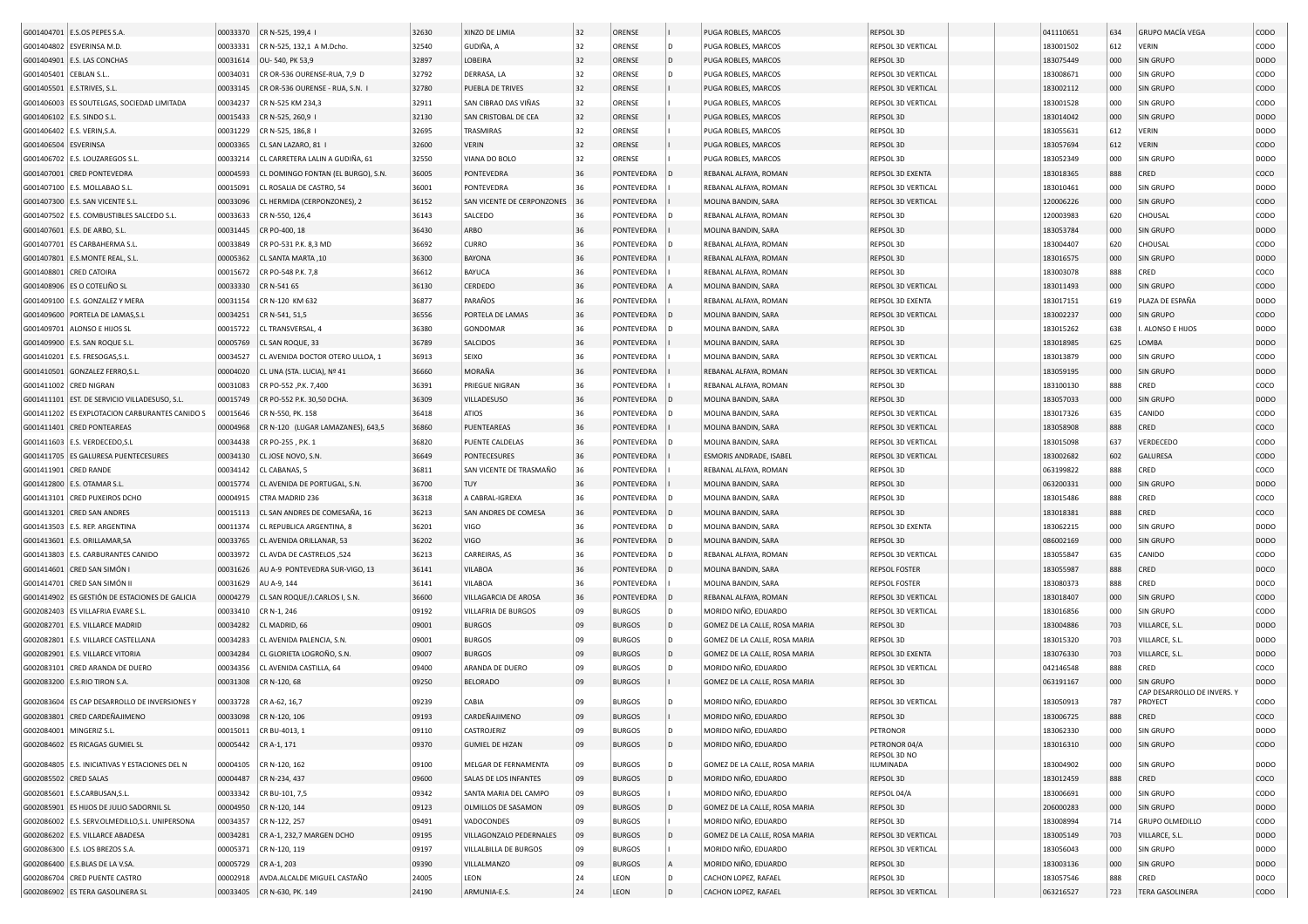| | | | | | | | | | | | | | | | |
|---|---|---|---|---|---|---|---|---|---|---|---|---|---|---|---|
| G001404701 | E.S.OS PEPES S.A. | 00033370 | CR N-525, 199,4 I | 32630 | XINZO DE LIMIA | 32 | ORENSE | I | PUGA ROBLES, MARCOS | REPSOL 3D | | | 041110651 | 634 | GRUPO MACÍA VEGA | CODO |
| G001404802 | ESVERINSA M.D. | 00033331 | CR N-525, 132,1 A M.Dcho. | 32540 | GUDIÑA, A | 32 | ORENSE | D | PUGA ROBLES, MARCOS | REPSOL 3D VERTICAL | | | 183001502 | 612 | VERIN | CODO |
| G001404901 | E.S. LAS CONCHAS | 00031614 | OU- 540, PK 53,9 | 32897 | LOBEIRA | 32 | ORENSE | D | PUGA ROBLES, MARCOS | REPSOL 3D | | | 183075449 | 000 | SIN GRUPO | DODO |
| G001405401 | CEBLAN S.L.. | 00034031 | CR OR-536 OURENSE-RUA, 7,9 D | 32792 | DERRASA, LA | 32 | ORENSE | D | PUGA ROBLES, MARCOS | REPSOL 3D VERTICAL | | | 183008671 | 000 | SIN GRUPO | CODO |
| G001405501 | E.S.TRIVES, S.L. | 00033145 | CR OR-536 OURENSE - RUA, S.N. I | 32780 | PUEBLA DE TRIVES | 32 | ORENSE | I | PUGA ROBLES, MARCOS | REPSOL 3D VERTICAL | | | 183002112 | 000 | SIN GRUPO | CODO |
| G001406003 | ES SOUTELGAS, SOCIEDAD LIMITADA | 00034237 | CR N-525 KM 234,3 | 32911 | SAN CIBRAO DAS VIÑAS | 32 | ORENSE | I | PUGA ROBLES, MARCOS | REPSOL 3D VERTICAL | | | 183001528 | 000 | SIN GRUPO | CODO |
| G001406102 | E.S. SINDO S.L. | 00015433 | CR N-525, 260,9 I | 32130 | SAN CRISTOBAL DE CEA | 32 | ORENSE | I | PUGA ROBLES, MARCOS | REPSOL 3D | | | 183014042 | 000 | SIN GRUPO | DODO |
| G001406402 | E.S. VERIN,S.A. | 00031229 | CR N-525, 186,8 I | 32695 | TRASMIRAS | 32 | ORENSE | I | PUGA ROBLES, MARCOS | REPSOL 3D | | | 183055631 | 612 | VERIN | DODO |
| G001406504 | ESVERINSA | 00003365 | CL SAN LAZARO, 81 I | 32600 | VERIN | 32 | ORENSE | I | PUGA ROBLES, MARCOS | REPSOL 3D | | | 183057694 | 612 | VERIN | CODO |
| G001406702 | E.S. LOUZAREGOS S.L. | 00033214 | CL CARRETERA LALIN A GUDIÑA, 61 | 32550 | VIANA DO BOLO | 32 | ORENSE | I | PUGA ROBLES, MARCOS | REPSOL 3D | | | 183052349 | 000 | SIN GRUPO | DODO |
| G001407001 | CRED PONTEVEDRA | 00004593 | CL DOMINGO FONTAN (EL BURGO), S.N. | 36005 | PONTEVEDRA | 36 | PONTEVEDRA | D | REBANAL ALFAYA, ROMAN | REPSOL 3D EXENTA | | | 183018365 | 888 | CRED | COCO |
| G001407100 | E.S. MOLLABAO S.L. | 00015091 | CL ROSALIA DE CASTRO, 54 | 36001 | PONTEVEDRA | 36 | PONTEVEDRA | I | REBANAL ALFAYA, ROMAN | REPSOL 3D VERTICAL | | | 183010461 | 000 | SIN GRUPO | DODO |
| G001407300 | E.S. SAN VICENTE S.L. | 00033096 | CL HERMIDA (CERPONZONES), 2 | 36152 | SAN VICENTE DE CERPONZONES | 36 | PONTEVEDRA | I | MOLINA BANDIN, SARA | REPSOL 3D VERTICAL | | | 120006226 | 000 | SIN GRUPO | CODO |
| G001407502 | E.S. COMBUSTIBLES SALCEDO S.L. | 00033633 | CR N-550, 126,4 | 36143 | SALCEDO | 36 | PONTEVEDRA | D | REBANAL ALFAYA, ROMAN | REPSOL 3D | | | 120003983 | 620 | CHOUSAL | CODO |
| G001407601 | E.S. DE ARBO, S.L. | 00031445 | CR PO-400, 18 | 36430 | ARBO | 36 | PONTEVEDRA | I | MOLINA BANDIN, SARA | REPSOL 3D | | | 183053784 | 000 | SIN GRUPO | DODO |
| G001407701 | ES CARBAHERMA S.L. | 00033849 | CR PO-531 P.K. 8,3 MD | 36692 | CURRO | 36 | PONTEVEDRA | D | REBANAL ALFAYA, ROMAN | REPSOL 3D | | | 183004407 | 620 | CHOUSAL | CODO |
| G001407801 | E.S.MONTE REAL, S.L. | 00005362 | CL SANTA MARTA ,10 | 36300 | BAYONA | 36 | PONTEVEDRA | I | REBANAL ALFAYA, ROMAN | REPSOL 3D | | | 183016575 | 000 | SIN GRUPO | DODO |
| G001408801 | CRED CATOIRA | 00015672 | CR PO-548 P.K. 7,8 | 36612 | BAYUCA | 36 | PONTEVEDRA | I | REBANAL ALFAYA, ROMAN | REPSOL 3D | | | 183003078 | 888 | CRED | COCO |
| G001408906 | ES O COTELIÑO SL | 00033330 | CR N-541 65 | 36130 | CERDEDO | 36 | PONTEVEDRA | A | MOLINA BANDIN, SARA | REPSOL 3D VERTICAL | | | 183011493 | 000 | SIN GRUPO | CODO |
| G001409100 | E.S. GONZALEZ Y MERA | 00031154 | CR N-120 KM 632 | 36877 | PARAÑOS | 36 | PONTEVEDRA | I | REBANAL ALFAYA, ROMAN | REPSOL 3D EXENTA | | | 183017151 | 619 | PLAZA DE ESPAÑA | DODO |
| G001409600 | PORTELA DE LAMAS,S.L | 00034251 | CR N-541, 51,5 | 36556 | PORTELA DE LAMAS | 36 | PONTEVEDRA | D | MOLINA BANDIN, SARA | REPSOL 3D VERTICAL | | | 183002237 | 000 | SIN GRUPO | CODO |
| G001409701 | ALONSO E HIJOS SL | 00015722 | CL TRANSVERSAL, 4 | 36380 | GONDOMAR | 36 | PONTEVEDRA | D | MOLINA BANDIN, SARA | REPSOL 3D | | | 183015262 | 638 | I. ALONSO E HIJOS | DODO |
| G001409900 | E.S. SAN ROQUE S.L. | 00005769 | CL SAN ROQUE, 33 | 36789 | SALCIDOS | 36 | PONTEVEDRA | I | MOLINA BANDIN, SARA | REPSOL 3D | | | 183018985 | 625 | LOMBA | DODO |
| G001410201 | E.S. FRESOGAS,S.L. | 00034527 | CL AVENIDA DOCTOR OTERO ULLOA, 1 | 36913 | SEIXO | 36 | PONTEVEDRA | I | MOLINA BANDIN, SARA | REPSOL 3D VERTICAL | | | 183013879 | 000 | SIN GRUPO | CODO |
| G001410501 | GONZALEZ FERRO,S.L. | 00004020 | CL UNA (STA. LUCIA), Nº 41 | 36660 | MORAÑA | 36 | PONTEVEDRA | I | REBANAL ALFAYA, ROMAN | REPSOL 3D VERTICAL | | | 183059195 | 000 | SIN GRUPO | DODO |
| G001411002 | CRED NIGRAN | 00031083 | CR PO-552 ,P.K. 7,400 | 36391 | PRIEGUE NIGRAN | 36 | PONTEVEDRA | I | REBANAL ALFAYA, ROMAN | REPSOL 3D | | | 183100130 | 888 | CRED | COCO |
| G001411101 | EST. DE SERVICIO VILLADESUSO, S.L. | 00015749 | CR PO-552 P.K. 30,50 DCHA. | 36309 | VILLADESUSO | 36 | PONTEVEDRA | D | MOLINA BANDIN, SARA | REPSOL 3D | | | 183057033 | 000 | SIN GRUPO | DODO |
| G001411202 | ES EXPLOTACION CARBURANTES CANIDO S | 00015646 | CR N-550, PK. 158 | 36418 | ATIOS | 36 | PONTEVEDRA | D | MOLINA BANDIN, SARA | REPSOL 3D VERTICAL | | | 183017326 | 635 | CANIDO | CODO |
| G001411401 | CRED PONTEAREAS | 00004968 | CR N-120 (LUGAR LAMAZANES), 643,5 | 36860 | PUENTEAREAS | 36 | PONTEVEDRA | I | MOLINA BANDIN, SARA | REPSOL 3D VERTICAL | | | 183058908 | 888 | CRED | COCO |
| G001411603 | E.S. VERDECEDO,S.L | 00034438 | CR PO-255 , P.K. 1 | 36820 | PUENTE CALDELAS | 36 | PONTEVEDRA | D | MOLINA BANDIN, SARA | REPSOL 3D VERTICAL | | | 183015098 | 637 | VERDECEDO | CODO |
| G001411705 | ES GALURESA PUENTECESURES | 00034130 | CL JOSE NOVO, S.N. | 36649 | PONTECESURES | 36 | PONTEVEDRA | I | ESMORIS ANDRADE, ISABEL | REPSOL 3D VERTICAL | | | 183002682 | 602 | GALURESA | CODO |
| G001411901 | CRED RANDE | 00034142 | CL CABANAS, 5 | 36811 | SAN VICENTE DE TRASMAÑO | 36 | PONTEVEDRA | I | REBANAL ALFAYA, ROMAN | REPSOL 3D | | | 063199822 | 888 | CRED | COCO |
| G001412800 | E.S. OTAMAR S.L. | 00015774 | CL AVENIDA DE PORTUGAL, S.N. | 36700 | TUY | 36 | PONTEVEDRA | I | MOLINA BANDIN, SARA | REPSOL 3D | | | 063200331 | 000 | SIN GRUPO | DODO |
| G001413101 | CRED PUXEIROS DCHO | 00004915 | CTRA MADRID 236 | 36318 | A CABRAL-IGREXA | 36 | PONTEVEDRA | D | MOLINA BANDIN, SARA | REPSOL 3D | | | 183015486 | 888 | CRED | COCO |
| G001413201 | CRED SAN ANDRES | 00015113 | CL SAN ANDRES DE COMESAÑA, 16 | 36213 | SAN ANDRES DE COMESA | 36 | PONTEVEDRA | D | MOLINA BANDIN, SARA | REPSOL 3D | | | 183018381 | 888 | CRED | COCO |
| G001413503 | E.S. REP. ARGENTINA | 00011374 | CL REPUBLICA ARGENTINA, 8 | 36201 | VIGO | 36 | PONTEVEDRA | D | MOLINA BANDIN, SARA | REPSOL 3D EXENTA | | | 183062215 | 000 | SIN GRUPO | DODO |
| G001413601 | E.S. ORILLAMAR,SA | 00033765 | CL AVENIDA ORILLANAR, 53 | 36202 | VIGO | 36 | PONTEVEDRA | D | MOLINA BANDIN, SARA | REPSOL 3D | | | 086002169 | 000 | SIN GRUPO | DODO |
| G001413803 | E.S. CARBURANTES CANIDO | 00033972 | CL AVDA DE CASTRELOS ,524 | 36213 | CARREIRAS, AS | 36 | PONTEVEDRA | D | REBANAL ALFAYA, ROMAN | REPSOL 3D VERTICAL | | | 183055847 | 635 | CANIDO | CODO |
| G001414601 | CRED SAN SIMÓN I | 00031626 | AU A-9 PONTEVEDRA SUR-VIGO, 13 | 36141 | VILABOA | 36 | PONTEVEDRA | D | MOLINA BANDIN, SARA | REPSOL FOSTER | | | 183055987 | 888 | CRED | DOCO |
| G001414701 | CRED SAN SIMÓN II | 00031629 | AU A-9, 144 | 36141 | VILABOA | 36 | PONTEVEDRA | I | MOLINA BANDIN, SARA | REPSOL FOSTER | | | 183080373 | 888 | CRED | DOCO |
| G001414902 | ES GESTIÓN DE ESTACIONES DE GALICIA | 00004279 | CL SAN ROQUE/J.CARLOS I, S.N. | 36600 | VILLAGARCIA DE AROSA | 36 | PONTEVEDRA | D | REBANAL ALFAYA, ROMAN | REPSOL 3D VERTICAL | | | 183018407 | 000 | SIN GRUPO | CODO |
| G002082403 | ES VILLAFRIA EVARE S.L. | 00033410 | CR N-1, 246 | 09192 | VILLAFRIA DE BURGOS | 09 | BURGOS | D | MORIDO NIÑO, EDUARDO | REPSOL 3D VERTICAL | | | 183016856 | 000 | SIN GRUPO | CODO |
| G002082701 | E.S. VILLARCE MADRID | 00034282 | CL MADRID, 66 | 09001 | BURGOS | 09 | BURGOS | D | GOMEZ DE LA CALLE, ROSA MARIA | REPSOL 3D | | | 183004886 | 703 | VILLARCE, S.L. | DODO |
| G002082801 | E.S. VILLARCE CASTELLANA | 00034283 | CL AVENIDA PALENCIA, S.N. | 09001 | BURGOS | 09 | BURGOS | D | GOMEZ DE LA CALLE, ROSA MARIA | REPSOL 3D | | | 183015320 | 703 | VILLARCE, S.L. | DODO |
| G002082901 | E.S. VILLARCE VITORIA | 00034284 | CL GLORIETA LOGROÑO, S.N. | 09007 | BURGOS | 09 | BURGOS | D | GOMEZ DE LA CALLE, ROSA MARIA | REPSOL 3D EXENTA | | | 183076330 | 703 | VILLARCE, S.L. | DODO |
| G002083101 | CRED ARANDA DE DUERO | 00034356 | CL AVENIDA CASTILLA, 64 | 09400 | ARANDA DE DUERO | 09 | BURGOS | D | MORIDO NIÑO, EDUARDO | REPSOL 3D VERTICAL | | | 042146548 | 888 | CRED | COCO |
| G002083200 | E.S.RIO TIRON S.A. | 00031308 | CR N-120, 68 | 09250 | BELORADO | 09 | BURGOS | | GOMEZ DE LA CALLE, ROSA MARIA | REPSOL 3D | | | 063191167 | 000 | SIN GRUPO | DODO |
| G002083604 | ES CAP DESARROLLO DE INVERSIONES Y | 00033728 | CR A-62, 16,7 | 09239 | CABIA | 09 | BURGOS | D | MORIDO NIÑO, EDUARDO | REPSOL 3D VERTICAL | | | 183050913 | 787 | CAP DESARROLLO DE INVERS. Y PROYECT | CODO |
| G002083801 | CRED CARDEÑAJIMENO | 00033098 | CR N-120, 106 | 09193 | CARDEÑAJIMENO | 09 | BURGOS | I | MORIDO NIÑO, EDUARDO | REPSOL 3D | | | 183006725 | 888 | CRED | COCO |
| G002084001 | MINGERIZ S.L. | 00015011 | CR BU-4013, 1 | 09110 | CASTROJERIZ | 09 | BURGOS | D | MORIDO NIÑO, EDUARDO | PETRONOR | | | 183062330 | 000 | SIN GRUPO | DODO |
| G002084602 | ES RICAGAS GUMIEL SL | 00005442 | CR A-1, 171 | 09370 | GUMIEL DE HIZAN | 09 | BURGOS | D | MORIDO NIÑO, EDUARDO | PETRONOR 04/A | | | 183016310 | 000 | SIN GRUPO | CODO |
| G002084805 | E.S. INICIATIVAS Y ESTACIONES DEL N | 00004105 | CR N-120, 162 | 09100 | MELGAR DE FERNAMENTA | 09 | BURGOS | D | GOMEZ DE LA CALLE, ROSA MARIA | REPSOL 3D NO ILUMINADA | | | 183004902 | 000 | SIN GRUPO | DODO |
| G002085502 | CRED SALAS | 00004487 | CR N-234, 437 | 09600 | SALAS DE LOS INFANTES | 09 | BURGOS | D | MORIDO NIÑO, EDUARDO | REPSOL 3D | | | 183012459 | 888 | CRED | COCO |
| G002085601 | E.S.CARBUSAN,S.L. | 00033342 | CR BU-101, 7,5 | 09342 | SANTA MARIA DEL CAMPO | 09 | BURGOS | I | MORIDO NIÑO, EDUARDO | REPSOL 04/A | | | 183006691 | 000 | SIN GRUPO | CODO |
| G002085901 | ES HIJOS DE JULIO SADORNIL SL | 00004950 | CR N-120, 144 | 09123 | OLMILLOS DE SASAMON | 09 | BURGOS | D | GOMEZ DE LA CALLE, ROSA MARIA | REPSOL 3D | | | 206000283 | 000 | SIN GRUPO | DODO |
| G002086002 | E.S. SERV.OLMEDILLO,S.L. UNIPERSONA | 00034357 | CR N-122, 257 | 09491 | VADOCONDES | 09 | BURGOS | I | MORIDO NIÑO, EDUARDO | REPSOL 3D | | | 183008994 | 714 | GRUPO OLMEDILLO | CODO |
| G002086202 | E.S. VILLARCE ABADESA | 00034281 | CR A-1, 232,7 MARGEN DCHO | 09195 | VILLAGONZALO PEDERNALES | 09 | BURGOS | D | GOMEZ DE LA CALLE, ROSA MARIA | REPSOL 3D VERTICAL | | | 183005149 | 703 | VILLARCE, S.L. | DODO |
| G002086300 | E.S. LOS BREZOS S.A. | 00005371 | CR N-120, 119 | 09197 | VILLALBILLA DE BURGOS | 09 | BURGOS | I | MORIDO NIÑO, EDUARDO | REPSOL 3D VERTICAL | | | 183056043 | 000 | SIN GRUPO | DODO |
| G002086400 | E.S.BLAS DE LA V.SA. | 00005729 | CR A-1, 203 | 09390 | VILLALMANZO | 09 | BURGOS | A | MORIDO NIÑO, EDUARDO | REPSOL 3D | | | 183003136 | 000 | SIN GRUPO | DODO |
| G002086704 | CRED PUENTE CASTRO | 00002918 | AVDA.ALCALDE MIGUEL CASTAÑO | 24005 | LEON | 24 | LEON | D | CACHON LOPEZ, RAFAEL | REPSOL 3D | | | 183057546 | 888 | CRED | DOCO |
| G002086902 | ES TERA GASOLINERA SL | 00033405 | CR N-630, PK. 149 | 24190 | ARMUNIA-E.S. | 24 | LEON | D | CACHON LOPEZ, RAFAEL | REPSOL 3D VERTICAL | | | 063216527 | 723 | TERA GASOLINERA | CODO |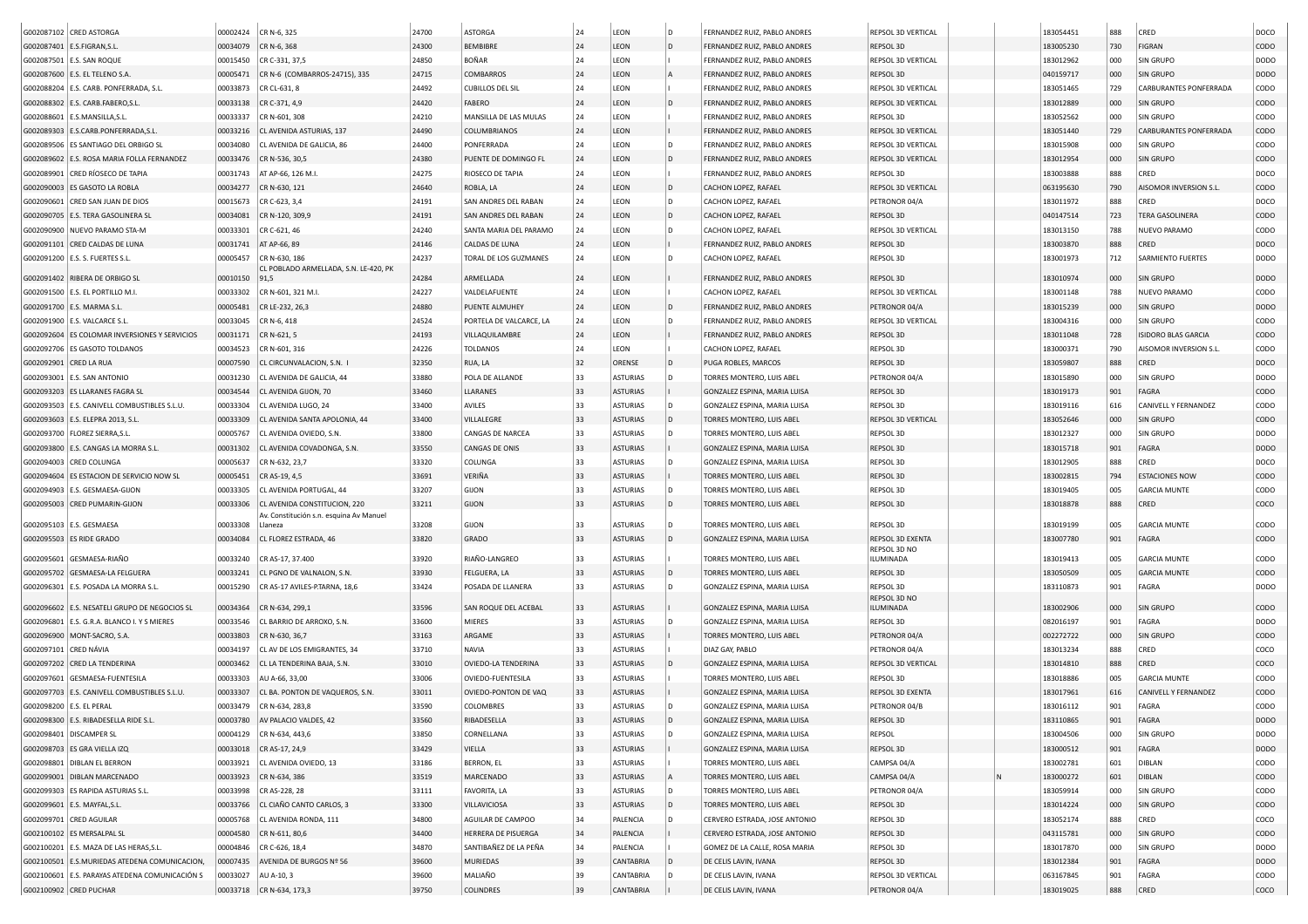| | | | | | | | | | | | | | | | | |
|---|---|---|---|---|---|---|---|---|---|---|---|---|---|---|---|---|
| G002087102 | CRED ASTORGA | 00002424 | CR N-6, 325 | 24700 | ASTORGA | 24 | LEON | D | FERNANDEZ RUIZ, PABLO ANDRES | REPSOL 3D VERTICAL | | | 183054451 | 888 | CRED | DOCO |
| G002087401 | E.S.FIGRAN,S.L. | 00034079 | CR N-6, 368 | 24300 | BEMBIBRE | 24 | LEON | D | FERNANDEZ RUIZ, PABLO ANDRES | REPSOL 3D | | | 183005230 | 730 | FIGRAN | CODO |
| G002087501 | E.S. SAN ROQUE | 00015450 | CR C-331, 37,5 | 24850 | BOÑAR | 24 | LEON | I | FERNANDEZ RUIZ, PABLO ANDRES | REPSOL 3D VERTICAL | | | 183012962 | 000 | SIN GRUPO | DODO |
| G002087600 | E.S. EL TELENO S.A. | 00005471 | CR N-6 (COMBARROS-24715), 335 | 24715 | COMBARROS | 24 | LEON | A | FERNANDEZ RUIZ, PABLO ANDRES | REPSOL 3D | | | 040159717 | 000 | SIN GRUPO | DODO |
| G002088204 | E.S. CARB. PONFERRADA, S.L. | 00033873 | CR CL-631, 8 | 24492 | CUBILLOS DEL SIL | 24 | LEON | I | FERNANDEZ RUIZ, PABLO ANDRES | REPSOL 3D VERTICAL | | | 183051465 | 729 | CARBURANTES PONFERRADA | CODO |
| G002088302 | E.S. CARB.FABERO,S.L. | 00033138 | CR C-371, 4,9 | 24420 | FABERO | 24 | LEON | D | FERNANDEZ RUIZ, PABLO ANDRES | REPSOL 3D VERTICAL | | | 183012889 | 000 | SIN GRUPO | CODO |
| G002088601 | E.S.MANSILLA,S.L. | 00033337 | CR N-601, 308 | 24210 | MANSILLA DE LAS MULAS | 24 | LEON | I | FERNANDEZ RUIZ, PABLO ANDRES | REPSOL 3D | | | 183052562 | 000 | SIN GRUPO | CODO |
| G002089303 | E.S.CARB.PONFERRADA,S.L. | 00033216 | CL AVENIDA ASTURIAS, 137 | 24490 | COLUMBRIANOS | 24 | LEON | I | FERNANDEZ RUIZ, PABLO ANDRES | REPSOL 3D VERTICAL | | | 183051440 | 729 | CARBURANTES PONFERRADA | CODO |
| G002089506 | ES SANTIAGO DEL ORBIGO SL | 00034080 | CL AVENIDA DE GALICIA, 86 | 24400 | PONFERRADA | 24 | LEON | D | FERNANDEZ RUIZ, PABLO ANDRES | REPSOL 3D VERTICAL | | | 183015908 | 000 | SIN GRUPO | CODO |
| G002089602 | E.S. ROSA MARIA FOLLA FERNANDEZ | 00033476 | CR N-536, 30,5 | 24380 | PUENTE DE DOMINGO FL | 24 | LEON | D | FERNANDEZ RUIZ, PABLO ANDRES | REPSOL 3D VERTICAL | | | 183012954 | 000 | SIN GRUPO | CODO |
| G002089901 | CRED RÍOSECO DE TAPIA | 00031743 | AT AP-66, 126 M.I. | 24275 | RIOSECO DE TAPIA | 24 | LEON | I | FERNANDEZ RUIZ, PABLO ANDRES | REPSOL 3D | | | 183003888 | 888 | CRED | DOCO |
| G002090003 | ES GASOTO LA ROBLA | 00034277 | CR N-630, 121 | 24640 | ROBLA, LA | 24 | LEON | D | CACHON LOPEZ, RAFAEL | REPSOL 3D VERTICAL | | | 063195630 | 790 | AISOMOR INVERSION S.L. | CODO |
| G002090601 | CRED SAN JUAN DE DIOS | 00015673 | CR C-623, 3,4 | 24191 | SAN ANDRES DEL RABAN | 24 | LEON | D | CACHON LOPEZ, RAFAEL | PETRONOR 04/A | | | 183011972 | 888 | CRED | DOCO |
| G002090705 | E.S. TERA GASOLINERA SL | 00034081 | CR N-120, 309,9 | 24191 | SAN ANDRES DEL RABAN | 24 | LEON | D | CACHON LOPEZ, RAFAEL | REPSOL 3D | | | 040147514 | 723 | TERA GASOLINERA | CODO |
| G002090900 | NUEVO PARAMO STA-M | 00033301 | CR C-621, 46 | 24240 | SANTA MARIA DEL PARAMO | 24 | LEON | D | CACHON LOPEZ, RAFAEL | REPSOL 3D VERTICAL | | | 183013150 | 788 | NUEVO PARAMO | CODO |
| G002091101 | CRED CALDAS DE LUNA | 00031741 | AT AP-66, 89 | 24146 | CALDAS DE LUNA | 24 | LEON | I | FERNANDEZ RUIZ, PABLO ANDRES | REPSOL 3D | | | 183003870 | 888 | CRED | DOCO |
| G002091200 | E.S. S. FUERTES S.L. | 00005457 | CR N-630, 186 | 24237 | TORAL DE LOS GUZMANES | 24 | LEON | D | CACHON LOPEZ, RAFAEL | REPSOL 3D | | | 183001973 | 712 | SARMIENTO FUERTES | DODO |
| G002091402 | RIBERA DE ORBIGO SL | 00010150 | CL POBLADO ARMELLADA, S.N. LE-420, PK 91,5 | 24284 | ARMELLADA | 24 | LEON | I | FERNANDEZ RUIZ, PABLO ANDRES | REPSOL 3D | | | 183010974 | 000 | SIN GRUPO | DODO |
| G002091500 | E.S. EL PORTILLO M.I. | 00033302 | CR N-601, 321 M.I. | 24227 | VALDELAFUENTE | 24 | LEON | I | CACHON LOPEZ, RAFAEL | REPSOL 3D VERTICAL | | | 183001148 | 788 | NUEVO PARAMO | CODO |
| G002091700 | E.S. MARMA S.L. | 00005481 | CR LE-232, 26,3 | 24880 | PUENTE ALMUHEY | 24 | LEON | D | FERNANDEZ RUIZ, PABLO ANDRES | PETRONOR 04/A | | | 183015239 | 000 | SIN GRUPO | DODO |
| G002091900 | E.S. VALCARCE S.L. | 00033045 | CR N-6, 418 | 24524 | PORTELA DE VALCARCE, LA | 24 | LEON | D | FERNANDEZ RUIZ, PABLO ANDRES | REPSOL 3D VERTICAL | | | 183004316 | 000 | SIN GRUPO | CODO |
| G002092604 | ES COLOMAR INVERSIONES Y SERVICIOS | 00031171 | CR N-621, 5 | 24193 | VILLAQUILAMBRE | 24 | LEON | I | FERNANDEZ RUIZ, PABLO ANDRES | REPSOL 3D | | | 183011048 | 728 | ISIDORO BLAS GARCIA | CODO |
| G002092706 | ES GASOTO TOLDANOS | 00034523 | CR N-601, 316 | 24226 | TOLDANOS | 24 | LEON | I | CACHON LOPEZ, RAFAEL | REPSOL 3D | | | 183000371 | 790 | AISOMOR INVERSION S.L. | CODO |
| G002092901 | CRED LA RUA | 00007590 | CL CIRCUNVALACION, S.N. I | 32350 | RUA, LA | 32 | ORENSE | D | PUGA ROBLES, MARCOS | REPSOL 3D | | | 183059807 | 888 | CRED | DOCO |
| G002093001 | E.S. SAN ANTONIO | 00031230 | CL AVENIDA DE GALICIA, 44 | 33880 | POLA DE ALLANDE | 33 | ASTURIAS | D | TORRES MONTERO, LUIS ABEL | PETRONOR 04/A | | | 183015890 | 000 | SIN GRUPO | DODO |
| G002093203 | ES LLARANES FAGRA SL | 00034544 | CL AVENIDA GIJON, 70 | 33460 | LLARANES | 33 | ASTURIAS | I | GONZALEZ ESPINA, MARIA LUISA | REPSOL 3D | | | 183019173 | 901 | FAGRA | CODO |
| G002093503 | E.S. CANIVELL COMBUSTIBLES S.L.U. | 00033304 | CL AVENIDA LUGO, 24 | 33400 | AVILES | 33 | ASTURIAS | D | GONZALEZ ESPINA, MARIA LUISA | REPSOL 3D | | | 183019116 | 616 | CANIVELL Y FERNANDEZ | CODO |
| G002093603 | E.S. ELEPRA 2013, S.L. | 00033309 | CL AVENIDA SANTA APOLONIA, 44 | 33400 | VILLALEGRE | 33 | ASTURIAS | D | TORRES MONTERO, LUIS ABEL | REPSOL 3D VERTICAL | | | 183052646 | 000 | SIN GRUPO | CODO |
| G002093700 | FLOREZ SIERRA,S.L. | 00005767 | CL AVENIDA OVIEDO, S.N. | 33800 | CANGAS DE NARCEA | 33 | ASTURIAS | D | TORRES MONTERO, LUIS ABEL | REPSOL 3D | | | 183012327 | 000 | SIN GRUPO | DODO |
| G002093800 | E.S. CANGAS LA MORRA S.L. | 00031302 | CL AVENIDA COVADONGA, S.N. | 33550 | CANGAS DE ONIS | 33 | ASTURIAS | I | GONZALEZ ESPINA, MARIA LUISA | REPSOL 3D | | | 183015718 | 901 | FAGRA | DODO |
| G002094003 | CRED COLUNGA | 00005637 | CR N-632, 23,7 | 33320 | COLUNGA | 33 | ASTURIAS | D | GONZALEZ ESPINA, MARIA LUISA | REPSOL 3D | | | 183012905 | 888 | CRED | DOCO |
| G002094604 | ES ESTACION DE SERVICIO NOW SL | 00005451 | CR AS-19, 4,5 | 33691 | VERIÑA | 33 | ASTURIAS | I | TORRES MONTERO, LUIS ABEL | REPSOL 3D | | | 183002815 | 794 | ESTACIONES NOW | CODO |
| G002094903 | E.S. GESMAESA-GIJON | 00033305 | CL AVENIDA PORTUGAL, 44 | 33207 | GIJON | 33 | ASTURIAS | D | TORRES MONTERO, LUIS ABEL | REPSOL 3D | | | 183019405 | 005 | GARCIA MUNTE | CODO |
| G002095003 | CRED PUMARIN-GIJON | 00033306 | CL AVENIDA CONSTITUCION, 220 | 33211 | GIJON | 33 | ASTURIAS | D | TORRES MONTERO, LUIS ABEL | REPSOL 3D | | | 183018878 | 888 | CRED | COCO |
| G002095103 | E.S. GESMAESA | 00033308 | Av. Constitución s.n. esquina Av Manuel Llaneza | 33208 | GIJON | 33 | ASTURIAS | D | TORRES MONTERO, LUIS ABEL | REPSOL 3D | | | 183019199 | 005 | GARCIA MUNTE | CODO |
| G002095503 | ES RIDE GRADO | 00034084 | CL FLOREZ ESTRADA, 46 | 33820 | GRADO | 33 | ASTURIAS | D | GONZALEZ ESPINA, MARIA LUISA | REPSOL 3D EXENTA | | | 183007780 | 901 | FAGRA | CODO |
| G002095601 | GESMAESA-RIAÑO | 00033240 | CR AS-17, 37.400 | 33920 | RIAÑO-LANGREO | 33 | ASTURIAS | I | TORRES MONTERO, LUIS ABEL | REPSOL 3D NO ILUMINADA | | | 183019413 | 005 | GARCIA MUNTE | CODO |
| G002095702 | GESMAESA-LA FELGUERA | 00033241 | CL PGNO DE VALNALON, S.N. | 33930 | FELGUERA, LA | 33 | ASTURIAS | D | TORRES MONTERO, LUIS ABEL | REPSOL 3D | | | 183050509 | 005 | GARCIA MUNTE | CODO |
| G002096301 | E.S. POSADA LA MORRA S.L. | 00015290 | CR AS-17 AVILES-P.TARNA, 18,6 | 33424 | POSADA DE LLANERA | 33 | ASTURIAS | D | GONZALEZ ESPINA, MARIA LUISA | REPSOL 3D | | | 183110873 | 901 | FAGRA | DODO |
| G002096602 | E.S. NESATELI GRUPO DE NEGOCIOS SL | 00034364 | CR N-634, 299,1 | 33596 | SAN ROQUE DEL ACEBAL | 33 | ASTURIAS | I | GONZALEZ ESPINA, MARIA LUISA | REPSOL 3D NO ILUMINADA | | | 183002906 | 000 | SIN GRUPO | CODO |
| G002096801 | E.S. G.R.A. BLANCO I. Y S MIERES | 00033546 | CL BARRIO DE ARROXO, S.N. | 33600 | MIERES | 33 | ASTURIAS | D | GONZALEZ ESPINA, MARIA LUISA | REPSOL 3D | | | 082016197 | 901 | FAGRA | DODO |
| G002096900 | MONT-SACRO, S.A. | 00033803 | CR N-630, 36,7 | 33163 | ARGAME | 33 | ASTURIAS | I | TORRES MONTERO, LUIS ABEL | PETRONOR 04/A | | | 002272722 | 000 | SIN GRUPO | CODO |
| G002097101 | CRED NÁVIA | 00034197 | CL AV DE LOS EMIGRANTES, 34 | 33710 | NAVIA | 33 | ASTURIAS | I | DIAZ GAY, PABLO | PETRONOR 04/A | | | 183013234 | 888 | CRED | COCO |
| G002097202 | CRED LA TENDERINA | 00003462 | CL LA TENDERINA BAJA, S.N. | 33010 | OVIEDO-LA TENDERINA | 33 | ASTURIAS | D | GONZALEZ ESPINA, MARIA LUISA | REPSOL 3D VERTICAL | | | 183014810 | 888 | CRED | COCO |
| G002097601 | GESMAESA-FUENTESILA | 00033303 | AU A-66, 33,00 | 33006 | OVIEDO-FUENTESILA | 33 | ASTURIAS | I | TORRES MONTERO, LUIS ABEL | REPSOL 3D | | | 183018886 | 005 | GARCIA MUNTE | CODO |
| G002097703 | E.S. CANIVELL COMBUSTIBLES S.L.U. | 00033307 | CL BA. PONTON DE VAQUEROS, S.N. | 33011 | OVIEDO-PONTON DE VAQ | 33 | ASTURIAS | I | GONZALEZ ESPINA, MARIA LUISA | REPSOL 3D EXENTA | | | 183017961 | 616 | CANIVELL Y FERNANDEZ | CODO |
| G002098200 | E.S. EL PERAL | 00033479 | CR N-634, 283,8 | 33590 | COLOMBRES | 33 | ASTURIAS | D | GONZALEZ ESPINA, MARIA LUISA | PETRONOR 04/B | | | 183016112 | 901 | FAGRA | CODO |
| G002098300 | E.S. RIBADESELLA RIDE S.L. | 00003780 | AV PALACIO VALDES, 42 | 33560 | RIBADESELLA | 33 | ASTURIAS | D | GONZALEZ ESPINA, MARIA LUISA | REPSOL 3D | | | 183110865 | 901 | FAGRA | DODO |
| G002098401 | DISCAMPER SL | 00004129 | CR N-634, 443,6 | 33850 | CORNELLANA | 33 | ASTURIAS | D | GONZALEZ ESPINA, MARIA LUISA | REPSOL | | | 183004506 | 000 | SIN GRUPO | DODO |
| G002098703 | ES GRA VIELLA IZQ | 00033018 | CR AS-17, 24,9 | 33429 | VIELLA | 33 | ASTURIAS | I | GONZALEZ ESPINA, MARIA LUISA | REPSOL 3D | | | 183000512 | 901 | FAGRA | CODO |
| G002098801 | DIBLAN EL BERRON | 00033921 | CL AVENIDA OVIEDO, 13 | 33186 | BERRON, EL | 33 | ASTURIAS | I | TORRES MONTERO, LUIS ABEL | CAMPSA 04/A | | | 183002781 | 601 | DIBLAN | CODO |
| G002099001 | DIBLAN MARCENADO | 00033923 | CR N-634, 386 | 33519 | MARCENADO | 33 | ASTURIAS | A | TORRES MONTERO, LUIS ABEL | CAMPSA 04/A | | N | 183000272 | 601 | DIBLAN | CODO |
| G002099303 | ES RAPIDA ASTURIAS S.L. | 00033998 | CR AS-228, 28 | 33111 | FAVORITA, LA | 33 | ASTURIAS | D | TORRES MONTERO, LUIS ABEL | PETRONOR 04/A | | | 183059914 | 000 | SIN GRUPO | CODO |
| G002099601 | E.S. MAYFAL,S.L. | 00033766 | CL CIAÑO CANTO CARLOS, 3 | 33300 | VILLAVICIOSA | 33 | ASTURIAS | D | TORRES MONTERO, LUIS ABEL | REPSOL 3D | | | 183014224 | 000 | SIN GRUPO | CODO |
| G002099701 | CRED AGUILAR | 00005768 | CL AVENIDA RONDA, 111 | 34800 | AGUILAR DE CAMPOO | 34 | PALENCIA | D | CERVERO ESTRADA, JOSE ANTONIO | REPSOL 3D | | | 183052174 | 888 | CRED | COCO |
| G002100102 | ES MERSALPAL SL | 00004580 | CR N-611, 80,6 | 34400 | HERRERA DE PISUERGA | 34 | PALENCIA | I | CERVERO ESTRADA, JOSE ANTONIO | REPSOL 3D | | | 043115781 | 000 | SIN GRUPO | CODO |
| G002100201 | E.S. MAZA DE LAS HERAS,S.L. | 00004846 | CR C-626, 18,4 | 34870 | SANTIBAÑEZ DE LA PEÑA | 34 | PALENCIA | I | GOMEZ DE LA CALLE, ROSA MARIA | REPSOL 3D | | | 183017870 | 000 | SIN GRUPO | DODO |
| G002100501 | E.S.MURIEDAS ATEDENA COMUNICACION, | 00007435 | AVENIDA DE BURGOS Nº 56 | 39600 | MURIEDAS | 39 | CANTABRIA | D | DE CELIS LAVIN, IVANA | REPSOL 3D | | | 183012384 | 901 | FAGRA | DODO |
| G002100601 | E.S. PARAYAS ATEDENA COMUNICACIÓN S | 00033027 | AU A-10, 3 | 39600 | MALIAÑO | 39 | CANTABRIA | D | DE CELIS LAVIN, IVANA | REPSOL 3D VERTICAL | | | 063167845 | 901 | FAGRA | CODO |
| G002100902 | CRED PUCHAR | 00033718 | CR N-634, 173,3 | 39750 | COLINDRES | 39 | CANTABRIA | I | DE CELIS LAVIN, IVANA | PETRONOR 04/A | | | 183019025 | 888 | CRED | COCO |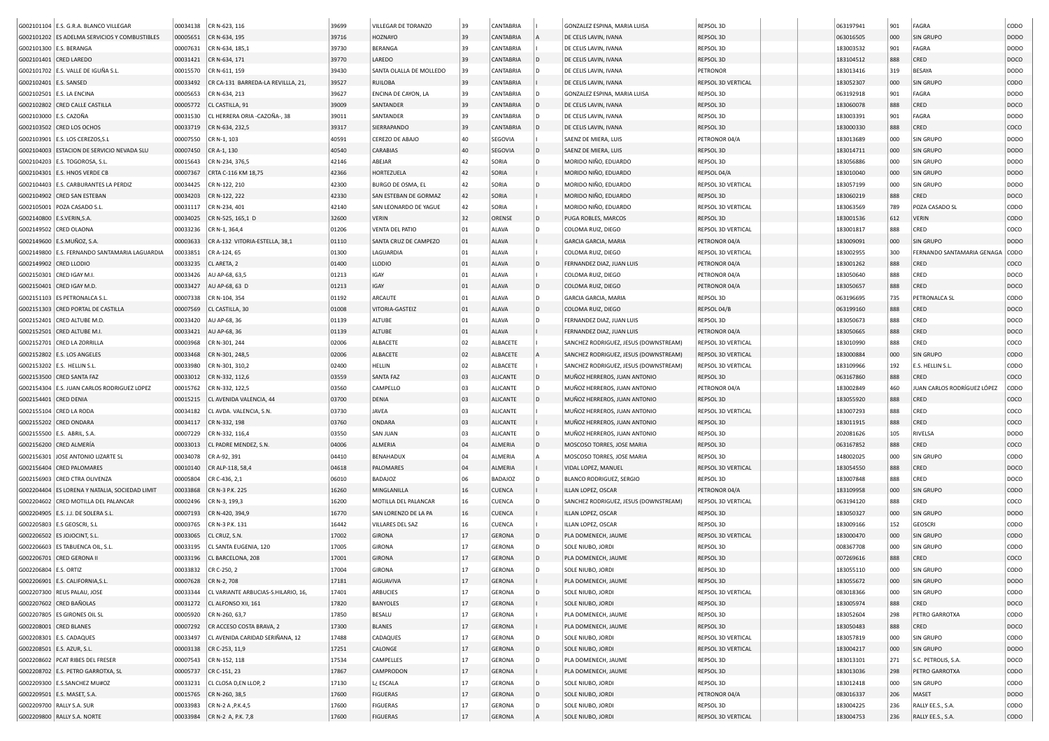| | | | | | | | | | | | | | | | | |
|---|---|---|---|---|---|---|---|---|---|---|---|---|---|---|---|---|
| G002101104 | E.S. G.R.A. BLANCO VILLEGAR | 00034138 | CR N-623, 116 | 39699 | VILLEGAR DE TORANZO | 39 | CANTABRIA | I | GONZALEZ ESPINA, MARIA LUISA | REPSOL 3D | | | 063197941 | 901 | FAGRA | CODO |
| G002101202 | ES ADELMA SERVICIOS Y COMBUSTIBLES | 00005651 | CR N-634, 195 | 39716 | HOZNAYO | 39 | CANTABRIA | A | DE CELIS LAVIN, IVANA | REPSOL 3D | | | 063016505 | 000 | SIN GRUPO | DODO |
| G002101300 | E.S. BERANGA | 00007631 | CR N-634, 185,1 | 39730 | BERANGA | 39 | CANTABRIA | I | DE CELIS LAVIN, IVANA | REPSOL 3D | | | 183003532 | 901 | FAGRA | DODO |
| G002101401 | CRED LAREDO | 00031421 | CR N-634, 171 | 39770 | LAREDO | 39 | CANTABRIA | D | DE CELIS LAVIN, IVANA | REPSOL 3D | | | 183104512 | 888 | CRED | DOCO |
| G002101702 | E.S. VALLE DE IGUÑA S.L. | 00015570 | CR N-611, 159 | 39430 | SANTA OLALLA DE MOLLEDO | 39 | CANTABRIA | D | DE CELIS LAVIN, IVANA | PETRONOR | | | 183013416 | 319 | BESAYA | DODO |
| G002102401 | E.S. SANSED | 00033492 | CR CA-131 BARREDA-LA REVILLLA, 21, | 39527 | RUILOBA | 39 | CANTABRIA | I | DE CELIS LAVIN, IVANA | REPSOL 3D VERTICAL | | | 183052307 | 000 | SIN GRUPO | CODO |
| G002102501 | E.S. LA ENCINA | 00005653 | CR N-634, 213 | 39627 | ENCINA DE CAYON, LA | 39 | CANTABRIA | D | GONZALEZ ESPINA, MARIA LUISA | REPSOL 3D | | | 063192918 | 901 | FAGRA | DODO |
| G002102802 | CRED CALLE CASTILLA | 00005772 | CL CASTILLA, 91 | 39009 | SANTANDER | 39 | CANTABRIA | D | DE CELIS LAVIN, IVANA | REPSOL 3D | | | 183060078 | 888 | CRED | DOCO |
| G002103000 | E.S. CAZOÑA | 00031530 | CL HERRERA ORIA -CAZOÑA-, 38 | 39011 | SANTANDER | 39 | CANTABRIA | D | DE CELIS LAVIN, IVANA | REPSOL 3D | | | 183003391 | 901 | FAGRA | DODO |
| G002103502 | CRED LOS OCHOS | 00033719 | CR N-634, 232,5 | 39317 | SIERRAPANDO | 39 | CANTABRIA | D | DE CELIS LAVIN, IVANA | REPSOL 3D | | | 183000330 | 888 | CRED | COCO |
| G002103901 | E.S. LOS CEREZOS,S.L | 00007550 | CR N-1, 103 | 40591 | CEREZO DE ABAJO | 40 | SEGOVIA | I | SAENZ DE MIERA, LUIS | PETRONOR 04/A | | | 183013689 | 000 | SIN GRUPO | DODO |
| G002104003 | ESTACION DE SERVICIO NEVADA SLU | 00007450 | CR A-1, 130 | 40540 | CARABIAS | 40 | SEGOVIA | D | SAENZ DE MIERA, LUIS | REPSOL 3D | | | 183014711 | 000 | SIN GRUPO | DODO |
| G002104203 | E.S. TOGOROSA, S.L. | 00015643 | CR N-234, 376,5 | 42146 | ABEJAR | 42 | SORIA | D | MORIDO NIÑO, EDUARDO | REPSOL 3D | | | 183056886 | 000 | SIN GRUPO | DODO |
| G002104301 | E.S. HNOS VERDE CB | 00007367 | CRTA C-116 KM 18,75 | 42366 | HORTEZUELA | 42 | SORIA | I | MORIDO NIÑO, EDUARDO | REPSOL 04/A | | | 183010040 | 000 | SIN GRUPO | DODO |
| G002104403 | E.S. CARBURANTES LA PERDIZ | 00034425 | CR N-122, 210 | 42300 | BURGO DE OSMA, EL | 42 | SORIA | D | MORIDO NIÑO, EDUARDO | REPSOL 3D VERTICAL | | | 183057199 | 000 | SIN GRUPO | DODO |
| G002104902 | CRED SAN ESTEBAN | 00034203 | CR N-122, 222 | 42330 | SAN ESTEBAN DE GORMAZ | 42 | SORIA | I | MORIDO NIÑO, EDUARDO | REPSOL 3D | | | 183060219 | 888 | CRED | CODO |
| G002105001 | POZA CASADO S.L. | 00031117 | CR N-234, 401 | 42140 | SAN LEONARDO DE YAGUE | 42 | SORIA | I | MORIDO NIÑO, EDUARDO | REPSOL 3D VERTICAL | | | 183063569 | 789 | POZA CASADO SL | CODO |
| G002140800 | E.S.VERIN,S.A. | 00034025 | CR N-525, 165,1 D | 32600 | VERIN | 32 | ORENSE | D | PUGA ROBLES, MARCOS | REPSOL 3D | | | 183001536 | 612 | VERIN | CODO |
| G002149502 | CRED OLAONA | 00033236 | CR N-1, 364,4 | 01206 | VENTA DEL PATIO | 01 | ALAVA | I | COLOMA RUIZ, DIEGO | REPSOL 3D VERTICAL | | | 183001817 | 888 | CRED | COCO |
| G002149600 | E.S.MUÑOZ, S.A. | 00003633 | CR A-132 VITORIA-ESTELLA, 38,1 | 01110 | SANTA CRUZ DE CAMPEZO | 01 | ALAVA | I | GARCIA GARCIA, MARIA | PETRONOR 04/A | | | 183009091 | 000 | SIN GRUPO | DODO |
| G002149800 | E.S. FERNANDO SANTAMARIA LAGUARDIA | 00033851 | CR A-124, 65 | 01300 | LAGUARDIA | 01 | ALAVA | I | COLOMA RUIZ, DIEGO | REPSOL 3D VERTICAL | | | 183002955 | 300 | FERNANDO SANTAMARIA GENAGA | CODO |
| G002149902 | CRED LLODIO | 00033235 | CL ARETA, 2 | 01400 | LLODIO | 01 | ALAVA | D | FERNANDEZ DIAZ, JUAN LUIS | PETRONOR 04/A | | | 183001262 | 888 | CRED | COCO |
| G002150301 | CRED IGAY M.I. | 00033426 | AU AP-68, 63,5 | 01213 | IGAY | 01 | ALAVA | I | COLOMA RUIZ, DIEGO | PETRONOR 04/A | | | 183050640 | 888 | CRED | DOCO |
| G002150401 | CRED IGAY M.D. | 00033427 | AU AP-68, 63 D | 01213 | IGAY | 01 | ALAVA | D | COLOMA RUIZ, DIEGO | PETRONOR 04/A | | | 183050657 | 888 | CRED | DOCO |
| G002151103 | ES PETRONALCA S.L. | 00007338 | CR N-104, 354 | 01192 | ARCAUTE | 01 | ALAVA | I | GARCIA GARCIA, MARIA | REPSOL 3D | | | 063196695 | 735 | PETRONALCA SL | CODO |
| G002151303 | CRED PORTAL DE CASTILLA | 00007569 | CL CASTILLA, 30 | 01008 | VITORIA-GASTEIZ | 01 | ALAVA | D | COLOMA RUIZ, DIEGO | REPSOL 04/B | | | 063199160 | 888 | CRED | DOCO |
| G002152401 | CRED ALTUBE M.D. | 00033420 | AU AP-68, 36 | 01139 | ALTUBE | 01 | ALAVA | D | FERNANDEZ DIAZ, JUAN LUIS | REPSOL 3D | | | 183050673 | 888 | CRED | DOCO |
| G002152501 | CRED ALTUBE M.I. | 00033421 | AU AP-68, 36 | 01139 | ALTUBE | 01 | ALAVA | I | FERNANDEZ DIAZ, JUAN LUIS | PETRONOR 04/A | | | 183050665 | 888 | CRED | DOCO |
| G002152701 | CRED LA ZORRILLA | 00003968 | CR N-301, 244 | 02006 | ALBACETE | 02 | ALBACETE | I | SANCHEZ RODRIGUEZ, JESUS (DOWNSTREAM) | REPSOL 3D VERTICAL | | | 183010990 | 888 | CRED | COCO |
| G002152802 | E.S. LOS ANGELES | 00033468 | CR N-301, 248,5 | 02006 | ALBACETE | 02 | ALBACETE | A | SANCHEZ RODRIGUEZ, JESUS (DOWNSTREAM) | REPSOL 3D VERTICAL | | | 183000884 | 000 | SIN GRUPO | CODO |
| G002153202 | E.S. HELLIN S.L. | 00033980 | CR N-301, 310,2 | 02400 | HELLIN | 02 | ALBACETE | I | SANCHEZ RODRIGUEZ, JESUS (DOWNSTREAM) | REPSOL 3D VERTICAL | | | 183109966 | 192 | E.S. HELLIN S.L. | CODO |
| G002153500 | CRED SANTA FAZ | 00033012 | CR N-332, 112,6 | 03559 | SANTA FAZ | 03 | ALICANTE | D | MUÑOZ HERREROS, JUAN ANTONIO | REPSOL 3D | | | 063167860 | 888 | CRED | COCO |
| G002154304 | E.S. JUAN CARLOS RODRIGUEZ LOPEZ | 00015762 | CR N-332, 122,5 | 03560 | CAMPELLO | 03 | ALICANTE | D | MUÑOZ HERREROS, JUAN ANTONIO | PETRONOR 04/A | | | 183002849 | 460 | JUAN CARLOS RODRÍGUEZ LÓPEZ | CODO |
| G002154401 | CRED DENIA | 00015215 | CL AVENIDA VALENCIA, 44 | 03700 | DENIA | 03 | ALICANTE | D | MUÑOZ HERREROS, JUAN ANTONIO | REPSOL 3D | | | 183055920 | 888 | CRED | COCO |
| G002155104 | CRED LA RODA | 00034182 | CL AVDA. VALENCIA, S.N. | 03730 | JAVEA | 03 | ALICANTE | I | MUÑOZ HERREROS, JUAN ANTONIO | REPSOL 3D VERTICAL | | | 183007293 | 888 | CRED | COCO |
| G002155202 | CRED ONDARA | 00034117 | CR N-332, 198 | 03760 | ONDARA | 03 | ALICANTE | I | MUÑOZ HERREROS, JUAN ANTONIO | REPSOL 3D | | | 183011915 | 888 | CRED | COCO |
| G002155500 | E.S. ABRIL, S.A. | 00007229 | CR N-332, 116,4 | 03550 | SAN JUAN | 03 | ALICANTE | D | MUÑOZ HERREROS, JUAN ANTONIO | REPSOL 3D | | | 202081626 | 105 | RIVELSA | DODO |
| G002156200 | CRED ALMERÍA | 00033013 | CL PADRE MENDEZ, S.N. | 04006 | ALMERIA | 04 | ALMERIA | D | MOSCOSO TORRES, JOSE MARIA | REPSOL 3D | | | 063167852 | 888 | CRED | COCO |
| G002156301 | JOSE ANTONIO LIZARTE SL | 00034078 | CR A-92, 391 | 04410 | BENAHADUX | 04 | ALMERIA | A | MOSCOSO TORRES, JOSE MARIA | REPSOL 3D | | | 148002025 | 000 | SIN GRUPO | CODO |
| G002156404 | CRED PALOMARES | 00010140 | CR ALP-118, 58,4 | 04618 | PALOMARES | 04 | ALMERIA | I | VIDAL LOPEZ, MANUEL | REPSOL 3D VERTICAL | | | 183054550 | 888 | CRED | DOCO |
| G002156903 | CRED CTRA OLIVENZA | 00005804 | CR C-436, 2,1 | 06010 | BADAJOZ | 06 | BADAJOZ | D | BLANCO RODRIGUEZ, SERGIO | REPSOL 3D | | | 183007848 | 888 | CRED | DOCO |
| G002204404 | ES LORENA Y NATALIA, SOCIEDAD LIMIT | 00033868 | CR N-3 P.K. 225 | 16260 | MINGLANILLA | 16 | CUENCA | I | ILLAN LOPEZ, OSCAR | PETRONOR 04/A | | | 183109958 | 000 | SIN GRUPO | CODO |
| G002204602 | CRED MOTILLA DEL PALANCAR | 00002496 | CR N-3, 199,3 | 16200 | MOTILLA DEL PALANCAR | 16 | CUENCA | D | SANCHEZ RODRIGUEZ, JESUS (DOWNSTREAM) | REPSOL 3D VERTICAL | | | 063194120 | 888 | CRED | COCO |
| G002204905 | E.S. J.J. DE SOLERA S.L. | 00007193 | CR N-420, 394,9 | 16770 | SAN LORENZO DE LA PA | 16 | CUENCA | I | ILLAN LOPEZ, OSCAR | REPSOL 3D | | | 183050327 | 000 | SIN GRUPO | DODO |
| G002205803 | E.S GEOSCRI, S.L | 00003765 | CR N-3 P.K. 131 | 16442 | VILLARES DEL SAZ | 16 | CUENCA | I | ILLAN LOPEZ, OSCAR | REPSOL 3D | | | 183009166 | 152 | GEOSCRI | CODO |
| G002206502 | ES JOJOCINT, S.L. | 00033065 | CL CRUZ, S.N. | 17002 | GIRONA | 17 | GERONA | D | PLA DOMENECH, JAUME | REPSOL 3D VERTICAL | | | 183000470 | 000 | SIN GRUPO | CODO |
| G002206603 | ES TABUENCA OIL, S.L. | 00033195 | CL SANTA EUGENIA, 120 | 17005 | GIRONA | 17 | GERONA | D | SOLE NIUBO, JORDI | REPSOL 3D | | | 008367708 | 000 | SIN GRUPO | CODO |
| G002206701 | CRED GERONA II | 00033196 | CL BARCELONA, 208 | 17001 | GIRONA | 17 | GERONA | D | PLA DOMENECH, JAUME | REPSOL 3D | | | 007269616 | 888 | CRED | COCO |
| G002206804 | E.S. ORTIZ | 00033832 | CR C-250, 2 | 17004 | GIRONA | 17 | GERONA | D | SOLE NIUBO, JORDI | REPSOL 3D | | | 183055110 | 000 | SIN GRUPO | CODO |
| G002206901 | E.S. CALIFORNIA,S.L. | 00007628 | CR N-2, 708 | 17181 | AIGUAVIVA | 17 | GERONA | I | PLA DOMENECH, JAUME | REPSOL 3D | | | 183055672 | 000 | SIN GRUPO | DODO |
| G002207300 | REUS PALAU, JOSE | 00033344 | CL VARIANTE ARBUCIAS-S.HILARIO, 16, | 17401 | ARBUCIES | 17 | GERONA | D | SOLE NIUBO, JORDI | REPSOL 3D VERTICAL | | | 083018366 | 000 | SIN GRUPO | CODO |
| G002207602 | CRED BAÑOLAS | 00031272 | CL ALFONSO XII, 161 | 17820 | BANYOLES | 17 | GERONA | I | SOLE NIUBO, JORDI | REPSOL 3D | | | 183005974 | 888 | CRED | DOCO |
| G002207805 | ES GIRONES OIL SL | 00005920 | CR N-260, 63,7 | 17850 | BESALU | 17 | GERONA | I | PLA DOMENECH, JAUME | REPSOL 3D | | | 183052604 | 298 | PETRO GARROTXA | CODO |
| G002208001 | CRED BLANES | 00007292 | CR ACCESO COSTA BRAVA, 2 | 17300 | BLANES | 17 | GERONA | I | PLA DOMENECH, JAUME | REPSOL 3D | | | 183050483 | 888 | CRED | DOCO |
| G002208301 | E.S. CADAQUES | 00033497 | CL AVENIDA CARIDAD SERIÑANA, 12 | 17488 | CADAQUES | 17 | GERONA | D | SOLE NIUBO, JORDI | REPSOL 3D VERTICAL | | | 183057819 | 000 | SIN GRUPO | CODO |
| G002208501 | E.S. AZUR, S.L. | 00003138 | CR C-253, 11,9 | 17251 | CALONGE | 17 | GERONA | D | SOLE NIUBO, JORDI | REPSOL 3D VERTICAL | | | 183004217 | 000 | SIN GRUPO | DODO |
| G002208602 | PCAT RIBES DEL FRESER | 00007543 | CR N-152, 118 | 17534 | CAMPELLES | 17 | GERONA | D | PLA DOMENECH, JAUME | REPSOL 3D | | | 183013101 | 271 | S.C. PETROLIS, S.A. | DODO |
| G002208702 | E.S. PETRO GARROTXA, SL | 00005737 | CR C-151, 23 | 17867 | CAMPRODON | 17 | GERONA | I | PLA DOMENECH, JAUME | REPSOL 3D | | | 183013036 | 298 | PETRO GARROTXA | CODO |
| G002209300 | E.S.SANCHEZ MU#OZ | 00033231 | CL CLOSA D,EN LLOP, 2 | 17130 | L¿ ESCALA | 17 | GERONA | D | SOLE NIUBO, JORDI | REPSOL 3D | | | 183012418 | 000 | SIN GRUPO | CODO |
| G002209501 | E.S. MASET, S.A. | 00015765 | CR N-260, 38,5 | 17600 | FIGUERAS | 17 | GERONA | D | SOLE NIUBO, JORDI | PETRONOR 04/A | | | 083016337 | 206 | MASET | DODO |
| G002209700 | RALLY S.A. SUR | 00033983 | CR N-2 A ,P.K.4,5 | 17600 | FIGUERAS | 17 | GERONA | D | SOLE NIUBO, JORDI | REPSOL 3D | | | 183004225 | 236 | RALLY EE.S., S.A. | CODO |
| G002209800 | RALLY S.A. NORTE | 00033984 | CR N-2 A, P.K. 7,8 | 17600 | FIGUERAS | 17 | GERONA | A | SOLE NIUBO, JORDI | REPSOL 3D VERTICAL | | | 183004753 | 236 | RALLY EE.S., S.A. | CODO |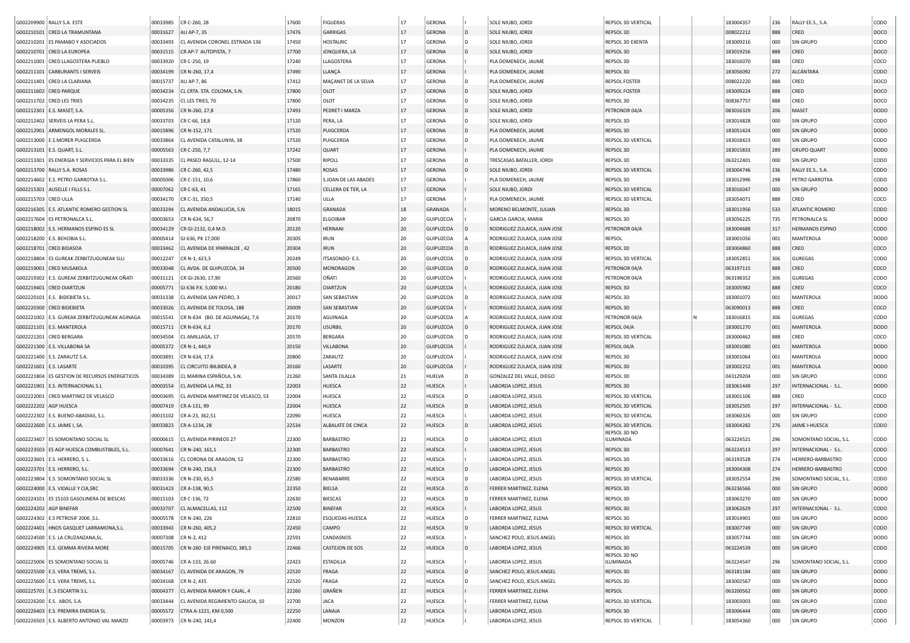| | | | | | | | | | | | | | | | |
|---|---|---|---|---|---|---|---|---|---|---|---|---|---|---|---|
| G002209900 | RALLY S.A. ESTE | 00033985 | CR C-260, 28 | 17600 | FIGUERAS | 17 | GERONA | | SOLE NIUBO, JORDI | REPSOL 3D VERTICAL | | 183004357 | 236 | RALLY EE.S., S.A. | CODO |
| G002210101 | CRED LA TRAMUNTANA | 00031627 | AU AP-7, 35 | 17476 | GARRIGAS | 17 | GERONA | D | SOLE NIUBO, JORDI | REPSOL 3D | | 008022212 | 888 | CRED | DOCO |
| G002210201 | ES PAMABO Y ASOCIADOS | 00033493 | CL AVENIDA CORONEL ESTRADA 136 | 17450 | HOSTALRIC | 17 | GERONA | D | SOLE NIUBO, JORDI | REPSOL 3D EXENTA | | 183009216 | 000 | SIN GRUPO | CODO |
| G002210701 | CRED LA EUROPEA | 00031515 | CR AP-7 AUTOPISTA, 7 | 17700 | JONQUERA, LA | 17 | GERONA | D | SOLE NIUBO, JORDI | REPSOL 3D | | 183019256 | 888 | CRED | DOCO |
| G002211001 | CRED LLAGOSTERA PUEBLO | 00033920 | CR C-250, 19 | 17240 | LLAGOSTERA | 17 | GERONA | I | PLA DOMENECH, JAUME | REPSOL 3D | | 183016070 | 888 | CRED | COCO |
| G002211101 | CARBURANTS I SERVEIS | 00034199 | CR N-260, 17,4 | 17490 | LLANÇA | 17 | GERONA | I | PLA DOMENECH, JAUME | REPSOL 3D | | 183056092 | 272 | ALCÁNTARA | CODO |
| G002211401 | CRED LA CLARIANA | 00015737 | AU AP-7, 86 | 17412 | MAÇANET DE LA SELVA | 17 | GERONA | D | PLA DOMENECH, JAUME | REPSOL FOSTER | | 008022220 | 888 | CRED | DOCO |
| G002211602 | CRED PARQUE | 00034234 | CL CRTA. STA. COLOMA, S.N. | 17800 | OLOT | 17 | GERONA | D | SOLE NIUBO, JORDI | REPSOL FOSTER | | 183009224 | 888 | CRED | DOCO |
| G002211702 | CRED LES TRIES | 00034235 | CL LES TRIES, 70 | 17800 | OLOT | 17 | GERONA | D | SOLE NIUBO, JORDI | REPSOL 3D | | 008367757 | 888 | CRED | DOCO |
| G002212301 | E.S. MASET, S.A. | 00005356 | CR N-260, 27,8 | 17493 | PEDRET I MARZA | 17 | GERONA | D | SOLE NIUBO, JORDI | PETRONOR 04/A | | 083016329 | 206 | MASET | DODO |
| G002212402 | SERVEIS LA PERA S.L. | 00033703 | CR C-66, 18,8 | 17120 | PERA, LA | 17 | GERONA | D | SOLE NIUBO, JORDI | REPSOL 3D | | 183014828 | 000 | SIN GRUPO | CODO |
| G002212901 | ARMENGOL MORALES SL. | 00015896 | CR N-152, 171 | 17520 | PUIGCERDA | 17 | GERONA | D | PLA DOMENECH, JAUME | REPSOL 3D | | 183051424 | 000 | SIN GRUPO | DODO |
| G002213000 | E.S.MORER PUIGCERDA | 00033864 | CL AVENIDA CATALUNYA, 38 | 17520 | PUIGCERDA | 17 | GERONA | D | PLA DOMENECH, JAUME | REPSOL 3D VERTICAL | | 183018423 | 000 | SIN GRUPO | CODO |
| G002213101 | E.S. QUART, S.L. | 00005563 | CR C-250, 7,7 | 17242 | QUART | 17 | GERONA | I | PLA DOMENECH, JAUME | REPSOL 3D | | 183015833 | 289 | GRUPO QUART | DODO |
| G002213301 | ES ENERGIA Y SERVICIOS PARA EL BIEN | 00033335 | CL PASEO RAGULL, 12-14 | 17500 | RIPOLL | 17 | GERONA | D | TRESCASAS BATALLER, JORDI | REPSOL 3D | | 063212401 | 000 | SIN GRUPO | CODO |
| G002213700 | RALLY S.A. ROSAS | 00033986 | CR C-260, 42,5 | 17480 | ROSAS | 17 | GERONA | D | SOLE NIUBO, JORDI | REPSOL 3D VERTICAL | | 183004746 | 236 | RALLY EE.S., S.A. | CODO |
| G002214602 | E.S. PETRO GARROTXA S.L. | 00005006 | CR C-151, 10,6 | 17860 | S.JOAN DE LAS ABADES | 17 | GERONA | I | PLA DOMENECH, JAUME | REPSOL 3D | | 183012996 | 298 | PETRO GARROTXA | CODO |
| G002215301 | AUSELLE I FILLS S.L. | 00007062 | CR C-63, 41 | 17165 | CELLERA DE TER, LA | 17 | GERONA | I | SOLE NIUBO, JORDI | REPSOL 3D VERTICAL | | 183016047 | 000 | SIN GRUPO | DODO |
| G002215703 | CRED ULLA | 00034170 | CR C-31, 350,5 | 17140 | ULLA | 17 | GERONA | I | PLA DOMENECH, JAUME | REPSOL 3D VERTICAL | | 183054071 | 888 | CRED | COCO |
| G002216305 | E.S. ATLANTIC ROMERO GESTION SL | 00033294 | CL AVENIDA ANDALUCIA, S.N. | 18015 | GRANADA | 18 | GRANADA | I | MORENO BELMONTE, JULIAN | REPSOL 3D | | 183011956 | 533 | ATLANTIC ROMERO | CODO |
| G002217604 | ES PETRONALCA S.L. | 00003653 | CR N-634, 56,7 | 20870 | ELGOIBAR | 20 | GUIPUZCOA | I | GARCIA GARCIA, MARIA | REPSOL 3D | | 183056225 | 735 | PETRONALCA SL | DODO |
| G002218002 | E.S. HERMANOS ESPINO ES SL | 00034129 | CR GI-2132, 0,4 M.D. | 20120 | HERNANI | 20 | GUIPUZCOA | D | RODRIGUEZ ZULAICA, JUAN JOSE | PETRONOR 04/A | | 183004688 | 317 | HERMANOS ESPINO | CODO |
| G002218200 | E.S. BEHOBIA S.L. | 00005414 | GI 636, PK 17,000 | 20305 | IRUN | 20 | GUIPUZCOA | A | RODRIGUEZ ZULAICA, JUAN JOSE | REPSOL | | 183001056 | 001 | MANTEROLA | DODO |
| G002218701 | CRED BIDASOA | 00033462 | CL AVENIDA DE IPARRALDE , 42 | 20304 | IRUN | 20 | GUIPUZCOA | D | RODRIGUEZ ZULAICA, JUAN JOSE | REPSOL 3D | | 183004860 | 888 | CRED | COCO |
| G002218804 | ES GUREAK ZERBITZUGUNEAK SLU | 00012247 | CR N-1, 423,3 | 20249 | ITSASONDO- E.S. | 20 | GUIPUZCOA | D | RODRIGUEZ ZULAICA, JUAN JOSE | REPSOL 3D VERTICAL | | 183052851 | 306 | GUREGAS | CODO |
| G002219001 | CRED MUSAKOLA | 00033048 | CL AVDA. DE GUIPUZCOA, 34 | 20500 | MONDRAGON | 20 | GUIPUZCOA | D | RODRIGUEZ ZULAICA, JUAN JOSE | PETRONOR 04/A | | 063197115 | 888 | CRED | COCO |
| G002219302 | E.S. GUREAK ZERBITZUGUNEAK OÑATI | 00031121 | CR GI-2630, 17,90 | 20560 | OÑATI | 20 | GUIPUZCOA | I | RODRIGUEZ ZULAICA, JUAN JOSE | PETRONOR 04/A | | 063198352 | 306 | GUREGAS | CODO |
| G002219401 | CRED OIARTZUN | 00005771 | GI 636 P.K. 5,000 M.I. | 20180 | OIARTZUN | 20 | GUIPUZCOA | I | RODRIGUEZ ZULAICA, JUAN JOSE | REPSOL 3D | | 183005982 | 888 | CRED | COCO |
| G002220101 | E.S. BIDEBIETA S.L. | 00031338 | CL AVENIDA SAN PEDRO, 3 | 20017 | SAN SEBASTIAN | 20 | GUIPUZCOA | D | RODRIGUEZ ZULAICA, JUAN JOSE | REPSOL 3D | | 183001072 | 001 | MANTEROLA | DODO |
| G002220300 | CRED BIDEBIETA | 00033026 | CL AVENIDA DE TOLOSA, 188 | 20009 | SAN SEBASTIAN | 20 | GUIPUZCOA | I | RODRIGUEZ ZULAICA, JUAN JOSE | REPSOL 3D | | 063090013 | 888 | CRED | COCO |
| G002221002 | E.S. GUREAK ZERBITZUGUNEAK AGINAGA | 00015541 | CR N-634 (BO. DE AGUINAGA), 7,6 | 20170 | AGUINAGA | 20 | GUIPUZCOA | A | RODRIGUEZ ZULAICA, JUAN JOSE | PETRONOR 04/A | N | 183016815 | 306 | GUREGAS | CODO |
| G002221101 | E.S. MANTEROLA | 00015711 | CR N-634, 6,2 | 20170 | USURBIL | 20 | GUIPUZCOA | D | RODRIGUEZ ZULAICA, JUAN JOSE | REPSOL 04/A | | 183001270 | 001 | MANTEROLA | DODO |
| G002221201 | CRED BERGARA | 00034504 | CL AMILLAGA, 17 | 20570 | BERGARA | 20 | GUIPUZCOA | D | RODRIGUEZ ZULAICA, JUAN JOSE | REPSOL 3D VERTICAL | | 183000462 | 888 | CRED | COCO |
| G002221300 | E.S. VILLABONA SA | 00005372 | CR N-1, 440,9 | 20150 | VILLABONA | 20 | GUIPUZCOA | I | RODRIGUEZ ZULAICA, JUAN JOSE | REPSOL 04/A | | 183001080 | 001 | MANTEROLA | DODO |
| G002221400 | E.S. ZARAUTZ S.A. | 00003891 | CR N-634, 17,6 | 20800 | ZARAUTZ | 20 | GUIPUZCOA | I | RODRIGUEZ ZULAICA, JUAN JOSE | REPSOL 3D | | 183001064 | 001 | MANTEROLA | DODO |
| G002221601 | E.S. LASARTE | 00010395 | CL CIRCUITO IBILBIDEA, 8 | 20160 | LASARTE | 20 | GUIPUZCOA | I | RODRIGUEZ ZULAICA, JUAN JOSE | REPSOL 3D | | 183002252 | 001 | MANTEROLA | DODO |
| G002221804 | ES GESTION DE RECURSOS ENERGETICOS | 00034389 | CL MARINA ESPAÑOLA, S.N. | 21260 | SANTA OLALLA | 21 | HUELVA | D | GONZALEZ DEL VALLE, DIEGO | REPSOL 3D | | 043129204 | 000 | SIN GRUPO | CODO |
| G002221901 | E.S. INTERNACIONAL S.L | 00003554 | CL AVENIDA LA PAZ, 33 | 22003 | HUESCA | 22 | HUESCA | I | LABORDA LOPEZ, JESUS | REPSOL 3D | | 183061449 | 297 | INTERNACIONAL - S.L. | DODO |
| G002222001 | CRED MARTINEZ DE VELASCO | 00003695 | CL AVENIDA MARTINEZ DE VELASCO, 53 | 22004 | HUESCA | 22 | HUESCA | D | LABORDA LOPEZ, JESUS | REPSOL 3D VERTICAL | | 183001106 | 888 | CRED | COCO |
| G002222202 | AGP HUESCA | 00007419 | CR A-131, 99 | 22004 | HUESCA | 22 | HUESCA | D | LABORDA LOPEZ, JESUS | REPSOL 3D VERTICAL | | 183052505 | 297 | INTERNACIONAL - S.L. | CODO |
| G002222302 | E.S. BUENO-ABADIAS, S.L. | 00015102 | CR A-23, 362,51 | 22090 | HUESCA | 22 | HUESCA | I | LABORDA LOPEZ, JESUS | REPSOL 3D VERTICAL | | 183060326 | 000 | SIN GRUPO | CODO |
| G002222600 | E.S. JAIME I, SA. | 00033823 | CR A-1234, 28 | 22534 | ALBALATE DE CINCA | 22 | HUESCA | D | LABORDA LOPEZ, JESUS | REPSOL 3D VERTICAL | | 183004282 | 276 | JAIME I-HUESCA | CODO |
| G002223407 | ES SOMONTANO SOCIAL SL | 00000615 | CL AVENIDA PIRINEOS 27 | 22300 | BARBASTRO | 22 | HUESCA | D | LABORDA LOPEZ, JESUS | REPSOL 3D NO ILUMINADA | | 063224521 | 296 | SOMONTANO SOCIAL, S.L. | CODO |
| G002223503 | ES AGP HUESCA COMBUSTIBLES, S.L. | 00007641 | CR N-240, 161,1 | 22300 | BARBASTRO | 22 | HUESCA | I | LABORDA LOPEZ, JESUS | REPSOL 3D | | 063224513 | 297 | INTERNACIONAL - S.L. | CODO |
| G002223601 | E.S. HERRERO, S. L. | 00033616 | CL CORONA DE ARAGON, 52 | 22300 | BARBASTRO | 22 | HUESCA | I | LABORDA LOPEZ, JESUS | REPSOL 3D | | 063193528 | 274 | HERRERO-BARBASTRO | CODO |
| G002223701 | E.S. HERRERO, S.L. | 00033694 | CR N-240, 156,3 | 22300 | BARBASTRO | 22 | HUESCA | D | LABORDA LOPEZ, JESUS | REPSOL 3D | | 183004308 | 274 | HERRERO-BARBASTRO | CODO |
| G002223804 | E.S. SOMONTANO SOCIAL SL | 00033336 | CR N-230, 65,5 | 22580 | BENABARRE | 22 | HUESCA | D | LABORDA LOPEZ, JESUS | REPSOL 3D VERTICAL | | 183052554 | 296 | SOMONTANO SOCIAL, S.L. | CODO |
| G002224000 | E.S. VIDALLE Y CIA,SRC | 00031423 | CR A-138, 90,5 | 22350 | BIELSA | 22 | HUESCA | D | FERRER MARTINEZ, ELENA | REPSOL 3D | | 063236566 | 000 | SIN GRUPO | DODO |
| G002224101 | ES 15103 GASOLINERA DE BIESCAS | 00015103 | CR C-136, 72 | 22630 | BIESCAS | 22 | HUESCA | D | FERRER MARTINEZ, ELENA | REPSOL 3D | | 183063270 | 000 | SIN GRUPO | DODO |
| G002224202 | AGP BINEFAR | 00033707 | CL ALMACELLAS, 112 | 22500 | BINEFAR | 22 | HUESCA | I | LABORDA LOPEZ, JESUS | REPSOL 3D | | 183062629 | 297 | INTERNACIONAL - S.L. | CODO |
| G002224302 | E.S PETROSIF 2006 ,S.L. | 00005578 | CR N-240, 226 | 22810 | ESQUEDAS-HUESCA | 22 | HUESCA | D | FERRER MARTINEZ, ELENA | REPSOL 3D | | 183014901 | 000 | SIN GRUPO | DODO |
| G002224401 | HNOS GASQUET LARRAMONA,S.L. | 00033943 | CR N-260, 405,2 | 22450 | CAMPO | 22 | HUESCA | D | LABORDA LOPEZ, JESUS | REPSOL 3D VERTICAL | | 183007749 | 000 | SIN GRUPO | CODO |
| G002224500 | E.S. LA CRUZANZANA,SL. | 00007308 | CR N-2, 412 | 22591 | CANDASNOS | 22 | HUESCA | I | SANCHEZ POLO, JESUS ANGEL | REPSOL 3D | | 183057744 | 000 | SIN GRUPO | DODO |
| G002224905 | E.S. GEMMA RIVERA MORE | 00015705 | CR N-260 EJE PIRENAICO, 385,5 | 22466 | CASTEJON DE SOS | 22 | HUESCA | D | LABORDA LOPEZ, JESUS | REPSOL 3D | | 063224539 | 000 | SIN GRUPO | CODO |
| G002225006 | ES SOMONTANO SOCIAL SL | 00005746 | CR A-133, 26.60 | 22423 | ESTADILLA | 22 | HUESCA | I | LABORDA LOPEZ, JESUS | REPSOL 3D NO ILUMINADA | | 063224547 | 296 | SOMONTANO SOCIAL, S.L. | CODO |
| G002225500 | E.S. VERA TREMS, S.L. | 00034167 | CL AVENIDA DE ARAGON, 79 | 22520 | FRAGA | 22 | HUESCA | D | SANCHEZ POLO, JESUS ANGEL | REPSOL 3D | | 063181184 | 000 | SIN GRUPO | DODO |
| G002225600 | E.S. VERA TREMS, S.L. | 00034168 | CR N-2, 435 | 22520 | FRAGA | 22 | HUESCA | D | SANCHEZ POLO, JESUS ANGEL | REPSOL 3D | | 183002567 | 000 | SIN GRUPO | DODO |
| G002225701 | E..S ESCARTIN S.L. | 00004377 | CL AVENIDA RAMON Y CAJAL, 4 | 22260 | GRAÑEN | 22 | HUESCA | I | FERRER MARTINEZ, ELENA | REPSOL | | 063200562 | 000 | SIN GRUPO | DODO |
| G002226200 | E.S. ABOS, S.A. | 00033444 | CL AVENIDA REGIMIENTO GALICIA, 10 | 22700 | JACA | 22 | HUESCA | I | FERRER MARTINEZ, ELENA | REPSOL 3D VERTICAL | | 183003003 | 000 | SIN GRUPO | CODO |
| G002226403 | E.S. PREMIRA ENERGIA SL | 00005572 | CTRA A-1221, KM 0,500 | 22250 | LANAJA | 22 | HUESCA | I | LABORDA LOPEZ, JESUS | REPSOL 3D | | 183006444 | 000 | SIN GRUPO | CODO |
| G002226503 | E.S. ALBERTO ANTONIO VAL MARZO | 00003973 | CR N-240, 141,4 | 22400 | MONZON | 22 | HUESCA | I | LABORDA LOPEZ, JESUS | REPSOL 3D VERTICAL | | 183054360 | 000 | SIN GRUPO | CODO |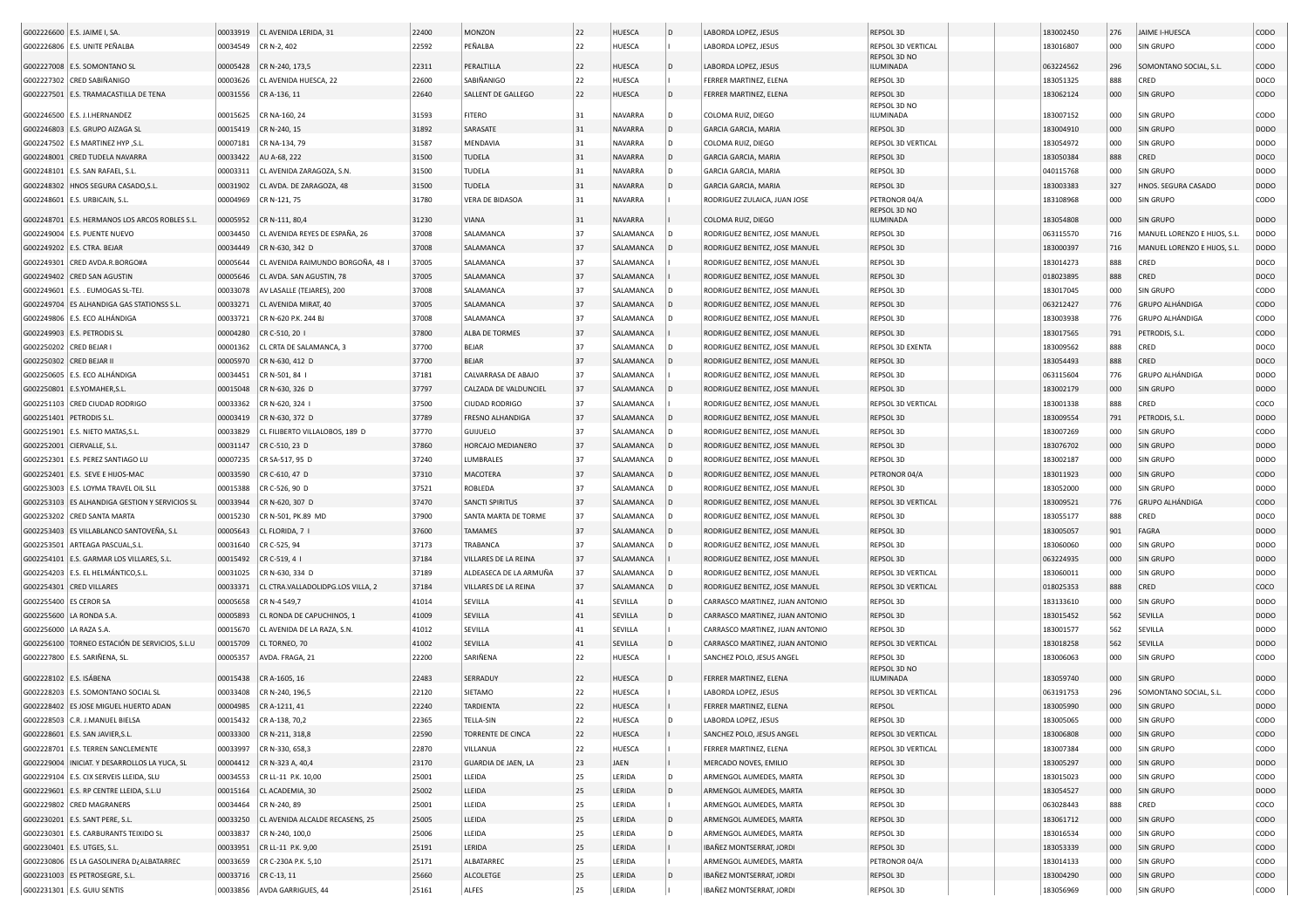| | | | | | | | | | | | | | | | | |
|---|---|---|---|---|---|---|---|---|---|---|---|---|---|---|---|---|
| G002226600 | E.S. JAIME I, SA. | 00033919 | CL AVENIDA LERIDA, 31 | 22400 | MONZON | 22 | HUESCA | D | LABORDA LOPEZ, JESUS | REPSOL 3D | | | 183002450 | 276 | JAIME I-HUESCA | CODO |
| G002226806 | E.S. UNITE PEÑALBA | 00034549 | CR N-2, 402 | 22592 | PEÑALBA | 22 | HUESCA | I | LABORDA LOPEZ, JESUS | REPSOL 3D VERTICAL | | | 183016807 | 000 | SIN GRUPO | CODO |
| G002227008 | E.S. SOMONTANO SL | 00005428 | CR N-240, 173,5 | 22311 | PERALTILLA | 22 | HUESCA | D | LABORDA LOPEZ, JESUS | REPSOL 3D NO ILUMINADA | | | 063224562 | 296 | SOMONTANO SOCIAL, S.L. | CODO |
| G002227302 | CRED SABIÑANIGO | 00003626 | CL AVENIDA HUESCA, 22 | 22600 | SABIÑANIGO | 22 | HUESCA | I | FERRER MARTINEZ, ELENA | REPSOL 3D | | | 183051325 | 888 | CRED | DOCO |
| G002227501 | E.S. TRAMACASTILLA DE TENA | 00031556 | CR A-136, 11 | 22640 | SALLENT DE GALLEGO | 22 | HUESCA | D | FERRER MARTINEZ, ELENA | REPSOL 3D | | | 183062124 | 000 | SIN GRUPO | CODO |
| G002246500 | E.S. J.I.HERNANDEZ | 00015625 | CR NA-160, 24 | 31593 | FITERO | 31 | NAVARRA | D | COLOMA RUIZ, DIEGO | REPSOL 3D NO ILUMINADA | | | 183007152 | 000 | SIN GRUPO | CODO |
| G002246803 | E.S. GRUPO AIZAGA SL | 00015419 | CR N-240, 15 | 31892 | SARASATE | 31 | NAVARRA | D | GARCIA GARCIA, MARIA | REPSOL 3D | | | 183004910 | 000 | SIN GRUPO | DODO |
| G002247502 | E.S MARTINEZ HYP ,S.L. | 00007181 | CR NA-134, 79 | 31587 | MENDAVIA | 31 | NAVARRA | D | COLOMA RUIZ, DIEGO | REPSOL 3D VERTICAL | | | 183054972 | 000 | SIN GRUPO | DODO |
| G002248001 | CRED TUDELA NAVARRA | 00033422 | AU A-68, 222 | 31500 | TUDELA | 31 | NAVARRA | D | GARCIA GARCIA, MARIA | REPSOL 3D | | | 183050384 | 888 | CRED | DOCO |
| G002248101 | E.S. SAN RAFAEL, S.L. | 00003311 | CL AVENIDA ZARAGOZA, S.N. | 31500 | TUDELA | 31 | NAVARRA | D | GARCIA GARCIA, MARIA | REPSOL 3D | | | 040115768 | 000 | SIN GRUPO | DODO |
| G002248302 | HNOS SEGURA CASADO,S.L. | 00031902 | CL AVDA. DE ZARAGOZA, 48 | 31500 | TUDELA | 31 | NAVARRA | D | GARCIA GARCIA, MARIA | REPSOL 3D | | | 183003383 | 327 | HNOS. SEGURA CASADO | DODO |
| G002248601 | E.S. URBICAIN, S.L. | 00004969 | CR N-121, 75 | 31780 | VERA DE BIDASOA | 31 | NAVARRA | I | RODRIGUEZ ZULAICA, JUAN JOSE | PETRONOR 04/A | | | 183108968 | 000 | SIN GRUPO | CODO |
| G002248701 | E.S. HERMANOS LOS ARCOS ROBLES S.L. | 00005952 | CR N-111, 80,4 | 31230 | VIANA | 31 | NAVARRA | I | COLOMA RUIZ, DIEGO | REPSOL 3D NO ILUMINADA | | | 183054808 | 000 | SIN GRUPO | DODO |
| G002249004 | E.S. PUENTE NUEVO | 00034450 | CL AVENIDA REYES DE ESPAÑA, 26 | 37008 | SALAMANCA | 37 | SALAMANCA | D | RODRIGUEZ BENITEZ, JOSE MANUEL | REPSOL 3D | | | 063115570 | 716 | MANUEL LORENZO E HIJOS, S.L. | DODO |
| G002249202 | E.S. CTRA. BEJAR | 00034449 | CR N-630, 342 D | 37008 | SALAMANCA | 37 | SALAMANCA | D | RODRIGUEZ BENITEZ, JOSE MANUEL | REPSOL 3D | | | 183000397 | 716 | MANUEL LORENZO E HIJOS, S.L. | DODO |
| G002249301 | CRED AVDA.R.BORGO#A | 00005644 | CL AVENIDA RAIMUNDO BORGOÑA, 48 I | 37005 | SALAMANCA | 37 | SALAMANCA | I | RODRIGUEZ BENITEZ, JOSE MANUEL | REPSOL 3D | | | 183014273 | 888 | CRED | DOCO |
| G002249402 | CRED SAN AGUSTIN | 00005646 | CL AVDA. SAN AGUSTIN, 78 | 37005 | SALAMANCA | 37 | SALAMANCA | I | RODRIGUEZ BENITEZ, JOSE MANUEL | REPSOL 3D | | | 018023895 | 888 | CRED | DOCO |
| G002249601 | E.S. . EUMOGAS SL-TEJ. | 00033078 | AV LASALLE (TEJARES), 200 | 37008 | SALAMANCA | 37 | SALAMANCA | D | RODRIGUEZ BENITEZ, JOSE MANUEL | REPSOL 3D | | | 183017045 | 000 | SIN GRUPO | CODO |
| G002249704 | ES ALHANDIGA GAS STATIONSS S.L. | 00033271 | CL AVENIDA MIRAT, 40 | 37005 | SALAMANCA | 37 | SALAMANCA | D | RODRIGUEZ BENITEZ, JOSE MANUEL | REPSOL 3D | | | 063212427 | 776 | GRUPO ALHÁNDIGA | CODO |
| G002249806 | E.S. ECO ALHÁNDIGA | 00033721 | CR N-620 P.K. 244 BJ | 37008 | SALAMANCA | 37 | SALAMANCA | D | RODRIGUEZ BENITEZ, JOSE MANUEL | REPSOL 3D | | | 183003938 | 776 | GRUPO ALHÁNDIGA | CODO |
| G002249903 | E.S. PETRODIS SL | 00004280 | CR C-510, 20 I | 37800 | ALBA DE TORMES | 37 | SALAMANCA | I | RODRIGUEZ BENITEZ, JOSE MANUEL | REPSOL 3D | | | 183017565 | 791 | PETRODIS, S.L. | CODO |
| G002250202 | CRED BEJAR I | 00001362 | CL CRTA DE SALAMANCA, 3 | 37700 | BEJAR | 37 | SALAMANCA | D | RODRIGUEZ BENITEZ, JOSE MANUEL | REPSOL 3D EXENTA | | | 183009562 | 888 | CRED | DOCO |
| G002250302 | CRED BEJAR II | 00005970 | CR N-630, 412 D | 37700 | BEJAR | 37 | SALAMANCA | D | RODRIGUEZ BENITEZ, JOSE MANUEL | REPSOL 3D | | | 183054493 | 888 | CRED | DOCO |
| G002250605 | E.S. ECO ALHÁNDIGA | 00034451 | CR N-501, 84 I | 37181 | CALVARRASA DE ABAJO | 37 | SALAMANCA | I | RODRIGUEZ BENITEZ, JOSE MANUEL | REPSOL 3D | | | 063115604 | 776 | GRUPO ALHÁNDIGA | DODO |
| G002250801 | E.S.YOMAHER,S.L. | 00015048 | CR N-630, 326 D | 37797 | CALZADA DE VALDUNCIEL | 37 | SALAMANCA | D | RODRIGUEZ BENITEZ, JOSE MANUEL | REPSOL 3D | | | 183002179 | 000 | SIN GRUPO | DODO |
| G002251103 | CRED CIUDAD RODRIGO | 00033362 | CR N-620, 324 I | 37500 | CIUDAD RODRIGO | 37 | SALAMANCA | I | RODRIGUEZ BENITEZ, JOSE MANUEL | REPSOL 3D VERTICAL | | | 183001338 | 888 | CRED | COCO |
| G002251401 | PETRODIS S.L. | 00003419 | CR N-630, 372 D | 37789 | FRESNO ALHANDIGA | 37 | SALAMANCA | D | RODRIGUEZ BENITEZ, JOSE MANUEL | REPSOL 3D | | | 183009554 | 791 | PETRODIS, S.L. | DODO |
| G002251901 | E.S. NIETO MATAS,S.L. | 00033829 | CL FILIBERTO VILLALOBOS, 189 D | 37770 | GUIJUELO | 37 | SALAMANCA | D | RODRIGUEZ BENITEZ, JOSE MANUEL | REPSOL 3D | | | 183007269 | 000 | SIN GRUPO | CODO |
| G002252001 | CIERVALLE, S.L. | 00031147 | CR C-510, 23 D | 37860 | HORCAJO MEDIANERO | 37 | SALAMANCA | D | RODRIGUEZ BENITEZ, JOSE MANUEL | REPSOL 3D | | | 183076702 | 000 | SIN GRUPO | DODO |
| G002252301 | E.S. PEREZ SANTIAGO LU | 00007235 | CR SA-517, 95 D | 37240 | LUMBRALES | 37 | SALAMANCA | D | RODRIGUEZ BENITEZ, JOSE MANUEL | REPSOL 3D | | | 183002187 | 000 | SIN GRUPO | DODO |
| G002252401 | E.S. SEVE E HIJOS-MAC | 00033590 | CR C-610, 47 D | 37310 | MACOTERA | 37 | SALAMANCA | D | RODRIGUEZ BENITEZ, JOSE MANUEL | PETRONOR 04/A | | | 183011923 | 000 | SIN GRUPO | CODO |
| G002253003 | E.S. LOYMA TRAVEL OIL SLL | 00015388 | CR C-526, 90 D | 37521 | ROBLEDA | 37 | SALAMANCA | D | RODRIGUEZ BENITEZ, JOSE MANUEL | REPSOL 3D | | | 183052000 | 000 | SIN GRUPO | DODO |
| G002253103 | ES ALHANDIGA GESTION Y SERVICIOS SL | 00033944 | CR N-620, 307 D | 37470 | SANCTI SPIRITUS | 37 | SALAMANCA | D | RODRIGUEZ BENITEZ, JOSE MANUEL | REPSOL 3D VERTICAL | | | 183009521 | 776 | GRUPO ALHÁNDIGA | CODO |
| G002253202 | CRED SANTA MARTA | 00015230 | CR N-501, PK.89 MD | 37900 | SANTA MARTA DE TORME | 37 | SALAMANCA | D | RODRIGUEZ BENITEZ, JOSE MANUEL | REPSOL 3D | | | 183055177 | 888 | CRED | DOCO |
| G002253403 | ES VILLABLANCO SANTOVEÑA, S.L | 00005643 | CL FLORIDA, 7 I | 37600 | TAMAMES | 37 | SALAMANCA | D | RODRIGUEZ BENITEZ, JOSE MANUEL | REPSOL 3D | | | 183005057 | 901 | FAGRA | DODO |
| G002253501 | ARTEAGA PASCUAL,S.L. | 00031640 | CR C-525, 94 | 37173 | TRABANCA | 37 | SALAMANCA | D | RODRIGUEZ BENITEZ, JOSE MANUEL | REPSOL 3D | | | 183060060 | 000 | SIN GRUPO | DODO |
| G002254101 | E.S. GARMAR LOS VILLARES, S.L. | 00015492 | CR C-519, 4 I | 37184 | VILLARES DE LA REINA | 37 | SALAMANCA | I | RODRIGUEZ BENITEZ, JOSE MANUEL | REPSOL 3D | | | 063224935 | 000 | SIN GRUPO | DODO |
| G002254203 | E.S. EL HELMÁNTICO,S.L. | 00031025 | CR N-630, 334 D | 37189 | ALDEASECA DE LA ARMUÑA | 37 | SALAMANCA | D | RODRIGUEZ BENITEZ, JOSE MANUEL | REPSOL 3D VERTICAL | | | 183060011 | 000 | SIN GRUPO | DODO |
| G002254301 | CRED VILLARES | 00033371 | CL CTRA.VALLADOLIDPG.LOS VILLA, 2 | 37184 | VILLARES DE LA REINA | 37 | SALAMANCA | D | RODRIGUEZ BENITEZ, JOSE MANUEL | REPSOL 3D VERTICAL | | | 018025353 | 888 | CRED | COCO |
| G002255400 | ES CEROR SA | 00005658 | CR N-4 549,7 | 41014 | SEVILLA | 41 | SEVILLA | D | CARRASCO MARTINEZ, JUAN ANTONIO | REPSOL 3D | | | 183133610 | 000 | SIN GRUPO | DODO |
| G002255600 | LA RONDA S.A. | 00005893 | CL RONDA DE CAPUCHINOS, 1 | 41009 | SEVILLA | 41 | SEVILLA | D | CARRASCO MARTINEZ, JUAN ANTONIO | REPSOL 3D | | | 183015452 | 562 | SEVILLA | DODO |
| G002256000 | LA RAZA S.A. | 00015670 | CL AVENIDA DE LA RAZA, S.N. | 41012 | SEVILLA | 41 | SEVILLA | I | CARRASCO MARTINEZ, JUAN ANTONIO | REPSOL 3D | | | 183001577 | 562 | SEVILLA | DODO |
| G002256100 | TORNEO ESTACIÓN DE SERVICIOS, S.L.U | 00015709 | CL TORNEO, 70 | 41002 | SEVILLA | 41 | SEVILLA | D | CARRASCO MARTINEZ, JUAN ANTONIO | REPSOL 3D VERTICAL | | | 183018258 | 562 | SEVILLA | DODO |
| G002227800 | E.S. SARIÑENA, SL. | 00005357 | AVDA. FRAGA, 21 | 22200 | SARIÑENA | 22 | HUESCA | I | SANCHEZ POLO, JESUS ANGEL | REPSOL 3D | | | 183006063 | 000 | SIN GRUPO | CODO |
| G002228102 | E.S. ISÁBENA | 00015438 | CR A-1605, 16 | 22483 | SERRADUY | 22 | HUESCA | D | FERRER MARTINEZ, ELENA | REPSOL 3D NO ILUMINADA | | | 183059740 | 000 | SIN GRUPO | DODO |
| G002228203 | E.S. SOMONTANO SOCIAL SL | 00033408 | CR N-240, 196,5 | 22120 | SIETAMO | 22 | HUESCA | I | LABORDA LOPEZ, JESUS | REPSOL 3D VERTICAL | | | 063191753 | 296 | SOMONTANO SOCIAL, S.L. | CODO |
| G002228402 | ES JOSE MIGUEL HUERTO ADAN | 00004985 | CR A-1211, 41 | 22240 | TARDIENTA | 22 | HUESCA | I | FERRER MARTINEZ, ELENA | REPSOL | | | 183005990 | 000 | SIN GRUPO | DODO |
| G002228503 | C.R. J.MANUEL BIELSA | 00015432 | CR A-138, 70,2 | 22365 | TELLA-SIN | 22 | HUESCA | D | LABORDA LOPEZ, JESUS | REPSOL 3D | | | 183005065 | 000 | SIN GRUPO | CODO |
| G002228601 | E.S. SAN JAVIER,S.L. | 00033300 | CR N-211, 318,8 | 22590 | TORRENTE DE CINCA | 22 | HUESCA | I | SANCHEZ POLO, JESUS ANGEL | REPSOL 3D VERTICAL | | | 183006808 | 000 | SIN GRUPO | CODO |
| G002228701 | E.S. TERREN SANCLEMENTE | 00033997 | CR N-330, 658,3 | 22870 | VILLANUA | 22 | HUESCA | I | FERRER MARTINEZ, ELENA | REPSOL 3D VERTICAL | | | 183007384 | 000 | SIN GRUPO | CODO |
| G002229004 | INICIAT. Y DESARROLLOS LA YUCA, SL | 00004412 | CR N-323 A, 40,4 | 23170 | GUARDIA DE JAEN, LA | 23 | JAEN | I | MERCADO NOVES, EMILIO | REPSOL 3D | | | 183005297 | 000 | SIN GRUPO | DODO |
| G002229104 | E.S. CIX SERVEIS LLEIDA, SLU | 00034553 | CR LL-11 P.K. 10,00 | 25001 | LLEIDA | 25 | LERIDA | D | ARMENGOL AUMEDES, MARTA | REPSOL 3D | | | 183015023 | 000 | SIN GRUPO | CODO |
| G002229601 | E.S. RP CENTRE LLEIDA, S.L.U | 00015164 | CL ACADEMIA, 30 | 25002 | LLEIDA | 25 | LERIDA | D | ARMENGOL AUMEDES, MARTA | REPSOL 3D | | | 183054527 | 000 | SIN GRUPO | DODO |
| G002229802 | CRED MAGRANERS | 00034464 | CR N-240, 89 | 25001 | LLEIDA | 25 | LERIDA | I | ARMENGOL AUMEDES, MARTA | REPSOL 3D | | | 063028443 | 888 | CRED | COCO |
| G002230201 | E.S. SANT PERE, S.L. | 00033250 | CL AVENIDA ALCALDE RECASENS, 25 | 25005 | LLEIDA | 25 | LERIDA | D | ARMENGOL AUMEDES, MARTA | REPSOL 3D | | | 183061712 | 000 | SIN GRUPO | CODO |
| G002230301 | E.S. CARBURANTS TEIXIDO SL | 00033837 | CR N-240, 100,0 | 25006 | LLEIDA | 25 | LERIDA | D | ARMENGOL AUMEDES, MARTA | REPSOL 3D | | | 183016534 | 000 | SIN GRUPO | CODO |
| G002230401 | E.S. UTGES, S.L. | 00033951 | CR LL-11 P.K. 9,00 | 25191 | LERIDA | 25 | LERIDA | I | IBAÑEZ MONTSERRAT, JORDI | REPSOL 3D | | | 183053339 | 000 | SIN GRUPO | CODO |
| G002230806 | ES LA GASOLINERA D¿ALBATARREC | 00033659 | CR C-230A P.K. 5,10 | 25171 | ALBATARREC | 25 | LERIDA | I | ARMENGOL AUMEDES, MARTA | PETRONOR 04/A | | | 183014133 | 000 | SIN GRUPO | CODO |
| G002231003 | ES PETROSEGRE, S.L. | 00033716 | CR C-13, 11 | 25660 | ALCOLETGE | 25 | LERIDA | D | IBAÑEZ MONTSERRAT, JORDI | REPSOL 3D | | | 183004290 | 000 | SIN GRUPO | CODO |
| G002231301 | E.S. GUIU SENTIS | 00033856 | AVDA GARRIGUES, 44 | 25161 | ALFES | 25 | LERIDA | I | IBAÑEZ MONTSERRAT, JORDI | REPSOL 3D | | | 183056969 | 000 | SIN GRUPO | CODO |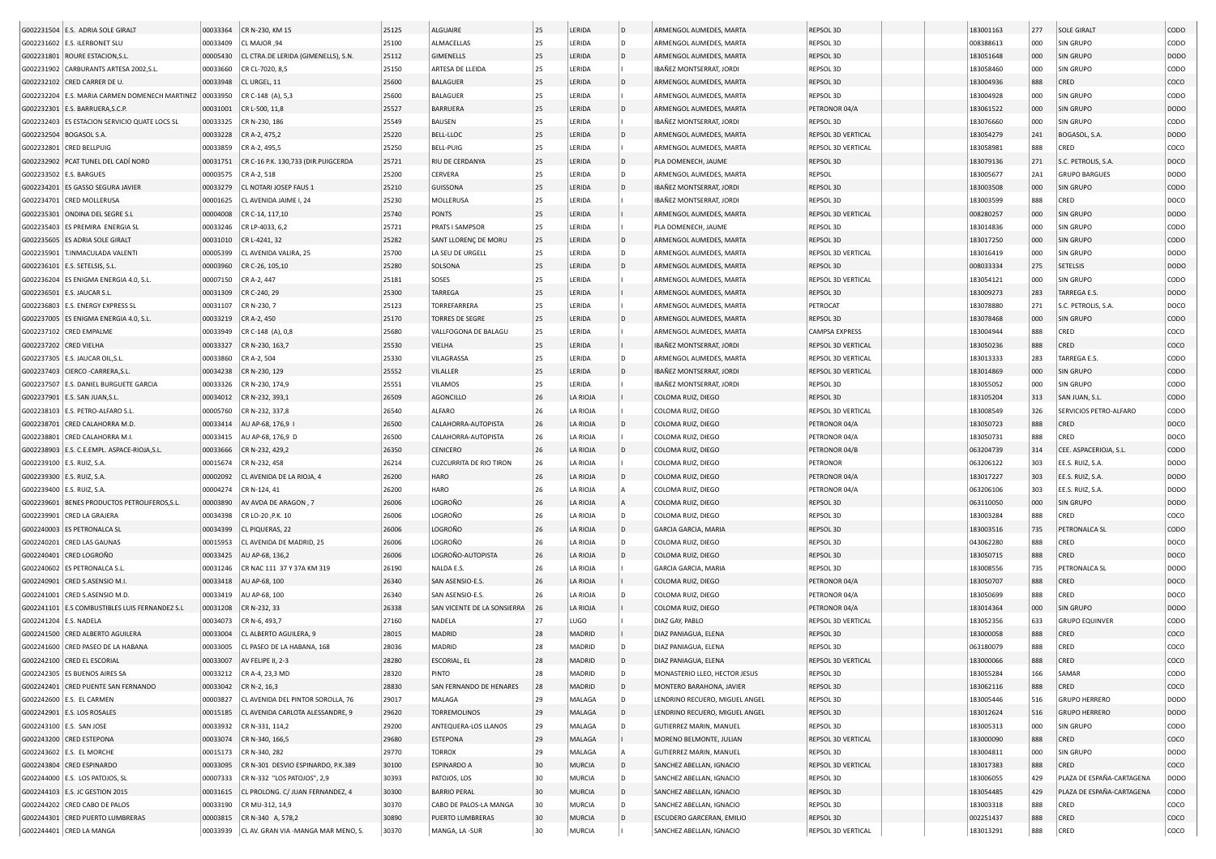| | | | | | | | | | | | | | | |
|---|---|---|---|---|---|---|---|---|---|---|---|---|---|---|
| G002231504 | E.S. ADRIA SOLE GIRALT | 00033364 | CR N-230, KM 15 | 25125 | ALGUAIRE | 25 | LERIDA | D | ARMENGOL AUMEDES, MARTA | REPSOL 3D | | 183001163 | 277 | SOLE GIRALT | CODO |
| G002231602 | E.S. ILERBONET SLU | 00033409 | CL MAJOR ,94 | 25100 | ALMACELLAS | 25 | LERIDA | D | ARMENGOL AUMEDES, MARTA | REPSOL 3D | | 008388613 | 000 | SIN GRUPO | CODO |
| G002231801 | ROURE ESTACION,S.L. | 00005430 | CL CTRA.DE LERIDA (GIMENELLS), S.N. | 25112 | GIMENELLS | 25 | LERIDA | D | ARMENGOL AUMEDES, MARTA | REPSOL 3D | | 183051648 | 000 | SIN GRUPO | DODO |
| G002231902 | CARBURANTS ARTESA 2002,S.L. | 00033660 | CR CL-7020, 8,5 | 25150 | ARTESA DE LLEIDA | 25 | LERIDA | I | IBAÑEZ MONTSERRAT, JORDI | REPSOL 3D | | 183058460 | 000 | SIN GRUPO | CODO |
| G002232102 | CRED CARRER DE U. | 00033948 | CL URGEL, 11 | 25600 | BALAGUER | 25 | LERIDA | D | ARMENGOL AUMEDES, MARTA | REPSOL 3D | | 183004936 | 888 | CRED | COCO |
| G002232204 | E.S. MARIA CARMEN DOMENECH MARTINEZ | 00033950 | CR C-148 (A), 5,3 | 25600 | BALAGUER | 25 | LERIDA | I | ARMENGOL AUMEDES, MARTA | REPSOL 3D | | 183004928 | 000 | SIN GRUPO | CODO |
| G002232301 | E.S. BARRUERA,S.C.P. | 00031001 | CR L-500, 11,8 | 25527 | BARRUERA | 25 | LERIDA | D | ARMENGOL AUMEDES, MARTA | PETRONOR 04/A | | 183061522 | 000 | SIN GRUPO | DODO |
| G002232403 | ES ESTACION SERVICIO QUATE LOCS SL | 00033325 | CR N-230, 186 | 25549 | BAUSEN | 25 | LERIDA | I | IBAÑEZ MONTSERRAT, JORDI | REPSOL 3D | | 183076660 | 000 | SIN GRUPO | CODO |
| G002232504 | BOGASOL S.A. | 00033228 | CR A-2, 475,2 | 25220 | BELL-LLOC | 25 | LERIDA | D | ARMENGOL AUMEDES, MARTA | REPSOL 3D VERTICAL | | 183054279 | 241 | BOGASOL, S.A. | DODO |
| G002232801 | CRED BELLPUIG | 00033859 | CR A-2, 495,5 | 25250 | BELL-PUIG | 25 | LERIDA | I | ARMENGOL AUMEDES, MARTA | REPSOL 3D VERTICAL | | 183058981 | 888 | CRED | COCO |
| G002232902 | PCAT TUNEL DEL CADÍ NORD | 00031751 | CR C-16 P.K. 130,733 (DIR.PUIGCERDA | 25721 | RIU DE CERDANYA | 25 | LERIDA | D | PLA DOMENECH, JAUME | REPSOL 3D | | 183079136 | 271 | S.C. PETROLIS, S.A. | DOCO |
| G002233502 | E.S. BARGUES | 00003575 | CR A-2, 518 | 25200 | CERVERA | 25 | LERIDA | D | ARMENGOL AUMEDES, MARTA | REPSOL | | 183005677 | 2A1 | GRUPO BARGUES | DODO |
| G002234201 | ES GASSO SEGURA JAVIER | 00033279 | CL NOTARI JOSEP FAUS 1 | 25210 | GUISSONA | 25 | LERIDA | D | IBAÑEZ MONTSERRAT, JORDI | REPSOL 3D | | 183003508 | 000 | SIN GRUPO | CODO |
| G002234701 | CRED MOLLERUSA | 00001625 | CL AVENIDA JAIME I, 24 | 25230 | MOLLERUSA | 25 | LERIDA | I | IBAÑEZ MONTSERRAT, JORDI | REPSOL 3D | | 183003599 | 888 | CRED | COCO |
| G002235301 | ONDINA DEL SEGRE S.L | 00004008 | CR C-14, 117,10 | 25740 | PONTS | 25 | LERIDA | I | ARMENGOL AUMEDES, MARTA | REPSOL 3D VERTICAL | | 008280257 | 000 | SIN GRUPO | DODO |
| G002235403 | ES PREMIRA ENERGIA SL | 00033246 | CR LP-4033, 6,2 | 25721 | PRATS I SAMPSOR | 25 | LERIDA | I | PLA DOMENECH, JAUME | REPSOL 3D | | 183014836 | 000 | SIN GRUPO | CODO |
| G002235605 | ES ADRIA SOLE GIRALT | 00031010 | CR L-4241, 32 | 25282 | SANT LLORENÇ DE MORU | 25 | LERIDA | D | ARMENGOL AUMEDES, MARTA | REPSOL 3D | | 183017250 | 000 | SIN GRUPO | CODO |
| G002235901 | T.INMACULADA VALENTI | 00005399 | CL AVENIDA VALIRA, 25 | 25700 | LA SEU DE URGELL | 25 | LERIDA | D | ARMENGOL AUMEDES, MARTA | REPSOL 3D VERTICAL | | 183016419 | 000 | SIN GRUPO | DODO |
| G002236101 | E.S. SETELSIS, S.L. | 00003960 | CR C-26, 105,10 | 25280 | SOLSONA | 25 | LERIDA | D | ARMENGOL AUMEDES, MARTA | REPSOL 3D | | 008033334 | 275 | SETELSIS | DODO |
| G002236204 | ES ENIGMA ENERGIA 4.0, S.L. | 00007150 | CR A-2, 447 | 25181 | SOSES | 25 | LERIDA | I | ARMENGOL AUMEDES, MARTA | REPSOL 3D VERTICAL | | 183054121 | 000 | SIN GRUPO | CODO |
| G002236501 | E.S. JAUCAR S.L. | 00031309 | CR C-240, 29 | 25300 | TARREGA | 25 | LERIDA | I | ARMENGOL AUMEDES, MARTA | REPSOL 3D | | 183009273 | 283 | TARREGA E.S. | DODO |
| G002236803 | E.S. ENERGY EXPRESS SL | 00031107 | CR N-230, 7 | 25123 | TORREFARRERA | 25 | LERIDA | I | ARMENGOL AUMEDES, MARTA | PETROCAT | | 183078880 | 271 | S.C. PETROLIS, S.A. | DOCO |
| G002237005 | ES ENIGMA ENERGIA 4.0, S.L. | 00033219 | CR A-2, 450 | 25170 | TORRES DE SEGRE | 25 | LERIDA | D | ARMENGOL AUMEDES, MARTA | REPSOL 3D | | 183078468 | 000 | SIN GRUPO | CODO |
| G002237102 | CRED EMPALME | 00033949 | CR C-148 (A), 0,8 | 25680 | VALLFOGONA DE BALAGU | 25 | LERIDA | I | ARMENGOL AUMEDES, MARTA | CAMPSA EXPRESS | | 183004944 | 888 | CRED | COCO |
| G002237202 | CRED VIELHA | 00033327 | CR N-230, 163,7 | 25530 | VIELHA | 25 | LERIDA | I | IBAÑEZ MONTSERRAT, JORDI | REPSOL 3D VERTICAL | | 183050236 | 888 | CRED | COCO |
| G002237305 | E.S. JAUCAR OIL,S.L. | 00033860 | CR A-2, 504 | 25330 | VILAGRASSA | 25 | LERIDA | D | ARMENGOL AUMEDES, MARTA | REPSOL 3D VERTICAL | | 183013333 | 283 | TARREGA E.S. | CODO |
| G002237403 | CIERCO -CARRERA,S.L. | 00034238 | CR N-230, 129 | 25552 | VILALLER | 25 | LERIDA | D | IBAÑEZ MONTSERRAT, JORDI | REPSOL 3D VERTICAL | | 183014869 | 000 | SIN GRUPO | CODO |
| G002237507 | E.S. DANIEL BURGUETE GARCIA | 00033326 | CR N-230, 174,9 | 25551 | VILAMOS | 25 | LERIDA | I | IBAÑEZ MONTSERRAT, JORDI | REPSOL 3D | | 183055052 | 000 | SIN GRUPO | CODO |
| G002237901 | E.S. SAN JUAN,S.L. | 00034012 | CR N-232, 393,1 | 26509 | AGONCILLO | 26 | LA RIOJA | I | COLOMA RUIZ, DIEGO | REPSOL 3D | | 183105204 | 313 | SAN JUAN, S.L. | CODO |
| G002238103 | E.S. PETRO-ALFARO S.L. | 00005760 | CR N-232, 337,8 | 26540 | ALFARO | 26 | LA RIOJA | I | COLOMA RUIZ, DIEGO | REPSOL 3D VERTICAL | | 183008549 | 326 | SERVICIOS PETRO-ALFARO | CODO |
| G002238701 | CRED CALAHORRA M.D. | 00033414 | AU AP-68, 176,9 I | 26500 | CALAHORRA-AUTOPISTA | 26 | LA RIOJA | D | COLOMA RUIZ, DIEGO | PETRONOR 04/A | | 183050723 | 888 | CRED | DOCO |
| G002238801 | CRED CALAHORRA M.I. | 00033415 | AU AP-68, 176,9 D | 26500 | CALAHORRA-AUTOPISTA | 26 | LA RIOJA | I | COLOMA RUIZ, DIEGO | PETRONOR 04/A | | 183050731 | 888 | CRED | DOCO |
| G002238903 | E.S. C.E.EMPL. ASPACE-RIOJA,S.L. | 00033666 | CR N-232, 429,2 | 26350 | CENICERO | 26 | LA RIOJA | D | COLOMA RUIZ, DIEGO | PETRONOR 04/B | | 063204739 | 314 | CEE. ASPACERIOJA, S.L. | CODO |
| G002239100 | E.S. RUIZ, S.A. | 00015674 | CR N-232, 458 | 26214 | CUZCURRITA DE RIO TIRON | 26 | LA RIOJA | I | COLOMA RUIZ, DIEGO | PETRONOR | | 063206122 | 303 | EE.S. RUIZ, S.A. | DODO |
| G002239300 | E.S. RUIZ, S.A. | 00002092 | CL AVENIDA DE LA RIOJA, 4 | 26200 | HARO | 26 | LA RIOJA | D | COLOMA RUIZ, DIEGO | PETRONOR 04/A | | 183017227 | 303 | EE.S. RUIZ, S.A. | DODO |
| G002239400 | E.S. RUIZ, S.A. | 00004274 | CR N-124, 41 | 26200 | HARO | 26 | LA RIOJA | A | COLOMA RUIZ, DIEGO | PETRONOR 04/A | | 063206106 | 303 | EE.S. RUIZ, S.A. | DODO |
| G002239601 | BENES PRODUCTOS PETROLIFEROS,S.L. | 00003890 | AV AVDA DE ARAGON , 7 | 26006 | LOGROÑO | 26 | LA RIOJA | A | COLOMA RUIZ, DIEGO | REPSOL 3D | | 063110050 | 000 | SIN GRUPO | DODO |
| G002239901 | CRED LA GRAJERA | 00034398 | CR LO-20 ,P.K. 10 | 26006 | LOGROÑO | 26 | LA RIOJA | D | COLOMA RUIZ, DIEGO | REPSOL 3D | | 183003284 | 888 | CRED | COCO |
| G002240003 | ES PETRONALCA SL | 00034399 | CL PIQUERAS, 22 | 26006 | LOGROÑO | 26 | LA RIOJA | D | GARCIA GARCIA, MARIA | REPSOL 3D | | 183003516 | 735 | PETRONALCA SL | CODO |
| G002240201 | CRED LAS GAUNAS | 00015953 | CL AVENIDA DE MADRID, 25 | 26006 | LOGROÑO | 26 | LA RIOJA | D | COLOMA RUIZ, DIEGO | REPSOL 3D | | 043062280 | 888 | CRED | DOCO |
| G002240401 | CRED LOGROÑO | 00033425 | AU AP-68, 136,2 | 26006 | LOGROÑO-AUTOPISTA | 26 | LA RIOJA | D | COLOMA RUIZ, DIEGO | REPSOL 3D | | 183050715 | 888 | CRED | DOCO |
| G002240602 | ES PETRONALCA S.L. | 00031246 | CR NAC 111 37 Y 37A KM 319 | 26190 | NALDA E.S. | 26 | LA RIOJA | I | GARCIA GARCIA, MARIA | REPSOL 3D | | 183008556 | 735 | PETRONALCA SL | DODO |
| G002240901 | CRED S.ASENSIO M.I. | 00033418 | AU AP-68, 100 | 26340 | SAN ASENSIO-E.S. | 26 | LA RIOJA | I | COLOMA RUIZ, DIEGO | PETRONOR 04/A | | 183050707 | 888 | CRED | DOCO |
| G002241001 | CRED S.ASENSIO M.D. | 00033419 | AU AP-68, 100 | 26340 | SAN ASENSIO-E.S. | 26 | LA RIOJA | D | COLOMA RUIZ, DIEGO | PETRONOR 04/A | | 183050699 | 888 | CRED | DOCO |
| G002241101 | E.S COMBUSTIBLES LUIS FERNANDEZ S.L | 00031208 | CR N-232, 33 | 26338 | SAN VICENTE DE LA SONSIERRA | 26 | LA RIOJA | I | COLOMA RUIZ, DIEGO | PETRONOR 04/A | | 183014364 | 000 | SIN GRUPO | DODO |
| G002241204 | E.S. NADELA | 00034073 | CR N-6, 493,7 | 27160 | NADELA | 27 | LUGO | I | DIAZ GAY, PABLO | REPSOL 3D VERTICAL | | 183052356 | 633 | GRUPO EQUINVER | CODO |
| G002241500 | CRED ALBERTO AGUILERA | 00033004 | CL ALBERTO AGUILERA, 9 | 28015 | MADRID | 28 | MADRID | I | DIAZ PANIAGUA, ELENA | REPSOL 3D | | 183000058 | 888 | CRED | COCO |
| G002241600 | CRED PASEO DE LA HABANA | 00033005 | CL PASEO DE LA HABANA, 168 | 28036 | MADRID | 28 | MADRID | D | DIAZ PANIAGUA, ELENA | REPSOL 3D | | 063180079 | 888 | CRED | COCO |
| G002242100 | CRED EL ESCORIAL | 00033007 | AV FELIPE II, 2-3 | 28280 | ESCORIAL, EL | 28 | MADRID | D | DIAZ PANIAGUA, ELENA | REPSOL 3D VERTICAL | | 183000066 | 888 | CRED | COCO |
| G002242305 | ES BUENOS AIRES SA | 00033212 | CR A-4, 23,3 MD | 28320 | PINTO | 28 | MADRID | D | MONASTERIO LLEO, HECTOR JESUS | REPSOL 3D | | 183055284 | 166 | SAMAR | CODO |
| G002242401 | CRED PUENTE SAN FERNANDO | 00033042 | CR N-2, 16,3 | 28830 | SAN FERNANDO DE HENARES | 28 | MADRID | D | MONTERO BARAHONA, JAVIER | REPSOL 3D | | 183062116 | 888 | CRED | COCO |
| G002242600 | E.S. EL CARMEN | 00003827 | CL AVENIDA DEL PINTOR SOROLLA, 76 | 29017 | MALAGA | 29 | MALAGA | D | LENDRINO RECUERO, MIGUEL ANGEL | REPSOL 3D | | 183005446 | 516 | GRUPO HERRERO | DODO |
| G002242901 | E.S. LOS ROSALES | 00015185 | CL AVENIDA CARLOTA ALESSANDRE, 9 | 29620 | TORREMOLINOS | 29 | MALAGA | D | LENDRINO RECUERO, MIGUEL ANGEL | REPSOL 3D | | 183012624 | 516 | GRUPO HERRERO | DODO |
| G002243100 | E.S. SAN JOSE | 00033932 | CR N-331, 114,2 | 29200 | ANTEQUERA-LOS LLANOS | 29 | MALAGA | D | GUTIERREZ MARIN, MANUEL | REPSOL 3D | | 183005313 | 000 | SIN GRUPO | CODO |
| G002243200 | CRED ESTEPONA | 00033074 | CR N-340, 166,5 | 29680 | ESTEPONA | 29 | MALAGA | I | MORENO BELMONTE, JULIAN | REPSOL 3D VERTICAL | | 183000090 | 888 | CRED | COCO |
| G002243602 | E.S. EL MORCHE | 00015173 | CR N-340, 282 | 29770 | TORROX | 29 | MALAGA | A | GUTIERREZ MARIN, MANUEL | REPSOL 3D | | 183004811 | 000 | SIN GRUPO | DODO |
| G002243804 | CRED ESPINARDO | 00033095 | CR N-301 DESVIO ESPINARDO, P.K.389 | 30100 | ESPINARDO A | 30 | MURCIA | D | SANCHEZ ABELLAN, IGNACIO | REPSOL 3D VERTICAL | | 183017383 | 888 | CRED | COCO |
| G002244000 | E.S. LOS PATOJOS, SL | 00007333 | CR N-332 "LOS PATOJOS", 2,9 | 30393 | PATOJOS, LOS | 30 | MURCIA | D | SANCHEZ ABELLAN, IGNACIO | REPSOL 3D | | 183006055 | 429 | PLAZA DE ESPAÑA-CARTAGENA | DODO |
| G002244103 | E.S. JC GESTION 2015 | 00031615 | CL PROLONG. C/ JUAN FERNANDEZ, 4 | 30300 | BARRIO PERAL | 30 | MURCIA | D | SANCHEZ ABELLAN, IGNACIO | REPSOL 3D | | 183054485 | 429 | PLAZA DE ESPAÑA-CARTAGENA | CODO |
| G002244202 | CRED CABO DE PALOS | 00033190 | CR MU-312, 14,9 | 30370 | CABO DE PALOS-LA MANGA | 30 | MURCIA | D | SANCHEZ ABELLAN, IGNACIO | REPSOL 3D | | 183003318 | 888 | CRED | COCO |
| G002244301 | CRED PUERTO LUMBRERAS | 00003815 | CR N-340 A, 578,2 | 30890 | PUERTO LUMBRERAS | 30 | MURCIA | D | ESCUDERO GARCERAN, EMILIO | REPSOL 3D | | 002251437 | 888 | CRED | COCO |
| G002244401 | CRED LA MANGA | 00033939 | CL AV. GRAN VIA -MANGA MAR MENO, S. | 30370 | MANGA, LA -SUR | 30 | MURCIA | I | SANCHEZ ABELLAN, IGNACIO | REPSOL 3D VERTICAL | | 183013291 | 888 | CRED | COCO |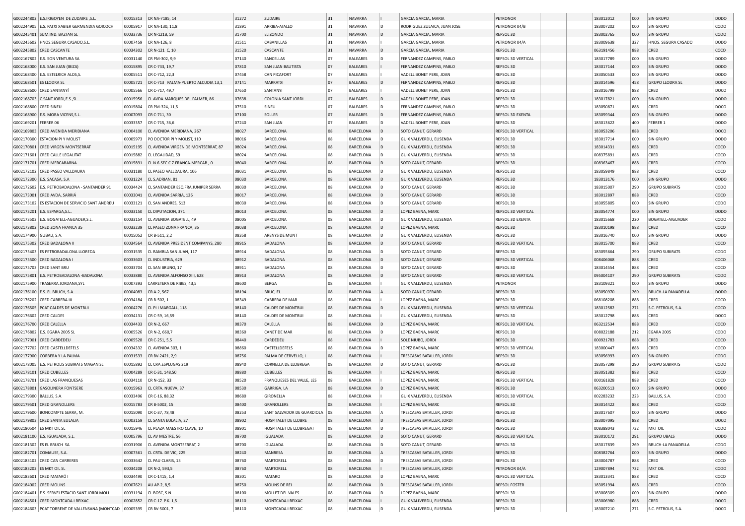| | | | | | | | | | | | | | | | |
|---|---|---|---|---|---|---|---|---|---|---|---|---|---|---|---|
| G002244802 | E.S.IRIGOYEN DE ZUDAIRE ,S.L. | 00015313 | CR NA-7185, 14 | 31272 | ZUDAIRE | 31 | NAVARRA | | GARCIA GARCIA, MARIA | PETRONOR | | 183012012 | 000 | SIN GRUPO | DODO |
| G002244905 | E.S. PATXI XABIER GERMENDIA GOICOCH | 00005917 | CR NA-130, 11,8 | 31891 | ARRIBA-ATALLO | 31 | NAVARRA | D | RODRIGUEZ ZULAICA, JUAN JOSE | PETRONOR 04/B | | 183007202 | 000 | SIN GRUPO | CODO |
| G002245401 | SUM.IND. BAZTAN SL | 00033736 | CR N-121B, 59 | 31700 | ELIZONDO | 31 | NAVARRA | D | GARCIA GARCIA, MARIA | REPSOL 3D | | 183002765 | 000 | SIN GRUPO | CODO |
| G002245602 | HNOS.SEGURA CASADO,S.L. | 00007459 | CR NA-126, 8 | 31511 | CABANILLAS | 31 | NAVARRA | I | GARCIA GARCIA, MARIA | PETRONOR 04/A | | 183009638 | 327 | HNOS. SEGURA CASADO | DODO |
| G002245802 | CRED CASCANTE | 00034302 | CR N-121 C, 10 | 31520 | CASCANTE | 31 | NAVARRA | D | GARCIA GARCIA, MARIA | REPSOL 3D | | 063191456 | 888 | CRED | COCO |
| G002167802 | E.S. SON VENTURA SA | 00031140 | CR PM-302, 9,9 | 07140 | SANCELLAS | 07 | BALEARES | D | FERNANDEZ CAMPINS, PABLO | REPSOL 3D VERTICAL | | 183017789 | 000 | SIN GRUPO | DODO |
| G002168000 | E.S. SAN JUAN (IBIZA) | 00015895 | CR C-733, 19,7 | 07810 | SAN JUAN BAUTISTA | 07 | BALEARES | I | FERNANDEZ CAMPINS, PABLO | REPSOL 3D | | 183017144 | 000 | SIN GRUPO | DODO |
| G002168400 | E.S. ESTELRICH ALOS,S. | 00005511 | CR C-712, 22,3 | 07458 | CAN PICAFORT | 07 | BALEARES | I | VADELL BONET PERE, JOAN | REPSOL 3D | | 183050533 | 000 | SIN GRUPO | DODO |
| G002168501 | ES LLODRA SL | 00005721 | CR C-713 PALMA-PUERTO ALCUDIA 13,1 | 07141 | MARRATXI | 07 | BALEARES | D | FERNANDEZ CAMPINS, PABLO | REPSOL 3D | | 183014596 | 458 | GRUPO LLODRA SL | DODO |
| G002168600 | CRED SANTANYÍ | 00005566 | CR C-717, 49,7 | 07650 | SANTANYI | 07 | BALEARES | I | VADELL BONET PERE, JOAN | REPSOL 3D | | 183016799 | 888 | CRED | DOCO |
| G002168703 | C.SANT.JORDI,E.S.,SL | 00015956 | CL AVDA.MARQUES DEL PALMER, 86 | 07638 | COLONIA SANT JORDI | 07 | BALEARES | D | VADELL BONET PERE, JOAN | REPSOL 3D | | 183017821 | 000 | SIN GRUPO | DODO |
| G002168800 | CRED SINEU | 00015804 | CR PM-324, 11,5 | 07510 | SINEU | 07 | BALEARES | D | FERNANDEZ CAMPINS, PABLO | REPSOL 3D | | 183050871 | 888 | CRED | DOCO |
| G002168900 | E.S. MORA VICENS,S.L. | 00007093 | CR C-711, 30 | 07100 | SOLLER | 07 | BALEARES | D | FERNANDEZ CAMPINS, PABLO | REPSOL 3D EXENTA | | 183059344 | 000 | SIN GRUPO | DODO |
| G002169201 | FEBRER 06 | 00033357 | CR C-715, 36,6 | 07240 | SAN JUAN | 07 | BALEARES | D | VADELL BONET PERE, JOAN | REPSOL 3D | | 183013622 | 400 | FEBRER 1 | DODO |
| G002169803 | CRED AVENIDA MERIDIANA | 00004100 | CL AVENIDA MERIDIANA, 267 | 08027 | BARCELONA | 08 | BARCELONA | D | SOTO CANUT, GERARD | REPSOL 3D VERTICAL | | 183053206 | 888 | CRED | DOCO |
| G002170300 | ESTACION PI Y MOLIST | 00005973 | PO DOCTOR PI Y MOLIST, 110 | 08016 | BARCELONA | 08 | BARCELONA | D | GUIX VALLVERDU, ELISENDA | REPSOL 3D | | 183017714 | 000 | SIN GRUPO | DODO |
| G002170801 | CRED VIRGEN MONTSERRAT | 00015195 | CL AVENIDA VIRGEN DE MONTSERRAT, 87 | 08024 | BARCELONA | 08 | BARCELONA | D | GUIX VALLVERDU, ELISENDA | REPSOL 3D | | 183014331 | 888 | CRED | COCO |
| G002171601 | CRED CALLE LEGALITAT | 00015882 | CL LEGALIDAD, 59 | 08024 | BARCELONA | 08 | BARCELONA | D | GUIX VALLVERDU, ELISENDA | REPSOL 3D | | 008375891 | 888 | CRED | COCO |
| G002171701 | CRED MERCABARNA | 00015891 | CL N.6-SEC.C Z.FRANCA-MERCAB., 0 | 08040 | BARCELONA | 08 | BARCELONA | D | SOTO CANUT, GERARD | REPSOL 3D | | 008363467 | 888 | CRED | COCO |
| G002172102 | CRED PASEO VALLDAURA | 00031180 | CL PASEO VALLDAURA, 106 | 08031 | BARCELONA | 08 | BARCELONA | D | GUIX VALLVERDU, ELISENDA | REPSOL 3D | | 183059849 | 888 | CRED | COCO |
| G002172300 | E.S. SACASA, S.A | 00031224 | CL S.ADRIAN, 81 | 08030 | BARCELONA | 08 | BARCELONA | D | GUIX VALLVERDU, ELISENDA | REPSOL 3D | | 183013176 | 000 | SIN GRUPO | DODO |
| G002172602 | E.S. PETROBADALONA - SANTANDER 91 | 00034424 | CL SANTANDER ESQ FRA JUNIPER SERRA | 08030 | BARCELONA | 08 | BARCELONA | D | SOTO CANUT, GERARD | REPSOL 3D | | 183015007 | 290 | GRUPO SUBIRATS | CODO |
| G002173001 | CRED AVDA. SARRIÁ | 00033041 | CL AVENIDA SARRIA, 126 | 08017 | BARCELONA | 08 | BARCELONA | D | SOTO CANUT, GERARD | REPSOL 3D | | 183012897 | 888 | CRED | COCO |
| G002173102 | ES ESTACION DE SERVICIO SANT ANDREU | 00033121 | CL SAN ANDRES, 513 | 08030 | BARCELONA | 08 | BARCELONA | D | SOTO CANUT, GERARD | REPSOL 3D | | 183055805 | 000 | SIN GRUPO | CODO |
| G002173201 | E.S. ESPARGA,S.L.. | 00033150 | CL DIPUTACION, 371 | 08013 | BARCELONA | 08 | BARCELONA | D | LOPEZ BAENA, MARC | REPSOL 3D VERTICAL | | 183054774 | 000 | SIN GRUPO | DODO |
| G002173503 | E.S. BOGATELL-AGUADER,S.L. | 00033154 | CL AVENIDA BOGATELL, 49 | 08005 | BARCELONA | 08 | BARCELONA | D | GUIX VALLVERDU, ELISENDA | REPSOL 3D EXENTA | | 183015668 | 220 | BOGATELL-AIGUADER | CODO |
| G002173802 | CRED ZONA FRANCA 35 | 00033239 | CL PASEO ZONA FRANCA, 35 | 08038 | BARCELONA | 08 | BARCELONA | D | LOPEZ BAENA, MARC | REPSOL 3D | | 183010198 | 888 | CRED | COCO |
| G002174900 | GUBAU, S.A. | 00015052 | CR B-511, 2,2 | 08358 | ARENYS DE MUNT | 08 | BARCELONA | D | GUIX VALLVERDU, ELISENDA | REPSOL 3D | | 183016740 | 000 | SIN GRUPO | DODO |
| G002175302 | CRED BADALONA II | 00034564 | CL AVENIDA PRESIDENT COMPANYS, 280 | 08915 | BADALONA | 08 | BARCELONA | D | SOTO CANUT, GERARD | REPSOL 3D VERTICAL | | 183015700 | 888 | CRED | COCO |
| G002175403 | ES PETROBADALONA LLOREDA | 00031535 | CL RAMBLA SAN JUAN, 117 | 08914 | BADALONA | 08 | BARCELONA | D | SOTO CANUT, GERARD | REPSOL 3D | | 183055664 | 290 | GRUPO SUBIRATS | CODO |
| G002175500 | CRED BADALONA I | 00033603 | CL INDUSTRIA, 629 | 08912 | BADALONA | 08 | BARCELONA | D | SOTO CANUT, GERARD | REPSOL 3D VERTICAL | | 008406068 | 888 | CRED | COCO |
| G002175703 | CRED SANT BRU | 00033704 | CL SAN BRUNO, 17 | 08911 | BADALONA | 08 | BARCELONA | D | SOTO CANUT, GERARD | REPSOL 3D | | 183014554 | 888 | CRED | COCO |
| G002175801 | E.S. PETROBADALONA -BADALONA | 00033880 | CL AVENIDA ALFONSO XIII, 628 | 08913 | BADALONA | 08 | BARCELONA | D | SOTO CANUT, GERARD | REPSOL 3D VERTICAL | | 095004107 | 290 | GRUPO SUBIRATS | CODO |
| G002175900 | TRASERRA JORDANA,SYL | 00007393 | CARRETERA DE RIBES, 43,5 | 08600 | BERGA | 08 | BARCELONA | I | GUIX VALLVERDU, ELISENDA | PETRONOR | | 183109321 | 000 | SIN GRUPO | DODO |
| G002176100 | E.S. EL BRUCH, S.A. | 00004083 | CR A-2, 567 | 08194 | BRUC, EL | 08 | BARCELONA | A | SOTO CANUT, GERARD | REPSOL 3D | | 183050970 | 269 | BRUCH-LA PANADELLA | DODO |
| G002176202 | CRED CABRERA III | 00034184 | CR B-502, 1 | 08349 | CABRERA DE MAR | 08 | BARCELONA | I | LOPEZ BAENA, MARC | REPSOL 3D | | 068108208 | 888 | CRED | COCO |
| G002176505 | PCAT CALDES DE MONTBUI | 00004276 | CL PI I MARGALL, 118 | 08140 | CALDES DE MONTBUI | 08 | BARCELONA | D | GUIX VALLVERDU, ELISENDA | REPSOL 3D VERTICAL | | 183012582 | 271 | S.C. PETROLIS, S.A. | COCO |
| G002176602 | CRED CALDES | 00034131 | CR C-59, 16,59 | 08140 | CALDES DE MONTBUI | 08 | BARCELONA | I | GUIX VALLVERDU, ELISENDA | REPSOL 3D | | 183012798 | 888 | CRED | DOCO |
| G002176700 | CRED CALELLA | 00034433 | CR N-2, 667 | 08370 | CALELLA | 08 | BARCELONA | D | LOPEZ BAENA, MARC | REPSOL 3D VERTICAL | | 063212534 | 888 | CRED | COCO |
| G002176802 | E.S. EGARA 2005 SL | 00005526 | CR N-2, 660,7 | 08360 | CANET DE MAR | 08 | BARCELONA | D | LOPEZ BAENA, MARC | REPSOL 3D | | 008022188 | 212 | EGARA 2005 | CODO |
| G002177001 | CRED CARDEDEU | 00005528 | CR C-251, 5,5 | 08440 | CARDEDEU | 08 | BARCELONA | I | SOLE NIUBO, JORDI | REPSOL 3D | | 000921783 | 888 | CRED | COCO |
| G002177702 | CRED CASTELLDEFELS | 00034332 | CL AVENIDA 303, 1 | 08860 | CASTELLDEFELS | 08 | BARCELONA | D | LOPEZ BAENA, MARC | REPSOL 3D VERTICAL | | 183000447 | 888 | CRED | COCO |
| G002177900 | CORBERA Y LA PALMA | 00031533 | CR BV-2421, 2,9 | 08756 | PALMA DE CERVELLO, L | 08 | BARCELONA | I | TRESCASAS BATALLER, JORDI | REPSOL 3D | | 183056993 | 000 | SIN GRUPO | CODO |
| G002178005 | E.S. PETROLIS SUBIRATS MAGAN SL | 00015892 | CL CRA.ESPLUGAS 219 | 08940 | CORNELLA DE LLOBREGA | 08 | BARCELONA | D | SOTO CANUT, GERARD | REPSOL 3D | | 183057298 | 290 | GRUPO SUBIRATS | CODO |
| G002178101 | CRED CUBELLES | 00004289 | CR C-31, 148,50 | 08880 | CUBELLES | 08 | BARCELONA | I | LOPEZ BAENA, MARC | REPSOL 3D | | 183051382 | 888 | CRED | COCO |
| G002178701 | CRED LAS FRANQUESAS | 00034110 | CR N-152, 33 | 08520 | FRANQUESES DEL VALLE, LES | 08 | BARCELONA | I | LOPEZ BAENA, MARC | REPSOL 3D VERTICAL | | 000161828 | 888 | CRED | COCO |
| G002178801 | GASOLINERA FONTSERE | 00015963 | CL CRTA. NUEVA, 37 | 08530 | GARRIGA, LA | 08 | BARCELONA | D | LOPEZ BAENA, MARC | REPSOL 3D | | 063200513 | 000 | SIN GRUPO | DODO |
| G002179300 | BALLUS, S.A. | 00033496 | CR C-16, 88,32 | 08680 | GIRONELLA | 08 | BARCELONA | I | GUIX VALLVERDU, ELISENDA | REPSOL 3D VERTICAL | | 002283232 | 223 | BALLUS, S.A. | CODO |
| G002179501 | CRED GRANOLLERS | 00015783 | CR B-5002, 15 | 08400 | GRANOLLERS | 08 | BARCELONA | I | LOPEZ BAENA, MARC | REPSOL 3D | | 183014422 | 888 | CRED | COCO |
| G002179600 | BONCOMPTE SERRA, M. | 00015090 | CR C-37, 78,48 | 08253 | SANT SALVADOR DE GUARDIOLA | 08 | BARCELONA | A | TRESCASAS BATALLER, JORDI | REPSOL 3D | | 183017607 | 000 | SIN GRUPO | DODO |
| G002179803 | CRED SANTA EULALIA | 00003159 | CL SANTA EULALIA, 27 | 08902 | HOSPITALET DE LLOBRE | 08 | BARCELONA | D | TRESCASAS BATALLER, JORDI | REPSOL 3D | | 183007095 | 888 | CRED | DOCO |
| G002180504 | ES MKT OIL SL | 00015946 | CL PLAZA MAESTRO CLAVE, 10 | 08901 | HOSPITALET DE LLOBREGAT | 08 | BARCELONA | D | TRESCASAS BATALLER, JORDI | REPSOL 3D | | 008388043 | 732 | MKT OIL | CODO |
| G002181100 | E.S. IGUALADA, S.L. | 00005796 | CL AV MESTRE, 56 | 08700 | IGUALADA | 08 | BARCELONA | D | SOTO CANUT, GERARD | REPSOL 3D VERTICAL | | 183010172 | 291 | GRUPO UBALS | DODO |
| G002181302 | ES EL BRUCH SA | 00031906 | CL AVENIDA MONTSERRAT, 2 | 08700 | IGUALADA | 08 | BARCELONA | D | SOTO CANUT, GERARD | REPSOL 3D | | 183017839 | 269 | BRUCH-LA PANADELLA | CODO |
| G002182701 | COMAUSE, S.A. | 00007361 | CL CRTA. DE VIC, 225 | 08240 | MANRESA | 08 | BARCELONA | A | TRESCASAS BATALLER, JORDI | REPSOL 3D | | 008382764 | 000 | SIN GRUPO | DODO |
| G002183102 | CRED CAN CARRERES | 00033642 | CL PAU CLARIS, 13 | 08760 | MARTORELL | 08 | BARCELONA | D | TRESCASAS BATALLER, JORDI | REPSOL 3D | | 183004787 | 888 | CRED | COCO |
| G002183202 | ES MKT OIL SL | 00034208 | CR N-2, 593,5 | 08760 | MARTORELL | 08 | BARCELONA | I | TRESCASAS BATALLER, JORDI | PETRONOR 04/A | | 129007894 | 732 | MKT OIL | CODO |
| G002183601 | CRED MATARÓ I | 00034490 | CR C-1415, 1,4 | 08301 | MATARO | 08 | BARCELONA | D | LOPEZ BAENA, MARC | REPSOL 3D VERTICAL | | 183013341 | 888 | CRED | COCO |
| G002184002 | CRED MOLINS | 00007621 | AU AP-2, 8,5 | 08750 | MOLINS DE REI | 08 | BARCELONA | D | TRESCASAS BATALLER, JORDI | REPSOL FOSTER | | 183051994 | 888 | CRED | COCO |
| G002184401 | E.S. SERVEI ESTACIO SANT JORDI MOLL | 00031194 | CL BOSC, S.N. | 08100 | MOLLET DEL VALLES | 08 | BARCELONA | D | LOPEZ BAENA, MARC | REPSOL 3D | | 183008309 | 000 | SIN GRUPO | DODO |
| G002184501 | CRED MONTCADA I REIXAC | 00002852 | CR C-17 P.K. 1,5 | 08110 | MONTCADA I REIXAC | 08 | BARCELONA | I | GUIX VALLVERDU, ELISENDA | REPSOL 3D | | 183006980 | 888 | CRED | DOCO |
| G002184603 | PCAT TORRENT DE VALLENSANA (MONTCAD | 00005395 | CR BV-5001, 7 | 08110 | MONTCADA I REIXAC | 08 | BARCELONA | D | GUIX VALLVERDU, ELISENDA | REPSOL 3D | | 183007210 | 271 | S.C. PETROLIS, S.A. | DOCO |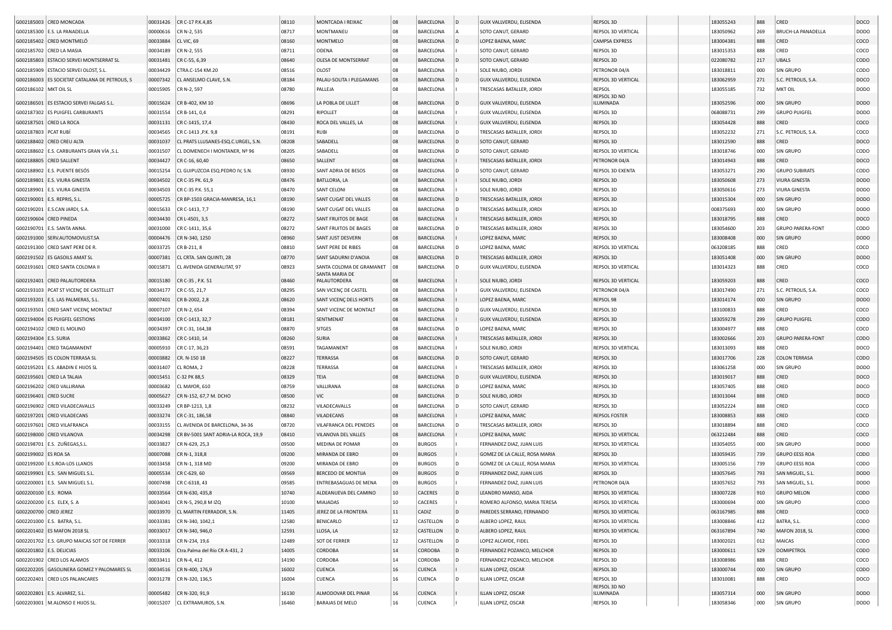| | | | | | | | | | | | | | | | | |
|---|---|---|---|---|---|---|---|---|---|---|---|---|---|---|---|---|
| G002185003 | CRED MONCADA | 00031426 | CR C-17 P.K.4,85 | 08110 | MONTCADA I REIXAC | 08 | BARCELONA | D | GUIX VALLVERDU, ELISENDA | REPSOL 3D | | | 183055243 | 888 | CRED | DOCO |
| G002185300 | E.S. LA PANADELLA | 00000616 | CR N-2, 535 | 08717 | MONTMANEU | 08 | BARCELONA | A | SOTO CANUT, GERARD | REPSOL 3D VERTICAL | | | 183050962 | 269 | BRUCH-LA PANADELLA | DODO |
| G002185402 | CRED MONTMELÓ | 00033884 | CL VIC, 69 | 08160 | MONTMELO | 08 | BARCELONA | D | LOPEZ BAENA, MARC | CAMPSA EXPRESS | | | 183004381 | 888 | CRED | COCO |
| G002185702 | CRED LA MASIA | 00034189 | CR N-2, 555 | 08711 | ODENA | 08 | BARCELONA | I | SOTO CANUT, GERARD | REPSOL 3D | | | 183015353 | 888 | CRED | COCO |
| G002185803 | ESTACIO SERVEI MONTSERRAT SL | 00031481 | CR C-55, 6,39 | 08640 | OLESA DE MONTSERRAT | 08 | BARCELONA | D | SOTO CANUT, GERARD | REPSOL 3D | | | 022080782 | 217 | UBALS | CODO |
| G002185909 | ESTACIO SERVEI OLOST, S.L. | 00034429 | CTRA.C-154 KM.20 | 08516 | OLOST | 08 | BARCELONA | I | SOLE NIUBO, JORDI | PETRONOR 04/A | | | 183018811 | 000 | SIN GRUPO | CODO |
| G002186003 | ES SOCIETAT CATALANA DE PETROLIS, S | 00007342 | CL ANSELMO CLAVE, S.N. | 08184 | PALAU-SOLITA I PLEGAMANS | 08 | BARCELONA | D | GUIX VALLVERDU, ELISENDA | REPSOL 3D VERTICAL | | | 183062959 | 271 | S.C. PETROLIS, S.A. | DOCO |
| G002186102 | MKT OIL SL | 00015905 | CR N-2, 597 | 08780 | PALLEJA | 08 | BARCELONA | I | TRESCASAS BATALLER, JORDI | REPSOL | | | 183055185 | 732 | MKT OIL | DODO |
| G002186501 | ES ESTACIO SERVEI FALGAS S.L. | 00015624 | CR B-402, KM 10 | 08696 | LA POBLA DE LILLET | 08 | BARCELONA | D | GUIX VALLVERDU, ELISENDA | REPSOL 3D NO ILUMINADA | | | 183052596 | 000 | SIN GRUPO | DODO |
| G002187302 | ES PUIGFEL CARBURANTS | 00031554 | CR B-141, 0,4 | 08291 | RIPOLLET | 08 | BARCELONA | I | GUIX VALLVERDU, ELISENDA | REPSOL 3D | | | 068088731 | 299 | GRUPO PUIGFEL | DODO |
| G002187501 | CRED LA ROCA | 00031131 | CR C-1415, 17,4 | 08430 | ROCA DEL VALLES, LA | 08 | BARCELONA | I | GUIX VALLVERDU, ELISENDA | REPSOL 3D | | | 183054428 | 888 | CRED | COCO |
| G002187803 | PCAT RUBÍ | 00034565 | CR C-1413 ,P.K. 9,8 | 08191 | RUBI | 08 | BARCELONA | D | TRESCASAS BATALLER, JORDI | REPSOL 3D | | | 183052232 | 271 | S.C. PETROLIS, S.A. | COCO |
| G002188402 | CRED CREU ALTA | 00031037 | CL PRATS LLUSANES-ESQ.C.URGEL, S.N. | 08208 | SABADELL | 08 | BARCELONA | D | SOTO CANUT, GERARD | REPSOL 3D | | | 183012590 | 888 | CRED | DOCO |
| G002188602 | E.S. CARBURANTS GRAN VÍA ,S.L. | 00031507 | CL DOMENECH I MONTANER, Nº 96 | 08205 | SABADELL | 08 | BARCELONA | D | SOTO CANUT, GERARD | REPSOL 3D VERTICAL | | | 183018746 | 000 | SIN GRUPO | CODO |
| G002188805 | CRED SALLENT | 00034427 | CR C-16, 60,40 | 08650 | SALLENT | 08 | BARCELONA | I | TRESCASAS BATALLER, JORDI | PETRONOR 04/A | | | 183014943 | 888 | CRED | DOCO |
| G002188902 | E.S. PUENTE BESÓS | 00015254 | CL GUIPUZCOA ESQ.PEDRO IV, S.N. | 08930 | SANT ADRIA DE BESOS | 08 | BARCELONA | D | SOTO CANUT, GERARD | REPSOL 3D EXENTA | | | 183053271 | 290 | GRUPO SUBIRATS | CODO |
| G002189801 | E.S. VIURA GINESTA | 00034502 | CR C-35 PK. 61,9 | 08476 | BATLLORIA, LA | 08 | BARCELONA | I | SOLE NIUBO, JORDI | REPSOL 3D | | | 183050608 | 273 | VIURA GINESTA | DODO |
| G002189901 | E.S. VIURA GINESTA | 00034503 | CR C-35 P.K. 55,1 | 08470 | SANT CELONI | 08 | BARCELONA | I | SOLE NIUBO, JORDI | REPSOL 3D | | | 183050616 | 273 | VIURA GINESTA | DODO |
| G002190001 | E.S. REPRIS, S.L. | 00005725 | CR BP-1503 GRACIA-MANRESA, 16,1 | 08190 | SANT CUGAT DEL VALLES | 08 | BARCELONA | D | TRESCASAS BATALLER, JORDI | REPSOL 3D | | | 183015304 | 000 | SIN GRUPO | DODO |
| G002190201 | E.S.CAN JARDI, S.A. | 00015633 | CR C-1413, 7,7 | 08190 | SANT CUGAT DEL VALLES | 08 | BARCELONA | D | TRESCASAS BATALLER, JORDI | REPSOL 3D | | | 008375693 | 000 | SIN GRUPO | DODO |
| G002190604 | CRED PINEDA | 00034430 | CR L-4501, 3,5 | 08272 | SANT FRUITOS DE BAGE | 08 | BARCELONA | I | TRESCASAS BATALLER, JORDI | REPSOL 3D | | | 183018795 | 888 | CRED | DOCO |
| G002190701 | E.S. SANTA ANNA. | 00031000 | CR C-1411, 35,6 | 08272 | SANT FRUITOS DE BAGES | 08 | BARCELONA | D | TRESCASAS BATALLER, JORDI | REPSOL 3D | | | 183054600 | 203 | GRUPO PARERA-FONT | CODO |
| G002191000 | SERV.AUTOMOVILIST.SA | 00004476 | CR N-340, 1250 | 08960 | SANT JUST DESVERN | 08 | BARCELONA | I | LOPEZ BAENA, MARC | REPSOL 3D | | | 183008408 | 000 | SIN GRUPO | DODO |
| G002191300 | CRED SANT PERE DE R. | 00033725 | CR B-211, 8 | 08810 | SANT PERE DE RIBES | 08 | BARCELONA | D | LOPEZ BAENA, MARC | REPSOL 3D VERTICAL | | | 063208185 | 888 | CRED | COCO |
| G002191502 | ES GASOILS AMAT SL | 00007381 | CL CRTA. SAN QUINTI, 28 | 08770 | SANT SADURNI D'ANOIA | 08 | BARCELONA | D | TRESCASAS BATALLER, JORDI | REPSOL 3D | | | 183051408 | 000 | SIN GRUPO | DODO |
| G002191601 | CRED SANTA COLOMA II | 00015871 | CL AVENIDA GENERALITAT, 97 | 08923 | SANTA COLOMA DE GRAMANET | 08 | BARCELONA | D | GUIX VALLVERDU, ELISENDA | REPSOL 3D VERTICAL | | | 183014323 | 888 | CRED | COCO |
| G002192401 | CRED PALAUTORDERA | 00015180 | CR C-35 , P.K. 51 | 08460 | SANTA MARIA DE PALAUTORDERA | 08 | BARCELONA | I | SOLE NIUBO, JORDI | REPSOL 3D VERTICAL | | | 183059203 | 888 | CRED | COCO |
| G002193103 | PCAT ST VICENÇ DE CASTELLET | 00034177 | CR C-55, 21,7 | 08295 | SAN VICENÇ DE CASTEL | 08 | BARCELONA | I | GUIX VALLVERDU, ELISENDA | PETRONOR 04/A | | | 183017490 | 271 | S.C. PETROLIS, S.A. | COCO |
| G002193201 | E.S. LAS PALMERAS, S.L. | 00007401 | CR B-2002, 2,8 | 08620 | SANT VICENÇ DELS HORTS | 08 | BARCELONA | I | LOPEZ BAENA, MARC | REPSOL 98 | | | 183014174 | 000 | SIN GRUPO | DODO |
| G002193501 | CRED SANT VICENÇ MONTALT | 00007107 | CR N-2, 654 | 08394 | SANT VICENC DE MONTALT | 08 | BARCELONA | D | GUIX VALLVERDU, ELISENDA | REPSOL 3D | | | 183100833 | 888 | CRED | COCO |
| G002194004 | ES PUIGFEL GESTIONS | 00034100 | CR C-1413, 32,7 | 08181 | SENTMENAT | 08 | BARCELONA | I | GUIX VALLVERDU, ELISENDA | REPSOL 3D | | | 183059278 | 299 | GRUPO PUIGFEL | CODO |
| G002194102 | CRED EL MOLINO | 00034397 | CR C-31, 164,38 | 08870 | SITGES | 08 | BARCELONA | D | LOPEZ BAENA, MARC | REPSOL 3D | | | 183004977 | 888 | CRED | COCO |
| G002194304 | E.S. SURIA | 00033862 | CR C-1410, 14 | 08260 | SURIA | 08 | BARCELONA | I | TRESCASAS BATALLER, JORDI | REPSOL 3D | | | 183002666 | 203 | GRUPO PARERA-FONT | CODO |
| G002194401 | CRED TAGAMANENT | 00005910 | CR C-17, 36,23 | 08591 | TAGAMANENT | 08 | BARCELONA | I | SOLE NIUBO, JORDI | REPSOL 3D VERTICAL | | | 183013093 | 888 | CRED | COCO |
| G002194505 | ES COLON TERRASA SL | 00003882 | CR. N-150 18 | 08227 | TERRASSA | 08 | BARCELONA | D | SOTO CANUT, GERARD | REPSOL 3D | | | 183017706 | 228 | COLON TERRASA | CODO |
| G002195201 | E.S. ABADIN E HIJOS SL | 00031407 | CL ROMA, 2 | 08228 | TERRASSA | 08 | BARCELONA | I | TRESCASAS BATALLER, JORDI | REPSOL 3D | | | 183061258 | 000 | SIN GRUPO | DODO |
| G002195601 | CRED LA TALAIA | 00015451 | C-32 PK 88,5 | 08329 | TEIA | 08 | BARCELONA | D | GUIX VALLVERDU, ELISENDA | REPSOL 3D | | | 183019017 | 888 | CRED | DOCO |
| G002196202 | CRED VALLIRANA | 00003682 | CL MAYOR, 610 | 08759 | VALLIRANA | 08 | BARCELONA | D | LOPEZ BAENA, MARC | REPSOL 3D | | | 183057405 | 888 | CRED | DOCO |
| G002196401 | CRED SUCRE | 00005627 | CR N-152, 67,7 M. DCHO | 08500 | VIC | 08 | BARCELONA | D | SOLE NIUBO, JORDI | REPSOL 3D | | | 183013044 | 888 | CRED | DOCO |
| G002196902 | CRED VILADECAVALLS | 00033249 | CR BP-1213, 1,8 | 08232 | VILADECAVALLS | 08 | BARCELONA | D | SOTO CANUT, GERARD | REPSOL 3D | | | 183052224 | 888 | CRED | COCO |
| G002197201 | CRED VILADECANS | 00033274 | CR C-31, 186,58 | 08840 | VILADECANS | 08 | BARCELONA | I | LOPEZ BAENA, MARC | REPSOL FOSTER | | | 183008853 | 888 | CRED | COCO |
| G002197601 | CRED VILAFRANCA | 00033155 | CL AVENIDA DE BARCELONA, 34-36 | 08720 | VILAFRANCA DEL PENEDES | 08 | BARCELONA | D | TRESCASAS BATALLER, JORDI | REPSOL 3D | | | 183018894 | 888 | CRED | COCO |
| G002198000 | CRED VILANOVA | 00034298 | CR BV-5001 SANT ADRIA-LA ROCA, 19,9 | 08410 | VILANOVA DEL VALLES | 08 | BARCELONA | I | LOPEZ BAENA, MARC | REPSOL 3D VERTICAL | | | 063212484 | 888 | CRED | COCO |
| G002198701 | E.S. ZUÑEGAS,S.L. | 00033827 | CR N-629, 25,3 | 09500 | MEDINA DE POMAR | 09 | BURGOS | I | FERNANDEZ DIAZ, JUAN LUIS | REPSOL 3D VERTICAL | | | 183054055 | 000 | SIN GRUPO | DODO |
| G002199002 | ES ROA SA | 00007088 | CR N-1, 318,8 | 09200 | MIRANDA DE EBRO | 09 | BURGOS | I | GOMEZ DE LA CALLE, ROSA MARIA | REPSOL 3D | | | 183059435 | 739 | GRUPO EESS ROA | CODO |
| G002199200 | E.S.ROA-LOS LLANOS | 00033458 | CR N-1, 318 MD | 09200 | MIRANDA DE EBRO | 09 | BURGOS | D | GOMEZ DE LA CALLE, ROSA MARIA | REPSOL 3D VERTICAL | | | 183005156 | 739 | GRUPO EESS ROA | CODO |
| G002199901 | E.S. SAN MIGUEL S.L. | 00005534 | CR C-629, 60 | 09569 | BERCEDO DE MONTIJA | 09 | BURGOS | D | FERNANDEZ DIAZ, JUAN LUIS | REPSOL 3D | | | 183057645 | 793 | SAN MIGUEL, S.L. | DODO |
| G002200001 | E.S. SAN MIGUEL S.L. | 00007498 | CR C-6318, 43 | 09585 | ENTREBASAGUAS DE MENA | 09 | BURGOS | I | FERNANDEZ DIAZ, JUAN LUIS | PETRONOR 04/A | | | 183057652 | 793 | SAN MIGUEL, S.L. | DODO |
| G002200100 | E.S. ROMA | 00033564 | CR N-630, 435,8 | 10740 | ALDEANUEVA DEL CAMINO | 10 | CACERES | D | LEANDRO MANSO, AIDA | REPSOL 3D VERTICAL | | | 183007228 | 910 | GRUPO MELON | CODO |
| G002200200 | E.S. ELEX, S. A | 00034041 | CR N-5, 290,8 M IZQ | 10100 | MIAJADAS | 10 | CACERES | I | ROMERO ALFONSO, MARIA TERESA | REPSOL 3D VERTICAL | | | 183000694 | 000 | SIN GRUPO | CODO |
| G002200700 | CRED JEREZ | 00033970 | CL MARTIN FERRADOR, S.N. | 11405 | JEREZ DE LA FRONTERA | 11 | CADIZ | D | PAREDES SERRANO, FERNANDO | REPSOL 3D VERTICAL | | | 063167985 | 888 | CRED | COCO |
| G002201000 | E.S. BATRA, S.L. | 00033381 | CR N-340, 1042,1 | 12580 | BENICARLO | 12 | CASTELLON | D | ALBERO LOPEZ, RAUL | REPSOL 3D VERTICAL | | | 183008846 | 412 | BATRA, S.L. | CODO |
| G002201402 | ES MAFON 2018 SL | 00033017 | CR N-340, 946,0 | 12591 | LLOSA, LA | 12 | CASTELLON | D | ALBERO LOPEZ, RAUL | REPSOL 3D VERTICAL | | | 063167894 | 740 | MAFON 2018, SL | CODO |
| G002201702 | E.S. GRUPO MAICAS SOT DE FERRER | 00033318 | CR N-234, 19,6 | 12489 | SOT DE FERRER | 12 | CASTELLON | D | LOPEZ ALCAYDE, FIDEL | REPSOL 3D | | | 183002021 | 012 | MAICAS | CODO |
| G002201802 | E.S. DELICIAS | 00033106 | Ctra.Palma del Río CR A-431, 2 | 14005 | CORDOBA | 14 | CORDOBA | D | FERNANDEZ POZANCO, MELCHOR | REPSOL 3D | | | 183000611 | 529 | DOMIPETROL | CODO |
| G002201902 | CRED LOS ALAMOS | 00033411 | CR N-4, 412 | 14190 | CORDOBA | 14 | CORDOBA | D | FERNANDEZ POZANCO, MELCHOR | REPSOL 3D | | | 183008986 | 888 | CRED | COCO |
| G002202205 | GASOLINERA GOMEZ Y PALOMARES SL | 00034516 | CR N-400, 176,9 | 16002 | CUENCA | 16 | CUENCA | I | ILLAN LOPEZ, OSCAR | REPSOL 3D | | | 183000744 | 000 | SIN GRUPO | CODO |
| G002202401 | CRED LOS PALANCARES | 00031278 | CR N-320, 136,5 | 16004 | CUENCA | 16 | CUENCA | D | ILLAN LOPEZ, OSCAR | REPSOL 3D | | | 183010081 | 888 | CRED | DOCO |
| G002202801 | E.S. ALVAREZ, S.L. | 00005482 | CR N-320, 91,9 | 16130 | ALMODOVAR DEL PINAR | 16 | CUENCA | I | ILLAN LOPEZ, OSCAR | REPSOL 3D NO ILUMINADA | | | 183057314 | 000 | SIN GRUPO | DODO |
| G002203001 | M.ALONSO E HIJOS SL. | 00015207 | CL EXTRAMUROS, S.N. | 16460 | BARAJAS DE MELO | 16 | CUENCA | I | ILLAN LOPEZ, OSCAR | REPSOL 3D | | | 183058346 | 000 | SIN GRUPO | DODO |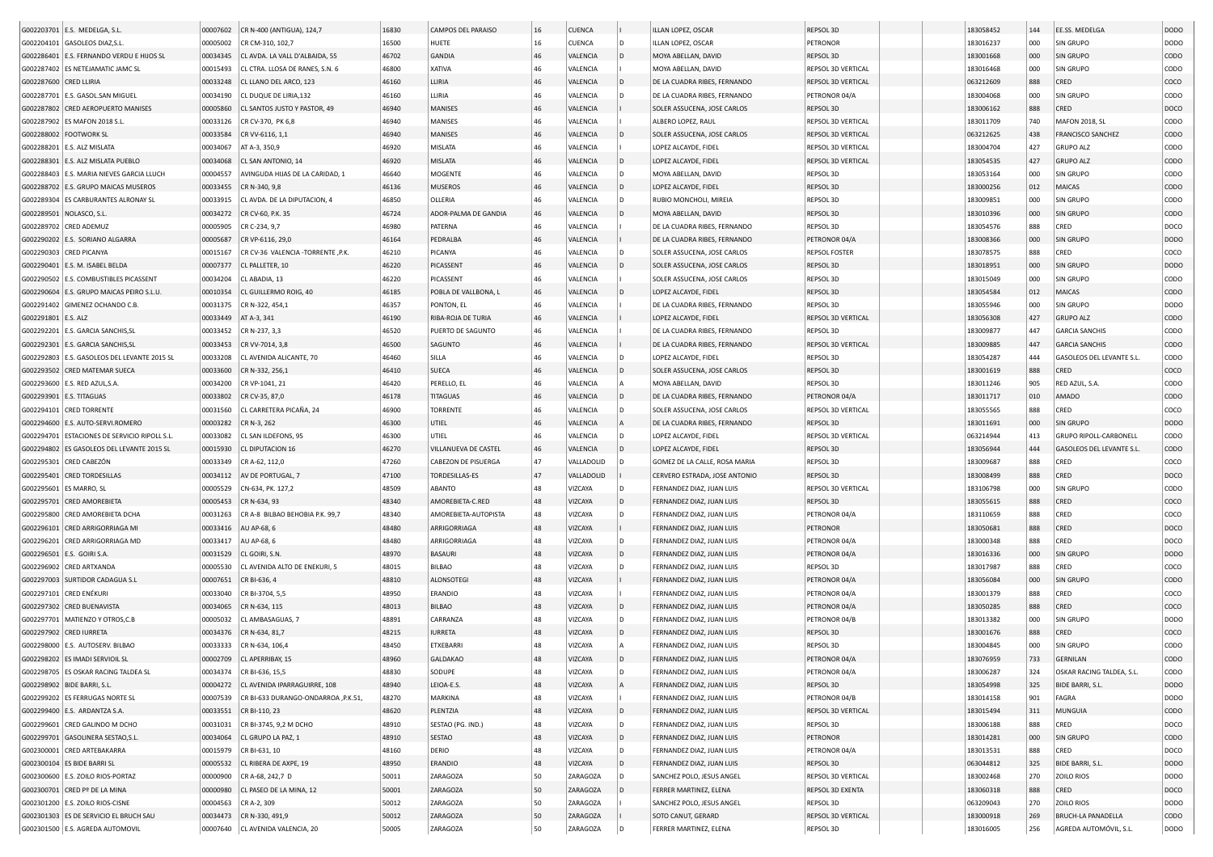| | | | | | | | | | | | | | | | |
|---|---|---|---|---|---|---|---|---|---|---|---|---|---|---|---|
| G002203701 | E.S. MEDELGA, S.L. | 00007602 | CR N-400 (ANTIGUA), 124,7 | 16830 | CAMPOS DEL PARAISO | 16 | CUENCA | | ILLAN LOPEZ, OSCAR | REPSOL 3D | | | 183058452 | 144 | EE.SS. MEDELGA | DODO |
| G002204101 | GASOLEOS DIAZ,S.L. | 00005002 | CR CM-310, 102,7 | 16500 | HUETE | 16 | CUENCA | D | ILLAN LOPEZ, OSCAR | PETRONOR | | | 183016237 | 000 | SIN GRUPO | DODO |
| G002286401 | E.S. FERNANDO VERDU E HIJOS SL | 00034345 | CL AVDA. LA VALL D'ALBAIDA, 55 | 46702 | GANDIA | 46 | VALENCIA | D | MOYA ABELLAN, DAVID | REPSOL 3D | | | 183001668 | 000 | SIN GRUPO | CODO |
| G002287402 | ES NETEJAMATIC JAMC SL | 00015493 | CL CTRA. LLOSA DE RANES, S.N. 6 | 46800 | XATIVA | 46 | VALENCIA | I | MOYA ABELLAN, DAVID | REPSOL 3D VERTICAL | | | 183016468 | 000 | SIN GRUPO | CODO |
| G002287600 | CRED LLIRIA | 00033248 | CL LLANO DEL ARCO, 123 | 46160 | LLIRIA | 46 | VALENCIA | D | DE LA CUADRA RIBES, FERNANDO | REPSOL 3D VERTICAL | | | 063212609 | 888 | CRED | COCO |
| G002287701 | E.S. GASOL.SAN MIGUEL | 00034190 | CL DUQUE DE LIRIA,132 | 46160 | LLIRIA | 46 | VALENCIA | D | DE LA CUADRA RIBES, FERNANDO | PETRONOR 04/A | | | 183004068 | 000 | SIN GRUPO | CODO |
| G002287802 | CRED AEROPUERTO MANISES | 00005860 | CL SANTOS JUSTO Y PASTOR, 49 | 46940 | MANISES | 46 | VALENCIA | I | SOLER ASSUCENA, JOSE CARLOS | REPSOL 3D | | | 183006162 | 888 | CRED | DOCO |
| G002287902 | ES MAFON 2018 S.L. | 00033126 | CR CV-370, PK 6,8 | 46940 | MANISES | 46 | VALENCIA | I | ALBERO LOPEZ, RAUL | REPSOL 3D VERTICAL | | | 183011709 | 740 | MAFON 2018, SL | CODO |
| G002288002 | FOOTWORK SL | 00033584 | CR VV-6116, 1,1 | 46940 | MANISES | 46 | VALENCIA | D | SOLER ASSUCENA, JOSE CARLOS | REPSOL 3D VERTICAL | | | 063212625 | 438 | FRANCISCO SANCHEZ | CODO |
| G002288201 | E.S. ALZ MISLATA | 00034067 | AT A-3, 350,9 | 46920 | MISLATA | 46 | VALENCIA | I | LOPEZ ALCAYDE, FIDEL | REPSOL 3D VERTICAL | | | 183004704 | 427 | GRUPO ALZ | CODO |
| G002288301 | E.S. ALZ MISLATA PUEBLO | 00034068 | CL SAN ANTONIO, 14 | 46920 | MISLATA | 46 | VALENCIA | D | LOPEZ ALCAYDE, FIDEL | REPSOL 3D VERTICAL | | | 183054535 | 427 | GRUPO ALZ | CODO |
| G002288403 | E.S. MARIA NIEVES GARCIA LLUCH | 00004557 | AVINGUDA HIJAS DE LA CARIDAD, 1 | 46640 | MOGENTE | 46 | VALENCIA | D | MOYA ABELLAN, DAVID | REPSOL 3D | | | 183053164 | 000 | SIN GRUPO | CODO |
| G002288702 | E.S. GRUPO MAICAS MUSEROS | 00033455 | CR N-340, 9,8 | 46136 | MUSEROS | 46 | VALENCIA | D | LOPEZ ALCAYDE, FIDEL | REPSOL 3D | | | 183000256 | 012 | MAICAS | CODO |
| G002289304 | ES CARBURANTES ALRONAY SL | 00033915 | CL AVDA. DE LA DIPUTACION, 4 | 46850 | OLLERIA | 46 | VALENCIA | D | RUBIO MONCHOLI, MIREIA | REPSOL 3D | | | 183009851 | 000 | SIN GRUPO | CODO |
| G002289501 | NOLASCO, S.L. | 00034272 | CR CV-60, P.K. 35 | 46724 | ADOR-PALMA DE GANDIA | 46 | VALENCIA | D | MOYA ABELLAN, DAVID | REPSOL 3D | | | 183010396 | 000 | SIN GRUPO | CODO |
| G002289702 | CRED ADEMUZ | 00005905 | CR C-234, 9,7 | 46980 | PATERNA | 46 | VALENCIA | I | DE LA CUADRA RIBES, FERNANDO | REPSOL 3D | | | 183054576 | 888 | CRED | DOCO |
| G002290202 | E.S. SORIANO ALGARRA | 00005687 | CR VP-6116, 29,0 | 46164 | PEDRALBA | 46 | VALENCIA | I | DE LA CUADRA RIBES, FERNANDO | PETRONOR 04/A | | | 183008366 | 000 | SIN GRUPO | DODO |
| G002290303 | CRED PICANYA | 00015167 | CR CV-36 VALENCIA -TORRENTE ,P.K. | 46210 | PICANYA | 46 | VALENCIA | D | SOLER ASSUCENA, JOSE CARLOS | REPSOL FOSTER | | | 183078575 | 888 | CRED | COCO |
| G002290401 | E.S. M. ISABEL BELDA | 00007377 | CL PALLETER, 10 | 46220 | PICASSENT | 46 | VALENCIA | D | SOLER ASSUCENA, JOSE CARLOS | REPSOL 3D | | | 183018951 | 000 | SIN GRUPO | DODO |
| G002290502 | E.S. COMBUSTIBLES PICASSENT | 00034204 | CL ABADIA, 13 | 46220 | PICASSENT | 46 | VALENCIA | I | SOLER ASSUCENA, JOSE CARLOS | REPSOL 3D | | | 183015049 | 000 | SIN GRUPO | CODO |
| G002290604 | E.S. GRUPO MAICAS PEIRO S.L.U. | 00010354 | CL GUILLERMO ROIG, 40 | 46185 | POBLA DE VALLBONA, L | 46 | VALENCIA | D | LOPEZ ALCAYDE, FIDEL | REPSOL 3D | | | 183054584 | 012 | MAICAS | CODO |
| G002291402 | GIMENEZ OCHANDO C.B. | 00031375 | CR N-322, 454,1 | 46357 | PONTON, EL | 46 | VALENCIA | I | DE LA CUADRA RIBES, FERNANDO | REPSOL 3D | | | 183055946 | 000 | SIN GRUPO | DODO |
| G002291801 | E.S. ALZ | 00033449 | AT A-3, 341 | 46190 | RIBA-ROJA DE TURIA | 46 | VALENCIA | I | LOPEZ ALCAYDE, FIDEL | REPSOL 3D VERTICAL | | | 183056308 | 427 | GRUPO ALZ | CODO |
| G002292201 | E.S. GARCIA SANCHIS,SL | 00033452 | CR N-237, 3,3 | 46520 | PUERTO DE SAGUNTO | 46 | VALENCIA | I | DE LA CUADRA RIBES, FERNANDO | REPSOL 3D | | | 183009877 | 447 | GARCIA SANCHIS | CODO |
| G002292301 | E.S. GARCIA SANCHIS,SL | 00033453 | CR VV-7014, 3,8 | 46500 | SAGUNTO | 46 | VALENCIA | I | DE LA CUADRA RIBES, FERNANDO | REPSOL 3D VERTICAL | | | 183009885 | 447 | GARCIA SANCHIS | CODO |
| G002292803 | E.S. GASOLEOS DEL LEVANTE 2015 SL | 00033208 | CL AVENIDA ALICANTE, 70 | 46460 | SILLA | 46 | VALENCIA | D | LOPEZ ALCAYDE, FIDEL | REPSOL 3D | | | 183054287 | 444 | GASOLEOS DEL LEVANTE S.L. | CODO |
| G002293502 | CRED MATEMAR SUECA | 00033600 | CR N-332, 256,1 | 46410 | SUECA | 46 | VALENCIA | D | SOLER ASSUCENA, JOSE CARLOS | REPSOL 3D | | | 183001619 | 888 | CRED | COCO |
| G002293600 | E.S. RED AZUL,S.A. | 00034200 | CR VP-1041, 21 | 46420 | PERELLO, EL | 46 | VALENCIA | A | MOYA ABELLAN, DAVID | REPSOL 3D | | | 183011246 | 905 | RED AZUL, S.A. | CODO |
| G002293901 | E.S. TITAGUAS | 00033802 | CR CV-35, 87,0 | 46178 | TITAGUAS | 46 | VALENCIA | D | DE LA CUADRA RIBES, FERNANDO | PETRONOR 04/A | | | 183011717 | 010 | AMADO | CODO |
| G002294101 | CRED TORRENTE | 00031560 | CL CARRETERA PICAÑA, 24 | 46900 | TORRENTE | 46 | VALENCIA | D | SOLER ASSUCENA, JOSE CARLOS | REPSOL 3D VERTICAL | | | 183055565 | 888 | CRED | COCO |
| G002294600 | E.S. AUTO-SERVI.ROMERO | 00003282 | CR N-3, 262 | 46300 | UTIEL | 46 | VALENCIA | A | DE LA CUADRA RIBES, FERNANDO | REPSOL 3D | | | 183011691 | 000 | SIN GRUPO | DODO |
| G002294701 | ESTACIONES DE SERVICIO RIPOLL S.L. | 00033082 | CL SAN ILDEFONS, 95 | 46300 | UTIEL | 46 | VALENCIA | D | LOPEZ ALCAYDE, FIDEL | REPSOL 3D VERTICAL | | | 063214944 | 413 | GRUPO RIPOLL-CARBONELL | CODO |
| G002294802 | ES GASOLEOS DEL LEVANTE 2015 SL | 00015930 | CL DIPUTACION 16 | 46270 | VILLANUEVA DE CASTEL | 46 | VALENCIA | D | LOPEZ ALCAYDE, FIDEL | REPSOL 3D | | | 183056944 | 444 | GASOLEOS DEL LEVANTE S.L. | CODO |
| G002295301 | CRED CABEZÓN | 00033349 | CR A-62, 112,0 | 47260 | CABEZON DE PISUERGA | 47 | VALLADOLID | D | GOMEZ DE LA CALLE, ROSA MARIA | REPSOL 3D | | | 183009687 | 888 | CRED | COCO |
| G002295401 | CRED TORDESILLAS | 00034112 | AV DE PORTUGAL, 7 | 47100 | TORDESILLAS-ES | 47 | VALLADOLID | I | CERVERO ESTRADA, JOSE ANTONIO | REPSOL 3D | | | 183008499 | 888 | CRED | DOCO |
| G002295601 | ES MARRO, SL | 00005529 | CN-634, PK. 127,2 | 48509 | ABANTO | 48 | VIZCAYA | D | FERNANDEZ DIAZ, JUAN LUIS | REPSOL 3D VERTICAL | | | 183106798 | 000 | SIN GRUPO | CODO |
| G002295701 | CRED AMOREBIETA | 00005453 | CR N-634, 93 | 48340 | AMOREBIETA-C.RED | 48 | VIZCAYA | D | FERNANDEZ DIAZ, JUAN LUIS | REPSOL 3D | | | 183055615 | 888 | CRED | COCO |
| G002295800 | CRED AMOREBIETA DCHA | 00031263 | CR A-8 BILBAO BEHOBIA P.K. 99,7 | 48340 | AMOREBIETA-AUTOPISTA | 48 | VIZCAYA | D | FERNANDEZ DIAZ, JUAN LUIS | PETRONOR 04/A | | | 183110659 | 888 | CRED | COCO |
| G002296101 | CRED ARRIGORRIAGA MI | 00033416 | AU AP-68, 6 | 48480 | ARRIGORRIAGA | 48 | VIZCAYA | I | FERNANDEZ DIAZ, JUAN LUIS | PETRONOR | | | 183050681 | 888 | CRED | DOCO |
| G002296201 | CRED ARRIGORRIAGA MD | 00033417 | AU AP-68, 6 | 48480 | ARRIGORRIAGA | 48 | VIZCAYA | D | FERNANDEZ DIAZ, JUAN LUIS | PETRONOR 04/A | | | 183000348 | 888 | CRED | DOCO |
| G002296501 | E.S. GOIRI S.A. | 00031529 | CL GOIRI, S.N. | 48970 | BASAURI | 48 | VIZCAYA | D | FERNANDEZ DIAZ, JUAN LUIS | PETRONOR 04/A | | | 183016336 | 000 | SIN GRUPO | DODO |
| G002296902 | CRED ARTXANDA | 00005530 | CL AVENIDA ALTO DE ENEKURI, 5 | 48015 | BILBAO | 48 | VIZCAYA | D | FERNANDEZ DIAZ, JUAN LUIS | REPSOL 3D | | | 183017987 | 888 | CRED | COCO |
| G002297003 | SURTIDOR CADAGUA S.L | 00007651 | CR BI-636, 4 | 48810 | ALONSOTEGI | 48 | VIZCAYA | I | FERNANDEZ DIAZ, JUAN LUIS | PETRONOR 04/A | | | 183056084 | 000 | SIN GRUPO | CODO |
| G002297101 | CRED ENÉKURI | 00033040 | CR BI-3704, 5,5 | 48950 | ERANDIO | 48 | VIZCAYA | I | FERNANDEZ DIAZ, JUAN LUIS | PETRONOR 04/A | | | 183001379 | 888 | CRED | COCO |
| G002297302 | CRED BUENAVISTA | 00034065 | CR N-634, 115 | 48013 | BILBAO | 48 | VIZCAYA | D | FERNANDEZ DIAZ, JUAN LUIS | PETRONOR 04/A | | | 183050285 | 888 | CRED | COCO |
| G002297701 | MATIENZO Y OTROS,C.B | 00005032 | CL AMBASAGUAS, 7 | 48891 | CARRANZA | 48 | VIZCAYA | D | FERNANDEZ DIAZ, JUAN LUIS | PETRONOR 04/B | | | 183013382 | 000 | SIN GRUPO | DODO |
| G002297902 | CRED IURRETA | 00034376 | CR N-634, 81,7 | 48215 | IURRETA | 48 | VIZCAYA | D | FERNANDEZ DIAZ, JUAN LUIS | REPSOL 3D | | | 183001676 | 888 | CRED | COCO |
| G002298000 | E.S. AUTOSERV. BILBAO | 00033333 | CR N-634, 106,4 | 48450 | ETXEBARRI | 48 | VIZCAYA | A | FERNANDEZ DIAZ, JUAN LUIS | REPSOL 3D | | | 183004845 | 000 | SIN GRUPO | CODO |
| G002298202 | ES IMADI SERVIOIL SL | 00002709 | CL APERRIBAY, 15 | 48960 | GALDAKAO | 48 | VIZCAYA | D | FERNANDEZ DIAZ, JUAN LUIS | PETRONOR 04/A | | | 183076959 | 733 | GERNILAN | CODO |
| G002298705 | ES OSKAR RACING TALDEA SL | 00034374 | CR BI-636, 15,5 | 48830 | SODUPE | 48 | VIZCAYA | D | FERNANDEZ DIAZ, JUAN LUIS | PETRONOR 04/A | | | 183006287 | 324 | OSKAR RACING TALDEA, S.L. | CODO |
| G002298902 | BIDE BARRI, S.L. | 00004272 | CL AVENIDA IPARRAGUIRRE, 108 | 48940 | LEIOA-E.S. | 48 | VIZCAYA | A | FERNANDEZ DIAZ, JUAN LUIS | REPSOL 3D | | | 183054998 | 325 | BIDE BARRI, S.L. | DODO |
| G002299202 | ES FERRUGAS NORTE SL | 00007539 | CR BI-633 DURANGO-ONDARROA ,P.K.51, | 48270 | MARKINA | 48 | VIZCAYA | I | FERNANDEZ DIAZ, JUAN LUIS | PETRONOR 04/B | | | 183014158 | 901 | FAGRA | DOCO |
| G002299400 | E.S. ARDANTZA S.A. | 00033551 | CR BI-110, 23 | 48620 | PLENTZIA | 48 | VIZCAYA | D | FERNANDEZ DIAZ, JUAN LUIS | REPSOL 3D VERTICAL | | | 183015494 | 311 | MUNGUIA | CODO |
| G002299601 | CRED GALINDO M DCHO | 00031031 | CR BI-3745, 9,2 M DCHO | 48910 | SESTAO (PG. IND.) | 48 | VIZCAYA | D | FERNANDEZ DIAZ, JUAN LUIS | REPSOL 3D | | | 183006188 | 888 | CRED | DOCO |
| G002299701 | GASOLINERA SESTAO,S.L. | 00034064 | CL GRUPO LA PAZ, 1 | 48910 | SESTAO | 48 | VIZCAYA | D | FERNANDEZ DIAZ, JUAN LUIS | PETRONOR | | | 183014281 | 000 | SIN GRUPO | CODO |
| G002300001 | CRED ARTEBAKARRA | 00015979 | CR BI-631, 10 | 48160 | DERIO | 48 | VIZCAYA | D | FERNANDEZ DIAZ, JUAN LUIS | PETRONOR 04/A | | | 183013531 | 888 | CRED | DOCO |
| G002300104 | ES BIDE BARRI SL | 00005532 | CL RIBERA DE AXPE, 19 | 48950 | ERANDIO | 48 | VIZCAYA | D | FERNANDEZ DIAZ, JUAN LUIS | REPSOL 3D | | | 063044812 | 325 | BIDE BARRI, S.L. | DODO |
| G002300600 | E.S. ZOILO RIOS-PORTAZ | 00000900 | CR A-68, 242,7 D | 50011 | ZARAGOZA | 50 | ZARAGOZA | D | SANCHEZ POLO, JESUS ANGEL | REPSOL 3D VERTICAL | | | 183002468 | 270 | ZOILO RIOS | DODO |
| G002300701 | CRED Pº DE LA MINA | 00000980 | CL PASEO DE LA MINA, 12 | 50001 | ZARAGOZA | 50 | ZARAGOZA | D | FERRER MARTINEZ, ELENA | REPSOL 3D EXENTA | | | 183060318 | 888 | CRED | DOCO |
| G002301200 | E.S. ZOILO RIOS-CISNE | 00004563 | CR A-2, 309 | 50012 | ZARAGOZA | 50 | ZARAGOZA | I | SANCHEZ POLO, JESUS ANGEL | REPSOL 3D | | | 063209043 | 270 | ZOILO RIOS | DODO |
| G002301303 | ES DE SERVICIO EL BRUCH SAU | 00034473 | CR N-330, 491,9 | 50012 | ZARAGOZA | 50 | ZARAGOZA | I | SOTO CANUT, GERARD | REPSOL 3D VERTICAL | | | 183000918 | 269 | BRUCH-LA PANADELLA | CODO |
| G002301500 | E.S. AGREDA AUTOMOVIL | 00007640 | CL AVENIDA VALENCIA, 20 | 50005 | ZARAGOZA | 50 | ZARAGOZA | D | FERRER MARTINEZ, ELENA | REPSOL 3D | | | 183016005 | 256 | AGREDA AUTOMÓVIL, S.L. | DODO |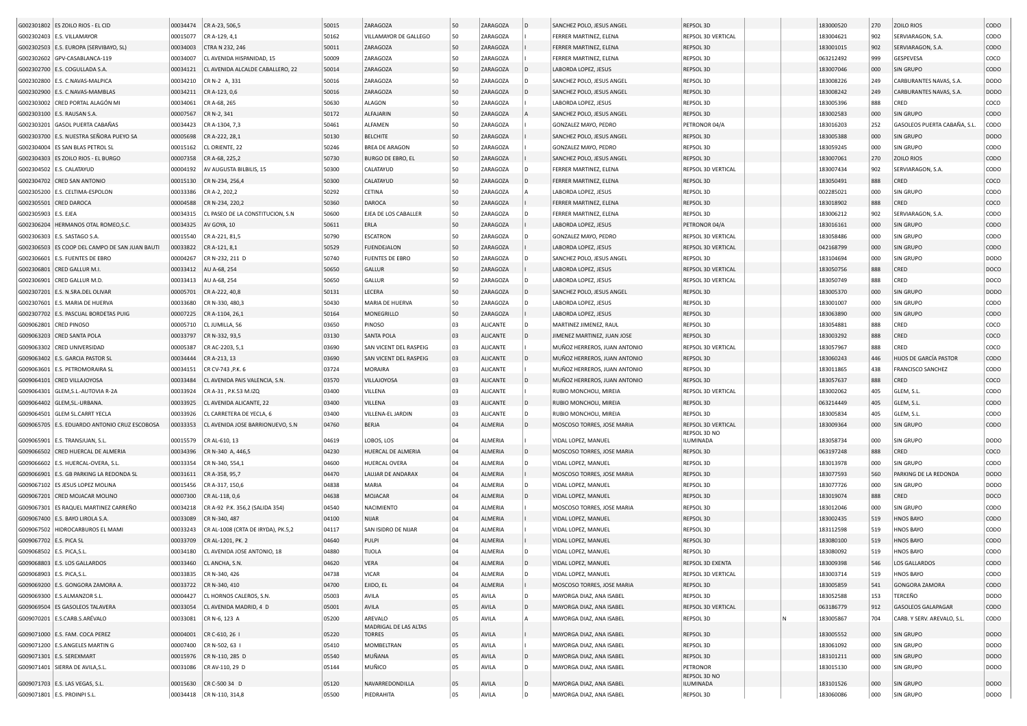| | | | | | | | | | | | | | | | | |
|---|---|---|---|---|---|---|---|---|---|---|---|---|---|---|---|---|
| G002301802 | ES ZOILO RIOS - EL CID | 00034474 | CR A-23, 506,5 | 50015 | ZARAGOZA | 50 | ZARAGOZA | D | SANCHEZ POLO, JESUS ANGEL | REPSOL 3D | | | 183000520 | 270 | ZOILO RIOS | CODO |
| G002302403 | E.S. VILLAMAYOR | 00015077 | CR A-129, 4,1 | 50162 | VILLAMAYOR DE GALLEGO | 50 | ZARAGOZA | I | FERRER MARTINEZ, ELENA | REPSOL 3D VERTICAL | | | 183004621 | 902 | SERVIARAGON, S.A. | CODO |
| G002302503 | E.S. EUROPA (SERVIBAYO, SL) | 00034003 | CTRA N 232, 246 | 50011 | ZARAGOZA | 50 | ZARAGOZA | I | FERRER MARTINEZ, ELENA | REPSOL 3D | | | 183001015 | 902 | SERVIARAGON, S.A. | CODO |
| G002302602 | GPV-CASABLANCA-119 | 00034007 | CL AVENIDA HISPANIDAD, 15 | 50009 | ZARAGOZA | 50 | ZARAGOZA | I | FERRER MARTINEZ, ELENA | REPSOL 3D | | | 063212492 | 999 | GESPEVESA | COCO |
| G002302700 | E.S. COGULLADA S.A. | 00034121 | CL AVENIDA ALCALDE CABALLERO, 22 | 50014 | ZARAGOZA | 50 | ZARAGOZA | D | LABORDA LOPEZ, JESUS | REPSOL 3D | | | 183007046 | 000 | SIN GRUPO | CODO |
| G002302800 | E.S. C.NAVAS-MALPICA | 00034210 | CR N-2 A, 331 | 50016 | ZARAGOZA | 50 | ZARAGOZA | D | SANCHEZ POLO, JESUS ANGEL | REPSOL 3D | | | 183008226 | 249 | CARBURANTES NAVAS, S.A. | DODO |
| G002302900 | E.S. C.NAVAS-MAMBLAS | 00034211 | CR A-123, 0,6 | 50016 | ZARAGOZA | 50 | ZARAGOZA | D | SANCHEZ POLO, JESUS ANGEL | REPSOL 3D | | | 183008242 | 249 | CARBURANTES NAVAS, S.A. | DODO |
| G002303002 | CRED PORTAL ALAGÓN MI | 00034061 | CR A-68, 265 | 50630 | ALAGON | 50 | ZARAGOZA | I | LABORDA LOPEZ, JESUS | REPSOL 3D | | | 183005396 | 888 | CRED | COCO |
| G002303100 | E.S. RAUSAN S.A. | 00007567 | CR N-2, 341 | 50172 | ALFAJARIN | 50 | ZARAGOZA | A | SANCHEZ POLO, JESUS ANGEL | REPSOL 3D | | | 183002583 | 000 | SIN GRUPO | CODO |
| G002303201 | GASOL PUERTA CABAÑAS | 00034423 | CR A-1304, 7,3 | 50461 | ALFAMEN | 50 | ZARAGOZA | I | GONZALEZ MAYO, PEDRO | PETRONOR 04/A | | | 183016203 | 252 | GASOLEOS PUERTA CABAÑA, S.L. | CODO |
| G002303700 | E.S. NUESTRA SEÑORA PUEYO SA | 00005698 | CR A-222, 28,1 | 50130 | BELCHITE | 50 | ZARAGOZA | I | SANCHEZ POLO, JESUS ANGEL | REPSOL 3D | | | 183005388 | 000 | SIN GRUPO | DODO |
| G002304004 | ES SAN BLAS PETROL SL | 00015162 | CL ORIENTE, 22 | 50246 | BREA DE ARAGON | 50 | ZARAGOZA | I | GONZALEZ MAYO, PEDRO | REPSOL 3D | | | 183059245 | 000 | SIN GRUPO | CODO |
| G002304303 | ES ZOILO RIOS - EL BURGO | 00007358 | CR A-68, 225,2 | 50730 | BURGO DE EBRO, EL | 50 | ZARAGOZA | I | SANCHEZ POLO, JESUS ANGEL | REPSOL 3D | | | 183007061 | 270 | ZOILO RIOS | CODO |
| G002304502 | E.S. CALATAYUD | 00004192 | AV AUGUSTA BILBILIS, 15 | 50300 | CALATAYUD | 50 | ZARAGOZA | D | FERRER MARTINEZ, ELENA | REPSOL 3D VERTICAL | | | 183007434 | 902 | SERVIARAGON, S.A. | CODO |
| G002304702 | CRED SAN ANTONIO | 00015130 | CR N-234, 256,4 | 50300 | CALATAYUD | 50 | ZARAGOZA | D | FERRER MARTINEZ, ELENA | REPSOL 3D | | | 183050491 | 888 | CRED | COCO |
| G002305200 | E.S. CELTIMA-ESPOLON | 00033386 | CR A-2, 202,2 | 50292 | CETINA | 50 | ZARAGOZA | A | LABORDA LOPEZ, JESUS | REPSOL 3D | | | 002285021 | 000 | SIN GRUPO | CODO |
| G002305501 | CRED DAROCA | 00004588 | CR N-234, 220,2 | 50360 | DAROCA | 50 | ZARAGOZA | I | FERRER MARTINEZ, ELENA | REPSOL 3D | | | 183018902 | 888 | CRED | COCO |
| G002305903 | E.S. EJEA | 00034315 | CL PASEO DE LA CONSTITUCION, S.N | 50600 | EJEA DE LOS CABALLER | 50 | ZARAGOZA | D | FERRER MARTINEZ, ELENA | REPSOL 3D | | | 183006212 | 902 | SERVIARAGON, S.A. | CODO |
| G002306204 | HERMANOS OTAL ROMEO,S.C. | 00034325 | AV GOYA, 10 | 50611 | ERLA | 50 | ZARAGOZA | I | LABORDA LOPEZ, JESUS | PETRONOR 04/A | | | 183016161 | 000 | SIN GRUPO | CODO |
| G002306303 | E.S. SASTAGO S.A. | 00015540 | CR A-221, 81,5 | 50790 | ESCATRON | 50 | ZARAGOZA | D | GONZALEZ MAYO, PEDRO | REPSOL 3D VERTICAL | | | 183058486 | 000 | SIN GRUPO | CODO |
| G002306503 | ES COOP DEL CAMPO DE SAN JUAN BAUTI | 00033822 | CR A-121, 8,1 | 50529 | FUENDEJALON | 50 | ZARAGOZA | I | LABORDA LOPEZ, JESUS | REPSOL 3D VERTICAL | | | 042168799 | 000 | SIN GRUPO | CODO |
| G002306601 | E.S. FUENTES DE EBRO | 00004267 | CR N-232, 211 D | 50740 | FUENTES DE EBRO | 50 | ZARAGOZA | D | SANCHEZ POLO, JESUS ANGEL | REPSOL 3D | | | 183104694 | 000 | SIN GRUPO | DODO |
| G002306801 | CRED GALLUR M.I. | 00033412 | AU A-68, 254 | 50650 | GALLUR | 50 | ZARAGOZA | I | LABORDA LOPEZ, JESUS | REPSOL 3D VERTICAL | | | 183050756 | 888 | CRED | DOCO |
| G002306901 | CRED GALLUR M.D. | 00033413 | AU A-68, 254 | 50650 | GALLUR | 50 | ZARAGOZA | D | LABORDA LOPEZ, JESUS | REPSOL 3D VERTICAL | | | 183050749 | 888 | CRED | DOCO |
| G002307201 | E.S. N.SRA.DEL OLIVAR | 00005701 | CR A-222, 40,8 | 50131 | LECERA | 50 | ZARAGOZA | D | SANCHEZ POLO, JESUS ANGEL | REPSOL 3D | | | 183005370 | 000 | SIN GRUPO | DODO |
| G002307601 | E.S. MARIA DE HUERVA | 00033680 | CR N-330, 480,3 | 50430 | MARIA DE HUERVA | 50 | ZARAGOZA | D | LABORDA LOPEZ, JESUS | REPSOL 3D | | | 183001007 | 000 | SIN GRUPO | CODO |
| G002307702 | E.S. PASCUAL BORDETAS PUIG | 00007225 | CR A-1104, 26,1 | 50164 | MONEGRILLO | 50 | ZARAGOZA | I | LABORDA LOPEZ, JESUS | REPSOL 3D | | | 183063890 | 000 | SIN GRUPO | CODO |
| G009062801 | CRED PINOSO | 00005710 | CL JUMILLA, 56 | 03650 | PINOSO | 03 | ALICANTE | D | MARTINEZ JIMENEZ, RAUL | REPSOL 3D | | | 183054881 | 888 | CRED | COCO |
| G009063203 | CRED SANTA POLA | 00033797 | CR N-332, 93,5 | 03130 | SANTA POLA | 03 | ALICANTE | D | JIMENEZ MARTINEZ, JUAN JOSE | REPSOL 3D | | | 183003292 | 888 | CRED | COCO |
| G009063302 | CRED UNIVERSIDAD | 00005387 | CR AC-2203, 5,1 | 03690 | SAN VICENT DEL RASPEIG | 03 | ALICANTE | I | MUÑOZ HERREROS, JUAN ANTONIO | REPSOL 3D VERTICAL | | | 183057967 | 888 | CRED | COCO |
| G009063402 | E.S. GARCIA PASTOR SL | 00034444 | CR A-213, 13 | 03690 | SAN VICENT DEL RASPEIG | 03 | ALICANTE | D | MUÑOZ HERREROS, JUAN ANTONIO | REPSOL 3D | | | 183060243 | 446 | HIJOS DE GARCÍA PASTOR | CODO |
| G009063601 | E.S. PETROMORAIRA SL | 00034151 | CR CV-743 ,P.K. 6 | 03724 | MORAIRA | 03 | ALICANTE | I | MUÑOZ HERREROS, JUAN ANTONIO | REPSOL 3D | | | 183011865 | 438 | FRANCISCO SANCHEZ | CODO |
| G009064101 | CRED VILLAJOYOSA | 00033484 | CL AVENIDA PAIS VALENCIA, S.N. | 03570 | VILLAJOYOSA | 03 | ALICANTE | D | MUÑOZ HERREROS, JUAN ANTONIO | REPSOL 3D | | | 183057637 | 888 | CRED | COCO |
| G009064301 | GLEM,S.L.-AUTOVIA R-2A | 00033924 | CR A-31 , P.K.53 M.IZQ | 03400 | VILLENA | 03 | ALICANTE | I | RUBIO MONCHOLI, MIREIA | REPSOL 3D VERTICAL | | | 183002062 | 405 | GLEM, S.L. | CODO |
| G009064402 | GLEM,SL.-URBANA. | 00033925 | CL AVENIDA ALICANTE, 22 | 03400 | VILLENA | 03 | ALICANTE | D | RUBIO MONCHOLI, MIREIA | REPSOL 3D | | | 063214449 | 405 | GLEM, S.L. | CODO |
| G009064501 | GLEM SL.CARRT YECLA | 00033926 | CL CARRETERA DE YECLA, 6 | 03400 | VILLENA-EL JARDIN | 03 | ALICANTE | D | RUBIO MONCHOLI, MIREIA | REPSOL 3D | | | 183005834 | 405 | GLEM, S.L. | CODO |
| G009065705 | E.S. EDUARDO ANTONIO CRUZ ESCOBOSA | 00033353 | CL AVENIDA JOSE BARRIONUEVO, S.N | 04760 | BERJA | 04 | ALMERIA | D | MOSCOSO TORRES, JOSE MARIA | REPSOL 3D VERTICAL | | | 183009364 | 000 | SIN GRUPO | CODO |
| G009065901 | E.S. TRANSJUAN, S.L. | 00015579 | CR AL-610, 13 | 04619 | LOBOS, LOS | 04 | ALMERIA | I | VIDAL LOPEZ, MANUEL | REPSOL 3D NO ILUMINADA | | | 183058734 | 000 | SIN GRUPO | DODO |
| G009066502 | CRED HUERCAL DE ALMERIA | 00034396 | CR N-340 A, 446,5 | 04230 | HUERCAL DE ALMERIA | 04 | ALMERIA | D | MOSCOSO TORRES, JOSE MARIA | REPSOL 3D | | | 063197248 | 888 | CRED | COCO |
| G009066602 | E.S. HUERCAL-OVERA, S.L. | 00033354 | CR N-340, 554,1 | 04600 | HUERCAL OVERA | 04 | ALMERIA | D | VIDAL LOPEZ, MANUEL | REPSOL 3D | | | 183013978 | 000 | SIN GRUPO | CODO |
| G009066901 | E.S. GB PARKING LA REDONDA SL | 00031611 | CR A-358, 95,7 | 04470 | LAUJAR DE ANDARAX | 04 | ALMERIA | I | MOSCOSO TORRES, JOSE MARIA | REPSOL 3D | | | 183077593 | 560 | PARKING DE LA REDONDA | DODO |
| G009067102 | ES JESUS LOPEZ MOLINA | 00015456 | CR A-317, 150,6 | 04838 | MARIA | 04 | ALMERIA | D | VIDAL LOPEZ, MANUEL | REPSOL 3D | | | 183077726 | 000 | SIN GRUPO | DODO |
| G009067201 | CRED MOJACAR MOLINO | 00007300 | CR AL-118, 0,6 | 04638 | MOJACAR | 04 | ALMERIA | D | VIDAL LOPEZ, MANUEL | REPSOL 3D | | | 183019074 | 888 | CRED | DOCO |
| G009067301 | ES RAQUEL MARTINEZ CARREÑO | 00034218 | CR A-92 P.K. 356,2 (SALIDA 354) | 04540 | NACIMIENTO | 04 | ALMERIA | I | MOSCOSO TORRES, JOSE MARIA | REPSOL 3D | | | 183012046 | 000 | SIN GRUPO | CODO |
| G009067400 | E.S. BAYO LIROLA S.A. | 00033089 | CR N-340, 487 | 04100 | NIJAR | 04 | ALMERIA | I | VIDAL LOPEZ, MANUEL | REPSOL 3D | | | 183002435 | 519 | HNOS BAYO | CODO |
| G009067502 | HIDROCARBUROS EL MAMI | 00033243 | CR AL-1008 (CRTA DE IRYDA), PK.5,2 | 04117 | SAN ISIDRO DE NIJAR | 04 | ALMERIA | I | VIDAL LOPEZ, MANUEL | REPSOL 3D | | | 183112598 | 519 | HNOS BAYO | CODO |
| G009067702 | E.S. PICA SL | 00033709 | CR AL-1201, PK. 2 | 04640 | PULPI | 04 | ALMERIA | I | VIDAL LOPEZ, MANUEL | REPSOL 3D | | | 183080100 | 519 | HNOS BAYO | CODO |
| G009068502 | E.S. PICA,S.L. | 00034180 | CL AVENIDA JOSE ANTONIO, 18 | 04880 | TIJOLA | 04 | ALMERIA | D | VIDAL LOPEZ, MANUEL | REPSOL 3D | | | 183080092 | 519 | HNOS BAYO | CODO |
| G009068803 | E.S. LOS GALLARDOS | 00033460 | CL ANCHA, S.N. | 04620 | VERA | 04 | ALMERIA | D | VIDAL LOPEZ, MANUEL | REPSOL 3D EXENTA | | | 183009398 | 546 | LOS GALLARDOS | CODO |
| G009068903 | E.S. PICA,S.L. | 00033835 | CR N-340, 426 | 04738 | VICAR | 04 | ALMERIA | D | VIDAL LOPEZ, MANUEL | REPSOL 3D VERTICAL | | | 183003714 | 519 | HNOS BAYO | CODO |
| G009069200 | E.S. GONGORA ZAMORA A. | 00033722 | CR N-340, 410 | 04700 | EJIDO, EL | 04 | ALMERIA | I | MOSCOSO TORRES, JOSE MARIA | REPSOL 3D | | | 183005859 | 541 | GONGORA ZAMORA | CODO |
| G009069300 | E.S.ALMANZOR S.L. | 00004427 | CL HORNOS CALEROS, S.N. | 05003 | AVILA | 05 | AVILA | D | MAYORGA DIAZ, ANA ISABEL | REPSOL 3D | | | 183052588 | 153 | TERCEÑO | DODO |
| G009069504 | ES GASOLEOS TALAVERA | 00033054 | CL AVENIDA MADRID, 4 D | 05001 | AVILA | 05 | AVILA | D | MAYORGA DIAZ, ANA ISABEL | REPSOL 3D VERTICAL | | | 063186779 | 912 | GASOLEOS GALAPAGAR | CODO |
| G009070201 | E.S.CARB.S.ARÉVALO | 00033081 | CR N-6, 123 A | 05200 | AREVALO | 05 | AVILA | A | MAYORGA DIAZ, ANA ISABEL | REPSOL 3D | | N | 183005867 | 704 | CARB. Y SERV. AREVALO, S.L. | CODO |
| G009071000 | E.S. FAM. COCA PEREZ | 00004001 | CR C-610, 26 I | 05220 | MADRIGAL DE LAS ALTAS TORRES | 05 | AVILA | I | MAYORGA DIAZ, ANA ISABEL | REPSOL 3D | | | 183005552 | 000 | SIN GRUPO | DODO |
| G009071200 | E.S.ANGELES MARTIN G | 00007400 | CR N-502, 63 I | 05410 | MOMBELTRAN | 05 | AVILA | I | MAYORGA DIAZ, ANA ISABEL | REPSOL 3D | | | 183061092 | 000 | SIN GRUPO | DODO |
| G009071301 | E.S. SEREXMART | 00015976 | CR N-110, 285 D | 05540 | MUÑANA | 05 | AVILA | D | MAYORGA DIAZ, ANA ISABEL | REPSOL 3D | | | 183101211 | 000 | SIN GRUPO | DODO |
| G009071401 | SIERRA DE AVILA,S.L. | 00031086 | CR AV-110, 29 D | 05144 | MUÑICO | 05 | AVILA | D | MAYORGA DIAZ, ANA ISABEL | PETRONOR | | | 183015130 | 000 | SIN GRUPO | DODO |
| G009071703 | E.S. LAS VEGAS, S.L. | 00015630 | CR C-500 34 D | 05120 | NAVARREDONDILLA | 05 | AVILA | D | MAYORGA DIAZ, ANA ISABEL | REPSOL 3D NO ILUMINADA | | | 183101526 | 000 | SIN GRUPO | DODO |
| G009071801 | E.S. PROINPI S.L. | 00034418 | CR N-110, 314,8 | 05500 | PIEDRAHITA | 05 | AVILA | D | MAYORGA DIAZ, ANA ISABEL | REPSOL 3D | | | 183060086 | 000 | SIN GRUPO | DODO |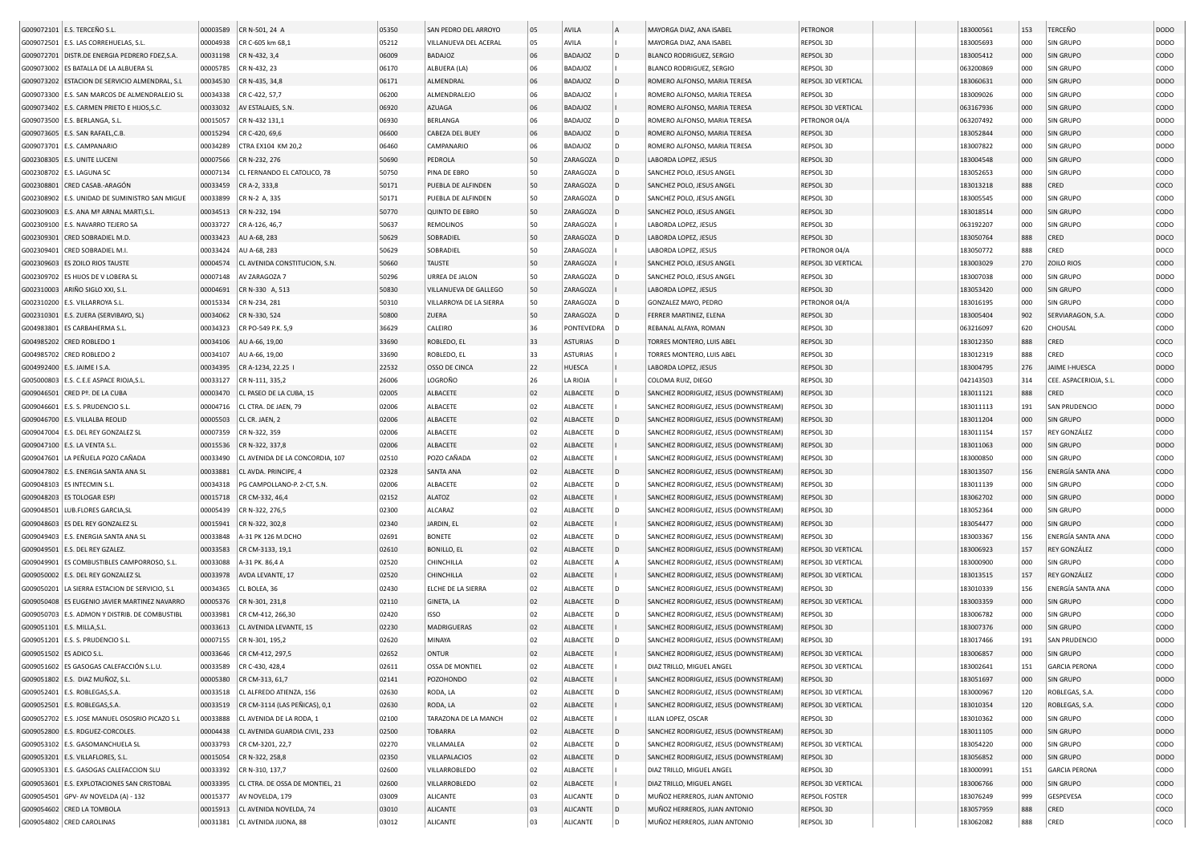| | | | | | | | | | | | | | | |
|---|---|---|---|---|---|---|---|---|---|---|---|---|---|---|
| G009072101 | E.S. TERCEÑO S.L. | 00003589 | CR N-501, 24 A | 05350 | SAN PEDRO DEL ARROYO | 05 | AVILA | A | MAYORGA DIAZ, ANA ISABEL | PETRONOR | | 183000561 | 153 | TERCEÑO | DODO |
| G009072501 | E.S. LAS CORREHUELAS, S.L. | 00004938 | CR C-605 km 68,1 | 05212 | VILLANUEVA DEL ACERAL | 05 | AVILA | I | MAYORGA DIAZ, ANA ISABEL | REPSOL 3D | | 183005693 | 000 | SIN GRUPO | DODO |
| G009072701 | DISTR.DE ENERGIA PEDRERO FDEZ,S.A. | 00031198 | CR N-432, 3,4 | 06009 | BADAJOZ | 06 | BADAJOZ | D | BLANCO RODRIGUEZ, SERGIO | REPSOL 3D | | 183005412 | 000 | SIN GRUPO | CODO |
| G009073002 | ES BATALLA DE LA ALBUERA SL | 00005785 | CR N-432, 23 | 06170 | ALBUERA (LA) | 06 | BADAJOZ | I | BLANCO RODRIGUEZ, SERGIO | REPSOL 3D | | 063200869 | 000 | SIN GRUPO | CODO |
| G009073202 | ESTACION DE SERVICIO ALMENDRAL, S.L | 00034530 | CR N-435, 34,8 | 06171 | ALMENDRAL | 06 | BADAJOZ | D | ROMERO ALFONSO, MARIA TERESA | REPSOL 3D VERTICAL | | 183060631 | 000 | SIN GRUPO | DODO |
| G009073300 | E.S. SAN MARCOS DE ALMENDRALEJO SL | 00034338 | CR C-422, 57,7 | 06200 | ALMENDRALEJO | 06 | BADAJOZ | I | ROMERO ALFONSO, MARIA TERESA | REPSOL 3D | | 183009026 | 000 | SIN GRUPO | CODO |
| G009073402 | E.S. CARMEN PRIETO E HIJOS,S.C. | 00033032 | AV ESTALAJES, S.N. | 06920 | AZUAGA | 06 | BADAJOZ | I | ROMERO ALFONSO, MARIA TERESA | REPSOL 3D VERTICAL | | 063167936 | 000 | SIN GRUPO | CODO |
| G009073500 | E.S. BERLANGA, S.L. | 00015057 | CR N-432 131,1 | 06930 | BERLANGA | 06 | BADAJOZ | D | ROMERO ALFONSO, MARIA TERESA | PETRONOR 04/A | | 063207492 | 000 | SIN GRUPO | DODO |
| G009073605 | E.S. SAN RAFAEL,C.B. | 00015294 | CR C-420, 69,6 | 06600 | CABEZA DEL BUEY | 06 | BADAJOZ | D | ROMERO ALFONSO, MARIA TERESA | REPSOL 3D | | 183052844 | 000 | SIN GRUPO | CODO |
| G009073701 | E.S. CAMPANARIO | 00034289 | CTRA EX104 KM 20,2 | 06460 | CAMPANARIO | 06 | BADAJOZ | D | ROMERO ALFONSO, MARIA TERESA | REPSOL 3D | | 183007822 | 000 | SIN GRUPO | DODO |
| G002308305 | E.S. UNITE LUCENI | 00007566 | CR N-232, 276 | 50690 | PEDROLA | 50 | ZARAGOZA | D | LABORDA LOPEZ, JESUS | REPSOL 3D | | 183004548 | 000 | SIN GRUPO | CODO |
| G002308702 | E.S. LAGUNA SC | 00007134 | CL FERNANDO EL CATOLICO, 78 | 50750 | PINA DE EBRO | 50 | ZARAGOZA | D | SANCHEZ POLO, JESUS ANGEL | REPSOL 3D | | 183052653 | 000 | SIN GRUPO | CODO |
| G002308801 | CRED CASAB.-ARAGÓN | 00033459 | CR A-2, 333,8 | 50171 | PUEBLA DE ALFINDEN | 50 | ZARAGOZA | D | SANCHEZ POLO, JESUS ANGEL | REPSOL 3D | | 183013218 | 888 | CRED | COCO |
| G002308902 | E.S. UNIDAD DE SUMINISTRO SAN MIGUE | 00033899 | CR N-2 A, 335 | 50171 | PUEBLA DE ALFINDEN | 50 | ZARAGOZA | D | SANCHEZ POLO, JESUS ANGEL | REPSOL 3D | | 183005545 | 000 | SIN GRUPO | CODO |
| G002309003 | E.S. ANA Mª ARNAL MARTI,S.L. | 00034513 | CR N-232, 194 | 50770 | QUINTO DE EBRO | 50 | ZARAGOZA | D | SANCHEZ POLO, JESUS ANGEL | REPSOL 3D | | 183018514 | 000 | SIN GRUPO | CODO |
| G002309100 | E.S. NAVARRO TEJERO SA | 00033727 | CR A-126, 46,7 | 50637 | REMOLINOS | 50 | ZARAGOZA | I | LABORDA LOPEZ, JESUS | REPSOL 3D | | 063192207 | 000 | SIN GRUPO | CODO |
| G002309301 | CRED SOBRADIEL M.D. | 00033423 | AU A-68, 283 | 50629 | SOBRADIEL | 50 | ZARAGOZA | D | LABORDA LOPEZ, JESUS | REPSOL 3D | | 183050764 | 888 | CRED | DOCO |
| G002309401 | CRED SOBRADIEL M.I. | 00033424 | AU A-68, 283 | 50629 | SOBRADIEL | 50 | ZARAGOZA | I | LABORDA LOPEZ, JESUS | PETRONOR 04/A | | 183050772 | 888 | CRED | DOCO |
| G002309603 | ES ZOILO RIOS TAUSTE | 00004574 | CL AVENIDA CONSTITUCION, S.N. | 50660 | TAUSTE | 50 | ZARAGOZA | I | SANCHEZ POLO, JESUS ANGEL | REPSOL 3D VERTICAL | | 183003029 | 270 | ZOILO RIOS | CODO |
| G002309702 | ES HIJOS DE V LOBERA SL | 00007148 | AV ZARAGOZA 7 | 50296 | URREA DE JALON | 50 | ZARAGOZA | D | SANCHEZ POLO, JESUS ANGEL | REPSOL 3D | | 183007038 | 000 | SIN GRUPO | DODO |
| G002310003 | ARIÑO SIGLO XXI, S.L. | 00004691 | CR N-330 A, 513 | 50830 | VILLANUEVA DE GALLEGO | 50 | ZARAGOZA | I | LABORDA LOPEZ, JESUS | REPSOL 3D | | 183053420 | 000 | SIN GRUPO | CODO |
| G002310200 | E.S. VILLARROYA S.L. | 00015334 | CR N-234, 281 | 50310 | VILLARROYA DE LA SIERRA | 50 | ZARAGOZA | D | GONZALEZ MAYO, PEDRO | PETRONOR 04/A | | 183016195 | 000 | SIN GRUPO | CODO |
| G002310301 | E.S. ZUERA (SERVIBAYO, SL) | 00034062 | CR N-330, 524 | 50800 | ZUERA | 50 | ZARAGOZA | D | FERRER MARTINEZ, ELENA | REPSOL 3D | | 183005404 | 902 | SERVIARAGON, S.A. | CODO |
| G004983801 | ES CARBAHERMA S.L. | 00034323 | CR PO-549 P.K. 5,9 | 36629 | CALEIRO | 36 | PONTEVEDRA | D | REBANAL ALFAYA, ROMAN | REPSOL 3D | | 063216097 | 620 | CHOUSAL | CODO |
| G004985202 | CRED ROBLEDO 1 | 00034106 | AU A-66, 19,00 | 33690 | ROBLEDO, EL | 33 | ASTURIAS | D | TORRES MONTERO, LUIS ABEL | REPSOL 3D | | 183012350 | 888 | CRED | COCO |
| G004985702 | CRED ROBLEDO 2 | 00034107 | AU A-66, 19,00 | 33690 | ROBLEDO, EL | 33 | ASTURIAS | I | TORRES MONTERO, LUIS ABEL | REPSOL 3D | | 183012319 | 888 | CRED | COCO |
| G004992400 | E.S. JAIME I S.A. | 00034395 | CR A-1234, 22.25 I | 22532 | OSSO DE CINCA | 22 | HUESCA | I | LABORDA LOPEZ, JESUS | REPSOL 3D | | 183004795 | 276 | JAIME I-HUESCA | DODO |
| G005000803 | E.S. C.E.E ASPACE RIOJA,S.L. | 00033127 | CR N-111, 335,2 | 26006 | LOGROÑO | 26 | LA RIOJA | I | COLOMA RUIZ, DIEGO | REPSOL 3D | | 042143503 | 314 | CEE. ASPACERIOJA, S.L. | CODO |
| G009046501 | CRED Pº. DE LA CUBA | 00003470 | CL PASEO DE LA CUBA, 15 | 02005 | ALBACETE | 02 | ALBACETE | D | SANCHEZ RODRIGUEZ, JESUS (DOWNSTREAM) | REPSOL 3D | | 183011121 | 888 | CRED | COCO |
| G009046601 | E.S. S. PRUDENCIO S.L. | 00004716 | CL CTRA. DE JAEN, 79 | 02006 | ALBACETE | 02 | ALBACETE | I | SANCHEZ RODRIGUEZ, JESUS (DOWNSTREAM) | REPSOL 3D | | 183011113 | 191 | SAN PRUDENCIO | DODO |
| G009046700 | E.S. VILLALBA REOLID | 00005503 | CL CR. JAEN, 2 | 02006 | ALBACETE | 02 | ALBACETE | D | SANCHEZ RODRIGUEZ, JESUS (DOWNSTREAM) | REPSOL 3D | | 183011204 | 000 | SIN GRUPO | DODO |
| G009047004 | E.S. DEL REY GONZALEZ SL | 00007359 | CR N-322, 359 | 02006 | ALBACETE | 02 | ALBACETE | D | SANCHEZ RODRIGUEZ, JESUS (DOWNSTREAM) | REPSOL 3D | | 183011154 | 157 | REY GONZÁLEZ | CODO |
| G009047100 | E.S. LA VENTA S.L. | 00015536 | CR N-322, 337,8 | 02006 | ALBACETE | 02 | ALBACETE | I | SANCHEZ RODRIGUEZ, JESUS (DOWNSTREAM) | REPSOL 3D | | 183011063 | 000 | SIN GRUPO | DODO |
| G009047601 | LA PEÑUELA POZO CAÑADA | 00033490 | CL AVENIDA DE LA CONCORDIA, 107 | 02510 | POZO CAÑADA | 02 | ALBACETE | I | SANCHEZ RODRIGUEZ, JESUS (DOWNSTREAM) | REPSOL 3D | | 183000850 | 000 | SIN GRUPO | CODO |
| G009047802 | E.S. ENERGIA SANTA ANA SL | 00033881 | CL AVDA. PRINCIPE, 4 | 02328 | SANTA ANA | 02 | ALBACETE | D | SANCHEZ RODRIGUEZ, JESUS (DOWNSTREAM) | REPSOL 3D | | 183013507 | 156 | ENERGÍA SANTA ANA | CODO |
| G009048103 | ES INTECMIN S.L. | 00034318 | PG CAMPOLLANO-P. 2-CT, S.N. | 02006 | ALBACETE | 02 | ALBACETE | D | SANCHEZ RODRIGUEZ, JESUS (DOWNSTREAM) | REPSOL 3D | | 183011139 | 000 | SIN GRUPO | CODO |
| G009048203 | ES TOLOGAR ESPJ | 00015718 | CR CM-332, 46,4 | 02152 | ALATOZ | 02 | ALBACETE | I | SANCHEZ RODRIGUEZ, JESUS (DOWNSTREAM) | REPSOL 3D | | 183062702 | 000 | SIN GRUPO | DODO |
| G009048501 | LUB.FLORES GARCIA,SL | 00005439 | CR N-322, 276,5 | 02300 | ALCARAZ | 02 | ALBACETE | D | SANCHEZ RODRIGUEZ, JESUS (DOWNSTREAM) | REPSOL 3D | | 183052364 | 000 | SIN GRUPO | DODO |
| G009048603 | ES DEL REY GONZALEZ SL | 00015941 | CR N-322, 302,8 | 02340 | JARDIN, EL | 02 | ALBACETE | I | SANCHEZ RODRIGUEZ, JESUS (DOWNSTREAM) | REPSOL 3D | | 183054477 | 000 | SIN GRUPO | CODO |
| G009049403 | E.S. ENERGIA SANTA ANA SL | 00033848 | A-31 PK 126 M.DCHO | 02691 | BONETE | 02 | ALBACETE | D | SANCHEZ RODRIGUEZ, JESUS (DOWNSTREAM) | REPSOL 3D | | 183003367 | 156 | ENERGÍA SANTA ANA | CODO |
| G009049501 | E.S. DEL REY GZALEZ. | 00033583 | CR CM-3133, 19,1 | 02610 | BONILLO, EL | 02 | ALBACETE | D | SANCHEZ RODRIGUEZ, JESUS (DOWNSTREAM) | REPSOL 3D VERTICAL | | 183006923 | 157 | REY GONZÁLEZ | CODO |
| G009049901 | ES COMBUSTIBLES CAMPORROSO, S.L. | 00033088 | A-31 PK. 86,4 A | 02520 | CHINCHILLA | 02 | ALBACETE | A | SANCHEZ RODRIGUEZ, JESUS (DOWNSTREAM) | REPSOL 3D VERTICAL | | 183000900 | 000 | SIN GRUPO | CODO |
| G009050002 | E.S. DEL REY GONZALEZ SL | 00033978 | AVDA LEVANTE, 17 | 02520 | CHINCHILLA | 02 | ALBACETE | I | SANCHEZ RODRIGUEZ, JESUS (DOWNSTREAM) | REPSOL 3D VERTICAL | | 183013515 | 157 | REY GONZÁLEZ | CODO |
| G009050201 | LA SIERRA ESTACION DE SERVICIO, S.L | 00034365 | CL BOLEA, 36 | 02430 | ELCHE DE LA SIERRA | 02 | ALBACETE | D | SANCHEZ RODRIGUEZ, JESUS (DOWNSTREAM) | REPSOL 3D | | 183010339 | 156 | ENERGÍA SANTA ANA | CODO |
| G009050408 | ES EUGENIO JAVIER MARTINEZ NAVARRO | 00005376 | CR N-301, 231,8 | 02110 | GINETA, LA | 02 | ALBACETE | D | SANCHEZ RODRIGUEZ, JESUS (DOWNSTREAM) | REPSOL 3D VERTICAL | | 183003359 | 000 | SIN GRUPO | CODO |
| G009050703 | E.S. ADMON Y DISTRIB. DE COMBUSTIBL | 00033981 | CR CM-412, 266,30 | 02420 | ISSO | 02 | ALBACETE | D | SANCHEZ RODRIGUEZ, JESUS (DOWNSTREAM) | REPSOL 3D | | 183006782 | 000 | SIN GRUPO | CODO |
| G009051101 | E.S. MILLA,S.L. | 00033613 | CL AVENIDA LEVANTE, 15 | 02230 | MADRIGUERAS | 02 | ALBACETE | I | SANCHEZ RODRIGUEZ, JESUS (DOWNSTREAM) | REPSOL 3D | | 183007376 | 000 | SIN GRUPO | CODO |
| G009051201 | E.S. S. PRUDENCIO S.L. | 00007155 | CR N-301, 195,2 | 02620 | MINAYA | 02 | ALBACETE | D | SANCHEZ RODRIGUEZ, JESUS (DOWNSTREAM) | REPSOL 3D | | 183017466 | 191 | SAN PRUDENCIO | DODO |
| G009051502 | E.S ADICO S.L. | 00033646 | CR CM-412, 297,5 | 02652 | ONTUR | 02 | ALBACETE | I | SANCHEZ RODRIGUEZ, JESUS (DOWNSTREAM) | REPSOL 3D VERTICAL | | 183006857 | 000 | SIN GRUPO | CODO |
| G009051602 | ES GASOGAS CALEFACCIÓN S.L.U. | 00033589 | CR C-430, 428,4 | 02611 | OSSA DE MONTIEL | 02 | ALBACETE | I | DIAZ TRILLO, MIGUEL ANGEL | REPSOL 3D VERTICAL | | 183002641 | 151 | GARCIA PERONA | CODO |
| G009051802 | E.S. DIAZ MUÑOZ, S.L. | 00005380 | CR CM-313, 61,7 | 02141 | POZOHONDO | 02 | ALBACETE | I | SANCHEZ RODRIGUEZ, JESUS (DOWNSTREAM) | REPSOL 3D | | 183051697 | 000 | SIN GRUPO | DODO |
| G009052401 | E.S. ROBLEGAS,S.A. | 00033518 | CL ALFREDO ATIENZA, 156 | 02630 | RODA, LA | 02 | ALBACETE | D | SANCHEZ RODRIGUEZ, JESUS (DOWNSTREAM) | REPSOL 3D VERTICAL | | 183000967 | 120 | ROBLEGAS, S.A. | CODO |
| G009052501 | E.S. ROBLEGAS,S.A. | 00033519 | CR CM-3114 (LAS PEÑICAS), 0,1 | 02630 | RODA, LA | 02 | ALBACETE | I | SANCHEZ RODRIGUEZ, JESUS (DOWNSTREAM) | REPSOL 3D VERTICAL | | 183010354 | 120 | ROBLEGAS, S.A. | CODO |
| G009052702 | E.S. JOSE MANUEL OSOSRIO PICAZO S.L | 00033888 | CL AVENIDA DE LA RODA, 1 | 02100 | TARAZONA DE LA MANCH | 02 | ALBACETE | I | ILLAN LOPEZ, OSCAR | REPSOL 3D | | 183010362 | 000 | SIN GRUPO | CODO |
| G009052800 | E.S. RDGUEZ-CORCOLES. | 00004438 | CL AVENIDA GUARDIA CIVIL, 233 | 02500 | TOBARRA | 02 | ALBACETE | D | SANCHEZ RODRIGUEZ, JESUS (DOWNSTREAM) | REPSOL 3D | | 183011105 | 000 | SIN GRUPO | DODO |
| G009053102 | E.S. GASOMANCHUELA SL | 00033793 | CR CM-3201, 22,7 | 02270 | VILLAMALEA | 02 | ALBACETE | D | SANCHEZ RODRIGUEZ, JESUS (DOWNSTREAM) | REPSOL 3D VERTICAL | | 183054220 | 000 | SIN GRUPO | CODO |
| G009053201 | E.S. VILLAFLORES, S.L. | 00015054 | CR N-322, 258,8 | 02350 | VILLAPALACIOS | 02 | ALBACETE | D | SANCHEZ RODRIGUEZ, JESUS (DOWNSTREAM) | REPSOL 3D | | 183056852 | 000 | SIN GRUPO | DODO |
| G009053301 | E.S. GASOGAS CALEFACCION SLU | 00033392 | CR N-310, 137,7 | 02600 | VILLARROBLEDO | 02 | ALBACETE | I | DIAZ TRILLO, MIGUEL ANGEL | REPSOL 3D | | 183000991 | 151 | GARCIA PERONA | CODO |
| G009053601 | E.S. EXPLOTACIONES SAN CRISTOBAL | 00033395 | CL CTRA. DE OSSA DE MONTIEL, 21 | 02600 | VILLARROBLEDO | 02 | ALBACETE | I | DIAZ TRILLO, MIGUEL ANGEL | REPSOL 3D VERTICAL | | 183006766 | 000 | SIN GRUPO | CODO |
| G009054501 | GPV- AV NOVELDA (A) - 132 | 00015377 | AV NOVELDA, 179 | 03009 | ALICANTE | 03 | ALICANTE | D | MUÑOZ HERREROS, JUAN ANTONIO | REPSOL FOSTER | | 183076249 | 999 | GESPEVESA | COCO |
| G009054602 | CRED LA TOMBOLA | 00015913 | CL AVENIDA NOVELDA, 74 | 03010 | ALICANTE | 03 | ALICANTE | D | MUÑOZ HERREROS, JUAN ANTONIO | REPSOL 3D | | 183057959 | 888 | CRED | COCO |
| G009054802 | CRED CAROLINAS | 00031381 | CL AVENIDA JIJONA, 88 | 03012 | ALICANTE | 03 | ALICANTE | D | MUÑOZ HERREROS, JUAN ANTONIO | REPSOL 3D | | 183062082 | 888 | CRED | COCO |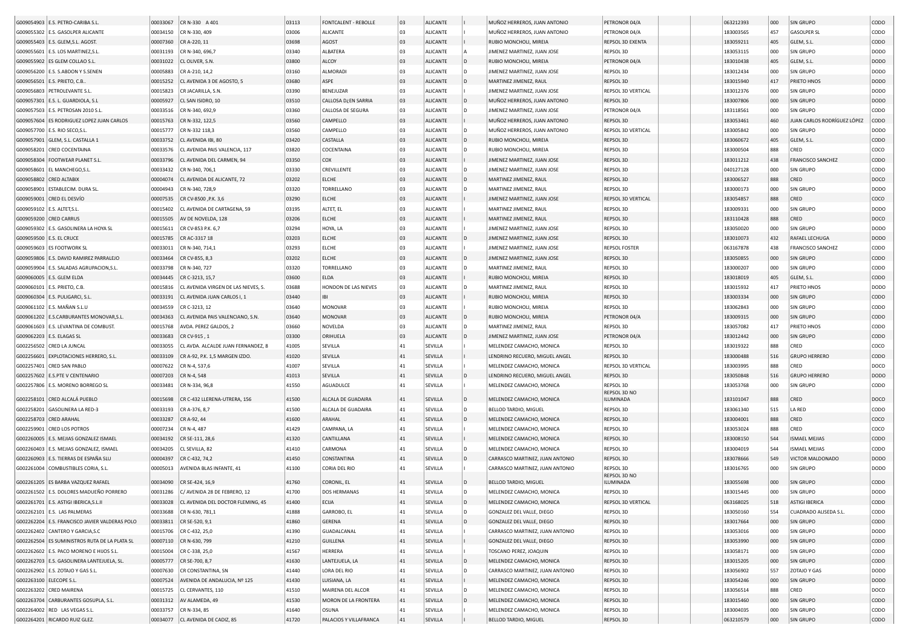| | | | | | | | | | | | | | | | |
|---|---|---|---|---|---|---|---|---|---|---|---|---|---|---|---|
| G009054903 | E.S. PETRO-CARIBA S.L. | 00033067 | CR N-330 A 401 | 03113 | FONTCALENT - REBOLLE | 03 | ALICANTE | | MUÑOZ HERREROS, JUAN ANTONIO | PETRONOR 04/A | | | 063212393 | 000 | SIN GRUPO | CODO |
| G009055302 | E.S. GASOLPER ALICANTE | 00034150 | CR N-330, 409 | 03006 | ALICANTE | 03 | ALICANTE | I | MUÑOZ HERREROS, JUAN ANTONIO | PETRONOR 04/A | | | 183003565 | 457 | GASOLPER SL | CODO |
| G009055403 | E.S. GLEM,S.L. AGOST. | 00007360 | CR A-220, 11 | 03698 | AGOST | 03 | ALICANTE | I | RUBIO MONCHOLI, MIREIA | REPSOL 3D EXENTA | | | 183059211 | 405 | GLEM, S.L. | CODO |
| G009055601 | E.S. LOS MARTINEZ,S.L. | 00031193 | CR N-340, 696,7 | 03340 | ALBATERA | 03 | ALICANTE | A | JIMENEZ MARTINEZ, JUAN JOSE | REPSOL 3D | | | 183053115 | 000 | SIN GRUPO | DODO |
| G009055902 | ES GLEM COLLAO S.L. | 00031022 | CL OLIVER, S.N. | 03800 | ALCOY | 03 | ALICANTE | D | RUBIO MONCHOLI, MIREIA | PETRONOR 04/A | | | 183010438 | 405 | GLEM, S.L. | DODO |
| G009056200 | E.S. S.ABDON Y S.SENEN | 00005883 | CR A-210, 14,2 | 03160 | ALMORADI | 03 | ALICANTE | D | JIMENEZ MARTINEZ, JUAN JOSE | REPSOL 3D | | | 183012434 | 000 | SIN GRUPO | DODO |
| G009056501 | E.S. PRIETO, C.B.. | 00015252 | CL AVENIDA 3 DE AGOSTO, 5 | 03680 | ASPE | 03 | ALICANTE | D | MARTINEZ JIMENEZ, RAUL | REPSOL 3D | | | 183015940 | 417 | PRIETO HNOS | DODO |
| G009056803 | PETROLEVANTE S.L. | 00015823 | CR JACARILLA, S.N. | 03390 | BENEJUZAR | 03 | ALICANTE | I | JIMENEZ MARTINEZ, JUAN JOSE | REPSOL 3D VERTICAL | | | 183012376 | 000 | SIN GRUPO | CODO |
| G009057301 | E.S. L. GUARDIOLA, S.L | 00005927 | CL SAN ISIDRO, 10 | 03510 | CALLOSA D¿EN SARRIA | 03 | ALICANTE | D | MUÑOZ HERREROS, JUAN ANTONIO | REPSOL 3D | | | 183007806 | 000 | SIN GRUPO | DODO |
| G009057503 | E.S. PETROSAN 2010 S.L. | 00033516 | CR N-340, 692,9 | 03360 | CALLOSA DE SEGURA | 03 | ALICANTE | D | JIMENEZ MARTINEZ, JUAN JOSE | PETRONOR 04/A | | | 183118561 | 000 | SIN GRUPO | CODO |
| G009057604 | ES RODRIGUEZ LOPEZ JUAN CARLOS | 00015763 | CR N-332, 122,5 | 03560 | CAMPELLO | 03 | ALICANTE | I | MUÑOZ HERREROS, JUAN ANTONIO | REPSOL 3D | | | 183053461 | 460 | JUAN CARLOS RODRÍGUEZ LÓPEZ | CODO |
| G009057700 | E.S. RIO SECO,S.L. | 00015777 | CR N-332 118,3 | 03560 | CAMPELLO | 03 | ALICANTE | D | MUÑOZ HERREROS, JUAN ANTONIO | REPSOL 3D VERTICAL | | | 183005842 | 000 | SIN GRUPO | DODO |
| G009057901 | GLEM, S.L. CASTALLA 1 | 00033752 | CL AVENIDA IBI, 80 | 03420 | CASTALLA | 03 | ALICANTE | D | RUBIO MONCHOLI, MIREIA | REPSOL 3D | | | 183060672 | 405 | GLEM, S.L. | CODO |
| G009058201 | CRED COCENTAINA | 00033576 | CL AVENIDA PAIS VALENCIA, 117 | 03820 | COCENTAINA | 03 | ALICANTE | D | RUBIO MONCHOLI, MIREIA | REPSOL 3D | | | 183000504 | 888 | CRED | COCO |
| G009058304 | FOOTWEAR PLANET S.L. | 00033796 | CL AVENIDA DEL CARMEN, 94 | 03350 | COX | 03 | ALICANTE | I | JIMENEZ MARTINEZ, JUAN JOSE | REPSOL 3D | | | 183011212 | 438 | FRANCISCO SANCHEZ | CODO |
| G009058601 | EL MANCHEGO,S.L. | 00033432 | CR N-340, 706,1 | 03330 | CREVILLENTE | 03 | ALICANTE | D | JIMENEZ MARTINEZ, JUAN JOSE | REPSOL 3D | | | 040127128 | 000 | SIN GRUPO | CODO |
| G009058802 | CRED ALTABIX | 00004074 | CL AVENIDA DE ALICANTE, 72 | 03202 | ELCHE | 03 | ALICANTE | D | MARTINEZ JIMENEZ, RAUL | REPSOL 3D | | | 183006527 | 888 | CRED | DOCO |
| G009058901 | ESTABLECIM. DURA SL. | 00004943 | CR N-340, 728,9 | 03320 | TORRELLANO | 03 | ALICANTE | D | MARTINEZ JIMENEZ, RAUL | REPSOL 3D | | | 183000173 | 000 | SIN GRUPO | DODO |
| G009059001 | CRED EL DESVÍO | 00007535 | CR CV-8500 ,P.K. 3,6 | 03290 | ELCHE | 03 | ALICANTE | I | JIMENEZ MARTINEZ, JUAN JOSE | REPSOL 3D VERTICAL | | | 183054857 | 888 | CRED | COCO |
| G009059102 | E.S. ALTET,S.L. | 00015402 | CL AVENIDA DE CARTAGENA, 59 | 03195 | ALTET, EL | 03 | ALICANTE | I | MARTINEZ JIMENEZ, RAUL | REPSOL 3D | | | 183009331 | 000 | SIN GRUPO | DODO |
| G009059200 | CRED CARRUS | 00015505 | AV DE NOVELDA, 128 | 03206 | ELCHE | 03 | ALICANTE | I | MARTINEZ JIMENEZ, RAUL | REPSOL 3D | | | 183110428 | 888 | CRED | DOCO |
| G009059302 | E.S. GASOLINERA LA HOYA SL | 00015611 | CR CV-853 P.K. 6,7 | 03294 | HOYA, LA | 03 | ALICANTE | I | JIMENEZ MARTINEZ, JUAN JOSE | REPSOL 3D | | | 183050020 | 000 | SIN GRUPO | DODO |
| G009059500 | E.S. EL CRUCE | 00015785 | CR AC-3317 18 | 03203 | ELCHE | 03 | ALICANTE | D | JIMENEZ MARTINEZ, JUAN JOSE | REPSOL 3D | | | 183010073 | 432 | RAFAEL LECHUGA | DODO |
| G009059603 | ES FOOTWORK SL | 00033011 | CR N-340, 714,1 | 03293 | ELCHE | 03 | ALICANTE | I | JIMENEZ MARTINEZ, JUAN JOSE | REPSOL FOSTER | | | 063167878 | 438 | FRANCISCO SANCHEZ | CODO |
| G009059806 | E.S. DAVID RAMIREZ PARRALEJO | 00033464 | CR CV-855, 8,3 | 03202 | ELCHE | 03 | ALICANTE | D | JIMENEZ MARTINEZ, JUAN JOSE | REPSOL 3D | | | 183050855 | 000 | SIN GRUPO | CODO |
| G009059904 | E.S. SALADAS AGRUPACION,S.L. | 00033798 | CR N-340, 727 | 03320 | TORRELLANO | 03 | ALICANTE | D | MARTINEZ JIMENEZ, RAUL | REPSOL 3D | | | 183000207 | 000 | SIN GRUPO | CODO |
| G009060005 | E.S. GLEM ELDA | 00034445 | CR C-3213, 15,7 | 03600 | ELDA | 03 | ALICANTE | I | RUBIO MONCHOLI, MIREIA | REPSOL 3D | | | 183018019 | 405 | GLEM, S.L. | CODO |
| G009060101 | E.S. PRIETO, C.B. | 00015816 | CL AVENIDA VIRGEN DE LAS NIEVES, 5. | 03688 | HONDON DE LAS NIEVES | 03 | ALICANTE | D | MARTINEZ JIMENEZ, RAUL | REPSOL 3D | | | 183015932 | 417 | PRIETO HNOS | DODO |
| G009060304 | E.S. PULIGARCI, S.L. | 00033191 | CL AVENIDA JUAN CARLOS I, 1 | 03440 | IBI | 03 | ALICANTE | I | RUBIO MONCHOLI, MIREIA | REPSOL 3D | | | 183003334 | 000 | SIN GRUPO | CODO |
| G009061102 | E.S. MAÑAN S.L.U | 00034559 | CR C-3213, 12 | 03640 | MONOVAR | 03 | ALICANTE | I | RUBIO MONCHOLI, MIREIA | REPSOL 3D | | | 183062843 | 000 | SIN GRUPO | CODO |
| G009061202 | E.S.CARBURANTES MONOVAR,S.L. | 00034363 | CL AVENIDA PAIS VALENCIANO, S.N. | 03640 | MONOVAR | 03 | ALICANTE | D | RUBIO MONCHOLI, MIREIA | PETRONOR 04/A | | | 183009315 | 000 | SIN GRUPO | CODO |
| G009061603 | E.S. LEVANTINA DE COMBUST. | 00015768 | AVDA. PEREZ GALDOS, 2 | 03660 | NOVELDA | 03 | ALICANTE | D | MARTINEZ JIMENEZ, RAUL | REPSOL 3D | | | 183057082 | 417 | PRIETO HNOS | CODO |
| G009062203 | E.S. ELAGAS SL | 00033683 | CR CV-915 , 1 | 03300 | ORIHUELA | 03 | ALICANTE | D | JIMENEZ MARTINEZ, JUAN JOSE | PETRONOR 04/A | | | 183012442 | 000 | SIN GRUPO | CODO |
| G002256502 | CRED LA JUNCAL | 00033055 | CL AVDA. ALCALDE JUAN FERNANDEZ, 8 | 41005 | SEVILLA | 41 | SEVILLA | I | MELENDEZ CAMACHO, MONICA | REPSOL 3D | | | 183019322 | 888 | CRED | COCO |
| G002256601 | EXPLOTACIONES HERRERO, S.L. | 00033109 | CR A-92, P.K. 1,5 MARGEN IZDO. | 41020 | SEVILLA | 41 | SEVILLA | I | LENDRINO RECUERO, MIGUEL ANGEL | REPSOL 3D | | | 183000488 | 516 | GRUPO HERRERO | CODO |
| G002257401 | CRED SAN PABLO | 00007622 | CR N-4, 537,6 | 41007 | SEVILLA | 41 | SEVILLA | I | MELENDEZ CAMACHO, MONICA | REPSOL 3D VERTICAL | | | 183003995 | 888 | CRED | DOCO |
| G002257602 | E.S.PTE V CENTENARIO | 00007203 | CR N-4, 548 | 41013 | SEVILLA | 41 | SEVILLA | D | LENDRINO RECUERO, MIGUEL ANGEL | REPSOL 3D | | | 183050848 | 516 | GRUPO HERRERO | DODO |
| G002257806 | E.S. MORENO BORREGO SL | 00033481 | CR N-334, 96,8 | 41550 | AGUADULCE | 41 | SEVILLA | I | MELENDEZ CAMACHO, MONICA | REPSOL 3D | | | 183053768 | 000 | SIN GRUPO | CODO |
| G002258101 | CRED ALCALÁ PUEBLO | 00015698 | CR C-432 LLERENA-UTRERA, 156 | 41500 | ALCALA DE GUADAIRA | 41 | SEVILLA | D | MELENDEZ CAMACHO, MONICA | REPSOL 3D NO ILUMINADA | | | 183101047 | 888 | CRED | DOCO |
| G002258201 | GASOLINERA LA RED-3 | 00033193 | CR A-376, 8,7 | 41500 | ALCALA DE GUADAIRA | 41 | SEVILLA | D | BELLOD TARDIO, MIGUEL | REPSOL 3D | | | 183061340 | 515 | LA RED | CODO |
| G002258703 | CRED ARAHAL | 00033287 | CR A-92, 44 | 41600 | ARAHAL | 41 | SEVILLA | D | MELENDEZ CAMACHO, MONICA | REPSOL 3D | | | 183004001 | 888 | CRED | COCO |
| G002259901 | CRED LOS POTROS | 00007234 | CR N-4, 487 | 41429 | CAMPANA, LA | 41 | SEVILLA | I | MELENDEZ CAMACHO, MONICA | REPSOL 3D | | | 183053024 | 888 | CRED | COCO |
| G002260005 | E.S. MEJIAS GONZALEZ ISMAEL | 00034192 | CR SE-111, 28,6 | 41320 | CANTILLANA | 41 | SEVILLA | I | MELENDEZ CAMACHO, MONICA | REPSOL 3D | | | 183008150 | 544 | ISMAEL MEJIAS | CODO |
| G002260403 | E.S. MEJIAS GONZALEZ, ISMAEL | 00034205 | CL SEVILLA, 82 | 41410 | CARMONA | 41 | SEVILLA | D | MELENDEZ CAMACHO, MONICA | REPSOL 3D | | | 183004019 | 544 | ISMAEL MEJIAS | CODO |
| G002260903 | E.S. TIERRAS DE ESPAÑA SLU | 00004397 | CR C-432, 74,2 | 41450 | CONSTANTINA | 41 | SEVILLA | D | CARRASCO MARTINEZ, JUAN ANTONIO | REPSOL 3D | | | 183078666 | 549 | VICTOR MALDONADO | DODO |
| G002261004 | COMBUSTIBLES CORIA, S.L. | 00005013 | AVENIDA BLAS INFANTE, 41 | 41100 | CORIA DEL RIO | 41 | SEVILLA | I | CARRASCO MARTINEZ, JUAN ANTONIO | REPSOL 3D | | | 183016765 | 000 | SIN GRUPO | DODO |
| G002261205 | ES BARBA VAZQUEZ RAFAEL | 00034090 | CR SE-424, 16,9 | 41760 | CORONIL, EL | 41 | SEVILLA | D | BELLOD TARDIO, MIGUEL | REPSOL 3D NO ILUMINADA | | | 183055698 | 000 | SIN GRUPO | CODO |
| G002261502 | E.S. DOLORES MADUEÑO PORRERO | 00031286 | C/ AVENIDA 28 DE FEBRERO, 12 | 41700 | DOS HERMANAS | 41 | SEVILLA | D | MELENDEZ CAMACHO, MONICA | REPSOL 3D | | | 183015445 | 000 | SIN GRUPO | DODO |
| G002261701 | E.S. ASTIGI IBERICA,S.L.II | 00033028 | CL AVENIDA DEL DOCTOR FLEMING, 45 | 41400 | ECIJA | 41 | SEVILLA | D | MELENDEZ CAMACHO, MONICA | REPSOL 3D VERTICAL | | | 063168025 | 518 | ASTIGI IBERICA | CODO |
| G002262101 | E.S. LAS PALMERAS | 00033688 | CR N-630, 781,1 | 41888 | GARROBO, EL | 41 | SEVILLA | D | GONZALEZ DEL VALLE, DIEGO | REPSOL 3D | | | 183050160 | 554 | CUADRADO ALISEDA S.L. | CODO |
| G002262204 | E.S. FRANCISCO JAVIER VALDERAS POLO | 00033811 | CR SE-520, 9,1 | 41860 | GERENA | 41 | SEVILLA | D | GONZALEZ DEL VALLE, DIEGO | REPSOL 3D | | | 183017664 | 000 | SIN GRUPO | CODO |
| G002262402 | CANTERO Y GARCIA,S.C | 00015706 | CR C-432, 25,0 | 41390 | GUADALCANAL | 41 | SEVILLA | I | CARRASCO MARTINEZ, JUAN ANTONIO | REPSOL 3D | | | 183053016 | 000 | SIN GRUPO | CODO |
| G002262504 | ES SUMINISTROS RUTA DE LA PLATA SL | 00007110 | CR N-630, 799 | 41210 | GUILLENA | 41 | SEVILLA | I | GONZALEZ DEL VALLE, DIEGO | REPSOL 3D | | | 183053990 | 000 | SIN GRUPO | CODO |
| G002262602 | E.S. PACO MORENO E HIJOS S.L. | 00015004 | CR C-338, 25,0 | 41567 | HERRERA | 41 | SEVILLA | I | TOSCANO PEREZ, JOAQUIN | REPSOL 3D | | | 183058171 | 000 | SIN GRUPO | CODO |
| G002262703 | E.S. GASOLINERA LANTEJUELA, SL. | 00005777 | CR SE-700, 8,7 | 41630 | LANTEJUELA, LA | 41 | SEVILLA | D | MELENDEZ CAMACHO, MONICA | REPSOL 3D | | | 183015205 | 000 | SIN GRUPO | CODO |
| G002262902 | E.S. ZOTAJO Y GAS S.L. | 00007630 | CR CONSTANTINA, SN | 41440 | LORA DEL RIO | 41 | SEVILLA | D | CARRASCO MARTINEZ, JUAN ANTONIO | REPSOL 3D | | | 183056902 | 557 | ZOTAJO Y GAS | DODO |
| G002263100 | ELECOPE S.L. | 00007524 | AVENIDA DE ANDALUCIA, Nº 125 | 41430 | LUISIANA, LA | 41 | SEVILLA | I | MELENDEZ CAMACHO, MONICA | REPSOL 3D | | | 183054246 | 000 | SIN GRUPO | DODO |
| G002263202 | CRED MAIRENA | 00015725 | CL CERVANTES, 110 | 41510 | MAIRENA DEL ALCOR | 41 | SEVILLA | D | MELENDEZ CAMACHO, MONICA | REPSOL 3D | | | 183056514 | 888 | CRED | DOCO |
| G002263704 | CARBURANTES GOSUPLA, S.L. | 00031312 | AV ALAMEDA, 49 | 41530 | MORON DE LA FRONTERA | 41 | SEVILLA | D | MELENDEZ CAMACHO, MONICA | REPSOL 3D | | | 183015460 | 000 | SIN GRUPO | CODO |
| G002264002 | RED LAS VEGAS S.L. | 00033757 | CR N-334, 85 | 41640 | OSUNA | 41 | SEVILLA | I | MELENDEZ CAMACHO, MONICA | REPSOL 3D | | | 183004035 | 000 | SIN GRUPO | CODO |
| G002264201 | RICARDO RUIZ GLEZ. | 00034077 | CL AVENIDA DE CADIZ, 85 | 41720 | PALACIOS Y VILLAFRANCA | 41 | SEVILLA | I | BELLOD TARDIO, MIGUEL | REPSOL 3D | | | 063210579 | 000 | SIN GRUPO | CODO |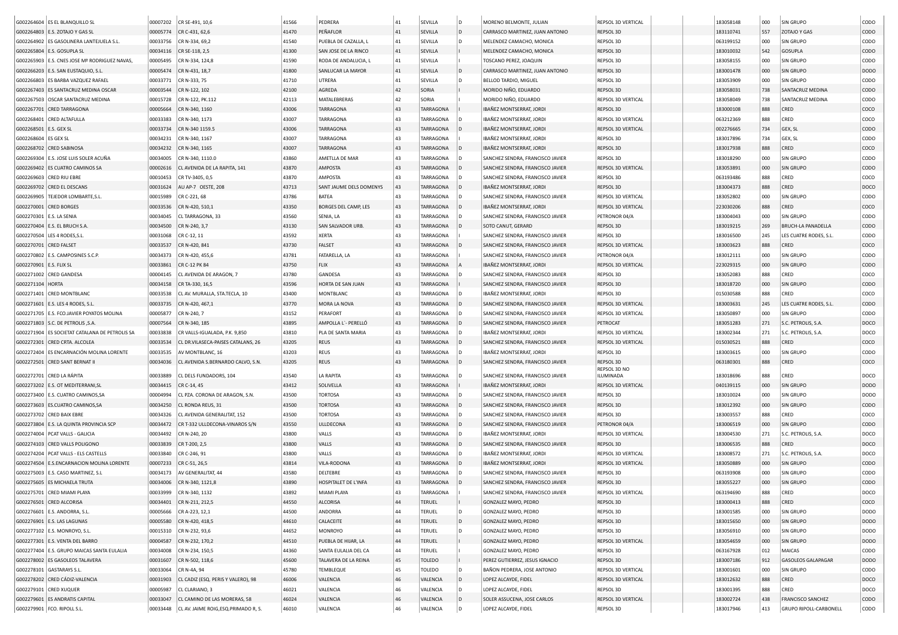| | | | | | | | | | | | | | | | |
|---|---|---|---|---|---|---|---|---|---|---|---|---|---|---|---|
| G002264604 | ES EL BLANQUILLO SL | 00007202 | CR SE-491, 10,6 | 41566 | PEDRERA | 41 | SEVILLA | D | MORENO BELMONTE, JULIAN | REPSOL 3D VERTICAL | | 183058148 | 000 | SIN GRUPO | CODO |
| G002264803 | E.S. ZOTAJO Y GAS SL | 00005774 | CR C-431, 62,6 | 41470 | PEÑAFLOR | 41 | SEVILLA | D | CARRASCO MARTINEZ, JUAN ANTONIO | REPSOL 3D | | 183110741 | 557 | ZOTAJO Y GAS | CODO |
| G002264902 | ES GASOLINERA LANTEJUELA S.L. | 00033756 | CR N-334, 69,2 | 41540 | PUEBLA DE CAZALLA, L | 41 | SEVILLA | D | MELENDEZ CAMACHO, MONICA | REPSOL 3D | | 063199152 | 000 | SIN GRUPO | CODO |
| G002265804 | E.S. GOSUPLA SL | 00034116 | CR SE-118, 2,5 | 41300 | SAN JOSE DE LA RINCO | 41 | SEVILLA | I | MELENDEZ CAMACHO, MONICA | REPSOL 3D | | 183010032 | 542 | GOSUPLA | CODO |
| G002265903 | E.S. CNES JOSE Mª RODRIGUEZ NAVAS, | 00005495 | CR N-334, 124,8 | 41590 | RODA DE ANDALUCIA, L | 41 | SEVILLA | I | TOSCANO PEREZ, JOAQUIN | REPSOL 3D | | 183058155 | 000 | SIN GRUPO | CODO |
| G002266203 | E.S. SAN EUSTAQUIO, S.L. | 00005474 | CR N-431, 18,7 | 41800 | SANLUCAR LA MAYOR | 41 | SEVILLA | D | CARRASCO MARTINEZ, JUAN ANTONIO | REPSOL 3D | | 183001478 | 000 | SIN GRUPO | DODO |
| G002266803 | ES BARBA VAZQUEZ RAFAEL | 00033771 | CR N-333, 75 | 41710 | UTRERA | 41 | SEVILLA | D | BELLOD TARDIO, MIGUEL | REPSOL 3D | | 183053909 | 000 | SIN GRUPO | CODO |
| G002267403 | ES SANTACRUZ MEDINA OSCAR | 00003544 | CR N-122, 102 | 42100 | AGREDA | 42 | SORIA | I | MORIDO NIÑO, EDUARDO | REPSOL 3D | | 183058031 | 738 | SANTACRUZ MEDINA | CODO |
| G002267503 | OSCAR SANTACRUZ MEDINA | 00015728 | CR N-122, PK.112 | 42113 | MATALEBRERAS | 42 | SORIA | I | MORIDO NIÑO, EDUARDO | REPSOL 3D VERTICAL | | 183058049 | 738 | SANTACRUZ MEDINA | CODO |
| G002267701 | CRED TARRAGONA | 00005664 | CR N-340, 1160 | 43006 | TARRAGONA | 43 | TARRAGONA | I | IBAÑEZ MONTSERRAT, JORDI | REPSOL 3D | | 183000108 | 888 | CRED | COCO |
| G002268401 | CRED ALTAFULLA | 00033383 | CR N-340, 1173 | 43007 | TARRAGONA | 43 | TARRAGONA | D | IBAÑEZ MONTSERRAT, JORDI | REPSOL 3D VERTICAL | | 063212369 | 888 | CRED | COCO |
| G002268501 | E.S. GEX SL | 00033734 | CR N-340 1159.5 | 43006 | TARRAGONA | 43 | TARRAGONA | D | IBAÑEZ MONTSERRAT, JORDI | REPSOL 3D VERTICAL | | 002276665 | 734 | GEX, SL | CODO |
| G002268604 | ES GEX SL | 00034231 | CR N-340, 1167 | 43007 | TARRAGONA | 43 | TARRAGONA | I | IBAÑEZ MONTSERRAT, JORDI | REPSOL 3D | | 183017896 | 734 | GEX, SL | CODO |
| G002268702 | CRED SABINOSA | 00034232 | CR N-340, 1165 | 43007 | TARRAGONA | 43 | TARRAGONA | D | IBAÑEZ MONTSERRAT, JORDI | REPSOL 3D | | 183017938 | 888 | CRED | COCO |
| G002269304 | E.S. JOSE LUIS SOLER ACUÑA | 00034005 | CR N-340, 1110.0 | 43860 | AMETLLA DE MAR | 43 | TARRAGONA | D | SANCHEZ SENDRA, FRANCISCO JAVIER | REPSOL 3D | | 183018290 | 000 | SIN GRUPO | CODO |
| G002269402 | ES CUATRO CAMINOS SA | 00002616 | CL AVENIDA DE LA RAPITA, 141 | 43870 | AMPOSTA | 43 | TARRAGONA | D | SANCHEZ SENDRA, FRANCISCO JAVIER | REPSOL 3D VERTICAL | | 183053891 | 000 | SIN GRUPO | CODO |
| G002269603 | CRED RIU EBRE | 00010453 | CR TV-3405, 0,5 | 43870 | AMPOSTA | 43 | TARRAGONA | D | SANCHEZ SENDRA, FRANCISCO JAVIER | REPSOL 3D | | 063193486 | 888 | CRED | COCO |
| G002269702 | CRED EL DESCANS | 00031624 | AU AP-7 OESTE, 208 | 43713 | SANT JAUME DELS DOMENYS | 43 | TARRAGONA | D | IBAÑEZ MONTSERRAT, JORDI | REPSOL 3D | | 183004373 | 888 | CRED | DOCO |
| G002269905 | TEJEDOR LOMBARTE,S.L. | 00015989 | CR C-221, 68 | 43786 | BATEA | 43 | TARRAGONA | D | SANCHEZ SENDRA, FRANCISCO JAVIER | REPSOL 3D VERTICAL | | 183052802 | 000 | SIN GRUPO | CODO |
| G002270001 | CRED BORGES | 00033536 | CR N-420, 510,1 | 43350 | BORGES DEL CAMP, LES | 43 | TARRAGONA | D | IBAÑEZ MONTSERRAT, JORDI | REPSOL 3D VERTICAL | | 223030206 | 888 | CRED | COCO |
| G002270301 | E.S. LA SENIA | 00034045 | CL TARRAGONA, 33 | 43560 | SENIA, LA | 43 | TARRAGONA | D | SANCHEZ SENDRA, FRANCISCO JAVIER | PETRONOR 04/A | | 183004043 | 000 | SIN GRUPO | CODO |
| G002270404 | E.S. EL BRUCH S.A. | 00034500 | CR N-240, 3,7 | 43130 | SAN SALVADOR URB. | 43 | TARRAGONA | D | SOTO CANUT, GERARD | REPSOL 3D | | 183019215 | 269 | BRUCH-LA PANADELLA | CODO |
| G002270504 | LES 4 RODES,S.L. | 00031068 | CR C-12, 11 | 43592 | XERTA | 43 | TARRAGONA | I | SANCHEZ SENDRA, FRANCISCO JAVIER | REPSOL 3D | | 183016500 | 245 | LES CUATRE RODES, S.L. | CODO |
| G002270701 | CRED FALSET | 00033537 | CR N-420, 841 | 43730 | FALSET | 43 | TARRAGONA | D | SANCHEZ SENDRA, FRANCISCO JAVIER | REPSOL 3D VERTICAL | | 183003623 | 888 | CRED | COCO |
| G002270802 | E.S. CAMPOSINES S.C.P. | 00034373 | CR N-420, 455,6 | 43781 | FATARELLA, LA | 43 | TARRAGONA | I | SANCHEZ SENDRA, FRANCISCO JAVIER | PETRONOR 04/A | | 183012111 | 000 | SIN GRUPO | CODO |
| G002270901 | E.S. FLIX SL | 00033861 | CR C-12 PK 84 | 43750 | FLIX | 43 | TARRAGONA | A | IBAÑEZ MONTSERRAT, JORDI | REPSOL 3D VERTICAL | | 223029315 | 000 | SIN GRUPO | CODO |
| G002271002 | CRED GANDESA | 00004145 | CL AVENIDA DE ARAGON, 7 | 43780 | GANDESA | 43 | TARRAGONA | D | SANCHEZ SENDRA, FRANCISCO JAVIER | REPSOL 3D | | 183052083 | 888 | CRED | COCO |
| G002271104 | HORTA | 00034158 | CR TA-330, 16,5 | 43596 | HORTA DE SAN JUAN | 43 | TARRAGONA | I | SANCHEZ SENDRA, FRANCISCO JAVIER | REPSOL 3D | | 183018720 | 000 | SIN GRUPO | CODO |
| G002271401 | CRED MONTBLANC | 00033538 | CL AV. MURALLA, STA.TECLA, 10 | 43400 | MONTBLANC | 43 | TARRAGONA | D | IBAÑEZ MONTSERRAT, JORDI | REPSOL 3D | | 015030588 | 888 | CRED | COCO |
| G002271601 | E.S. LES 4 RODES, S.L. | 00033735 | CR N-420, 467,1 | 43770 | MORA LA NOVA | 43 | TARRAGONA | D | SANCHEZ SENDRA, FRANCISCO JAVIER | REPSOL 3D VERTICAL | | 183003631 | 245 | LES CUATRE RODES, S.L. | CODO |
| G002271705 | E.S. FCO.JAVIER POYATOS MOLINA | 00005877 | CR N-240, 7 | 43152 | PERAFORT | 43 | TARRAGONA | D | SANCHEZ SENDRA, FRANCISCO JAVIER | REPSOL 3D VERTICAL | | 183050897 | 000 | SIN GRUPO | CODO |
| G002271803 | S.C. DE PETROLIS ,S.A. | 00007564 | CR N-340, 185 | 43895 | AMPOLLA L`- PERELLÓ | 43 | TARRAGONA | D | SANCHEZ SENDRA, FRANCISCO JAVIER | PETROCAT | | 183051283 | 271 | S.C. PETROLIS, S.A. | DOCO |
| G002271904 | ES SOCIETAT CATALANA DE PETROLIS SA | 00033838 | CR VALLS-IGUALADA, P.K. 9,850 | 43810 | PLA DE SANTA MARIA | 43 | TARRAGONA | D | IBAÑEZ MONTSERRAT, JORDI | REPSOL 3D VERTICAL | | 183002344 | 271 | S.C. PETROLIS, S.A. | DOCO |
| G002272301 | CRED CRTA. ALCOLEA | 00033534 | CL DR.VILASECA-PAISES CATALANS, 26 | 43205 | REUS | 43 | TARRAGONA | D | SANCHEZ SENDRA, FRANCISCO JAVIER | REPSOL 3D VERTICAL | | 015030521 | 888 | CRED | COCO |
| G002272404 | ES ENCARNACIÓN MOLINA LORENTE | 00033535 | AV MONTBLANC, 16 | 43203 | REUS | 43 | TARRAGONA | D | IBAÑEZ MONTSERRAT, JORDI | REPSOL 3D | | 183003615 | 000 | SIN GRUPO | CODO |
| G002272501 | CRED SANT BERNAT II | 00034036 | CL AVENIDA S.BERNARDO CALVO, S.N. | 43205 | REUS | 43 | TARRAGONA | D | SANCHEZ SENDRA, FRANCISCO JAVIER | REPSOL 3D | | 063180301 | 888 | CRED | COCO |
| G002272701 | CRED LA RÁPITA | 00033889 | CL DELS FUNDADORS, 104 | 43540 | LA RAPITA | 43 | TARRAGONA | D | SANCHEZ SENDRA, FRANCISCO JAVIER | REPSOL 3D NO ILUMINADA | | 183018696 | 888 | CRED | DOCO |
| G002273202 | E.S. OT MEDITERRANI,SL | 00034415 | CR C-14, 45 | 43412 | SOLIVELLA | 43 | TARRAGONA | I | IBAÑEZ MONTSERRAT, JORDI | REPSOL 3D VERTICAL | | 040139115 | 000 | SIN GRUPO | DODO |
| G002273400 | E.S. CUATRO CAMINOS,SA | 00004994 | CL PZA. CORONA DE ARAGON, S.N. | 43500 | TORTOSA | 43 | TARRAGONA | D | SANCHEZ SENDRA, FRANCISCO JAVIER | REPSOL 3D | | 183010024 | 000 | SIN GRUPO | DODO |
| G002273603 | ES.CUATRO CAMINOS,SA | 00034250 | CL RONDA REUS, 31 | 43500 | TORTOSA | 43 | TARRAGONA | D | SANCHEZ SENDRA, FRANCISCO JAVIER | REPSOL 3D | | 183012392 | 000 | SIN GRUPO | CODO |
| G002273702 | CRED BAIX EBRE | 00034326 | CL AVENIDA GENERALITAT, 152 | 43500 | TORTOSA | 43 | TARRAGONA | D | SANCHEZ SENDRA, FRANCISCO JAVIER | REPSOL 3D | | 183003557 | 888 | CRED | COCO |
| G002273804 | E.S. LA QUINTA PROVINCIA SCP | 00034472 | CR T-332 ULLDECONA-VINAROS S/N | 43550 | ULLDECONA | 43 | TARRAGONA | D | SANCHEZ SENDRA, FRANCISCO JAVIER | PETRONOR 04/A | | 183006519 | 000 | SIN GRUPO | CODO |
| G002274004 | PCAT VALLS - GALICIA | 00034492 | CR N-240, 20 | 43800 | VALLS | 43 | TARRAGONA | D | IBAÑEZ MONTSERRAT, JORDI | REPSOL 3D VERTICAL | | 183004530 | 271 | S.C. PETROLIS, S.A. | DOCO |
| G002274103 | CRED VALLS POLIGONO | 00033839 | CR T-200, 2,5 | 43800 | VALLS | 43 | TARRAGONA | D | SANCHEZ SENDRA, FRANCISCO JAVIER | REPSOL 3D VERTICAL | | 183006535 | 888 | CRED | DOCO |
| G002274204 | PCAT VALLS - ELS CASTELLS | 00033840 | CR C-246, 91 | 43800 | VALLS | 43 | TARRAGONA | D | IBAÑEZ MONTSERRAT, JORDI | REPSOL 3D VERTICAL | | 183008572 | 271 | S.C. PETROLIS, S.A. | DOCO |
| G002274504 | E.S.ENCARNACION MOLINA LORENTE | 00007233 | CR C-51, 26,5 | 43814 | VILA-RODONA | 43 | TARRAGONA | D | IBAÑEZ MONTSERRAT, JORDI | REPSOL 3D VERTICAL | | 183050889 | 000 | SIN GRUPO | CODO |
| G002275003 | E.S. CASO MARTINEZ, S.L | 00034173 | AV GENERALITAT, 44 | 43580 | DELTEBRE | 43 | TARRAGONA | D | SANCHEZ SENDRA, FRANCISCO JAVIER | REPSOL 3D | | 063193908 | 000 | SIN GRUPO | CODO |
| G002275605 | ES MICHAELA TRUTA | 00034006 | CR N-340, 1121,8 | 43890 | HOSPITALET DE L'INFA | 43 | TARRAGONA | D | SANCHEZ SENDRA, FRANCISCO JAVIER | REPSOL 3D | | 183055227 | 000 | SIN GRUPO | CODO |
| G002275701 | CRED MIAMI PLAYA | 00033999 | CR N-340, 1132 | 43892 | MIAMI PLAYA | 43 | TARRAGONA | I | SANCHEZ SENDRA, FRANCISCO JAVIER | REPSOL 3D VERTICAL | | 063194690 | 888 | CRED | DOCO |
| G002276501 | CRED ALCORISA | 00034401 | CR N-211, 212,5 | 44550 | ALCORISA | 44 | TERUEL | I | GONZALEZ MAYO, PEDRO | REPSOL 3D | | 183000413 | 888 | CRED | COCO |
| G002276601 | E.S. ANDORRA, S.L. | 00005666 | CR A-223, 12,1 | 44500 | ANDORRA | 44 | TERUEL | D | GONZALEZ MAYO, PEDRO | REPSOL 3D | | 183001585 | 000 | SIN GRUPO | DODO |
| G002276901 | E.S. LAS LAGUNAS | 00005580 | CR N-420, 418,5 | 44610 | CALACEITE | 44 | TERUEL | D | GONZALEZ MAYO, PEDRO | REPSOL 3D | | 183015650 | 000 | SIN GRUPO | DODO |
| G002277102 | E.S. MONROYO, S.L. | 00015310 | CR N-232, 93,6 | 44652 | MONROYO | 44 | TERUEL | D | GONZALEZ MAYO, PEDRO | REPSOL 3D | | 183056910 | 000 | SIN GRUPO | CODO |
| G002277301 | E.S. VENTA DEL BARRO | 00004587 | CR N-232, 170,2 | 44510 | PUEBLA DE HIJAR, LA | 44 | TERUEL | I | GONZALEZ MAYO, PEDRO | REPSOL 3D VERTICAL | | 183054659 | 000 | SIN GRUPO | DODO |
| G002277404 | E.S. GRUPO MAICAS SANTA EULALIA | 00034008 | CR N-234, 150,5 | 44360 | SANTA EULALIA DEL CA | 44 | TERUEL | I | GONZALEZ MAYO, PEDRO | REPSOL 3D | | 063167928 | 012 | MAICAS | CODO |
| G002278002 | ES GASOLEOS TALAVERA | 00031607 | CR N-502, 118,6 | 45600 | TALAVERA DE LA REINA | 45 | TOLEDO | I | PEREZ GUTIERREZ, JESUS IGNACIO | REPSOL 3D | | 183007186 | 912 | GASOLEOS GALAPAGAR | DODO |
| G002278101 | GASTARAYS S.L. | 00033064 | CR N-4A, 94 | 45780 | TEMBLEQUE | 45 | TOLEDO | D | BAÑON PEDRERA, JOSE ANTONIO | REPSOL 3D VERTICAL | | 183001601 | 000 | SIN GRUPO | DODO |
| G002278202 | CRED CÁDIZ-VALENCIA | 00031903 | CL CADIZ (ESQ. PERIS Y VALERO), 98 | 46006 | VALENCIA | 46 | VALENCIA | D | LOPEZ ALCAYDE, FIDEL | REPSOL 3D VERTICAL | | 183012632 | 888 | CRED | DOCO |
| G002279101 | CRED XUQUER | 00005987 | CL CLARIANO, 3 | 46021 | VALENCIA | 46 | VALENCIA | D | LOPEZ ALCAYDE, FIDEL | REPSOL 3D | | 183001395 | 888 | CRED | DOCO |
| G002279601 | ES ANDRATIS CAPITAL | 00033047 | CL CAMINO DE LAS MORERAS, 58 | 46024 | VALENCIA | 46 | VALENCIA | D | SOLER ASSUCENA, JOSE CARLOS | REPSOL 3D VERTICAL | | 183002724 | 438 | FRANCISCO SANCHEZ | CODO |
| G002279901 | FCO. RIPOLL S.L. | 00033448 | CL AV. JAIME ROIG,ESQ.PRIMADO R, S. | 46010 | VALENCIA | 46 | VALENCIA | D | LOPEZ ALCAYDE, FIDEL | REPSOL 3D | | 183017946 | 413 | GRUPO RIPOLL-CARBONELL | CODO |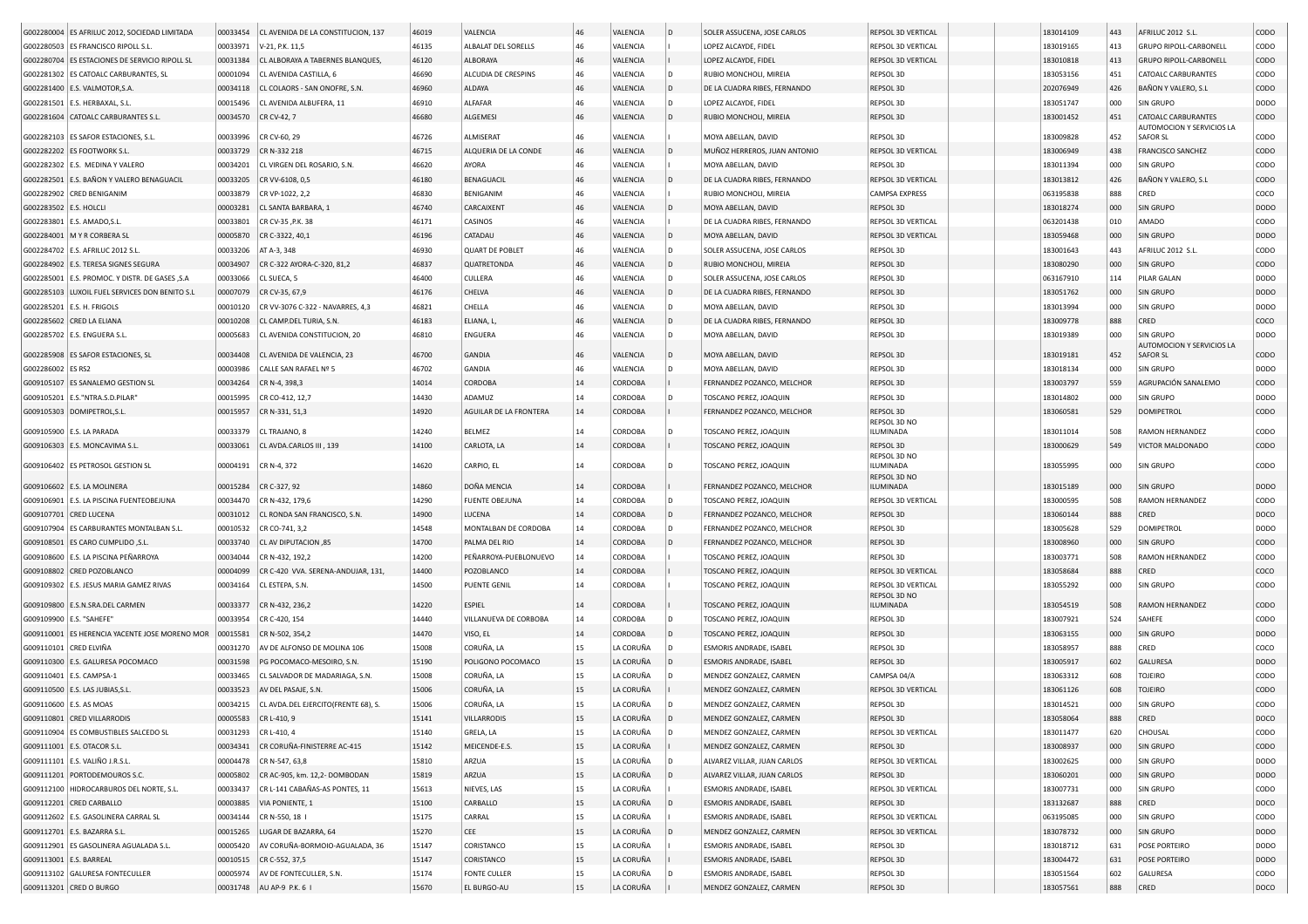| | | | | | | | | | | | | | | | |
|---|---|---|---|---|---|---|---|---|---|---|---|---|---|---|---|
| G002280004 | ES AFRILUC 2012, SOCIEDAD LIMITADA | 00033454 | CL AVENIDA DE LA CONSTITUCION, 137 | 46019 | VALENCIA | 46 | VALENCIA | D | SOLER ASSUCENA, JOSE CARLOS | REPSOL 3D VERTICAL | | | 183014109 | 443 | AFRILUC 2012 S.L. | CODO |
| G002280503 | ES FRANCISCO RIPOLL S.L. | 00033971 | V-21, P.K. 11,5 | 46135 | ALBALAT DEL SORELLS | 46 | VALENCIA | I | LOPEZ ALCAYDE, FIDEL | REPSOL 3D VERTICAL | | | 183019165 | 413 | GRUPO RIPOLL-CARBONELL | CODO |
| G002280704 | ES ESTACIONES DE SERVICIO RIPOLL SL | 00031384 | CL ALBORAYA A TABERNES BLANQUES, | 46120 | ALBORAYA | 46 | VALENCIA | I | LOPEZ ALCAYDE, FIDEL | REPSOL 3D VERTICAL | | | 183010818 | 413 | GRUPO RIPOLL-CARBONELL | CODO |
| G002281302 | ES CATOALC CARBURANTES, SL | 00001094 | CL AVENIDA CASTILLA, 6 | 46690 | ALCUDIA DE CRESPINS | 46 | VALENCIA | D | RUBIO MONCHOLI, MIREIA | REPSOL 3D | | | 183053156 | 451 | CATOALC CARBURANTES | CODO |
| G002281400 | E.S. VALMOTOR,S.A. | 00034118 | CL COLAORS - SAN ONOFRE, S.N. | 46960 | ALDAYA | 46 | VALENCIA | D | DE LA CUADRA RIBES, FERNANDO | REPSOL 3D | | | 202076949 | 426 | BAÑON Y VALERO, S.L | CODO |
| G002281501 | E.S. HERBAXAL, S.L. | 00015496 | CL AVENIDA ALBUFERA, 11 | 46910 | ALFAFAR | 46 | VALENCIA | D | LOPEZ ALCAYDE, FIDEL | REPSOL 3D | | | 183051747 | 000 | SIN GRUPO | DODO |
| G002281604 | CATOALC CARBURANTES S.L. | 00034570 | CR CV-42, 7 | 46680 | ALGEMESI | 46 | VALENCIA | D | RUBIO MONCHOLI, MIREIA | REPSOL 3D | | | 183001452 | 451 | CATOALC CARBURANTES | CODO |
| G002282103 | ES SAFOR ESTACIONES, S.L. | 00033996 | CR CV-60, 29 | 46726 | ALMISERAT | 46 | VALENCIA | I | MOYA ABELLAN, DAVID | REPSOL 3D | | | 183009828 | 452 | AUTOMOCION Y SERVICIOS LA SAFOR SL | CODO |
| G002282202 | ES FOOTWORK S.L. | 00033729 | CR N-332 218 | 46715 | ALQUERIA DE LA CONDE | 46 | VALENCIA | D | MUÑOZ HERREROS, JUAN ANTONIO | REPSOL 3D VERTICAL | | | 183006949 | 438 | FRANCISCO SANCHEZ | CODO |
| G002282302 | E.S. MEDINA Y VALERO | 00034201 | CL VIRGEN DEL ROSARIO, S.N. | 46620 | AYORA | 46 | VALENCIA | I | MOYA ABELLAN, DAVID | REPSOL 3D | | | 183011394 | 000 | SIN GRUPO | CODO |
| G002282501 | E.S. BAÑON Y VALERO BENAGUACIL | 00033205 | CR VV-6108, 0,5 | 46180 | BENAGUACIL | 46 | VALENCIA | D | DE LA CUADRA RIBES, FERNANDO | REPSOL 3D VERTICAL | | | 183013812 | 426 | BAÑON Y VALERO, S.L | CODO |
| G002282902 | CRED BENIGANIM | 00033879 | CR VP-1022, 2,2 | 46830 | BENIGANIM | 46 | VALENCIA | I | RUBIO MONCHOLI, MIREIA | CAMPSA EXPRESS | | | 063195838 | 888 | CRED | COCO |
| G002283502 | E.S. HOLCLI | 00003281 | CL SANTA BARBARA, 1 | 46740 | CARCAIXENT | 46 | VALENCIA | D | MOYA ABELLAN, DAVID | REPSOL 3D | | | 183018274 | 000 | SIN GRUPO | DODO |
| G002283801 | E.S. AMADO,S.L. | 00033801 | CR CV-35 ,P.K. 38 | 46171 | CASINOS | 46 | VALENCIA | I | DE LA CUADRA RIBES, FERNANDO | REPSOL 3D VERTICAL | | | 063201438 | 010 | AMADO | CODO |
| G002284001 | M Y R CORBERA SL | 00005870 | CR C-3322, 40,1 | 46196 | CATADAU | 46 | VALENCIA | D | MOYA ABELLAN, DAVID | REPSOL 3D VERTICAL | | | 183059468 | 000 | SIN GRUPO | DODO |
| G002284702 | E.S. AFRILUC 2012 S.L. | 00033206 | AT A-3, 348 | 46930 | QUART DE POBLET | 46 | VALENCIA | D | SOLER ASSUCENA, JOSE CARLOS | REPSOL 3D | | | 183001643 | 443 | AFRILUC 2012 S.L. | CODO |
| G002284902 | E.S. TERESA SIGNES SEGURA | 00034907 | CR C-322 AYORA-C-320, 81,2 | 46837 | QUATRETONDA | 46 | VALENCIA | D | RUBIO MONCHOLI, MIREIA | REPSOL 3D | | | 183080290 | 000 | SIN GRUPO | CODO |
| G002285001 | E.S. PROMOC. Y DISTR. DE GASES ,S.A | 00033066 | CL SUECA, 5 | 46400 | CULLERA | 46 | VALENCIA | D | SOLER ASSUCENA, JOSE CARLOS | REPSOL 3D | | | 063167910 | 114 | PILAR GALAN | DODO |
| G002285103 | LUXOIL FUEL SERVICES DON BENITO S.L | 00007079 | CR CV-35, 67,9 | 46176 | CHELVA | 46 | VALENCIA | D | DE LA CUADRA RIBES, FERNANDO | REPSOL 3D | | | 183051762 | 000 | SIN GRUPO | DODO |
| G002285201 | E.S. H. FRIGOLS | 00010120 | CR VV-3076 C-322 - NAVARRES, 4,3 | 46821 | CHELLA | 46 | VALENCIA | D | MOYA ABELLAN, DAVID | REPSOL 3D | | | 183013994 | 000 | SIN GRUPO | DODO |
| G002285602 | CRED LA ELIANA | 00010208 | CL CAMP.DEL TURIA, S.N. | 46183 | ELIANA, L, | 46 | VALENCIA | D | DE LA CUADRA RIBES, FERNANDO | REPSOL 3D | | | 183009778 | 888 | CRED | COCO |
| G002285702 | E.S. ENGUERA S.L. | 00005683 | CL AVENIDA CONSTITUCION, 20 | 46810 | ENGUERA | 46 | VALENCIA | D | MOYA ABELLAN, DAVID | REPSOL 3D | | | 183019389 | 000 | SIN GRUPO | DODO |
| G002285908 | ES SAFOR ESTACIONES, SL | 00034408 | CL AVENIDA DE VALENCIA, 23 | 46700 | GANDIA | 46 | VALENCIA | D | MOYA ABELLAN, DAVID | REPSOL 3D | | | 183019181 | 452 | AUTOMOCION Y SERVICIOS LA SAFOR SL | CODO |
| G002286002 | ES RS2 | 00003986 | CALLE SAN RAFAEL Nº 5 | 46702 | GANDIA | 46 | VALENCIA | D | MOYA ABELLAN, DAVID | REPSOL 3D | | | 183018134 | 000 | SIN GRUPO | DODO |
| G009105107 | ES SANALEMO GESTION SL | 00034264 | CR N-4, 398,3 | 14014 | CORDOBA | 14 | CORDOBA | I | FERNANDEZ POZANCO, MELCHOR | REPSOL 3D | | | 183003797 | 559 | AGRUPACIÓN SANALEMO | CODO |
| G009105201 | E.S."NTRA.S.D.PILAR" | 00015995 | CR CO-412, 12,7 | 14430 | ADAMUZ | 14 | CORDOBA | D | TOSCANO PEREZ, JOAQUIN | REPSOL 3D | | | 183014802 | 000 | SIN GRUPO | DODO |
| G009105303 | DOMIPETROL,S.L. | 00015957 | CR N-331, 51,3 | 14920 | AGUILAR DE LA FRONTERA | 14 | CORDOBA | I | FERNANDEZ POZANCO, MELCHOR | REPSOL 3D | | | 183060581 | 529 | DOMIPETROL | CODO |
| G009105900 | E.S. LA PARADA | 00033379 | CL TRAJANO, 8 | 14240 | BELMEZ | 14 | CORDOBA | D | TOSCANO PEREZ, JOAQUIN | REPSOL 3D NO ILUMINADA | | | 183011014 | 508 | RAMON HERNANDEZ | CODO |
| G009106303 | E.S. MONCAVIMA S.L. | 00033061 | CL AVDA.CARLOS III , 139 | 14100 | CARLOTA, LA | 14 | CORDOBA | I | TOSCANO PEREZ, JOAQUIN | REPSOL 3D | | | 183000629 | 549 | VICTOR MALDONADO | CODO |
| G009106402 | ES PETROSOL GESTION SL | 00004191 | CR N-4, 372 | 14620 | CARPIO, EL | 14 | CORDOBA | D | TOSCANO PEREZ, JOAQUIN | REPSOL 3D NO ILUMINADA | | | 183055995 | 000 | SIN GRUPO | CODO |
| G009106602 | E.S. LA MOLINERA | 00015284 | CR C-327, 92 | 14860 | DOÑA MENCIA | 14 | CORDOBA | I | FERNANDEZ POZANCO, MELCHOR | REPSOL 3D NO ILUMINADA | | | 183015189 | 000 | SIN GRUPO | DODO |
| G009106901 | E.S. LA PISCINA FUENTEOBEJUNA | 00034470 | CR N-432, 179,6 | 14290 | FUENTE OBEJUNA | 14 | CORDOBA | D | TOSCANO PEREZ, JOAQUIN | REPSOL 3D VERTICAL | | | 183000595 | 508 | RAMON HERNANDEZ | CODO |
| G009107701 | CRED LUCENA | 00031012 | CL RONDA SAN FRANCISCO, S.N. | 14900 | LUCENA | 14 | CORDOBA | D | FERNANDEZ POZANCO, MELCHOR | REPSOL 3D | | | 183060144 | 888 | CRED | DOCO |
| G009107904 | ES CARBURANTES MONTALBAN S.L. | 00010532 | CR CO-741, 3,2 | 14548 | MONTALBAN DE CORDOBA | 14 | CORDOBA | D | FERNANDEZ POZANCO, MELCHOR | REPSOL 3D | | | 183005628 | 529 | DOMIPETROL | DODO |
| G009108501 | ES CARO CUMPLIDO ,S.L. | 00033740 | CL AV DIPUTACION ,85 | 14700 | PALMA DEL RIO | 14 | CORDOBA | D | FERNANDEZ POZANCO, MELCHOR | REPSOL 3D | | | 183008960 | 000 | SIN GRUPO | CODO |
| G009108600 | E.S. LA PISCINA PEÑARROYA | 00034044 | CR N-432, 192,2 | 14200 | PEÑARROYA-PUEBLONUEVO | 14 | CORDOBA | I | TOSCANO PEREZ, JOAQUIN | REPSOL 3D | | | 183003771 | 508 | RAMON HERNANDEZ | CODO |
| G009108802 | CRED POZOBLANCO | 00004099 | CR C-420 VVA. SERENA-ANDUJAR, 131, | 14400 | POZOBLANCO | 14 | CORDOBA | I | TOSCANO PEREZ, JOAQUIN | REPSOL 3D VERTICAL | | | 183058684 | 888 | CRED | COCO |
| G009109302 | E.S. JESUS MARIA GAMEZ RIVAS | 00034164 | CL ESTEPA, S.N. | 14500 | PUENTE GENIL | 14 | CORDOBA | I | TOSCANO PEREZ, JOAQUIN | REPSOL 3D VERTICAL | | | 183055292 | 000 | SIN GRUPO | CODO |
| G009109800 | E.S.N.SRA.DEL CARMEN | 00033377 | CR N-432, 236,2 | 14220 | ESPIEL | 14 | CORDOBA | I | TOSCANO PEREZ, JOAQUIN | REPSOL 3D NO ILUMINADA | | | 183054519 | 508 | RAMON HERNANDEZ | CODO |
| G009109900 | E.S. "SAHEFE" | 00033954 | CR C-420, 154 | 14440 | VILLANUEVA DE CORBOBA | 14 | CORDOBA | D | TOSCANO PEREZ, JOAQUIN | REPSOL 3D | | | 183007921 | 524 | SAHEFE | CODO |
| G009110001 | ES HERENCIA YACENTE JOSE MORENO MOR | 00015581 | CR N-502, 354,2 | 14470 | VISO, EL | 14 | CORDOBA | D | TOSCANO PEREZ, JOAQUIN | REPSOL 3D | | | 183063155 | 000 | SIN GRUPO | DODO |
| G009110101 | CRED ELVIÑA | 00031270 | AV DE ALFONSO DE MOLINA 106 | 15008 | CORUÑA, LA | 15 | LA CORUÑA | D | ESMORIS ANDRADE, ISABEL | REPSOL 3D | | | 183058957 | 888 | CRED | COCO |
| G009110300 | E.S. GALURESA POCOMACO | 00031598 | PG POCOMACO-MESOIRO, S.N. | 15190 | POLIGONO POCOMACO | 15 | LA CORUÑA | D | ESMORIS ANDRADE, ISABEL | REPSOL 3D | | | 183005917 | 602 | GALURESA | DODO |
| G009110401 | E.S. CAMPSA-1 | 00033465 | CL SALVADOR DE MADARIAGA, S.N. | 15008 | CORUÑA, LA | 15 | LA CORUÑA | D | MENDEZ GONZALEZ, CARMEN | CAMPSA 04/A | | | 183063312 | 608 | TOJEIRO | CODO |
| G009110500 | E.S. LAS JUBIAS,S.L. | 00033523 | AV DEL PASAJE, S.N. | 15006 | CORUÑA, LA | 15 | LA CORUÑA | I | MENDEZ GONZALEZ, CARMEN | REPSOL 3D VERTICAL | | | 183061126 | 608 | TOJEIRO | CODO |
| G009110600 | E.S. AS MOAS | 00034215 | CL AVDA.DEL EJERCITO(FRENTE 68), S. | 15006 | CORUÑA, LA | 15 | LA CORUÑA | D | MENDEZ GONZALEZ, CARMEN | REPSOL 3D | | | 183014521 | 000 | SIN GRUPO | CODO |
| G009110801 | CRED VILLARRODIS | 00005583 | CR L-410, 9 | 15141 | VILLARRODIS | 15 | LA CORUÑA | D | MENDEZ GONZALEZ, CARMEN | REPSOL 3D | | | 183058064 | 888 | CRED | DOCO |
| G009110904 | ES COMBUSTIBLES SALCEDO SL | 00031293 | CR L-410, 4 | 15140 | GRELA, LA | 15 | LA CORUÑA | D | MENDEZ GONZALEZ, CARMEN | REPSOL 3D VERTICAL | | | 183011477 | 620 | CHOUSAL | CODO |
| G009111001 | E.S. OTACOR S.L. | 00034341 | CR CORUÑA-FINISTERRE AC-415 | 15142 | MEICENDE-E.S. | 15 | LA CORUÑA | I | MENDEZ GONZALEZ, CARMEN | REPSOL 3D | | | 183008937 | 000 | SIN GRUPO | CODO |
| G009111101 | E.S. VALIÑO J.R.S.L. | 00004478 | CR N-547, 63,8 | 15810 | ARZUA | 15 | LA CORUÑA | D | ALVAREZ VILLAR, JUAN CARLOS | REPSOL 3D VERTICAL | | | 183002625 | 000 | SIN GRUPO | DODO |
| G009111201 | PORTODEMOUROS S.C. | 00005802 | CR AC-905, km. 12,2- DOMBODAN | 15819 | ARZUA | 15 | LA CORUÑA | D | ALVAREZ VILLAR, JUAN CARLOS | REPSOL 3D | | | 183060201 | 000 | SIN GRUPO | DODO |
| G009112100 | HIDROCARBUROS DEL NORTE, S.L. | 00033437 | CR L-141 CABAÑAS-AS PONTES, 11 | 15613 | NIEVES, LAS | 15 | LA CORUÑA | I | ESMORIS ANDRADE, ISABEL | REPSOL 3D VERTICAL | | | 183007731 | 000 | SIN GRUPO | CODO |
| G009112201 | CRED CARBALLO | 00003885 | VIA PONIENTE, 1 | 15100 | CARBALLO | 15 | LA CORUÑA | D | ESMORIS ANDRADE, ISABEL | REPSOL 3D | | | 183132687 | 888 | CRED | DOCO |
| G009112602 | E.S. GASOLINERA CARRAL SL | 00034144 | CR N-550, 18 I | 15175 | CARRAL | 15 | LA CORUÑA | I | ESMORIS ANDRADE, ISABEL | REPSOL 3D VERTICAL | | | 063195085 | 000 | SIN GRUPO | CODO |
| G009112701 | E.S. BAZARRA S.L. | 00015265 | LUGAR DE BAZARRA, 64 | 15270 | CEE | 15 | LA CORUÑA | D | MENDEZ GONZALEZ, CARMEN | REPSOL 3D VERTICAL | | | 183078732 | 000 | SIN GRUPO | DODO |
| G009112901 | ES GASOLINERA AGUALADA S.L. | 00005420 | AV CORUÑA-BORMOIO-AGUALADA, 36 | 15147 | CORISTANCO | 15 | LA CORUÑA | I | ESMORIS ANDRADE, ISABEL | REPSOL 3D | | | 183018712 | 631 | POSE PORTEIRO | DODO |
| G009113001 | E.S. BARREAL | 00010515 | CR C-552, 37,5 | 15147 | CORISTANCO | 15 | LA CORUÑA | I | ESMORIS ANDRADE, ISABEL | REPSOL 3D | | | 183004472 | 631 | POSE PORTEIRO | DODO |
| G009113102 | GALURESA FONTECULLER | 00005974 | AV DE FONTECULLER, S.N. | 15174 | FONTE CULLER | 15 | LA CORUÑA | D | ESMORIS ANDRADE, ISABEL | REPSOL 3D | | | 183051564 | 602 | GALURESA | CODO |
| G009113201 | CRED O BURGO | 00031748 | AU AP-9 P.K. 6 I | 15670 | EL BURGO-AU | 15 | LA CORUÑA | I | MENDEZ GONZALEZ, CARMEN | REPSOL 3D | | | 183057561 | 888 | CRED | DOCO |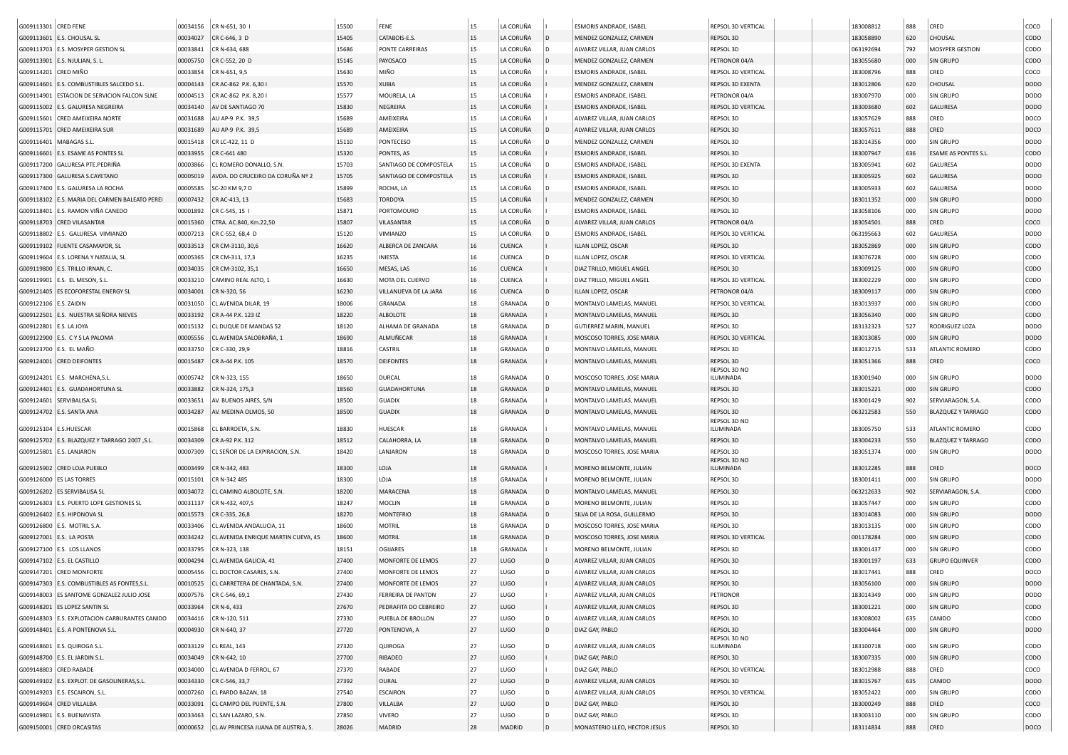| | | | | | | | | | | | | | | | |
|---|---|---|---|---|---|---|---|---|---|---|---|---|---|---|---|
| G009113301 | CRED FENE | 00034156 | CR N-651, 30 I | 15500 | FENE | 15 | LA CORUÑA | I | ESMORIS ANDRADE, ISABEL | REPSOL 3D VERTICAL | | 183008812 | 888 | CRED | COCO |
| G009113601 | E.S. CHOUSAL SL | 00034027 | CR C-646, 3 D | 15405 | CATABOIS-E.S. | 15 | LA CORUÑA | D | MENDEZ GONZALEZ, CARMEN | REPSOL 3D | | 183058890 | 620 | CHOUSAL | CODO |
| G009113703 | E.S. MOSYPER GESTION SL | 00033841 | CR N-634, 688 | 15686 | PONTE CARREIRAS | 15 | LA CORUÑA | D | ALVAREZ VILLAR, JUAN CARLOS | REPSOL 3D | | 063192694 | 792 | MOSYPER GESTION | CODO |
| G009113901 | E.S. NJULIAN, S. L. | 00005750 | CR C-552, 20 D | 15145 | PAYOSACO | 15 | LA CORUÑA | D | MENDEZ GONZALEZ, CARMEN | PETRONOR 04/A | | 183055680 | 000 | SIN GRUPO | CODO |
| G009114201 | CRED MIÑO | 00033854 | CR N-651, 9,5 | 15630 | MIÑO | 15 | LA CORUÑA | I | ESMORIS ANDRADE, ISABEL | REPSOL 3D VERTICAL | | 183008796 | 888 | CRED | COCO |
| G009114601 | E.S. COMBUSTIBLES SALCEDO S.L. | 00004143 | CR AC-862 P.K. 6,30 I | 15570 | XUBIA | 15 | LA CORUÑA | I | MENDEZ GONZALEZ, CARMEN | REPSOL 3D EXENTA | | 183012806 | 620 | CHOUSAL | DODO |
| G009114901 | ESTACION DE SERVICION FALCON SLNE | 00004513 | CR AC-862 P.K. 8,20 I | 15577 | MOURELA, LA | 15 | LA CORUÑA | I | ESMORIS ANDRADE, ISABEL | PETRONOR 04/A | | 183007970 | 000 | SIN GRUPO | DODO |
| G009115002 | E.S. GALURESA NEGREIRA | 00034140 | AV DE SANTIAGO 70 | 15830 | NEGREIRA | 15 | LA CORUÑA | I | ESMORIS ANDRADE, ISABEL | REPSOL 3D VERTICAL | | 183003680 | 602 | GALURESA | DODO |
| G009115601 | CRED AMEIXEIRA NORTE | 00031688 | AU AP-9 P.K. 39,5 | 15689 | AMEIXEIRA | 15 | LA CORUÑA | I | ALVAREZ VILLAR, JUAN CARLOS | REPSOL 3D | | 183057629 | 888 | CRED | DOCO |
| G009115701 | CRED AMEIXEIRA SUR | 00031689 | AU AP-9 P.K. 39,5 | 15689 | AMEIXEIRA | 15 | LA CORUÑA | D | ALVAREZ VILLAR, JUAN CARLOS | REPSOL 3D | | 183057611 | 888 | CRED | DOCO |
| G009116401 | MABAGAS S.L. | 00015418 | CR LC-422, 11 D | 15110 | PONTECESO | 15 | LA CORUÑA | D | MENDEZ GONZALEZ, CARMEN | REPSOL 3D | | 183014356 | 000 | SIN GRUPO | DODO |
| G009116601 | E.S. ESAME AS PONTES SL | 00033955 | CR C-641 480 | 15320 | PONTES, AS | 15 | LA CORUÑA | I | ESMORIS ANDRADE, ISABEL | REPSOL 3D | | 183007947 | 636 | ESAME AS PONTES S.L. | CODO |
| G009117200 | GALURESA PTE.PEDRIÑA | 00003866 | CL ROMERO DONALLO, S.N. | 15703 | SANTIAGO DE COMPOSTELA | 15 | LA CORUÑA | D | ESMORIS ANDRADE, ISABEL | REPSOL 3D EXENTA | | 183005941 | 602 | GALURESA | DODO |
| G009117300 | GALURESA S.CAYETANO | 00005019 | AVDA. DO CRUCEIRO DA CORUÑA Nº 2 | 15705 | SANTIAGO DE COMPOSTELA | 15 | LA CORUÑA | I | ESMORIS ANDRADE, ISABEL | REPSOL 3D | | 183005925 | 602 | GALURESA | DODO |
| G009117400 | E.S. GALURESA LA ROCHA | 00005585 | SC-20 KM 9,7 D | 15899 | ROCHA, LA | 15 | LA CORUÑA | D | ESMORIS ANDRADE, ISABEL | REPSOL 3D | | 183005933 | 602 | GALURESA | DODO |
| G009118102 | E.S. MARIA DEL CARMEN BALEATO PEREI | 00007432 | CR AC-413, 13 | 15683 | TORDOYA | 15 | LA CORUÑA | I | MENDEZ GONZALEZ, CARMEN | REPSOL 3D | | 183011352 | 000 | SIN GRUPO | DODO |
| G009118401 | E.S. RAMON VIÑA CANEDO | 00001892 | CR C-545, 15 I | 15871 | PORTOMOURO | 15 | LA CORUÑA | I | ESMORIS ANDRADE, ISABEL | REPSOL 3D | | 183058106 | 000 | SIN GRUPO | DODO |
| G009118703 | CRED VILASANTAR | 00015360 | CTRA. AC.840, Km.22,50 | 15807 | VILASANTAR | 15 | LA CORUÑA | D | ALVAREZ VILLAR, JUAN CARLOS | PETRONOR 04/A | | 183054501 | 888 | CRED | COCO |
| G009118802 | E.S. GALURESA VIMIANZO | 00007213 | CR C-552, 68,4 D | 15120 | VIMIANZO | 15 | LA CORUÑA | D | ESMORIS ANDRADE, ISABEL | REPSOL 3D VERTICAL | | 063195663 | 602 | GALURESA | DODO |
| G009119102 | FUENTE CASAMAYOR, SL | 00033513 | CR CM-3110, 30,6 | 16620 | ALBERCA DE ZANCARA | 16 | CUENCA | I | ILLAN LOPEZ, OSCAR | REPSOL 3D | | 183052869 | 000 | SIN GRUPO | CODO |
| G009119604 | E.S. LORENA Y NATALIA, SL | 00005365 | CR CM-311, 17,3 | 16235 | INIESTA | 16 | CUENCA | D | ILLAN LOPEZ, OSCAR | REPSOL 3D VERTICAL | | 183076728 | 000 | SIN GRUPO | CODO |
| G009119800 | E.S. TRILLO IRNAN, C. | 00034035 | CR CM-3102, 35,1 | 16650 | MESAS, LAS | 16 | CUENCA | I | DIAZ TRILLO, MIGUEL ANGEL | REPSOL 3D | | 183009125 | 000 | SIN GRUPO | CODO |
| G009119901 | E.S. EL MESON, S.L. | 00033210 | CAMINO REAL ALTO, 1 | 16630 | MOTA DEL CUERVO | 16 | CUENCA | I | DIAZ TRILLO, MIGUEL ANGEL | REPSOL 3D VERTICAL | | 183002229 | 000 | SIN GRUPO | CODO |
| G009121405 | ES ECOFORESTAL ENERGY SL | 00034001 | CR N-320, 56 | 16230 | VILLANUEVA DE LA JARA | 16 | CUENCA | D | ILLAN LOPEZ, OSCAR | PETRONOR 04/A | | 183009117 | 000 | SIN GRUPO | CODO |
| G009122106 | E.S. ZAIDIN | 00031050 | CL AVENIDA DILAR, 19 | 18006 | GRANADA | 18 | GRANADA | D | MONTALVO LAMELAS, MANUEL | REPSOL 3D VERTICAL | | 183013937 | 000 | SIN GRUPO | CODO |
| G009122501 | E.S. NUESTRA SEÑORA NIEVES | 00033192 | CR A-44 P.K. 123 IZ | 18220 | ALBOLOTE | 18 | GRANADA | I | MONTALVO LAMELAS, MANUEL | REPSOL 3D | | 183056340 | 000 | SIN GRUPO | CODO |
| G009122801 | E.S. LA JOYA | 00015132 | CL DUQUE DE MANDAS 52 | 18120 | ALHAMA DE GRANADA | 18 | GRANADA | D | GUTIERREZ MARIN, MANUEL | REPSOL 3D | | 183132323 | 527 | RODRIGUEZ LOZA | DODO |
| G009122900 | E.S. C Y S LA PALOMA | 00005556 | CL AVENIDA SALOBRAÑA, 1 | 18690 | ALMUÑECAR | 18 | GRANADA | I | MOSCOSO TORRES, JOSE MARIA | REPSOL 3D VERTICAL | | 183013085 | 000 | SIN GRUPO | DODO |
| G009123700 | E.S. EL MAÑO | 00033750 | CR C-330, 29,9 | 18816 | CASTRIL | 18 | GRANADA | D | MONTALVO LAMELAS, MANUEL | REPSOL 3D | | 183012715 | 533 | ATLANTIC ROMERO | CODO |
| G009124001 | CRED DEIFONTES | 00015487 | CR A-44 P.K. 105 | 18570 | DEIFONTES | 18 | GRANADA | I | MONTALVO LAMELAS, MANUEL | REPSOL 3D | | 183051366 | 888 | CRED | COCO |
| G009124201 | E.S. MARCHENA,S.L. | 00005742 | CR N-323, 155 | 18650 | DURCAL | 18 | GRANADA | D | MOSCOSO TORRES, JOSE MARIA | REPSOL 3D NO ILUMINADA | | 183001940 | 000 | SIN GRUPO | DODO |
| G009124401 | E.S. GUADAHORTUNA SL | 00033882 | CR N-324, 175,3 | 18560 | GUADAHORTUNA | 18 | GRANADA | D | MONTALVO LAMELAS, MANUEL | REPSOL 3D | | 183015221 | 000 | SIN GRUPO | CODO |
| G009124601 | SERVIBALISA SL | 00033651 | AV. BUENOS AIRES, S/N | 18500 | GUADIX | 18 | GRANADA | I | MONTALVO LAMELAS, MANUEL | REPSOL 3D | | 183001429 | 902 | SERVIARAGON, S.A. | CODO |
| G009124702 | E.S. SANTA ANA | 00034287 | AV. MEDINA OLMOS, 50 | 18500 | GUADIX | 18 | GRANADA | D | MONTALVO LAMELAS, MANUEL | REPSOL 3D | | 063212583 | 550 | BLAZQUEZ Y TARRAGO | CODO |
| G009125104 | E.S.HUESCAR | 00015868 | CL BARROETA, S.N. | 18830 | HUESCAR | 18 | GRANADA | I | MONTALVO LAMELAS, MANUEL | REPSOL 3D NO ILUMINADA | | 183005750 | 533 | ATLANTIC ROMERO | CODO |
| G009125702 | E.S. BLAZQUEZ Y TARRAGO 2007 ,S.L. | 00034309 | CR A-92 P.K. 312 | 18512 | CALAHORRA, LA | 18 | GRANADA | D | MONTALVO LAMELAS, MANUEL | REPSOL 3D | | 183004233 | 550 | BLAZQUEZ Y TARRAGO | CODO |
| G009125801 | E.S. LANJARON | 00007309 | CL SEÑOR DE LA EXPIRACION, S.N. | 18420 | LANJARON | 18 | GRANADA | D | MOSCOSO TORRES, JOSE MARIA | REPSOL 3D | | 183051374 | 000 | SIN GRUPO | DODO |
| G009125902 | CRED LOJA PUEBLO | 00003499 | CR N-342, 483 | 18300 | LOJA | 18 | GRANADA | I | MORENO BELMONTE, JULIAN | REPSOL 3D NO ILUMINADA | | 183012285 | 888 | CRED | DOCO |
| G009126000 | ES LAS TORRES | 00015101 | CR N-342 485 | 18300 | LOJA | 18 | GRANADA | I | MORENO BELMONTE, JULIAN | REPSOL 3D | | 183001411 | 000 | SIN GRUPO | DODO |
| G009126202 | ES SERVIBALISA SL | 00034072 | CL CAMINO ALBOLOTE, S.N. | 18200 | MARACENA | 18 | GRANADA | D | MONTALVO LAMELAS, MANUEL | REPSOL 3D | | 063212633 | 902 | SERVIARAGON, S.A. | CODO |
| G009126303 | E.S. PUERTO LOPE GESTIONES SL | 00031137 | CR N-432, 407,5 | 18247 | MOCLIN | 18 | GRANADA | D | MORENO BELMONTE, JULIAN | REPSOL 3D | | 183057447 | 000 | SIN GRUPO | CODO |
| G009126402 | E.S. HIPONOVA SL | 00015573 | CR C-335, 26,8 | 18270 | MONTEFRIO | 18 | GRANADA | D | SILVA DE LA ROSA, GUILLERMO | REPSOL 3D | | 183014083 | 000 | SIN GRUPO | DODO |
| G009126800 | E.S. MOTRIL S.A. | 00033406 | CL AVENIDA ANDALUCIA, 11 | 18600 | MOTRIL | 18 | GRANADA | D | MOSCOSO TORRES, JOSE MARIA | REPSOL 3D | | 183013135 | 000 | SIN GRUPO | CODO |
| G009127001 | E.S. LA POSTA | 00034242 | CL AVENIDA ENRIQUE MARTIN CUEVA, 45 | 18600 | MOTRIL | 18 | GRANADA | D | MOSCOSO TORRES, JOSE MARIA | REPSOL 3D VERTICAL | | 001178284 | 000 | SIN GRUPO | CODO |
| G009127100 | E.S. LOS LLANOS | 00033795 | CR N-323, 138 | 18151 | OGIJARES | 18 | GRANADA | I | MORENO BELMONTE, JULIAN | REPSOL 3D | | 183001437 | 000 | SIN GRUPO | CODO |
| G009147102 | E.S. EL CASTILLO | 00004294 | CL AVENIDA GALICIA, 41 | 27400 | MONFORTE DE LEMOS | 27 | LUGO | D | ALVAREZ VILLAR, JUAN CARLOS | REPSOL 3D | | 183001197 | 633 | GRUPO EQUINVER | CODO |
| G009147201 | CRED MONFORTE | 00005456 | CL DOCTOR CASARES, S.N. | 27400 | MONFORTE DE LEMOS | 27 | LUGO | D | ALVAREZ VILLAR, JUAN CARLOS | REPSOL 3D | | 183017441 | 888 | CRED | DOCO |
| G009147303 | E.S. COMBUSTIBLES AS FONTES,S.L. | 00010525 | CL CARRETERA DE CHANTADA, S.N. | 27400 | MONFORTE DE LEMOS | 27 | LUGO | I | ALVAREZ VILLAR, JUAN CARLOS | REPSOL 3D | | 183056100 | 000 | SIN GRUPO | DODO |
| G009148003 | ES SANTOME GONZALEZ JULIO JOSE | 00007576 | CR C-546, 69,1 | 27430 | FERREIRA DE PANTON | 27 | LUGO | I | ALVAREZ VILLAR, JUAN CARLOS | PETRONOR | | 183014349 | 000 | SIN GRUPO | DODO |
| G009148201 | ES LOPEZ SANTIN SL | 00033964 | CR N-6, 433 | 27670 | PEDRAFITA DO CEBREIRO | 27 | LUGO | I | ALVAREZ VILLAR, JUAN CARLOS | REPSOL 3D | | 183001221 | 000 | SIN GRUPO | CODO |
| G009148303 | E.S. EXPLOTACION CARBURANTES CANIDO | 00034416 | CR N-120, 511 | 27330 | PUEBLA DE BROLLON | 27 | LUGO | D | ALVAREZ VILLAR, JUAN CARLOS | REPSOL 3D | | 183008002 | 635 | CANIDO | CODO |
| G009148401 | E.S. A PONTENOVA S.L. | 00004930 | CR N-640, 37 | 27720 | PONTENOVA, A | 27 | LUGO | D | DIAZ GAY, PABLO | REPSOL 3D | | 183004464 | 000 | SIN GRUPO | DODO |
| G009148601 | E.S. QUIROGA S.L. | 00033129 | CL REAL, 143 | 27320 | QUIROGA | 27 | LUGO | D | ALVAREZ VILLAR, JUAN CARLOS | REPSOL 3D NO ILUMINADA | | 183100718 | 000 | SIN GRUPO | CODO |
| G009148700 | E.S. EL JARDIN S.L. | 00034049 | CR N-642, 10 | 27700 | RIBADEO | 27 | LUGO | I | DIAZ GAY, PABLO | REPSOL 3D | | 183007335 | 000 | SIN GRUPO | CODO |
| G009148803 | CRED RABADE | 00034000 | CL AVENIDA D FERROL, 67 | 27370 | RABADE | 27 | LUGO | I | DIAZ GAY, PABLO | REPSOL 3D VERTICAL | | 183012988 | 888 | CRED | COCO |
| G009149102 | E.S. EXPLOT. DE GASOLINERAS,S.L. | 00034330 | CR C-546, 33,7 | 27392 | OURAL | 27 | LUGO | D | ALVAREZ VILLAR, JUAN CARLOS | REPSOL 3D | | 183015767 | 635 | CANIDO | DODO |
| G009149203 | E.S. ESCAIRON, S.L. | 00007260 | CL PARDO BAZAN, 18 | 27540 | ESCAIRON | 27 | LUGO | D | ALVAREZ VILLAR, JUAN CARLOS | REPSOL 3D VERTICAL | | 183052422 | 000 | SIN GRUPO | CODO |
| G009149604 | CRED VILLALBA | 00033091 | CL CAMPO DEL PUENTE, S.N. | 27800 | VILLALBA | 27 | LUGO | D | DIAZ GAY, PABLO | REPSOL 3D | | 183000249 | 888 | CRED | COCO |
| G009149801 | E.S. BUENAVISTA | 00033463 | CL SAN LAZARO, S.N. | 27850 | VIVERO | 27 | LUGO | D | DIAZ GAY, PABLO | REPSOL 3D | | 183003110 | 000 | SIN GRUPO | CODO |
| G009150001 | CRED ORCASITAS | 00000652 | CL AV PRINCESA JUANA DE AUSTRIA, S. | 28026 | MADRID | 28 | MADRID | D | MONASTERIO LLEO, HECTOR JESUS | REPSOL 3D | | 183114834 | 888 | CRED | DOCO |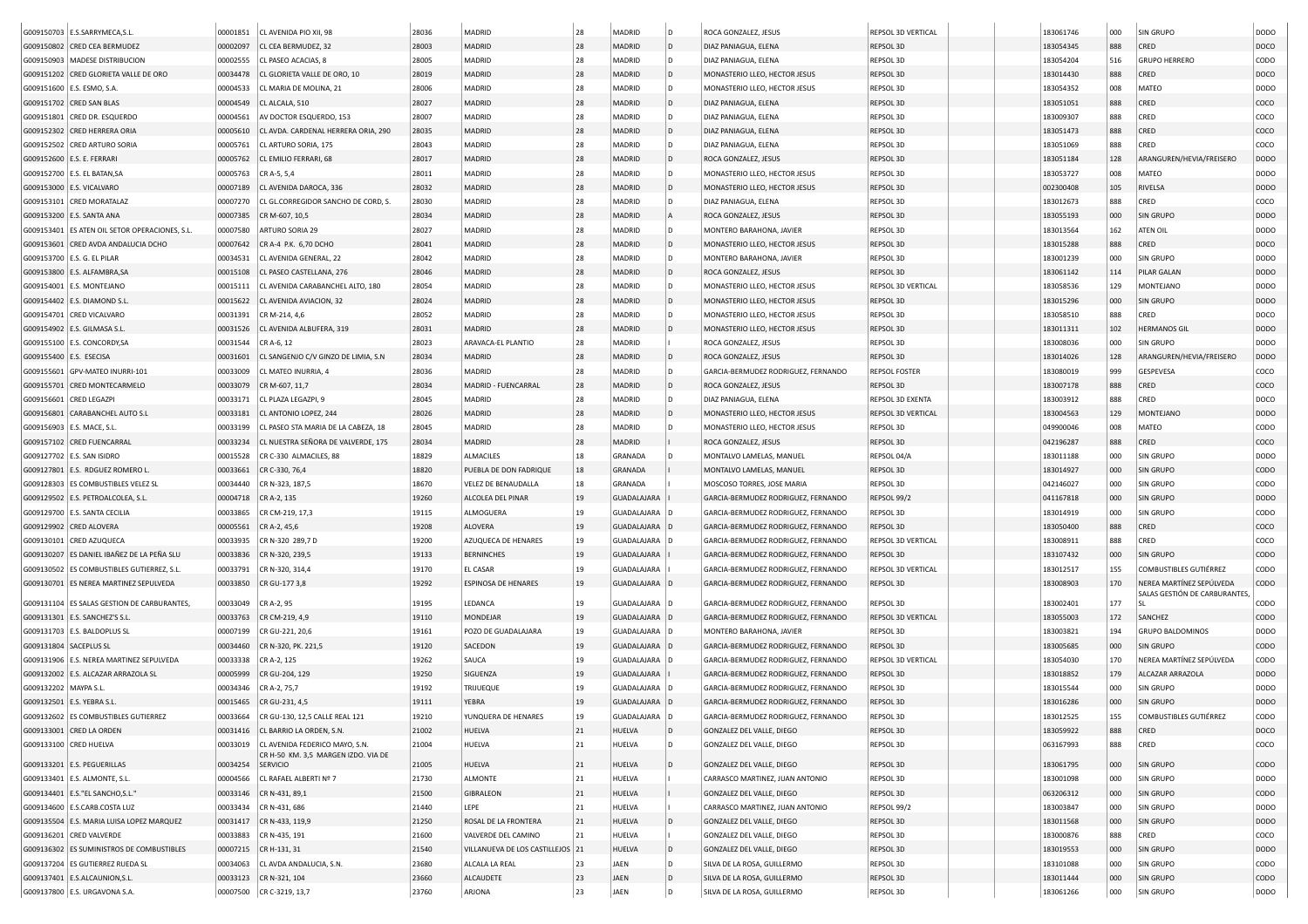| | | | | | | | | | | | | | | | | |
|---|---|---|---|---|---|---|---|---|---|---|---|---|---|---|---|---|
| G009150703 | E.S.SARRYMECA,S.L. | 00001851 | CL AVENIDA PIO XII, 98 | 28036 | MADRID | 28 | MADRID | D | ROCA GONZALEZ, JESUS | REPSOL 3D VERTICAL | | | 183061746 | 000 | SIN GRUPO | DODO |
| G009150802 | CRED CEA BERMUDEZ | 00002097 | CL CEA BERMUDEZ, 32 | 28003 | MADRID | 28 | MADRID | D | DIAZ PANIAGUA, ELENA | REPSOL 3D | | | 183054345 | 888 | CRED | DOCO |
| G009150903 | MADESE DISTRIBUCION | 00002555 | CL PASEO ACACIAS, 8 | 28005 | MADRID | 28 | MADRID | D | DIAZ PANIAGUA, ELENA | REPSOL 3D | | | 183054204 | 516 | GRUPO HERRERO | CODO |
| G009151202 | CRED GLORIETA VALLE DE ORO | 00034478 | CL GLORIETA VALLE DE ORO, 10 | 28019 | MADRID | 28 | MADRID | D | MONASTERIO LLEO, HECTOR JESUS | REPSOL 3D | | | 183014430 | 888 | CRED | DOCO |
| G009151600 | E.S. ESMO, S.A. | 00004533 | CL MARIA DE MOLINA, 21 | 28006 | MADRID | 28 | MADRID | D | MONASTERIO LLEO, HECTOR JESUS | REPSOL 3D | | | 183054352 | 008 | MATEO | DODO |
| G009151702 | CRED SAN BLAS | 00004549 | CL ALCALA, 510 | 28027 | MADRID | 28 | MADRID | D | DIAZ PANIAGUA, ELENA | REPSOL 3D | | | 183051051 | 888 | CRED | COCO |
| G009151801 | CRED DR. ESQUERDO | 00004561 | AV DOCTOR ESQUERDO, 153 | 28007 | MADRID | 28 | MADRID | D | DIAZ PANIAGUA, ELENA | REPSOL 3D | | | 183009307 | 888 | CRED | COCO |
| G009152302 | CRED HERRERA ORIA | 00005610 | CL AVDA. CARDENAL HERRERA ORIA, 290 | 28035 | MADRID | 28 | MADRID | D | DIAZ PANIAGUA, ELENA | REPSOL 3D | | | 183051473 | 888 | CRED | COCO |
| G009152502 | CRED ARTURO SORIA | 00005761 | CL ARTURO SORIA, 175 | 28043 | MADRID | 28 | MADRID | D | DIAZ PANIAGUA, ELENA | REPSOL 3D | | | 183051069 | 888 | CRED | COCO |
| G009152600 | E.S. E. FERRARI | 00005762 | CL EMILIO FERRARI, 68 | 28017 | MADRID | 28 | MADRID | D | ROCA GONZALEZ, JESUS | REPSOL 3D | | | 183051184 | 128 | ARANGUREN/HEVIA/FREISERO | DODO |
| G009152700 | E.S. EL BATAN,SA | 00005763 | CR A-5, 5,4 | 28011 | MADRID | 28 | MADRID | D | MONASTERIO LLEO, HECTOR JESUS | REPSOL 3D | | | 183053727 | 008 | MATEO | DODO |
| G009153000 | E.S. VICALVARO | 00007189 | CL AVENIDA DAROCA, 336 | 28032 | MADRID | 28 | MADRID | D | MONASTERIO LLEO, HECTOR JESUS | REPSOL 3D | | | 002300408 | 105 | RIVELSA | DODO |
| G009153101 | CRED MORATALAZ | 00007270 | CL GL.CORREGIDOR SANCHO DE CORD, S. | 28030 | MADRID | 28 | MADRID | D | DIAZ PANIAGUA, ELENA | REPSOL 3D | | | 183012673 | 888 | CRED | COCO |
| G009153200 | E.S. SANTA ANA | 00007385 | CR M-607, 10,5 | 28034 | MADRID | 28 | MADRID | A | ROCA GONZALEZ, JESUS | REPSOL 3D | | | 183055193 | 000 | SIN GRUPO | DODO |
| G009153401 | ES ATEN OIL SETOR OPERACIONES, S.L. | 00007580 | ARTURO SORIA 29 | 28027 | MADRID | 28 | MADRID | D | MONTERO BARAHONA, JAVIER | REPSOL 3D | | | 183013564 | 162 | ATEN OIL | DODO |
| G009153601 | CRED AVDA ANDALUCIA DCHO | 00007642 | CR A-4 P.K. 6,70 DCHO | 28041 | MADRID | 28 | MADRID | D | MONASTERIO LLEO, HECTOR JESUS | REPSOL 3D | | | 183015288 | 888 | CRED | DOCO |
| G009153700 | E.S. G. EL PILAR | 00034531 | CL AVENIDA GENERAL, 22 | 28042 | MADRID | 28 | MADRID | D | MONTERO BARAHONA, JAVIER | REPSOL 3D | | | 183001239 | 000 | SIN GRUPO | DODO |
| G009153800 | E.S. ALFAMBRA,SA | 00015108 | CL PASEO CASTELLANA, 276 | 28046 | MADRID | 28 | MADRID | D | ROCA GONZALEZ, JESUS | REPSOL 3D | | | 183061142 | 114 | PILAR GALAN | DODO |
| G009154001 | E.S. MONTEJANO | 00015111 | CL AVENIDA CARABANCHEL ALTO, 180 | 28054 | MADRID | 28 | MADRID | D | MONASTERIO LLEO, HECTOR JESUS | REPSOL 3D VERTICAL | | | 183058536 | 129 | MONTEJANO | DODO |
| G009154402 | E.S. DIAMOND S.L. | 00015622 | CL AVENIDA AVIACION, 32 | 28024 | MADRID | 28 | MADRID | D | MONASTERIO LLEO, HECTOR JESUS | REPSOL 3D | | | 183015296 | 000 | SIN GRUPO | DODO |
| G009154701 | CRED VICALVARO | 00031391 | CR M-214, 4,6 | 28052 | MADRID | 28 | MADRID | D | MONASTERIO LLEO, HECTOR JESUS | REPSOL 3D | | | 183058510 | 888 | CRED | DOCO |
| G009154902 | E.S. GILMASA S.L. | 00031526 | CL AVENIDA ALBUFERA, 319 | 28031 | MADRID | 28 | MADRID | D | MONASTERIO LLEO, HECTOR JESUS | REPSOL 3D | | | 183011311 | 102 | HERMANOS GIL | DODO |
| G009155100 | E.S. CONCORDY,SA | 00031544 | CR A-6, 12 | 28023 | ARAVACA-EL PLANTIO | 28 | MADRID | I | ROCA GONZALEZ, JESUS | REPSOL 3D | | | 183008036 | 000 | SIN GRUPO | DODO |
| G009155400 | E.S. ESECISA | 00031601 | CL SANGENJO C/V GINZO DE LIMIA, S.N | 28034 | MADRID | 28 | MADRID | D | ROCA GONZALEZ, JESUS | REPSOL 3D | | | 183014026 | 128 | ARANGUREN/HEVIA/FREISERO | DODO |
| G009155601 | GPV-MATEO INURRI-101 | 00033009 | CL MATEO INURRIA, 4 | 28036 | MADRID | 28 | MADRID | D | GARCIA-BERMUDEZ RODRIGUEZ, FERNANDO | REPSOL FOSTER | | | 183080019 | 999 | GESPEVESA | COCO |
| G009155701 | CRED MONTECARMELO | 00033079 | CR M-607, 11,7 | 28034 | MADRID - FUENCARRAL | 28 | MADRID | D | ROCA GONZALEZ, JESUS | REPSOL 3D | | | 183007178 | 888 | CRED | DOCO |
| G009156601 | CRED LEGAZPI | 00033171 | CL PLAZA LEGAZPI, 9 | 28045 | MADRID | 28 | MADRID | D | DIAZ PANIAGUA, ELENA | REPSOL 3D EXENTA | | | 183003912 | 888 | CRED | COCO |
| G009156801 | CARABANCHEL AUTO S.L | 00033181 | CL ANTONIO LOPEZ, 244 | 28026 | MADRID | 28 | MADRID | D | MONASTERIO LLEO, HECTOR JESUS | REPSOL 3D VERTICAL | | | 183004563 | 129 | MONTEJANO | DODO |
| G009156903 | E.S. MACE, S.L. | 00033199 | CL PASEO STA MARIA DE LA CABEZA, 18 | 28045 | MADRID | 28 | MADRID | D | MONASTERIO LLEO, HECTOR JESUS | REPSOL 3D | | | 049900046 | 008 | MATEO | CODO |
| G009157102 | CRED FUENCARRAL | 00033234 | CL NUESTRA SEÑORA DE VALVERDE, 175 | 28034 | MADRID | 28 | MADRID | I | ROCA GONZALEZ, JESUS | REPSOL 3D | | | 042196287 | 888 | CRED | COCO |
| G009127702 | E.S. SAN ISIDRO | 00015528 | CR C-330 ALMACILES, 88 | 18829 | ALMACILES | 18 | GRANADA | D | MONTALVO LAMELAS, MANUEL | REPSOL 04/A | | | 183011188 | 000 | SIN GRUPO | DODO |
| G009127801 | E.S. RDGUEZ ROMERO L. | 00033661 | CR C-330, 76,4 | 18820 | PUEBLA DE DON FADRIQUE | 18 | GRANADA | I | MONTALVO LAMELAS, MANUEL | REPSOL 3D | | | 183014927 | 000 | SIN GRUPO | CODO |
| G009128303 | ES COMBUSTIBLES VELEZ SL | 00034440 | CR N-323, 187,5 | 18670 | VELEZ DE BENAUDALLA | 18 | GRANADA | I | MOSCOSO TORRES, JOSE MARIA | REPSOL 3D | | | 042146027 | 000 | SIN GRUPO | CODO |
| G009129502 | E.S. PETROALCOLEA, S.L. | 00004718 | CR A-2, 135 | 19260 | ALCOLEA DEL PINAR | 19 | GUADALAJARA | I | GARCIA-BERMUDEZ RODRIGUEZ, FERNANDO | REPSOL 99/2 | | | 041167818 | 000 | SIN GRUPO | CODO |
| G009129700 | E.S. SANTA CECILIA | 00033865 | CR CM-219, 17,3 | 19115 | ALMOGUERA | 19 | GUADALAJARA | D | GARCIA-BERMUDEZ RODRIGUEZ, FERNANDO | REPSOL 3D | | | 183014919 | 000 | SIN GRUPO | CODO |
| G009129902 | CRED ALOVERA | 00005561 | CR A-2, 45,6 | 19208 | ALOVERA | 19 | GUADALAJARA | D | GARCIA-BERMUDEZ RODRIGUEZ, FERNANDO | REPSOL 3D | | | 183050400 | 888 | CRED | COCO |
| G009130101 | CRED AZUQUECA | 00033935 | CR N-320 289,7 D | 19200 | AZUQUECA DE HENARES | 19 | GUADALAJARA | D | GARCIA-BERMUDEZ RODRIGUEZ, FERNANDO | REPSOL 3D VERTICAL | | | 183008911 | 888 | CRED | COCO |
| G009130207 | ES DANIEL IBAÑEZ DE LA PEÑA SLU | 00033836 | CR N-320, 239,5 | 19133 | BERNINCHES | 19 | GUADALAJARA | I | GARCIA-BERMUDEZ RODRIGUEZ, FERNANDO | REPSOL 3D | | | 183107432 | 000 | SIN GRUPO | CODO |
| G009130502 | ES COMBUSTIBLES GUTIERREZ, S.L. | 00033791 | CR N-320, 314,4 | 19170 | EL CASAR | 19 | GUADALAJARA | I | GARCIA-BERMUDEZ RODRIGUEZ, FERNANDO | REPSOL 3D VERTICAL | | | 183012517 | 155 | COMBUSTIBLES GUTIÉRREZ | CODO |
| G009130701 | ES NEREA MARTINEZ SEPULVEDA | 00033850 | CR GU-177 3,8 | 19292 | ESPINOSA DE HENARES | 19 | GUADALAJARA | D | GARCIA-BERMUDEZ RODRIGUEZ, FERNANDO | REPSOL 3D | | | 183008903 | 170 | NEREA MARTÍNEZ SEPÚLVEDA | CODO |
| G009131104 | ES SALAS GESTION DE CARBURANTES, | 00033049 | CR A-2, 95 | 19195 | LEDANCA | 19 | GUADALAJARA | D | GARCIA-BERMUDEZ RODRIGUEZ, FERNANDO | REPSOL 3D | | | 183002401 | 177 | SALAS GESTIÓN DE CARBURANTES, SL | CODO |
| G009131301 | E.S. SANCHEZ'S S.L. | 00033763 | CR CM-219, 4,9 | 19110 | MONDEJAR | 19 | GUADALAJARA | D | GARCIA-BERMUDEZ RODRIGUEZ, FERNANDO | REPSOL 3D VERTICAL | | | 183055003 | 172 | SANCHEZ | CODO |
| G009131703 | E.S. BALDOPLUS SL | 00007199 | CR GU-221, 20,6 | 19161 | POZO DE GUADALAJARA | 19 | GUADALAJARA | D | MONTERO BARAHONA, JAVIER | REPSOL 3D | | | 183003821 | 194 | GRUPO BALDOMINOS | DODO |
| G009131804 | SACEPLUS SL | 00034460 | CR N-320, PK. 221,5 | 19120 | SACEDON | 19 | GUADALAJARA | D | GARCIA-BERMUDEZ RODRIGUEZ, FERNANDO | REPSOL 3D | | | 183005685 | 000 | SIN GRUPO | CODO |
| G009131906 | E.S. NEREA MARTINEZ SEPULVEDA | 00033338 | CR A-2, 125 | 19262 | SAUCA | 19 | GUADALAJARA | D | GARCIA-BERMUDEZ RODRIGUEZ, FERNANDO | REPSOL 3D VERTICAL | | | 183054030 | 170 | NEREA MARTÍNEZ SEPÚLVEDA | CODO |
| G009132002 | E.S. ALCAZAR ARRAZOLA SL | 00005999 | CR GU-204, 129 | 19250 | SIGUENZA | 19 | GUADALAJARA | I | GARCIA-BERMUDEZ RODRIGUEZ, FERNANDO | REPSOL 3D | | | 183018852 | 179 | ALCAZAR ARRAZOLA | DODO |
| G009132202 | MAYPA S.L. | 00034346 | CR A-2, 75,7 | 19192 | TRIJUEQUE | 19 | GUADALAJARA | D | GARCIA-BERMUDEZ RODRIGUEZ, FERNANDO | REPSOL 3D | | | 183015544 | 000 | SIN GRUPO | DODO |
| G009132501 | E.S. YEBRA S.L. | 00015465 | CR GU-231, 4,5 | 19111 | YEBRA | 19 | GUADALAJARA | D | GARCIA-BERMUDEZ RODRIGUEZ, FERNANDO | REPSOL 3D | | | 183016286 | 000 | SIN GRUPO | CODO |
| G009132602 | ES COMBUSTIBLES GUTIERREZ | 00033664 | CR GU-130, 12,5 CALLE REAL 121 | 19210 | YUNQUERA DE HENARES | 19 | GUADALAJARA | D | GARCIA-BERMUDEZ RODRIGUEZ, FERNANDO | REPSOL 3D | | | 183012525 | 155 | COMBUSTIBLES GUTIÉRREZ | CODO |
| G009133001 | CRED LA ORDEN | 00031416 | CL BARRIO LA ORDEN, S.N. | 21002 | HUELVA | 21 | HUELVA | D | GONZALEZ DEL VALLE, DIEGO | REPSOL 3D | | | 183059922 | 888 | CRED | DOCO |
| G009133100 | CRED HUELVA | 00033019 | CL AVENIDA FEDERICO MAYO, S.N. | 21004 | HUELVA | 21 | HUELVA | D | GONZALEZ DEL VALLE, DIEGO | REPSOL 3D | | | 063167993 | 888 | CRED | COCO |
| G009133201 | E.S. PEGUERILLAS | 00034254 | CR H-50 KM. 3,5 MARGEN IZDO. VIA DE SERVICIO | 21005 | HUELVA | 21 | HUELVA | D | GONZALEZ DEL VALLE, DIEGO | REPSOL 3D | | | 183061795 | 000 | SIN GRUPO | CODO |
| G009133401 | E.S. ALMONTE, S.L. | 00004566 | CL RAFAEL ALBERTI Nº 7 | 21730 | ALMONTE | 21 | HUELVA | I | CARRASCO MARTINEZ, JUAN ANTONIO | REPSOL 3D | | | 183001098 | 000 | SIN GRUPO | DODO |
| G009134401 | E.S."EL SANCHO,S.L." | 00033146 | CR N-431, 89,1 | 21500 | GIBRALEON | 21 | HUELVA | I | GONZALEZ DEL VALLE, DIEGO | REPSOL 3D | | | 063206312 | 000 | SIN GRUPO | CODO |
| G009134600 | E.S.CARB.COSTA LUZ | 00033434 | CR N-431, 686 | 21440 | LEPE | 21 | HUELVA | I | CARRASCO MARTINEZ, JUAN ANTONIO | REPSOL 99/2 | | | 183003847 | 000 | SIN GRUPO | DODO |
| G009135504 | E.S. MARIA LUISA LOPEZ MARQUEZ | 00031417 | CR N-433, 119,9 | 21250 | ROSAL DE LA FRONTERA | 21 | HUELVA | D | GONZALEZ DEL VALLE, DIEGO | REPSOL 3D | | | 183011568 | 000 | SIN GRUPO | DODO |
| G009136201 | CRED VALVERDE | 00033883 | CR N-435, 191 | 21600 | VALVERDE DEL CAMINO | 21 | HUELVA | I | GONZALEZ DEL VALLE, DIEGO | REPSOL 3D | | | 183000876 | 888 | CRED | COCO |
| G009136302 | ES SUMINISTROS DE COMBUSTIBLES | 00007215 | CR H-131, 31 | 21540 | VILLANUEVA DE LOS CASTILLEJOS | 21 | HUELVA | D | GONZALEZ DEL VALLE, DIEGO | REPSOL 3D | | | 183019553 | 000 | SIN GRUPO | DODO |
| G009137204 | ES GUTIERREZ RUEDA SL | 00034063 | CL AVDA ANDALUCIA, S.N. | 23680 | ALCALA LA REAL | 23 | JAEN | D | SILVA DE LA ROSA, GUILLERMO | REPSOL 3D | | | 183101088 | 000 | SIN GRUPO | CODO |
| G009137401 | E.S.ALCAUNION,S.L. | 00033123 | CR N-321, 104 | 23660 | ALCAUDETE | 23 | JAEN | D | SILVA DE LA ROSA, GUILLERMO | REPSOL 3D | | | 183011444 | 000 | SIN GRUPO | CODO |
| G009137800 | E.S. URGAVONA S.A. | 00007500 | CR C-3219, 13,7 | 23760 | ARJONA | 23 | JAEN | D | SILVA DE LA ROSA, GUILLERMO | REPSOL 3D | | | 183061266 | 000 | SIN GRUPO | DODO |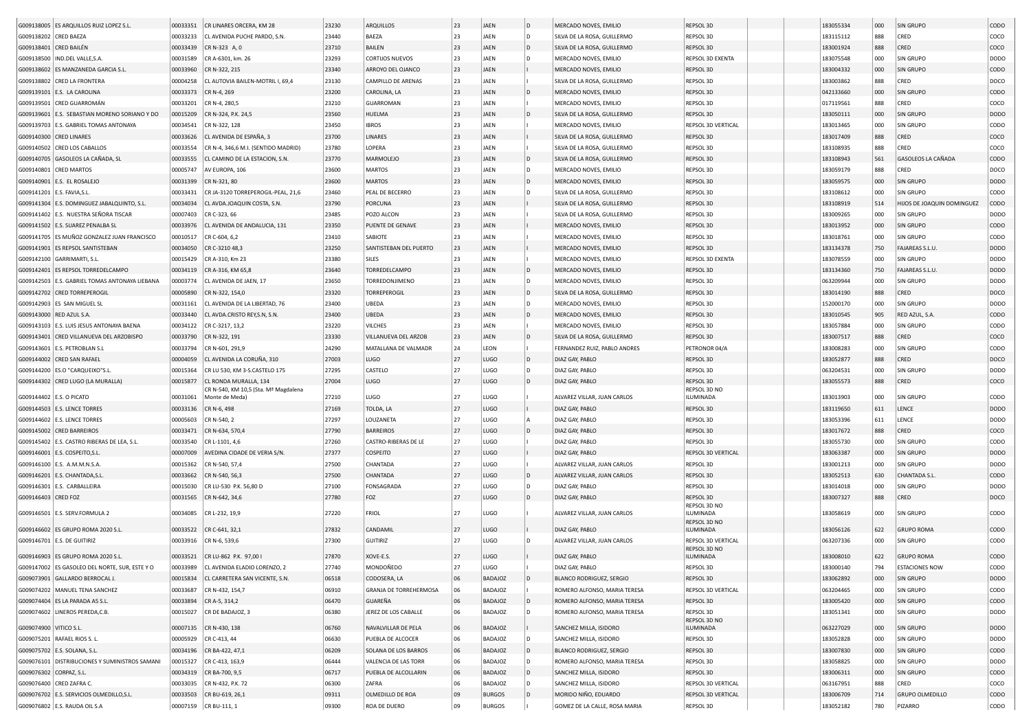| | | | | | | | | | | | | | | | |
|---|---|---|---|---|---|---|---|---|---|---|---|---|---|---|---|
| G009138005 | ES ARQUILLOS RUIZ LOPEZ S.L. | 00033351 | CR LINARES ORCERA, KM 28 | 23230 | ARQUILLOS | 23 | JAEN | D | MERCADO NOVES, EMILIO | REPSOL 3D | | | 183055334 | 000 | SIN GRUPO | CODO |
| G009138202 | CRED BAEZA | 00033233 | CL AVENIDA PUCHE PARDO, S.N. | 23440 | BAEZA | 23 | JAEN | D | SILVA DE LA ROSA, GUILLERMO | REPSOL 3D | | | 183115112 | 888 | CRED | COCO |
| G009138401 | CRED BAILÉN | 00033439 | CR N-323 A, 0 | 23710 | BAILEN | 23 | JAEN | D | SILVA DE LA ROSA, GUILLERMO | REPSOL 3D | | | 183001924 | 888 | CRED | COCO |
| G009138500 | IND.DEL VALLE,S.A. | 00031589 | CR A-6301, km. 26 | 23293 | CORTIJOS NUEVOS | 23 | JAEN | D | MERCADO NOVES, EMILIO | REPSOL 3D EXENTA | | | 183075548 | 000 | SIN GRUPO | DODO |
| G009138602 | ES MANZANEDA GARCIA S.L. | 00033960 | CR N-322, 215 | 23340 | ARROYO DEL OJANCO | 23 | JAEN | I | MERCADO NOVES, EMILIO | REPSOL 3D | | | 183004332 | 000 | SIN GRUPO | CODO |
| G009138802 | CRED LA FRONTERA | 00004258 | CL AUTOVIA BAILEN-MOTRIL I, 69,4 | 23130 | CAMPILLO DE ARENAS | 23 | JAEN | I | SILVA DE LA ROSA, GUILLERMO | REPSOL 3D | | | 183003862 | 888 | CRED | DOCO |
| G009139101 | E.S. LA CAROLINA | 00033373 | CR N-4, 269 | 23200 | CAROLINA, LA | 23 | JAEN | D | MERCADO NOVES, EMILIO | REPSOL 3D | | | 042133660 | 000 | SIN GRUPO | CODO |
| G009139501 | CRED GUARROMÁN | 00033201 | CR N-4, 280,5 | 23210 | GUARROMAN | 23 | JAEN | I | MERCADO NOVES, EMILIO | REPSOL 3D | | | 017119561 | 888 | CRED | COCO |
| G009139601 | E.S. SEBASTIAN MORENO SORIANO Y DO | 00015209 | CR N-324, P.K. 24,5 | 23560 | HUELMA | 23 | JAEN | D | SILVA DE LA ROSA, GUILLERMO | REPSOL 3D | | | 183050111 | 000 | SIN GRUPO | DODO |
| G009139703 | E.S. GABRIEL TOMAS ANTONAYA | 00034541 | CR N-322, 128 | 23450 | IBROS | 23 | JAEN | I | MERCADO NOVES, EMILIO | REPSOL 3D VERTICAL | | | 183013465 | 000 | SIN GRUPO | CODO |
| G009140300 | CRED LINARES | 00033626 | CL AVENIDA DE ESPAÑA, 3 | 23700 | LINARES | 23 | JAEN | I | SILVA DE LA ROSA, GUILLERMO | REPSOL 3D | | | 183017409 | 888 | CRED | COCO |
| G009140502 | CRED LOS CABALLOS | 00033554 | CR N-4, 346,6 M.I. (SENTIDO MADRID) | 23780 | LOPERA | 23 | JAEN | I | SILVA DE LA ROSA, GUILLERMO | REPSOL 3D | | | 183108935 | 888 | CRED | COCO |
| G009140705 | GASOLEOS LA CAÑADA, SL | 00033555 | CL CAMINO DE LA ESTACION, S.N. | 23770 | MARMOLEJO | 23 | JAEN | D | SILVA DE LA ROSA, GUILLERMO | REPSOL 3D | | | 183108943 | 561 | GASOLEOS LA CAÑADA | CODO |
| G009140801 | CRED MARTOS | 00005747 | AV EUROPA, 106 | 23600 | MARTOS | 23 | JAEN | D | MERCADO NOVES, EMILIO | REPSOL 3D | | | 183059179 | 888 | CRED | DOCO |
| G009140901 | E.S. EL ROSALEJO | 00031399 | CR N-321, 80 | 23600 | MARTOS | 23 | JAEN | D | MERCADO NOVES, EMILIO | REPSOL 3D | | | 183059575 | 000 | SIN GRUPO | DODO |
| G009141201 | E.S. FAVIA,S.L. | 00033431 | CR JA-3120 TORREPEROGIL-PEAL, 21,6 | 23460 | PEAL DE BECERRO | 23 | JAEN | D | SILVA DE LA ROSA, GUILLERMO | REPSOL 3D | | | 183108612 | 000 | SIN GRUPO | CODO |
| G009141304 | E.S. DOMINGUEZ JABALQUINTO, S.L. | 00034034 | CL AVDA.JOAQUIN COSTA, S.N. | 23790 | PORCUNA | 23 | JAEN | I | SILVA DE LA ROSA, GUILLERMO | REPSOL 3D | | | 183108919 | 514 | HIJOS DE JOAQUIN DOMINGUEZ | CODO |
| G009141402 | E.S. NUESTRA SEÑORA TISCAR | 00007403 | CR C-323, 66 | 23485 | POZO ALCON | 23 | JAEN | I | SILVA DE LA ROSA, GUILLERMO | REPSOL 3D | | | 183009265 | 000 | SIN GRUPO | DODO |
| G009141502 | E.S. SUAREZ PENALBA SL | 00033976 | CL AVENIDA DE ANDALUCIA, 131 | 23350 | PUENTE DE GENAVE | 23 | JAEN | I | MERCADO NOVES, EMILIO | REPSOL 3D | | | 183013952 | 000 | SIN GRUPO | CODO |
| G009141705 | ES MUÑOZ GONZALEZ JUAN FRANCISCO | 00010517 | CR C-604, 6,2 | 23410 | SABIOTE | 23 | JAEN | I | MERCADO NOVES, EMILIO | REPSOL 3D | | | 183018761 | 000 | SIN GRUPO | CODO |
| G009141901 | ES REPSOL SANTISTEBAN | 00034050 | CR C-3210 48,3 | 23250 | SANTISTEBAN DEL PUERTO | 23 | JAEN | I | MERCADO NOVES, EMILIO | REPSOL 3D | | | 183134378 | 750 | FAJAREAS S.L.U. | DODO |
| G009142100 | GARRIMARTI, S.L. | 00015429 | CR A-310, Km 23 | 23380 | SILES | 23 | JAEN | I | MERCADO NOVES, EMILIO | REPSOL 3D EXENTA | | | 183078559 | 000 | SIN GRUPO | DODO |
| G009142401 | ES REPSOL TORREDELCAMPO | 00034119 | CR A-316, KM 65,8 | 23640 | TORREDELCAMPO | 23 | JAEN | D | MERCADO NOVES, EMILIO | REPSOL 3D | | | 183134360 | 750 | FAJAREAS S.L.U. | DODO |
| G009142503 | E.S. GABRIEL TOMAS ANTONAYA LIEBANA | 00003774 | CL AVENIDA DE JAEN, 17 | 23650 | TORREDONJIMENO | 23 | JAEN | D | MERCADO NOVES, EMILIO | REPSOL 3D | | | 063209944 | 000 | SIN GRUPO | DODO |
| G009142702 | CRED TORREPEROGIL | 00005890 | CR N-322, 154,0 | 23320 | TORREPEROGIL | 23 | JAEN | D | SILVA DE LA ROSA, GUILLERMO | REPSOL 3D | | | 183014190 | 888 | CRED | DOCO |
| G009142903 | ES SAN MIGUEL SL | 00031161 | CL AVENIDA DE LA LIBERTAD, 76 | 23400 | UBEDA | 23 | JAEN | D | MERCADO NOVES, EMILIO | REPSOL 3D | | | 152000170 | 000 | SIN GRUPO | DODO |
| G009143000 | RED AZUL S.A. | 00033440 | CL AVDA.CRISTO REY,S.N, S.N. | 23400 | UBEDA | 23 | JAEN | D | MERCADO NOVES, EMILIO | REPSOL 3D | | | 183010545 | 905 | RED AZUL, S.A. | CODO |
| G009143103 | E.S. LUIS JESUS ANTONAYA BAENA | 00034122 | CR C-3217, 13,2 | 23220 | VILCHES | 23 | JAEN | I | MERCADO NOVES, EMILIO | REPSOL 3D | | | 183057884 | 000 | SIN GRUPO | CODO |
| G009143401 | CRED VILLANUEVA DEL ARZOBISPO | 00033790 | CR N-322, 191 | 23330 | VILLANUEVA DEL ARZOB | 23 | JAEN | D | SILVA DE LA ROSA, GUILLERMO | REPSOL 3D | | | 183007517 | 888 | CRED | COCO |
| G009143601 | E.S. PETROBLAN S.L | 00033794 | CR N-601, 291,9 | 24290 | MATALLANA DE VALMADR | 24 | LEON | I | FERNANDEZ RUIZ, PABLO ANDRES | PETRONOR 04/A | | | 183008283 | 000 | SIN GRUPO | CODO |
| G009144002 | CRED SAN RAFAEL | 00004059 | CL AVENIDA LA CORUÑA, 310 | 27003 | LUGO | 27 | LUGO | D | DIAZ GAY, PABLO | REPSOL 3D | | | 183052877 | 888 | CRED | DOCO |
| G009144200 | ES.O "CARQUEIXO"S.L. | 00015364 | CR LU 530, KM 3-S.CASTELO 175 | 27295 | CASTELO | 27 | LUGO | D | DIAZ GAY, PABLO | REPSOL 3D | | | 063204531 | 000 | SIN GRUPO | DODO |
| G009144302 | CRED LUGO (LA MURALLA) | 00015877 | CL RONDA MURALLA, 134 | 27004 | LUGO | 27 | LUGO | D | DIAZ GAY, PABLO | REPSOL 3D | | | 183055573 | 888 | CRED | COCO |
| G009144402 | E.S. O PICATO | 00031061 | CR N-540, KM 10,5 (Sta. Mª Magdalena Monte de Meda) | 27210 | LUGO | 27 | LUGO | I | ALVAREZ VILLAR, JUAN CARLOS | REPSOL 3D NO ILUMINADA | | | 183013903 | 000 | SIN GRUPO | CODO |
| G009144503 | E.S. LENCE TORRES | 00033136 | CR N-6, 498 | 27169 | TOLDA, LA | 27 | LUGO | I | DIAZ GAY, PABLO | REPSOL 3D | | | 183119650 | 611 | LENCE | DODO |
| G009144602 | E.S. LENCE TORRES | 00005603 | CR N-540, 2 | 27297 | LOUZANETA | 27 | LUGO | A | DIAZ GAY, PABLO | REPSOL 3D | | | 183053396 | 611 | LENCE | DODO |
| G009145002 | CRED BARREIROS | 00033471 | CR N-634, 570,4 | 27790 | BARREIROS | 27 | LUGO | D | DIAZ GAY, PABLO | REPSOL 3D | | | 183017672 | 888 | CRED | COCO |
| G009145402 | E.S. CASTRO RIBERAS DE LEA, S.L. | 00033540 | CR L-1101, 4,6 | 27260 | CASTRO-RIBERAS DE LE | 27 | LUGO | I | DIAZ GAY, PABLO | REPSOL 3D | | | 183055730 | 000 | SIN GRUPO | CODO |
| G009146001 | E.S. COSPEITO,S.L. | 00007009 | AVEDINA CIDADE DE VERIA S/N. | 27377 | COSPEITO | 27 | LUGO | I | DIAZ GAY, PABLO | REPSOL 3D VERTICAL | | | 183063387 | 000 | SIN GRUPO | DODO |
| G009146100 | E.S. A.M.M.N.S.A. | 00015362 | CR N-540, 57,4 | 27500 | CHANTADA | 27 | LUGO | I | ALVAREZ VILLAR, JUAN CARLOS | REPSOL 3D | | | 183001213 | 000 | SIN GRUPO | DODO |
| G009146201 | E.S. CHANTADA,S.L. | 00033662 | CR N-540, 56,3 | 27500 | CHANTADA | 27 | LUGO | D | ALVAREZ VILLAR, JUAN CARLOS | REPSOL 3D | | | 183052513 | 630 | CHANTADA S.L. | CODO |
| G009146301 | E.S. CARBALLEIRA | 00015030 | CR LU-530 P.K. 56,80 D | 27100 | FONSAGRADA | 27 | LUGO | D | DIAZ GAY, PABLO | REPSOL 3D | | | 183014018 | 000 | SIN GRUPO | DODO |
| G009146403 | CRED FOZ | 00031565 | CR N-642, 34,6 | 27780 | FOZ | 27 | LUGO | D | DIAZ GAY, PABLO | REPSOL 3D | | | 183007327 | 888 | CRED | DOCO |
| G009146501 | E.S. SERV.FORMULA 2 | 00034085 | CR L-232, 19,9 | 27220 | FRIOL | 27 | LUGO | I | ALVAREZ VILLAR, JUAN CARLOS | REPSOL 3D NO ILUMINADA | | | 183058619 | 000 | SIN GRUPO | CODO |
| G009146602 | ES GRUPO ROMA 2020 S.L. | 00033522 | CR C-641, 32,1 | 27832 | CANDAMIL | 27 | LUGO | I | DIAZ GAY, PABLO | REPSOL 3D NO ILUMINADA | | | 183056126 | 622 | GRUPO ROMA | CODO |
| G009146701 | E.S. DE GUITIRIZ | 00033916 | CR N-6, 539,6 | 27300 | GUITIRIZ | 27 | LUGO | D | ALVAREZ VILLAR, JUAN CARLOS | REPSOL 3D VERTICAL | | | 063207336 | 000 | SIN GRUPO | CODO |
| G009146903 | ES GRUPO ROMA 2020 S.L. | 00033521 | CR LU-862 P.K. 97,00 I | 27870 | XOVE-E.S. | 27 | LUGO | I | DIAZ GAY, PABLO | REPSOL 3D NO ILUMINADA | | | 183008010 | 622 | GRUPO ROMA | CODO |
| G009147002 | ES GASOLEO DEL NORTE, SUR, ESTE Y O | 00033989 | CL AVENIDA ELADIO LORENZO, 2 | 27740 | MONDOÑEDO | 27 | LUGO | I | DIAZ GAY, PABLO | REPSOL 3D | | | 183000140 | 794 | ESTACIONES NOW | CODO |
| G009073901 | GALLARDO BERROCAL J. | 00015834 | CL CARRETERA SAN VICENTE, S.N. | 06518 | CODOSERA, LA | 06 | BADAJOZ | D | BLANCO RODRIGUEZ, SERGIO | REPSOL 3D | | | 183062892 | 000 | SIN GRUPO | DODO |
| G009074202 | MANUEL TENA SANCHEZ | 00033687 | CR N-432, 154,7 | 06910 | GRANJA DE TORREHERMOSA | 06 | BADAJOZ | I | ROMERO ALFONSO, MARIA TERESA | REPSOL 3D VERTICAL | | | 063204465 | 000 | SIN GRUPO | CODO |
| G009074404 | ES LA PARADA AS S.L. | 00033894 | CR A-5, 314,2 | 06470 | GUAREÑA | 06 | BADAJOZ | D | ROMERO ALFONSO, MARIA TERESA | REPSOL 3D | | | 183005420 | 000 | SIN GRUPO | CODO |
| G009074602 | LINEROS PEREDA,C.B. | 00015027 | CR DE BADAJOZ, 3 | 06380 | JEREZ DE LOS CABALLE | 06 | BADAJOZ | D | ROMERO ALFONSO, MARIA TERESA | REPSOL 3D | | | 183051341 | 000 | SIN GRUPO | DODO |
| G009074900 | VITICO S.L. | 00007135 | CR N-430, 138 | 06760 | NAVALVILLAR DE PELA | 06 | BADAJOZ | I | SANCHEZ MILLA, ISIDORO | REPSOL 3D NO ILUMINADA | | | 063227029 | 000 | SIN GRUPO | DODO |
| G009075201 | RAFAEL RIOS S. L. | 00005929 | CR C-413, 44 | 06630 | PUEBLA DE ALCOCER | 06 | BADAJOZ | D | SANCHEZ MILLA, ISIDORO | REPSOL 3D | | | 183052828 | 000 | SIN GRUPO | DODO |
| G009075702 | E.S. SOLANA, S.L. | 00034196 | CR BA-422, 47,1 | 06209 | SOLANA DE LOS BARROS | 06 | BADAJOZ | D | BLANCO RODRIGUEZ, SERGIO | REPSOL 3D | | | 183007830 | 000 | SIN GRUPO | CODO |
| G009076101 | DISTRIBUCIONES Y SUMINISTROS SAMANI | 00015327 | CR C-413, 163,9 | 06444 | VALENCIA DE LAS TORR | 06 | BADAJOZ | D | ROMERO ALFONSO, MARIA TERESA | REPSOL 3D | | | 183058825 | 000 | SIN GRUPO | DODO |
| G009076302 | CORPAZ, S.L. | 00034319 | CR BA-700, 9,5 | 06717 | PUEBLA DE ALCOLLARIN | 06 | BADAJOZ | D | SANCHEZ MILLA, ISIDORO | REPSOL 3D | | | 183006311 | 000 | SIN GRUPO | CODO |
| G009076400 | CRED ZAFRA C. | 00033035 | CR N-432, P.K. 72 | 06300 | ZAFRA | 06 | BADAJOZ | D | SANCHEZ MILLA, ISIDORO | REPSOL 3D VERTICAL | | | 063167951 | 888 | CRED | COCO |
| G009076702 | E.S. SERVICIOS OLMEDILLO,S.L. | 00033503 | CR BU-619, 26,1 | 09311 | OLMEDILLO DE ROA | 09 | BURGOS | D | MORIDO NIÑO, EDUARDO | REPSOL 3D VERTICAL | | | 183006709 | 714 | GRUPO OLMEDILLO | CODO |
| G009076802 | E.S. RAUDA OIL S.A | 00007159 | CR BU-111, 1 | 09300 | ROA DE DUERO | 09 | BURGOS | | GOMEZ DE LA CALLE, ROSA MARIA | REPSOL 3D | | | 183052182 | 780 | PIZARRO | CODO |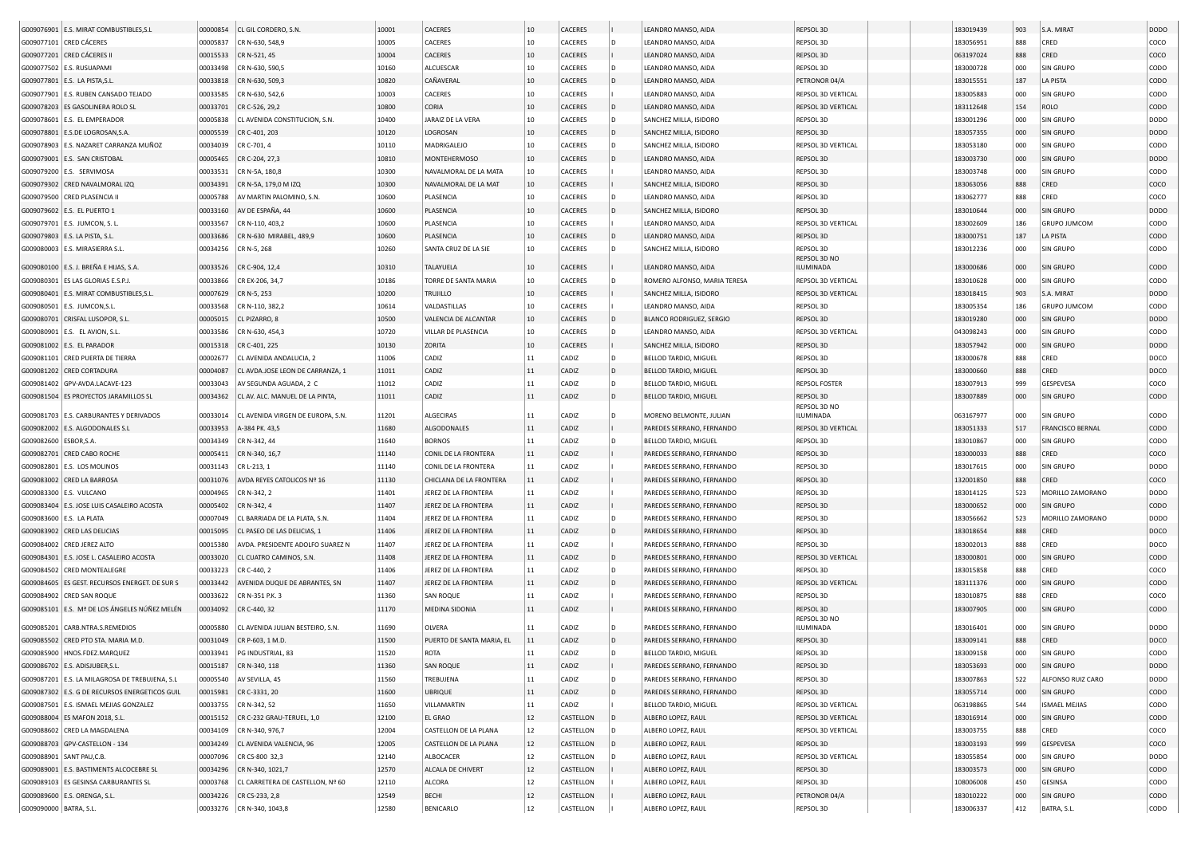| | | | | | | | | | | | | | | | |
|---|---|---|---|---|---|---|---|---|---|---|---|---|---|---|---|
| G009076901 | E.S. MIRAT COMBUSTIBLES,S.L | 00000854 | CL GIL CORDERO, S.N. | 10001 | CACERES | 10 | CACERES | | LEANDRO MANSO, AIDA | REPSOL 3D | | | 183019439 | 903 | S.A. MIRAT | DODO |
| G009077101 | CRED CÁCERES | 00005837 | CR N-630, 548,9 | 10005 | CACERES | 10 | CACERES | D | LEANDRO MANSO, AIDA | REPSOL 3D | | | 183056951 | 888 | CRED | COCO |
| G009077201 | CRED CÁCERES II | 00015533 | CR N-521, 45 | 10004 | CACERES | 10 | CACERES | I | LEANDRO MANSO, AIDA | REPSOL 3D | | | 063197024 | 888 | CRED | COCO |
| G009077502 | E.S. RUSUAPAMI | 00033498 | CR N-630, 590,5 | 10160 | ALCUESCAR | 10 | CACERES | D | LEANDRO MANSO, AIDA | REPSOL 3D | | | 183000728 | 000 | SIN GRUPO | CODO |
| G009077801 | E.S. LA PISTA,S.L. | 00033818 | CR N-630, 509,3 | 10820 | CAÑAVERAL | 10 | CACERES | D | LEANDRO MANSO, AIDA | PETRONOR 04/A | | | 183015551 | 187 | LA PISTA | CODO |
| G009077901 | E.S. RUBEN CANSADO TEJADO | 00033585 | CR N-630, 542,6 | 10003 | CACERES | 10 | CACERES | I | LEANDRO MANSO, AIDA | REPSOL 3D VERTICAL | | | 183005883 | 000 | SIN GRUPO | CODO |
| G009078203 | ES GASOLINERA ROLO SL | 00033701 | CR C-526, 29,2 | 10800 | CORIA | 10 | CACERES | D | LEANDRO MANSO, AIDA | REPSOL 3D VERTICAL | | | 183112648 | 154 | ROLO | CODO |
| G009078601 | E.S. EL EMPERADOR | 00005838 | CL AVENIDA CONSTITUCION, S.N. | 10400 | JARAIZ DE LA VERA | 10 | CACERES | D | SANCHEZ MILLA, ISIDORO | REPSOL 3D | | | 183001296 | 000 | SIN GRUPO | DODO |
| G009078801 | E.S.DE LOGROSAN,S.A. | 00005539 | CR C-401, 203 | 10120 | LOGROSAN | 10 | CACERES | D | SANCHEZ MILLA, ISIDORO | REPSOL 3D | | | 183057355 | 000 | SIN GRUPO | DODO |
| G009078903 | E.S. NAZARET CARRANZA MUÑOZ | 00034039 | CR C-701, 4 | 10110 | MADRIGALEJO | 10 | CACERES | D | SANCHEZ MILLA, ISIDORO | REPSOL 3D VERTICAL | | | 183053180 | 000 | SIN GRUPO | CODO |
| G009079001 | E.S. SAN CRISTOBAL | 00005465 | CR C-204, 27,3 | 10810 | MONTEHERMOSO | 10 | CACERES | D | LEANDRO MANSO, AIDA | REPSOL 3D | | | 183003730 | 000 | SIN GRUPO | DODO |
| G009079200 | E.S. SERVIMOSA | 00033531 | CR N-5A, 180,8 | 10300 | NAVALMORAL DE LA MATA | 10 | CACERES | I | LEANDRO MANSO, AIDA | REPSOL 3D | | | 183003748 | 000 | SIN GRUPO | CODO |
| G009079302 | CRED NAVALMORAL IZQ | 00034391 | CR N-5A, 179,0 M IZQ | 10300 | NAVALMORAL DE LA MAT | 10 | CACERES | I | SANCHEZ MILLA, ISIDORO | REPSOL 3D | | | 183063056 | 888 | CRED | COCO |
| G009079500 | CRED PLASENCIA II | 00005788 | AV MARTIN PALOMINO, S.N. | 10600 | PLASENCIA | 10 | CACERES | D | LEANDRO MANSO, AIDA | REPSOL 3D | | | 183062777 | 888 | CRED | COCO |
| G009079602 | E.S. EL PUERTO 1 | 00033160 | AV DE ESPAÑA, 44 | 10600 | PLASENCIA | 10 | CACERES | D | SANCHEZ MILLA, ISIDORO | REPSOL 3D | | | 183010644 | 000 | SIN GRUPO | DODO |
| G009079701 | E.S. JUMCON, S. L. | 00033567 | CR N-110, 403,2 | 10600 | PLASENCIA | 10 | CACERES | I | LEANDRO MANSO, AIDA | REPSOL 3D VERTICAL | | | 183002609 | 186 | GRUPO JUMCOM | CODO |
| G009079803 | E.S. LA PISTA, S.L. | 00033686 | CR N-630 MIRABEL, 489,9 | 10600 | PLASENCIA | 10 | CACERES | D | LEANDRO MANSO, AIDA | REPSOL 3D | | | 183000751 | 187 | LA PISTA | CODO |
| G009080003 | E.S. MIRASIERRA S.L. | 00034256 | CR N-5, 268 | 10260 | SANTA CRUZ DE LA SIE | 10 | CACERES | D | SANCHEZ MILLA, ISIDORO | REPSOL 3D | | | 183012236 | 000 | SIN GRUPO | CODO |
| G009080100 | E.S. J. BREÑA E HIJAS, S.A. | 00033526 | CR C-904, 12,4 | 10310 | TALAYUELA | 10 | CACERES | | LEANDRO MANSO, AIDA | REPSOL 3D NO ILUMINADA | | | 183000686 | 000 | SIN GRUPO | CODO |
| G009080301 | ES LAS GLORIAS E.S.P.J. | 00033866 | CR EX-206, 34,7 | 10186 | TORRE DE SANTA MARIA | 10 | CACERES | D | ROMERO ALFONSO, MARIA TERESA | REPSOL 3D VERTICAL | | | 183010628 | 000 | SIN GRUPO | CODO |
| G009080401 | E.S. MIRAT COMBUSTIBLES,S.L. | 00007629 | CR N-5, 253 | 10200 | TRUJILLO | 10 | CACERES | I | SANCHEZ MILLA, ISIDORO | REPSOL 3D VERTICAL | | | 183018415 | 903 | S.A. MIRAT | DODO |
| G009080501 | E.S. JUMCON,S.L. | 00033568 | CR N-110, 382,2 | 10614 | VALDASTILLAS | 10 | CACERES | I | LEANDRO MANSO, AIDA | REPSOL 3D | | | 183005354 | 186 | GRUPO JUMCOM | CODO |
| G009080701 | CRISFAL LUSOPOR, S.L. | 00005015 | CL PIZARRO, 8 | 10500 | VALENCIA DE ALCANTAR | 10 | CACERES | D | BLANCO RODRIGUEZ, SERGIO | REPSOL 3D | | | 183019280 | 000 | SIN GRUPO | DODO |
| G009080901 | E.S. EL AVION, S.L. | 00033586 | CR N-630, 454,3 | 10720 | VILLAR DE PLASENCIA | 10 | CACERES | D | LEANDRO MANSO, AIDA | REPSOL 3D VERTICAL | | | 043098243 | 000 | SIN GRUPO | CODO |
| G009081002 | E.S. EL PARADOR | 00015318 | CR C-401, 225 | 10130 | ZORITA | 10 | CACERES | I | SANCHEZ MILLA, ISIDORO | REPSOL 3D | | | 183057942 | 000 | SIN GRUPO | DODO |
| G009081101 | CRED PUERTA DE TIERRA | 00002677 | CL AVENIDA ANDALUCIA, 2 | 11006 | CADIZ | 11 | CADIZ | D | BELLOD TARDIO, MIGUEL | REPSOL 3D | | | 183000678 | 888 | CRED | DOCO |
| G009081202 | CRED CORTADURA | 00004087 | CL AVDA.JOSE LEON DE CARRANZA, 1 | 11011 | CADIZ | 11 | CADIZ | D | BELLOD TARDIO, MIGUEL | REPSOL 3D | | | 183000660 | 888 | CRED | DOCO |
| G009081402 | GPV-AVDA.LACAVE-123 | 00033043 | AV SEGUNDA AGUADA, 2 C | 11012 | CADIZ | 11 | CADIZ | D | BELLOD TARDIO, MIGUEL | REPSOL FOSTER | | | 183007913 | 999 | GESPEVESA | COCO |
| G009081504 | ES PROYECTOS JARAMILLOS SL | 00034362 | CL AV. ALC. MANUEL DE LA PINTA, | 11011 | CADIZ | 11 | CADIZ | D | BELLOD TARDIO, MIGUEL | REPSOL 3D | | | 183007889 | 000 | SIN GRUPO | CODO |
| G009081703 | E.S. CARBURANTES Y DERIVADOS | 00033014 | CL AVENIDA VIRGEN DE EUROPA, S.N. | 11201 | ALGECIRAS | 11 | CADIZ | D | MORENO BELMONTE, JULIAN | REPSOL 3D NO ILUMINADA | | | 063167977 | 000 | SIN GRUPO | CODO |
| G009082002 | E.S. ALGODONALES S.L | 00033953 | A-384 PK. 43,5 | 11680 | ALGODONALES | 11 | CADIZ | I | PAREDES SERRANO, FERNANDO | REPSOL 3D VERTICAL | | | 183051333 | 517 | FRANCISCO BERNAL | CODO |
| G009082600 | ESBOR,S.A. | 00034349 | CR N-342, 44 | 11640 | BORNOS | 11 | CADIZ | D | BELLOD TARDIO, MIGUEL | REPSOL 3D | | | 183010867 | 000 | SIN GRUPO | CODO |
| G009082701 | CRED CABO ROCHE | 00005411 | CR N-340, 16,7 | 11140 | CONIL DE LA FRONTERA | 11 | CADIZ | I | PAREDES SERRANO, FERNANDO | REPSOL 3D | | | 183000033 | 888 | CRED | COCO |
| G009082801 | E.S. LOS MOLINOS | 00031143 | CR L-213, 1 | 11140 | CONIL DE LA FRONTERA | 11 | CADIZ | I | PAREDES SERRANO, FERNANDO | REPSOL 3D | | | 183017615 | 000 | SIN GRUPO | DODO |
| G009083002 | CRED LA BARROSA | 00031076 | AVDA REYES CATOLICOS Nº 16 | 11130 | CHICLANA DE LA FRONTERA | 11 | CADIZ | I | PAREDES SERRANO, FERNANDO | REPSOL 3D | | | 132001850 | 888 | CRED | COCO |
| G009083300 | E.S. VULCANO | 00004965 | CR N-342, 2 | 11401 | JEREZ DE LA FRONTERA | 11 | CADIZ | I | PAREDES SERRANO, FERNANDO | REPSOL 3D | | | 183014125 | 523 | MORILLO ZAMORANO | DODO |
| G009083404 | E.S. JOSE LUIS CASALEIRO ACOSTA | 00005402 | CR N-342, 4 | 11407 | JEREZ DE LA FRONTERA | 11 | CADIZ | I | PAREDES SERRANO, FERNANDO | REPSOL 3D | | | 183000652 | 000 | SIN GRUPO | CODO |
| G009083600 | E.S. LA PLATA | 00007049 | CL BARRIADA DE LA PLATA, S.N. | 11404 | JEREZ DE LA FRONTERA | 11 | CADIZ | D | PAREDES SERRANO, FERNANDO | REPSOL 3D | | | 183056662 | 523 | MORILLO ZAMORANO | DODO |
| G009083902 | CRED LAS DELICIAS | 00015095 | CL PASEO DE LAS DELICIAS, 1 | 11406 | JEREZ DE LA FRONTERA | 11 | CADIZ | D | PAREDES SERRANO, FERNANDO | REPSOL 3D | | | 183018654 | 888 | CRED | DOCO |
| G009084002 | CRED JEREZ ALTO | 00015380 | AVDA. PRESIDENTE ADOLFO SUAREZ N | 11407 | JEREZ DE LA FRONTERA | 11 | CADIZ | | PAREDES SERRANO, FERNANDO | REPSOL 3D | | | 183002013 | 888 | CRED | DOCO |
| G009084301 | E.S. JOSE L. CASALEIRO ACOSTA | 00033020 | CL CUATRO CAMINOS, S.N. | 11408 | JEREZ DE LA FRONTERA | 11 | CADIZ | D | PAREDES SERRANO, FERNANDO | REPSOL 3D VERTICAL | | | 183000801 | 000 | SIN GRUPO | CODO |
| G009084502 | CRED MONTEALEGRE | 00033223 | CR C-440, 2 | 11406 | JEREZ DE LA FRONTERA | 11 | CADIZ | D | PAREDES SERRANO, FERNANDO | REPSOL 3D | | | 183015858 | 888 | CRED | COCO |
| G009084605 | ES GEST. RECURSOS ENERGET. DE SUR S | 00033442 | AVENIDA DUQUE DE ABRANTES, SN | 11407 | JEREZ DE LA FRONTERA | 11 | CADIZ | D | PAREDES SERRANO, FERNANDO | REPSOL 3D VERTICAL | | | 183111376 | 000 | SIN GRUPO | CODO |
| G009084902 | CRED SAN ROQUE | 00033622 | CR N-351 P.K. 3 | 11360 | SAN ROQUE | 11 | CADIZ | I | PAREDES SERRANO, FERNANDO | REPSOL 3D | | | 183010875 | 888 | CRED | COCO |
| G009085101 | E.S. Mª DE LOS ÁNGELES NÚÑEZ MELÉN | 00034092 | CR C-440, 32 | 11170 | MEDINA SIDONIA | 11 | CADIZ | I | PAREDES SERRANO, FERNANDO | REPSOL 3D | | | 183007905 | 000 | SIN GRUPO | CODO |
| G009085201 | CARB.NTRA.S.REMEDIOS | 00005880 | CL AVENIDA JULIAN BESTEIRO, S.N. | 11690 | OLVERA | 11 | CADIZ | D | PAREDES SERRANO, FERNANDO | REPSOL 3D NO ILUMINADA | | | 183016401 | 000 | SIN GRUPO | DODO |
| G009085502 | CRED PTO STA. MARIA M.D. | 00031049 | CR P-603, 1 M.D. | 11500 | PUERTO DE SANTA MARIA, EL | 11 | CADIZ | D | PAREDES SERRANO, FERNANDO | REPSOL 3D | | | 183009141 | 888 | CRED | DOCO |
| G009085900 | HNOS.FDEZ.MARQUEZ | 00033941 | PG INDUSTRIAL, 83 | 11520 | ROTA | 11 | CADIZ | D | BELLOD TARDIO, MIGUEL | REPSOL 3D | | | 183009158 | 000 | SIN GRUPO | CODO |
| G009086702 | E.S. ADISJUBER,S.L. | 00015187 | CR N-340, 118 | 11360 | SAN ROQUE | 11 | CADIZ | I | PAREDES SERRANO, FERNANDO | REPSOL 3D | | | 183053693 | 000 | SIN GRUPO | DODO |
| G009087201 | E.S. LA MILAGROSA DE TREBUJENA, S.L | 00005540 | AV SEVILLA, 45 | 11560 | TREBUJENA | 11 | CADIZ | D | PAREDES SERRANO, FERNANDO | REPSOL 3D | | | 183007863 | 522 | ALFONSO RUIZ CARO | DODO |
| G009087302 | E.S. G DE RECURSOS ENERGETICOS GUIL | 00015981 | CR C-3331, 20 | 11600 | UBRIQUE | 11 | CADIZ | D | PAREDES SERRANO, FERNANDO | REPSOL 3D | | | 183055714 | 000 | SIN GRUPO | CODO |
| G009087501 | E.S. ISMAEL MEJIAS GONZALEZ | 00033755 | CR N-342, 52 | 11650 | VILLAMARTIN | 11 | CADIZ | | BELLOD TARDIO, MIGUEL | REPSOL 3D VERTICAL | | | 063198865 | 544 | ISMAEL MEJIAS | CODO |
| G009088004 | ES MAFON 2018, S.L. | 00015152 | CR C-232 GRAU-TERUEL, 1,0 | 12100 | EL GRAO | 12 | CASTELLON | D | ALBERO LOPEZ, RAUL | REPSOL 3D VERTICAL | | | 183016914 | 000 | SIN GRUPO | CODO |
| G009088602 | CRED LA MAGDALENA | 00034109 | CR N-340, 976,7 | 12004 | CASTELLON DE LA PLANA | 12 | CASTELLON | D | ALBERO LOPEZ, RAUL | REPSOL 3D VERTICAL | | | 183003755 | 888 | CRED | COCO |
| G009088703 | GPV-CASTELLON - 134 | 00034249 | CL AVENIDA VALENCIA, 96 | 12005 | CASTELLON DE LA PLANA | 12 | CASTELLON | D | ALBERO LOPEZ, RAUL | REPSOL 3D | | | 183003193 | 999 | GESPEVESA | COCO |
| G009088901 | SANT PAU,C.B. | 00007096 | CR CS-800 32,3 | 12140 | ALBOCACER | 12 | CASTELLON | D | ALBERO LOPEZ, RAUL | REPSOL 3D VERTICAL | | | 183055854 | 000 | SIN GRUPO | DODO |
| G009089001 | E.S. BASTIMENTS ALCOCEBRE SL | 00034296 | CR N-340, 1021,7 | 12570 | ALCALA DE CHIVERT | 12 | CASTELLON | I | ALBERO LOPEZ, RAUL | REPSOL 3D | | | 183003573 | 000 | SIN GRUPO | CODO |
| G009089103 | ES GESINSA CARBURANTES SL | 00003768 | CL CARRETERA DE CASTELLON, Nº 60 | 12110 | ALCORA | 12 | CASTELLON | I | ALBERO LOPEZ, RAUL | REPSOL 3D | | | 108006008 | 450 | GESINSA | CODO |
| G009089600 | E.S. ORENGA, S.L. | 00034226 | CR CS-233, 2,8 | 12549 | BECHI | 12 | CASTELLON | I | ALBERO LOPEZ, RAUL | PETRONOR 04/A | | | 183010222 | 000 | SIN GRUPO | CODO |
| G009090000 | BATRA, S.L. | 00033276 | CR N-340, 1043,8 | 12580 | BENICARLO | 12 | CASTELLON | I | ALBERO LOPEZ, RAUL | REPSOL 3D | | | 183006337 | 412 | BATRA, S.L. | CODO |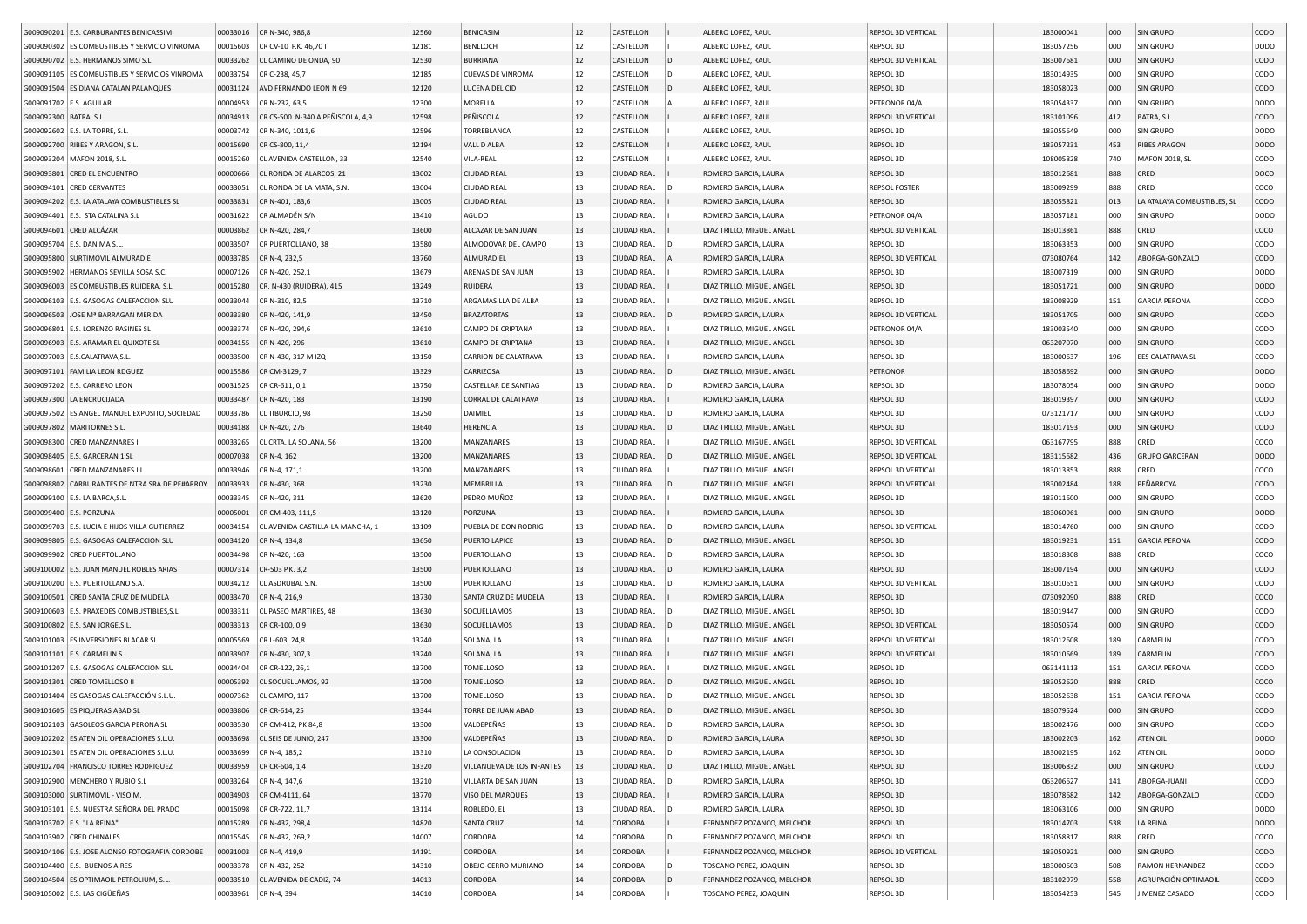| | | | | | | | | | | | | | | | | |
|---|---|---|---|---|---|---|---|---|---|---|---|---|---|---|---|---|
| G009090201 | E.S. CARBURANTES BENICASSIM | 00033016 | CR N-340, 986,8 | 12560 | BENICASIM | 12 | CASTELLON | I | ALBERO LOPEZ, RAUL | REPSOL 3D VERTICAL | | | 183000041 | 000 | SIN GRUPO | CODO |
| G009090302 | ES COMBUSTIBLES Y SERVICIO VINROMA | 00015603 | CR CV-10 P.K. 46,70 I | 12181 | BENLLOCH | 12 | CASTELLON | I | ALBERO LOPEZ, RAUL | REPSOL 3D | | | 183057256 | 000 | SIN GRUPO | DODO |
| G009090702 | E.S. HERMANOS SIMO S.L. | 00033262 | CL CAMINO DE ONDA, 90 | 12530 | BURRIANA | 12 | CASTELLON | D | ALBERO LOPEZ, RAUL | REPSOL 3D VERTICAL | | | 183007681 | 000 | SIN GRUPO | CODO |
| G009091105 | ES COMBUSTIBLES Y SERVICIOS VINROMA | 00033754 | CR C-238, 45,7 | 12185 | CUEVAS DE VINROMA | 12 | CASTELLON | D | ALBERO LOPEZ, RAUL | REPSOL 3D | | | 183014935 | 000 | SIN GRUPO | CODO |
| G009091504 | ES DIANA CATALAN PALANQUES | 00031124 | AVD FERNANDO LEON N 69 | 12120 | LUCENA DEL CID | 12 | CASTELLON | D | ALBERO LOPEZ, RAUL | REPSOL 3D | | | 183058023 | 000 | SIN GRUPO | CODO |
| G009091702 | E.S. AGUILAR | 00004953 | CR N-232, 63,5 | 12300 | MORELLA | 12 | CASTELLON | A | ALBERO LOPEZ, RAUL | PETRONOR 04/A | | | 183054337 | 000 | SIN GRUPO | DODO |
| G009092300 | BATRA, S.L. | 00034913 | CR CS-500 N-340 A PEÑISCOLA, 4,9 | 12598 | PEÑISCOLA | 12 | CASTELLON | I | ALBERO LOPEZ, RAUL | REPSOL 3D VERTICAL | | | 183101096 | 412 | BATRA, S.L. | CODO |
| G009092602 | E.S. LA TORRE, S.L. | 00003742 | CR N-340, 1011,6 | 12596 | TORREBLANCA | 12 | CASTELLON | I | ALBERO LOPEZ, RAUL | REPSOL 3D | | | 183055649 | 000 | SIN GRUPO | DODO |
| G009092700 | RIBES Y ARAGON, S.L. | 00015690 | CR CS-800, 11,4 | 12194 | VALL D ALBA | 12 | CASTELLON | I | ALBERO LOPEZ, RAUL | REPSOL 3D | | | 183057231 | 453 | RIBES ARAGON | DODO |
| G009093204 | MAFON 2018, S.L. | 00015260 | CL AVENIDA CASTELLON, 33 | 12540 | VILA-REAL | 12 | CASTELLON | I | ALBERO LOPEZ, RAUL | REPSOL 3D | | | 108005828 | 740 | MAFON 2018, SL | CODO |
| G009093801 | CRED EL ENCUENTRO | 00000666 | CL RONDA DE ALARCOS, 21 | 13002 | CIUDAD REAL | 13 | CIUDAD REAL | I | ROMERO GARCIA, LAURA | REPSOL 3D | | | 183012681 | 888 | CRED | DOCO |
| G009094101 | CRED CERVANTES | 00033051 | CL RONDA DE LA MATA, S.N. | 13004 | CIUDAD REAL | 13 | CIUDAD REAL | D | ROMERO GARCIA, LAURA | REPSOL FOSTER | | | 183009299 | 888 | CRED | COCO |
| G009094202 | E.S. LA ATALAYA COMBUSTIBLES SL | 00033831 | CR N-401, 183,6 | 13005 | CIUDAD REAL | 13 | CIUDAD REAL | I | ROMERO GARCIA, LAURA | REPSOL 3D | | | 183055821 | 013 | LA ATALAYA COMBUSTIBLES, SL | CODO |
| G009094401 | E.S. STA CATALINA S.L | 00031622 | CR ALMADÉN S/N | 13410 | AGUDO | 13 | CIUDAD REAL | I | ROMERO GARCIA, LAURA | PETRONOR 04/A | | | 183057181 | 000 | SIN GRUPO | DODO |
| G009094601 | CRED ALCÁZAR | 00003862 | CR N-420, 284,7 | 13600 | ALCAZAR DE SAN JUAN | 13 | CIUDAD REAL | I | DIAZ TRILLO, MIGUEL ANGEL | REPSOL 3D VERTICAL | | | 183013861 | 888 | CRED | COCO |
| G009095704 | E.S. DANIMA S.L. | 00033507 | CR PUERTOLLANO, 38 | 13580 | ALMODOVAR DEL CAMPO | 13 | CIUDAD REAL | D | ROMERO GARCIA, LAURA | REPSOL 3D | | | 183063353 | 000 | SIN GRUPO | CODO |
| G009095800 | SURTIMOVIL ALMURADIE | 00033785 | CR N-4, 232,5 | 13760 | ALMURADIEL | 13 | CIUDAD REAL | A | ROMERO GARCIA, LAURA | REPSOL 3D VERTICAL | | | 073080764 | 142 | ABORGA-GONZALO | CODO |
| G009095902 | HERMANOS SEVILLA SOSA S.C. | 00007126 | CR N-420, 252,1 | 13679 | ARENAS DE SAN JUAN | 13 | CIUDAD REAL | I | ROMERO GARCIA, LAURA | REPSOL 3D | | | 183007319 | 000 | SIN GRUPO | DODO |
| G009096003 | ES COMBUSTIBLES RUIDERA, S.L. | 00015280 | CR. N-430 (RUIDERA), 415 | 13249 | RUIDERA | 13 | CIUDAD REAL | I | DIAZ TRILLO, MIGUEL ANGEL | REPSOL 3D | | | 183051721 | 000 | SIN GRUPO | DODO |
| G009096103 | E.S. GASOGAS CALEFACCION SLU | 00033044 | CR N-310, 82,5 | 13710 | ARGAMASILLA DE ALBA | 13 | CIUDAD REAL | I | DIAZ TRILLO, MIGUEL ANGEL | REPSOL 3D | | | 183008929 | 151 | GARCIA PERONA | CODO |
| G009096503 | JOSE Mª BARRAGAN MERIDA | 00033380 | CR N-420, 141,9 | 13450 | BRAZATORTAS | 13 | CIUDAD REAL | D | ROMERO GARCIA, LAURA | REPSOL 3D VERTICAL | | | 183051705 | 000 | SIN GRUPO | CODO |
| G009096801 | E.S. LORENZO RASINES SL | 00033374 | CR N-420, 294,6 | 13610 | CAMPO DE CRIPTANA | 13 | CIUDAD REAL | I | DIAZ TRILLO, MIGUEL ANGEL | PETRONOR 04/A | | | 183003540 | 000 | SIN GRUPO | CODO |
| G009096903 | E.S. ARAMAR EL QUIXOTE SL | 00034155 | CR N-420, 296 | 13610 | CAMPO DE CRIPTANA | 13 | CIUDAD REAL | I | DIAZ TRILLO, MIGUEL ANGEL | REPSOL 3D | | | 063207070 | 000 | SIN GRUPO | CODO |
| G009097003 | E.S.CALATRAVA,S.L. | 00033500 | CR N-430, 317 M IZQ | 13150 | CARRION DE CALATRAVA | 13 | CIUDAD REAL | I | ROMERO GARCIA, LAURA | REPSOL 3D | | | 183000637 | 196 | EES CALATRAVA SL | CODO |
| G009097101 | FAMILIA LEON RDGUEZ | 00015586 | CR CM-3129, 7 | 13329 | CARRIZOSA | 13 | CIUDAD REAL | D | DIAZ TRILLO, MIGUEL ANGEL | PETRONOR | | | 183058692 | 000 | SIN GRUPO | DODO |
| G009097202 | E.S. CARRERO LEON | 00031525 | CR CR-611, 0,1 | 13750 | CASTELLAR DE SANTIAG | 13 | CIUDAD REAL | D | ROMERO GARCIA, LAURA | REPSOL 3D | | | 183078054 | 000 | SIN GRUPO | DODO |
| G009097300 | LA ENCRUCIJADA | 00033487 | CR N-420, 183 | 13190 | CORRAL DE CALATRAVA | 13 | CIUDAD REAL | I | ROMERO GARCIA, LAURA | REPSOL 3D | | | 183019397 | 000 | SIN GRUPO | CODO |
| G009097502 | ES ANGEL MANUEL EXPOSITO, SOCIEDAD | 00033786 | CL TIBURCIO, 98 | 13250 | DAIMIEL | 13 | CIUDAD REAL | D | ROMERO GARCIA, LAURA | REPSOL 3D | | | 073121717 | 000 | SIN GRUPO | CODO |
| G009097802 | MARITORNES S.L. | 00034188 | CR N-420, 276 | 13640 | HERENCIA | 13 | CIUDAD REAL | D | DIAZ TRILLO, MIGUEL ANGEL | REPSOL 3D | | | 183017193 | 000 | SIN GRUPO | CODO |
| G009098300 | CRED MANZANARES I | 00033265 | CL CRTA. LA SOLANA, 56 | 13200 | MANZANARES | 13 | CIUDAD REAL | I | DIAZ TRILLO, MIGUEL ANGEL | REPSOL 3D VERTICAL | | | 063167795 | 888 | CRED | COCO |
| G009098405 | E.S. GARCERAN 1 SL | 00007038 | CR N-4, 162 | 13200 | MANZANARES | 13 | CIUDAD REAL | D | DIAZ TRILLO, MIGUEL ANGEL | REPSOL 3D VERTICAL | | | 183115682 | 436 | GRUPO GARCERAN | DODO |
| G009098601 | CRED MANZANARES III | 00033946 | CR N-4, 171,1 | 13200 | MANZANARES | 13 | CIUDAD REAL | I | DIAZ TRILLO, MIGUEL ANGEL | REPSOL 3D VERTICAL | | | 183013853 | 888 | CRED | COCO |
| G009098802 | CARBURANTES DE NTRA SRA DE PE#ARROY | 00033933 | CR N-430, 368 | 13230 | MEMBRILLA | 13 | CIUDAD REAL | D | DIAZ TRILLO, MIGUEL ANGEL | REPSOL 3D VERTICAL | | | 183002484 | 188 | PEÑARROYA | CODO |
| G009099100 | E.S. LA BARCA,S.L. | 00033345 | CR N-420, 311 | 13620 | PEDRO MUÑOZ | 13 | CIUDAD REAL | I | DIAZ TRILLO, MIGUEL ANGEL | REPSOL 3D | | | 183011600 | 000 | SIN GRUPO | CODO |
| G009099400 | E.S. PORZUNA | 00005001 | CR CM-403, 111,5 | 13120 | PORZUNA | 13 | CIUDAD REAL | I | ROMERO GARCIA, LAURA | REPSOL 3D | | | 183060961 | 000 | SIN GRUPO | DODO |
| G009099703 | E.S. LUCIA E HIJOS VILLA GUTIERREZ | 00034154 | CL AVENIDA CASTILLA-LA MANCHA, 1 | 13109 | PUEBLA DE DON RODRIG | 13 | CIUDAD REAL | D | ROMERO GARCIA, LAURA | REPSOL 3D VERTICAL | | | 183014760 | 000 | SIN GRUPO | CODO |
| G009099805 | E.S. GASOGAS CALEFACCION SLU | 00034120 | CR N-4, 134,8 | 13650 | PUERTO LAPICE | 13 | CIUDAD REAL | D | DIAZ TRILLO, MIGUEL ANGEL | REPSOL 3D | | | 183019231 | 151 | GARCIA PERONA | CODO |
| G009099902 | CRED PUERTOLLANO | 00034498 | CR N-420, 163 | 13500 | PUERTOLLANO | 13 | CIUDAD REAL | D | ROMERO GARCIA, LAURA | REPSOL 3D | | | 183018308 | 888 | CRED | COCO |
| G009100002 | E.S. JUAN MANUEL ROBLES ARIAS | 00007314 | CR-503 P.K. 3,2 | 13500 | PUERTOLLANO | 13 | CIUDAD REAL | D | ROMERO GARCIA, LAURA | REPSOL 3D | | | 183007194 | 000 | SIN GRUPO | CODO |
| G009100200 | E.S. PUERTOLLANO S.A. | 00034212 | CL ASDRUBAL S.N. | 13500 | PUERTOLLANO | 13 | CIUDAD REAL | D | ROMERO GARCIA, LAURA | REPSOL 3D VERTICAL | | | 183010651 | 000 | SIN GRUPO | CODO |
| G009100501 | CRED SANTA CRUZ DE MUDELA | 00033470 | CR N-4, 216,9 | 13730 | SANTA CRUZ DE MUDELA | 13 | CIUDAD REAL | I | ROMERO GARCIA, LAURA | REPSOL 3D | | | 073092090 | 888 | CRED | COCO |
| G009100603 | E.S. PRAXEDES COMBUSTIBLES,S.L. | 00033311 | CL PASEO MARTIRES, 48 | 13630 | SOCUELLAMOS | 13 | CIUDAD REAL | D | DIAZ TRILLO, MIGUEL ANGEL | REPSOL 3D | | | 183019447 | 000 | SIN GRUPO | CODO |
| G009100802 | E.S. SAN JORGE,S.L. | 00033313 | CR CR-100, 0,9 | 13630 | SOCUELLAMOS | 13 | CIUDAD REAL | D | DIAZ TRILLO, MIGUEL ANGEL | REPSOL 3D VERTICAL | | | 183050574 | 000 | SIN GRUPO | CODO |
| G009101003 | ES INVERSIONES BLACAR SL | 00005569 | CR L-603, 24,8 | 13240 | SOLANA, LA | 13 | CIUDAD REAL | I | DIAZ TRILLO, MIGUEL ANGEL | REPSOL 3D VERTICAL | | | 183012608 | 189 | CARMELIN | CODO |
| G009101101 | E.S. CARMELIN S.L. | 00033907 | CR N-430, 307,3 | 13240 | SOLANA, LA | 13 | CIUDAD REAL | I | DIAZ TRILLO, MIGUEL ANGEL | REPSOL 3D VERTICAL | | | 183010669 | 189 | CARMELIN | CODO |
| G009101207 | E.S. GASOGAS CALEFACCION SLU | 00034404 | CR CR-122, 26,1 | 13700 | TOMELLOSO | 13 | CIUDAD REAL | I | DIAZ TRILLO, MIGUEL ANGEL | REPSOL 3D | | | 063141113 | 151 | GARCIA PERONA | CODO |
| G009101301 | CRED TOMELLOSO II | 00005392 | CL SOCUELLAMOS, 92 | 13700 | TOMELLOSO | 13 | CIUDAD REAL | D | DIAZ TRILLO, MIGUEL ANGEL | REPSOL 3D | | | 183052620 | 888 | CRED | COCO |
| G009101404 | ES GASOGAS CALEFACCIÓN S.L.U. | 00007362 | CL CAMPO, 117 | 13700 | TOMELLOSO | 13 | CIUDAD REAL | D | DIAZ TRILLO, MIGUEL ANGEL | REPSOL 3D | | | 183052638 | 151 | GARCIA PERONA | CODO |
| G009101605 | ES PIQUERAS ABAD SL | 00033806 | CR CR-614, 25 | 13344 | TORRE DE JUAN ABAD | 13 | CIUDAD REAL | D | DIAZ TRILLO, MIGUEL ANGEL | REPSOL 3D | | | 183079524 | 000 | SIN GRUPO | CODO |
| G009102103 | GASOLEOS GARCIA PERONA SL | 00033530 | CR CM-412, PK 84,8 | 13300 | VALDEPEÑAS | 13 | CIUDAD REAL | D | ROMERO GARCIA, LAURA | REPSOL 3D | | | 183002476 | 000 | SIN GRUPO | CODO |
| G009102202 | ES ATEN OIL OPERACIONES S.L.U. | 00033698 | CL SEIS DE JUNIO, 247 | 13300 | VALDEPEÑAS | 13 | CIUDAD REAL | D | ROMERO GARCIA, LAURA | REPSOL 3D | | | 183002203 | 162 | ATEN OIL | DODO |
| G009102301 | ES ATEN OIL OPERACIONES S.L.U. | 00033699 | CR N-4, 185,2 | 13310 | LA CONSOLACION | 13 | CIUDAD REAL | D | ROMERO GARCIA, LAURA | REPSOL 3D | | | 183002195 | 162 | ATEN OIL | DODO |
| G009102704 | FRANCISCO TORRES RODRIGUEZ | 00033959 | CR CR-604, 1,4 | 13320 | VILLANUEVA DE LOS INFANTES | 13 | CIUDAD REAL | D | DIAZ TRILLO, MIGUEL ANGEL | REPSOL 3D | | | 183006832 | 000 | SIN GRUPO | CODO |
| G009102900 | MENCHERO Y RUBIO S.L | 00033264 | CR N-4, 147,6 | 13210 | VILLARTA DE SAN JUAN | 13 | CIUDAD REAL | D | ROMERO GARCIA, LAURA | REPSOL 3D | | | 063206627 | 141 | ABORGA-JUANI | CODO |
| G009103000 | SURTIMOVIL - VISO M. | 00034903 | CR CM-4111, 64 | 13770 | VISO DEL MARQUES | 13 | CIUDAD REAL | I | ROMERO GARCIA, LAURA | REPSOL 3D | | | 183078682 | 142 | ABORGA-GONZALO | CODO |
| G009103101 | E.S. NUESTRA SEÑORA DEL PRADO | 00015098 | CR CR-722, 11,7 | 13114 | ROBLEDO, EL | 13 | CIUDAD REAL | D | ROMERO GARCIA, LAURA | REPSOL 3D | | | 183063106 | 000 | SIN GRUPO | DODO |
| G009103702 | E.S. "LA REINA" | 00015289 | CR N-432, 298,4 | 14820 | SANTA CRUZ | 14 | CORDOBA | I | FERNANDEZ POZANCO, MELCHOR | REPSOL 3D | | | 183014703 | 538 | LA REINA | DODO |
| G009103902 | CRED CHINALES | 00015545 | CR N-432, 269,2 | 14007 | CORDOBA | 14 | CORDOBA | D | FERNANDEZ POZANCO, MELCHOR | REPSOL 3D | | | 183058817 | 888 | CRED | COCO |
| G009104106 | E.S. JOSE ALONSO FOTOGRAFIA CORDOBE | 00031003 | CR N-4, 419,9 | 14191 | CORDOBA | 14 | CORDOBA | I | FERNANDEZ POZANCO, MELCHOR | REPSOL 3D VERTICAL | | | 183050921 | 000 | SIN GRUPO | CODO |
| G009104400 | E.S. BUENOS AIRES | 00033378 | CR N-432, 252 | 14310 | OBEJO-CERRO MURIANO | 14 | CORDOBA | D | TOSCANO PEREZ, JOAQUIN | REPSOL 3D | | | 183000603 | 508 | RAMON HERNANDEZ | CODO |
| G009104504 | ES OPTIMAOIL PETROLIUM, S.L. | 00033510 | CL AVENIDA DE CADIZ, 74 | 14013 | CORDOBA | 14 | CORDOBA | D | FERNANDEZ POZANCO, MELCHOR | REPSOL 3D | | | 183102979 | 558 | AGRUPACIÓN OPTIMAOIL | CODO |
| G009105002 | E.S. LAS CIGÜEÑAS | 00033961 | CR N-4, 394 | 14010 | CORDOBA | 14 | CORDOBA | I | TOSCANO PEREZ, JOAQUIN | REPSOL 3D | | | 183054253 | 545 | JIMENEZ CASADO | CODO |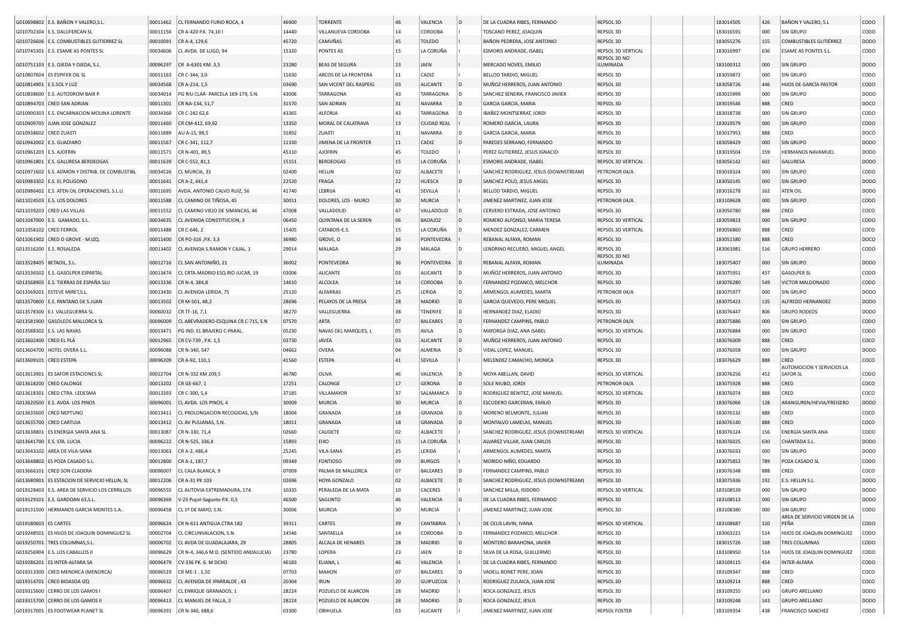| | | | | | | | | | | | | | | | |
|---|---|---|---|---|---|---|---|---|---|---|---|---|---|---|---|
| G010698802 | E.S. BAÑON Y VALERO,S.L. | 00011462 | CL FERNANDO FURIO ROCA, 4 | 46900 | TORRENTE | 46 | VALENCIA | D | DE LA CUADRA RIBES, FERNANDO | REPSOL 3D | | | 183014505 | 426 | BAÑON Y VALERO, S.L | CODO |
| G010702304 | E.S. DALUFERCAN SL | 00011156 | CR A-420 P.K. 74,10 I | 14440 | VILLANUEVA CORDOBA | 14 | CORDOBA | I | TOSCANO PEREZ, JOAQUIN | REPSOL 3D | | | 183016591 | 000 | SIN GRUPO | CODO |
| G010726606 | E.S. COMBUSTIBLES GUTIERREZ SL | 00010091 | CR A-4, 129,6 | 45720 | CAMUÑAS | 45 | TOLEDO | I | BAÑON PEDRERA, JOSE ANTONIO | REPSOL 3D | | | 183055276 | 155 | COMBUSTIBLES GUTIÉRREZ | DODO |
| G010745301 | E.S. ESAME AS PONTES SL | 00034606 | CL AVDA. DE LUGO, 94 | 15320 | PONTES AS | 15 | LA CORUÑA | I | ESMORIS ANDRADE, ISABEL | REPSOL 3D VERTICAL | | | 183016997 | 636 | ESAME AS PONTES S.L. | CODO |
| G010751103 | E.S. OJEDA Y OJEDA, S.L. | 00096297 | CR A-6301 KM. 3,5 | 23280 | BEAS DE SEGURA | 23 | JAEN | I | MERCADO NOVES, EMILIO | REPSOL 3D NO ILUMINADA | | | 183100312 | 000 | SIN GRUPO | DODO |
| G010807604 | ES ESPIFER OIL SL | 00011163 | CR C-344, 3,0 | 11630 | ARCOS DE LA FRONTERA | 11 | CADIZ | I | BELLOD TARDIO, MIGUEL | REPSOL 3D | | | 183059872 | 000 | SIN GRUPO | CODO |
| G010814901 | E.S.SOL Y LUZ | 00034568 | CR A-214, 1,5 | 03690 | SAN VICENT DEL RASPEIG | 03 | ALICANTE | D | MUÑOZ HERREROS, JUAN ANTONIO | REPSOL 3D | | | 183058726 | 446 | HIJOS DE GARCÍA PASTOR | CODO |
| G010838600 | E.S. AUTODROM BAIX P. | 00034014 | PG RIU CLAR- PARCELA 169-179, S.N. | 43006 | TARRAGONA | 43 | TARRAGONA | D | SANCHEZ SENDRA, FRANCISCO JAVIER | REPSOL 3D | | | 183015999 | 000 | SIN GRUPO | DODO |
| G010894703 | CRED SAN ADRIAN | 00011301 | CR NA-134, 51,7 | 31570 | SAN ADRIAN | 31 | NAVARRA | D | GARCIA GARCIA, MARIA | REPSOL 3D | | | 183019546 | 888 | CRED | DOCO |
| G010900303 | E.S. ENCARNACION MOLINA LORENTE | 00034360 | CR C-242 62,6 | 43365 | ALFORJA | 43 | TARRAGONA | D | IBAÑEZ MONTSERRAT, JORDI | REPSOL 3D | | | 183018738 | 000 | SIN GRUPO | CODO |
| G010909705 | JUAN JOSE GONZALEZ | 00011460 | CR CM-412, 69,92 | 13350 | MORAL DE CALATRAVA | 13 | CIUDAD REAL | I | ROMERO GARCIA, LAURA | REPSOL 3D | | | 183019579 | 000 | SIN GRUPO | CODO |
| G010938602 | CRED ZUASTI | 00011889 | AU A-15, 98,5 | 31892 | ZUASTI | 31 | NAVARRA | D | GARCIA GARCIA, MARIA | REPSOL 3D | | | 183017953 | 888 | CRED | DOCO |
| G010942002 | E.S. GUADIARO | 00011567 | CR C-341, 112,7 | 11330 | JIMENA DE LA FRONTER | 11 | CADIZ | D | PAREDES SERRANO, FERNANDO | REPSOL 3D | | | 183058429 | 000 | SIN GRUPO | DODO |
| G010961203 | E.S. AJOFRIN | 00011571 | CR N-401, 89,5 | 45110 | AJOFRIN | 45 | TOLEDO | I | PEREZ GUTIERREZ, JESUS IGNACIO | REPSOL 3D | | | 183019504 | 159 | HERMANOS NAVAMUEL | DODO |
| G010961801 | E.S. GALURESA BERDEOGAS | 00011639 | CR C-552, 81,1 | 15151 | BERDEOGAS | 15 | LA CORUÑA | I | ESMORIS ANDRADE, ISABEL | REPSOL 3D VERTICAL | | | 183056142 | 602 | GALURESA | DODO |
| G010971602 | E.S. ADMON Y DISTRIB. DE COMBUSTIBL | 00034526 | CL MURCIA, 33 | 02400 | HELLIN | 02 | ALBACETE | I | SANCHEZ RODRIGUEZ, JESUS (DOWNSTREAM) | PETRONOR 04/A | | | 183018324 | 000 | SIN GRUPO | CODO |
| G010983302 | E.S. EL POLIGONO | 00011641 | CR A-2, 441,4 | 22520 | FRAGA | 22 | HUESCA | D | SANCHEZ POLO, JESUS ANGEL | REPSOL 3D | | | 183050145 | 000 | SIN GRUPO | DODO |
| G010986402 | E.S. ATEN OIL OPERACIONES, S.L.U. | 00011695 | AVDA. ANTONIO CALVO RUIZ, 56 | 41740 | LEBRIJA | 41 | SEVILLA | I | BELLOD TARDIO, MIGUEL | REPSOL 3D | | | 183016278 | 162 | ATEN OIL | DODO |
| G011024503 | E.S. LOS DOLORES | 00011588 | CL CAMINO DE TIÑOSA, 45 | 30011 | DOLORES, LOS - MURCI | 30 | MURCIA | I | JIMENEZ MARTINEZ, JUAN JOSE | PETRONOR 04/A | | | 183109628 | 000 | SIN GRUPO | CODO |
| G011039203 | CRED LAS VILLAS | 00011552 | CL CAMINO VIEJO DE SIMANCAS, 46 | 47008 | VALLADOLID | 47 | VALLADOLID | D | CERVERO ESTRADA, JOSE ANTONIO | REPSOL 3D | | | 183050780 | 888 | CRED | COCO |
| G011047900 | E.S. GAMADO, S.L. | 00034635 | CL AVENIDA CONSTITUCION, 3 | 06450 | QUINTANA DE LA SEREN | 06 | BADAJOZ | D | ROMERO ALFONSO, MARIA TERESA | REPSOL 3D VERTICAL | | | 183059823 | 000 | SIN GRUPO | CODO |
| G011058102 | CRED FERROL | 00011488 | CR C-646, 2 | 15405 | CATABOIS-E.S. | 15 | LA CORUÑA | D | MENDEZ GONZALEZ, CARMEN | REPSOL 3D VERTICAL | | | 183056860 | 888 | CRED | COCO |
| G011061902 | CRED O GROVE - M.IZQ. | 00011400 | CR PO-316 ,P.K. 3,3 | 36980 | GROVE, O | 36 | PONTEVEDRA | I | REBANAL ALFAYA, ROMAN | REPSOL 3D | | | 183051580 | 888 | CRED | DOCO |
| G013516200 | E.S. ROSALEDA | 00013402 | CL AVENIDA S.RAMON Y CAJAL, 1 | 29014 | MALAGA | 29 | MALAGA | D | LENDRINO RECUERO, MIGUEL ANGEL | REPSOL 3D | | | 183063981 | 516 | GRUPO HERRERO | CODO |
| G013528405 | BETAOIL, S.L. | 00012716 | CL SAN ANTONIÑO, 21 | 36002 | PONTEVEDRA | 36 | PONTEVEDRA | D | REBANAL ALFAYA, ROMAN | REPSOL 3D NO ILUMINADA | | | 183075407 | 000 | SIN GRUPO | DODO |
| G013536502 | E.S. GASOLPER ESPARTAL | 00013474 | CL CRTA.MADRID ESQ.RIO JUCAR, 19 | 03006 | ALICANTE | 03 | ALICANTE | D | MUÑOZ HERREROS, JUAN ANTONIO | REPSOL 3D | | | 183075951 | 457 | GASOLPER SL | CODO |
| G013568905 | E.S. TIERRAS DE ESPAÑA SLU | 00013336 | CR N-4, 384,8 | 14610 | ALCOLEA | 14 | CORDOBA | D | FERNANDEZ POZANCO, MELCHOR | REPSOL 3D | | | 183076280 | 549 | VICTOR MALDONADO | CODO |
| G013569201 | ESTEVE MIRET,S.L. | 00013430 | CL AVENIDA LERIDA, 75 | 25120 | ALFARRAS | 25 | LERIDA | D | ARMENGOL AUMEDES, MARTA | PETRONOR 04/A | | | 183075977 | 000 | SIN GRUPO | DODO |
| G013570800 | E.S. PANTANO DE S.JUAN | 00013502 | CR M-501, 48,2 | 28696 | PELAYOS DE LA PRESA | 28 | MADRID | D | GARCIA QUEVEDO, PERE MIQUEL | REPSOL 3D | | | 183075423 | 135 | ALFREDO HERNANDEZ | DODO |
| G013578300 | E.I. VALLEGUERRA SL | 00060032 | CR TF-16, 7,1 | 38270 | VALLEGUERRA | 38 | TENERIFE | D | HERNANDEZ DIAZ, ELADIO | REPSOL 3D | | | 183076447 | 806 | GRUPO RODEOS | DODO |
| G013581900 | GASOLEOS MALLORCA SL | 00096009 | CL ABEVRADERO-ESQUINA CR C-715, S.N | 07570 | ARTA | 07 | BALEARES | D | FERNANDEZ CAMPINS, PABLO | PETRONOR 04/A | | | 183075886 | 000 | SIN GRUPO | DODO |
| G013588302 | E.S. LAS NAVAS | 00013471 | PG IND. EL BRAJERO C-PARAL. | 05230 | NAVAS DEL MARQUES, L | 05 | AVILA | D | MAYORGA DIAZ, ANA ISABEL | REPSOL 3D VERTICAL | | | 183076884 | 000 | SIN GRUPO | CODO |
| G013602400 | CRED EL PLÁ | 00012965 | CR CV-739 , P.K. 1,5 | 03730 | JAVEA | 03 | ALICANTE | D | MUÑOZ HERREROS, JUAN ANTONIO | REPSOL 3D | | | 183076009 | 888 | CRED | COCO |
| G013604700 | HOTEL OVERA S.L. | 00096088 | CR N-340, 547 | 04662 | OVERA | 04 | ALMERIA | D | VIDAL LOPEZ, MANUEL | REPSOL 3D | | | 183076058 | 000 | SIN GRUPO | DODO |
| G013609101 | CRED ESTEPA | 00096209 | CR A-92, 110,1 | 41560 | ESTEPA | 41 | SEVILLA | I | MELENDEZ CAMACHO, MONICA | REPSOL 3D | | | 183076629 | 888 | CRED | COCO |
| G013613901 | ES SAFOR ESTACIONES SL | 00012704 | CR N-332 KM 209,5 | 46780 | OLIVA | 46 | VALENCIA | D | MOYA ABELLAN, DAVID | REPSOL 3D VERTICAL | | | 183076256 | 452 | AUTOMOCION Y SERVICIOS LA SAFOR SL | CODO |
| G013618200 | CRED CALONGE | 00013202 | CR GE-667, 1 | 17251 | CALONGE | 17 | GERONA | D | SOLE NIUBO, JORDI | PETRONOR 04/A | | | 183075928 | 888 | CRED | COCO |
| G013618301 | CRED CTRA. LEDESMA | 00013393 | CR C-300, 5,4 | 37185 | VILLAMAYOR | 37 | SALAMANCA | D | RODRIGUEZ BENITEZ, JOSE MANUEL | REPSOL 3D VERTICAL | | | 183076074 | 888 | CRED | COCO |
| G013620500 | E.S. AVDA. LOS PINOS | 00096001 | CL AVDA. LOS PINOS, 4 | 30009 | MURCIA | 30 | MURCIA | D | ESCUDERO GARCERAN, EMILIO | REPSOL 3D | | | 183076066 | 128 | ARANGUREN/HEVIA/FREISERO | DODO |
| G013635600 | CRED NEPTUNO | 00013411 | CL PROLONGACION RECOGIDAS, S/N | 18004 | GRANADA | 18 | GRANADA | D | MORENO BELMONTE, JULIAN | REPSOL 3D | | | 183076132 | 888 | CRED | COCO |
| G013635700 | CRED CARTUJA | 00013412 | CL AV PULIANAS, S.N. | 18011 | GRANADA | 18 | GRANADA | D | MONTALVO LAMELAS, MANUEL | REPSOL 3D | | | 183076140 | 888 | CRED | COCO |
| G013638801 | ES ENERGIA SANTA ANA SL | 00013087 | CR N-330, 71,4 | 02660 | CAUDETE | 02 | ALBACETE | I | SANCHEZ RODRIGUEZ, JESUS (DOWNSTREAM) | REPSOL 3D VERTICAL | | | 183076124 | 156 | ENERGÍA SANTA ANA | CODO |
| G013641700 | E.S. STA. LUCIA | 00096222 | CR N-525, 336,4 | 15893 | EIXO | 15 | LA CORUÑA | I | ALVAREZ VILLAR, JUAN CARLOS | REPSOL 3D | | | 183076025 | 630 | CHANTADA S.L. | DODO |
| G013643102 | AREA DE VILA-SANA | 00013063 | CR A-2, 486,4 | 25245 | VILA-SANA | 25 | LERIDA | I | ARMENGOL AUMEDES, MARTA | REPSOL 3D | | | 183076033 | 000 | SIN GRUPO | DODO |
| G013648802 | ES POZA CASADO S.L. | 00012800 | CR A-1, 187,7 | 09349 | FONTIOSO | 09 | BURGOS | I | MORIDO NIÑO, EDUARDO | REPSOL 3D | | | 183075852 | 789 | POZA CASADO SL | CODO |
| G013666101 | CRED SON CLADERA | 00096007 | CL CALA BLANCA, 9 | 07009 | PALMA DE MALLORCA | 07 | BALEARES | D | FERNANDEZ CAMPINS, PABLO | REPSOL 3D | | | 183076348 | 888 | CRED | COCO |
| G013680901 | ES ESTACION DE SERVICIO HELLIN, SL | 00012206 | CR A-31 PK 103 | 02696 | HOYA GONZALO | 02 | ALBACETE | D | SANCHEZ RODRIGUEZ, JESUS (DOWNSTREAM) | REPSOL 3D | | | 183075936 | 192 | E.S. HELLIN S.L. | DODO |
| G019128403 | E.S. AREA DE SERVICIO LOS CERRILLOS | 00096555 | CL AUTOVIA EXTREMADURA, 174 | 10335 | PERALEDA DE LA MATA | 10 | CACERES | I | SANCHEZ MILLA, ISIDORO | REPSOL 3D VERTICAL | | | 183108539 | 000 | SIN GRUPO | DODO |
| G019129101 | E.S. GARDOAN 63,S.L. | 00096369 | V-23 Puçol-Sagunto P.K. 0,5 | 46500 | SAGUNTO | 46 | VALENCIA | D | DE LA CUADRA RIBES, FERNANDO | REPSOL 3D | | | 183108513 | 000 | SIN GRUPO | DODO |
| G019131500 | HERMANOS GARCIA MONTES S.A.. | 00096458 | CL 1º DE MAYO, S.N. | 30006 | MURCIA | 30 | MURCIA | I | JIMENEZ MARTINEZ, JUAN JOSE | REPSOL 3D | | | 183108380 | 000 | SIN GRUPO | CODO |
| G019180603 | ES CARTES | 00096624 | CR N-611 ANTIGUA CTRA 182 | 39311 | CARTES | 39 | CANTABRIA | I | DE CELIS LAVIN, IVANA | REPSOL 3D VERTICAL | | | 183108687 | 320 | AREA DE SERVICIO VIRGEN DE LA PEÑA | CODO |
| G019248501 | ES HIJOS DE JOAQUIN DOMINGUEZ SL | 00002704 | CL CIRCUNVALACION, S.N. | 14546 | SANTAELLA | 14 | CORDOBA | D | FERNANDEZ POZANCO, MELCHOR | REPSOL 3D | | | 183063221 | 514 | HIJOS DE JOAQUIN DOMINGUEZ | CODO |
| G019250701 | TRES COLUMNAS,S.L. | 00006702 | CL AVDA DE GUADALAJARA, 29 | 28805 | ALCALA DE HENARES | 28 | MADRID | D | MONTERO BARAHONA, JAVIER | REPSOL 3D | | | 183015726 | 168 | TRES COLUMNAS | CODO |
| G019256904 | E.S. LOS CABALLOS II | 00096629 | CR N-4, 346,6 M.D. (SENTIDO ANDALUCIA) | 23780 | LOPERA | 23 | JAEN | D | SILVA DE LA ROSA, GUILLERMO | REPSOL 3D | | | 183108950 | 514 | HIJOS DE JOAQUIN DOMINGUEZ | CODO |
| G019286201 | ES INTER-ALFARA SA | 00096479 | CV-336 PK. 6. M DCHO | 46183 | ELIANA, L | 46 | VALENCIA | I | DE LA CUADRA RIBES, FERNANDO | REPSOL 3D | | | 183109115 | 454 | INTER-ALFARA | CODO |
| G019313300 | CRED MENORCA (MENORCA) | 00096519 | CR ME-1 , 1,50 | 07703 | MAHON | 07 | BALEARES | D | VADELL BONET PERE, JOAN | REPSOL 3D | | | 183109347 | 888 | CRED | COCO |
| G019314701 | CRED BIDASOA IZQ | 00096632 | CL AVENIDA DE IPARRALDE , 43 | 20304 | IRUN | 20 | GUIPUZCOA | I | RODRIGUEZ ZULAICA, JUAN JOSE | REPSOL 3D | | | 183109214 | 888 | CRED | COCO |
| G019315600 | CERRO DE LOS GAMOS I | 00096407 | CL ENRIQUE GRANADOS, 1 | 28224 | POZUELO DE ALARCON | 28 | MADRID | I | ROCA GONZALEZ, JESUS | REPSOL 3D | | | 183109255 | 143 | GRUPO ARELLANO | CODO |
| G019315700 | CERRO DE LOS GAMOS II | 00096413 | CL MANUEL DE FALLA, 2 | 28224 | POZUELO DE ALARCON | 28 | MADRID | D | ROCA GONZALEZ, JESUS | REPSOL 3D | | | 183109248 | 143 | GRUPO ARELLANO | DODO |
| G019317001 | ES FOOTWEAR PLANET SL | 00096391 | CR N-340, 688,6 | 03300 | ORIHUELA | 03 | ALICANTE | I | JIMENEZ MARTINEZ, JUAN JOSE | REPSOL FOSTER | | | 183109354 | 438 | FRANCISCO SANCHEZ | CODO |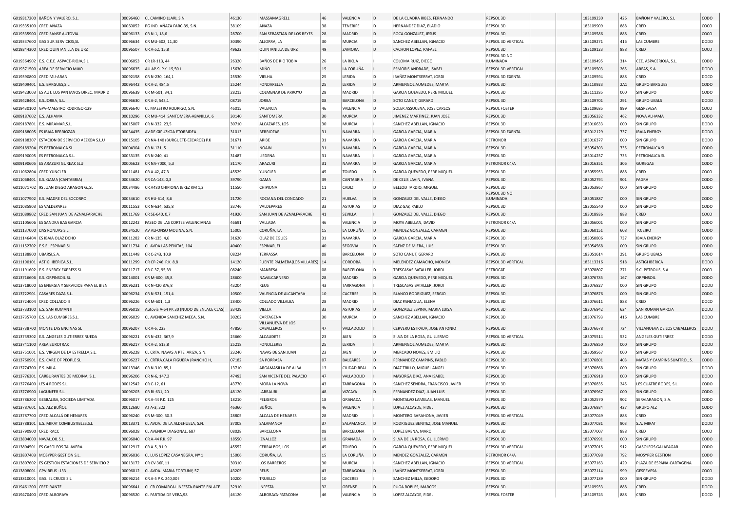| | | | | | | | | | | | | | | | |
|---|---|---|---|---|---|---|---|---|---|---|---|---|---|---|---|
| G019317200 | BAÑON Y VALERO, S.L. | 00096460 | CL CAMINO LLARI, S.N. | 46130 | MASSAMAGRELL | 46 | VALENCIA | D | DE LA CUADRA RIBES, FERNANDO | REPSOL 3D | | | 183109230 | 426 | BAÑON Y VALERO, S.L | CODO |
| G019335100 | CRED AÑAZA | 00060052 | PG IND. AÑAZA PARC-39, S.N. | 38109 | AÑAZA | 38 | TENERIFE | D | HERNANDEZ DIAZ, ELADIO | REPSOL 3D | | | 183109909 | 888 | CRED | COCO |
| G019335900 | CRED SANSE AUTOVIA | 00096133 | CR N-1, 18,6 | 28700 | SAN SEBASTIAN DE LOS REYES | 28 | MADRID | D | ROCA GONZALEZ, JESUS | REPSOL 3D | | | 183109586 | 888 | CRED | COCO |
| G019337600 | GAS SUR SERVICIOS,SL | 00096634 | CR MU-602, 11,30 | 30390 | ALJORRA, LA | 30 | MURCIA | D | SANCHEZ ABELLAN, IGNACIO | REPSOL 3D VERTICAL | | | 183109271 | 416 | LAS CUMBRE | DODO |
| G019344300 | CRED QUINTANILLA DE URZ | 00096507 | CR A-52, 15,8 | 49622 | QUINTANILLA DE URZ | 49 | ZAMORA | D | CACHON LOPEZ, RAFAEL | REPSOL 3D | | | 183109123 | 888 | CRED | COCO |
| G019364902 | E.S. C.E.E. ASPACE-RIOJA,S.L. | 00006053 | CR LR-113, 44 | 26320 | BAÑOS DE RIO TOBIA | 26 | LA RIOJA | I | COLOMA RUIZ, DIEGO | REPSOL 3D NO ILUMINADA | | | 183109495 | 314 | CEE. ASPACERIOJA, S.L. | CODO |
| G019371500 | AREA DE SERVICIO MI#O | 00096635 | AU AP-9 P.K. 15,50 I | 15630 | MIÑO | 15 | LA CORUÑA | I | ESMORIS ANDRADE, ISABEL | REPSOL 3D VERTICAL | | | 183109503 | 265 | AREAS, S.A. | DODO |
| G019390800 | CRED MIJ-ARAN | 00092158 | CR N-230, 164,1 | 25530 | VIELHA | 25 | LERIDA | D | IBAÑEZ MONTSERRAT, JORDI | REPSOL 3D EXENTA | | | 183109594 | 888 | CRED | DOCO |
| G019409401 | E.S. BARGUES,S.L. | 00096442 | CR A-2, 484,5 | 25244 | FONDARELLA | 25 | LERIDA | D | ARMENGOL AUMEDES, MARTA | REPSOL 3D | | | 183110923 | 2A1 | GRUPO BARGUES | CODO |
| G019423003 | ES AUT. LOS PANTANOS DIREC. MADRID | 00096639 | CR M-501, 34,1 | 28213 | COLMENAR DE ARROYO | 28 | MADRID | I | GARCIA QUEVEDO, PERE MIQUEL | REPSOL 3D | | | 183111285 | 000 | SIN GRUPO | CODO |
| G019428401 | E.S.JORBA, S.L. | 00096630 | CR A-2, 543,1 | 08719 | JORBA | 08 | BARCELONA | D | SOTO CANUT, GERARD | REPSOL 3D | | | 183109701 | 291 | GRUPO UBALS | DODO |
| G019430100 | GPV-MAESTRO RODRIGO-129 | 00096640 | CL MAESTRO RODRIGO, S.N. | 46015 | VALENCIA | 46 | VALENCIA | D | SOLER ASSUCENA, JOSE CARLOS | REPSOL FOSTER | | | 183109685 | 999 | GESPEVESA | COCO |
| G009187602 | E.S. ALHAMA | 00010296 | CR MU-414 SANTOMERA-ABANILLA, 6 | 30140 | SANTOMERA | 30 | MURCIA | D | JIMENEZ MARTINEZ, JUAN JOSE | REPSOL 3D | | | 183056332 | 462 | NOVA ALHAMA | CODO |
| G009187801 | E.S. MIRAMAR,S.L. | 00015007 | CR N-332, 23,5 | 30710 | ALCAZARES, LOS | 30 | MURCIA | I | SANCHEZ ABELLAN, IGNACIO | REPSOL 3D | | | 183016633 | 000 | SIN GRUPO | DODO |
| G009188005 | ES IBAIA BERRIOZAR | 00034435 | AV.DE GIPUZKOA ETORBIDEA | 31013 | BERRIOZAR | 31 | NAVARRA | I | GARCIA GARCIA, MARIA | REPSOL 3D EXENTA | | | 183012129 | 737 | IBAIA ENERGY | DODO |
| G009188307 | ESTACION DE SERVICIO AEZKOA S.L.U | 00015105 | CR NA-140 (BURGUETE-EZCAROZ) P.K | 31671 | ARIBE | 31 | NAVARRA | D | GARCIA GARCIA, MARIA | PETRONOR | | | 183016377 | 000 | SIN GRUPO | DODO |
| G009189204 | ES PETRONALCA SL | 00004304 | CR N-121, 5 | 31110 | NOAIN | 31 | NAVARRA | D | GARCIA GARCIA, MARIA | REPSOL 3D | | | 183054303 | 735 | PETRONALCA SL | CODO |
| G009190005 | ES PETRONALCA S.L. | 00033135 | CR N-240, 41 | 31487 | LIEDENA | 31 | NAVARRA | I | GARCIA GARCIA, MARIA | REPSOL 3D | | | 183014257 | 735 | PETRONALCA SL | CODO |
| G009190605 | ES ARAZURI GUREAK SLU | 00005623 | CR NA-7000, 5,3 | 31170 | ARAZURI | 31 | NAVARRA | D | GARCIA GARCIA, MARIA | PETRONOR 04/A | | | 183016351 | 306 | GUREGAS | CODO |
| G011062804 | CRED YUNCLER | 00011481 | CR A-42, 47,3 | 45529 | YUNCLER | 45 | TOLEDO | D | GARCIA QUEVEDO, PERE MIQUEL | REPSOL 3D | | | 183055953 | 888 | CRED | COCO |
| G011068401 | E.S. GAMA (CANTABRIA) | 00034620 | CR CA-148, 0,3 | 39790 | GAMA | 39 | CANTABRIA | I | DE CELIS LAVIN, IVANA | REPSOL 3D | | | 183052794 | 901 | FAGRA | CODO |
| G011071702 | 9S JUAN DIEGO ARAGON G.,SL | 00034486 | CR A480 CHIPIONA JEREZ KM 1,2 | 11550 | CHIPIONA | 11 | CADIZ | D | BELLOD TARDIO, MIGUEL | REPSOL 3D | | | 183053867 | 000 | SIN GRUPO | CODO |
| G011077902 | E.S. MADRE DEL SOCORRO | 00034610 | CR HU-614, 8,6 | 21720 | ROCIANA DEL CONDADO | 21 | HUELVA | D | GONZALEZ DEL VALLE, DIEGO | REPSOL 3D NO ILUMINADA | | | 183051887 | 000 | SIN GRUPO | CODO |
| G011085903 | ES VALDEPARES | 00011553 | CR N-634, 535,8 | 33746 | VALDEPARES | 33 | ASTURIAS | D | DIAZ GAY, PABLO | REPSOL 3D | | | 183055540 | 000 | SIN GRUPO | CODO |
| G011089802 | CRED SAN JUAN DE AZNALFARACHE | 00011769 | CR SE-640, 0,7 | 41920 | SAN JUAN DE AZNALFARACHE | 41 | SEVILLA | I | GONZALEZ DEL VALLE, DIEGO | REPSOL 3D | | | 183018936 | 888 | CRED | COCO |
| G011105606 | ES SANDRA BAS GARCIA | 00012242 | PASEO DE LAS CORTES VALENCIANAS | 46691 | VALLADA | 46 | VALENCIA | D | MOYA ABELLAN, DAVID | PETRONOR 04/A | | | 183056001 | 000 | SIN GRUPO | CODO |
| G011137000 | DAS RONDAS S.L. | 00034520 | AV ALFONSO MOLINA, S.N. | 15008 | CORUÑA, LA | 15 | LA CORUÑA | D | MENDEZ GONZALEZ, CARMEN | REPSOL 3D | | | 183060151 | 608 | TOJEIRO | CODO |
| G011146404 | ES IBAIA OLAZ DCHO | 00011282 | CR N-135, 4,6 | 31620 | OLAZ DE EGUES | 31 | NAVARRA | D | GARCIA GARCIA, MARIA | REPSOL 3D | | | 183050806 | 737 | IBAIA ENERGY | CODO |
| G011152702 | E.S.EL ESPINAR SL | 00011734 | CL AVDA LAS PEÑITAS, 104 | 40400 | ESPINAR, EL | 40 | SEGOVIA | D | SAENZ DE MIERA, LUIS | REPSOL 3D | | | 183054568 | 000 | SIN GRUPO | CODO |
| G011188800 | UBARSI,S.A. | 00011448 | CR C-243, 10,9 | 08224 | TERRASSA | 08 | BARCELONA | D | SOTO CANUT, GERARD | REPSOL 3D | | | 183051614 | 291 | GRUPO UBALS | CODO |
| G011190101 | ASTIGI IBERICA,S.L. | 00011299 | CR CP-246 P.K. 8,8 | 14120 | FUENTE PALMERA(LOS VILLARES) | 14 | CORDOBA | I | MELENDEZ CAMACHO, MONICA | REPSOL 3D VERTICAL | | | 183113216 | 518 | ASTIGI IBERICA | CODO |
| G011191602 | E.S. ENERGY EXPRESS SL | 00011717 | CR C-37, 95,39 | 08240 | MANRESA | 08 | BARCELONA | D | TRESCASAS BATALLER, JORDI | PETROCAT | | | 183078807 | 271 | S.C. PETROLIS, S.A. | COCO |
| G013716606 | E.S. ORPINSOIL SL | 00014001 | CR M-600, 45,8 | 28600 | NAVALCARNERO | 28 | MADRID | D | GARCIA QUEVEDO, PERE MIQUEL | REPSOL 3D | | | 183076785 | 167 | ORPINSOIL | CODO |
| G013718000 | ES ENERGIA Y SERVICIOS PARA EL BIEN | 00096231 | CR N-420 876,8 | 43204 | REUS | 43 | TARRAGONA | I | TRESCASAS BATALLER, JORDI | REPSOL 3D | | | 183076827 | 000 | SIN GRUPO | DODO |
| G013722901 | CASARES DAZA S.L. | 00096234 | CR N-521, 151,4 | 10500 | VALENCIA DE ALCANTARA | 10 | CACERES | D | BLANCO RODRIGUEZ, SERGIO | REPSOL 3D | | | 183076876 | 000 | SIN GRUPO | CODO |
| G013724004 | CRED COLLADO II | 00096226 | CR M-601, 1,3 | 28400 | COLLADO VILLALBA | 28 | MADRID | I | DIAZ PANIAGUA, ELENA | REPSOL 3D | | | 183076611 | 888 | CRED | DOCO |
| G013733100 | E.S. SAN ROMAN II | 00096018 | Autovía A-64 PK 30 (NUDO DE ENLACE CLAS) | 33429 | VIELLA | 33 | ASTURIAS | D | GONZALEZ ESPINA, MARIA LUISA | REPSOL 3D | | | 183076942 | 624 | SAN ROMAN GARCIA | DODO |
| G013735700 | E.S. LAS CUMBRES,S.L. | 00096029 | CL AVENIDA SANCHEZ MECA, S.N. | 30202 | CARTAGENA | 30 | MURCIA | D | SANCHEZ ABELLAN, IGNACIO | REPSOL 3D | | | 183076793 | 416 | LAS CUMBRE | DODO |
| G013738700 | MONTE LAS ENCINAS SL | 00096207 | CR A-6, 223 | 47850 | VILLANUEVA DE LOS CABALLEROS | 47 | VALLADOLID | I | CERVERO ESTRADA, JOSE ANTONIO | REPSOL 3D | | | 183076678 | 724 | VILLANUEVA DE LOS CABALLEROS | DODO |
| G013739302 | E.S. ANGELES GUTIERREZ RUEDA | 00096221 | CR N-432, 367,9 | 23660 | ALCAUDETE | 23 | JAEN | D | SILVA DE LA ROSA, GUILLERMO | REPSOL 3D VERTICAL | | | 183075514 | 532 | ANGELES GUTIERREZ | DODO |
| G013741100 | AREA EUROTRAK | 00096217 | CR A-2, 513,8 | 25218 | FONOLLERES | 25 | LERIDA | I | ARMENGOL AUMEDES, MARTA | REPSOL 3D | | | 183076850 | 000 | SIN GRUPO | DODO |
| G013751001 | E.S. VIRGEN DE LA ESTRELLA,S.L. | 00096228 | CL CRTA. NAVAS A PTE. ARIZA, S.N. | 23240 | NAVAS DE SAN JUAN | 23 | JAEN | D | MERCADO NOVES, EMILIO | REPSOL 3D | | | 183059567 | 000 | SIN GRUPO | CODO |
| G013760901 | E.S. CARE OF PEOPLE SL | 00096227 | CL CRTRA.CALA FIGUERA (RANCHO H, | 07182 | SA PORRASA | 07 | BALEARES | D | FERNANDEZ CAMPINS, PABLO | REPSOL 3D | | | 183076801 | 403 | MATAS Y CAMPINS SUMTRO., S. | CODO |
| G013774700 | E.S. MILA | 00013346 | CR N-310, 85,1 | 13710 | ARGAMASILLA DE ALBA | 13 | CIUDAD REAL | D | DIAZ TRILLO, MIGUEL ANGEL | REPSOL 3D | | | 183076868 | 000 | SIN GRUPO | DODO |
| G013776301 | CARBURANTES DE MEDINA, S.L. | 00096206 | CR N-6, 147.2 | 47493 | SAN VICENTE DEL PALACIO | 47 | VALLADOLID | I | MAYORGA DIAZ, ANA ISABEL | REPSOL 3D | | | 183076918 | 000 | SIN GRUPO | DODO |
| G013776400 | LES 4 RODES S.L. | 00012542 | CR C-12, 61 | 43770 | MORA LA NOVA | 43 | TARRAGONA | D | SANCHEZ SENDRA, FRANCISCO JAVIER | REPSOL 3D | | | 183076835 | 245 | LES CUATRE RODES, S.L. | CODO |
| G013776900 | LAGUNFER S.L. | 00096203 | CR BI-631, 20 | 48120 | LARRAURI | 48 | VIZCAYA | D | FERNANDEZ DIAZ, JUAN LUIS | REPSOL 3D | | | 183076967 | 000 | SIN GRUPO | DODO |
| G013786202 | GESBALISA, SOCIEDA LIMITADA | 00096017 | CR A-44 P.K. 125 | 18210 | PELIGROS | 18 | GRANADA | I | MONTALVO LAMELAS, MANUEL | REPSOL 3D | | | 183052570 | 902 | SERVIARAGON, S.A. | CODO |
| G013787601 | E.S. ALZ BUÑOL | 00012680 | AT A-3, 322 | 46360 | BUÑOL | 46 | VALENCIA | I | LOPEZ ALCAYDE, FIDEL | REPSOL 3D | | | 183076934 | 427 | GRUPO ALZ | CODO |
| G013787700 | CRED ALCALÁ DE HENARES | 00096240 | CR M-300, 30.3 | 28805 | ALCALA DE HENARES | 28 | MADRID | I | MONTERO BARAHONA, JAVIER | REPSOL 3D VERTICAL | | | 183077049 | 888 | CRED | COCO |
| G013788101 | E.S. MIRAT COMBUSTIBLES,S.L | 00013371 | CL AVDA. DE LA ALDEHUELA, S.N. | 37008 | SALAMANCA | 37 | SALAMANCA | D | RODRIGUEZ BENITEZ, JOSE MANUEL | REPSOL 3D | | | 183077031 | 903 | S.A. MIRAT | DODO |
| G013790900 | CRED RACC | 00096028 | CL AVENIDA DIAGONAL, 687 | 08028 | BARCELONA | 08 | BARCELONA | I | LOPEZ BAENA, MARC | REPSOL 3D | | | 183077007 | 888 | CRED | COCO |
| G013804000 | NAVAL.OIL S.L. | 00096040 | CR A-44 P.K. 97 | 18550 | IZNALLOZ | 18 | GRANADA | D | SILVA DE LA ROSA, GUILLERMO | REPSOL 3D | | | 183076991 | 000 | SIN GRUPO | CODO |
| G013804501 | ES GASOLEOS TALAVERA | 00012917 | CR A-5, 91.9 | 45552 | CERRALBOS, LOS | 45 | TOLEDO | D | GARCIA QUEVEDO, PERE MIQUEL | REPSOL 3D VERTICAL | | | 183077015 | 912 | GASOLEOS GALAPAGAR | CODO |
| G013807403 | MOSYPER GESTION S.L. | 00096036 | CL LUIS LOPEZ CASANEGRA, Nº 1 | 15006 | CORUÑA, LA | 15 | LA CORUÑA | D | MENDEZ GONZALEZ, CARMEN | PETRONOR 04/A | | | 183077098 | 792 | MOSYPER GESTION | CODO |
| G013807602 | ES GESTION ESTACIONES DE SERVICIO 2 | 00013172 | CR CV-36F, 11 | 30310 | LOS BARREROS | 30 | MURCIA | I | SANCHEZ ABELLAN, IGNACIO | REPSOL 3D VERTICAL | | | 183077163 | 429 | PLAZA DE ESPAÑA-CARTAGENA | CODO |
| G013808001 | GPV-REUS -133 | 00096012 | CL AVDA. MARIA FORTUNY, 57 | 43205 | REUS | 43 | TARRAGONA | D | IBAÑEZ MONTSERRAT, JORDI | REPSOL 3D | | | 183077114 | 999 | GESPEVESA | COCO |
| G013810001 | GAS. EL CRUCE S.L. | 00096214 | CR A-5 P.K. 240,00 I | 10200 | TRUJILLO | 10 | CACERES | I | SANCHEZ MILLA, ISIDORO | REPSOL 3D | | | 183077189 | 000 | SIN GRUPO | DODO |
| G019461200 | CRED RANTE | 00096641 | CL CR COMARCAL INFESTA-RANTE ENLACE | 32910 | INFESTA | 32 | ORENSE | D | PUGA ROBLES, MARCOS | REPSOL 3D | | | 183109933 | 888 | CRED | DOCO |
| G019470400 | CRED ALBORAYA | 00096520 | CL PARTIDA DE VERA,98 | 46120 | ALBORAYA-PATACONA | 46 | VALENCIA | D | LOPEZ ALCAYDE, FIDEL | REPSOL FOSTER | | | 183109743 | 888 | CRED | DOCO |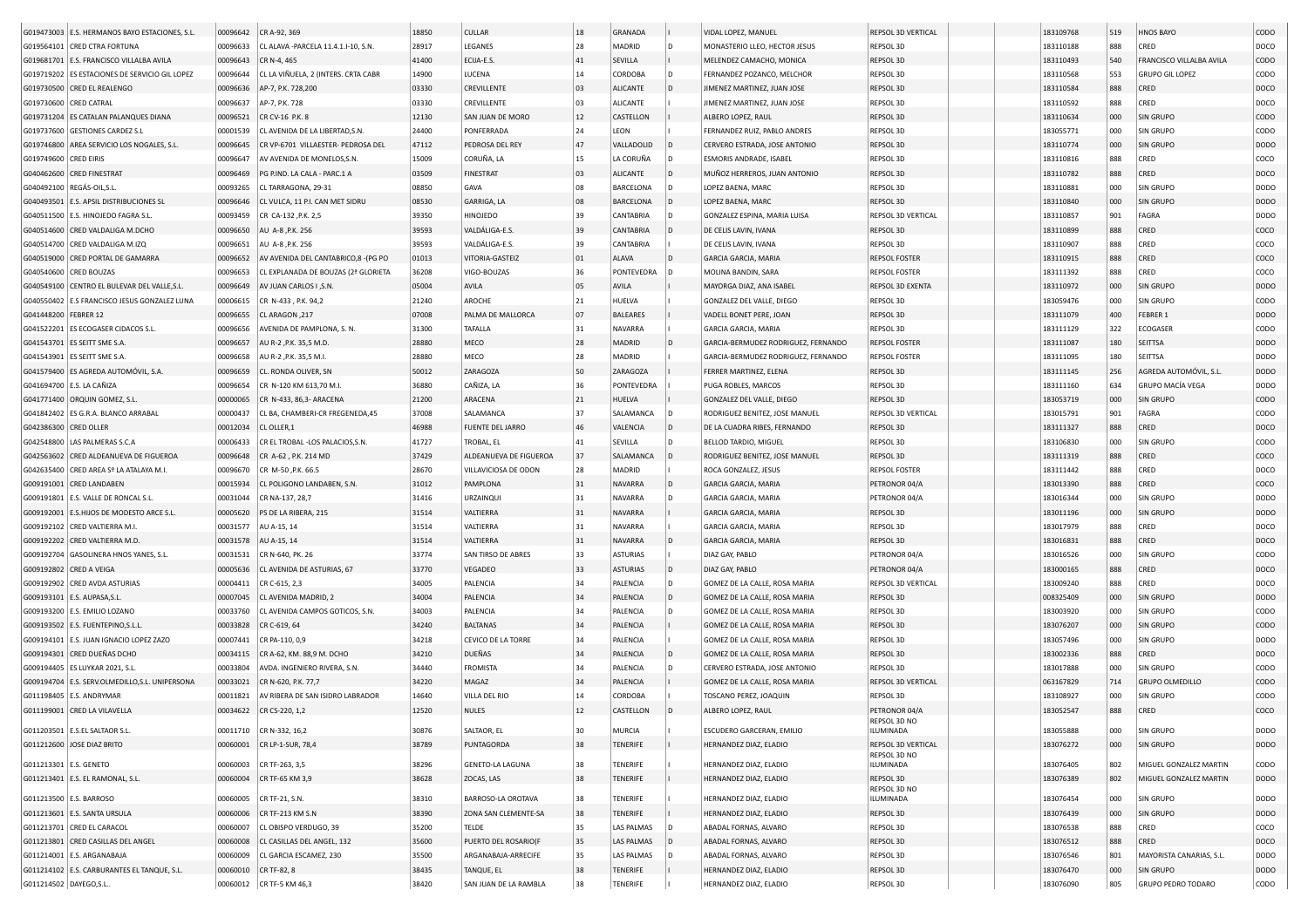| | | | | | | | | | | | | | | | |
|---|---|---|---|---|---|---|---|---|---|---|---|---|---|---|---|
| G019473003 | E.S. HERMANOS BAYO ESTACIONES, S.L. | 00096642 | CR A-92, 369 | 18850 | CULLAR | 18 | GRANADA | | VIDAL LOPEZ, MANUEL | REPSOL 3D VERTICAL | | | 183109768 | 519 | HNOS BAYO | CODO |
| G019564101 | CRED CTRA FORTUNA | 00096633 | CL ALAVA -PARCELA 11.4.1.I-10, S.N. | 28917 | LEGANES | 28 | MADRID | D | MONASTERIO LLEO, HECTOR JESUS | REPSOL 3D | | | 183110188 | 888 | CRED | DOCO |
| G019681701 | E.S. FRANCISCO VILLALBA AVILA | 00096643 | CR N-4, 465 | 41400 | ECIJA-E.S. | 41 | SEVILLA | I | MELENDEZ CAMACHO, MONICA | REPSOL 3D | | | 183110493 | 540 | FRANCISCO VILLALBA AVILA | CODO |
| G019719202 | ES ESTACIONES DE SERVICIO GIL LOPEZ | 00096644 | CL LA VIÑUELA, 2 (INTERS. CRTA CABR | 14900 | LUCENA | 14 | CORDOBA | D | FERNANDEZ POZANCO, MELCHOR | REPSOL 3D | | | 183110568 | 553 | GRUPO GIL LOPEZ | CODO |
| G019730500 | CRED EL REALENGO | 00096636 | AP-7, P.K. 728,200 | 03330 | CREVILLENTE | 03 | ALICANTE | D | JIMENEZ MARTINEZ, JUAN JOSE | REPSOL 3D | | | 183110584 | 888 | CRED | DOCO |
| G019730600 | CRED CATRAL | 00096637 | AP-7, P.K. 728 | 03330 | CREVILLENTE | 03 | ALICANTE | I | JIMENEZ MARTINEZ, JUAN JOSE | REPSOL 3D | | | 183110592 | 888 | CRED | DOCO |
| G019731204 | ES CATALAN PALANQUES DIANA | 00096521 | CR CV-16 P.K. 8 | 12130 | SAN JUAN DE MORO | 12 | CASTELLON | I | ALBERO LOPEZ, RAUL | REPSOL 3D | | | 183110634 | 000 | SIN GRUPO | CODO |
| G019737600 | GESTIONES CARDEZ S.L | 00001539 | CL AVENIDA DE LA LIBERTAD,S.N. | 24400 | PONFERRADA | 24 | LEON | I | FERNANDEZ RUIZ, PABLO ANDRES | REPSOL 3D | | | 183055771 | 000 | SIN GRUPO | CODO |
| G019746800 | AREA SERVICIO LOS NOGALES, S.L. | 00096645 | CR VP-6701 VILLAESTER- PEDROSA DEL | 47112 | PEDROSA DEL REY | 47 | VALLADOLID | D | CERVERO ESTRADA, JOSE ANTONIO | REPSOL 3D | | | 183110774 | 000 | SIN GRUPO | DODO |
| G019749600 | CRED EIRIS | 00096647 | AV AVENIDA DE MONELOS,S.N. | 15009 | CORUÑA, LA | 15 | LA CORUÑA | D | ESMORIS ANDRADE, ISABEL | REPSOL 3D | | | 183110816 | 888 | CRED | COCO |
| G040462600 | CRED FINESTRAT | 00096469 | PG P.IND. LA CALA - PARC.1 A | 03509 | FINESTRAT | 03 | ALICANTE | D | MUÑOZ HERREROS, JUAN ANTONIO | REPSOL 3D | | | 183110782 | 888 | CRED | DOCO |
| G040492100 | REGÁS-OIL,S.L. | 00093265 | CL TARRAGONA, 29-31 | 08850 | GAVA | 08 | BARCELONA | D | LOPEZ BAENA, MARC | REPSOL 3D | | | 183110881 | 000 | SIN GRUPO | DODO |
| G040493501 | E.S. APSIL DISTRIBUCIONES SL | 00096646 | CL VULCA, 11 P.I. CAN MET SIDRU | 08530 | GARRIGA, LA | 08 | BARCELONA | D | LOPEZ BAENA, MARC | REPSOL 3D | | | 183110840 | 000 | SIN GRUPO | DODO |
| G040511500 | E.S. HINOJEDO FAGRA S.L. | 00093459 | CR CA-132 ,P.K. 2,5 | 39350 | HINOJEDO | 39 | CANTABRIA | D | GONZALEZ ESPINA, MARIA LUISA | REPSOL 3D VERTICAL | | | 183110857 | 901 | FAGRA | DODO |
| G040514600 | CRED VALDALIGA M.DCHO | 00096650 | AU A-8 ,P.K. 256 | 39593 | VALDÁLIGA-E.S. | 39 | CANTABRIA | D | DE CELIS LAVIN, IVANA | REPSOL 3D | | | 183110899 | 888 | CRED | COCO |
| G040514700 | CRED VALDALIGA M.IZQ | 00096651 | AU A-8 ,P.K. 256 | 39593 | VALDÁLIGA-E.S. | 39 | CANTABRIA | I | DE CELIS LAVIN, IVANA | REPSOL 3D | | | 183110907 | 888 | CRED | COCO |
| G040519000 | CRED PORTAL DE GAMARRA | 00096652 | AV AVENIDA DEL CANTABRICO,8 -(PG PO | 01013 | VITORIA-GASTEIZ | 01 | ALAVA | D | GARCIA GARCIA, MARIA | REPSOL FOSTER | | | 183110915 | 888 | CRED | COCO |
| G040540600 | CRED BOUZAS | 00096653 | CL EXPLANADA DE BOUZAS (2ª GLORIETA | 36208 | VIGO-BOUZAS | 36 | PONTEVEDRA | D | MOLINA BANDIN, SARA | REPSOL FOSTER | | | 183111392 | 888 | CRED | COCO |
| G040549100 | CENTRO EL BULEVAR DEL VALLE,S.L. | 00096649 | AV JUAN CARLOS I ,S.N. | 05004 | AVILA | 05 | AVILA | I | MAYORGA DIAZ, ANA ISABEL | REPSOL 3D EXENTA | | | 183110972 | 000 | SIN GRUPO | DODO |
| G040550402 | E.S FRANCISCO JESUS GONZALEZ LUNA | 00006615 | CR N-433 , P.K. 94,2 | 21240 | AROCHE | 21 | HUELVA | I | GONZALEZ DEL VALLE, DIEGO | REPSOL 3D | | | 183059476 | 000 | SIN GRUPO | CODO |
| G041448200 | FEBRER 12 | 00096655 | CL ARAGON ,217 | 07008 | PALMA DE MALLORCA | 07 | BALEARES | I | VADELL BONET PERE, JOAN | REPSOL 3D | | | 183111079 | 400 | FEBRER 1 | DODO |
| G041522201 | ES ECOGASER CIDACOS S.L. | 00096656 | AVENIDA DE PAMPLONA, S. N. | 31300 | TAFALLA | 31 | NAVARRA | I | GARCIA GARCIA, MARIA | REPSOL 3D | | | 183111129 | 322 | ECOGASER | CODO |
| G041543701 | ES SEITT SME S.A. | 00096657 | AU R-2 ,P.K. 35,5 M.D. | 28880 | MECO | 28 | MADRID | D | GARCIA-BERMUDEZ RODRIGUEZ, FERNANDO | REPSOL FOSTER | | | 183111087 | 180 | SEITTSA | DODO |
| G041543901 | ES SEITT SME S.A. | 00096658 | AU R-2 ,P.K. 35,5 M.I. | 28880 | MECO | 28 | MADRID | I | GARCIA-BERMUDEZ RODRIGUEZ, FERNANDO | REPSOL FOSTER | | | 183111095 | 180 | SEITTSA | DODO |
| G041579400 | ES AGREDA AUTOMÓVIL, S.A. | 00096659 | CL. RONDA OLIVER, SN | 50012 | ZARAGOZA | 50 | ZARAGOZA | I | FERRER MARTINEZ, ELENA | REPSOL 3D | | | 183111145 | 256 | AGREDA AUTOMÓVIL, S.L. | DODO |
| G041694700 | E.S. LA CAÑIZA | 00096654 | CR N-120 KM 613,70 M.I. | 36880 | CAÑIZA, LA | 36 | PONTEVEDRA | I | PUGA ROBLES, MARCOS | REPSOL 3D | | | 183111160 | 634 | GRUPO MACÍA VEGA | DODO |
| G041771400 | ORQUIN GOMEZ, S.L. | 00000065 | CR N-433, 86,3- ARACENA | 21200 | ARACENA | 21 | HUELVA | I | GONZALEZ DEL VALLE, DIEGO | REPSOL 3D | | | 183053719 | 000 | SIN GRUPO | CODO |
| G041842402 | ES G.R.A. BLANCO ARRABAL | 00000437 | CL BA, CHAMBERI-CR FREGENEDA,45 | 37008 | SALAMANCA | 37 | SALAMANCA | D | RODRIGUEZ BENITEZ, JOSE MANUEL | REPSOL 3D VERTICAL | | | 183015791 | 901 | FAGRA | CODO |
| G042386300 | CRED OLLER | 00012034 | CL OLLER,1 | 46988 | FUENTE DEL JARRO | 46 | VALENCIA | D | DE LA CUADRA RIBES, FERNANDO | REPSOL 3D | | | 183111327 | 888 | CRED | DOCO |
| G042548800 | LAS PALMERAS S.C.A | 00006433 | CR EL TROBAL -LOS PALACIOS,S.N. | 41727 | TROBAL, EL | 41 | SEVILLA | D | BELLOD TARDIO, MIGUEL | REPSOL 3D | | | 183106830 | 000 | SIN GRUPO | CODO |
| G042563602 | CRED ALDEANUEVA DE FIGUEROA | 00096648 | CR A-62 , P.K. 214 MD | 37429 | ALDEANUEVA DE FIGUEROA | 37 | SALAMANCA | D | RODRIGUEZ BENITEZ, JOSE MANUEL | REPSOL 3D | | | 183111319 | 888 | CRED | COCO |
| G042635400 | CRED AREA Sº LA ATALAYA M.I. | 00096670 | CR M-50 ,P.K. 66.5 | 28670 | VILLAVICIOSA DE ODON | 28 | MADRID | I | ROCA GONZALEZ, JESUS | REPSOL FOSTER | | | 183111442 | 888 | CRED | DOCO |
| G009191001 | CRED LANDABEN | 00015934 | CL POLIGONO LANDABEN, S.N. | 31012 | PAMPLONA | 31 | NAVARRA | D | GARCIA GARCIA, MARIA | PETRONOR 04/A | | | 183013390 | 888 | CRED | COCO |
| G009191801 | E.S. VALLE DE RONCAL S.L. | 00031044 | CR NA-137, 28,7 | 31416 | URZAINQUI | 31 | NAVARRA | D | GARCIA GARCIA, MARIA | PETRONOR 04/A | | | 183016344 | 000 | SIN GRUPO | DODO |
| G009192001 | E.S.HIJOS DE MODESTO ARCE S.L. | 00005620 | PS DE LA RIBERA, 215 | 31514 | VALTIERRA | 31 | NAVARRA | I | GARCIA GARCIA, MARIA | REPSOL 3D | | | 183011196 | 000 | SIN GRUPO | DODO |
| G009192102 | CRED VALTIERRA M.I. | 00031577 | AU A-15, 14 | 31514 | VALTIERRA | 31 | NAVARRA | I | GARCIA GARCIA, MARIA | REPSOL 3D | | | 183017979 | 888 | CRED | DOCO |
| G009192202 | CRED VALTIERRA M.D. | 00031578 | AU A-15, 14 | 31514 | VALTIERRA | 31 | NAVARRA | D | GARCIA GARCIA, MARIA | REPSOL 3D | | | 183016831 | 888 | CRED | DOCO |
| G009192704 | GASOLINERA HNOS YANES, S.L. | 00031531 | CR N-640, PK. 26 | 33774 | SAN TIRSO DE ABRES | 33 | ASTURIAS | I | DIAZ GAY, PABLO | PETRONOR 04/A | | | 183016526 | 000 | SIN GRUPO | CODO |
| G009192802 | CRED A VEIGA | 00005636 | CL AVENIDA DE ASTURIAS, 67 | 33770 | VEGADEO | 33 | ASTURIAS | D | DIAZ GAY, PABLO | PETRONOR 04/A | | | 183000165 | 888 | CRED | DOCO |
| G009192902 | CRED AVDA ASTURIAS | 00004411 | CR C-615, 2,3 | 34005 | PALENCIA | 34 | PALENCIA | D | GOMEZ DE LA CALLE, ROSA MARIA | REPSOL 3D VERTICAL | | | 183009240 | 888 | CRED | DOCO |
| G009193101 | E.S. AUPASA,S.L. | 00007045 | CL AVENIDA MADRID, 2 | 34004 | PALENCIA | 34 | PALENCIA | D | GOMEZ DE LA CALLE, ROSA MARIA | REPSOL 3D | | | 008325409 | 000 | SIN GRUPO | DODO |
| G009193200 | E.S. EMILIO LOZANO | 00033760 | CL AVENIDA CAMPOS GOTICOS, S.N. | 34003 | PALENCIA | 34 | PALENCIA | D | GOMEZ DE LA CALLE, ROSA MARIA | REPSOL 3D | | | 183003920 | 000 | SIN GRUPO | DODO |
| G009193502 | E.S. FUENTEPINO,S.L.L. | 00033828 | CR C-619, 64 | 34240 | BALTANAS | 34 | PALENCIA | I | GOMEZ DE LA CALLE, ROSA MARIA | REPSOL 3D | | | 183076207 | 000 | SIN GRUPO | DODO |
| G009194101 | E.S. JUAN IGNACIO LOPEZ ZAZO | 00007441 | CR PA-110, 0,9 | 34218 | CEVICO DE LA TORRE | 34 | PALENCIA | I | GOMEZ DE LA CALLE, ROSA MARIA | REPSOL 3D | | | 183057496 | 000 | SIN GRUPO | DODO |
| G009194301 | CRED DUEÑAS DCHO | 00034115 | CR A-62, KM. 88,9 M. DCHO | 34210 | DUEÑAS | 34 | PALENCIA | D | GOMEZ DE LA CALLE, ROSA MARIA | REPSOL 3D | | | 183002336 | 888 | CRED | DOCO |
| G009194405 | ES LUYKAR 2021, S.L. | 00033804 | AVDA. INGENIERO RIVERA, S.N. | 34440 | FROMISTA | 34 | PALENCIA | D | CERVERO ESTRADA, JOSE ANTONIO | REPSOL 3D | | | 183017888 | 000 | SIN GRUPO | CODO |
| G009194704 | E.S. SERV.OLMEDILLO,S.L. UNIPERSONA | 00033021 | CR N-620, P.K. 77,7 | 34220 | MAGAZ | 34 | PALENCIA | I | GOMEZ DE LA CALLE, ROSA MARIA | REPSOL 3D VERTICAL | | | 063167829 | 714 | GRUPO OLMEDILLO | CODO |
| G011198405 | E.S. ANDRYMAR | 00011821 | AV RIBERA DE SAN ISIDRO LABRADOR | 14640 | VILLA DEL RIO | 14 | CORDOBA | I | TOSCANO PEREZ, JOAQUIN | REPSOL 3D | | | 183108927 | 000 | SIN GRUPO | CODO |
| G011199001 | CRED LA VILAVELLA | 00034622 | CR CS-220, 1,2 | 12520 | NULES | 12 | CASTELLON | D | ALBERO LOPEZ, RAUL | PETRONOR 04/A | | | 183052547 | 888 | CRED | COCO |
| G011203501 | E.S.EL SALTAOR S.L. | 00011710 | CR N-332, 16,2 | 30876 | SALTAOR, EL | 30 | MURCIA | I | ESCUDERO GARCERAN, EMILIO | REPSOL 3D NO ILUMINADA | | | 183055888 | 000 | SIN GRUPO | DODO |
| G011212600 | JOSE DIAZ BRITO | 00060001 | CR LP-1-SUR, 78,4 | 38789 | PUNTAGORDA | 38 | TENERIFE | I | HERNANDEZ DIAZ, ELADIO | REPSOL 3D VERTICAL | | | 183076272 | 000 | SIN GRUPO | DODO |
| G011213301 | E.S. GENETO | 00060003 | CR TF-263, 3,5 | 38296 | GENETO-LA LAGUNA | 38 | TENERIFE | I | HERNANDEZ DIAZ, ELADIO | REPSOL 3D NO ILUMINADA | | | 183076405 | 802 | MIGUEL GONZALEZ MARTIN | CODO |
| G011213401 | E.S. EL RAMONAL, S.L. | 00060004 | CR TF-65 KM 3,9 | 38628 | ZOCAS, LAS | 38 | TENERIFE | I | HERNANDEZ DIAZ, ELADIO | REPSOL 3D | | | 183076389 | 802 | MIGUEL GONZALEZ MARTIN | DODO |
| G011213500 | E.S. BARROSO | 00060005 | CR TF-21, S.N. | 38310 | BARROSO-LA OROTAVA | 38 | TENERIFE | I | HERNANDEZ DIAZ, ELADIO | REPSOL 3D NO ILUMINADA | | | 183076454 | 000 | SIN GRUPO | DODO |
| G011213601 | E.S. SANTA URSULA | 00060006 | CR TF-213 KM 5,N | 38390 | ZONA SAN CLEMENTE-SA | 38 | TENERIFE | I | HERNANDEZ DIAZ, ELADIO | REPSOL 3D | | | 183076439 | 000 | SIN GRUPO | DODO |
| G011213701 | CRED EL CARACOL | 00060007 | CL OBISPO VERDUGO, 39 | 35200 | TELDE | 35 | LAS PALMAS | D | ABADAL FORNAS, ALVARO | REPSOL 3D | | | 183076538 | 888 | CRED | COCO |
| G011213801 | CRED CASILLAS DEL ANGEL | 00060008 | CL CASILLAS DEL ANGEL, 132 | 35600 | PUERTO DEL ROSARIO(F | 35 | LAS PALMAS | D | ABADAL FORNAS, ALVARO | REPSOL 3D | | | 183076512 | 888 | CRED | DOCO |
| G011214001 | E.S. ARGANABAJA | 00060009 | CL GARCIA ESCAMEZ, 230 | 35500 | ARGANABAJA-ARRECIFE | 35 | LAS PALMAS | D | ABADAL FORNAS, ALVARO | REPSOL 3D | | | 183076546 | 801 | MAYORISTA CANARIAS, S.L. | DODO |
| G011214102 | E.S. CARBURANTES EL TANQUE, S.L. | 00060010 | CR TF-82, 8 | 38435 | TANQUE, EL | 38 | TENERIFE | I | HERNANDEZ DIAZ, ELADIO | REPSOL 3D | | | 183076470 | 000 | SIN GRUPO | DODO |
| G011214502 | DAYEGO,S.L.. | 00060012 | CR TF-5 KM 46,3 | 38420 | SAN JUAN DE LA RAMBLA | 38 | TENERIFE | I | HERNANDEZ DIAZ, ELADIO | REPSOL 3D | | | 183076090 | 805 | GRUPO PEDRO TODARO | CODO |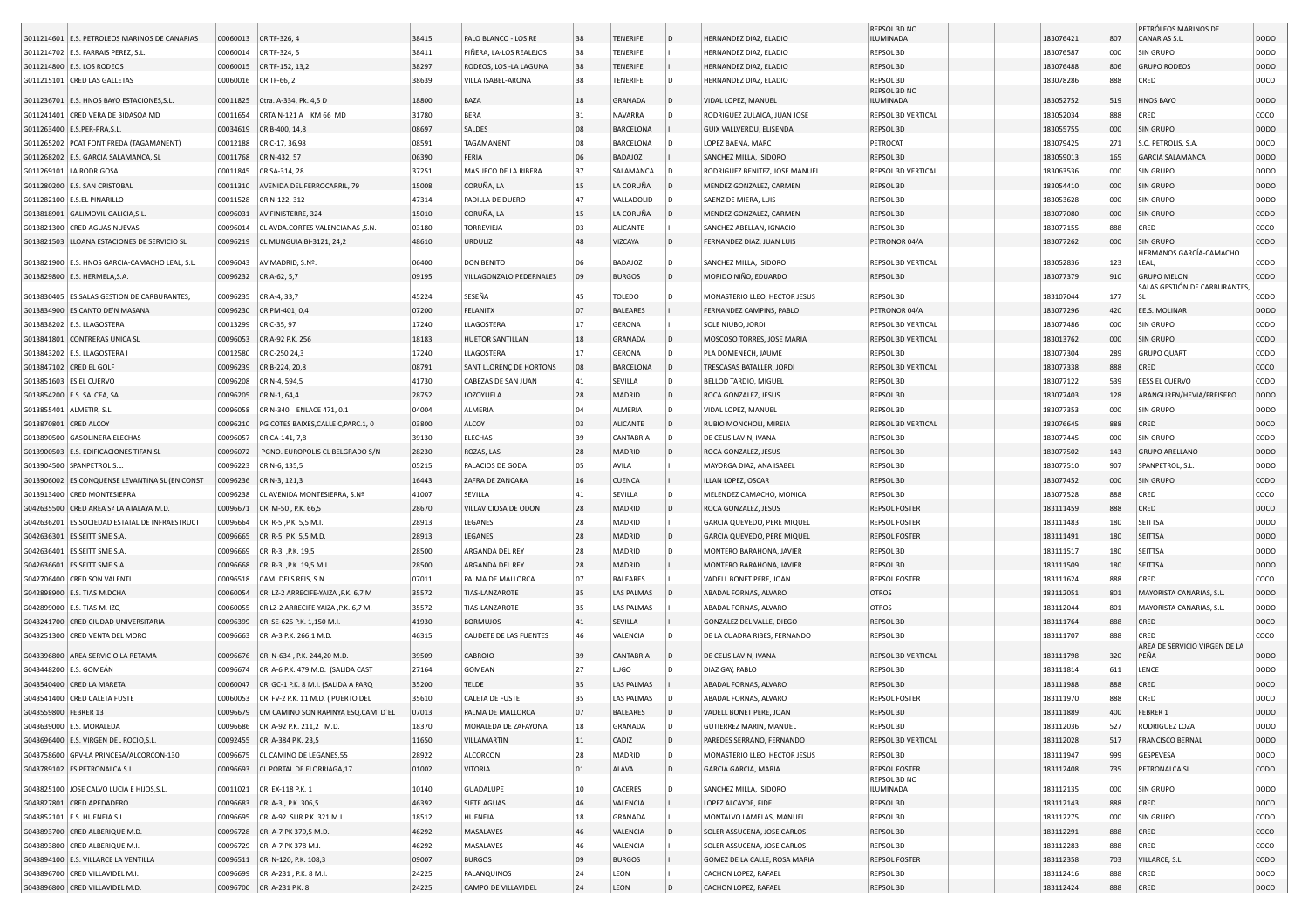| | | | | | | | | | | | | | | | |
|---|---|---|---|---|---|---|---|---|---|---|---|---|---|---|---|
| G011214601 | E.S. PETROLEOS MARINOS DE CANARIAS | 00060013 | CR TF-326, 4 | 38415 | PALO BLANCO - LOS RE | 38 | TENERIFE | D | HERNANDEZ DIAZ, ELADIO | REPSOL 3D NO ILUMINADA | | 183076421 | 807 | PETRÓLEOS MARINOS DE CANARIAS S.L. | DODO |
| G011214702 | E.S. FARRAIS PEREZ, S.L. | 00060014 | CR TF-324, 5 | 38411 | PIÑERA, LA-LOS REALEJOS | 38 | TENERIFE | I | HERNANDEZ DIAZ, ELADIO | REPSOL 3D | | 183076587 | 000 | SIN GRUPO | DODO |
| G011214800 | E.S. LOS RODEOS | 00060015 | CR TF-152, 13,2 | 38297 | RODEOS, LOS -LA LAGUNA | 38 | TENERIFE | I | HERNANDEZ DIAZ, ELADIO | REPSOL 3D | | 183076488 | 806 | GRUPO RODEOS | DODO |
| G011215101 | CRED LAS GALLETAS | 00060016 | CR TF-66, 2 | 38639 | VILLA ISABEL-ARONA | 38 | TENERIFE | D | HERNANDEZ DIAZ, ELADIO | REPSOL 3D | | 183078286 | 888 | CRED | DOCO |
| G011236701 | E.S. HNOS BAYO ESTACIONES,S.L. | 00011825 | Ctra. A-334, Pk. 4,5 D | 18800 | BAZA | 18 | GRANADA | D | VIDAL LOPEZ, MANUEL | REPSOL 3D NO ILUMINADA | | 183052752 | 519 | HNOS BAYO | DODO |
| G011241401 | CRED VERA DE BIDASOA MD | 00011654 | CRTA N-121 A KM 66 MD | 31780 | BERA | 31 | NAVARRA | D | RODRIGUEZ ZULAICA, JUAN JOSE | REPSOL 3D VERTICAL | | 183052034 | 888 | CRED | COCO |
| G011263400 | E.S.PER-PRA,S.L. | 00034619 | CR B-400, 14,8 | 08697 | SALDES | 08 | BARCELONA | I | GUIX VALLVERDU, ELISENDA | REPSOL 3D | | 183055755 | 000 | SIN GRUPO | DODO |
| G011265202 | PCAT FONT FREDA (TAGAMANENT) | 00012188 | CR C-17, 36,98 | 08591 | TAGAMANENT | 08 | BARCELONA | D | LOPEZ BAENA, MARC | PETROCAT | | 183079425 | 271 | S.C. PETROLIS, S.A. | DOCO |
| G011268202 | E.S. GARCIA SALAMANCA, SL | 00011768 | CR N-432, 57 | 06390 | FERIA | 06 | BADAJOZ | I | SANCHEZ MILLA, ISIDORO | REPSOL 3D | | 183059013 | 165 | GARCIA SALAMANCA | DODO |
| G011269101 | LA RODRIGOSA | 00011845 | CR SA-314, 28 | 37251 | MASUECO DE LA RIBERA | 37 | SALAMANCA | D | RODRIGUEZ BENITEZ, JOSE MANUEL | REPSOL 3D VERTICAL | | 183063536 | 000 | SIN GRUPO | DODO |
| G011280200 | E.S. SAN CRISTOBAL | 00011310 | AVENIDA DEL FERROCARRIL, 79 | 15008 | CORUÑA, LA | 15 | LA CORUÑA | D | MENDEZ GONZALEZ, CARMEN | REPSOL 3D | | 183054410 | 000 | SIN GRUPO | DODO |
| G011282100 | E.S.EL PINARILLO | 00011528 | CR N-122, 312 | 47314 | PADILLA DE DUERO | 47 | VALLADOLID | D | SAENZ DE MIERA, LUIS | REPSOL 3D | | 183053628 | 000 | SIN GRUPO | DODO |
| G013818901 | GALIMOVIL GALICIA,S.L. | 00096031 | AV FINISTERRE, 324 | 15010 | CORUÑA, LA | 15 | LA CORUÑA | D | MENDEZ GONZALEZ, CARMEN | REPSOL 3D | | 183077080 | 000 | SIN GRUPO | CODO |
| G013821300 | CRED AGUAS NUEVAS | 00096014 | CL AVDA.CORTES VALENCIANAS ,S.N. | 03180 | TORREVIEJA | 03 | ALICANTE | I | SANCHEZ ABELLAN, IGNACIO | REPSOL 3D | | 183077155 | 888 | CRED | COCO |
| G013821503 | LLOANA ESTACIONES DE SERVICIO SL | 00096219 | CL MUNGUIA BI-3121, 24,2 | 48610 | URDULIZ | 48 | VIZCAYA | D | FERNANDEZ DIAZ, JUAN LUIS | PETRONOR 04/A | | 183077262 | 000 | SIN GRUPO | CODO |
| G013821900 | E.S. HNOS GARCIA-CAMACHO LEAL, S.L. | 00096043 | AV MADRID, S.Nº. | 06400 | DON BENITO | 06 | BADAJOZ | D | SANCHEZ MILLA, ISIDORO | REPSOL 3D VERTICAL | | 183052836 | 123 | HERMANOS GARCÍA-CAMACHO LEAL, | CODO |
| G013829800 | E.S. HERMELA,S.A. | 00096232 | CR A-62, 5,7 | 09195 | VILLAGONZALO PEDERNALES | 09 | BURGOS | D | MORIDO NIÑO, EDUARDO | REPSOL 3D | | 183077379 | 910 | GRUPO MELON | CODO |
| G013830405 | ES SALAS GESTION DE CARBURANTES, | 00096235 | CR A-4, 33,7 | 45224 | SESEÑA | 45 | TOLEDO | D | MONASTERIO LLEO, HECTOR JESUS | REPSOL 3D | | 183107044 | 177 | SALAS GESTIÓN DE CARBURANTES, SL | CODO |
| G013834900 | ES CANTO DE'N MASANA | 00096230 | CR PM-401, 0,4 | 07200 | FELANITX | 07 | BALEARES | I | FERNANDEZ CAMPINS, PABLO | PETRONOR 04/A | | 183077296 | 420 | EE.S. MOLINAR | DODO |
| G013838202 | E.S. LLAGOSTERA | 00013299 | CR C-35, 97 | 17240 | LLAGOSTERA | 17 | GERONA | I | SOLE NIUBO, JORDI | REPSOL 3D VERTICAL | | 183077486 | 000 | SIN GRUPO | CODO |
| G013841801 | CONTRERAS UNICA SL | 00096053 | CR A-92 P.K. 256 | 18183 | HUETOR SANTILLAN | 18 | GRANADA | D | MOSCOSO TORRES, JOSE MARIA | REPSOL 3D VERTICAL | | 183013762 | 000 | SIN GRUPO | CODO |
| G013843202 | E.S. LLAGOSTERA I | 00012580 | CR C-250 24,3 | 17240 | LLAGOSTERA | 17 | GERONA | D | PLA DOMENECH, JAUME | REPSOL 3D | | 183077304 | 289 | GRUPO QUART | CODO |
| G013847102 | CRED EL GOLF | 00096239 | CR B-224, 20,8 | 08791 | SANT LLORENÇ DE HORTONS | 08 | BARCELONA | D | TRESCASAS BATALLER, JORDI | REPSOL 3D VERTICAL | | 183077338 | 888 | CRED | COCO |
| G013851603 | ES EL CUERVO | 00096208 | CR N-4, 594,5 | 41730 | CABEZAS DE SAN JUAN | 41 | SEVILLA | D | BELLOD TARDIO, MIGUEL | REPSOL 3D | | 183077122 | 539 | EESS EL CUERVO | CODO |
| G013854200 | E.S. SALCEA, SA | 00096205 | CR N-1, 64,4 | 28752 | LOZOYUELA | 28 | MADRID | D | ROCA GONZALEZ, JESUS | REPSOL 3D | | 183077403 | 128 | ARANGUREN/HEVIA/FREISERO | DODO |
| G013855401 | ALMETIR, S.L. | 00096058 | CR N-340 ENLACE 471, 0.1 | 04004 | ALMERIA | 04 | ALMERIA | D | VIDAL LOPEZ, MANUEL | REPSOL 3D | | 183077353 | 000 | SIN GRUPO | CODO |
| G013870801 | CRED ALCOY | 00096210 | PG COTES BAIXES,CALLE C,PARC.1, 0 | 03800 | ALCOY | 03 | ALICANTE | D | RUBIO MONCHOLI, MIREIA | REPSOL 3D VERTICAL | | 183076645 | 888 | CRED | DOCO |
| G013890500 | GASOLINERA ELECHAS | 00096057 | CR CA-141, 7,8 | 39130 | ELECHAS | 39 | CANTABRIA | D | DE CELIS LAVIN, IVANA | REPSOL 3D | | 183077445 | 000 | SIN GRUPO | CODO |
| G013900503 | E.S. EDIFICACIONES TIFAN SL | 00096072 | PGNO. EUROPOLIS CL BELGRADO S/N | 28230 | ROZAS, LAS | 28 | MADRID | D | ROCA GONZALEZ, JESUS | REPSOL 3D | | 183077502 | 143 | GRUPO ARELLANO | DODO |
| G013904500 | SPANPETROL S.L. | 00096223 | CR N-6, 135,5 | 05215 | PALACIOS DE GODA | 05 | AVILA | I | MAYORGA DIAZ, ANA ISABEL | REPSOL 3D | | 183077510 | 907 | SPANPETROL, S.L. | DODO |
| G013906002 | ES CONQUENSE LEVANTINA SL (EN CONST | 00096236 | CR N-3, 121,3 | 16443 | ZAFRA DE ZANCARA | 16 | CUENCA | I | ILLAN LOPEZ, OSCAR | REPSOL 3D | | 183077452 | 000 | SIN GRUPO | CODO |
| G013913400 | CRED MONTESIERRA | 00096238 | CL AVENIDA MONTESIERRA, S.Nº | 41007 | SEVILLA | 41 | SEVILLA | D | MELENDEZ CAMACHO, MONICA | REPSOL 3D | | 183077528 | 888 | CRED | COCO |
| G042635500 | CRED AREA Sº LA ATALAYA M.D. | 00096671 | CR M-50 , P.K. 66,5 | 28670 | VILLAVICIOSA DE ODON | 28 | MADRID | D | ROCA GONZALEZ, JESUS | REPSOL FOSTER | | 183111459 | 888 | CRED | DOCO |
| G042636201 | ES SOCIEDAD ESTATAL DE INFRAESTRUCT | 00096664 | CR R-5 ,P.K. 5,5 M.I. | 28913 | LEGANES | 28 | MADRID | I | GARCIA QUEVEDO, PERE MIQUEL | REPSOL FOSTER | | 183111483 | 180 | SEITTSA | DODO |
| G042636301 | ES SEITT SME S.A. | 00096665 | CR R-5 P.K. 5,5 M.D. | 28913 | LEGANES | 28 | MADRID | D | GARCIA QUEVEDO, PERE MIQUEL | REPSOL FOSTER | | 183111491 | 180 | SEITTSA | DODO |
| G042636401 | ES SEITT SME S.A. | 00096669 | CR R-3 ,P.K. 19,5 | 28500 | ARGANDA DEL REY | 28 | MADRID | D | MONTERO BARAHONA, JAVIER | REPSOL 3D | | 183111517 | 180 | SEITTSA | DODO |
| G042636601 | ES SEITT SME S.A. | 00096668 | CR R-3 ,P.K. 19,5 M.I. | 28500 | ARGANDA DEL REY | 28 | MADRID | I | MONTERO BARAHONA, JAVIER | REPSOL 3D | | 183111509 | 180 | SEITTSA | DODO |
| G042706400 | CRED SON VALENTI | 00096518 | CAMI DELS REIS, S.N. | 07011 | PALMA DE MALLORCA | 07 | BALEARES | I | VADELL BONET PERE, JOAN | REPSOL FOSTER | | 183111624 | 888 | CRED | COCO |
| G042898900 | E.S. TIAS M.DCHA | 00060054 | CR LZ-2 ARRECIFE-YAIZA ,P.K. 6,7 M | 35572 | TIAS-LANZAROTE | 35 | LAS PALMAS | D | ABADAL FORNAS, ALVARO | OTROS | | 183112051 | 801 | MAYORISTA CANARIAS, S.L. | DODO |
| G042899000 | E.S. TIAS M. IZQ | 00060055 | CR LZ-2 ARRECIFE-YAIZA ,P.K. 6,7 M. | 35572 | TIAS-LANZAROTE | 35 | LAS PALMAS | I | ABADAL FORNAS, ALVARO | OTROS | | 183112044 | 801 | MAYORISTA CANARIAS, S.L. | DODO |
| G043241700 | CRED CIUDAD UNIVERSITARIA | 00096399 | CR SE-625 P.K. 1,150 M.I. | 41930 | BORMUJOS | 41 | SEVILLA | I | GONZALEZ DEL VALLE, DIEGO | REPSOL 3D | | 183111764 | 888 | CRED | DOCO |
| G043251300 | CRED VENTA DEL MORO | 00096663 | CR A-3 P.K. 266,1 M.D. | 46315 | CAUDETE DE LAS FUENTES | 46 | VALENCIA | D | DE LA CUADRA RIBES, FERNANDO | REPSOL 3D | | 183111707 | 888 | CRED | COCO |
| G043396800 | AREA SERVICIO LA RETAMA | 00096676 | CR N-634 , P.K. 244,20 M.D. | 39509 | CABROJO | 39 | CANTABRIA | D | DE CELIS LAVIN, IVANA | REPSOL 3D VERTICAL | | 183111798 | 320 | AREA DE SERVICIO VIRGEN DE LA PEÑA | DODO |
| G043448200 | E.S. GOMEÁN | 00096674 | CR A-6 P.K. 479 M.D. (SALIDA CAST | 27164 | GOMEAN | 27 | LUGO | D | DIAZ GAY, PABLO | REPSOL 3D | | 183111814 | 611 | LENCE | DODO |
| G043540400 | CRED LA MARETA | 00060047 | CR GC-1 P.K. 8 M.I. (SALIDA A PARQ | 35200 | TELDE | 35 | LAS PALMAS | I | ABADAL FORNAS, ALVARO | REPSOL 3D | | 183111988 | 888 | CRED | DOCO |
| G043541400 | CRED CALETA FUSTE | 00060053 | CR FV-2 P.K. 11 M.D. ( PUERTO DEL | 35610 | CALETA DE FUSTE | 35 | LAS PALMAS | D | ABADAL FORNAS, ALVARO | REPSOL FOSTER | | 183111970 | 888 | CRED | DOCO |
| G043559800 | FEBRER 13 | 00096679 | CM CAMINO SON RAPINYA ESQ.CAMI D'EL | 07013 | PALMA DE MALLORCA | 07 | BALEARES | D | VADELL BONET PERE, JOAN | REPSOL 3D | | 183111889 | 400 | FEBRER 1 | DODO |
| G043639000 | E.S. MORALEDA | 00096686 | CR A-92 P.K. 211,2 M.D. | 18370 | MORALEDA DE ZAFAYONA | 18 | GRANADA | D | GUTIERREZ MARIN, MANUEL | REPSOL 3D | | 183112036 | 527 | RODRIGUEZ LOZA | DODO |
| G043696400 | E.S. VIRGEN DEL ROCIO,S.L. | 00092455 | CR A-384 P.K. 23,5 | 11650 | VILLAMARTIN | 11 | CADIZ | D | PAREDES SERRANO, FERNANDO | REPSOL 3D VERTICAL | | 183112028 | 517 | FRANCISCO BERNAL | DODO |
| G043758600 | GPV-LA PRINCESA/ALCORCON-130 | 00096675 | CL CAMINO DE LEGANES,55 | 28922 | ALCORCON | 28 | MADRID | D | MONASTERIO LLEO, HECTOR JESUS | REPSOL 3D | | 183111947 | 999 | GESPEVESA | DOCO |
| G043789102 | ES PETRONALCA S.L. | 00096693 | CL PORTAL DE ELORRIAGA,17 | 01002 | VITORIA | 01 | ALAVA | D | GARCIA GARCIA, MARIA | REPSOL FOSTER | | 183112408 | 735 | PETRONALCA SL | CODO |
| G043825100 | JOSE CALVO LUCIA E HIJOS,S.L. | 00011021 | CR EX-118 P.K. 1 | 10140 | GUADALUPE | 10 | CACERES | D | SANCHEZ MILLA, ISIDORO | REPSOL 3D NO ILUMINADA | | 183112135 | 000 | SIN GRUPO | DODO |
| G043827801 | CRED APEDADERO | 00096683 | CR A-3 , P.K. 306,5 | 46392 | SIETE AGUAS | 46 | VALENCIA | D | LOPEZ ALCAYDE, FIDEL | REPSOL 3D | | 183112143 | 888 | CRED | DOCO |
| G043852101 | E.S. HUENEJA S.L. | 00096695 | CR A-92 SUR P.K. 321 M.I. | 18512 | HUENEJA | 18 | GRANADA | I | MONTALVO LAMELAS, MANUEL | REPSOL 3D | | 183112275 | 000 | SIN GRUPO | CODO |
| G043893700 | CRED ALBERIQUE M.D. | 00096728 | CR. A-7 PK 379,5 M.D. | 46292 | MASALAVES | 46 | VALENCIA | D | SOLER ASSUCENA, JOSE CARLOS | REPSOL 3D | | 183112291 | 888 | CRED | COCO |
| G043893800 | CRED ALBERIQUE M.I. | 00096729 | CR. A-7 PK 378 M.I. | 46292 | MASALAVES | 46 | VALENCIA | I | SOLER ASSUCENA, JOSE CARLOS | REPSOL 3D | | 183112283 | 888 | CRED | COCO |
| G043894100 | E.S. VILLARCE LA VENTILLA | 00096511 | CR N-120, P.K. 108,3 | 09007 | BURGOS | 09 | BURGOS | D | GOMEZ DE LA CALLE, ROSA MARIA | REPSOL FOSTER | | 183112358 | 703 | VILLARCE, S.L. | CODO |
| G043896700 | CRED VILLAVIDEL M.I. | 00096699 | CR A-231 , P.K. 8 M.I. | 24225 | PALANQUINOS | 24 | LEON | I | CACHON LOPEZ, RAFAEL | REPSOL 3D | | 183112416 | 888 | CRED | DOCO |
| G043896800 | CRED VILLAVIDEL M.D. | 00096700 | CR A-231 P.K. 8 | 24225 | CAMPO DE VILLAVIDEL | 24 | LEON | D | CACHON LOPEZ, RAFAEL | REPSOL 3D | | 183112424 | 888 | CRED | DOCO |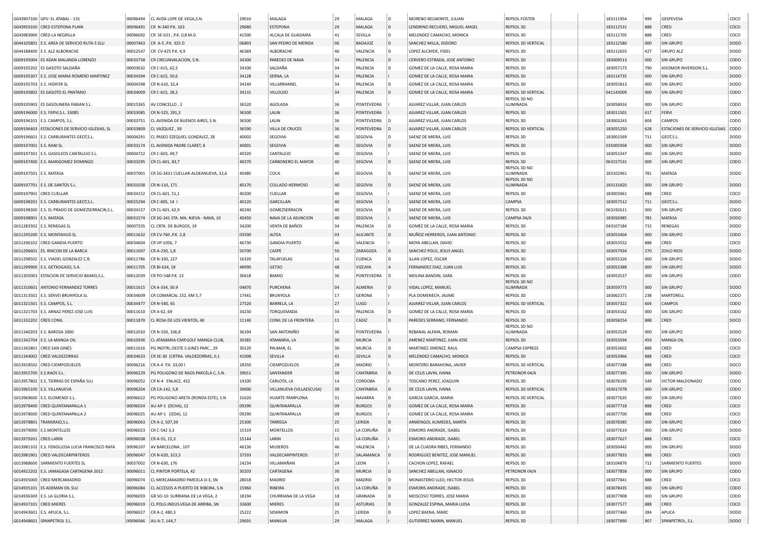| | | | | | | | | | | | | | | | |
|---|---|---|---|---|---|---|---|---|---|---|---|---|---|---|---|
| G043907100 | GPV- EL ATABAL - 131 | 00096494 | CL AVDA LOPE DE VEGA,S.N. | 29010 | MALAGA | 29 | MALAGA | D | MORENO BELMONTE, JULIAN | REPSOL FOSTER | | 183111954 | 999 | GESPEVESA | COCO |
| G043959100 | CRED ESTEPONA PLAYA | 00096491 | CR N-340 P.K. 163 | 29680 | ESTEPONA | 29 | MALAGA | D | LENDRINO RECUERO, MIGUEL ANGEL | REPSOL 3D | | 183112531 | 888 | CRED | COCO |
| G043983900 | CRED LA NEGRILLA | 00096692 | CR SE-021 , P.K. 0,8 M.D. | 41500 | ALCALA DE GUADAIRA | 41 | SEVILLA | D | MELENDEZ CAMACHO, MONICA | REPSOL 3D | | 183112705 | 888 | CRED | COCO |
| G044105801 | E.S. AREA DE SERVICIO RUTA 5 SLU | 00007463 | CR A-5 ,P.K. 325 D | 06893 | SAN PEDRO DE MERIDA | 06 | BADAJOZ | D | SANCHEZ MILLA, ISIDORO | REPSOL 3D VERTICAL | | 183112580 | 000 | SIN GRUPO | DODO |
| G044188400 | E.S. ALZ ALBORACHE | 00012547 | CR CV-425 P.K. 4,9 | 46369 | ALBORACHE | 46 | VALENCIA | D | LOPEZ ALCAYDE, FIDEL | REPSOL 3D | | 183112655 | 427 | GRUPO ALZ | DODO |
| G009195004 | ES ADAN MALANDA LORENZO | 00033758 | CR CIRCUNVALACION, S.N. | 34300 | PAREDES DE NAVA | 34 | PALENCIA | D | CERVERO ESTRADA, JOSE ANTONIO | REPSOL 3D | | 183009513 | 000 | SIN GRUPO | CODO |
| G009195202 | ES GASOTO SALDAÑA | 00003632 | CR C-615, 62,5 | 34100 | SALDAÑA | 34 | PALENCIA | D | GOMEZ DE LA CALLE, ROSA MARIA | REPSOL 3D | | 183057173 | 790 | AISOMOR INVERSION S.L. | DODO |
| G009195307 | E.S. JOSE MARIA ROMERO MARTINEZ | 00034394 | CR C-615, 50,6 | 34128 | SERNA, LA | 34 | PALENCIA | I | GOMEZ DE LA CALLE, ROSA MARIA | REPSOL 3D | | 183114735 | 000 | SIN GRUPO | DODO |
| G009195703 | E.S. HIDIFER SL | 00004398 | CR N-610, 32,4 | 34140 | VILLARRAMIEL | 34 | PALENCIA | D | GOMEZ DE LA CALLE, ROSA MARIA | REPSOL 3D | | 183055813 | 000 | SIN GRUPO | DODO |
| G009195802 | ES GASOTO EL PANTANO | 00034009 | CR C-615, 28,2 | 34131 | VILLOLDO | 34 | PALENCIA | D | GOMEZ DE LA CALLE, ROSA MARIA | REPSOL 3D VERTICAL | | 041143009 | 000 | SIN GRUPO | CODO |
| G009195903 | ES GASOLINERA FABIAN S.L. | 00015365 | AV CONCELLO , 2 | 36520 | AGOLADA | 36 | PONTEVEDRA | I | ALVAREZ VILLAR, JUAN CARLOS | REPSOL 3D NO ILUMINADA | | 183058916 | 000 | SIN GRUPO | CODO |
| G009196000 | E.S. FERVI,S.L. 33085 | 00033085 | CR N-525, 291,3 | 36500 | LALIN | 36 | PONTEVEDRA | I | ALVAREZ VILLAR, JUAN CARLOS | REPSOL 3D | | 183011501 | 617 | FERVI | CODO |
| G009196101 | E.S. CAMPOS, S.L. | 00033751 | CL AVENIDA DE BUENOS AIRES, S.N. | 36500 | LALIN | 36 | PONTEVEDRA | D | ALVAREZ VILLAR, JUAN CARLOS | REPSOL 3D | | 183003243 | 604 | CAMPOS | CODO |
| G009196403 | ESTACIONES DE SERVICIO IGLESIAS, SL | 00033809 | CL VAZQUEZ , 39 | 36590 | VILLA DE CRUCES | 36 | PONTEVEDRA | D | ALVAREZ VILLAR, JUAN CARLOS | REPSOL 3D VERTICAL | | 183055250 | 628 | ESTACIONES DE SERVICIO IGLESIAS | CODO |
| G009196601 | E.S. CARBURANTES GEOT,S.L. | 00004291 | CL PASEO EZEQUIEL GONZALEZ, 28 | 40002 | SEGOVIA | 40 | SEGOVIA | D | SAENZ DE MIERA, LUIS | REPSOL 3D | | 183001569 | 711 | GEOT,S.L. | DODO |
| G009197001 | E.S. RANI SL | 00033174 | CL AVENIDA PADRE CLARET, 8 | 40001 | SEGOVIA | 40 | SEGOVIA | D | SAENZ DE MIERA, LUIS | REPSOL 3D | | 035005958 | 000 | SIN GRUPO | DODO |
| G009197301 | E.S. GASOLEOS CANTALEJO S.L. | 00004722 | CR C-603, 49,7 | 40320 | CANTALEJO | 40 | SEGOVIA | I | SAENZ DE MIERA, LUIS | REPSOL 3D | | 183053347 | 000 | SIN GRUPO | DODO |
| G009197400 | E.S. MARIGOMEZ DOMINGO | 00033295 | CR CL-601, 83,7 | 40270 | CARBONERO EL MAYOR | 40 | SEGOVIA | D | SAENZ DE MIERA, LUIS | REPSOL 3D | | 063157531 | 000 | SIN GRUPO | CODO |
| G009197501 | E.S. MATASA | 00037001 | CR SG-3431 CUELLAR-ALDEANUEVA, 32,6 | 40480 | COCA | 40 | SEGOVIA | D | SAENZ DE MIERA, LUIS | REPSOL 3D NO ILUMINADA | | 183102961 | 781 | MATASA | DODO |
| G009197701 | E.S. DE SANTOS S.L. | 00031038 | CR N-110, 171 | 40170 | COLLADO HERMOSO | 40 | SEGOVIA | D | SAENZ DE MIERA, LUIS | REPSOL 3D NO ILUMINADA | | 183131820 | 000 | SIN GRUPO | DODO |
| G009197901 | CRED CUELLAR | 00034152 | CR CL-601, 51,1 | 40200 | CUELLAR | 40 | SEGOVIA | I | SAENZ DE MIERA, LUIS | REPSOL 3D | | 183003961 | 888 | CRED | COCO |
| G009198201 | E.S. CARBURANTES GEOT,S.L. | 00025294 | CR C-605, 14 I | 40120 | GARCILLAN | 40 | SEGOVIA | I | SAENZ DE MIERA, LUIS | CAMPSA | | 183057512 | 711 | GEOT,S.L. | DODO |
| G009198300 | E.S. EL PRADO DE GOMEZSERRACIN,S.L. | 00034157 | CR CL-601, 62,9 | 40240 | GOMEZSERRACIN | 40 | SEGOVIA | D | SAENZ DE MIERA, LUIS | REPSOL 3D | | 063192611 | 000 | SIN GRUPO | CODO |
| G009198901 | E.S. MATASA | 00031574 | CR SG-341 STA. MA. NIEVA - NAVA, 10 | 40450 | NAVA DE LA ASUNCION | 40 | SEGOVIA | I | SAENZ DE MIERA, LUIS | CAMPSA 04/A | | 183056985 | 781 | MATASA | DODO |
| G011283302 | E.S. RENEGAS SL | 00007335 | CL CRTA. DE BURGOS, 19 | 34200 | VENTA DE BAÑOS | 34 | PALENCIA | D | GOMEZ DE LA CALLE, ROSA MARIA | REPSOL 3D | | 043107184 | 715 | RENEGAS | DODO |
| G011295200 | E.S. MONTAHUD SL | 00011632 | CR CV-760 ,P.K. 2,8 | 03590 | ALTEA | 03 | ALICANTE | D | MUÑOZ HERREROS, JUAN ANTONIO | REPSOL 3D | | 183053404 | 000 | SIN GRUPO | DODO |
| G011296102 | CRED GANDIA PUERTO | 00034604 | CR VP-1056, 7 | 46730 | GANDIA-PUERTO | 46 | VALENCIA | I | MOYA ABELLAN, DAVID | REPSOL 3D | | 183053552 | 888 | CRED | COCO |
| G011296601 | ES. RINCON DE LA BARCA | 00011697 | CR A-230, 1,8 | 50700 | CASPE | 50 | ZARAGOZA | D | SANCHEZ POLO, JESUS ANGEL | REPSOL 3D | | 183057934 | 270 | ZOILO RIOS | DODO |
| G011298502 | E.S. VIADEL GONZALEZ C.B. | 00011786 | CR N-330, 227 | 16320 | TALAYUELAS | 16 | CUENCA | D | ILLAN LOPEZ, OSCAR | REPSOL 3D | | 183055326 | 000 | SIN GRUPO | DODO |
| G011299900 | E.S. GETXOGASO, S.A. | 00011705 | CR BI-634, 18 | 48990 | GETXO | 48 | VIZCAYA | A | FERNANDEZ DIAZ, JUAN LUIS | REPSOL 3D | | 183053388 | 000 | SIN GRUPO | DODO |
| G011305003 | ESTACION DE SERVICIO BAMIO,S.L. | 00012039 | CR PO-548 P.K. 13 | 36618 | BAMIO | 36 | PONTEVEDRA | D | MOLINA BANDIN, SARA | REPSOL 3D | | 183053537 | 000 | SIN GRUPO | CODO |
| G011310601 | ANTONIO FERNANDEZ TORRES | 00011615 | CR A-334, 50.9 | 04870 | PURCHENA | 04 | ALMERIA | D | VIDAL LOPEZ, MANUEL | REPSOL 3D NO ILUMINADA | | 183059773 | 000 | SIN GRUPO | DODO |
| G011313501 | E.S. SERVEI BRUNYOLA SL | 00034609 | CR COMARCAL 152, KM 5,7 | 17441 | BRUNYOLA | 17 | GERONA | D | PLA DOMENECH, JAUME | REPSOL 3D | | 183062371 | 238 | MARTORELL | CODO |
| G011321501 | E.S. CAMPOS, S.L. | 00034477 | CR N-540, 65 | 27520 | BARRELA, LA | 27 | LUGO | D | ALVAREZ VILLAR, JUAN CARLOS | REPSOL 3D VERTICAL | | 183057322 | 604 | CAMPOS | CODO |
| G011321703 | E.S. ARNAZ PEREZ JOSE LUIS | 00011610 | CR A-62, 69 | 34230 | TORQUEMADA | 34 | PALENCIA | D | GOMEZ DE LA CALLE, ROSA MARIA | REPSOL 3D | | 183054162 | 000 | SIN GRUPO | CODO |
| G011332202 | CRED CONIL | 00011870 | CL ROSA DE LOS VIENTOS, 40 | 11140 | CONIL DE LA FRONTERA | 11 | CADIZ | D | PAREDES SERRANO, FERNANDO | REPSOL 3D | | 183058254 | 888 | CRED | DOCO |
| G011340203 | E.S. BAROSA 2000 | 00012010 | CR N-550, 106,8 | 36194 | SAN ANTONIÑO | 36 | PONTEVEDRA | I | REBANAL ALFAYA, ROMAN | REPSOL 3D NO ILUMINADA | | 183053529 | 000 | SIN GRUPO | DODO |
| G011342704 | E.S. LA MANGA OIL | 00010936 | CL ATAMARIA-CMP.GOLF MANGA CLUB, | 30385 | ATAMARIA, LA | 30 | MURCIA | D | JIMENEZ MARTINEZ, JUAN JOSE | REPSOL 3D | | 183053594 | 459 | MANGA OIL | CODO |
| G011342801 | CRED SAN GINÉS | 00011616 | PG INDTRL.OESTE S.GINES PARC., 29 | 30120 | PALMAR, EL | 30 | MURCIA | D | MARTINEZ JIMENEZ, RAUL | CAMPSA EXPRESS | | 183053602 | 888 | CRED | COCO |
| G011344002 | CRED VALDEZORRAS | 00034633 | CR SE-30 (CRTRA. VALDEZORRAS, 0,1 | 41008 | SEVILLA | 41 | SEVILLA | D | MELENDEZ CAMACHO, MONICA | REPSOL 3D | | 183053966 | 888 | CRED | COCO |
| G013918502 | CRED CIEMPOZUELOS | 00096216 | CR A-4 P.K. 33,00 I | 28350 | CIEMPOZUELOS | 28 | MADRID | I | MONTERO BARAHONA, JAVIER | REPSOL 3D VERTICAL | | 183077288 | 888 | CRED | COCO |
| G013955700 | E.S.RAOS S.L. | 00096229 | PG POLIGONO DE RAOS PARCELA C, S.N. | 39011 | SANTANDER | 39 | CANTABRIA | D | DE CELIS LAVIN, IVANA | PETRONOR 04/A | | 183077395 | 000 | SIN GRUPO | DODO |
| G013957802 | E.S. TIERRAS DE ESPAÑA SLU | 00096052 | CR N-4 ENLACE, 432 | 14100 | CARLOTA, LA | 14 | CORDOBA | D | TOSCANO PEREZ, JOAQUIN | REPSOL 3D | | 183078195 | 549 | VICTOR MALDONADO | CODO |
| G013965100 | E.S. VILLANUEVA | 00096204 | CR CA-142, 5,8 | 39690 | VILLANUEVA (VILLAESCUSA) | 39 | CANTABRIA | D | DE CELIS LAVIN, IVANA | REPSOL 3D VERTICAL | | 183017078 | 000 | SIN GRUPO | CODO |
| G013969600 | E.S. ELOMENDI S.L. | 00096022 | PG POLIGONO ARETA (RONDA ESTE), S.N | 31620 | HUARTE-PAMPLONA | 31 | NAVARRA | D | GARCIA GARCIA, MARIA | REPSOL 3D VERTICAL | | 183077635 | 000 | SIN GRUPO | CODO |
| G013978400 | CRED QUINTANAPALLA 1 | 00096024 | AU AP-1 (DCHA), 12 | 09290 | QUINTANAPALLA | 09 | BURGOS | D | GOMEZ DE LA CALLE, ROSA MARIA | REPSOL 3D | | 183077718 | 888 | CRED | COCO |
| G013978600 | CRED QUINTANAPALLA 2 | 00096025 | AU AP-1 (IZDA), 12 | 09290 | QUINTANAPALLA | 09 | BURGOS | I | GOMEZ DE LA CALLE, ROSA MARIA | REPSOL 3D | | 183077700 | 888 | CRED | COCO |
| G013978801 | TRANSRAID,S.L. | 00096063 | CR A-2, 507,39 | 25300 | TARREGA | 25 | LERIDA | D | ARMENGOL AUMEDES, MARTA | REPSOL 3D | | 183078385 | 000 | SIN GRUPO | CODO |
| G013979000 | E.S.MONTELLOS | 00096023 | CR C-542 3,3 | 15319 | MONTELLOS | 15 | LA CORUÑA | D | ESMORIS ANDRADE, ISABEL | REPSOL 3D | | 183077619 | 000 | SIN GRUPO | DODO |
| G013979201 | CRED LARIN | 00096038 | CR A-55, 15,3 | 15144 | LARIN | 15 | LA CORUÑA | D | ESMORIS ANDRADE, ISABEL | REPSOL 3D | | 183077627 | 888 | CRED | COCO |
| G013981102 | E.S. FENOLLOSA LUCIA FRANCISCO RAFA | 00096107 | AV BARCELONA , 107 | 46136 | MUSEROS | 46 | VALENCIA | I | DE LA CUADRA RIBES, FERNANDO | REPSOL 3D | | 183050442 | 000 | SIN GRUPO | DODO |
| G013981901 | CRED VALDECARPINTEROS | 00096047 | CR N-620, 313,3 | 37593 | VALDECARPINTEROS | 37 | SALAMANCA | D | RODRIGUEZ BENITEZ, JOSE MANUEL | REPSOL 3D | | 183077833 | 888 | CRED | COCO |
| G013988600 | SARMIENTO FUERTES SL | 00037002 | CR N-630, 176 | 24234 | VILLAMAÑAN | 24 | LEON | I | CACHON LOPEZ, RAFAEL | REPSOL 3D | | 183104876 | 712 | SARMIENTO FUERTES | DODO |
| G014922202 | E.S. JAMAGASA CARTAGENA 2012 | 00096011 | CL PINTOR PORTELA, 42 | 30203 | CARTAGENA | 30 | MURCIA | D | SANCHEZ ABELLAN, IGNACIO | PETRONOR 04/A | | 183077858 | 000 | SIN GRUPO | DODO |
| G014935000 | CRED MERCAMADRID | 00096074 | CL MERCAMADRID PARCELA D-3, SN | 28018 | MADRID | 28 | MADRID | D | MONASTERIO LLEO, HECTOR JESUS | REPSOL 3D | | 183077841 | 888 | CRED | COCO |
| G014935101 | ES ADEMAN OIL SLU | 00096084 | CL ACCESOS A PUERTO DE RIBEIRA, S.N | 15960 | RIBEIRA | 15 | LA CORUÑA | D | ESMORIS ANDRADE, ISABEL | REPSOL 3D | | 183078435 | 000 | SIN GRUPO | DODO |
| G014936300 | E.S. LA GLORIA S.L. | 00096059 | GR SO-10 SURRIANA DE LA VEGA, 2 | 18194 | CHURRIANA DE LA VEGA | 18 | GRANADA | D | MOSCOSO TORRES, JOSE MARIA | REPSOL 3D | | 183077908 | 000 | SIN GRUPO | CODO |
| G014937101 | CRED MIERES | 00096019 | CL POLG.INDUS.VEGA DE ARRIBA, SN | 33600 | MIERES | 33 | ASTURIAS | D | GONZALEZ ESPINA, MARIA LUISA | REPSOL 3D | | 183077577 | 888 | CRED | COCO |
| G014943601 | E.S. APLICA, S.L. | 00096027 | CR A-2, 480,3 | 25222 | SIDAMON | 25 | LERIDA | D | LOPEZ BAENA, MARC | REPSOL 3D | | 183077460 | 284 | APLICA | DODO |
| G014948601 | SPANPETROL S.L. | 00096066 | AU A-7, 144,7 | 29691 | MANILVA | 29 | MALAGA | I | GUTIERREZ MARIN, MANUEL | REPSOL 3D | | 183077890 | 907 | SPANPETROL, S.L. | DODO |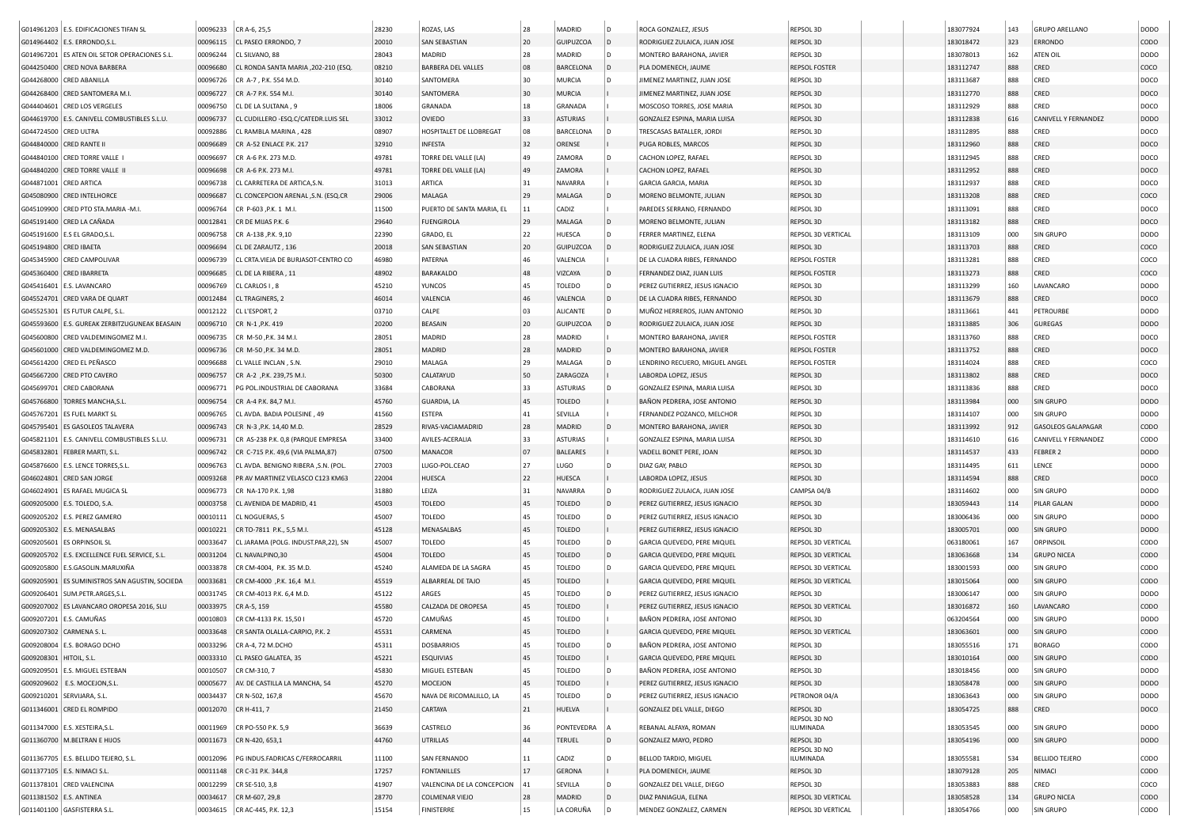| | | | | | | | | | | | | | | | | |
|---|---|---|---|---|---|---|---|---|---|---|---|---|---|---|---|---|
| G014961203 | E.S. EDIFICACIONES TIFAN SL | 00096233 | CR A-6, 25,5 | 28230 | ROZAS, LAS | 28 | MADRID | D | ROCA GONZALEZ, JESUS | REPSOL 3D | | | 183077924 | 143 | GRUPO ARELLANO | DODO |
| G014964402 | E.S. ERRONDO,S.L. | 00096115 | CL PASEO ERRONDO, 7 | 20010 | SAN SEBASTIAN | 20 | GUIPUZCOA | D | RODRIGUEZ ZULAICA, JUAN JOSE | REPSOL 3D | | | 183018472 | 323 | ERRONDO | CODO |
| G014967201 | ES ATEN OIL SETOR OPERACIONES S.L. | 00096244 | CL SILVANO, 88 | 28043 | MADRID | 28 | MADRID | D | MONTERO BARAHONA, JAVIER | REPSOL 3D | | | 183078013 | 162 | ATEN OIL | DODO |
| G044250400 | CRED NOVA BARBERA | 00096680 | CL RONDA SANTA MARIA ,202-210 (ESQ. | 08210 | BARBERA DEL VALLES | 08 | BARCELONA | D | PLA DOMENECH, JAUME | REPSOL FOSTER | | | 183112747 | 888 | CRED | COCO |
| G044268000 | CRED ABANILLA | 00096726 | CR A-7 , P.K. 554 M.D. | 30140 | SANTOMERA | 30 | MURCIA | D | JIMENEZ MARTINEZ, JUAN JOSE | REPSOL 3D | | | 183113687 | 888 | CRED | DOCO |
| G044268400 | CRED SANTOMERA M.I. | 00096727 | CR A-7 P.K. 554 M.I. | 30140 | SANTOMERA | 30 | MURCIA | I | JIMENEZ MARTINEZ, JUAN JOSE | REPSOL 3D | | | 183112770 | 888 | CRED | DOCO |
| G044404601 | CRED LOS VERGELES | 00096750 | CL DE LA SULTANA , 9 | 18006 | GRANADA | 18 | GRANADA | I | MOSCOSO TORRES, JOSE MARIA | REPSOL 3D | | | 183112929 | 888 | CRED | DOCO |
| G044619700 | E.S. CANIVELL COMBUSTIBLES S.L.U. | 00096737 | CL CUDILLERO -ESQ.C/CATEDR.LUIS SEL | 33012 | OVIEDO | 33 | ASTURIAS | I | GONZALEZ ESPINA, MARIA LUISA | REPSOL 3D | | | 183112838 | 616 | CANIVELL Y FERNANDEZ | DODO |
| G044724500 | CRED ULTRA | 00092886 | CL RAMBLA MARINA , 428 | 08907 | HOSPITALET DE LLOBREGAT | 08 | BARCELONA | D | TRESCASAS BATALLER, JORDI | REPSOL 3D | | | 183112895 | 888 | CRED | DOCO |
| G044840000 | CRED RANTE II | 00096689 | CR A-52 ENLACE P.K. 217 | 32910 | INFESTA | 32 | ORENSE | I | PUGA ROBLES, MARCOS | REPSOL 3D | | | 183112960 | 888 | CRED | DOCO |
| G044840100 | CRED TORRE VALLE I | 00096697 | CR A-6 P.K. 273 M.D. | 49781 | TORRE DEL VALLE (LA) | 49 | ZAMORA | D | CACHON LOPEZ, RAFAEL | REPSOL 3D | | | 183112945 | 888 | CRED | DOCO |
| G044840200 | CRED TORRE VALLE II | 00096698 | CR A-6 P.K. 273 M.I. | 49781 | TORRE DEL VALLE (LA) | 49 | ZAMORA | I | CACHON LOPEZ, RAFAEL | REPSOL 3D | | | 183112952 | 888 | CRED | DOCO |
| G044871001 | CRED ARTICA | 00096738 | CL CARRETERA DE ARTICA,S.N. | 31013 | ARTICA | 31 | NAVARRA | I | GARCIA GARCIA, MARIA | REPSOL 3D | | | 183112937 | 888 | CRED | DOCO |
| G045080900 | CRED INTELHORCE | 00096687 | CL CONCEPCION ARENAL ,S.N. (ESQ.CR | 29006 | MALAGA | 29 | MALAGA | D | MORENO BELMONTE, JULIAN | REPSOL 3D | | | 183113208 | 888 | CRED | COCO |
| G045109900 | CRED PTO STA.MARIA -M.I. | 00096764 | CR P-603 ,P.K. 1 M.I. | 11500 | PUERTO DE SANTA MARIA, EL | 11 | CADIZ | I | PAREDES SERRANO, FERNANDO | REPSOL 3D | | | 183113091 | 888 | CRED | DOCO |
| G045191400 | CRED LA CAÑADA | 00012841 | CR DE MIJAS P.K. 6 | 29640 | FUENGIROLA | 29 | MALAGA | D | MORENO BELMONTE, JULIAN | REPSOL 3D | | | 183113182 | 888 | CRED | DOCO |
| G045191600 | E.S EL GRADO,S.L. | 00096758 | CR A-138 ,P.K. 9,10 | 22390 | GRADO, EL | 22 | HUESCA | D | FERRER MARTINEZ, ELENA | REPSOL 3D VERTICAL | | | 183113109 | 000 | SIN GRUPO | DODO |
| G045194800 | CRED IBAETA | 00096694 | CL DE ZARAUTZ , 136 | 20018 | SAN SEBASTIAN | 20 | GUIPUZCOA | D | RODRIGUEZ ZULAICA, JUAN JOSE | REPSOL 3D | | | 183113703 | 888 | CRED | COCO |
| G045345900 | CRED CAMPOLIVAR | 00096739 | CL CRTA.VIEJA DE BURJASOT-CENTRO CO | 46980 | PATERNA | 46 | VALENCIA | I | DE LA CUADRA RIBES, FERNANDO | REPSOL FOSTER | | | 183113281 | 888 | CRED | COCO |
| G045360400 | CRED IBARRETA | 00096685 | CL DE LA RIBERA , 11 | 48902 | BARAKALDO | 48 | VIZCAYA | D | FERNANDEZ DIAZ, JUAN LUIS | REPSOL FOSTER | | | 183113273 | 888 | CRED | COCO |
| G045416401 | E.S. LAVANCARO | 00096769 | CL CARLOS I , 8 | 45210 | YUNCOS | 45 | TOLEDO | D | PEREZ GUTIERREZ, JESUS IGNACIO | REPSOL 3D | | | 183113299 | 160 | LAVANCARO | DODO |
| G045524701 | CRED VARA DE QUART | 00012484 | CL TRAGINERS, 2 | 46014 | VALENCIA | 46 | VALENCIA | D | DE LA CUADRA RIBES, FERNANDO | REPSOL 3D | | | 183113679 | 888 | CRED | DOCO |
| G045525301 | ES FUTUR CALPE, S.L. | 00012122 | CL L'ESPORT, 2 | 03710 | CALPE | 03 | ALICANTE | D | MUÑOZ HERREROS, JUAN ANTONIO | REPSOL 3D | | | 183113661 | 441 | PETROURBE | DODO |
| G045593600 | E.S. GUREAK ZERBITZUGUNEAK BEASAIN | 00096710 | CR N-1 ,P.K. 419 | 20200 | BEASAIN | 20 | GUIPUZCOA | D | RODRIGUEZ ZULAICA, JUAN JOSE | REPSOL 3D | | | 183113885 | 306 | GUREGAS | DODO |
| G045600800 | CRED VALDEMINGOMEZ M.I. | 00096735 | CR M-50 ,P.K. 34 M.I. | 28051 | MADRID | 28 | MADRID | I | MONTERO BARAHONA, JAVIER | REPSOL FOSTER | | | 183113760 | 888 | CRED | DOCO |
| G045601000 | CRED VALDEMINGOMEZ M.D. | 00096736 | CR M-50 ,P.K. 34 M.D. | 28051 | MADRID | 28 | MADRID | D | MONTERO BARAHONA, JAVIER | REPSOL FOSTER | | | 183113752 | 888 | CRED | DOCO |
| G045614200 | CRED EL PEÑASCO | 00096688 | CL VALLE INCLAN , S.N. | 29010 | MALAGA | 29 | MALAGA | D | LENDRINO RECUERO, MIGUEL ANGEL | REPSOL FOSTER | | | 183114024 | 888 | CRED | COCO |
| G045667200 | CRED PTO CAVERO | 00096757 | CR A-2 ,P.K. 239,75 M.I. | 50300 | CALATAYUD | 50 | ZARAGOZA | I | LABORDA LOPEZ, JESUS | REPSOL 3D | | | 183113802 | 888 | CRED | DOCO |
| G045699701 | CRED CABORANA | 00096771 | PG POL.INDUSTRIAL DE CABORANA | 33684 | CABORANA | 33 | ASTURIAS | D | GONZALEZ ESPINA, MARIA LUISA | REPSOL 3D | | | 183113836 | 888 | CRED | DOCO |
| G045766800 | TORRES MANCHA,S.L. | 00096754 | CR A-4 P.K. 84,7 M.I. | 45760 | GUARDIA, LA | 45 | TOLEDO | I | BAÑON PEDRERA, JOSE ANTONIO | REPSOL 3D | | | 183113984 | 000 | SIN GRUPO | DODO |
| G045767201 | ES FUEL MARKT SL | 00096765 | CL AVDA. BADIA POLESINE , 49 | 41560 | ESTEPA | 41 | SEVILLA | I | FERNANDEZ POZANCO, MELCHOR | REPSOL 3D | | | 183114107 | 000 | SIN GRUPO | DODO |
| G045795401 | ES GASOLEOS TALAVERA | 00096743 | CR N-3 ,P.K. 14,40 M.D. | 28529 | RIVAS-VACIAMADRID | 28 | MADRID | D | MONTERO BARAHONA, JAVIER | REPSOL 3D | | | 183113992 | 912 | GASOLEOS GALAPAGAR | CODO |
| G045821101 | E.S. CANIVELL COMBUSTIBLES S.L.U. | 00096731 | CR AS-238 P.K. 0,8 (PARQUE EMPRESA | 33400 | AVILES-ACERALIA | 33 | ASTURIAS | I | GONZALEZ ESPINA, MARIA LUISA | REPSOL 3D | | | 183114610 | 616 | CANIVELL Y FERNANDEZ | DODO |
| G045832801 | FEBRER MARTI, S.L. | 00096742 | CR C-715 P.K. 49,6 (VIA PALMA,87) | 07500 | MANACOR | 07 | BALEARES | I | VADELL BONET PERE, JOAN | REPSOL 3D | | | 183114537 | 433 | FEBRER 2 | DODO |
| G045876600 | E.S. LENCE TORRES,S.L. | 00096763 | CL AVDA. BENIGNO RIBERA ,S.N. (POL. | 27003 | LUGO-POL.CEAO | 27 | LUGO | D | DIAZ GAY, PABLO | REPSOL 3D | | | 183114495 | 611 | LENCE | DODO |
| G046024801 | CRED SAN JORGE | 00093268 | PR AV MARTINEZ VELASCO C123 KM63 | 22004 | HUESCA | 22 | HUESCA | I | LABORDA LOPEZ, JESUS | REPSOL 3D | | | 183114594 | 888 | CRED | DOCO |
| G046024901 | ES RAFAEL MUGICA SL | 00096773 | CR NA-170 P.K. 1,98 | 31880 | LEIZA | 31 | NAVARRA | D | RODRIGUEZ ZULAICA, JUAN JOSE | CAMPSA 04/B | | | 183114602 | 000 | SIN GRUPO | DODO |
| G009205000 | E.S. TOLEDO, S.A. | 00003758 | CL AVENIDA DE MADRID, 41 | 45003 | TOLEDO | 45 | TOLEDO | D | PEREZ GUTIERREZ, JESUS IGNACIO | REPSOL 3D | | | 183059443 | 114 | PILAR GALAN | DODO |
| G009205202 | E.S. PEREZ GAMERO | 00010111 | CL NOGUERAS, 5 | 45007 | TOLEDO | 45 | TOLEDO | D | PEREZ GUTIERREZ, JESUS IGNACIO | REPSOL 3D | | | 183006436 | 000 | SIN GRUPO | DODO |
| G009205302 | E.S. MENASALBAS | 00010221 | CR TO-7811 P.K., 5,5 M.I. | 45128 | MENASALBAS | 45 | TOLEDO | I | PEREZ GUTIERREZ, JESUS IGNACIO | REPSOL 3D | | | 183005701 | 000 | SIN GRUPO | DODO |
| G009205601 | ES ORPINSOIL SL | 00033647 | CL JARAMA (POLG. INDUST.PAR,22), SN | 45007 | TOLEDO | 45 | TOLEDO | D | GARCIA QUEVEDO, PERE MIQUEL | REPSOL 3D VERTICAL | | | 063180061 | 167 | ORPINSOIL | CODO |
| G009205702 | E.S. EXCELLENCE FUEL SERVICE, S.L. | 00031204 | CL NAVALPINO,30 | 45004 | TOLEDO | 45 | TOLEDO | D | GARCIA QUEVEDO, PERE MIQUEL | REPSOL 3D VERTICAL | | | 183063668 | 134 | GRUPO NICEA | CODO |
| G009205800 | E.S.GASOLIN.MARUXIÑA | 00033878 | CR CM-4004, P.K. 35 M.D. | 45240 | ALAMEDA DE LA SAGRA | 45 | TOLEDO | D | GARCIA QUEVEDO, PERE MIQUEL | REPSOL 3D VERTICAL | | | 183001593 | 000 | SIN GRUPO | CODO |
| G009205901 | ES SUMINISTROS SAN AGUSTIN, SOCIEDA | 00033681 | CR CM-4000 ,P.K. 16,4 M.I. | 45519 | ALBARREAL DE TAJO | 45 | TOLEDO | I | GARCIA QUEVEDO, PERE MIQUEL | REPSOL 3D VERTICAL | | | 183015064 | 000 | SIN GRUPO | CODO |
| G009206401 | SUM.PETR.ARGES,S.L. | 00031745 | CR CM-4013 P.K. 6,4 M.D. | 45122 | ARGES | 45 | TOLEDO | D | PEREZ GUTIERREZ, JESUS IGNACIO | REPSOL 3D | | | 183006147 | 000 | SIN GRUPO | DODO |
| G009207002 | ES LAVANCARO OROPESA 2016, SLU | 00033975 | CR A-5, 159 | 45580 | CALZADA DE OROPESA | 45 | TOLEDO | I | PEREZ GUTIERREZ, JESUS IGNACIO | REPSOL 3D VERTICAL | | | 183016872 | 160 | LAVANCARO | CODO |
| G009207201 | E.S. CAMUÑAS | 00010803 | CR CM-4133 P.K. 15,50 I | 45720 | CAMUÑAS | 45 | TOLEDO | I | BAÑON PEDRERA, JOSE ANTONIO | REPSOL 3D | | | 063204564 | 000 | SIN GRUPO | DODO |
| G009207302 | CARMENA S. L. | 00033648 | CR SANTA OLALLA-CARPIO, P.K. 2 | 45531 | CARMENA | 45 | TOLEDO | I | GARCIA QUEVEDO, PERE MIQUEL | REPSOL 3D VERTICAL | | | 183063601 | 000 | SIN GRUPO | CODO |
| G009208004 | E.S. BORAGO DCHO | 00033296 | CR A-4, 72 M.DCHO | 45311 | DOSBARRIOS | 45 | TOLEDO | D | BAÑON PEDRERA, JOSE ANTONIO | REPSOL 3D | | | 183055516 | 171 | BORAGO | CODO |
| G009208301 | HITOIL, S.L. | 00033310 | CL PASEO GALATEA, 35 | 45221 | ESQUIVIAS | 45 | TOLEDO | I | GARCIA QUEVEDO, PERE MIQUEL | REPSOL 3D | | | 183010164 | 000 | SIN GRUPO | CODO |
| G009209501 | E.S. MIGUEL ESTEBAN | 00010507 | CR CM-310, 7 | 45830 | MIGUEL ESTEBAN | 45 | TOLEDO | D | BAÑON PEDRERA, JOSE ANTONIO | REPSOL 3D | | | 183018456 | 000 | SIN GRUPO | DODO |
| G009209602 | E.S. MOCEJON,S.L. | 00005677 | AV. DE CASTILLA LA MANCHA, 54 | 45270 | MOCEJON | 45 | TOLEDO | I | PEREZ GUTIERREZ, JESUS IGNACIO | REPSOL 3D | | | 183058478 | 000 | SIN GRUPO | DODO |
| G009210201 | SERVIJARA, S.L. | 00034437 | CR N-502, 167,8 | 45670 | NAVA DE RICOMALILLO, LA | 45 | TOLEDO | D | PEREZ GUTIERREZ, JESUS IGNACIO | PETRONOR 04/A | | | 183063643 | 000 | SIN GRUPO | DODO |
| G011346001 | CRED EL ROMPIDO | 00012070 | CR H-411, 7 | 21450 | CARTAYA | 21 | HUELVA | | GONZALEZ DEL VALLE, DIEGO | REPSOL 3D | | | 183054725 | 888 | CRED | DOCO |
| G011347000 | E.S. XESTEIRA,S.L. | 00011969 | CR PO-550 P.K. 5,9 | 36639 | CASTRELO | 36 | PONTEVEDRA | A | REBANAL ALFAYA, ROMAN | REPSOL 3D NO ILUMINADA | | | 183053545 | 000 | SIN GRUPO | DODO |
| G011360700 | M.BELTRAN E HIJOS | 00011673 | CR N-420, 653,1 | 44760 | UTRILLAS | 44 | TERUEL | D | GONZALEZ MAYO, PEDRO | REPSOL 3D | | | 183054196 | 000 | SIN GRUPO | DODO |
| G011367705 | E.S. BELLIDO TEJERO, S.L. | 00012096 | PG INDUS.FADRICAS C/FERROCARRIL | 11100 | SAN FERNANDO | 11 | CADIZ | D | BELLOD TARDIO, MIGUEL | REPSOL 3D NO ILUMINADA | | | 183055581 | 534 | BELLIDO TEJERO | CODO |
| G011377105 | E.S. NIMACI S.L. | 00011148 | CR C-31 P.K. 344,8 | 17257 | FONTANILLES | 17 | GERONA | I | PLA DOMENECH, JAUME | REPSOL 3D | | | 183079128 | 205 | NIMACI | CODO |
| G011378101 | CRED VALENCINA | 00012299 | CR SE-510, 3,8 | 41907 | VALENCINA DE LA CONCEPCION | 41 | SEVILLA | D | GONZALEZ DEL VALLE, DIEGO | REPSOL 3D | | | 183053883 | 888 | CRED | COCO |
| G011381502 | E.S. ANTINEA | 00034617 | CR M-607, 29,8 | 28770 | COLMENAR VIEJO | 28 | MADRID | D | DIAZ PANIAGUA, ELENA | REPSOL 3D VERTICAL | | | 183058528 | 134 | GRUPO NICEA | CODO |
| G011401100 | GASFISTERRA S.L. | 00034615 | CR AC-445, P.K. 12,3 | 15154 | FINISTERRE | 15 | LA CORUÑA | D | MENDEZ GONZALEZ, CARMEN | REPSOL 3D VERTICAL | | | 183054766 | 000 | SIN GRUPO | CODO |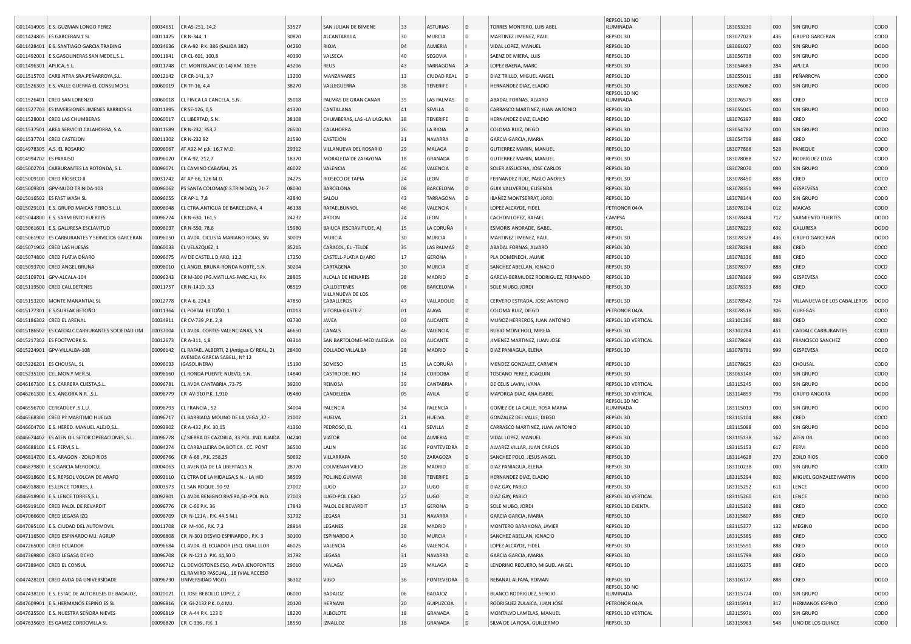| | | | | | | | | | | | | | | | | |
|---|---|---|---|---|---|---|---|---|---|---|---|---|---|---|---|---|
| G011414905 | E.S. GUZMAN LONGO PEREZ | 00034651 | CR AS-251, 14,2 | 33527 | SAN JULIAN DE BIMENE | 33 | ASTURIAS | D | TORRES MONTERO, LUIS ABEL | REPSOL 3D NO ILUMINADA | | | 183053230 | 000 | SIN GRUPO | CODO |
| G011424805 | ES GARCERAN 1 SL | 00011425 | CR N-344, 1 | 30820 | ALCANTARILLA | 30 | MURCIA | D | MARTINEZ JIMENEZ, RAUL | REPSOL 3D | | | 183077023 | 436 | GRUPO GARCERAN | CODO |
| G011428401 | E.S. SANTIAGO GARCIA TRADING | 00034636 | CR A-92 P.K. 386 (SALIDA 382) | 04260 | RIOJA | 04 | ALMERIA | I | VIDAL LOPEZ, MANUEL | REPSOL 3D | | | 183061027 | 000 | SIN GRUPO | DODO |
| G011492001 | E.S.GASOLINERAS SAN MEDEL,S.L. | 00011841 | CR CL-601, 100,8 | 40390 | VALSECA | 40 | SEGOVIA | I | SAENZ DE MIERA, LUIS | REPSOL 3D | | | 183056738 | 000 | SIN GRUPO | DODO |
| G011496301 | APLICA, S.L. | 00011748 | CT. MONTBLANC (C-14) KM. 10,96 | 43206 | REUS | 43 | TARRAGONA | A | LOPEZ BAENA, MARC | REPSOL 3D | | | 183054683 | 284 | APLICA | DODO |
| G011515703 | CARB.NTRA.SRA.PEÑARROYA,S.L. | 00012142 | CR CR-141, 3,7 | 13200 | MANZANARES | 13 | CIUDAD REAL | D | DIAZ TRILLO, MIGUEL ANGEL | REPSOL 3D | | | 183055011 | 188 | PEÑARROYA | CODO |
| G011526303 | E.S. VALLE GUERRA EL CONSUMO SL | 00060019 | CR TF-16, 4,4 | 38270 | VALLEGUERRA | 38 | TENERIFE | I | HERNANDEZ DIAZ, ELADIO | REPSOL 3D | | | 183076082 | 000 | SIN GRUPO | DODO |
| G011526401 | CRED SAN LORENZO | 00060018 | CL FINCA LA CANCELA, S.N. | 35018 | PALMAS DE GRAN CANAR | 35 | LAS PALMAS | D | ABADAL FORNAS, ALVARO | REPSOL 3D NO ILUMINADA | | | 183076579 | 888 | CRED | DOCO |
| G011527703 | ES INVERSIONES JIMENES BARRIOS SL | 00011895 | CR SE-126, 0,5 | 41320 | CANTILLANA | 41 | SEVILLA | D | CARRASCO MARTINEZ, JUAN ANTONIO | REPSOL 3D | | | 183055045 | 000 | SIN GRUPO | DODO |
| G011528001 | CRED LAS CHUMBERAS | 00060017 | CL LIBERTAD, S.N. | 38108 | CHUMBERAS, LAS -LA LAGUNA | 38 | TENERIFE | D | HERNANDEZ DIAZ, ELADIO | REPSOL 3D | | | 183076397 | 888 | CRED | COCO |
| G011537501 | AREA SERVICIO CALAHORRA, S.A. | 00011689 | CR N-232, 353,7 | 26500 | CALAHORRA | 26 | LA RIOJA | A | COLOMA RUIZ, DIEGO | REPSOL 3D | | | 183054782 | 000 | SIN GRUPO | DODO |
| G011537701 | CRED CASTEJON | 00011302 | CR N-232 82 | 31590 | CASTEJON | 31 | NAVARRA | D | GARCIA GARCIA, MARIA | REPSOL 3D | | | 183054709 | 888 | CRED | COCO |
| G014978305 | A.S. EL ROSARIO | 00096067 | AT A92-M p.k. 16,7 M.D. | 29312 | VILLANUEVA DEL ROSARIO | 29 | MALAGA | D | GUTIERREZ MARIN, MANUEL | REPSOL 3D | | | 183077866 | 528 | PANEQUE | CODO |
| G014994702 | ES PARAISO | 00096020 | CR A-92, 212,7 | 18370 | MORALEDA DE ZAFAYONA | 18 | GRANADA | D | GUTIERREZ MARIN, MANUEL | REPSOL 3D | | | 183078088 | 527 | RODRIGUEZ LOZA | CODO |
| G015002701 | CARBURANTES LA ROTONDA, S.L. | 00096071 | CL CAMINO CABAÑAL, 25 | 46022 | VALENCIA | 46 | VALENCIA | D | SOLER ASSUCENA, JOSE CARLOS | REPSOL 3D | | | 183078070 | 000 | SIN GRUPO | CODO |
| G015009100 | CRED RÍOSECO II | 00031742 | AT AP-66, 126 M.D. | 24275 | RIOSECO DE TAPIA | 24 | LEON | D | FERNANDEZ RUIZ, PABLO ANDRES | REPSOL 3D | | | 183078450 | 888 | CRED | DOCO |
| G015009301 | GPV-NUDO TRINIDA-103 | 00096062 | PS SANTA COLOMA(E.S.TRINIDAD), 71-7 | 08030 | BARCELONA | 08 | BARCELONA | D | GUIX VALLVERDU, ELISENDA | REPSOL 3D | | | 183078351 | 999 | GESPEVESA | COCO |
| G015016502 | ES FAST WASH SL | 00096055 | CR AP-1, 7,8 | 43840 | SALOU | 43 | TARRAGONA | D | IBAÑEZ MONTSERRAT, JORDI | REPSOL 3D | | | 183078344 | 000 | SIN GRUPO | CODO |
| G015029101 | E.S. GRUPO MAICAS PEIRO S.L.U. | 00096048 | CL CTRA.ANTIGUA DE BARCELONA, 4 | 46138 | RAFAELBUNYOL | 46 | VALENCIA | I | LOPEZ ALCAYDE, FIDEL | PETRONOR 04/A | | | 183078104 | 012 | MAICAS | CODO |
| G015044800 | E.S. SARMIENTO FUERTES | 00096224 | CR N-630, 161,5 | 24232 | ARDON | 24 | LEON | I | CACHON LOPEZ, RAFAEL | CAMPSA | | | 183078484 | 712 | SARMIENTO FUERTES | DODO |
| G015061601 | E.S. GALURESA ESCLAVITUD | 00096037 | CR N-550, 78,6 | 15980 | BAIUCA (ESCRAVITUDE, A) | 15 | LA CORUÑA | I | ESMORIS ANDRADE, ISABEL | REPSOL | | | 183078229 | 602 | GALURESA | DODO |
| G015061902 | ES CARBURANTES Y SERVICIOS GARCERAN | 00096050 | CL AVDA. CICLISTA MARIANO ROJAS, SN | 30009 | MURCIA | 30 | MURCIA | I | MARTINEZ JIMENEZ, RAUL | REPSOL 3D | | | 183078328 | 436 | GRUPO GARCERAN | DODO |
| G015071902 | CRED LAS HUESAS | 00060033 | CL VELAZQUEZ, 1 | 35215 | CARACOL, EL -TELDE | 35 | LAS PALMAS | D | ABADAL FORNAS, ALVARO | REPSOL 3D | | | 183078294 | 888 | CRED | COCO |
| G015074800 | CRED PLATJA DÑARO | 00096075 | AV DE CASTELL D,ARO, 12,2 | 17250 | CASTELL-PLATJA D¿ARO | 17 | GERONA | I | PLA DOMENECH, JAUME | REPSOL 3D | | | 183078336 | 888 | CRED | COCO |
| G015093700 | CRED ANGEL BRUNA | 00096010 | CL ANGEL BRUNA-RONDA NORTE, S.N. | 30204 | CARTAGENA | 30 | MURCIA | D | SANCHEZ ABELLAN, IGNACIO | REPSOL 3D | | | 183078377 | 888 | CRED | COCO |
| G015109701 | GPV-ALCALA-104 | 00096243 | CR M-300 (PG.MATILLAS-PARC.A1), P.K | 28805 | ALCALA DE HENARES | 28 | MADRID | D | GARCIA-BERMUDEZ RODRIGUEZ, FERNANDO | REPSOL 3D | | | 183078369 | 999 | GESPEVESA | COCO |
| G015119500 | CRED CALLDETENES | 00011757 | CR N-141D, 3,3 | 08519 | CALLDETENES | 08 | BARCELONA | I | SOLE NIUBO, JORDI | REPSOL 3D | | | 183078393 | 888 | CRED | COCO |
| G015153200 | MONTE MANANTIAL SL | 00012778 | CR A-6, 224,6 | 47850 | VILLANUEVA DE LOS CABALLEROS | 47 | VALLADOLID | D | CERVERO ESTRADA, JOSE ANTONIO | REPSOL 3D | | | 183078542 | 724 | VILLANUEVA DE LOS CABALLEROS | DODO |
| G015177301 | E.S.GUREAK BETOÑO | 00011364 | CL PORTAL BETOÑO, 1 | 01013 | VITORIA-GASTEIZ | 01 | ALAVA | D | COLOMA RUIZ, DIEGO | PETRONOR 04/A | | | 183078518 | 306 | GUREGAS | CODO |
| G015186302 | CRED EL ARENAL | 00034911 | CR CV-739 ,P.K. 2,9 | 03730 | JAVEA | 03 | ALICANTE | D | MUÑOZ HERREROS, JUAN ANTONIO | REPSOL 3D VERTICAL | | | 183101286 | 888 | CRED | COCO |
| G015186502 | ES CATOALC CARBURANTES SOCIEDAD LIM | 00037004 | CL AVDA. CORTES VALENCIANAS, S.N. | 46650 | CANALS | 46 | VALENCIA | D | RUBIO MONCHOLI, MIREIA | REPSOL 3D | | | 183102284 | 451 | CATOALC CARBURANTES | CODO |
| G015217302 | ES FOOTWORK SL | 00012673 | CR A-311, 1,8 | 03314 | SAN BARTOLOME-MEDIALEGUA | 03 | ALICANTE | D | JIMENEZ MARTINEZ, JUAN JOSE | REPSOL 3D VERTICAL | | | 183078609 | 438 | FRANCISCO SANCHEZ | CODO |
| G015224901 | GPV-VILLALBA-108 | 00096142 | CL RAFAEL ALBERTI, 2 (Antigua C/ REAL, 2). | 28400 | COLLADO VILLALBA | 28 | MADRID | D | DIAZ PANIAGUA, ELENA | REPSOL 3D | | | 183078781 | 999 | GESPEVESA | DOCO |
| G015226201 | ES CHOUSAL, SL | 00096033 | AVENIDA GARCIA SABELL, Nº 12 (GASOLINERA) | 15190 | SOMESO | 15 | LA CORUÑA | I | MENDEZ GONZALEZ, CARMEN | REPSOL 3D | | | 183078625 | 620 | CHOUSAL | CODO |
| G015235100 | CEL.MON.Y MER.SL | 00096160 | CL RONDA PUENTE NUEVO, S.N. | 14840 | CASTRO DEL RIO | 14 | CORDOBA | D | TOSCANO PEREZ, JOAQUIN | REPSOL 3D | | | 183063148 | 000 | SIN GRUPO | CODO |
| G046167300 | E.S. CARRERA CUESTA,S.L. | 00096781 | CL AVDA CANTABRIA ,73-75 | 39200 | REINOSA | 39 | CANTABRIA | I | DE CELIS LAVIN, IVANA | REPSOL 3D VERTICAL | | | 183115245 | 000 | SIN GRUPO | DODO |
| G046261300 | E.S. ANGORA N.R. ,S.L. | 00096779 | CR AV-910 P.K. 1,910 | 05480 | CANDELEDA | 05 | AVILA | D | MAYORGA DIAZ, ANA ISABEL | REPSOL 3D VERTICAL | | | 183114859 | 796 | GRUPO ANGORA | DODO |
| G046556700 | CEREADUEY ,S.L.U. | 00096793 | CL FRANCIA , 52 | 34004 | PALENCIA | 34 | PALENCIA | I | GOMEZ DE LA CALLE, ROSA MARIA | REPSOL 3D NO ILUMINADA | | | 183115013 | 000 | SIN GRUPO | DODO |
| G046568300 | CRED Pº MARITIMO HUELVA | 00096717 | CL BARRIADA MOLINO DE LA VEGA ,37 - | 21002 | HUELVA | 21 | HUELVA | D | GONZALEZ DEL VALLE, DIEGO | REPSOL 3D | | | 183115104 | 888 | CRED | COCO |
| G046604700 | E.S. HERED. MANUEL ALEJO,S.L. | 00093902 | CR A-432 ,P.K. 30,15 | 41360 | PEDROSO, EL | 41 | SEVILLA | D | CARRASCO MARTINEZ, JUAN ANTONIO | REPSOL 3D | | | 183115088 | 000 | SIN GRUPO | DODO |
| G046674402 | ES ATEN OIL SETOR OPERACIONES, S.L. | 00096778 | C/ SIERRA DE CAZORLA, 33 POL. IND. JUAIDA | 04240 | VIATOR | 04 | ALMERIA | D | VIDAL LOPEZ, MANUEL | REPSOL 3D | | | 183115138 | 162 | ATEN OIL | DODO |
| G046688100 | E.S. FERVI,S.L. | 00094274 | CL CARBALLEIRA DA BOTICA . CC. PONT | 36500 | LALIN | 36 | PONTEVEDRA | D | ALVAREZ VILLAR, JUAN CARLOS | REPSOL 3D | | | 183115153 | 617 | FERVI | DODO |
| G046814700 | E.S. ARAGON - ZOILO RIOS | 00096766 | CR A-68 , P.K. 258,25 | 50692 | VILLARRAPA | 50 | ZARAGOZA | D | SANCHEZ POLO, JESUS ANGEL | REPSOL 3D | | | 183114628 | 270 | ZOILO RIOS | CODO |
| G046879800 | E.S.GARCIA MERODIO,L | 00004063 | CL AVENIDA DE LA LIBERTAD,S.N. | 28770 | COLMENAR VIEJO | 28 | MADRID | D | DIAZ PANIAGUA, ELENA | REPSOL 3D | | | 183110238 | 000 | SIN GRUPO | CODO |
| G046918600 | E.S. REPSOL VOLCAN DE ARAFO | 00093110 | CL CTRA DE LA HIDALGA,S.N. - LA HID | 38509 | POL.IND.GUIMAR | 38 | TENERIFE | D | HERNANDEZ DIAZ, ELADIO | REPSOL 3D | | | 183115294 | 802 | MIGUEL GONZALEZ MARTIN | DODO |
| G046918800 | ES.LENCE TORRES, J. | 00003573 | CL SAN ROQUE ,90-92 | 27002 | LUGO | 27 | LUGO | D | DIAZ GAY, PABLO | REPSOL 3D | | | 183115252 | 611 | LENCE | DODO |
| G046918900 | E.S. LENCE TORRES,S.L. | 00092801 | CL AVDA BENIGNO RIVERA,50 -POL.IND. | 27003 | LUGO-POL.CEAO | 27 | LUGO | D | DIAZ GAY, PABLO | REPSOL 3D VERTICAL | | | 183115260 | 611 | LENCE | DODO |
| G046919100 | CRED PALOL DE REVARDIT | 00096776 | CR C-66 P.K. 36 | 17843 | PALOL DE REVARDIT | 17 | GERONA | D | SOLE NIUBO, JORDI | REPSOL 3D EXENTA | | | 183115302 | 888 | CRED | COCO |
| G047066600 | CRED LEGASA IZQ | 00096709 | CR N-121A , P.K. 44,5 M.I. | 31792 | LEGASA | 31 | NAVARRA | I | GARCIA GARCIA, MARIA | REPSOL 3D | | | 183115807 | 888 | CRED | DOCO |
| G047095100 | E.S. CIUDAD DEL AUTOMOVIL | 00011708 | CR M-406 , P.K. 7,3 | 28914 | LEGANES | 28 | MADRID | I | MONTERO BARAHONA, JAVIER | REPSOL 3D | | | 183115377 | 132 | MEGINO | DODO |
| G047116500 | CRED ESPINARDO M.I. AGRUP | 00096808 | CR N-301 DESVIO ESPINARDO , P.K. 3 | 30100 | ESPINARDO A | 30 | MURCIA | I | SANCHEZ ABELLAN, IGNACIO | REPSOL 3D | | | 183115385 | 888 | CRED | COCO |
| G047265000 | CRED ECUADOR | 00096684 | CL AVDA EL ECUADOR (ESQ. GRAL.LLOR | 46025 | VALENCIA | 46 | VALENCIA | I | LOPEZ ALCAYDE, FIDEL | REPSOL 3D | | | 183115591 | 888 | CRED | COCO |
| G047369800 | CRED LEGASA DCHO | 00096708 | CR N-121 A P.K. 44,50 D | 31792 | LEGASA | 31 | NAVARRA | D | GARCIA GARCIA, MARIA | REPSOL 3D | | | 183115799 | 888 | CRED | DOCO |
| G047389400 | CRED EL CONSUL | 00096712 | CL DEMÓSTONES ESQ. AVDA JENOFONTES | 29010 | MALAGA | 29 | MALAGA | D | LENDRINO RECUERO, MIGUEL ANGEL | REPSOL 3D | | | 183116375 | 888 | CRED | DOCO |
| G047428101 | CRED AVDA DA UNIVERSIDADE | 00096730 | CL RAMIRO PASCUAL , 18 (VIAL ACCESO UNIVERSIDAD VIGO) | 36312 | VIGO | 36 | PONTEVEDRA | D | REBANAL ALFAYA, ROMAN | REPSOL 3D | | | 183116177 | 888 | CRED | DOCO |
| G047438100 | E.S. ESTAC.DE AUTOBUSES DE BADAJOZ, | 00020021 | CL JOSE REBOLLO LOPEZ, 2 | 06010 | BADAJOZ | 06 | BADAJOZ | I | BLANCO RODRIGUEZ, SERGIO | REPSOL 3D NO ILUMINADA | | | 183115724 | 000 | SIN GRUPO | DODO |
| G047609901 | E.S. HERMANOS ESPINO ES SL | 00096816 | CR GI-2132 P.K. 0,4 M.I. | 20120 | HERNANI | 20 | GUIPUZCOA | I | RODRIGUEZ ZULAICA, JUAN JOSE | PETRONOR 04/A | | | 183115914 | 317 | HERMANOS ESPINO | CODO |
| G047635500 | E.S. NUESTRA SEÑORA NIEVES | 00096819 | CR A-44 P.K. 123 D | 18220 | ALBOLOTE | 18 | GRANADA | D | MONTALVO LAMELAS, MANUEL | REPSOL 3D VERTICAL | | | 183115971 | 000 | SIN GRUPO | CODO |
| G047635603 | ES GAMEZ CORDOVILLA SL | 00096820 | CR C-336 , P.K. 1 | 18550 | IZNALLOZ | 18 | GRANADA | D | SILVA DE LA ROSA, GUILLERMO | REPSOL 3D | | | 183115963 | 548 | UNO DE LOS QUINCE | CODO |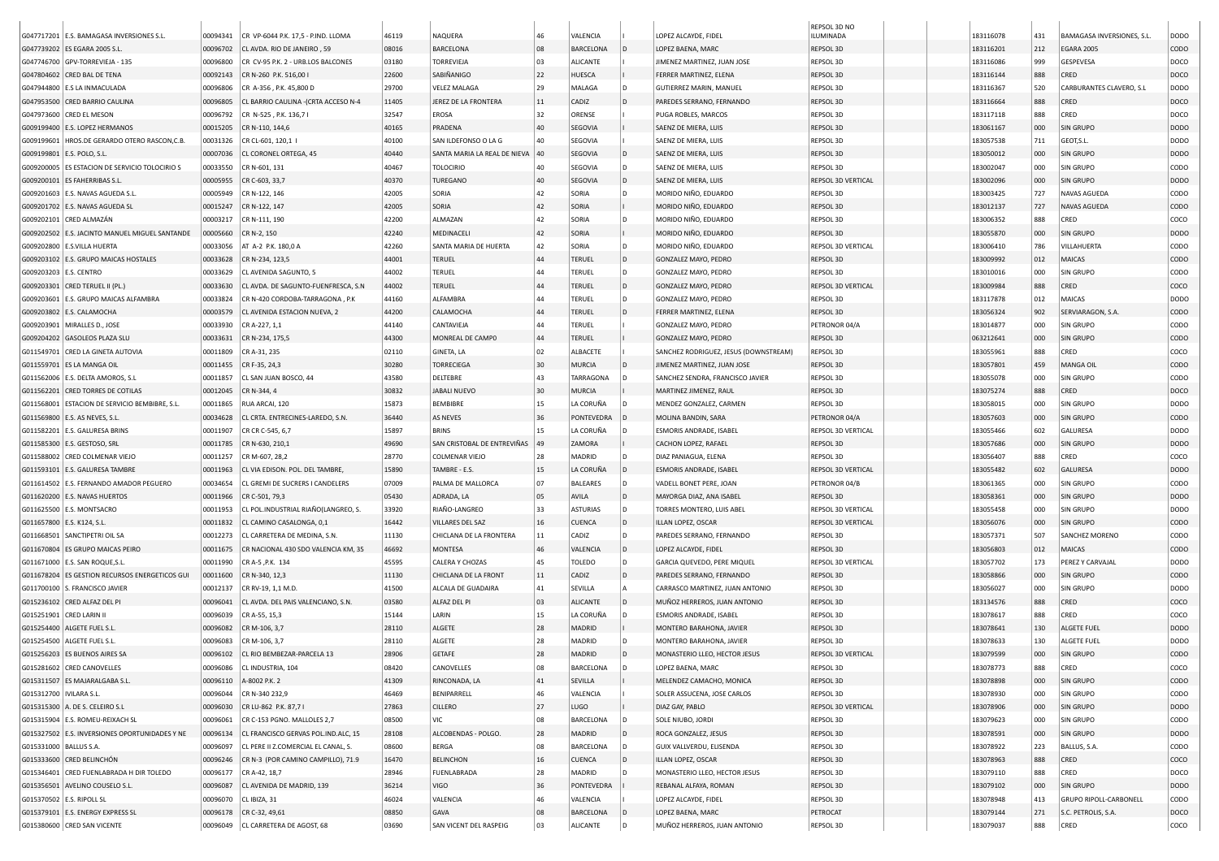|  |  |  |  |  |  |  |  |  |  |  |  |  |  |  |  |  |
|---|---|---|---|---|---|---|---|---|---|---|---|---|---|---|---|---|
| G047717201 | E.S. BAMAGASA INVERSIONES S.L. | 00094341 | CR VP-6044 P.K. 17,5 - P.IND. LLOMA | 46119 | NAQUERA | 46 | VALENCIA | I | LOPEZ ALCAYDE, FIDEL | REPSOL 3D NO ILUMINADA | | | 183116078 | 431 | BAMAGASA INVERSIONES, S.L. | DODO |
| G047739202 | ES EGARA 2005 S.L. | 00096702 | CL AVDA. RIO DE JANEIRO , 59 | 08016 | BARCELONA | 08 | BARCELONA | D | LOPEZ BAENA, MARC | REPSOL 3D | | | 183116201 | 212 | EGARA 2005 | CODO |
| G047746700 | GPV-TORREVIEJA - 135 | 00096800 | CR CV-95 P.K. 2 - URB.LOS BALCONES | 03180 | TORREVIEJA | 03 | ALICANTE | I | JIMENEZ MARTINEZ, JUAN JOSE | REPSOL 3D | | | 183116086 | 999 | GESPEVESA | DOCO |
| G047804602 | CRED BAL DE TENA | 00092143 | CR N-260 P.K. 516,00 I | 22600 | SABIÑANIGO | 22 | HUESCA | I | FERRER MARTINEZ, ELENA | REPSOL 3D | | | 183116144 | 888 | CRED | DOCO |
| G047944800 | E.S LA INMACULADA | 00096806 | CR A-356 , P.K. 45,800 D | 29700 | VELEZ MALAGA | 29 | MALAGA | D | GUTIERREZ MARIN, MANUEL | REPSOL 3D | | | 183116367 | 520 | CARBURANTES CLAVERO, S.L | DOCO |
| G047953500 | CRED BARRIO CAULINA | 00096805 | CL BARRIO CAULINA -(CRTA ACCESO N-4 | 11405 | JEREZ DE LA FRONTERA | 11 | CADIZ | D | PAREDES SERRANO, FERNANDO | REPSOL 3D | | | 183116664 | 888 | CRED | DOCO |
| G047973600 | CRED EL MESON | 00096792 | CR N-525 , P.K. 136,7 I | 32547 | EROSA | 32 | ORENSE | I | PUGA ROBLES, MARCOS | REPSOL 3D | | | 183117118 | 888 | CRED | DOCO |
| G009199400 | E.S. LOPEZ HERMANOS | 00015205 | CR N-110, 144,6 | 40165 | PRADENA | 40 | SEGOVIA | I | SAENZ DE MIERA, LUIS | REPSOL 3D | | | 183061167 | 000 | SIN GRUPO | DODO |
| G009199601 | HROS.DE GERARDO OTERO RASCON,C.B. | 00031326 | CR CL-601, 120,1 I | 40100 | SAN ILDEFONSO O LA G | 40 | SEGOVIA | I | SAENZ DE MIERA, LUIS | REPSOL 3D | | | 183057538 | 711 | GEOT,S.L. | DODO |
| G009199801 | E.S. POLO, S.L. | 00007036 | CL CORONEL ORTEGA, 45 | 40440 | SANTA MARIA LA REAL DE NIEVA | 40 | SEGOVIA | D | SAENZ DE MIERA, LUIS | REPSOL 3D | | | 183050012 | 000 | SIN GRUPO | DODO |
| G009200005 | ES ESTACION DE SERVICIO TOLOCIRIO S | 00033550 | CR N-601, 131 | 40467 | TOLOCIRIO | 40 | SEGOVIA | D | SAENZ DE MIERA, LUIS | REPSOL 3D | | | 183002047 | 000 | SIN GRUPO | CODO |
| G009200101 | ES FAHERRIBAS S.L. | 00005955 | CR C-603, 33,7 | 40370 | TUREGANO | 40 | SEGOVIA | D | SAENZ DE MIERA, LUIS | REPSOL 3D VERTICAL | | | 183002096 | 000 | SIN GRUPO | CODO |
| G009201603 | E.S. NAVAS AGUEDA S.L. | 00005949 | CR N-122, 146 | 42005 | SORIA | 42 | SORIA | D | MORIDO NIÑO, EDUARDO | REPSOL 3D | | | 183003425 | 727 | NAVAS AGUEDA | CODO |
| G009201702 | E.S. NAVAS AGUEDA SL | 00015247 | CR N-122, 147 | 42005 | SORIA | 42 | SORIA | I | MORIDO NIÑO, EDUARDO | REPSOL 3D | | | 183012137 | 727 | NAVAS AGUEDA | CODO |
| G009202101 | CRED ALMAZÁN | 00003217 | CR N-111, 190 | 42200 | ALMAZAN | 42 | SORIA | D | MORIDO NIÑO, EDUARDO | REPSOL 3D | | | 183006352 | 888 | CRED | COCO |
| G009202502 | E.S. JACINTO MANUEL MIGUEL SANTANDE | 00005660 | CR N-2, 150 | 42240 | MEDINACELI | 42 | SORIA | I | MORIDO NIÑO, EDUARDO | REPSOL 3D | | | 183055870 | 000 | SIN GRUPO | DODO |
| G009202800 | E.S.VILLA HUERTA | 00033056 | AT A-2 P.K. 180,0 A | 42260 | SANTA MARIA DE HUERTA | 42 | SORIA | D | MORIDO NIÑO, EDUARDO | REPSOL 3D VERTICAL | | | 183006410 | 786 | VILLAHUERTA | CODO |
| G009203102 | E.S. GRUPO MAICAS HOSTALES | 00033628 | CR N-234, 123,5 | 44001 | TERUEL | 44 | TERUEL | D | GONZALEZ MAYO, PEDRO | REPSOL 3D | | | 183009992 | 012 | MAICAS | CODO |
| G009203203 | E.S. CENTRO | 00033629 | CL AVENIDA SAGUNTO, 5 | 44002 | TERUEL | 44 | TERUEL | D | GONZALEZ MAYO, PEDRO | REPSOL 3D | | | 183010016 | 000 | SIN GRUPO | CODO |
| G009203301 | CRED TERUEL II (PL.) | 00033630 | CL AVDA. DE SAGUNTO-FUENFRESCA, S.N | 44002 | TERUEL | 44 | TERUEL | D | GONZALEZ MAYO, PEDRO | REPSOL 3D VERTICAL | | | 183009984 | 888 | CRED | COCO |
| G009203601 | E.S. GRUPO MAICAS ALFAMBRA | 00033824 | CR N-420 CORDOBA-TARRAGONA , P.K | 44160 | ALFAMBRA | 44 | TERUEL | D | GONZALEZ MAYO, PEDRO | REPSOL 3D | | | 183117878 | 012 | MAICAS | DODO |
| G009203802 | E.S. CALAMOCHA | 00003579 | CL AVENIDA ESTACION NUEVA, 2 | 44200 | CALAMOCHA | 44 | TERUEL | D | FERRER MARTINEZ, ELENA | REPSOL 3D | | | 183056324 | 902 | SERVIARAGON, S.A. | CODO |
| G009203901 | MIRALLES D., JOSE | 00033930 | CR A-227, 1,1 | 44140 | CANTAVIEJA | 44 | TERUEL | I | GONZALEZ MAYO, PEDRO | PETRONOR 04/A | | | 183014877 | 000 | SIN GRUPO | CODO |
| G009204202 | GASOLEOS PLAZA SLU | 00033631 | CR N-234, 175,5 | 44300 | MONREAL DE CAMP0 | 44 | TERUEL | I | GONZALEZ MAYO, PEDRO | REPSOL 3D | | | 063212641 | 000 | SIN GRUPO | CODO |
| G011549701 | CRED LA GINETA AUTOVIA | 00011809 | CR A-31, 235 | 02110 | GINETA, LA | 02 | ALBACETE | I | SANCHEZ RODRIGUEZ, JESUS (DOWNSTREAM) | REPSOL 3D | | | 183055961 | 888 | CRED | COCO |
| G011559701 | ES LA MANGA OIL | 00011455 | CR F-35, 24,3 | 30280 | TORRECIEGA | 30 | MURCIA | D | JIMENEZ MARTINEZ, JUAN JOSE | REPSOL 3D | | | 183057801 | 459 | MANGA OIL | CODO |
| G011562006 | E.S. DELTA AMOROS, S.L | 00011857 | CL SAN JUAN BOSCO, 44 | 43580 | DELTEBRE | 43 | TARRAGONA | D | SANCHEZ SENDRA, FRANCISCO JAVIER | REPSOL 3D | | | 183055078 | 000 | SIN GRUPO | CODO |
| G011562201 | CRED TORRES DE COTILLAS | 00012045 | CR N-344, 4 | 30832 | JABALI NUEVO | 30 | MURCIA | I | MARTINEZ JIMENEZ, RAUL | REPSOL 3D | | | 183075274 | 888 | CRED | DOCO |
| G011568001 | ESTACION DE SERVICIO BEMBIBRE, S.L. | 00011865 | RUA ARCAI, 120 | 15873 | BEMBIBRE | 15 | LA CORUÑA | D | MENDEZ GONZALEZ, CARMEN | REPSOL 3D | | | 183058015 | 000 | SIN GRUPO | CODO |
| G011569800 | E.S. AS NEVES, S.L. | 00034628 | CL CRTA. ENTRECINES-LAREDO, S.N. | 36440 | AS NEVES | 36 | PONTEVEDRA | D | MOLINA BANDIN, SARA | PETRONOR 04/A | | | 183057603 | 000 | SIN GRUPO | CODO |
| G011582201 | E.S. GALURESA BRINS | 00011907 | CR CR C-545, 6,7 | 15897 | BRINS | 15 | LA CORUÑA | D | ESMORIS ANDRADE, ISABEL | REPSOL 3D VERTICAL | | | 183055466 | 602 | GALURESA | CODO |
| G011585300 | E.S. GESTOSO, SRL | 00011785 | CR N-630, 210,1 | 49690 | SAN CRISTOBAL DE ENTREVIÑAS | 49 | ZAMORA | I | CACHON LOPEZ, RAFAEL | REPSOL 3D | | | 183057686 | 000 | SIN GRUPO | DODO |
| G011588002 | CRED COLMENAR VIEJO | 00011257 | CR M-607, 28,2 | 28770 | COLMENAR VIEJO | 28 | MADRID | D | DIAZ PANIAGUA, ELENA | REPSOL 3D | | | 183056407 | 888 | CRED | COCO |
| G011593101 | E.S. GALURESA TAMBRE | 00011963 | CL VIA EDISON. POL. DEL TAMBRE, | 15890 | TAMBRE - E.S. | 15 | LA CORUÑA | D | ESMORIS ANDRADE, ISABEL | REPSOL 3D VERTICAL | | | 183055482 | 602 | GALURESA | DODO |
| G011614502 | E.S. FERNANDO AMADOR PEGUERO | 00034654 | CL GREMI DE SUCRERS I CANDELERS | 07009 | PALMA DE MALLORCA | 07 | BALEARES | D | VADELL BONET PERE, JOAN | PETRONOR 04/B | | | 183061365 | 000 | SIN GRUPO | CODO |
| G011620200 | E.S. NAVAS HUERTOS | 00011966 | CR C-501, 79,3 | 05430 | ADRADA, LA | 05 | AVILA | D | MAYORGA DIAZ, ANA ISABEL | REPSOL 3D | | | 183058361 | 000 | SIN GRUPO | DODO |
| G011625500 | E.S. MONTSACRO | 00011953 | CL POL.INDUSTRIAL RIAÑO(LANGREO, S. | 33920 | RIAÑO-LANGREO | 33 | ASTURIAS | D | TORRES MONTERO, LUIS ABEL | REPSOL 3D VERTICAL | | | 183055458 | 000 | SIN GRUPO | CODO |
| G011657800 | E.S. K124, S.L. | 00011832 | CL CAMINO CASALONGA, 0,1 | 16442 | VILLARES DEL SAZ | 16 | CUENCA | D | ILLAN LOPEZ, OSCAR | REPSOL 3D VERTICAL | | | 183056076 | 000 | SIN GRUPO | CODO |
| G011668501 | SANCTIPETRI OIL SA | 00012273 | CL CARRETERA DE MEDINA, S.N. | 11130 | CHICLANA DE LA FRONTERA | 11 | CADIZ | D | PAREDES SERRANO, FERNANDO | REPSOL 3D | | | 183057371 | 507 | SANCHEZ MORENO | CODO |
| G011670804 | ES GRUPO MAICAS PEIRO | 00011675 | CR NACIONAL 430 SDO VALENCIA KM, 35 | 46692 | MONTESA | 46 | VALENCIA | D | LOPEZ ALCAYDE, FIDEL | REPSOL 3D | | | 183056803 | 012 | MAICAS | CODO |
| G011671000 | E.S. SAN ROQUE,S.L. | 00011990 | CR A-5 ,P.K. 134 | 45595 | CALERA Y CHOZAS | 45 | TOLEDO | D | GARCIA QUEVEDO, PERE MIQUEL | REPSOL 3D VERTICAL | | | 183057702 | 173 | PEREZ Y CARVAJAL | DODO |
| G011678204 | ES GESTION RECURSOS ENERGETICOS GUI | 00011600 | CR N-340, 12,3 | 11130 | CHICLANA DE LA FRONT | 11 | CADIZ | D | PAREDES SERRANO, FERNANDO | REPSOL 3D | | | 183058866 | 000 | SIN GRUPO | CODO |
| G011700100 | S. FRANCISCO JAVIER | 00012137 | CR RV-19, 1,1 M.D. | 41500 | ALCALA DE GUADAIRA | 41 | SEVILLA | A | CARRASCO MARTINEZ, JUAN ANTONIO | REPSOL 3D | | | 183056027 | 000 | SIN GRUPO | DODO |
| G015236102 | CRED ALFAZ DEL PI | 00096041 | CL AVDA. DEL PAIS VALENCIANO, S.N. | 03580 | ALFAZ DEL PI | 03 | ALICANTE | D | MUÑOZ HERREROS, JUAN ANTONIO | REPSOL 3D | | | 183134576 | 888 | CRED | COCO |
| G015251901 | CRED LARIN II | 00096039 | CR A-55, 15,3 | 15144 | LARIN | 15 | LA CORUÑA | D | ESMORIS ANDRADE, ISABEL | REPSOL 3D | | | 183078617 | 888 | CRED | COCO |
| G015254400 | ALGETE FUEL S.L. | 00096082 | CR M-106, 3,7 | 28110 | ALGETE | 28 | MADRID | I | MONTERO BARAHONA, JAVIER | REPSOL 3D | | | 183078641 | 130 | ALGETE FUEL | DODO |
| G015254500 | ALGETE FUEL S.L. | 00096083 | CR M-106, 3,7 | 28110 | ALGETE | 28 | MADRID | D | MONTERO BARAHONA, JAVIER | REPSOL 3D | | | 183078633 | 130 | ALGETE FUEL | DODO |
| G015256203 | ES BUENOS AIRES SA | 00096102 | CL RIO BEMBEZAR-PARCELA 13 | 28906 | GETAFE | 28 | MADRID | D | MONASTERIO LLEO, HECTOR JESUS | REPSOL 3D VERTICAL | | | 183079599 | 000 | SIN GRUPO | CODO |
| G015281602 | CRED CANOVELLES | 00096086 | CL INDUSTRIA, 104 | 08420 | CANOVELLES | 08 | BARCELONA | D | LOPEZ BAENA, MARC | REPSOL 3D | | | 183078773 | 888 | CRED | COCO |
| G015311507 | ES MAJARALGABA S.L. | 00096110 | A-8002 P.K. 2 | 41309 | RINCONADA, LA | 41 | SEVILLA | I | MELENDEZ CAMACHO, MONICA | REPSOL 3D | | | 183078898 | 000 | SIN GRUPO | CODO |
| G015312700 | IVILARA S.L. | 00096044 | CR N-340 232,9 | 46469 | BENIPARRELL | 46 | VALENCIA | I | SOLER ASSUCENA, JOSE CARLOS | REPSOL 3D | | | 183078930 | 000 | SIN GRUPO | CODO |
| G015315300 | A. DE S. CELEIRO S.L | 00096030 | CR LU-862 P.K. 87,7 I | 27863 | CILLERO | 27 | LUGO | I | DIAZ GAY, PABLO | REPSOL 3D VERTICAL | | | 183078906 | 000 | SIN GRUPO | DODO |
| G015315904 | E.S. ROMEU-REIXACH SL | 00096061 | CR C-153 PGNO. MALLOLES 2,7 | 08500 | VIC | 08 | BARCELONA | D | SOLE NIUBO, JORDI | REPSOL 3D | | | 183079623 | 000 | SIN GRUPO | CODO |
| G015327502 | E.S. INVERSIONES OPORTUNIDADES Y NE | 00096134 | CL FRANCISCO GERVAS POL.IND.ALC, 15 | 28108 | ALCOBENDAS - POLGO. | 28 | MADRID | D | ROCA GONZALEZ, JESUS | REPSOL 3D | | | 183078591 | 000 | SIN GRUPO | DODO |
| G015331000 | BALLUS S.A. | 00096097 | CL PERE II Z.COMERCIAL EL CANAL, S. | 08600 | BERGA | 08 | BARCELONA | D | GUIX VALLVERDU, ELISENDA | REPSOL 3D | | | 183078922 | 223 | BALLUS, S.A. | CODO |
| G015333600 | CRED BELINCHÓN | 00096246 | CR N-3 (POR CAMINO CAMPILLO), 71.9 | 16470 | BELINCHON | 16 | CUENCA | D | ILLAN LOPEZ, OSCAR | REPSOL 3D | | | 183078963 | 888 | CRED | COCO |
| G015346401 | CRED FUENLABRADA H DIR TOLEDO | 00096177 | CR A-42, 18,7 | 28946 | FUENLABRADA | 28 | MADRID | D | MONASTERIO LLEO, HECTOR JESUS | REPSOL 3D | | | 183079110 | 888 | CRED | COCO |
| G015356501 | AVELINO COUSELO S.L. | 00096087 | CL AVENIDA DE MADRID, 139 | 36214 | VIGO | 36 | PONTEVEDRA | I | REBANAL ALFAYA, ROMAN | REPSOL 3D | | | 183079102 | 000 | SIN GRUPO | DODO |
| G015370502 | E.S. RIPOLL SL | 00096070 | CL IBIZA, 31 | 46024 | VALENCIA | 46 | VALENCIA | I | LOPEZ ALCAYDE, FIDEL | REPSOL 3D | | | 183078948 | 413 | GRUPO RIPOLL-CARBONELL | CODO |
| G015379101 | E.S. ENERGY EXPRESS SL | 00096178 | CR C-32, 49,61 | 08850 | GAVA | 08 | BARCELONA | D | LOPEZ BAENA, MARC | PETROCAT | | | 183079144 | 271 | S.C. PETROLIS, S.A. | DOCO |
| G015380600 | CRED SAN VICENTE | 00096049 | CL CARRETERA DE AGOST, 68 | 03690 | SAN VICENT DEL RASPEIG | 03 | ALICANTE | D | MUÑOZ HERREROS, JUAN ANTONIO | REPSOL 3D | | | 183079037 | 888 | CRED | COCO |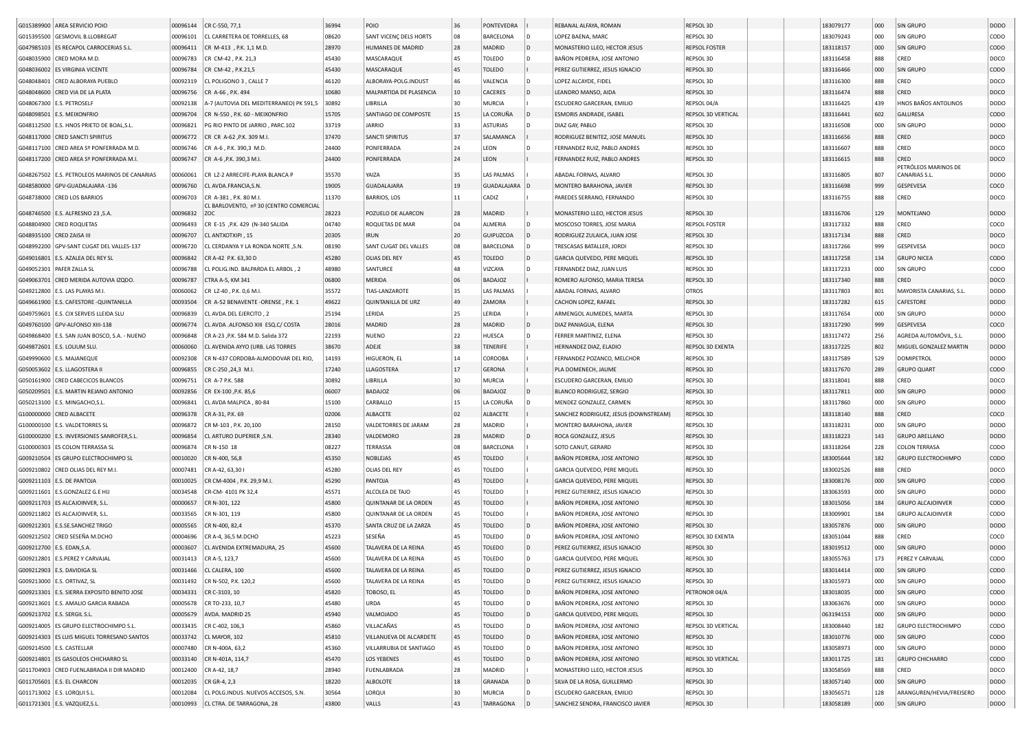| | | | | | | | | | | | | | | | |
|---|---|---|---|---|---|---|---|---|---|---|---|---|---|---|---|
| G015389900 | AREA SERVICIO POIO | 00096144 | CR C-550, 77,1 | 36994 | POIO | 36 | PONTEVEDRA | I | REBANAL ALFAYA, ROMAN | REPSOL 3D | | 183079177 | 000 | SIN GRUPO | DODO |
| G015395500 | GESMOVIL B.LLOBREGAT | 00096101 | CL CARRETERA DE TORRELLES, 68 | 08620 | SANT VICENÇ DELS HORTS | 08 | BARCELONA | D | LOPEZ BAENA, MARC | REPSOL 3D | | 183079243 | 000 | SIN GRUPO | CODO |
| G047985103 | ES RECAPOL CARROCERIAS S.L. | 00096411 | CR M-413 , P.K. 1,1 M.D. | 28970 | HUMANES DE MADRID | 28 | MADRID | D | MONASTERIO LLEO, HECTOR JESUS | REPSOL FOSTER | | 183118157 | 000 | SIN GRUPO | CODO |
| G048035900 | CRED MORA M.D. | 00096783 | CR CM-42 , P.K. 21,3 | 45430 | MASCARAQUE | 45 | TOLEDO | D | BAÑON PEDRERA, JOSE ANTONIO | REPSOL 3D | | 183116458 | 888 | CRED | DOCO |
| G048036002 | ES VIRGINIA VICENTE | 00096784 | CR CM-42 , P.K.21,5 | 45430 | MASCARAQUE | 45 | TOLEDO | I | PEREZ GUTIERREZ, JESUS IGNACIO | REPSOL 3D | | 183116466 | 000 | SIN GRUPO | CODO |
| G048048401 | CRED ALBORAYA PUEBLO | 00092319 | CL POLIGONO 3 , CALLE 7 | 46120 | ALBORAYA-POLG.INDUST | 46 | VALENCIA | D | LOPEZ ALCAYDE, FIDEL | REPSOL 3D | | 183116300 | 888 | CRED | DOCO |
| G048048600 | CRED VIA DE LA PLATA | 00096756 | CR A-66 , P.K. 494 | 10680 | MALPARTIDA DE PLASENCIA | 10 | CACERES | D | LEANDRO MANSO, AIDA | REPSOL 3D | | 183116474 | 888 | CRED | DOCO |
| G048067300 | E.S. PETROSELF | 00092138 | A-7 (AUTOVIA DEL MEDITERRANEO) PK 591,5 | 30892 | LIBRILLA | 30 | MURCIA | I | ESCUDERO GARCERAN, EMILIO | REPSOL 04/A | | 183116425 | 439 | HNOS BAÑOS ANTOLINOS | DODO |
| G048098501 | E.S. MEIXONFRIO | 00096704 | CR N-550 , P.K. 60 - MEIXONFRIO | 15705 | SANTIAGO DE COMPOSTE | 15 | LA CORUÑA | D | ESMORIS ANDRADE, ISABEL | REPSOL 3D VERTICAL | | 183116441 | 602 | GALURESA | CODO |
| G048112500 | E.S. HNOS PRIETO DE BOAL,S.L. | 00096821 | PG RIO PINTO DE JARRIO , PARC.102 | 33719 | JARRIO | 33 | ASTURIAS | D | DIAZ GAY, PABLO | REPSOL 3D | | 183116508 | 000 | SIN GRUPO | DODO |
| G048117000 | CRED SANCTI SPIRITUS | 00096772 | CR CR A-62 ,P.K. 309 M.I. | 37470 | SANCTI SPIRITUS | 37 | SALAMANCA | I | RODRIGUEZ BENITEZ, JOSE MANUEL | REPSOL 3D | | 183116656 | 888 | CRED | DOCO |
| G048117100 | CRED AREA Sº PONFERRADA M.D. | 00096746 | CR A-6 , P.K. 390,3 M.D. | 24400 | PONFERRADA | 24 | LEON | D | FERNANDEZ RUIZ, PABLO ANDRES | REPSOL 3D | | 183116607 | 888 | CRED | DOCO |
| G048117200 | CRED AREA Sº PONFERRADA M.I. | 00096747 | CR A-6 ,P.K. 390,3 M.I. | 24400 | PONFERRADA | 24 | LEON | I | FERNANDEZ RUIZ, PABLO ANDRES | REPSOL 3D | | 183116615 | 888 | CRED | DOCO |
| G048267502 | E.S. PETROLEOS MARINOS DE CANARIAS | 00060061 | CR LZ-2 ARRECIFE-PLAYA BLANCA P | 35570 | YAIZA | 35 | LAS PALMAS | I | ABADAL FORNAS, ALVARO | REPSOL 3D | | 183116805 | 807 | PETRÓLEOS MARINOS DE CANARIAS S.L. | DODO |
| G048580000 | GPV-GUADALAJARA -136 | 00096760 | CL AVDA.FRANCIA,S.N. | 19005 | GUADALAJARA | 19 | GUADALAJARA | D | MONTERO BARAHONA, JAVIER | REPSOL 3D | | 183116698 | 999 | GESPEVESA | COCO |
| G048738000 | CRED LOS BARRIOS | 00096703 | CR A-381 , P.K. 80 M.I. | 11370 | BARRIOS, LOS | 11 | CADIZ | I | PAREDES SERRANO, FERNANDO | REPSOL 3D | | 183116755 | 888 | CRED | DOCO |
| G048746500 | E.S. ALFRESNO 23 ,S.A. | 00096832 | CL BARLOVENTO, nº 30 (CENTRO COMERCIAL ZOC | 28223 | POZUELO DE ALARCON | 28 | MADRID | I | MONASTERIO LLEO, HECTOR JESUS | REPSOL 3D | | 183116706 | 129 | MONTEJANO | DODO |
| G048804900 | CRED ROQUETAS | 00096493 | CR E-15 ,P.K. 429 (N-340 SALIDA | 04740 | ROQUETAS DE MAR | 04 | ALMERIA | D | MOSCOSO TORRES, JOSE MARIA | REPSOL FOSTER | | 183117332 | 888 | CRED | COCO |
| G048935100 | CRED ZAISA III | 00096707 | CL ANTXOTXIPI , 15 | 20305 | IRUN | 20 | GUIPUZCOA | D | RODRIGUEZ ZULAICA, JUAN JOSE | REPSOL 3D | | 183117134 | 888 | CRED | DOCO |
| G048992200 | GPV-SANT CUGAT DEL VALLES-137 | 00096720 | CL CERDANYA Y LA RONDA NORTE ,S.N. | 08190 | SANT CUGAT DEL VALLES | 08 | BARCELONA | D | TRESCASAS BATALLER, JORDI | REPSOL 3D | | 183117266 | 999 | GESPEVESA | COCO |
| G049016801 | E.S. AZALEA DEL REY SL | 00096842 | CR A-42 P.K. 63,30 D | 45280 | OLIAS DEL REY | 45 | TOLEDO | D | GARCIA QUEVEDO, PERE MIQUEL | REPSOL 3D | | 183117258 | 134 | GRUPO NICEA | CODO |
| G049052301 | PAFER ZALLA SL | 00096788 | CL POLIG.IND. BALPARDA EL ARBOL , 2 | 48980 | SANTURCE | 48 | VIZCAYA | D | FERNANDEZ DIAZ, JUAN LUIS | REPSOL 3D | | 183117233 | 000 | SIN GRUPO | CODO |
| G049063701 | CRED MERIDA AUTOVIA IZQDO. | 00096787 | CTRA A-5, KM 341 | 06800 | MERIDA | 06 | BADAJOZ | I | ROMERO ALFONSO, MARIA TERESA | REPSOL 3D | | 183117340 | 888 | CRED | DOCO |
| G049212800 | E.S. LAS PLAYAS M.I. | 00060062 | CR LZ-40 , P.K. 0,6 M.I. | 35572 | TIAS-LANZAROTE | 35 | LAS PALMAS | I | ABADAL FORNAS, ALVARO | OTROS | | 183117803 | 801 | MAYORISTA CANARIAS, S.L. | DODO |
| G049661900 | E.S. CAFESTORE -QUINTANILLA | 00093504 | CR A-52 BENAVENTE -ORENSE , P.K. 1 | 49622 | QUINTANILLA DE URZ | 49 | ZAMORA | I | CACHON LOPEZ, RAFAEL | REPSOL 3D | | 183117282 | 615 | CAFESTORE | DODO |
| G049759601 | E.S. CIX SERVEIS LLEIDA SLU | 00096839 | CL AVDA.DEL EJERCITO , 2 | 25194 | LERIDA | 25 | LERIDA | I | ARMENGOL AUMEDES, MARTA | REPSOL 3D | | 183117654 | 000 | SIN GRUPO | DODO |
| G049760100 | GPV-ALFONSO XIII-138 | 00096774 | CL AVDA .ALFONSO XIII ESQ.C/ COSTA | 28016 | MADRID | 28 | MADRID | D | DIAZ PANIAGUA, ELENA | REPSOL 3D | | 183117290 | 999 | GESPEVESA | COCO |
| G049868400 | E.S. SAN JUAN BOSCO, S.A. - NUENO | 00096848 | CR A-23 ,P.K. 584 M.D. Salida 372 | 22193 | NUENO | 22 | HUESCA | D | FERRER MARTINEZ, ELENA | REPSOL 3D | | 183117472 | 256 | AGREDA AUTOMÓVIL, S.L. | DODO |
| G049872601 | E.S. LOLIUM SLU. | 00060060 | CL AVENIDA AYYO (URB. LAS TORRES | 38670 | ADEJE | 38 | TENERIFE | I | HERNANDEZ DIAZ, ELADIO | REPSOL 3D EXENTA | | 183117225 | 802 | MIGUEL GONZALEZ MARTIN | DODO |
| G049990600 | E.S. MAJANEQUE | 00092308 | CR N-437 CORDOBA-ALMODOVAR DEL RIO, | 14193 | HIGUERON, EL | 14 | CORDOBA | I | FERNANDEZ POZANCO, MELCHOR | REPSOL 3D | | 183117589 | 529 | DOMIPETROL | DODO |
| G050053602 | E.S. LLAGOSTERA II | 00096855 | CR C-250 ,24,3 M.I. | 17240 | LLAGOSTERA | 17 | GERONA | I | PLA DOMENECH, JAUME | REPSOL 3D | | 183117670 | 289 | GRUPO QUART | CODO |
| G050161900 | CRED CABECICOS BLANCOS | 00096751 | CR A-7 P.K. 588 | 30892 | LIBRILLA | 30 | MURCIA | I | ESCUDERO GARCERAN, EMILIO | REPSOL 3D | | 183118041 | 888 | CRED | DOCO |
| G050209501 | E.S. MARTIN REJANO ANTONIO | 00092856 | CR EX-100 ,P.K. 85,6 | 06007 | BADAJOZ | 06 | BADAJOZ | D | BLANCO RODRIGUEZ, SERGIO | REPSOL 3D | | 183117811 | 000 | SIN GRUPO | DODO |
| G050213100 | E.S. MINGACHO,S.L. | 00096841 | CL AVDA MALPICA , 80-84 | 15100 | CARBALLO | 15 | LA CORUÑA | D | MENDEZ GONZALEZ, CARMEN | REPSOL 3D | | 183117860 | 000 | SIN GRUPO | DODO |
| G100000000 | CRED ALBACETE | 00096378 | CR A-31, P.K. 69 | 02006 | ALBACETE | 02 | ALBACETE | I | SANCHEZ RODRIGUEZ, JESUS (DOWNSTREAM) | REPSOL 3D | | 183118140 | 888 | CRED | COCO |
| G100000100 | E.S. VALDETORRES SL | 00096872 | CR M-103 , P.K. 20,100 | 28150 | VALDETORRES DE JARAM | 28 | MADRID | I | MONTERO BARAHONA, JAVIER | REPSOL 3D | | 183118231 | 000 | SIN GRUPO | DODO |
| G100000200 | E.S. INVERSIONES SANROFER,S.L. | 00096854 | CL ARTURO DUPERIER ,S.N. | 28340 | VALDEMORO | 28 | MADRID | D | ROCA GONZALEZ, JESUS | REPSOL 3D | | 183118223 | 143 | GRUPO ARELLANO | DODO |
| G100000303 | ES COLON TERRASSA SL | 00096874 | CR N-150 18 | 08227 | TERRASSA | 08 | BARCELONA | I | SOTO CANUT, GERARD | REPSOL 3D | | 183118264 | 228 | COLON TERRASA | CODO |
| G009210504 | ES GRUPO ELECTROCHIMPO SL | 00010020 | CR N-400, 56,8 | 45350 | NOBLEJAS | 45 | TOLEDO | I | BAÑON PEDRERA, JOSE ANTONIO | REPSOL 3D | | 183005644 | 182 | GRUPO ELECTROCHIMPO | CODO |
| G009210802 | CRED OLIAS DEL REY M.I. | 00007481 | CR A-42, 63,30 I | 45280 | OLIAS DEL REY | 45 | TOLEDO | I | GARCIA QUEVEDO, PERE MIQUEL | REPSOL 3D | | 183002526 | 888 | CRED | DOCO |
| G009211103 | E.S. DE PANTOJA | 00010025 | CR CM-4004 , P.K. 29,9 M.I. | 45290 | PANTOJA | 45 | TOLEDO | I | GARCIA QUEVEDO, PERE MIQUEL | REPSOL 3D | | 183008176 | 000 | SIN GRUPO | CODO |
| G009211601 | E.S.GONZALEZ G.E HIJ | 00034548 | CR-CM- 4101 PK 32,4 | 45571 | ALCOLEA DE TAJO | 45 | TOLEDO | I | PEREZ GUTIERREZ, JESUS IGNACIO | REPSOL 3D | | 183063593 | 000 | SIN GRUPO | DODO |
| G009211703 | ES ALCAJOINVER, S.L. | 00000657 | CR N-301, 122 | 45800 | QUINTANAR DE LA ORDEN | 45 | TOLEDO | I | BAÑON PEDRERA, JOSE ANTONIO | REPSOL 3D | | 183015056 | 184 | GRUPO ALCAJOINVER | CODO |
| G009211802 | ES ALCAJOINVER, S.L. | 00033565 | CR N-301, 119 | 45800 | QUINTANAR DE LA ORDEN | 45 | TOLEDO | I | BAÑON PEDRERA, JOSE ANTONIO | REPSOL 3D | | 183009901 | 184 | GRUPO ALCAJOINVER | CODO |
| G009212301 | E.S.SE.SANCHEZ TRIGO | 00005565 | CR N-400, 82,4 | 45370 | SANTA CRUZ DE LA ZARZA | 45 | TOLEDO | D | BAÑON PEDRERA, JOSE ANTONIO | REPSOL 3D | | 183057876 | 000 | SIN GRUPO | DODO |
| G009212502 | CRED SESEÑA M.DCHO | 00004696 | CR A-4, 36,5 M.DCHO | 45223 | SESEÑA | 45 | TOLEDO | D | BAÑON PEDRERA, JOSE ANTONIO | REPSOL 3D EXENTA | | 183051044 | 888 | CRED | COCO |
| G009212700 | E.S. EDAN,S.A. | 00003607 | CL AVENIDA EXTREMADURA, 25 | 45600 | TALAVERA DE LA REINA | 45 | TOLEDO | D | PEREZ GUTIERREZ, JESUS IGNACIO | REPSOL 3D | | 183019512 | 000 | SIN GRUPO | DODO |
| G009212801 | E.S.PEREZ Y CARVAJAL | 00031413 | CR A-5, 123,7 | 45600 | TALAVERA DE LA REINA | 45 | TOLEDO | I | GARCIA QUEVEDO, PERE MIQUEL | REPSOL 3D | | 183055763 | 173 | PEREZ Y CARVAJAL | CODO |
| G009212903 | E.S. DAVIDIGA SL | 00031466 | CL CALERA, 100 | 45600 | TALAVERA DE LA REINA | 45 | TOLEDO | D | PEREZ GUTIERREZ, JESUS IGNACIO | REPSOL 3D | | 183014414 | 000 | SIN GRUPO | CODO |
| G009213000 | E.S. ORTIVAZ, SL | 00031492 | CR N-502, P.K. 120,2 | 45600 | TALAVERA DE LA REINA | 45 | TOLEDO | D | PEREZ GUTIERREZ, JESUS IGNACIO | REPSOL 3D | | 183015973 | 000 | SIN GRUPO | DODO |
| G009213301 | E.S. SIERRA EXPOSITO BENITO JOSE | 00034331 | CR C-3103, 10 | 45820 | TOBOSO, EL | 45 | TOLEDO | D | BAÑON PEDRERA, JOSE ANTONIO | PETRONOR 04/A | | 183018035 | 000 | SIN GRUPO | CODO |
| G009213601 | E.S. AMALIO GARCIA RABADA | 00005678 | CR TO-233, 10,7 | 45480 | URDA | 45 | TOLEDO | D | BAÑON PEDRERA, JOSE ANTONIO | REPSOL 3D | | 183063676 | 000 | SIN GRUPO | DODO |
| G009213702 | E.S. SERGIL S.L. | 00005679 | AVDA. MADRID 25 | 45940 | VALMOJADO | 45 | TOLEDO | D | GARCIA QUEVEDO, PERE MIQUEL | REPSOL 3D | | 063194153 | 000 | SIN GRUPO | DODO |
| G009214005 | ES GRUPO ELECTROCHIMPO S.L. | 00033435 | CR C-402, 106,3 | 45860 | VILLACAÑAS | 45 | TOLEDO | D | BAÑON PEDRERA, JOSE ANTONIO | REPSOL 3D VERTICAL | | 183008440 | 182 | GRUPO ELECTROCHIMPO | CODO |
| G009214303 | ES LUIS MIGUEL TORRESANO SANTOS | 00033742 | CL MAYOR, 102 | 45810 | VILLANUEVA DE ALCARDETE | 45 | TOLEDO | D | BAÑON PEDRERA, JOSE ANTONIO | REPSOL 3D | | 183010776 | 000 | SIN GRUPO | CODO |
| G009214500 | E.S. CASTELLAR | 00007480 | CR N-400A, 63,2 | 45360 | VILLARRUBIA DE SANTIAGO | 45 | TOLEDO | D | BAÑON PEDRERA, JOSE ANTONIO | REPSOL 3D | | 183058973 | 000 | SIN GRUPO | DODO |
| G009214801 | ES GASOLEOS CHICHARRO SL | 00033140 | CR N-401A, 114,7 | 45470 | LOS YEBENES | 45 | TOLEDO | D | BAÑON PEDRERA, JOSE ANTONIO | REPSOL 3D VERTICAL | | 183011725 | 181 | GRUPO CHICHARRO | CODO |
| G011704903 | CRED FUENLABRADA II DIR MADRID | 00012400 | CR A-42, 18,7 | 28940 | FUENLABRADA | 28 | MADRID | I | MONASTERIO LLEO, HECTOR JESUS | REPSOL 3D | | 183058569 | 888 | CRED | DOCO |
| G011705601 | E.S. EL CHARCON | 00012035 | CR GR-4, 2,3 | 18220 | ALBOLOTE | 18 | GRANADA | D | SILVA DE LA ROSA, GUILLERMO | REPSOL 3D | | 183057140 | 000 | SIN GRUPO | DODO |
| G011713002 | E.S. LORQUI S.L. | 00012084 | CL POLG.INDUS. NUEVOS ACCESOS, S.N. | 30564 | LORQUI | 30 | MURCIA | D | ESCUDERO GARCERAN, EMILIO | REPSOL 3D | | 183056571 | 128 | ARANGUREN/HEVIA/FREISERO | DODO |
| G011721301 | E.S. VAZQUEZ,S.L. | 00010993 | CL CTRA. DE TARRAGONA, 28 | 43800 | VALLS | 43 | TARRAGONA | D | SANCHEZ SENDRA, FRANCISCO JAVIER | REPSOL 3D | | 183058189 | 000 | SIN GRUPO | DODO |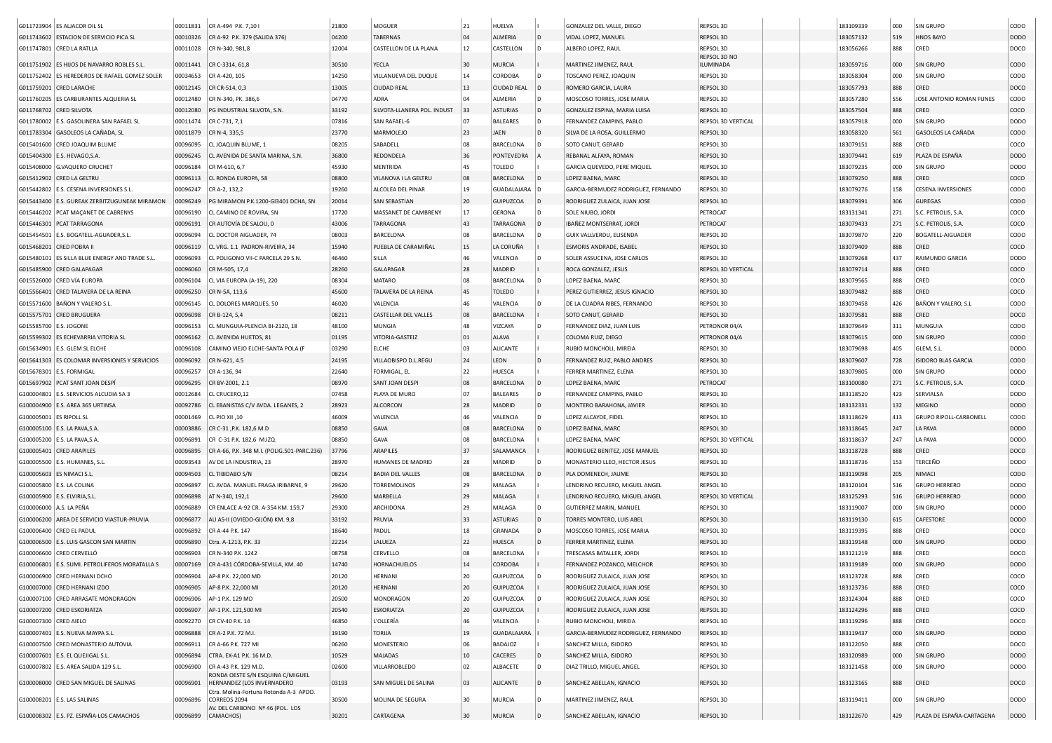| | | | | | | | | | | | | | | | |
|---|---|---|---|---|---|---|---|---|---|---|---|---|---|---|---|
| G011723904 | ES ALJACOR OIL SL | 00011831 | CR A-494 P.K. 7,10 I | 21800 | MOGUER | 21 | HUELVA | | GONZALEZ DEL VALLE, DIEGO | REPSOL 3D | | | 183109339 | 000 | SIN GRUPO | CODO |
| G011743602 | ESTACION DE SERVICIO PICA SL | 00010326 | CR A-92 P.K. 379 (SALIDA 376) | 04200 | TABERNAS | 04 | ALMERIA | D | VIDAL LOPEZ, MANUEL | REPSOL 3D | | | 183057132 | 519 | HNOS BAYO | DODO |
| G011747801 | CRED LA RATLLA | 00011028 | CR N-340, 981,8 | 12004 | CASTELLON DE LA PLANA | 12 | CASTELLON | D | ALBERO LOPEZ, RAUL | REPSOL 3D | | | 183056266 | 888 | CRED | DOCO |
| G011751902 | ES HIJOS DE NAVARRO ROBLES S.L. | 00011441 | CR C-3314, 61,8 | 30510 | YECLA | 30 | MURCIA | I | MARTINEZ JIMENEZ, RAUL | REPSOL 3D NO ILUMINADA | | | 183059716 | 000 | SIN GRUPO | CODO |
| G011752402 | ES HEREDEROS DE RAFAEL GOMEZ SOLER | 00034653 | CR A-420, 105 | 14250 | VILLANUEVA DEL DUQUE | 14 | CORDOBA | D | TOSCANO PEREZ, JOAQUIN | REPSOL 3D | | | 183058304 | 000 | SIN GRUPO | CODO |
| G011759201 | CRED LARACHE | 00012145 | CR CR-514, 0,3 | 13005 | CIUDAD REAL | 13 | CIUDAD REAL | D | ROMERO GARCIA, LAURA | REPSOL 3D | | | 183057793 | 888 | CRED | DOCO |
| G011760205 | ES CARBURANTES ALQUERIA SL | 00012480 | CR N-340, PK. 386,6 | 04770 | ADRA | 04 | ALMERIA | D | MOSCOSO TORRES, JOSE MARIA | REPSOL 3D | | | 183057280 | 556 | JOSE ANTONIO ROMAN FUNES | CODO |
| G011768702 | CRED SILVOTA | 00012080 | PG INDUSTRIAL SILVOTA, S.N. | 33192 | SILVOTA-LLANERA POL. INDUST | 33 | ASTURIAS | D | GONZALEZ ESPINA, MARIA LUISA | REPSOL 3D | | | 183057504 | 888 | CRED | COCO |
| G011780002 | E.S. GASOLINERA SAN RAFAEL SL | 00011474 | CR C-731, 7,1 | 07816 | SAN RAFAEL-6 | 07 | BALEARES | D | FERNANDEZ CAMPINS, PABLO | REPSOL 3D VERTICAL | | | 183057918 | 000 | SIN GRUPO | DODO |
| G011783304 | GASOLEOS LA CAÑADA, SL | 00011879 | CR N-4, 335,5 | 23770 | MARMOLEJO | 23 | JAEN | D | SILVA DE LA ROSA, GUILLERMO | REPSOL 3D | | | 183058320 | 561 | GASOLEOS LA CAÑADA | CODO |
| G015401600 | CRED JOAQUIM BLUME | 00096095 | CL JOAQUIN BLUME, 1 | 08205 | SABADELL | 08 | BARCELONA | D | SOTO CANUT, GERARD | REPSOL 3D | | | 183079151 | 888 | CRED | COCO |
| G015404300 | E.S. HEVAGO,S.A. | 00096245 | CL AVENIDA DE SANTA MARINA, S.N. | 36800 | REDONDELA | 36 | PONTEVEDRA | A | REBANAL ALFAYA, ROMAN | REPSOL 3D | | | 183079441 | 619 | PLAZA DE ESPAÑA | DODO |
| G015408000 | G.VAQUERO CRUCHET | 00096184 | CR M-610, 6,7 | 45930 | MENTRIDA | 45 | TOLEDO | I | GARCIA QUEVEDO, PERE MIQUEL | REPSOL 3D | | | 183079235 | 000 | SIN GRUPO | DODO |
| G015412902 | CRED LA GELTRU | 00096113 | CL RONDA EUROPA, 58 | 08800 | VILANOVA I LA GELTRU | 08 | BARCELONA | D | LOPEZ BAENA, MARC | REPSOL 3D | | | 183079250 | 888 | CRED | COCO |
| G015442802 | E.S. CESENA INVERSIONES S.L. | 00096247 | CR A-2, 132,2 | 19260 | ALCOLEA DEL PINAR | 19 | GUADALAJARA | D | GARCIA-BERMUDEZ RODRIGUEZ, FERNANDO | REPSOL 3D | | | 183079276 | 158 | CESENA INVERSIONES | CODO |
| G015443400 | E.S. GUREAK ZERBITZUGUNEAK MIRAMON | 00096249 | PG MIRAMON P.K.1200-GI3401 DCHA, SN | 20014 | SAN SEBASTIAN | 20 | GUIPUZCOA | D | RODRIGUEZ ZULAICA, JUAN JOSE | REPSOL 3D | | | 183079391 | 306 | GUREGAS | CODO |
| G015446202 | PCAT MAÇANET DE CABRENYS | 00096190 | CL CAMINO DE ROVIRA, SN | 17720 | MASSANET DE CAMBRENY | 17 | GERONA | D | SOLE NIUBO, JORDI | PETROCAT | | | 183131341 | 271 | S.C. PETROLIS, S.A. | COCO |
| G015446301 | PCAT TARRAGONA | 00096191 | CR AUTOVÍA DE SALOU, 0 | 43006 | TARRAGONA | 43 | TARRAGONA | D | IBAÑEZ MONTSERRAT, JORDI | PETROCAT | | | 183079433 | 271 | S.C. PETROLIS, S.A. | COCO |
| G015454501 | E.S. BOGATELL-AGUADER,S.L. | 00096094 | CL DOCTOR AIGUADER, 74 | 08003 | BARCELONA | 08 | BARCELONA | D | GUIX VALLVERDU, ELISENDA | REPSOL 3D | | | 183079870 | 220 | BOGATELL-AIGUADER | CODO |
| G015468201 | CRED POBRA II | 00096119 | CL VRG. 1.1 PADRON-RIVEIRA, 34 | 15940 | PUEBLA DE CARAMIÑAL | 15 | LA CORUÑA | I | ESMORIS ANDRADE, ISABEL | REPSOL 3D | | | 183079409 | 888 | CRED | COCO |
| G015480101 | ES SILLA BLUE ENERGY AND TRADE S.L. | 00096093 | CL POLIGONO VII-C PARCELA 29 S.N. | 46460 | SILLA | 46 | VALENCIA | D | SOLER ASSUCENA, JOSE CARLOS | REPSOL 3D | | | 183079268 | 437 | RAIMUNDO GARCIA | DODO |
| G015485900 | CRED GALAPAGAR | 00096060 | CR M-505, 17,4 | 28260 | GALAPAGAR | 28 | MADRID | D | ROCA GONZALEZ, JESUS | REPSOL 3D VERTICAL | | | 183079714 | 888 | CRED | COCO |
| G015526000 | CRED VÍA EUROPA | 00096104 | CL VIA EUROPA (A-19), 220 | 08304 | MATARO | 08 | BARCELONA | D | LOPEZ BAENA, MARC | REPSOL 3D | | | 183079565 | 888 | CRED | COCO |
| G015566401 | CRED TALAVERA DE LA REINA | 00096250 | CR N-5A, 113,6 | 45600 | TALAVERA DE LA REINA | 45 | TOLEDO | I | PEREZ GUTIERREZ, JESUS IGNACIO | REPSOL 3D | | | 183079482 | 888 | CRED | COCO |
| G015571600 | BAÑON Y VALERO S.L. | 00096145 | CL DOLORES MARQUES, 50 | 46020 | VALENCIA | 46 | VALENCIA | D | DE LA CUADRA RIBES, FERNANDO | REPSOL 3D | | | 183079458 | 426 | BAÑON Y VALERO, S.L | CODO |
| G015575701 | CRED BRUGUERA | 00096098 | CR B-124, 5,4 | 08211 | CASTELLAR DEL VALLES | 08 | BARCELONA | I | SOTO CANUT, GERARD | REPSOL 3D | | | 183079581 | 888 | CRED | DOCO |
| G015585700 | E.S. JOGONE | 00096153 | CL MUNGUIA-PLENCIA BI-2120, 18 | 48100 | MUNGIA | 48 | VIZCAYA | D | FERNANDEZ DIAZ, JUAN LUIS | PETRONOR 04/A | | | 183079649 | 311 | MUNGUIA | CODO |
| G015599302 | ES ECHEVARRIA VITORIA SL | 00096162 | CL AVENIDA HUETOS, 81 | 01195 | VITORIA-GASTEIZ | 01 | ALAVA | I | COLOMA RUIZ, DIEGO | PETRONOR 04/A | | | 183079615 | 000 | SIN GRUPO | CODO |
| G015634901 | E.S. GLEM SL ELCHE | 00096108 | CAMINO VIEJO ELCHE-SANTA POLA (F | 03290 | ELCHE | 03 | ALICANTE | I | RUBIO MONCHOLI, MIREIA | REPSOL 3D | | | 183079698 | 405 | GLEM, S.L. | DODO |
| G015641303 | ES COLOMAR INVERSIONES Y SERVICIOS | 00096092 | CR N-621, 4.5 | 24195 | VILLAOBISPO D.L.REGU | 24 | LEON | D | FERNANDEZ RUIZ, PABLO ANDRES | REPSOL 3D | | | 183079607 | 728 | ISIDORO BLAS GARCIA | CODO |
| G015678301 | E.S. FORMIGAL | 00096257 | CR A-136, 94 | 22640 | FORMIGAL, EL | 22 | HUESCA | I | FERRER MARTINEZ, ELENA | REPSOL 3D | | | 183079805 | 000 | SIN GRUPO | DODO |
| G015697902 | PCAT SANT JOAN DESPÍ | 00096295 | CR BV-2001, 2.1 | 08970 | SANT JOAN DESPI | 08 | BARCELONA | D | LOPEZ BAENA, MARC | PETROCAT | | | 183100080 | 271 | S.C. PETROLIS, S.A. | COCO |
| G100004801 | E.S. SERVICIOS ALCUDIA SA 3 | 00012684 | CL CRUCERO,12 | 07458 | PLAYA DE MURO | 07 | BALEARES | D | FERNANDEZ CAMPINS, PABLO | REPSOL 3D | | | 183118520 | 423 | SERVIALSA | DODO |
| G100004900 | E.S. AREA 365 URTINSA | 00092786 | CL EBANISTAS C/V AVDA. LEGANES, 2 | 28923 | ALCORCON | 28 | MADRID | D | MONTERO BARAHONA, JAVIER | REPSOL 3D | | | 183132331 | 132 | MEGINO | DODO |
| G100005001 | ES RIPOLL SL | 00001469 | CL PIO XII ,10 | 46009 | VALENCIA | 46 | VALENCIA | D | LOPEZ ALCAYDE, FIDEL | REPSOL 3D | | | 183118629 | 413 | GRUPO RIPOLL-CARBONELL | CODO |
| G100005100 | E.S. LA PAVA,S.A. | 00003886 | CR C-31 ,P.K. 182,6 M.D | 08850 | GAVA | 08 | BARCELONA | D | LOPEZ BAENA, MARC | REPSOL 3D | | | 183118645 | 247 | LA PAVA | DODO |
| G100005200 | E.S. LA PAVA,S.A. | 00096891 | CR C-31 P.K. 182,6 M.IZQ. | 08850 | GAVA | 08 | BARCELONA | I | LOPEZ BAENA, MARC | REPSOL 3D VERTICAL | | | 183118637 | 247 | LA PAVA | DODO |
| G100005401 | CRED ARAPILES | 00096895 | CR A-66, P.K. 348 M.I. (POLIG.501-PARC.236) | 37796 | ARAPILES | 37 | SALAMANCA | I | RODRIGUEZ BENITEZ, JOSE MANUEL | REPSOL 3D | | | 183118728 | 888 | CRED | DOCO |
| G100005500 | E.S. HUMANES, S.L. | 00093543 | AV DE LA INDUSTRIA, 23 | 28970 | HUMANES DE MADRID | 28 | MADRID | D | MONASTERIO LLEO, HECTOR JESUS | REPSOL 3D | | | 183118736 | 153 | TERCEÑO | DODO |
| G100005603 | ES NIMACI S.L. | 00094503 | CL TIBIDABO S/N | 08214 | BADIA DEL VALLES | 08 | BARCELONA | D | PLA DOMENECH, JAUME | REPSOL 3D | | | 183119098 | 205 | NIMACI | CODO |
| G100005800 | E.S. LA COLINA | 00096897 | CL AVDA. MANUEL FRAGA IRIBARNE, 9 | 29620 | TORREMOLINOS | 29 | MALAGA | I | LENDRINO RECUERO, MIGUEL ANGEL | REPSOL 3D | | | 183120104 | 516 | GRUPO HERRERO | DODO |
| G100005900 | E.S. ELVIRIA,S.L. | 00096898 | AT N-340, 192,1 | 29600 | MARBELLA | 29 | MALAGA | I | LENDRINO RECUERO, MIGUEL ANGEL | REPSOL 3D VERTICAL | | | 183125293 | 516 | GRUPO HERRERO | DODO |
| G100006000 | A.S. LA PEÑA | 00096889 | CR ENLACE A-92 CR. A-354 KM. 159,7 | 29300 | ARCHIDONA | 29 | MALAGA | D | GUTIERREZ MARIN, MANUEL | REPSOL 3D | | | 183119007 | 000 | SIN GRUPO | DODO |
| G100006200 | AREA DE SERVICIO VIASTUR-PRUVIA | 00096877 | AU AS-II (OVIEDO-GIJÓN) KM. 9,8 | 33192 | PRUVIA | 33 | ASTURIAS | D | TORRES MONTERO, LUIS ABEL | REPSOL 3D | | | 183119130 | 615 | CAFESTORE | DODO |
| G100006400 | CRED EL PADUL | 00096892 | CR A-44 P.K. 147 | 18640 | PADUL | 18 | GRANADA | D | MOSCOSO TORRES, JOSE MARIA | REPSOL 3D | | | 183119395 | 888 | CRED | DOCO |
| G100006500 | E.S. LUIS GASCON SAN MARTIN | 00096890 | Ctra. A-1213, P.K. 33 | 22214 | LALUEZA | 22 | HUESCA | D | FERRER MARTINEZ, ELENA | REPSOL 3D | | | 183119148 | 000 | SIN GRUPO | DODO |
| G100006600 | CRED CERVELLÓ | 00096903 | CR N-340 P.K. 1242 | 08758 | CERVELLO | 08 | BARCELONA | I | TRESCASAS BATALLER, JORDI | REPSOL 3D | | | 183121219 | 888 | CRED | DOCO |
| G100006801 | E.S. SUMI. PETROLIFEROS MORATALLA S | 00007169 | CR A-431 CÓRDOBA-SEVILLA, KM. 40 | 14740 | HORNACHUELOS | 14 | CORDOBA | I | FERNANDEZ POZANCO, MELCHOR | REPSOL 3D | | | 183119189 | 000 | SIN GRUPO | DODO |
| G100006900 | CRED HERNANI DCHO | 00096904 | AP-8 P.K. 22,000 MD | 20120 | HERNANI | 20 | GUIPUZCOA | D | RODRIGUEZ ZULAICA, JUAN JOSE | REPSOL 3D | | | 183123728 | 888 | CRED | COCO |
| G100007000 | CRED HERNANI IZDO | 00096905 | AP-8 P.K. 22,000 MI | 20120 | HERNANI | 20 | GUIPUZCOA | I | RODRIGUEZ ZULAICA, JUAN JOSE | REPSOL 3D | | | 183123736 | 888 | CRED | COCO |
| G100007100 | CRED ARRASATE MONDRAGON | 00096906 | AP-1 P.K. 129 MD | 20500 | MONDRAGON | 20 | GUIPUZCOA | D | RODRIGUEZ ZULAICA, JUAN JOSE | REPSOL 3D | | | 183124304 | 888 | CRED | COCO |
| G100007200 | CRED ESKORIATZA | 00096907 | AP-1 P.K. 121,500 MI | 20540 | ESKORIATZA | 20 | GUIPUZCOA | I | RODRIGUEZ ZULAICA, JUAN JOSE | REPSOL 3D | | | 183124296 | 888 | CRED | COCO |
| G100007300 | CRED AIELO | 00092270 | CR CV-40 P.K. 14 | 46850 | L'OLLERÍA | 46 | VALENCIA | I | RUBIO MONCHOLI, MIREIA | REPSOL 3D | | | 183119296 | 888 | CRED | DOCO |
| G100007401 | E.S. NUEVA MAYPA S.L. | 00096888 | CR A-2 P.K. 72 M.I. | 19190 | TORIJA | 19 | GUADALAJARA | I | GARCIA-BERMUDEZ RODRIGUEZ, FERNANDO | REPSOL 3D | | | 183119437 | 000 | SIN GRUPO | DODO |
| G100007500 | CRED MONASTERIO AUTOVIA | 00096911 | CR A-66 P.K. 727 MI | 06260 | MONESTERIO | 06 | BADAJOZ | I | SANCHEZ MILLA, ISIDORO | REPSOL 3D | | | 183122050 | 888 | CRED | DOCO |
| G100007601 | E.S. EL QUEJIGAL S.L. | 00096894 | CTRA. EX-A1 P.K. 16 M.D. | 10529 | MAJADAS | 10 | CACERES | D | SANCHEZ MILLA, ISIDORO | REPSOL 3D | | | 183120989 | 000 | SIN GRUPO | DODO |
| G100007802 | E.S. AREA SALIDA 129 S.L. | 00096900 | CR A-43 P.K. 129 M.D. | 02600 | VILLARROBLEDO | 02 | ALBACETE | D | DIAZ TRILLO, MIGUEL ANGEL | REPSOL 3D | | | 183121458 | 000 | SIN GRUPO | DODO |
| G100008000 | CRED SAN MIGUEL DE SALINAS | 00096901 | RONDA OESTE S/N ESQUINA C/MIGUEL HERNANDEZ (LOS INVERNADERO | 03193 | SAN MIGUEL DE SALINA | 03 | ALICANTE | D | SANCHEZ ABELLAN, IGNACIO | REPSOL 3D | | | 183123165 | 888 | CRED | DOCO |
| G100008201 | E.S. LAS SALINAS | 00096896 | Ctra. Molina-Fortuna Rotonda A-3 APDO. CORREOS 2094 | 30500 | MOLINA DE SEGURA | 30 | MURCIA | D | MARTINEZ JIMENEZ, RAUL | REPSOL 3D | | | 183119411 | 000 | SIN GRUPO | DODO |
| G100008302 | E.S. PZ. ESPAÑA-LOS CAMACHOS | 00096899 | AV. DEL CARBONO Nº 46 (POL. LOS CAMACHOS) | 30201 | CARTAGENA | 30 | MURCIA | D | SANCHEZ ABELLAN, IGNACIO | REPSOL 3D | | | 183122670 | 429 | PLAZA DE ESPAÑA-CARTAGENA | DODO |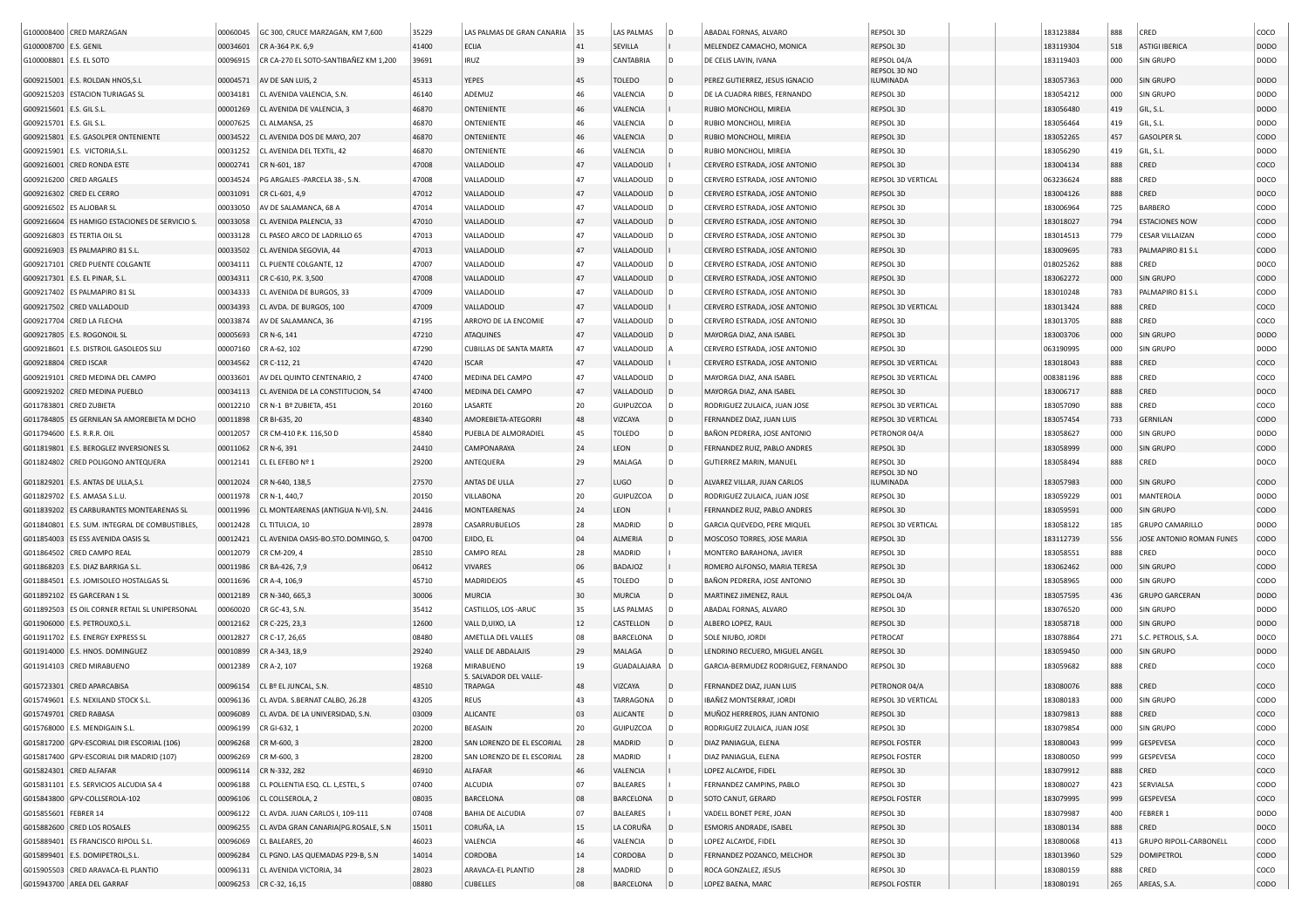| | | | | | | | | | | | | | | | |
|---|---|---|---|---|---|---|---|---|---|---|---|---|---|---|---|
| G100008400 | CRED MARZAGAN | 00060045 | GC 300, CRUCE MARZAGAN, KM 7,600 | 35229 | LAS PALMAS DE GRAN CANARIA | 35 | LAS PALMAS | D | ABADAL FORNAS, ALVARO | REPSOL 3D | | 183123884 | 888 | CRED | COCO |
| G100008700 | E.S. GENIL | 00034601 | CR A-364 P.K. 6,9 | 41400 | ECIJA | 41 | SEVILLA | I | MELENDEZ CAMACHO, MONICA | REPSOL 3D | | 183119304 | 518 | ASTIGI IBERICA | DODO |
| G100008801 | E.S. EL SOTO | 00096915 | CR CA-270 EL SOTO-SANTIBAÑEZ KM 1,200 | 39691 | IRUZ | 39 | CANTABRIA | D | DE CELIS LAVIN, IVANA | REPSOL 04/A | | 183119403 | 000 | SIN GRUPO | DODO |
| G009215001 | E.S. ROLDAN HNOS,S.L | 00004571 | AV DE SAN LUIS, 2 | 45313 | YEPES | 45 | TOLEDO | D | PEREZ GUTIERREZ, JESUS IGNACIO | REPSOL 3D NO ILUMINADA | | 183057363 | 000 | SIN GRUPO | DODO |
| G009215203 | ESTACION TURIAGAS SL | 00034181 | CL AVENIDA VALENCIA, S.N. | 46140 | ADEMUZ | 46 | VALENCIA | D | DE LA CUADRA RIBES, FERNANDO | REPSOL 3D | | 183054212 | 000 | SIN GRUPO | DODO |
| G009215601 | E.S. GIL S.L. | 00001269 | CL AVENIDA DE VALENCIA, 3 | 46870 | ONTENIENTE | 46 | VALENCIA | I | RUBIO MONCHOLI, MIREIA | REPSOL 3D | | 183056480 | 419 | GIL, S.L. | DODO |
| G009215701 | E.S. GIL S.L. | 00007625 | CL ALMANSA, 25 | 46870 | ONTENIENTE | 46 | VALENCIA | D | RUBIO MONCHOLI, MIREIA | REPSOL 3D | | 183056464 | 419 | GIL, S.L. | DODO |
| G009215801 | E.S. GASOLPER ONTENIENTE | 00034522 | CL AVENIDA DOS DE MAYO, 207 | 46870 | ONTENIENTE | 46 | VALENCIA | D | RUBIO MONCHOLI, MIREIA | REPSOL 3D | | 183052265 | 457 | GASOLPER SL | CODO |
| G009215901 | E.S. VICTORIA,S.L. | 00031252 | CL AVENIDA DEL TEXTIL, 42 | 46870 | ONTENIENTE | 46 | VALENCIA | D | RUBIO MONCHOLI, MIREIA | REPSOL 3D | | 183056290 | 419 | GIL, S.L. | DODO |
| G009216001 | CRED RONDA ESTE | 00002741 | CR N-601, 187 | 47008 | VALLADOLID | 47 | VALLADOLID | D | CERVERO ESTRADA, JOSE ANTONIO | REPSOL 3D | | 183004134 | 888 | CRED | COCO |
| G009216200 | CRED ARGALES | 00034524 | PG ARGALES -PARCELA 38-, S.N. | 47008 | VALLADOLID | 47 | VALLADOLID | D | CERVERO ESTRADA, JOSE ANTONIO | REPSOL 3D VERTICAL | | 063236624 | 888 | CRED | COCO |
| G009216302 | CRED EL CERRO | 00031091 | CR CL-601, 4,9 | 47012 | VALLADOLID | 47 | VALLADOLID | D | CERVERO ESTRADA, JOSE ANTONIO | REPSOL 3D | | 183004126 | 888 | CRED | DOCO |
| G009216502 | ES ALJOBAR SL | 00033050 | AV DE SALAMANCA, 68 A | 47014 | VALLADOLID | 47 | VALLADOLID | D | CERVERO ESTRADA, JOSE ANTONIO | REPSOL 3D | | 183006964 | 725 | BARBERO | CODO |
| G009216604 | ES HAMIGO ESTACIONES DE SERVICIO S. | 00033058 | CL AVENIDA PALENCIA, 33 | 47010 | VALLADOLID | 47 | VALLADOLID | D | CERVERO ESTRADA, JOSE ANTONIO | REPSOL 3D | | 183018027 | 794 | ESTACIONES NOW | CODO |
| G009216803 | ES TERTIA OIL SL | 00033128 | CL PASEO ARCO DE LADRILLO 65 | 47013 | VALLADOLID | 47 | VALLADOLID | D | CERVERO ESTRADA, JOSE ANTONIO | REPSOL 3D | | 183014513 | 779 | CESAR VILLAIZAN | CODO |
| G009216903 | ES PALMAPIRO 81 S.L. | 00033502 | CL AVENIDA SEGOVIA, 44 | 47013 | VALLADOLID | 47 | VALLADOLID | I | CERVERO ESTRADA, JOSE ANTONIO | REPSOL 3D | | 183009695 | 783 | PALMAPIRO 81 S.L | CODO |
| G009217101 | CRED PUENTE COLGANTE | 00034111 | CL PUENTE COLGANTE, 12 | 47007 | VALLADOLID | 47 | VALLADOLID | D | CERVERO ESTRADA, JOSE ANTONIO | REPSOL 3D | | 018025262 | 888 | CRED | DOCO |
| G009217301 | E.S. EL PINAR, S.L. | 00034311 | CR C-610, P.K. 3,500 | 47008 | VALLADOLID | 47 | VALLADOLID | D | CERVERO ESTRADA, JOSE ANTONIO | REPSOL 3D | | 183062272 | 000 | SIN GRUPO | CODO |
| G009217402 | ES PALMAPIRO 81 SL | 00034333 | CL AVENIDA DE BURGOS, 33 | 47009 | VALLADOLID | 47 | VALLADOLID | D | CERVERO ESTRADA, JOSE ANTONIO | REPSOL 3D | | 183010248 | 783 | PALMAPIRO 81 S.L | CODO |
| G009217502 | CRED VALLADOLID | 00034393 | CL AVDA. DE BURGOS, 100 | 47009 | VALLADOLID | 47 | VALLADOLID | I | CERVERO ESTRADA, JOSE ANTONIO | REPSOL 3D VERTICAL | | 183013424 | 888 | CRED | COCO |
| G009217704 | CRED LA FLECHA | 00033874 | AV DE SALAMANCA, 36 | 47195 | ARROYO DE LA ENCOMIE | 47 | VALLADOLID | D | CERVERO ESTRADA, JOSE ANTONIO | REPSOL 3D | | 183013705 | 888 | CRED | COCO |
| G009217805 | E.S. ROGONOIL SL | 00005693 | CR N-6, 141 | 47210 | ATAQUINES | 47 | VALLADOLID | D | MAYORGA DIAZ, ANA ISABEL | REPSOL 3D | | 183003706 | 000 | SIN GRUPO | DODO |
| G009218601 | E.S. DISTROIL GASOLEOS SLU | 00007160 | CR A-62, 102 | 47290 | CUBILLAS DE SANTA MARTA | 47 | VALLADOLID | A | CERVERO ESTRADA, JOSE ANTONIO | REPSOL 3D | | 063190995 | 000 | SIN GRUPO | DODO |
| G009218804 | CRED ISCAR | 00034562 | CR C-112, 21 | 47420 | ISCAR | 47 | VALLADOLID | I | CERVERO ESTRADA, JOSE ANTONIO | REPSOL 3D VERTICAL | | 183018043 | 888 | CRED | COCO |
| G009219101 | CRED MEDINA DEL CAMPO | 00033601 | AV DEL QUINTO CENTENARIO, 2 | 47400 | MEDINA DEL CAMPO | 47 | VALLADOLID | I | MAYORGA DIAZ, ANA ISABEL | REPSOL 3D VERTICAL | | 008381196 | 888 | CRED | COCO |
| G009219202 | CRED MEDINA PUEBLO | 00034113 | CL AVENIDA DE LA CONSTITUCION, 54 | 47400 | MEDINA DEL CAMPO | 47 | VALLADOLID | D | MAYORGA DIAZ, ANA ISABEL | REPSOL 3D | | 183006717 | 888 | CRED | DOCO |
| G011783801 | CRED ZUBIETA | 00012210 | CR N-1 Bº ZUBIETA, 451 | 20160 | LASARTE | 20 | GUIPUZCOA | D | RODRIGUEZ ZULAICA, JUAN JOSE | REPSOL 3D VERTICAL | | 183057090 | 888 | CRED | COCO |
| G011784805 | ES GERNILAN SA AMOREBIETA M DCHO | 00011898 | CR BI-635, 20 | 48340 | AMOREBIETA-ATEGORRI | 48 | VIZCAYA | D | FERNANDEZ DIAZ, JUAN LUIS | REPSOL 3D VERTICAL | | 183057454 | 733 | GERNILAN | CODO |
| G011794600 | E.S. R.R.R. OIL | 00012057 | CR CM-410 P.K. 116,50 D | 45840 | PUEBLA DE ALMORADIEL | 45 | TOLEDO | D | BAÑON PEDRERA, JOSE ANTONIO | PETRONOR 04/A | | 183058627 | 000 | SIN GRUPO | DODO |
| G011819801 | E.S. BEROGLEZ INVERSIONES SL | 00011062 | CR N-6, 391 | 24410 | CAMPONARAYA | 24 | LEON | D | FERNANDEZ RUIZ, PABLO ANDRES | REPSOL 3D | | 183058999 | 000 | SIN GRUPO | CODO |
| G011824802 | CRED POLIGONO ANTEQUERA | 00012141 | CL EL EFEBO Nº 1 | 29200 | ANTEQUERA | 29 | MALAGA | D | GUTIERREZ MARIN, MANUEL | REPSOL 3D | | 183058494 | 888 | CRED | DOCO |
| G011829201 | E.S. ANTAS DE ULLA,S.L | 00012024 | CR N-640, 138,5 | 27570 | ANTAS DE ULLA | 27 | LUGO | D | ALVAREZ VILLAR, JUAN CARLOS | REPSOL 3D NO ILUMINADA | | 183057983 | 000 | SIN GRUPO | CODO |
| G011829702 | E.S. AMASA S.L.U. | 00011978 | CR N-1, 440,7 | 20150 | VILLABONA | 20 | GUIPUZCOA | D | RODRIGUEZ ZULAICA, JUAN JOSE | REPSOL 3D | | 183059229 | 001 | MANTEROLA | DODO |
| G011839202 | ES CARBURANTES MONTEARENAS SL | 00011996 | CL MONTEARENAS (ANTIGUA N-VI), S.N. | 24416 | MONTEARENAS | 24 | LEON | I | FERNANDEZ RUIZ, PABLO ANDRES | REPSOL 3D | | 183059591 | 000 | SIN GRUPO | CODO |
| G011840801 | E.S. SUM. INTEGRAL DE COMBUSTIBLES, | 00012428 | CL TITULCIA, 10 | 28978 | CASARRUBUELOS | 28 | MADRID | D | GARCIA QUEVEDO, PERE MIQUEL | REPSOL 3D VERTICAL | | 183058122 | 185 | GRUPO CAMARILLO | DODO |
| G011854003 | ES ESS AVENIDA OASIS SL | 00012421 | CL AVENIDA OASIS-BO.STO.DOMINGO, S. | 04700 | EJIDO, EL | 04 | ALMERIA | D | MOSCOSO TORRES, JOSE MARIA | REPSOL 3D | | 183112739 | 556 | JOSE ANTONIO ROMAN FUNES | CODO |
| G011864502 | CRED CAMPO REAL | 00012079 | CR CM-209, 4 | 28510 | CAMPO REAL | 28 | MADRID | D | MONTERO BARAHONA, JAVIER | REPSOL 3D | | 183058551 | 888 | CRED | COCO |
| G011868203 | E.S. DIAZ BARRIGA S.L. | 00011986 | CR BA-426, 7,9 | 06412 | VIVARES | 06 | BADAJOZ | D | ROMERO ALFONSO, MARIA TERESA | REPSOL 3D | | 183062462 | 000 | SIN GRUPO | CODO |
| G011884501 | E.S. JOMISOLEO HOSTALGAS SL | 00011696 | CR A-4, 106,9 | 45710 | MADRIDEJOS | 45 | TOLEDO | D | BAÑON PEDRERA, JOSE ANTONIO | REPSOL 3D | | 183058965 | 000 | SIN GRUPO | CODO |
| G011892102 | ES GARCERAN 1 SL | 00012189 | CR N-340, 665,3 | 30006 | MURCIA | 30 | MURCIA | D | MARTINEZ JIMENEZ, RAUL | REPSOL 04/A | | 183057595 | 436 | GRUPO GARCERAN | DODO |
| G011892503 | ES OIL CORNER RETAIL SL UNIPERSONAL | 00060020 | CR GC-43, S.N. | 35412 | CASTILLOS, LOS -ARUC | 35 | LAS PALMAS | D | ABADAL FORNAS, ALVARO | REPSOL 3D | | 183076520 | 000 | SIN GRUPO | DODO |
| G011906000 | E.S. PETROUXO,S.L. | 00012162 | CR C-225, 23,3 | 12600 | VALL D,UIXO, LA | 12 | CASTELLON | D | ALBERO LOPEZ, RAUL | REPSOL 3D | | 183058718 | 000 | SIN GRUPO | DODO |
| G011911702 | E.S. ENERGY EXPRESS SL | 00012827 | CR C-17, 26,65 | 08480 | AMETLLA DEL VALLES | 08 | BARCELONA | D | SOLE NIUBO, JORDI | PETROCAT | | 183078864 | 271 | S.C. PETROLIS, S.A. | DOCO |
| G011914000 | E.S. HNOS. DOMINGUEZ | 00010899 | CR A-343, 18,9 | 29240 | VALLE DE ABDALAJIS | 29 | MALAGA | D | LENDRINO RECUERO, MIGUEL ANGEL | REPSOL 3D | | 183059450 | 000 | SIN GRUPO | DODO |
| G011914103 | CRED MIRABUENO | 00012389 | CR A-2, 107 | 19268 | MIRABUENO | 19 | GUADALAJARA | D | GARCIA-BERMUDEZ RODRIGUEZ, FERNANDO | REPSOL 3D | | 183059682 | 888 | CRED | COCO |
| G015723301 | CRED APARCABISA | 00096154 | CL Bº EL JUNCAL, S.N. | 48510 | S. SALVADOR DEL VALLE-TRAPAGA | 48 | VIZCAYA | D | FERNANDEZ DIAZ, JUAN LUIS | PETRONOR 04/A | | 183080076 | 888 | CRED | COCO |
| G015749601 | E.S. NEXILAND STOCK S.L. | 00096136 | CL AVDA. S.BERNAT CALBO, 26.28 | 43205 | REUS | 43 | TARRAGONA | D | IBAÑEZ MONTSERRAT, JORDI | REPSOL 3D VERTICAL | | 183080183 | 000 | SIN GRUPO | CODO |
| G015749701 | CRED RABASA | 00096089 | CL AVDA. DE LA UNIVERSIDAD, S.N. | 03009 | ALICANTE | 03 | ALICANTE | D | MUÑOZ HERREROS, JUAN ANTONIO | REPSOL 3D | | 183079813 | 888 | CRED | COCO |
| G015768000 | E.S. MENDIGAIN S.L. | 00096199 | CR GI-632, 1 | 20200 | BEASAIN | 20 | GUIPUZCOA | D | RODRIGUEZ ZULAICA, JUAN JOSE | REPSOL 3D | | 183079854 | 000 | SIN GRUPO | CODO |
| G015817200 | GPV-ESCORIAL DIR ESCORIAL (106) | 00096268 | CR M-600, 3 | 28200 | SAN LORENZO DE EL ESCORIAL | 28 | MADRID | D | DIAZ PANIAGUA, ELENA | REPSOL FOSTER | | 183080043 | 999 | GESPEVESA | COCO |
| G015817400 | GPV-ESCORIAL DIR MADRID (107) | 00096269 | CR M-600, 3 | 28200 | SAN LORENZO DE EL ESCORIAL | 28 | MADRID | I | DIAZ PANIAGUA, ELENA | REPSOL FOSTER | | 183080050 | 999 | GESPEVESA | COCO |
| G015824301 | CRED ALFAFAR | 00096114 | CR N-332, 282 | 46910 | ALFAFAR | 46 | VALENCIA | I | LOPEZ ALCAYDE, FIDEL | REPSOL 3D | | 183079912 | 888 | CRED | COCO |
| G015831101 | E.S. SERVICIOS ALCUDIA SA 4 | 00096188 | CL POLLENTIA ESQ. CL. L,ESTEL, S | 07400 | ALCUDIA | 07 | BALEARES | I | FERNANDEZ CAMPINS, PABLO | REPSOL 3D | | 183080027 | 423 | SERVIALSA | CODO |
| G015843800 | GPV-COLLSEROLA-102 | 00096106 | CL COLLSEROLA, 2 | 08035 | BARCELONA | 08 | BARCELONA | D | SOTO CANUT, GERARD | REPSOL FOSTER | | 183079995 | 999 | GESPEVESA | COCO |
| G015855601 | FEBRER 14 | 00096122 | CL AVDA. JUAN CARLOS I, 109-111 | 07408 | BAHIA DE ALCUDIA | 07 | BALEARES | I | VADELL BONET PERE, JOAN | REPSOL 3D | | 183079987 | 400 | FEBRER 1 | DODO |
| G015882600 | CRED LOS ROSALES | 00096255 | CL AVDA GRAN CANARIA(PG.ROSALE, S.N | 15011 | CORUÑA, LA | 15 | LA CORUÑA | D | ESMORIS ANDRADE, ISABEL | REPSOL 3D | | 183080134 | 888 | CRED | DOCO |
| G015889401 | ES FRANCISCO RIPOLL S.L. | 00096069 | CL BALEARES, 20 | 46023 | VALENCIA | 46 | VALENCIA | D | LOPEZ ALCAYDE, FIDEL | REPSOL 3D | | 183080068 | 413 | GRUPO RIPOLL-CARBONELL | CODO |
| G015899401 | E.S. DOMIPETROL,S.L. | 00096284 | CL PGNO. LAS QUEMADAS P29-B, S.N | 14014 | CORDOBA | 14 | CORDOBA | D | FERNANDEZ POZANCO, MELCHOR | REPSOL 3D | | 183013960 | 529 | DOMIPETROL | CODO |
| G015905503 | CRED ARAVACA-EL PLANTIO | 00096131 | CL AVENIDA VICTORIA, 34 | 28023 | ARAVACA-EL PLANTIO | 28 | MADRID | D | ROCA GONZALEZ, JESUS | REPSOL 3D | | 183080159 | 888 | CRED | COCO |
| G015943700 | AREA DEL GARRAF | 00096253 | CR C-32, 16,15 | 08880 | CUBELLES | 08 | BARCELONA | D | LOPEZ BAENA, MARC | REPSOL FOSTER | | 183080191 | 265 | AREAS, S.A. | CODO |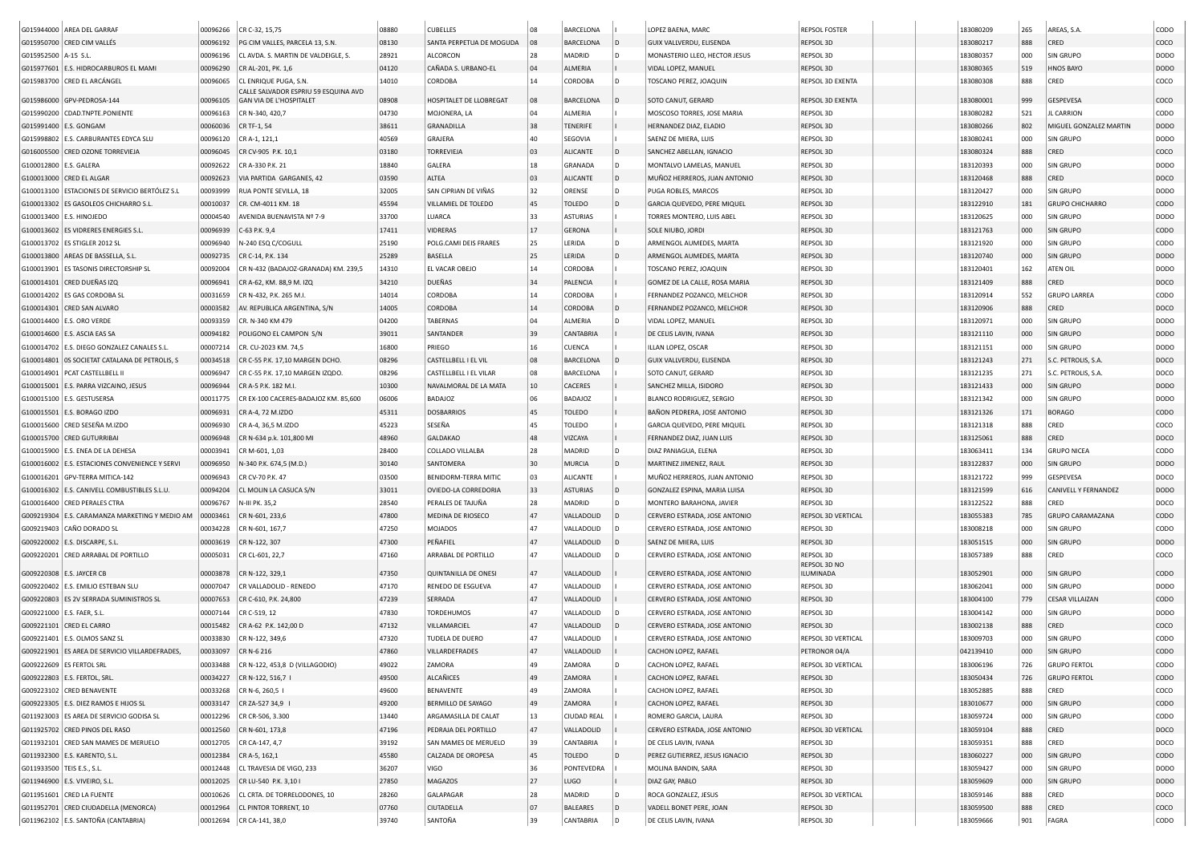| | | | | | | | | | | | | | | | | |
|---|---|---|---|---|---|---|---|---|---|---|---|---|---|---|---|---|
| G015944000 | AREA DEL GARRAF | 00096266 | CR C-32, 15,75 | 08880 | CUBELLES | 08 | BARCELONA | I | LOPEZ BAENA, MARC | REPSOL FOSTER | | | 183080209 | 265 | AREAS, S.A. | CODO |
| G015950700 | CRED CIM VALLÉS | 00096192 | PG CIM VALLES, PARCELA 13, S.N. | 08130 | SANTA PERPETUA DE MOGUDA | 08 | BARCELONA | D | GUIX VALLVERDU, ELISENDA | REPSOL 3D | | | 183080217 | 888 | CRED | COCO |
| G015952500 | A-15 S.L. | 00096196 | CL AVDA. S. MARTIN DE VALDEIGLE, S. | 28921 | ALCORCON | 28 | MADRID | D | MONASTERIO LLEO, HECTOR JESUS | REPSOL 3D | | | 183080357 | 000 | SIN GRUPO | DODO |
| G015977601 | E.S. HIDROCARBUROS EL MAMI | 00096290 | CR AL-201, PK. 1,6 | 04120 | CAÑADA S. URBANO-EL | 04 | ALMERIA | I | VIDAL LOPEZ, MANUEL | REPSOL 3D | | | 183080365 | 519 | HNOS BAYO | DODO |
| G015983700 | CRED EL ARCÁNGEL | 00096065 | CL ENRIQUE PUGA, S.N. | 14010 | CORDOBA | 14 | CORDOBA | D | TOSCANO PEREZ, JOAQUIN | REPSOL 3D EXENTA | | | 183080308 | 888 | CRED | COCO |
| G015986000 | GPV-PEDROSA-144 | 00096105 | CALLE SALVADOR ESPRIU 59 ESQUINA AVD GAN VIA DE L'HOSPITALET | 08908 | HOSPITALET DE LLOBREGAT | 08 | BARCELONA | D | SOTO CANUT, GERARD | REPSOL 3D EXENTA | | | 183080001 | 999 | GESPEVESA | COCO |
| G015990200 | CDAD.TNPTE.PONIENTE | 00096163 | CR N-340, 420,7 | 04730 | MOJONERA, LA | 04 | ALMERIA | I | MOSCOSO TORRES, JOSE MARIA | REPSOL 3D | | | 183080282 | 521 | JL CARRION | CODO |
| G015991400 | E.S. GONGAM | 00060036 | CR TF-1, 54 | 38611 | GRANADILLA | 38 | TENERIFE | I | HERNANDEZ DIAZ, ELADIO | REPSOL 3D | | | 183080266 | 802 | MIGUEL GONZALEZ MARTIN | DODO |
| G015998802 | E.S. CARBURANTES EDYCA SLU | 00096120 | CR A-1, 121,1 | 40569 | GRAJERA | 40 | SEGOVIA | I | SAENZ DE MIERA, LUIS | REPSOL 3D | | | 183080241 | 000 | SIN GRUPO | DODO |
| G016005500 | CRED OZONE TORREVIEJA | 00096045 | CR CV-905 P.K. 10,1 | 03180 | TORREVIEJA | 03 | ALICANTE | D | SANCHEZ ABELLAN, IGNACIO | REPSOL 3D | | | 183080324 | 888 | CRED | COCO |
| G100012800 | E.S. GALERA | 00092622 | CR A-330 P.K. 21 | 18840 | GALERA | 18 | GRANADA | D | MONTALVO LAMELAS, MANUEL | REPSOL 3D | | | 183120393 | 000 | SIN GRUPO | DODO |
| G100013000 | CRED EL ALGAR | 00092623 | VIA PARTIDA GARGANES, 42 | 03590 | ALTEA | 03 | ALICANTE | D | MUÑOZ HERREROS, JUAN ANTONIO | REPSOL 3D | | | 183120468 | 888 | CRED | DOCO |
| G100013100 | ESTACIONES DE SERVICIO BERTÓLEZ S.L | 00093999 | RUA PONTE SEVILLA, 18 | 32005 | SAN CIPRIAN DE VIÑAS | 32 | ORENSE | D | PUGA ROBLES, MARCOS | REPSOL 3D | | | 183120427 | 000 | SIN GRUPO | DODO |
| G100013302 | ES GASOLEOS CHICHARRO S.L. | 00010037 | CR. CM-4011 KM. 18 | 45594 | VILLAMIEL DE TOLEDO | 45 | TOLEDO | D | GARCIA QUEVEDO, PERE MIQUEL | REPSOL 3D | | | 183122910 | 181 | GRUPO CHICHARRO | CODO |
| G100013400 | E.S. HINOJEDO | 00004540 | AVENIDA BUENAVISTA Nº 7-9 | 33700 | LUARCA | 33 | ASTURIAS | I | TORRES MONTERO, LUIS ABEL | REPSOL 3D | | | 183120625 | 000 | SIN GRUPO | DODO |
| G100013602 | ES VIDRERES ENERGIES S.L. | 00096939 | C-63 P.K. 9,4 | 17411 | VIDRERAS | 17 | GERONA | I | SOLE NIUBO, JORDI | REPSOL 3D | | | 183121763 | 000 | SIN GRUPO | CODO |
| G100013702 | ES STIGLER 2012 SL | 00096940 | N-240 ESQ C/COGULL | 25190 | POLG.CAMI DEIS FRARES | 25 | LERIDA | D | ARMENGOL AUMEDES, MARTA | REPSOL 3D | | | 183121920 | 000 | SIN GRUPO | CODO |
| G100013800 | AREAS DE BASSELLA, S.L. | 00092735 | CR C-14, P.K. 134 | 25289 | BASELLA | 25 | LERIDA | D | ARMENGOL AUMEDES, MARTA | REPSOL 3D | | | 183120740 | 000 | SIN GRUPO | DODO |
| G100013901 | ES TASONIS DIRECTORSHIP SL | 00092004 | CR N-432 (BADAJOZ-GRANADA) KM. 239,5 | 14310 | EL VACAR OBEJO | 14 | CORDOBA | I | TOSCANO PEREZ, JOAQUIN | REPSOL 3D | | | 183120401 | 162 | ATEN OIL | DODO |
| G100014101 | CRED DUEÑAS IZQ | 00096941 | CR A-62, KM. 88,9 M. IZQ | 34210 | DUEÑAS | 34 | PALENCIA | I | GOMEZ DE LA CALLE, ROSA MARIA | REPSOL 3D | | | 183121409 | 888 | CRED | DOCO |
| G100014202 | ES GAS CORDOBA SL | 00031659 | CR N-432, P.K. 265 M.I. | 14014 | CORDOBA | 14 | CORDOBA | I | FERNANDEZ POZANCO, MELCHOR | REPSOL 3D | | | 183120914 | 552 | GRUPO LARREA | CODO |
| G100014301 | CRED SAN ALVARO | 00003582 | AV. REPUBLICA ARGENTINA, S/N | 14005 | CORDOBA | 14 | CORDOBA | D | FERNANDEZ POZANCO, MELCHOR | REPSOL 3D | | | 183120906 | 888 | CRED | DOCO |
| G100014400 | E.S. ORO VERDE | 00093359 | CR. N-340 KM 479 | 04200 | TABERNAS | 04 | ALMERIA | D | VIDAL LOPEZ, MANUEL | REPSOL 3D | | | 183120971 | 000 | SIN GRUPO | DODO |
| G100014600 | E.S. ASCIA EAS SA | 00094182 | POLIGONO EL CAMPON S/N | 39011 | SANTANDER | 39 | CANTABRIA | I | DE CELIS LAVIN, IVANA | REPSOL 3D | | | 183121110 | 000 | SIN GRUPO | DODO |
| G100014702 | E.S. DIEGO GONZALEZ CANALES S.L. | 00007214 | CR. CU-2023 KM. 74,5 | 16800 | PRIEGO | 16 | CUENCA | I | ILLAN LOPEZ, OSCAR | REPSOL 3D | | | 183121151 | 000 | SIN GRUPO | DODO |
| G100014801 | 0S SOCIETAT CATALANA DE PETROLIS, S | 00034518 | CR C-55 P.K. 17,10 MARGEN DCHO. | 08296 | CASTELLBELL I EL VIL | 08 | BARCELONA | D | GUIX VALLVERDU, ELISENDA | REPSOL 3D | | | 183121243 | 271 | S.C. PETROLIS, S.A. | DOCO |
| G100014901 | PCAT CASTELLBELL II | 00096947 | CR C-55 P.K. 17,10 MARGEN IZQDO. | 08296 | CASTELLBELL I EL VILAR | 08 | BARCELONA | I | SOTO CANUT, GERARD | REPSOL 3D | | | 183121235 | 271 | S.C. PETROLIS, S.A. | DOCO |
| G100015001 | E.S. PARRA VIZCAINO, JESUS | 00096944 | CR A-5 P.K. 182 M.I. | 10300 | NAVALMORAL DE LA MATA | 10 | CACERES | I | SANCHEZ MILLA, ISIDORO | REPSOL 3D | | | 183121433 | 000 | SIN GRUPO | DODO |
| G100015100 | E.S. GESTUSERSA | 00011775 | CR EX-100 CACERES-BADAJOZ KM. 85,600 | 06006 | BADAJOZ | 06 | BADAJOZ | I | BLANCO RODRIGUEZ, SERGIO | REPSOL 3D | | | 183121342 | 000 | SIN GRUPO | DODO |
| G100015501 | E.S. BORAGO IZDO | 00096931 | CR A-4, 72 M.IZDO | 45311 | DOSBARRIOS | 45 | TOLEDO | I | BAÑON PEDRERA, JOSE ANTONIO | REPSOL 3D | | | 183121326 | 171 | BORAGO | CODO |
| G100015600 | CRED SESEÑA M.IZDO | 00096930 | CR A-4, 36,5 M.IZDO | 45223 | SESEÑA | 45 | TOLEDO | I | GARCIA QUEVEDO, PERE MIQUEL | REPSOL 3D | | | 183121318 | 888 | CRED | COCO |
| G100015700 | CRED GUTURRIBAI | 00096948 | CR N-634 p.k. 101,800 MI | 48960 | GALDAKAO | 48 | VIZCAYA | I | FERNANDEZ DIAZ, JUAN LUIS | REPSOL 3D | | | 183125061 | 888 | CRED | DOCO |
| G100015900 | E.S. ENEA DE LA DEHESA | 00003941 | CR M-601, 1,03 | 28400 | COLLADO VILLALBA | 28 | MADRID | D | DIAZ PANIAGUA, ELENA | REPSOL 3D | | | 183063411 | 134 | GRUPO NICEA | CODO |
| G100016002 | E.S. ESTACIONES CONVENIENCE Y SERVI | 00096950 | N-340 P.K. 674,5 (M.D.) | 30140 | SANTOMERA | 30 | MURCIA | D | MARTINEZ JIMENEZ, RAUL | REPSOL 3D | | | 183122837 | 000 | SIN GRUPO | DODO |
| G100016201 | GPV-TERRA MITICA-142 | 00096943 | CR CV-70 P.K. 47 | 03500 | BENIDORM-TERRA MITIC | 03 | ALICANTE | I | MUÑOZ HERREROS, JUAN ANTONIO | REPSOL 3D | | | 183121722 | 999 | GESPEVESA | DOCO |
| G100016302 | E.S. CANIVELL COMBUSTIBLES S.L.U. | 00094204 | CL MOLIN LA CASUCA S/N | 33011 | OVIEDO-LA CORREDORIA | 33 | ASTURIAS | D | GONZALEZ ESPINA, MARIA LUISA | REPSOL 3D | | | 183121599 | 616 | CANIVELL Y FERNANDEZ | DODO |
| G100016400 | CRED PERALES CTRA | 00096767 | N-III PK. 35,2 | 28540 | PERALES DE TAJUÑA | 28 | MADRID | D | MONTERO BARAHONA, JAVIER | REPSOL 3D | | | 183122522 | 888 | CRED | DOCO |
| G009219304 | E.S. CARAMANZA MARKETING Y MEDIO AM | 00003461 | CR N-601, 233,6 | 47800 | MEDINA DE RIOSECO | 47 | VALLADOLID | D | CERVERO ESTRADA, JOSE ANTONIO | REPSOL 3D VERTICAL | | | 183055383 | 785 | GRUPO CARAMAZANA | CODO |
| G009219403 | CAÑO DORADO SL | 00034228 | CR N-601, 167,7 | 47250 | MOJADOS | 47 | VALLADOLID | D | CERVERO ESTRADA, JOSE ANTONIO | REPSOL 3D | | | 183008218 | 000 | SIN GRUPO | CODO |
| G009220002 | E.S. DISCARPE, S.L. | 00003619 | CR N-122, 307 | 47300 | PEÑAFIEL | 47 | VALLADOLID | D | SAENZ DE MIERA, LUIS | REPSOL 3D | | | 183051515 | 000 | SIN GRUPO | DODO |
| G009220201 | CRED ARRABAL DE PORTILLO | 00005031 | CR CL-601, 22,7 | 47160 | ARRABAL DE PORTILLO | 47 | VALLADOLID | D | CERVERO ESTRADA, JOSE ANTONIO | REPSOL 3D | | | 183057389 | 888 | CRED | COCO |
| G009220308 | E.S. JAYCER CB | 00003878 | CR N-122, 329,1 | 47350 | QUINTANILLA DE ONESI | 47 | VALLADOLID | I | CERVERO ESTRADA, JOSE ANTONIO | REPSOL 3D NO ILUMINADA | | | 183052901 | 000 | SIN GRUPO | CODO |
| G009220402 | E.S. EMILIO ESTEBAN SLU | 00007047 | CR VALLADOLID - RENEDO | 47170 | RENEDO DE ESGUEVA | 47 | VALLADOLID | I | CERVERO ESTRADA, JOSE ANTONIO | REPSOL 3D | | | 183062041 | 000 | SIN GRUPO | DODO |
| G009220803 | ES 2V SERRADA SUMINISTROS SL | 00007653 | CR C-610, P.K. 24,800 | 47239 | SERRADA | 47 | VALLADOLID | I | CERVERO ESTRADA, JOSE ANTONIO | REPSOL 3D | | | 183004100 | 779 | CESAR VILLAIZAN | CODO |
| G009221000 | E.S. FAER, S.L. | 00007144 | CR C-519, 12 | 47830 | TORDEHUMOS | 47 | VALLADOLID | D | CERVERO ESTRADA, JOSE ANTONIO | REPSOL 3D | | | 183004142 | 000 | SIN GRUPO | DODO |
| G009221101 | CRED EL CARRO | 00015482 | CR A-62 P.K. 142,00 D | 47132 | VILLAMARCIEL | 47 | VALLADOLID | D | CERVERO ESTRADA, JOSE ANTONIO | REPSOL 3D | | | 183002138 | 888 | CRED | COCO |
| G009221401 | E.S. OLMOS SANZ SL | 00033830 | CR N-122, 349,6 | 47320 | TUDELA DE DUERO | 47 | VALLADOLID | I | CERVERO ESTRADA, JOSE ANTONIO | REPSOL 3D VERTICAL | | | 183009703 | 000 | SIN GRUPO | CODO |
| G009221901 | ES AREA DE SERVICIO VILLARDEFRADES, | 00033097 | CR N-6 216 | 47860 | VILLARDEFRADES | 47 | VALLADOLID | I | CACHON LOPEZ, RAFAEL | PETRONOR 04/A | | | 042139410 | 000 | SIN GRUPO | CODO |
| G009222609 | ES FERTOL SRL | 00033488 | CR N-122, 453,8 D (VILLAGODIO) | 49022 | ZAMORA | 49 | ZAMORA | D | CACHON LOPEZ, RAFAEL | REPSOL 3D VERTICAL | | | 183006196 | 726 | GRUPO FERTOL | CODO |
| G009222803 | E.S. FERTOL, SRL. | 00034227 | CR N-122, 516,7 I | 49500 | ALCAÑICES | 49 | ZAMORA | I | CACHON LOPEZ, RAFAEL | REPSOL 3D | | | 183050434 | 726 | GRUPO FERTOL | CODO |
| G009223102 | CRED BENAVENTE | 00033268 | CR N-6, 260,5 I | 49600 | BENAVENTE | 49 | ZAMORA | I | CACHON LOPEZ, RAFAEL | REPSOL 3D | | | 183052885 | 888 | CRED | COCO |
| G009223305 | E.S. DIEZ RAMOS E HIJOS SL | 00033147 | CR ZA-527 34,9 I | 49200 | BERMILLO DE SAYAGO | 49 | ZAMORA | I | CACHON LOPEZ, RAFAEL | REPSOL 3D | | | 183010677 | 000 | SIN GRUPO | CODO |
| G011923003 | ES AREA DE SERVICIO GODISA SL | 00012296 | CR CR-506, 3.300 | 13440 | ARGAMASILLA DE CALAT | 13 | CIUDAD REAL | I | ROMERO GARCIA, LAURA | REPSOL 3D | | | 183059724 | 000 | SIN GRUPO | CODO |
| G011925702 | CRED PINOS DEL RASO | 00012560 | CR N-601, 173,8 | 47196 | PEDRAJA DEL PORTILLO | 47 | VALLADOLID | I | CERVERO ESTRADA, JOSE ANTONIO | REPSOL 3D VERTICAL | | | 183059104 | 888 | CRED | DOCO |
| G011932101 | CRED SAN MAMES DE MERUELO | 00012705 | CR CA-147, 4,7 | 39192 | SAN MAMES DE MERUELO | 39 | CANTABRIA | I | DE CELIS LAVIN, IVANA | REPSOL 3D | | | 183059351 | 888 | CRED | DOCO |
| G011932300 | E.S. KARENTO, S.L. | 00012384 | CR A-5, 162,1 | 45580 | CALZADA DE OROPESA | 45 | TOLEDO | D | PEREZ GUTIERREZ, JESUS IGNACIO | REPSOL 3D | | | 183060227 | 000 | SIN GRUPO | CODO |
| G011933500 | TEIS E.S., S.L. | 00012448 | CL TRAVESIA DE VIGO, 233 | 36207 | VIGO | 36 | PONTEVEDRA | I | MOLINA BANDIN, SARA | REPSOL 3D | | | 183059427 | 000 | SIN GRUPO | DODO |
| G011946900 | E.S. VIVEIRO, S.L. | 00012025 | CR LU-540 P.K. 3,10 I | 27850 | MAGAZOS | 27 | LUGO | I | DIAZ GAY, PABLO | REPSOL 3D | | | 183059609 | 000 | SIN GRUPO | DODO |
| G011951601 | CRED LA FUENTE | 00010626 | CL CRTA. DE TORRELODONES, 10 | 28260 | GALAPAGAR | 28 | MADRID | D | ROCA GONZALEZ, JESUS | REPSOL 3D VERTICAL | | | 183059146 | 888 | CRED | DOCO |
| G011952701 | CRED CIUDADELLA (MENORCA) | 00012964 | CL PINTOR TORRENT, 10 | 07760 | CIUTADELLA | 07 | BALEARES | D | VADELL BONET PERE, JOAN | REPSOL 3D | | | 183059500 | 888 | CRED | COCO |
| G011962102 | E.S. SANTOÑA (CANTABRIA) | 00012694 | CR CA-141, 38,0 | 39740 | SANTOÑA | 39 | CANTABRIA | D | DE CELIS LAVIN, IVANA | REPSOL 3D | | | 183059666 | 901 | FAGRA | CODO |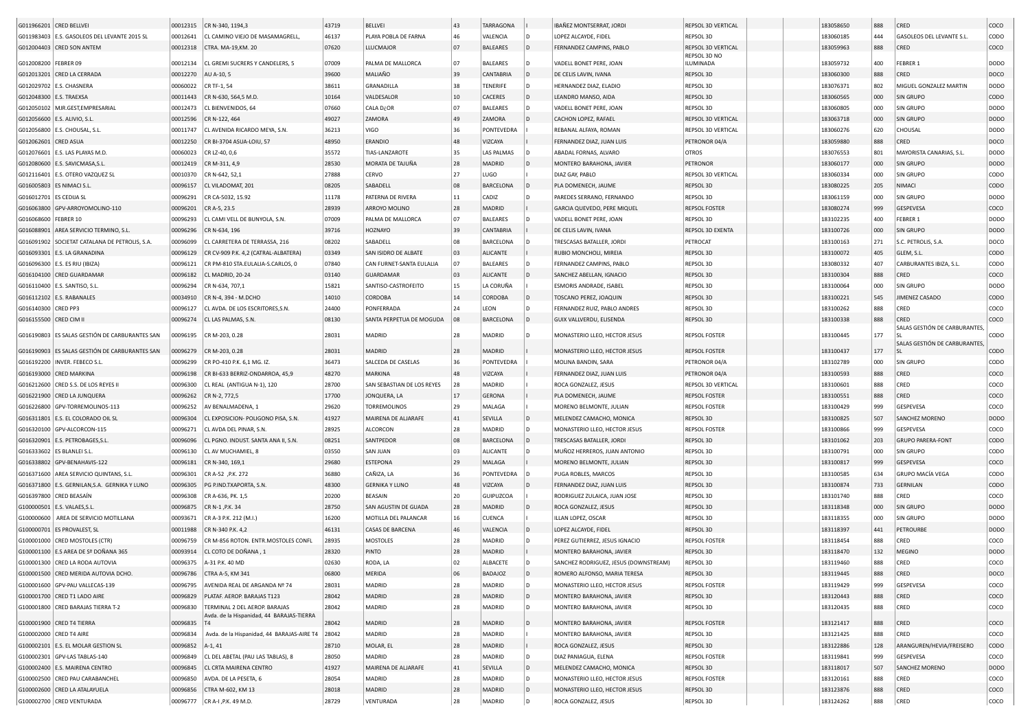| | | | | | | | | | | | | | | | |
|---|---|---|---|---|---|---|---|---|---|---|---|---|---|---|---|
| G011966201 | CRED BELLVEI | 00012315 | CR N-340, 1194,3 | 43719 | BELLVEI | 43 | TARRAGONA | I | IBAÑEZ MONTSERRAT, JORDI | REPSOL 3D VERTICAL | | | 183058650 | 888 | CRED | COCO |
| G011983403 | E.S. GASOLEOS DEL LEVANTE 2015 SL | 00012641 | CL CAMINO VIEJO DE MASAMAGRELL, | 46137 | PLAYA POBLA DE FARNA | 46 | VALENCIA | D | LOPEZ ALCAYDE, FIDEL | REPSOL 3D | | | 183060185 | 444 | GASOLEOS DEL LEVANTE S.L. | CODO |
| G012004403 | CRED SON ANTEM | 00012318 | CTRA. MA-19,KM. 20 | 07620 | LLUCMAJOR | 07 | BALEARES | D | FERNANDEZ CAMPINS, PABLO | REPSOL 3D VERTICAL | | | 183059963 | 888 | CRED | COCO |
| G012008200 | FEBRER 09 | 00012134 | CL GREMI SUCRERS Y CANDELERS, 5 | 07009 | PALMA DE MALLORCA | 07 | BALEARES | D | VADELL BONET PERE, JOAN | REPSOL 3D NO ILUMINADA | | | 183059732 | 400 | FEBRER 1 | DODO |
| G012013201 | CRED LA CERRADA | 00012270 | AU A-10, 5 | 39600 | MALIAÑO | 39 | CANTABRIA | D | DE CELIS LAVIN, IVANA | REPSOL 3D | | | 183060300 | 888 | CRED | DOCO |
| G012029702 | E.S. CHASNERA | 00060022 | CR TF-1, 54 | 38611 | GRANADILLA | 38 | TENERIFE | D | HERNANDEZ DIAZ, ELADIO | REPSOL 3D | | | 183076371 | 802 | MIGUEL GONZALEZ MARTIN | DODO |
| G012048300 | E.S. TRAEXSA | 00011443 | CR N-630, 564,5 M.D. | 10164 | VALDESALOR | 10 | CACERES | D | LEANDRO MANSO, AIDA | REPSOL 3D | | | 183060565 | 000 | SIN GRUPO | CODO |
| G012050102 | MJR.GEST,EMPRESARIAL | 00012473 | CL BIENVENIDOS, 64 | 07660 | CALA D¿OR | 07 | BALEARES | D | VADELL BONET PERE, JOAN | REPSOL 3D | | | 183060805 | 000 | SIN GRUPO | DODO |
| G012056600 | E.S. ALIVIO, S.L. | 00012596 | CR N-122, 464 | 49027 | ZAMORA | 49 | ZAMORA | D | CACHON LOPEZ, RAFAEL | REPSOL 3D VERTICAL | | | 183063718 | 000 | SIN GRUPO | DODO |
| G012056800 | E.S. CHOUSAL, S.L. | 00011747 | CL AVENIDA RICARDO MEYA, S.N. | 36213 | VIGO | 36 | PONTEVEDRA | I | REBANAL ALFAYA, ROMAN | REPSOL 3D VERTICAL | | | 183060276 | 620 | CHOUSAL | DODO |
| G012062601 | CRED ASUA | 00012250 | CR BI-3704 ASUA-LOIU, 57 | 48950 | ERANDIO | 48 | VIZCAYA | I | FERNANDEZ DIAZ, JUAN LUIS | PETRONOR 04/A | | | 183059880 | 888 | CRED | DOCO |
| G012076601 | E.S. LAS PLAYAS M.D. | 00060023 | CR LZ-40, 0,6 | 35572 | TIAS-LANZAROTE | 35 | LAS PALMAS | D | ABADAL FORNAS, ALVARO | OTROS | | | 183076553 | 801 | MAYORISTA CANARIAS, S.L. | DODO |
| G012080600 | E.S. SAVICMASA,S.L. | 00012419 | CR M-311, 4,9 | 28530 | MORATA DE TAJUÑA | 28 | MADRID | D | MONTERO BARAHONA, JAVIER | PETRONOR | | | 183060177 | 000 | SIN GRUPO | DODO |
| G012116401 | E.S. OTERO VAZQUEZ SL | 00010370 | CR N-642, 52,1 | 27888 | CERVO | 27 | LUGO | I | DIAZ GAY, PABLO | REPSOL 3D VERTICAL | | | 183060334 | 000 | SIN GRUPO | CODO |
| G016005803 | ES NIMACI S.L. | 00096157 | CL VILADOMAT, 201 | 08205 | SABADELL | 08 | BARCELONA | D | PLA DOMENECH, JAUME | REPSOL 3D | | | 183080225 | 205 | NIMACI | CODO |
| G016012701 | ES CEDIJA SL | 00096291 | CR CA-5032, 15.92 | 11178 | PATERNA DE RIVERA | 11 | CADIZ | D | PAREDES SERRANO, FERNANDO | REPSOL 3D | | | 183061159 | 000 | SIN GRUPO | DODO |
| G016063800 | GPV-ARROYOMOLINO-110 | 00096201 | CR A-5, 23.5 | 28939 | ARROYO MOLINO | 28 | MADRID | I | GARCIA QUEVEDO, PERE MIQUEL | REPSOL FOSTER | | | 183080274 | 999 | GESPEVESA | COCO |
| G016068600 | FEBRER 10 | 00096293 | CL CAMI VELL DE BUNYOLA, S.N. | 07009 | PALMA DE MALLORCA | 07 | BALEARES | D | VADELL BONET PERE, JOAN | REPSOL 3D | | | 183102235 | 400 | FEBRER 1 | DODO |
| G016088901 | AREA SERVICIO TERMINO, S.L. | 00096296 | CR N-634, 196 | 39716 | HOZNAYO | 39 | CANTABRIA | I | DE CELIS LAVIN, IVANA | REPSOL 3D EXENTA | | | 183100726 | 000 | SIN GRUPO | DODO |
| G016091902 | SOCIETAT CATALANA DE PETROLIS, S.A. | 00096099 | CL CARRETERA DE TERRASSA, 216 | 08202 | SABADELL | 08 | BARCELONA | D | TRESCASAS BATALLER, JORDI | PETROCAT | | | 183100163 | 271 | S.C. PETROLIS, S.A. | DOCO |
| G016093301 | E.S. LA GRANADINA | 00096129 | CR CV-909 P.K. 4,2 (CATRAL-ALBATERA) | 03349 | SAN ISIDRO DE ALBATE | 03 | ALICANTE | I | RUBIO MONCHOLI, MIREIA | REPSOL 3D | | | 183100072 | 405 | GLEM, S.L. | CODO |
| G016096300 | E.S. ES RIU (IBIZA) | 00096121 | CR PM-810 STA.EULALIA-S.CARLOS, 0 | 07840 | CAN FURNET-SANTA EULALIA | 07 | BALEARES | D | FERNANDEZ CAMPINS, PABLO | REPSOL 3D | | | 183080332 | 407 | CARBURANTES IBIZA, S.L. | CODO |
| G016104100 | CRED GUARDAMAR | 00096182 | CL MADRID, 20-24 | 03140 | GUARDAMAR | 03 | ALICANTE | D | SANCHEZ ABELLAN, IGNACIO | REPSOL 3D | | | 183100304 | 888 | CRED | COCO |
| G016110400 | E.S. SANTISO, S.L. | 00096294 | CR N-634, 707,1 | 15821 | SANTISO-CASTROFEITO | 15 | LA CORUÑA | I | ESMORIS ANDRADE, ISABEL | REPSOL 3D | | | 183100064 | 000 | SIN GRUPO | DODO |
| G016112102 | E.S. RABANALES | 00034910 | CR N-4, 394 - M.DCHO | 14010 | CORDOBA | 14 | CORDOBA | D | TOSCANO PEREZ, JOAQUIN | REPSOL 3D | | | 183100221 | 545 | JIMENEZ CASADO | CODO |
| G016140300 | CRED PP3 | 00096127 | CL AVDA. DE LOS ESCRITORES,S.N. | 24400 | PONFERRADA | 24 | LEON | D | FERNANDEZ RUIZ, PABLO ANDRES | REPSOL 3D | | | 183100262 | 888 | CRED | COCO |
| G016155500 | CRED CIM II | 00096274 | CL LAS PALMAS, S.N. | 08130 | SANTA PERPETUA DE MOGUDA | 08 | BARCELONA | D | GUIX VALLVERDU, ELISENDA | REPSOL 3D | | | 183100338 | 888 | CRED | COCO |
| G016190803 | ES SALAS GESTIÓN DE CARBURANTES SAN | 00096195 | CR M-203, 0.28 | 28031 | MADRID | 28 | MADRID | D | MONASTERIO LLEO, HECTOR JESUS | REPSOL FOSTER | | | 183100445 | 177 | SALAS GESTIÓN DE CARBURANTES, SL | CODO |
| G016190903 | ES SALAS GESTIÓN DE CARBURANTES SAN | 00096279 | CR M-203, 0.28 | 28031 | MADRID | 28 | MADRID | I | MONASTERIO LLEO, HECTOR JESUS | REPSOL FOSTER | | | 183100437 | 177 | SALAS GESTIÓN DE CARBURANTES, SL | CODO |
| G016192200 | INVER. FEBECO S.L. | 00096299 | CR PO-410 P.K. 6,1 MG. IZ. | 36473 | SALCEDA DE CASELAS | 36 | PONTEVEDRA | I | MOLINA BANDIN, SARA | PETRONOR 04/A | | | 183102789 | 000 | SIN GRUPO | CODO |
| G016193000 | CRED MARKINA | 00096198 | CR BI-633 BERRIZ-ONDARROA, 45,9 | 48270 | MARKINA | 48 | VIZCAYA | I | FERNANDEZ DIAZ, JUAN LUIS | PETRONOR 04/A | | | 183100593 | 888 | CRED | COCO |
| G016212600 | CRED S.S. DE LOS REYES II | 00096300 | CL REAL (ANTIGUA N-1), 120 | 28700 | SAN SEBASTIAN DE LOS REYES | 28 | MADRID | I | ROCA GONZALEZ, JESUS | REPSOL 3D VERTICAL | | | 183100601 | 888 | CRED | COCO |
| G016221900 | CRED LA JUNQUERA | 00096262 | CR N-2, 772,5 | 17700 | JONQUERA, LA | 17 | GERONA | I | PLA DOMENECH, JAUME | REPSOL FOSTER | | | 183100551 | 888 | CRED | COCO |
| G016226800 | GPV-TORREMOLINOS-113 | 00096252 | AV BENALMADENA, 1 | 29620 | TORREMOLINOS | 29 | MALAGA | I | MORENO BELMONTE, JULIAN | REPSOL FOSTER | | | 183100429 | 999 | GESPEVESA | COCO |
| G016311801 | E.S. EL COLORADO OIL SL | 00096304 | CL EXPOSICION- POLIGONO PISA, S.N. | 41927 | MAIRENA DE ALJARAFE | 41 | SEVILLA | D | MELENDEZ CAMACHO, MONICA | REPSOL 3D | | | 183100825 | 507 | SANCHEZ MORENO | DODO |
| G016320100 | GPV-ALCORCON-115 | 00096271 | CL AVDA DEL PINAR, S.N. | 28925 | ALCORCON | 28 | MADRID | D | MONASTERIO LLEO, HECTOR JESUS | REPSOL FOSTER | | | 183100866 | 999 | GESPEVESA | COCO |
| G016320901 | E.S. PETROBAGES,S.L. | 00096096 | CL PGNO. INDUST. SANTA ANA II, S.N. | 08251 | SANTPEDOR | 08 | BARCELONA | D | TRESCASAS BATALLER, JORDI | REPSOL 3D | | | 183101062 | 203 | GRUPO PARERA-FONT | CODO |
| G016333602 | ES BLANLEI S.L. | 00096130 | CL AV MUCHAMIEL, 8 | 03550 | SAN JUAN | 03 | ALICANTE | D | MUÑOZ HERREROS, JUAN ANTONIO | REPSOL 3D | | | 183100791 | 000 | SIN GRUPO | CODO |
| G016338802 | GPV-BENAHAVIS-122 | 00096181 | CR N-340, 169,1 | 29680 | ESTEPONA | 29 | MALAGA | I | MORENO BELMONTE, JULIAN | REPSOL 3D | | | 183100817 | 999 | GESPEVESA | COCO |
| G016371600 | AREA SERVICIO QUINTANS, S.L. | 00096301 | CR A-52 ,P.K. 272 | 36880 | CAÑIZA, LA | 36 | PONTEVEDRA | D | PUGA ROBLES, MARCOS | REPSOL 3D | | | 183100585 | 634 | GRUPO MACÍA VEGA | CODO |
| G016371800 | E.S. GERNILAN,S.A. GERNIKA Y LUNO | 00096305 | PG P.IND.TXAPORTA, S.N. | 48300 | GERNIKA Y LUNO | 48 | VIZCAYA | D | FERNANDEZ DIAZ, JUAN LUIS | REPSOL 3D | | | 183100874 | 733 | GERNILAN | CODO |
| G016397800 | CRED BEASAÍN | 00096308 | CR A-636, PK. 1,5 | 20200 | BEASAIN | 20 | GUIPUZCOA | I | RODRIGUEZ ZULAICA, JUAN JOSE | REPSOL 3D | | | 183101740 | 888 | CRED | COCO |
| G100000501 | E.S. VALAES,S.L. | 00096875 | CR N-1 ,P.K. 34 | 28750 | SAN AGUSTIN DE GUADA | 28 | MADRID | D | ROCA GONZALEZ, JESUS | REPSOL 3D | | | 183118348 | 000 | SIN GRUPO | DODO |
| G100000600 | AREA DE SERVICIO MOTILLANA | 00093671 | CR A-3 P.K. 212 (M.I.) | 16200 | MOTILLA DEL PALANCAR | 16 | CUENCA | I | ILLAN LOPEZ, OSCAR | REPSOL 3D | | | 183118355 | 000 | SIN GRUPO | DODO |
| G100000701 | ES PROVALEST, SL | 00011988 | CR N-340 P.K. 4,2 | 46131 | CASAS DE BARCENA | 46 | VALENCIA | D | LOPEZ ALCAYDE, FIDEL | REPSOL 3D | | | 183118397 | 441 | PETROURBE | DODO |
| G100001000 | CRED MOSTOLES (CTR) | 00096759 | CR M-856 ROTON. ENTR.MOSTOLES CONFL | 28935 | MOSTOLES | 28 | MADRID | D | PEREZ GUTIERREZ, JESUS IGNACIO | REPSOL FOSTER | | | 183118454 | 888 | CRED | COCO |
| G100001100 | E.S AREA DE Sº DOÑANA 365 | 00093914 | CL COTO DE DOÑANA , 1 | 28320 | PINTO | 28 | MADRID | I | MONTERO BARAHONA, JAVIER | REPSOL 3D | | | 183118470 | 132 | MEGINO | DODO |
| G100001300 | CRED LA RODA AUTOVIA | 00096375 | A-31 P.K. 40 MD | 02630 | RODA, LA | 02 | ALBACETE | D | SANCHEZ RODRIGUEZ, JESUS (DOWNSTREAM) | REPSOL 3D | | | 183119460 | 888 | CRED | COCO |
| G100001500 | CRED MERIDA AUTOVIA DCHO. | 00096786 | CTRA A-5, KM 341 | 06800 | MERIDA | 06 | BADAJOZ | D | ROMERO ALFONSO, MARIA TERESA | REPSOL 3D | | | 183119445 | 888 | CRED | DOCO |
| G100001600 | GPV-PAU VALLECAS-139 | 00096795 | AVENIDA REAL DE ARGANDA Nº 74 | 28031 | MADRID | 28 | MADRID | D | MONASTERIO LLEO, HECTOR JESUS | REPSOL FOSTER | | | 183119429 | 999 | GESPEVESA | COCO |
| G100001700 | CRED T1 LADO AIRE | 00096829 | PLATAF. AEROP. BARAJAS T123 | 28042 | MADRID | 28 | MADRID | D | MONTERO BARAHONA, JAVIER | REPSOL 3D | | | 183120443 | 888 | CRED | COCO |
| G100001800 | CRED BARAJAS TIERRA T-2 | 00096830 | TERMINAL 2 DEL AEROP. BARAJAS | 28042 | MADRID | 28 | MADRID | D | MONTERO BARAHONA, JAVIER | REPSOL 3D | | | 183120435 | 888 | CRED | COCO |
| G100001900 | CRED T4 TIERRA | 00096835 | Avda. de la Hispanidad, 44 BARAJAS-TIERRA T4 | 28042 | MADRID | 28 | MADRID | D | MONTERO BARAHONA, JAVIER | REPSOL FOSTER | | | 183121417 | 888 | CRED | COCO |
| G100002000 | CRED T4 AIRE | 00096834 | Avda. de la Hispanidad, 44 BARAJAS-AIRE T4 | 28042 | MADRID | 28 | MADRID | I | MONTERO BARAHONA, JAVIER | REPSOL 3D | | | 183121425 | 888 | CRED | COCO |
| G100002101 | E.S. EL MOLAR GESTION SL | 00096852 | A-1, 41 | 28710 | MOLAR, EL | 28 | MADRID | I | ROCA GONZALEZ, JESUS | REPSOL 3D | | | 183122886 | 128 | ARANGUREN/HEVIA/FREISERO | CODO |
| G100002301 | GPV-LAS TABLAS-140 | 00096849 | CL DEL ABETAL (PAU LAS TABLAS), 8 | 28050 | MADRID | 28 | MADRID | D | DIAZ PANIAGUA, ELENA | REPSOL FOSTER | | | 183119841 | 999 | GESPEVESA | COCO |
| G100002400 | E.S. MAIRENA CENTRO | 00096845 | CL CRTA MAIRENA CENTRO | 41927 | MAIRENA DE ALJARAFE | 41 | SEVILLA | D | MELENDEZ CAMACHO, MONICA | REPSOL 3D | | | 183118017 | 507 | SANCHEZ MORENO | DODO |
| G100002500 | CRED PAU CARABANCHEL | 00096850 | AVDA. DE LA PESETA, 6 | 28054 | MADRID | 28 | MADRID | D | MONASTERIO LLEO, HECTOR JESUS | REPSOL FOSTER | | | 183120161 | 888 | CRED | COCO |
| G100002600 | CRED LA ATALAYUELA | 00096856 | CTRA M-602, KM 13 | 28018 | MADRID | 28 | MADRID | D | MONASTERIO LLEO, HECTOR JESUS | REPSOL 3D | | | 183123876 | 888 | CRED | COCO |
| G100002700 | CRED VENTURADA | 00096777 | CR A-I ,P.K. 49 M.D. | 28729 | VENTURADA | 28 | MADRID | D | ROCA GONZALEZ, JESUS | REPSOL 3D | | | 183124262 | 888 | CRED | COCO |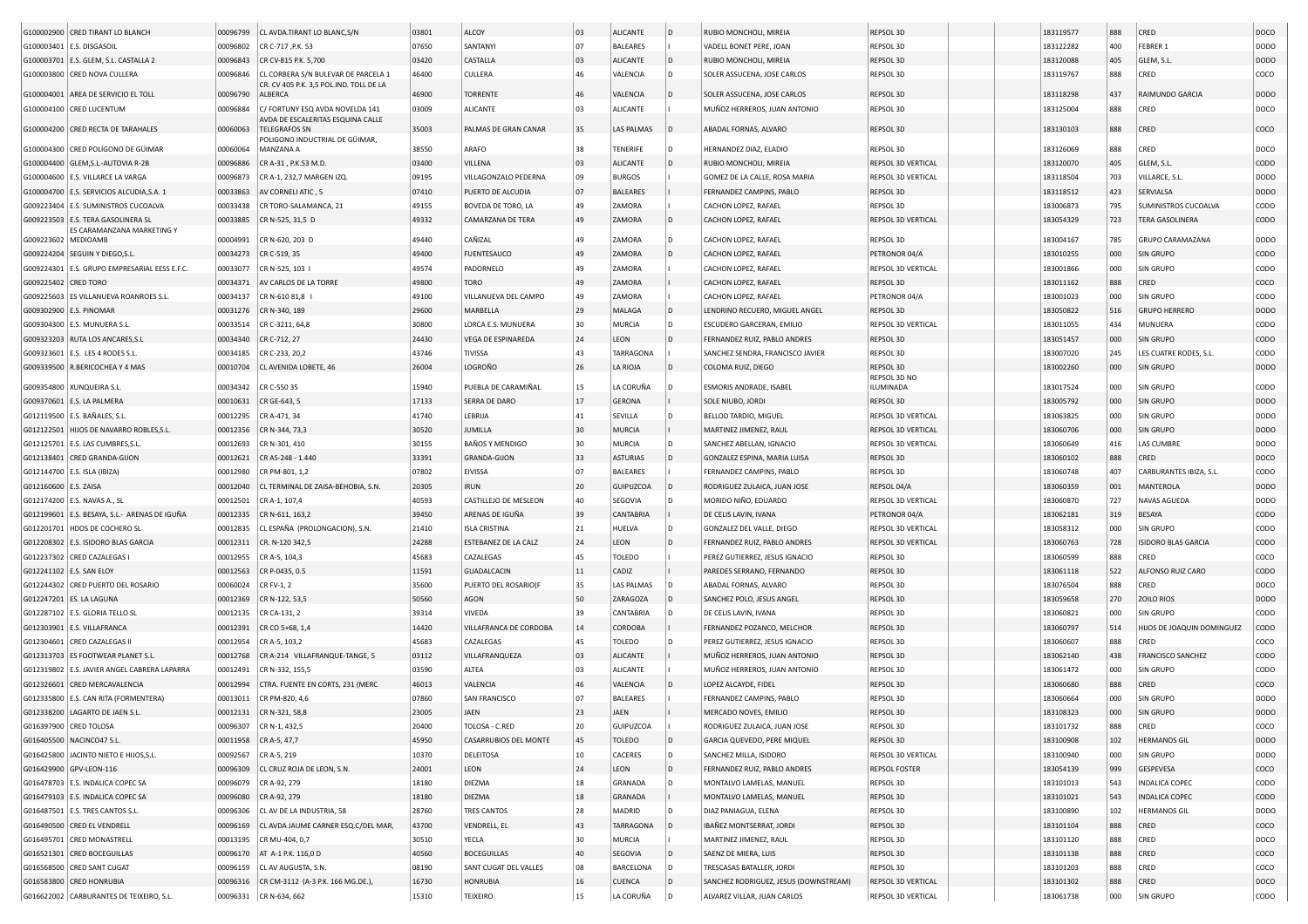| | | | | | | | | | | | | | | | |
|---|---|---|---|---|---|---|---|---|---|---|---|---|---|---|---|
| G100002900 | CRED TIRANT LO BLANCH | 00096799 | CL AVDA.TIRANT LO BLANC,S/N | 03801 | ALCOY | 03 | ALICANTE | D | RUBIO MONCHOLI, MIREIA | REPSOL 3D | | | 183119577 | 888 | CRED | DOCO |
| G100003401 | E.S. DISGASOIL | 00096802 | CR C-717 ,P.K. 53 | 07650 | SANTANYI | 07 | BALEARES | I | VADELL BONET PERE, JOAN | REPSOL 3D | | | 183122282 | 400 | FEBRER 1 | DODO |
| G100003701 | E.S. GLEM, S.L. CASTALLA 2 | 00096843 | CR CV-815 P.K. 5,700 | 03420 | CASTALLA | 03 | ALICANTE | D | RUBIO MONCHOLI, MIREIA | REPSOL 3D | | | 183120088 | 405 | GLEM, S.L. | DODO |
| G100003800 | CRED NOVA CULLERA | 00096846 | CL CORBERA S/N BULEVAR DE PARCELA 1 | 46400 | CULLERA | 46 | VALENCIA | D | SOLER ASSUCENA, JOSE CARLOS | REPSOL 3D | | | 183119767 | 888 | CRED | COCO |
| G100004001 | AREA DE SERVICIO EL TOLL | 00096790 | CR. CV 405 P.K. 3,5 POL.IND. TOLL DE LA ALBERCA | 46900 | TORRENTE | 46 | VALENCIA | D | SOLER ASSUCENA, JOSE CARLOS | REPSOL 3D | | | 183118298 | 437 | RAIMUNDO GARCIA | DODO |
| G100004100 | CRED LUCENTUM | 00096884 | C/ FORTUNY ESQ AVDA NOVELDA 141 | 03009 | ALICANTE | 03 | ALICANTE | I | MUÑOZ HERREROS, JUAN ANTONIO | REPSOL 3D | | | 183125004 | 888 | CRED | DOCO |
| G100004200 | CRED RECTA DE TARAHALES | 00060063 | AVDA DE ESCALERITAS ESQUINA CALLE TELEGRAFOS SN | 35003 | PALMAS DE GRAN CANAR | 35 | LAS PALMAS | D | ABADAL FORNAS, ALVARO | REPSOL 3D | | | 183130103 | 888 | CRED | COCO |
| G100004300 | CRED POLÍGONO DE GÜIMAR | 00060064 | POLIGONO INDUCTRIAL DE GÜIMAR, MANZANA A | 38550 | ARAFO | 38 | TENERIFE | D | HERNANDEZ DIAZ, ELADIO | REPSOL 3D | | | 183126069 | 888 | CRED | DOCO |
| G100004400 | GLEM,S.L.-AUTOVIA R-2B | 00096886 | CR A-31 , P.K.53 M.D. | 03400 | VILLENA | 03 | ALICANTE | D | RUBIO MONCHOLI, MIREIA | REPSOL 3D VERTICAL | | | 183120070 | 405 | GLEM, S.L. | CODO |
| G100006400 | E.S. VILLARCE LA VARGA | 00096873 | CR A-1, 232,7 MARGEN IZQ. | 09195 | VILLAGONZALO PEDERNA | 09 | BURGOS | I | GOMEZ DE LA CALLE, ROSA MARIA | REPSOL 3D VERTICAL | | | 183118504 | 703 | VILLARCE, S.L. | DODO |
| G100004700 | E.S. SERVICIOS ALCUDIA,S.A. 1 | 00033863 | AV CORNELI ATIC , 5 | 07410 | PUERTO DE ALCUDIA | 07 | BALEARES | I | FERNANDEZ CAMPINS, PABLO | REPSOL 3D | | | 183118512 | 423 | SERVIALSA | DODO |
| G009223404 | E.S. SUMINISTROS CUCOALVA | 00033438 | CR TORO-SALAMANCA, 21 | 49155 | BOVEDA DE TORO, LA | 49 | ZAMORA | I | CACHON LOPEZ, RAFAEL | REPSOL 3D | | | 183006873 | 795 | SUMINISTROS CUCOALVA | CODO |
| G009223503 | E.S. TERA GASOLINERA SL | 00033885 | CR N-525, 31,5 D | 49332 | CAMARZANA DE TERA | 49 | ZAMORA | D | CACHON LOPEZ, RAFAEL | REPSOL 3D VERTICAL | | | 183054329 | 723 | TERA GASOLINERA | CODO |
| G009223602 | ES CARAMANZANA MARKETING Y MEDIOAMB | 00004991 | CR N-620, 203 D | 49440 | CAÑIZAL | 49 | ZAMORA | D | CACHON LOPEZ, RAFAEL | REPSOL 3D | | | 183004167 | 785 | GRUPO CARAMAZANA | DODO |
| G009224204 | SEGUIN Y DIEGO,S.L. | 00034273 | CR C-519, 35 | 49400 | FUENTESAUCO | 49 | ZAMORA | D | CACHON LOPEZ, RAFAEL | PETRONOR 04/A | | | 183010255 | 000 | SIN GRUPO | CODO |
| G009224301 | E.S. GRUPO EMPRESARIAL EESS E.F.C. | 00033077 | CR N-525, 103 I | 49574 | PADORNELO | 49 | ZAMORA | I | CACHON LOPEZ, RAFAEL | REPSOL 3D VERTICAL | | | 183001866 | 000 | SIN GRUPO | CODO |
| G009225402 | CRED TORO | 00034371 | AV CARLOS DE LA TORRE | 49800 | TORO | 49 | ZAMORA | I | CACHON LOPEZ, RAFAEL | REPSOL 3D | | | 183011162 | 888 | CRED | COCO |
| G009225603 | ES VILLANUEVA ROANROES S.L. | 00034137 | CR N-610 81,8 I | 49100 | VILLANUEVA DEL CAMPO | 49 | ZAMORA | I | CACHON LOPEZ, RAFAEL | PETRONOR 04/A | | | 183001023 | 000 | SIN GRUPO | CODO |
| G009302900 | E.S. PINOMAR | 00031276 | CR N-340, 189 | 29600 | MARBELLA | 29 | MALAGA | D | LENDRINO RECUERO, MIGUEL ANGEL | REPSOL 3D | | | 183050822 | 516 | GRUPO HERRERO | DODO |
| G009304300 | E.S. MUNUERA S.L. | 00033514 | CR C-3211, 64,8 | 30800 | LORCA E.S. MUNUERA | 30 | MURCIA | D | ESCUDERO GARCERAN, EMILIO | REPSOL 3D VERTICAL | | | 183011055 | 434 | MUNUERA | CODO |
| G009323203 | RUTA LOS ANCARES,S.L | 00034340 | CR C-712, 27 | 24430 | VEGA DE ESPINAREDA | 24 | LEON | D | FERNANDEZ RUIZ, PABLO ANDRES | REPSOL 3D | | | 183051457 | 000 | SIN GRUPO | CODO |
| G009323601 | E.S. LES 4 RODES S.L. | 00034185 | CR C-233, 20,2 | 43746 | TIVISSA | 43 | TARRAGONA | I | SANCHEZ SENDRA, FRANCISCO JAVIER | REPSOL 3D | | | 183007020 | 245 | LES CUATRE RODES, S.L. | CODO |
| G009339500 | R.BERICOCHEA Y 4 MAS | 00010704 | CL AVENIDA LOBETE, 46 | 26004 | LOGROÑO | 26 | LA RIOJA | D | COLOMA RUIZ, DIEGO | REPSOL 3D | | | 183002260 | 000 | SIN GRUPO | DODO |
| G009354800 | XUNQUEIRA S.L. | 00034342 | CR C-550 35 | 15940 | PUEBLA DE CARAMIÑAL | 15 | LA CORUÑA | D | ESMORIS ANDRADE, ISABEL | REPSOL 3D NO ILUMINADA | | | 183017524 | 000 | SIN GRUPO | CODO |
| G009370601 | E.S. LA PALMERA | 00010631 | CR GE-643, 5 | 17133 | SERRA DE DARO | 17 | GERONA | I | SOLE NIUBO, JORDI | REPSOL 3D | | | 183005792 | 000 | SIN GRUPO | DODO |
| G012119500 | E.S. BAÑALES, S.L. | 00012295 | CR A-471, 34 | 41740 | LEBRIJA | 41 | SEVILLA | D | BELLOD TARDIO, MIGUEL | REPSOL 3D VERTICAL | | | 183063825 | 000 | SIN GRUPO | DODO |
| G012122501 | HIJOS DE NAVARRO ROBLES,S.L. | 00012356 | CR N-344, 73,3 | 30520 | JUMILLA | 30 | MURCIA | I | MARTINEZ JIMENEZ, RAUL | REPSOL 3D VERTICAL | | | 183060706 | 000 | SIN GRUPO | DODO |
| G012125701 | E.S. LAS CUMBRES,S.L. | 00012693 | CR N-301, 410 | 30155 | BAÑOS Y MENDIGO | 30 | MURCIA | D | SANCHEZ ABELLAN, IGNACIO | REPSOL 3D VERTICAL | | | 183060649 | 416 | LAS CUMBRE | DODO |
| G012138401 | CRED GRANDA-GIJON | 00012621 | CR AS-248 - 1.440 | 33391 | GRANDA-GIJON | 33 | ASTURIAS | D | GONZALEZ ESPINA, MARIA LUISA | REPSOL 3D | | | 183060102 | 888 | CRED | DOCO |
| G012144700 | E.S. ISLA (IBIZA) | 00012980 | CR PM-801, 1,2 | 07802 | EIVISSA | 07 | BALEARES | I | FERNANDEZ CAMPINS, PABLO | REPSOL 3D | | | 183060748 | 407 | CARBURANTES IBIZA, S.L. | CODO |
| G012160600 | E.S. ZAISA | 00012040 | CL TERMINAL DE ZAISA-BEHOBIA, S.N. | 20305 | IRUN | 20 | GUIPUZCOA | D | RODRIGUEZ ZULAICA, JUAN JOSE | REPSOL 04/A | | | 183060359 | 001 | MANTEROLA | DODO |
| G012174200 | E.S. NAVAS A., SL | 00012501 | CR A-1, 107,4 | 40593 | CASTILLEJO DE MESLEON | 40 | SEGOVIA | D | MORIDO NIÑO, EDUARDO | REPSOL 3D VERTICAL | | | 183060870 | 727 | NAVAS AGUEDA | DODO |
| G012199601 | E.S. BESAYA, S.L.- ARENAS DE IGUÑA | 00012335 | CR N-611, 163,2 | 39450 | ARENAS DE IGUÑA | 39 | CANTABRIA | I | DE CELIS LAVIN, IVANA | PETRONOR 04/A | | | 183062181 | 319 | BESAYA | CODO |
| G012201701 | HDOS DE COCHERO SL | 00012835 | CL ESPAÑA (PROLONGACION), S.N. | 21410 | ISLA CRISTINA | 21 | HUELVA | D | GONZALEZ DEL VALLE, DIEGO | REPSOL 3D VERTICAL | | | 183058312 | 000 | SIN GRUPO | CODO |
| G012208302 | E.S. ISIDORO BLAS GARCIA | 00012311 | CR. N-120 342,5 | 24288 | ESTEBANEZ DE LA CALZ | 24 | LEON | D | FERNANDEZ RUIZ, PABLO ANDRES | REPSOL 3D VERTICAL | | | 183060763 | 728 | ISIDORO BLAS GARCIA | CODO |
| G012237302 | CRED CAZALEGAS I | 00012955 | CR A-5, 104,3 | 45683 | CAZALEGAS | 45 | TOLEDO | I | PEREZ GUTIERREZ, JESUS IGNACIO | REPSOL 3D | | | 183060599 | 888 | CRED | COCO |
| G012241102 | E.S. SAN ELOY | 00012563 | CR P-0435, 0.5 | 11591 | GUADALCACIN | 11 | CADIZ | I | PAREDES SERRANO, FERNANDO | REPSOL 3D | | | 183061118 | 522 | ALFONSO RUIZ CARO | CODO |
| G012244302 | CRED PUERTO DEL ROSARIO | 00060024 | CR FV-1, 2 | 35600 | PUERTO DEL ROSARIO(F | 35 | LAS PALMAS | D | ABADAL FORNAS, ALVARO | REPSOL 3D | | | 183076504 | 888 | CRED | DOCO |
| G012247201 | ES. LA LAGUNA | 00012369 | CR N-122, 53,5 | 50560 | AGON | 50 | ZARAGOZA | D | SANCHEZ POLO, JESUS ANGEL | REPSOL 3D | | | 183059658 | 270 | ZOILO RIOS | DODO |
| G012287102 | E.S. GLORIA TELLO SL | 00012135 | CR CA-131, 2 | 39314 | VIVEDA | 39 | CANTABRIA | D | DE CELIS LAVIN, IVANA | REPSOL 3D | | | 183060821 | 000 | SIN GRUPO | CODO |
| G012303901 | E.S. VILLAFRANCA | 00012391 | CR CO 5+68, 1,4 | 14420 | VILLAFRANCA DE CORDOBA | 14 | CORDOBA | I | FERNANDEZ POZANCO, MELCHOR | REPSOL 3D | | | 183060797 | 514 | HIJOS DE JOAQUIN DOMINGUEZ | CODO |
| G012304601 | CRED CAZALEGAS II | 00012954 | CR A-5, 103,2 | 45683 | CAZALEGAS | 45 | TOLEDO | D | PEREZ GUTIERREZ, JESUS IGNACIO | REPSOL 3D | | | 183060607 | 888 | CRED | COCO |
| G012313703 | ES FOOTWEAR PLANET S.L. | 00012768 | CR A-214 VILLAFRANQUE-TANGE, 5 | 03112 | VILLAFRANQUEZA | 03 | ALICANTE | I | MUÑOZ HERREROS, JUAN ANTONIO | REPSOL 3D | | | 183062140 | 438 | FRANCISCO SANCHEZ | CODO |
| G012319802 | E.S. JAVIER ANGEL CABRERA LAPARRA | 00012491 | CR N-332, 155,5 | 03590 | ALTEA | 03 | ALICANTE | I | MUÑOZ HERREROS, JUAN ANTONIO | REPSOL 3D | | | 183061472 | 000 | SIN GRUPO | CODO |
| G012326601 | CRED MERCAVALENCIA | 00012994 | CTRA. FUENTE EN CORTS, 231 (MERC | 46013 | VALENCIA | 46 | VALENCIA | D | LOPEZ ALCAYDE, FIDEL | REPSOL 3D | | | 183060680 | 888 | CRED | COCO |
| G012335800 | E.S. CAN RITA (FORMENTERA) | 00013011 | CR PM-820, 4,6 | 07860 | SAN FRANCISCO | 07 | BALEARES | I | FERNANDEZ CAMPINS, PABLO | REPSOL 3D | | | 183060664 | 000 | SIN GRUPO | DODO |
| G012338200 | LAGARTO DE JAEN S.L. | 00012131 | CR N-321, 58,8 | 23005 | JAEN | 23 | JAEN | I | MERCADO NOVES, EMILIO | REPSOL 3D | | | 183108323 | 000 | SIN GRUPO | DODO |
| G016397900 | CRED TOLOSA | 00096307 | CR N-1, 432,5 | 20400 | TOLOSA - C.RED | 20 | GUIPUZCOA | I | RODRIGUEZ ZULAICA, JUAN JOSE | REPSOL 3D | | | 183101732 | 888 | CRED | COCO |
| G016405500 | NACINCO47 S.L. | 00011958 | CR A-5, 47,7 | 45950 | CASARRUBIOS DEL MONTE | 45 | TOLEDO | D | GARCIA QUEVEDO, PERE MIQUEL | REPSOL 3D | | | 183100908 | 102 | HERMANOS GIL | DODO |
| G016425800 | JACINTO NIETO E HIJOS,S.L. | 00092567 | CR A-5, 219 | 10370 | DELEITOSA | 10 | CACERES | D | SANCHEZ MILLA, ISIDORO | REPSOL 3D VERTICAL | | | 183100940 | 000 | SIN GRUPO | DODO |
| G016429900 | GPV-LEON-116 | 00096309 | CL CRUZ ROJA DE LEON, S.N. | 24001 | LEON | 24 | LEON | D | FERNANDEZ RUIZ, PABLO ANDRES | REPSOL FOSTER | | | 183054139 | 999 | GESPEVESA | COCO |
| G016478703 | E.S. INDALICA COPEC SA | 00096079 | CR A-92, 279 | 18180 | DIEZMA | 18 | GRANADA | D | MONTALVO LAMELAS, MANUEL | REPSOL 3D | | | 183101013 | 543 | INDALICA COPEC | CODO |
| G016479103 | E.S. INDALICA COPEC SA | 00096080 | CR A-92, 279 | 18180 | DIEZMA | 18 | GRANADA | I | MONTALVO LAMELAS, MANUEL | REPSOL 3D | | | 183101021 | 543 | INDALICA COPEC | CODO |
| G016487501 | E.S. TRES CANTOS S.L. | 00096306 | CL AV DE LA INDUSTRIA, 58 | 28760 | TRES CANTOS | 28 | MADRID | D | DIAZ PANIAGUA, ELENA | REPSOL 3D | | | 183100890 | 102 | HERMANOS GIL | DODO |
| G016490500 | CRED EL VENDRELL | 00096169 | CL AVDA JAUME CARNER ESQ.C/DEL MAR, | 43700 | VENDRELL, EL | 43 | TARRAGONA | D | IBAÑEZ MONTSERRAT, JORDI | REPSOL 3D | | | 183101104 | 888 | CRED | COCO |
| G016495701 | CRED MONASTRELL | 00013195 | CR MU-404, 0,7 | 30510 | YECLA | 30 | MURCIA | I | MARTINEZ JIMENEZ, RAUL | REPSOL 3D | | | 183101120 | 888 | CRED | DOCO |
| G016521301 | CRED BOCEGUILLAS | 00096170 | AT A-1 P.K. 116,0 D | 40560 | BOCEGUILLAS | 40 | SEGOVIA | D | SAENZ DE MIERA, LUIS | REPSOL 3D | | | 183101138 | 888 | CRED | COCO |
| G016568500 | CRED SANT CUGAT | 00096159 | CL AV AUGUSTA, S.N. | 08190 | SANT CUGAT DEL VALLES | 08 | BARCELONA | D | TRESCASAS BATALLER, JORDI | REPSOL 3D | | | 183101203 | 888 | CRED | COCO |
| G016583800 | CRED HONRUBIA | 00096316 | CR CM-3112 (A-3 P.K. 166 MG.DE.), | 16730 | HONRUBIA | 16 | CUENCA | D | SANCHEZ RODRIGUEZ, JESUS (DOWNSTREAM) | REPSOL 3D VERTICAL | | | 183101302 | 888 | CRED | DOCO |
| G016622002 | CARBURANTES DE TEIXEIRO, S.L. | 00096331 | CR N-634, 662 | 15310 | TEIXEIRO | 15 | LA CORUÑA | D | ALVAREZ VILLAR, JUAN CARLOS | REPSOL 3D VERTICAL | | | 183061738 | 000 | SIN GRUPO | CODO |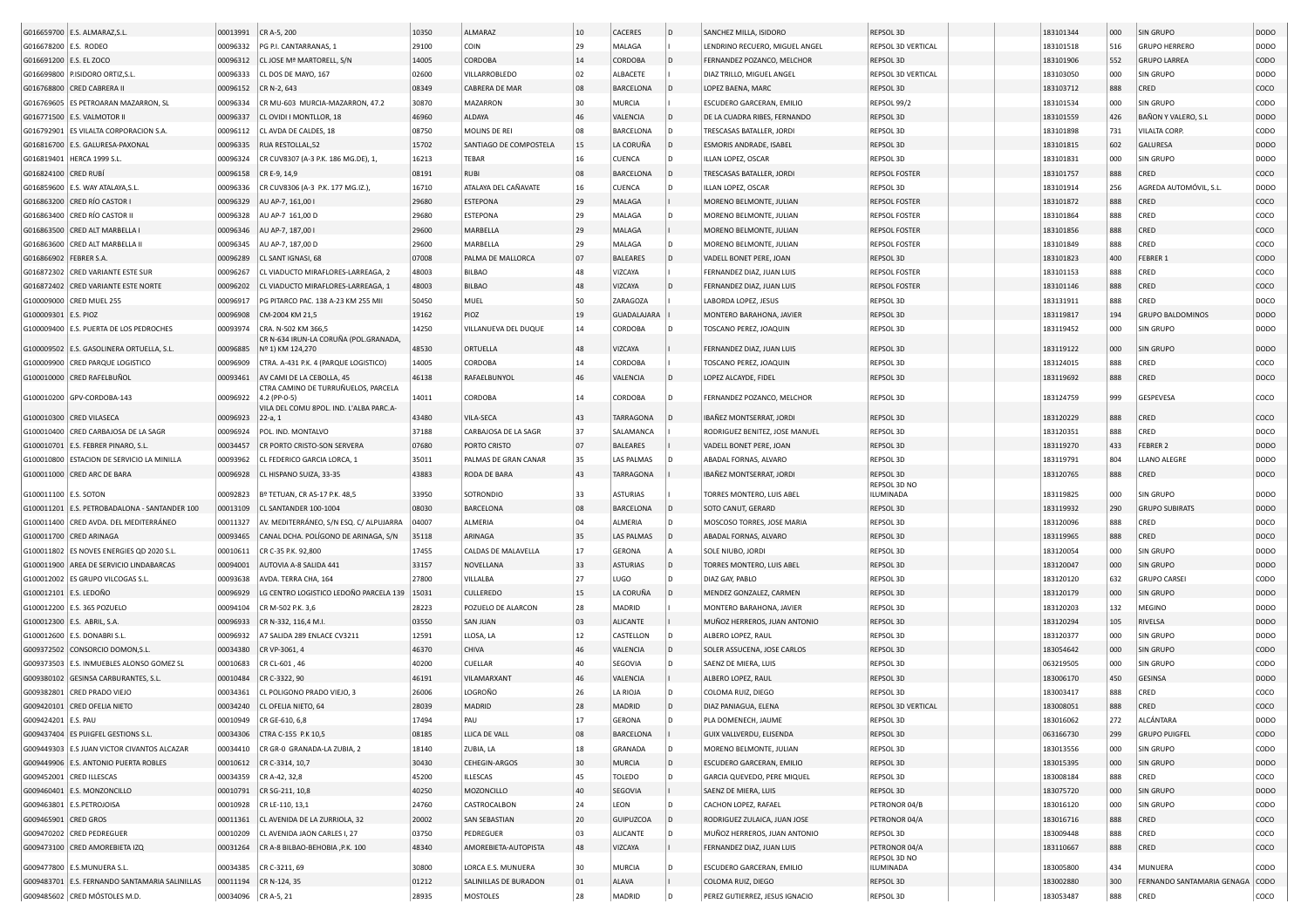| | | | | | | | | | | | | | | | |
|---|---|---|---|---|---|---|---|---|---|---|---|---|---|---|---|
| G016659700 | E.S. ALMARAZ,S.L. | 00013991 | CR A-5, 200 | 10350 | ALMARAZ | 10 | CACERES | D | SANCHEZ MILLA, ISIDORO | REPSOL 3D | | 183101344 | 000 | SIN GRUPO | DODO |
| G016678200 | E.S. RODEO | 00096332 | PG P.I. CANTARRANAS, 1 | 29100 | COIN | 29 | MALAGA | I | LENDRINO RECUERO, MIGUEL ANGEL | REPSOL 3D VERTICAL | | 183101518 | 516 | GRUPO HERRERO | DODO |
| G016691200 | E.S. EL ZOCO | 00096312 | CL JOSE Mª MARTORELL, S/N | 14005 | CORDOBA | 14 | CORDOBA | D | FERNANDEZ POZANCO, MELCHOR | REPSOL 3D | | 183101906 | 552 | GRUPO LARREA | CODO |
| G016699800 | P.ISIDORO ORTIZ,S.L. | 00096333 | CL DOS DE MAYO, 167 | 02600 | VILLARROBLEDO | 02 | ALBACETE | I | DIAZ TRILLO, MIGUEL ANGEL | REPSOL 3D VERTICAL | | 183103050 | 000 | SIN GRUPO | DODO |
| G016768800 | CRED CABRERA II | 00096152 | CR N-2, 643 | 08349 | CABRERA DE MAR | 08 | BARCELONA | D | LOPEZ BAENA, MARC | REPSOL 3D | | 183103712 | 888 | CRED | COCO |
| G016769605 | ES PETROARAN MAZARRON, SL | 00096334 | CR MU-603 MURCIA-MAZARRON, 47.2 | 30870 | MAZARRON | 30 | MURCIA | I | ESCUDERO GARCERAN, EMILIO | REPSOL 99/2 | | 183101534 | 000 | SIN GRUPO | CODO |
| G016771500 | E.S. VALMOTOR II | 00096337 | CL OVIDI I MONTLLOR, 18 | 46960 | ALDAYA | 46 | VALENCIA | D | DE LA CUADRA RIBES, FERNANDO | REPSOL 3D | | 183101559 | 426 | BAÑON Y VALERO, S.L | DODO |
| G016792901 | ES VILALTA CORPORACION S.A. | 00096112 | CL AVDA DE CALDES, 18 | 08750 | MOLINS DE REI | 08 | BARCELONA | D | TRESCASAS BATALLER, JORDI | REPSOL 3D | | 183101898 | 731 | VILALTA CORP. | CODO |
| G016816700 | E.S. GALURESA-PAXONAL | 00096335 | RUA RESTOLLAL,52 | 15702 | SANTIAGO DE COMPOSTELA | 15 | LA CORUÑA | D | ESMORIS ANDRADE, ISABEL | REPSOL 3D | | 183101815 | 602 | GALURESA | DODO |
| G016819401 | HERCA 1999 S.L. | 00096324 | CR CUV8307 (A-3 P.K. 186 MG.DE), 1, | 16213 | TEBAR | 16 | CUENCA | D | ILLAN LOPEZ, OSCAR | REPSOL 3D | | 183101831 | 000 | SIN GRUPO | DODO |
| G016824100 | CRED RUBÍ | 00096158 | CR E-9, 14,9 | 08191 | RUBI | 08 | BARCELONA | D | TRESCASAS BATALLER, JORDI | REPSOL FOSTER | | 183101757 | 888 | CRED | COCO |
| G016859600 | E.S. WAY ATALAYA,S.L. | 00096336 | CR CUV8306 (A-3 P.K. 177 MG.IZ.), | 16710 | ATALAYA DEL CAÑAVATE | 16 | CUENCA | D | ILLAN LOPEZ, OSCAR | REPSOL 3D | | 183101914 | 256 | AGREDA AUTOMÓVIL, S.L. | DODO |
| G016863200 | CRED RÍO CASTOR I | 00096329 | AU AP-7, 161,00 I | 29680 | ESTEPONA | 29 | MALAGA | I | MORENO BELMONTE, JULIAN | REPSOL FOSTER | | 183101872 | 888 | CRED | COCO |
| G016863400 | CRED RÍO CASTOR II | 00096328 | AU AP-7 161,00 D | 29680 | ESTEPONA | 29 | MALAGA | D | MORENO BELMONTE, JULIAN | REPSOL FOSTER | | 183101864 | 888 | CRED | COCO |
| G016863500 | CRED ALT MARBELLA I | 00096346 | AU AP-7, 187,00 I | 29600 | MARBELLA | 29 | MALAGA | I | MORENO BELMONTE, JULIAN | REPSOL FOSTER | | 183101856 | 888 | CRED | COCO |
| G016863600 | CRED ALT MARBELLA II | 00096345 | AU AP-7, 187,00 D | 29600 | MARBELLA | 29 | MALAGA | D | MORENO BELMONTE, JULIAN | REPSOL FOSTER | | 183101849 | 888 | CRED | COCO |
| G016866902 | FEBRER S.A. | 00096289 | CL SANT IGNASI, 68 | 07008 | PALMA DE MALLORCA | 07 | BALEARES | D | VADELL BONET PERE, JOAN | REPSOL 3D | | 183101823 | 400 | FEBRER 1 | CODO |
| G016872302 | CRED VARIANTE ESTE SUR | 00096267 | CL VIADUCTO MIRAFLORES-LARREAGA, 2 | 48003 | BILBAO | 48 | VIZCAYA | I | FERNANDEZ DIAZ, JUAN LUIS | REPSOL FOSTER | | 183101153 | 888 | CRED | COCO |
| G016872402 | CRED VARIANTE ESTE NORTE | 00096202 | CL VIADUCTO MIRAFLORES-LARREAGA, 1 | 48003 | BILBAO | 48 | VIZCAYA | D | FERNANDEZ DIAZ, JUAN LUIS | REPSOL FOSTER | | 183101146 | 888 | CRED | COCO |
| G100009000 | CRED MUEL 255 | 00096917 | PG PITARCO PAC. 138 A-23 KM 255 MII | 50450 | MUEL | 50 | ZARAGOZA | I | LABORDA LOPEZ, JESUS | REPSOL 3D | | 183131911 | 888 | CRED | DOCO |
| G100009301 | E.S. PIOZ | 00096908 | CM-2004 KM 21,5 | 19162 | PIOZ | 19 | GUADALAJARA | I | MONTERO BARAHONA, JAVIER | REPSOL 3D | | 183119817 | 194 | GRUPO BALDOMINOS | DODO |
| G100009400 | E.S. PUERTA DE LOS PEDROCHES | 00093974 | CRA. N-502 KM 366,5 | 14250 | VILLANUEVA DEL DUQUE | 14 | CORDOBA | D | TOSCANO PEREZ, JOAQUIN | REPSOL 3D | | 183119452 | 000 | SIN GRUPO | DODO |
| G100009502 | E.S. GASOLINERA ORTUELLA, S.L. | 00096885 | CR N-634 IRUN-LA CORUÑA (POL.GRANADA, Nº 1) KM 124,270 | 48530 | ORTUELLA | 48 | VIZCAYA | I | FERNANDEZ DIAZ, JUAN LUIS | REPSOL 3D | | 183119122 | 000 | SIN GRUPO | DODO |
| G100009900 | CRED PARQUE LOGISTICO | 00096909 | CTRA. A-431 P.K. 4 (PARQUE LOGISTICO) | 14005 | CORDOBA | 14 | CORDOBA | I | TOSCANO PEREZ, JOAQUIN | REPSOL 3D | | 183124015 | 888 | CRED | COCO |
| G100010000 | CRED RAFELBUÑOL | 00093461 | AV CAMI DE LA CEBOLLA, 45 | 46138 | RAFELBUNYOL | 46 | VALENCIA | D | LOPEZ ALCAYDE, FIDEL | REPSOL 3D | | 183119692 | 888 | CRED | DOCO |
| G100010200 | GPV-CORDOBA-143 | 00096922 | CTRA CAMINO DE TURRUÑUELOS, PARCELA 4.2 (PP-0-5) | 14011 | CORDOBA | 14 | CORDOBA | D | FERNANDEZ POZANCO, MELCHOR | REPSOL 3D | | 183124759 | 999 | GESPEVESA | COCO |
| G100010300 | CRED VILASECA | 00096923 | VILA DEL COMU 8POL. IND. L'ALBA PARC.A-22-a, 1 | 43480 | VILA-SECA | 43 | TARRAGONA | D | IBAÑEZ MONTSERRAT, JORDI | REPSOL 3D | | 183120229 | 888 | CRED | COCO |
| G100010400 | CRED CARBAJOSA DE LA SAGR | 00096924 | POL. IND. MONTALVO | 37188 | CARBAJOSA DE LA SAGR | 37 | SALAMANCA | I | RODRIGUEZ BENITEZ, JOSE MANUEL | REPSOL 3D | | 183120351 | 888 | CRED | DOCO |
| G100010701 | E.S. FEBRER PINARO, S.L. | 00034457 | CR PORTO CRISTO-SON SERVERA | 07680 | PORTO CRISTO | 07 | BALEARES | I | VADELL BONET PERE, JOAN | REPSOL 3D | | 183119270 | 433 | FEBRER 2 | DODO |
| G100010800 | ESTACION DE SERVICIO LA MINILLA | 00093962 | CL FEDERICO GARCIA LORCA, 1 | 35011 | PALMAS DE GRAN CANAR | 35 | LAS PALMAS | D | ABADAL FORNAS, ALVARO | REPSOL 3D | | 183119791 | 804 | LLANO ALEGRE | DODO |
| G100011000 | CRED ARC DE BARA | 00096928 | CL HISPANO SUIZA, 33-35 | 43883 | RODA DE BARA | 43 | TARRAGONA | I | IBAÑEZ MONTSERRAT, JORDI | REPSOL 3D | | 183120765 | 888 | CRED | DOCO |
| G100011100 | E.S. SOTON | 00092823 | Bº TETUAN, CR AS-17 P.K. 48,5 | 33950 | SOTRONDIO | 33 | ASTURIAS | I | TORRES MONTERO, LUIS ABEL | REPSOL 3D NO ILUMINADA | | 183119825 | 000 | SIN GRUPO | DODO |
| G100011201 | E.S. PETROBADALONA - SANTANDER 100 | 00013109 | CL SANTANDER 100-1004 | 08030 | BARCELONA | 08 | BARCELONA | D | SOTO CANUT, GERARD | REPSOL 3D | | 183119932 | 290 | GRUPO SUBIRATS | DODO |
| G100011400 | CRED AVDA. DEL MEDITERRÁNEO | 00011327 | AV. MEDITERRÁNEO, S/N ESQ. C/ ALPUJARRA | 04007 | ALMERIA | 04 | ALMERIA | D | MOSCOSO TORRES, JOSE MARIA | REPSOL 3D | | 183120096 | 888 | CRED | DOCO |
| G100011700 | CRED ARINAGA | 00093465 | CANAL DCHA. POLÍGONO DE ARINAGA, S/N | 35118 | ARINAGA | 35 | LAS PALMAS | D | ABADAL FORNAS, ALVARO | REPSOL 3D | | 183119965 | 888 | CRED | DOCO |
| G100011802 | ES NOVES ENERGIES QD 2020 S.L. | 00010611 | CR C-35 P.K. 92,800 | 17455 | CALDAS DE MALAVELLA | 17 | GERONA | A | SOLE NIUBO, JORDI | REPSOL 3D | | 183120054 | 000 | SIN GRUPO | DODO |
| G100011900 | AREA DE SERVICIO LINDABARCAS | 00094001 | AUTOVIA A-8 SALIDA 441 | 33157 | NOVELLANA | 33 | ASTURIAS | D | TORRES MONTERO, LUIS ABEL | REPSOL 3D | | 183120047 | 000 | SIN GRUPO | DODO |
| G100012002 | ES GRUPO VILCOGAS S.L. | 00093638 | AVDA. TERRA CHA, 164 | 27800 | VILLALBA | 27 | LUGO | D | DIAZ GAY, PABLO | REPSOL 3D | | 183120120 | 632 | GRUPO CARSEI | CODO |
| G100012101 | E.S. LEDOÑO | 00096929 | LG CENTRO LOGISTICO LEDOÑO PARCELA 139 | 15031 | CULLEREDO | 15 | LA CORUÑA | D | MENDEZ GONZALEZ, CARMEN | REPSOL 3D | | 183120179 | 000 | SIN GRUPO | DODO |
| G100012200 | E.S. 365 POZUELO | 00094104 | CR M-502 P.K. 3,6 | 28223 | POZUELO DE ALARCON | 28 | MADRID | I | MONTERO BARAHONA, JAVIER | REPSOL 3D | | 183120203 | 132 | MEGINO | DODO |
| G100012300 | E.S. ABRIL, S.A. | 00096933 | CR N-332, 116,4 M.I. | 03550 | SAN JUAN | 03 | ALICANTE | I | MUÑOZ HERREROS, JUAN ANTONIO | REPSOL 3D | | 183120294 | 105 | RIVELSA | DODO |
| G100012600 | E.S. DONABRI S.L. | 00096932 | A7 SALIDA 289 ENLACE CV3211 | 12591 | LLOSA, LA | 12 | CASTELLON | D | ALBERO LOPEZ, RAUL | REPSOL 3D | | 183120377 | 000 | SIN GRUPO | DODO |
| G009372502 | CONSORCIO DOMON,S.L. | 00034380 | CR VP-3061, 4 | 46370 | CHIVA | 46 | VALENCIA | D | SOLER ASSUCENA, JOSE CARLOS | REPSOL 3D | | 183054642 | 000 | SIN GRUPO | CODO |
| G009373503 | E.S. INMUEBLES ALONSO GOMEZ SL | 00010683 | CR CL-601 , 46 | 40200 | CUELLAR | 40 | SEGOVIA | D | SAENZ DE MIERA, LUIS | REPSOL 3D | | 063129505 | 000 | SIN GRUPO | CODO |
| G009380102 | GESINSA CARBURANTES, S.L. | 00010484 | CR C-3322, 90 | 46191 | VILAMARXANT | 46 | VALENCIA | I | ALBERO LOPEZ, RAUL | REPSOL 3D | | 183006170 | 450 | GESINSA | DODO |
| G009382801 | CRED PRADO VIEJO | 00034361 | CL POLIGONO PRADO VIEJO, 3 | 26006 | LOGROÑO | 26 | LA RIOJA | D | COLOMA RUIZ, DIEGO | REPSOL 3D | | 183003417 | 888 | CRED | COCO |
| G009420101 | CRED OFELIA NIETO | 00034240 | CL OFELIA NIETO, 64 | 28039 | MADRID | 28 | MADRID | D | DIAZ PANIAGUA, ELENA | REPSOL 3D VERTICAL | | 183008051 | 888 | CRED | COCO |
| G009424201 | E.S. PAU | 00010949 | CR GE-610, 6,8 | 17494 | PAU | 17 | GERONA | D | PLA DOMENECH, JAUME | REPSOL 3D | | 183016062 | 272 | ALCÁNTARA | DODO |
| G009437404 | ES PUIGFEL GESTIONS S.L. | 00034306 | CTRA C-155 P.K 10,5 | 08185 | LLICA DE VALL | 08 | BARCELONA | I | GUIX VALLVERDU, ELISENDA | REPSOL 3D | | 063136730 | 299 | GRUPO PUIGFEL | CODO |
| G009449303 | E.S JUAN VICTOR CIVANTOS ALCAZAR | 00034410 | CR GR-0 GRANADA-LA ZUBIA, 2 | 18140 | ZUBIA, LA | 18 | GRANADA | D | MORENO BELMONTE, JULIAN | REPSOL 3D | | 183013556 | 000 | SIN GRUPO | CODO |
| G009449906 | E.S. ANTONIO PUERTA ROBLES | 00010612 | CR C-3314, 10,7 | 30430 | CEHEGIN-ARGOS | 30 | MURCIA | D | ESCUDERO GARCERAN, EMILIO | REPSOL 3D | | 183015395 | 000 | SIN GRUPO | DODO |
| G009452001 | CRED ILLESCAS | 00034359 | CR A-42, 32,8 | 45200 | ILLESCAS | 45 | TOLEDO | D | GARCIA QUEVEDO, PERE MIQUEL | REPSOL 3D | | 183008184 | 888 | CRED | COCO |
| G009460401 | E.S. MONZONCILLO | 00010791 | CR SG-211, 10,8 | 40250 | MOZONCILLO | 40 | SEGOVIA | I | SAENZ DE MIERA, LUIS | REPSOL 3D | | 183075720 | 000 | SIN GRUPO | DODO |
| G009463801 | E.S.PETROJOISA | 00010928 | CR LE-110, 13,1 | 24760 | CASTROCALBON | 24 | LEON | D | CACHON LOPEZ, RAFAEL | PETRONOR 04/B | | 183016120 | 000 | SIN GRUPO | CODO |
| G009465901 | CRED GROS | 00011361 | CL AVENIDA DE LA ZURRIOLA, 32 | 20002 | SAN SEBASTIAN | 20 | GUIPUZCOA | D | RODRIGUEZ ZULAICA, JUAN JOSE | PETRONOR 04/A | | 183016716 | 888 | CRED | COCO |
| G009470202 | CRED PEDREGUER | 00010209 | CL AVENIDA JAON CARLES I, 27 | 03750 | PEDREGUER | 03 | ALICANTE | D | MUÑOZ HERREROS, JUAN ANTONIO | REPSOL 3D | | 183009448 | 888 | CRED | COCO |
| G009473100 | CRED AMOREBIETA IZQ | 00031264 | CR A-8 BILBAO-BEHOBIA ,P.K. 100 | 48340 | AMOREBIETA-AUTOPISTA | 48 | VIZCAYA | I | FERNANDEZ DIAZ, JUAN LUIS | PETRONOR 04/A | | 183110667 | 888 | CRED | COCO |
| G009477800 | E.S.MUNUERA S.L. | 00034385 | CR C-3211, 69 | 30800 | LORCA E.S. MUNUERA | 30 | MURCIA | D | ESCUDERO GARCERAN, EMILIO | REPSOL 3D NO ILUMINADA | | 183005800 | 434 | MUNUERA | CODO |
| G009483701 | E.S. FERNANDO SANTAMARIA SALINILLAS | 00011194 | CR N-124, 35 | 01212 | SALINILLAS DE BURADON | 01 | ALAVA | I | COLOMA RUIZ, DIEGO | REPSOL 3D | | 183002880 | 300 | FERNANDO SANTAMARIA GENAGA | CODO |
| G009485602 | CRED MÓSTOLES M.D. | 00034096 | CR A-5, 21 | 28935 | MOSTOLES | 28 | MADRID | D | PEREZ GUTIERREZ, JESUS IGNACIO | REPSOL 3D | | 183053487 | 888 | CRED | COCO |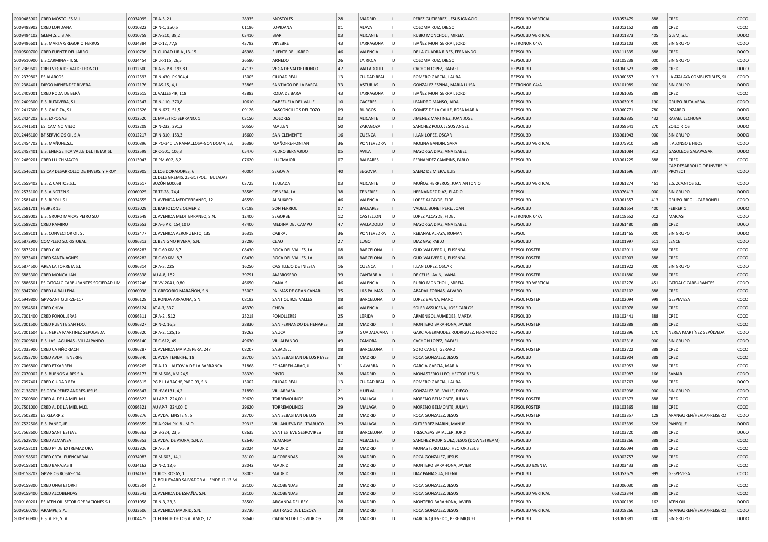| | | | | | | | | | | | | | | | | |
|---|---|---|---|---|---|---|---|---|---|---|---|---|---|---|---|---|
| G009485902 | CRED MÓSTOLES M.I. | 00034095 | CR A-5, 21 | 28935 | MOSTOLES | 28 | MADRID | | PEREZ GUTIERREZ, JESUS IGNACIO | REPSOL 3D VERTICAL | | | 183053479 | 888 | CRED | COCO |
| G009488902 | CRED LOPIDANA | 00010822 | CR N-1, 350,5 | 01196 | LOPIDANA | 01 | ALAVA | I | COLOMA RUIZ, DIEGO | REPSOL 3D | | | 183012152 | 888 | CRED | COCO |
| G009494102 | GLEM ,S.L. BIAR | 00010759 | CR A-210, 38,2 | 03410 | BIAR | 03 | ALICANTE | I | RUBIO MONCHOLI, MIREIA | REPSOL 3D VERTICAL | | | 183011873 | 405 | GLEM, S.L. | DODO |
| G009496601 | E.S. MARTA GREGORIO FERRUS | 00034384 | CR C-12, 77,8 | 43792 | VINEBRE | 43 | TARRAGONA | D | IBAÑEZ MONTSERRAT, JORDI | PETRONOR 04/A | | | 183012103 | 000 | SIN GRUPO | CODO |
| G009500700 | CRED FUENTE DEL JARRO | 00010796 | CL CIUDAD LIRIA ,13-15 | 46988 | FUENTE DEL JARRO | 46 | VALENCIA | I | DE LA CUADRA RIBES, FERNANDO | REPSOL 3D | | | 183111335 | 888 | CRED | DOCO |
| G009510900 | E.S.CARMINA - II, SL | 00034454 | CR LR-115, 26,5 | 26580 | ARNEDO | 26 | LA RIOJA | D | COLOMA RUIZ, DIEGO | REPSOL 3D | | | 183105238 | 000 | SIN GRUPO | CODO |
| G012369602 | CRED VEGA DE VALDETRONCO | 00012600 | CR A-6 P.K. 193,8 I | 47133 | VEGA DE VALDETRONCO | 47 | VALLADOLID | I | CACHON LOPEZ, RAFAEL | REPSOL 3D | | | 183060623 | 888 | CRED | DOCO |
| G012379803 | ES ALARCOS | 00012593 | CR N-430, PK 304,4 | 13005 | CIUDAD REAL | 13 | CIUDAD REAL | I | ROMERO GARCIA, LAURA | REPSOL 3D | | | 183060557 | 013 | LA ATALAYA COMBUSTIBLES, SL | CODO |
| G012384401 | DIEGO MENENDEZ RIVERA | 00012176 | CR AS-15, 4,1 | 33865 | SANTIAGO DE LA BARCA | 33 | ASTURIAS | D | GONZALEZ ESPINA, MARIA LUISA | PETRONOR 04/A | | | 183101989 | 000 | SIN GRUPO | DODO |
| G012409001 | CRED RODA DE BERÁ | 00012615 | CL VALLESPIR, 118 | 43883 | RODA DE BARA | 43 | TARRAGONA | D | IBAÑEZ MONTSERRAT, JORDI | REPSOL 3D | | | 183061035 | 888 | CRED | COCO |
| G012409300 | E.S. RUTAVERA, S.L. | 00012347 | CR N-110, 370,8 | 10610 | CABEZUELA DEL VALLE | 10 | CACERES | I | LEANDRO MANSO, AIDA | REPSOL 3D | | | 183063015 | 190 | GRUPO RUTA-VERA | CODO |
| G012417300 | E.S. GALPIZA, S.L. | 00012626 | CR N-627, 51,5 | 09126 | BASCONCILLOS DEL TOZO | 09 | BURGOS | D | GOMEZ DE LA CALLE, ROSA MARIA | REPSOL 3D | | | 183060771 | 780 | PIZARRO | DODO |
| G012424202 | E.S. EXPOGAS | 00012520 | CL MAESTRO SERRANO, 1 | 03150 | DOLORES | 03 | ALICANTE | D | JIMENEZ MARTINEZ, JUAN JOSE | REPSOL 3D | | | 183062835 | 432 | RAFAEL LECHUGA | DODO |
| G012441501 | ES. CAMINO VIEJO | 00012209 | CR N-232, 291,2 | 50550 | MALLEN | 50 | ZARAGOZA | I | SANCHEZ POLO, JESUS ANGEL | REPSOL 3D | | | 183059641 | 270 | ZOILO RIOS | DODO |
| G012446100 | BF SERVICIOS OIL S.A | 00012217 | CR N-310, 153,3 | 16600 | SAN CLEMENTE | 16 | CUENCA | I | ILLAN LOPEZ, OSCAR | REPSOL 3D | | | 183061043 | 000 | SIN GRUPO | DODO |
| G012454702 | E.S. MAÑUFE,S.L. | 00010896 | CR PO-340 LA RAMALLOSA-GONDOMA, 23, | 36380 | MAÑOFRE-FONTAN | 36 | PONTEVEDRA | I | MOLINA BANDIN, SARA | REPSOL 3D VERTICAL | | | 183075910 | 638 | I. ALONSO E HIJOS | CODO |
| G012457401 | E.S. ENERGETICA VALLE DEL TIETAR SL | 00012599 | CR C-501, 106,3 | 05470 | PEDRO BERNARDO | 05 | AVILA | D | MAYORGA DIAZ, ANA ISABEL | REPSOL 3D | | | 183061084 | 912 | GASOLEOS GALAPAGAR | DODO |
| G012489201 | CRED LLUCHMAYOR | 00013043 | CR PM-602, 8,2 | 07620 | LLUCMAJOR | 07 | BALEARES | I | FERNANDEZ CAMPINS, PABLO | REPSOL 3D | | | 183061225 | 888 | CRED | COCO |
| G012546201 | ES CAP DESARROLLO DE INVERS. Y PROY | 00012905 | CL LOS DORADORES, 6 | 40004 | SEGOVIA | 40 | SEGOVIA | I | SAENZ DE MIERA, LUIS | REPSOL 3D | | | 183061696 | 787 | CAP DESARROLLO DE INVERS. Y PROYECT | CODO |
| G012559402 | E.S. Z. CANTOS,S.L. | 00012617 | CL DELS GREMIS, 25-31 (POL. TEULADA) BUZÓN 60005B | 03725 | TEULADA | 03 | ALICANTE | D | MUÑOZ HERREROS, JUAN ANTONIO | REPSOL 3D VERTICAL | | | 183061274 | 461 | E.S. ZCANTOS S.L. | CODO |
| G012575100 | E.S. AINOTEN S.L. | 00060025 | CR TF-28, 74,4 | 38589 | CISNERA, LA | 38 | TENERIFE | D | HERNANDEZ DIAZ, ELADIO | REPSOL | | | 183076413 | 000 | SIN GRUPO | DODO |
| G012581401 | E.S. RIPOLL S.L. | 00034655 | CL AVENIDA MEDITERRANEO, 12 | 46550 | ALBUIXECH | 46 | VALENCIA | D | LOPEZ ALCAYDE, FIDEL | REPSOL 3D | | | 183061357 | 413 | GRUPO RIPOLL-CARBONELL | CODO |
| G012581701 | FEBRER 15 | 00013029 | CL BARTOLOME OLIVER 2 | 07198 | SON FERRIOL | 07 | BALEARES | I | VADELL BONET PERE, JOAN | REPSOL 3D | | | 183061654 | 400 | FEBRER 1 | DODO |
| G012589002 | E.S. GRUPO MAICAS PEIRO SLU | 00012649 | CL AVENIDA MEDITERRANEO, S.N. | 12400 | SEGORBE | 12 | CASTELLON | D | LOPEZ ALCAYDE, FIDEL | PETRONOR 04/A | | | 183118652 | 012 | MAICAS | CODO |
| G012589202 | CRED RAMIRO | 00012653 | CR A-6 P.K. 154,10 D | 47400 | MEDINA DEL CAMPO | 47 | VALLADOLID | D | MAYORGA DIAZ, ANA ISABEL | REPSOL 3D | | | 183061480 | 888 | CRED | DOCO |
| G012599101 | E.S. CONVECTOR OIL SL | 00012477 | CL AVENIDA AEROPUERTO, 135 | 36318 | CABRAL | 36 | PONTEVEDRA | A | REBANAL ALFAYA, ROMAN | REPSOL | | | 183131465 | 000 | SIN GRUPO | DODO |
| G016872900 | COMPLEJO S.CRISTOBAL | 00096313 | CL BENIGNO RIVERA, S.N. | 27290 | CEAO | 27 | LUGO | D | DIAZ GAY, PABLO | REPSOL 3D | | | 183101997 | 611 | LENCE | CODO |
| G016873201 | CRED C-60 | 00096283 | CR C-60 KM 8,7 | 08430 | ROCA DEL VALLES, LA | 08 | BARCELONA | I | GUIX VALLVERDU, ELISENDA | REPSOL FOSTER | | | 183102011 | 888 | CRED | COCO |
| G016873401 | CRED SANTA AGNES | 00096282 | CR C-60 KM. 8,7 | 08430 | ROCA DEL VALLES, LA | 08 | BARCELONA | D | GUIX VALLVERDU, ELISENDA | REPSOL FOSTER | | | 183102003 | 888 | CRED | DOCO |
| G016874500 | AREA LA TORRETA S.L | 00096314 | CR A-3, 225 | 16250 | CASTILLEJO DE INIESTA | 16 | CUENCA | I | ILLAN LOPEZ, OSCAR | REPSOL 3D | | | 183101922 | 000 | SIN GRUPO | CODO |
| G016883300 | CRED MONCALIÁN | 00096338 | AU A-8, 182 | 39791 | AMBROSERO | 39 | CANTABRIA | I | DE CELIS LAVIN, IVANA | REPSOL FOSTER | | | 183101880 | 888 | CRED | COCO |
| G016886501 | ES CATOALC CARBURANTES SOCIEDAD LIM | 00092246 | CR VV-2041, 0,80 | 46650 | CANALS | 46 | VALENCIA | D | RUBIO MONCHOLI, MIREIA | REPSOL 3D VERTICAL | | | 183102276 | 451 | CATOALC CARBURANTES | CODO |
| G016947900 | CRED LA BALLENA | 00060038 | CL GREGORIO MARAÑON, S.N. | 35003 | PALMAS DE GRAN CANAR | 35 | LAS PALMAS | D | ABADAL FORNAS, ALVARO | REPSOL 3D | | | 183102102 | 888 | CRED | COCO |
| G016949800 | GPV-SANT QUIRZE-117 | 00096128 | CL RONDA ARRAONA, S.N. | 08192 | SANT QUIRZE VALLES | 08 | BARCELONA | D | LOPEZ BAENA, MARC | REPSOL FOSTER | | | 183102094 | 999 | GESPEVESA | COCO |
| G016954501 | CRED CHIVA | 00096124 | AT A-3, 337 | 46370 | CHIVA | 46 | VALENCIA | I | SOLER ASSUCENA, JOSE CARLOS | REPSOL 3D | | | 183102078 | 888 | CRED | COCO |
| G017001400 | CRED FONOLLERAS | 00096311 | CR A-2 , 512 | 25218 | FONOLLERES | 25 | LERIDA | D | ARMENGOL AUMEDES, MARTA | REPSOL 3D | | | 183102441 | 888 | CRED | COCO |
| G017001500 | CRED PUENTE SAN FDO. II | 00096327 | CR N-2, 16,3 | 28830 | SAN FERNANDO DE HENARES | 28 | MADRID | I | MONTERO BARAHONA, JAVIER | REPSOL FOSTER | | | 183102888 | 888 | CRED | COCO |
| G017001604 | E.S. NEREA MARTINEZ SEPULVEDA | 00096320 | CR A-2, 125,15 | 19262 | SAUCA | 19 | GUADALAJARA | I | GARCIA-BERMUDEZ RODRIGUEZ, FERNANDO | REPSOL 3D | | | 183102896 | 170 | NEREA MARTÍNEZ SEPÚLVEDA | CODO |
| G017009801 | E.S. LAS LAGUNAS - VILLALPANDO | 00096140 | CR C-612, 49 | 49630 | VILLALPANDO | 49 | ZAMORA | D | CACHON LOPEZ, RAFAEL | REPSOL 3D | | | 183102318 | 000 | SIN GRUPO | CODO |
| G017033900 | CRED CA NÑORIACH | 00096287 | CL AVENIDA MATADEPERA, 247 | 08207 | SABADELL | 08 | BARCELONA | I | SOTO CANUT, GERARD | REPSOL FOSTER | | | 183102722 | 888 | CRED | COCO |
| G017053700 | CRED AVDA. TENERIFE | 00096340 | CL AVDA TENERIFE, 18 | 28700 | SAN SEBASTIAN DE LOS REYES | 28 | MADRID | D | ROCA GONZALEZ, JESUS | REPSOL 3D | | | 183102904 | 888 | CRED | COCO |
| G017066800 | CRED ETXARREN | 00096265 | CR A-10 AUTOVIA DE LA BARRANCA | 31868 | ECHARREN-ARAQUIL | 31 | NAVARRA | D | GARCIA GARCIA, MARIA | REPSOL 3D | | | 183102953 | 888 | CRED | COCO |
| G017070002 | E.S. BUENOS AIRES S.A. | 00096173 | CR M-506, KM 24,5 | 28320 | PINTO | 28 | MADRID | D | MONASTERIO LLEO, HECTOR JESUS | REPSOL 3D | | | 183102987 | 166 | SAMAR | CODO |
| G017097401 | CRED CIUDAD REAL | 00096315 | PG P.I. LARACHE,PARC.93, S.N. | 13002 | CIUDAD REAL | 13 | CIUDAD REAL | D | ROMERO GARCIA, LAURA | REPSOL 3D | | | 183102763 | 888 | CRED | DOCO |
| G017138703 | ES ORTA PEREZ ANDRES JESÚS | 00096347 | CR HV-6131, 4,2 | 21850 | VILLARRASA | 21 | HUELVA | D | GONZALEZ DEL VALLE, DIEGO | REPSOL 3D | | | 183102938 | 000 | SIN GRUPO | CODO |
| G017500800 | CRED A. DE LA MIEL M.I. | 00096322 | AU AP-7 224,00 I | 29620 | TORREMOLINOS | 29 | MALAGA | I | MORENO BELMONTE, JULIAN | REPSOL FOSTER | | | 183103373 | 888 | CRED | COCO |
| G017501000 | CRED A. DE LA MIEL M.D. | 00096321 | AU AP-7 224,00 D | 29620 | TORREMOLINOS | 29 | MALAGA | D | MORENO BELMONTE, JULIAN | REPSOL FOSTER | | | 183103365 | 888 | CRED | COCO |
| G017502802 | ES XELARRIZ | 00096276 | CL AVDA. EINSTEIN, 5 | 28700 | SAN SEBASTIAN DE LOS | 28 | MADRID | D | ROCA GONZALEZ, JESUS | REPSOL FOSTER | | | 183103357 | 128 | ARANGUREN/HEVIA/FREISERO | CODO |
| G017522506 | E.S. PANEQUE | 00096359 | CR A-92M P.K. 8 - M.D. | 29313 | VILLANUEVA DEL TRABUCO | 29 | MALAGA | D | GUTIERREZ MARIN, MANUEL | REPSOL 3D | | | 183103399 | 528 | PANEQUE | DODO |
| G017568600 | CRED SANT ESTEVE | 00096362 | CR B-224, 23,5 | 08635 | SANT ESTEVE SESROVIRES | 08 | BARCELONA | D | TRESCASAS BATALLER, JORDI | REPSOL 3D | | | 183103720 | 888 | CRED | DOCO |
| G017629700 | CRED ALMANSA | 00096353 | CL AVDA. DE AYORA, S.N. A | 02640 | ALMANSA | 02 | ALBACETE | D | SANCHEZ RODRIGUEZ, JESUS (DOWNSTREAM) | REPSOL 3D | | | 183103266 | 888 | CRED | COCO |
| G009158101 | CRED Pº DE EXTREMADURA | 00033826 | CR A-5, 9 | 28024 | MADRID | 28 | MADRID | D | MONASTERIO LLEO, HECTOR JESUS | REPSOL 3D | | | 183055094 | 888 | CRED | COCO |
| G009158502 | CRED CRTA. FUENCARRAL | 00034083 | CR M-603, 14,1 | 28100 | ALCOBENDAS | 28 | MADRID | D | ROCA GONZALEZ, JESUS | REPSOL 3D | | | 183002757 | 888 | CRED | COCO |
| G009158601 | CRED BARAJAS II | 00034162 | CR N-2, 12,6 | 28042 | MADRID | 28 | MADRID | D | MONTERO BARAHONA, JAVIER | REPSOL 3D EXENTA | | | 183003433 | 888 | CRED | COCO |
| G009158702 | GPV-RIOS ROSAS-114 | 00034163 | CL RIOS ROSAS, 1 | 28003 | MADRID | 28 | MADRID | D | DIAZ PANIAGUA, ELENA | REPSOL 3D | | | 183052679 | 999 | GESPEVESA | COCO |
| G009159300 | CRED ONGI ETORRI | 00003504 | CL BOULEVARD SALVADOR ALLENDE 12-13 M. D. | 28100 | ALCOBENDAS | 28 | MADRID | D | ROCA GONZALEZ, JESUS | REPSOL 3D | | | 183006030 | 888 | CRED | COCO |
| G009159400 | CRED ALCOBENDAS | 00033543 | CL AVENIDA DE ESPAÑA, S.N. | 28100 | ALCOBENDAS | 28 | MADRID | D | ROCA GONZALEZ, JESUS | REPSOL 3D VERTICAL | | | 063212344 | 888 | CRED | COCO |
| G009160201 | ES ATEN OIL SETOR OPERACIONES S.L. | 00031058 | CR N-3, 23,3 | 28500 | ARGANDA DEL REY | 28 | MADRID | D | MONTERO BARAHONA, JAVIER | REPSOL 3D | | | 183000199 | 162 | ATEN OIL | DODO |
| G009160700 | ARAMPE, S.A. | 00033606 | CL AVENIDA MADRID, S.N. | 28730 | BUITRAGO DEL LOZOYA | 28 | MADRID | I | ROCA GONZALEZ, JESUS | REPSOL 3D VERTICAL | | | 183018266 | 128 | ARANGUREN/HEVIA/FREISERO | CODO |
| G009160900 | E.S. ALPE, S. A. | 00004475 | CL FUENTE DE LOS ALAMOS, 12 | 28640 | CADALSO DE LOS VIDRIOS | 28 | MADRID | D | GARCIA QUEVEDO, PERE MIQUEL | REPSOL 3D | | | 183061381 | 000 | SIN GRUPO | DODO |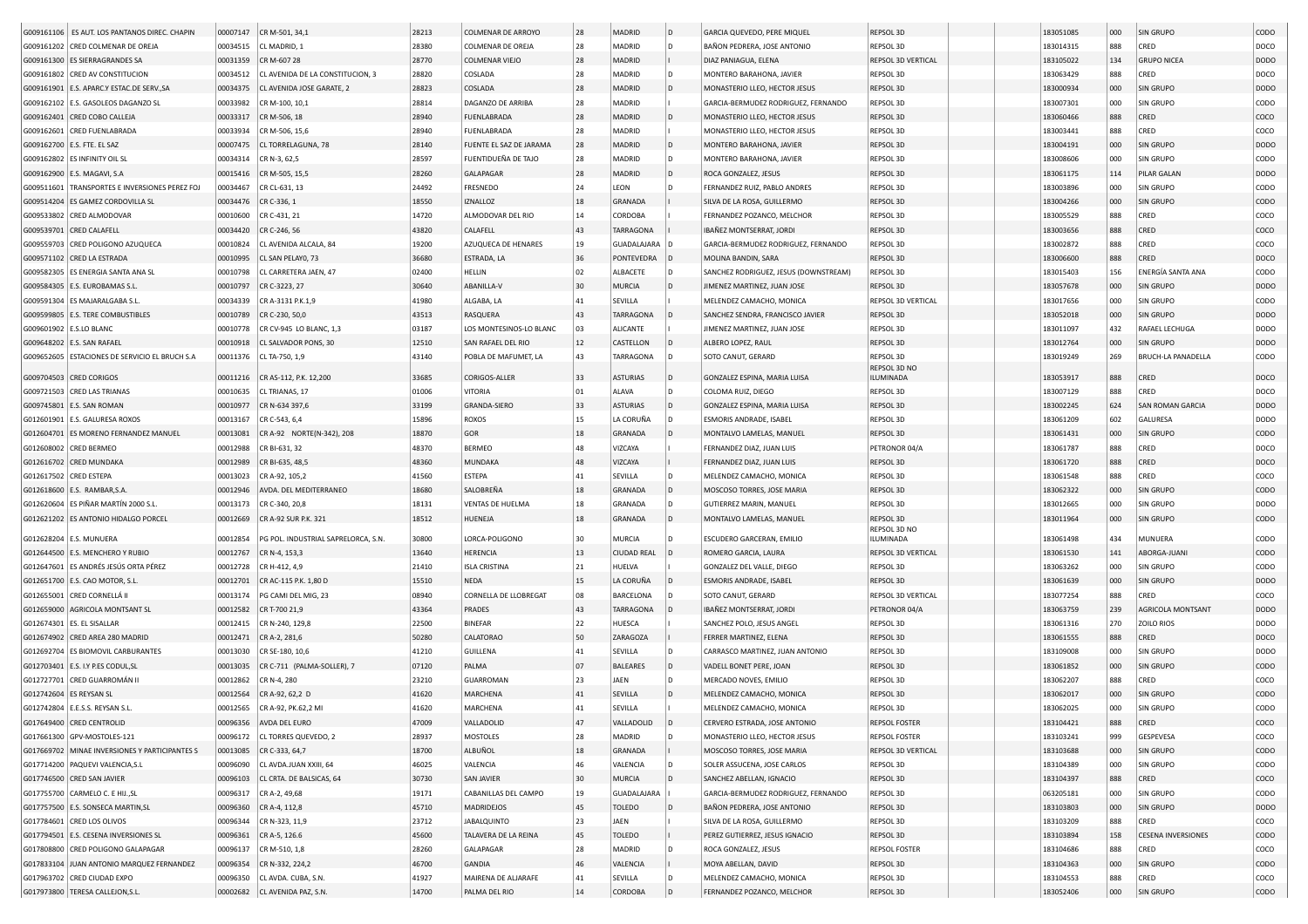| | | | | | | | | | | | | | | | |
|---|---|---|---|---|---|---|---|---|---|---|---|---|---|---|---|
| G009161106 | ES AUT. LOS PANTANOS DIREC. CHAPIN | 00007147 | CR M-501, 34,1 | 28213 | COLMENAR DE ARROYO | 28 | MADRID | D | GARCIA QUEVEDO, PERE MIQUEL | REPSOL 3D | | | 183051085 | 000 | SIN GRUPO | CODO |
| G009161202 | CRED COLMENAR DE OREJA | 00034515 | CL MADRID, 1 | 28380 | COLMENAR DE OREJA | 28 | MADRID | D | BAÑON PEDRERA, JOSE ANTONIO | REPSOL 3D | | | 183014315 | 888 | CRED | DOCO |
| G009161300 | ES SIERRAGRANDES SA | 00031359 | CR M-607 28 | 28770 | COLMENAR VIEJO | 28 | MADRID | I | DIAZ PANIAGUA, ELENA | REPSOL 3D VERTICAL | | | 183105022 | 134 | GRUPO NICEA | DODO |
| G009161802 | CRED AV CONSTITUCION | 00034512 | CL AVENIDA DE LA CONSTITUCION, 3 | 28820 | COSLADA | 28 | MADRID | D | MONTERO BARAHONA, JAVIER | REPSOL 3D | | | 183063429 | 888 | CRED | DOCO |
| G009161901 | E.S. APARC.Y ESTAC.DE SERV.,SA | 00034375 | CL AVENIDA JOSE GARATE, 2 | 28823 | COSLADA | 28 | MADRID | D | MONASTERIO LLEO, HECTOR JESUS | REPSOL 3D | | | 183000934 | 000 | SIN GRUPO | DODO |
| G009162102 | E.S. GASOLEOS DAGANZO SL | 00033982 | CR M-100, 10,1 | 28814 | DAGANZO DE ARRIBA | 28 | MADRID | I | GARCIA-BERMUDEZ RODRIGUEZ, FERNANDO | REPSOL 3D | | | 183007301 | 000 | SIN GRUPO | CODO |
| G009162401 | CRED COBO CALLEJA | 00033317 | CR M-506, 18 | 28940 | FUENLABRADA | 28 | MADRID | D | MONASTERIO LLEO, HECTOR JESUS | REPSOL 3D | | | 183060466 | 888 | CRED | COCO |
| G009162601 | CRED FUENLABRADA | 00033934 | CR M-506, 15,6 | 28940 | FUENLABRADA | 28 | MADRID | I | MONASTERIO LLEO, HECTOR JESUS | REPSOL 3D | | | 183003441 | 888 | CRED | COCO |
| G009162700 | E.S. FTE. EL SAZ | 00007475 | CL TORRELAGUNA, 78 | 28140 | FUENTE EL SAZ DE JARAMA | 28 | MADRID | D | MONTERO BARAHONA, JAVIER | REPSOL 3D | | | 183004191 | 000 | SIN GRUPO | DODO |
| G009162802 | ES INFINITY OIL SL | 00034314 | CR N-3, 62,5 | 28597 | FUENTIDUEÑA DE TAJO | 28 | MADRID | D | MONTERO BARAHONA, JAVIER | REPSOL 3D | | | 183008606 | 000 | SIN GRUPO | CODO |
| G009162900 | E.S. MAGAVI, S.A | 00015416 | CR M-505, 15,5 | 28260 | GALAPAGAR | 28 | MADRID | D | ROCA GONZALEZ, JESUS | REPSOL 3D | | | 183061175 | 114 | PILAR GALAN | DODO |
| G009511601 | TRANSPORTES E INVERSIONES PEREZ FOJ | 00034467 | CR CL-631, 13 | 24492 | FRESNEDO | 24 | LEON | D | FERNANDEZ RUIZ, PABLO ANDRES | REPSOL 3D | | | 183003896 | 000 | SIN GRUPO | CODO |
| G009514204 | ES GAMEZ CORDOVILLA SL | 00034476 | CR C-336, 1 | 18550 | IZNALLOZ | 18 | GRANADA | I | SILVA DE LA ROSA, GUILLERMO | REPSOL 3D | | | 183004266 | 000 | SIN GRUPO | CODO |
| G009533802 | CRED ALMODOVAR | 00010600 | CR C-431, 21 | 14720 | ALMODOVAR DEL RIO | 14 | CORDOBA | I | FERNANDEZ POZANCO, MELCHOR | REPSOL 3D | | | 183005529 | 888 | CRED | COCO |
| G009539701 | CRED CALAFELL | 00034420 | CR C-246, 56 | 43820 | CALAFELL | 43 | TARRAGONA | I | IBAÑEZ MONTSERRAT, JORDI | REPSOL 3D | | | 183003656 | 888 | CRED | COCO |
| G009559703 | CRED POLIGONO AZUQUECA | 00010824 | CL AVENIDA ALCALA, 84 | 19200 | AZUQUECA DE HENARES | 19 | GUADALAJARA | D | GARCIA-BERMUDEZ RODRIGUEZ, FERNANDO | REPSOL 3D | | | 183002872 | 888 | CRED | COCO |
| G009571102 | CRED LA ESTRADA | 00010995 | CL SAN PELAYO, 73 | 36680 | ESTRADA, LA | 36 | PONTEVEDRA | D | MOLINA BANDIN, SARA | REPSOL 3D | | | 183006600 | 888 | CRED | DOCO |
| G009582305 | ES ENERGIA SANTA ANA SL | 00010798 | CL CARRETERA JAEN, 47 | 02400 | HELLIN | 02 | ALBACETE | D | SANCHEZ RODRIGUEZ, JESUS (DOWNSTREAM) | REPSOL 3D | | | 183015403 | 156 | ENERGÍA SANTA ANA | CODO |
| G009584305 | E.S. EUROBAMAS S.L. | 00010797 | CR C-3223, 27 | 30640 | ABANILLA-V | 30 | MURCIA | D | JIMENEZ MARTINEZ, JUAN JOSE | REPSOL 3D | | | 183057678 | 000 | SIN GRUPO | DODO |
| G009591304 | ES MAJARALGABA S.L. | 00034339 | CR A-3131 P.K.1,9 | 41980 | ALGABA, LA | 41 | SEVILLA | I | MELENDEZ CAMACHO, MONICA | REPSOL 3D VERTICAL | | | 183017656 | 000 | SIN GRUPO | CODO |
| G009599805 | E.S. TERE COMBUSTIBLES | 00010789 | CR C-230, 50,0 | 43513 | RASQUERA | 43 | TARRAGONA | D | SANCHEZ SENDRA, FRANCISCO JAVIER | REPSOL 3D | | | 183052018 | 000 | SIN GRUPO | DODO |
| G009601902 | E.S.LO BLANC | 00010778 | CR CV-945 LO BLANC, 1,3 | 03187 | LOS MONTESINOS-LO BLANC | 03 | ALICANTE | I | JIMENEZ MARTINEZ, JUAN JOSE | REPSOL 3D | | | 183011097 | 432 | RAFAEL LECHUGA | DODO |
| G009648202 | E.S. SAN RAFAEL | 00010918 | CL SALVADOR PONS, 30 | 12510 | SAN RAFAEL DEL RIO | 12 | CASTELLON | D | ALBERO LOPEZ, RAUL | REPSOL 3D | | | 183012764 | 000 | SIN GRUPO | DODO |
| G009652605 | ESTACIONES DE SERVICIO EL BRUCH S.A | 00011376 | CL TA-750, 1,9 | 43140 | POBLA DE MAFUMET, LA | 43 | TARRAGONA | D | SOTO CANUT, GERARD | REPSOL 3D | | | 183019249 | 269 | BRUCH-LA PANADELLA | CODO |
| G009704503 | CRED CORIGOS | 00011216 | CR AS-112, P.K. 12,200 | 33685 | CORIGOS-ALLER | 33 | ASTURIAS | D | GONZALEZ ESPINA, MARIA LUISA | REPSOL 3D NO ILUMINADA | | | 183053917 | 888 | CRED | DOCO |
| G009721503 | CRED LAS TRIANAS | 00010635 | CL TRIANAS, 17 | 01006 | VITORIA | 01 | ALAVA | D | COLOMA RUIZ, DIEGO | REPSOL 3D | | | 183007129 | 888 | CRED | DOCO |
| G009745801 | E.S. SAN ROMAN | 00010977 | CR N-634 397,6 | 33199 | GRANDA-SIERO | 33 | ASTURIAS | D | GONZALEZ ESPINA, MARIA LUISA | REPSOL 3D | | | 183002245 | 624 | SAN ROMAN GARCIA | DODO |
| G012601901 | E.S. GALURESA ROXOS | 00013167 | CR C-543, 6,4 | 15896 | ROXOS | 15 | LA CORUÑA | D | ESMORIS ANDRADE, ISABEL | REPSOL 3D | | | 183061209 | 602 | GALURESA | DODO |
| G012604701 | ES MORENO FERNANDEZ MANUEL | 00013081 | CR A-92 NORTE(N-342), 208 | 18870 | GOR | 18 | GRANADA | D | MONTALVO LAMELAS, MANUEL | REPSOL 3D | | | 183061431 | 000 | SIN GRUPO | CODO |
| G012608002 | CRED BERMEO | 00012988 | CR BI-631, 32 | 48370 | BERMEO | 48 | VIZCAYA | I | FERNANDEZ DIAZ, JUAN LUIS | PETRONOR 04/A | | | 183061787 | 888 | CRED | COCO |
| G012616702 | CRED MUNDAKA | 00012989 | CR BI-635, 48,5 | 48360 | MUNDAKA | 48 | VIZCAYA | I | FERNANDEZ DIAZ, JUAN LUIS | REPSOL 3D | | | 183061720 | 888 | CRED | DOCO |
| G012617502 | CRED ESTEPA | 00013023 | CR A-92, 105,2 | 41560 | ESTEPA | 41 | SEVILLA | D | MELENDEZ CAMACHO, MONICA | REPSOL 3D | | | 183061548 | 888 | CRED | COCO |
| G012618600 | E.S. RAMBAR,S.A. | 00012946 | AVDA. DEL MEDITERRANEO | 18680 | SALOBREÑA | 18 | GRANADA | D | MOSCOSO TORRES, JOSE MARIA | REPSOL 3D | | | 183062322 | 000 | SIN GRUPO | DODO |
| G012620604 | ES PIÑAR MARTÍN 2000 S.L. | 00013173 | CR C-340, 20,8 | 18131 | VENTAS DE HUELMA | 18 | GRANADA | D | GUTIERREZ MARIN, MANUEL | REPSOL 3D | | | 183012665 | 000 | SIN GRUPO | DODO |
| G012621202 | ES ANTONIO HIDALGO PORCEL | 00012669 | CR A-92 SUR P.K. 321 | 18512 | HUENEJA | 18 | GRANADA | D | MONTALVO LAMELAS, MANUEL | REPSOL 3D | | | 183011964 | 000 | SIN GRUPO | CODO |
| G012628204 | E.S. MUNUERA | 00012854 | PG POL. INDUSTRIAL SAPRELORCA, S.N. | 30800 | LORCA-POLIGONO | 30 | MURCIA | D | ESCUDERO GARCERAN, EMILIO | REPSOL 3D NO ILUMINADA | | | 183061498 | 434 | MUNUERA | CODO |
| G012644500 | E.S. MENCHERO Y RUBIO | 00012767 | CR N-4, 153,3 | 13640 | HERENCIA | 13 | CIUDAD REAL | D | ROMERO GARCIA, LAURA | REPSOL 3D VERTICAL | | | 183061530 | 141 | ABORGA-JUANI | CODO |
| G012647601 | ES ANDRÉS JESÚS ORTA PÉREZ | 00012728 | CR H-412, 4,9 | 21410 | ISLA CRISTINA | 21 | HUELVA | D | GONZALEZ DEL VALLE, DIEGO | REPSOL 3D | | | 183063262 | 000 | SIN GRUPO | CODO |
| G012651700 | E.S. CAO MOTOR, S.L. | 00012701 | CR AC-115 P.K. 1,80 D | 15510 | NEDA | 15 | LA CORUÑA | D | ESMORIS ANDRADE, ISABEL | REPSOL 3D | | | 183061639 | 000 | SIN GRUPO | DODO |
| G012655001 | CRED CORNELLÀ II | 00013174 | PG CAMI DEL MIG, 23 | 08940 | CORNELLA DE LLOBREGAT | 08 | BARCELONA | D | SOTO CANUT, GERARD | REPSOL 3D VERTICAL | | | 183077254 | 888 | CRED | COCO |
| G012659000 | AGRICOLA MONTSANT SL | 00012582 | CR T-700 21,9 | 43364 | PRADES | 43 | TARRAGONA | D | IBAÑEZ MONTSERRAT, JORDI | PETRONOR 04/A | | | 183063759 | 239 | AGRICOLA MONTSANT | DODO |
| G012674301 | ES. EL SISALLAR | 00012415 | CR N-240, 129,8 | 22500 | BINEFAR | 22 | HUESCA | I | SANCHEZ POLO, JESUS ANGEL | REPSOL 3D | | | 183061316 | 270 | ZOILO RIOS | DODO |
| G012674902 | CRED AREA 280 MADRID | 00012471 | CR A-2, 281,6 | 50280 | CALATORAO | 50 | ZARAGOZA | I | FERRER MARTINEZ, ELENA | REPSOL 3D | | | 183061555 | 888 | CRED | DOCO |
| G012692704 | ES BIOMOVIL CARBURANTES | 00013030 | CR SE-180, 10,6 | 41210 | GUILLENA | 41 | SEVILLA | D | CARRASCO MARTINEZ, JUAN ANTONIO | REPSOL 3D | | | 183109008 | 000 | SIN GRUPO | DODO |
| G012703401 | E.S. I.Y P.ES CODUL,SL | 00013035 | CR C-711 (PALMA-SOLLER), 7 | 07120 | PALMA | 07 | BALEARES | D | VADELL BONET PERE, JOAN | REPSOL 3D | | | 183061852 | 000 | SIN GRUPO | CODO |
| G012727701 | CRED GUARROMÁN II | 00012862 | CR N-4, 280 | 23210 | GUARROMAN | 23 | JAEN | D | MERCADO NOVES, EMILIO | REPSOL 3D | | | 183062207 | 888 | CRED | COCO |
| G012742604 | ES REYSAN SL | 00012564 | CR A-92, 62,2 D | 41620 | MARCHENA | 41 | SEVILLA | D | MELENDEZ CAMACHO, MONICA | REPSOL 3D | | | 183062017 | 000 | SIN GRUPO | CODO |
| G012742804 | E.E.S.S. REYSAN S.L. | 00012565 | CR A-92, PK.62,2 MI | 41620 | MARCHENA | 41 | SEVILLA | I | MELENDEZ CAMACHO, MONICA | REPSOL 3D | | | 183062025 | 000 | SIN GRUPO | CODO |
| G017649400 | CRED CENTROLID | 00096356 | AVDA DEL EURO | 47009 | VALLADOLID | 47 | VALLADOLID | D | CERVERO ESTRADA, JOSE ANTONIO | REPSOL FOSTER | | | 183104421 | 888 | CRED | COCO |
| G017661300 | GPV-MOSTOLES-121 | 00096172 | CL TORRES QUEVEDO, 2 | 28937 | MOSTOLES | 28 | MADRID | D | MONASTERIO LLEO, HECTOR JESUS | REPSOL FOSTER | | | 183103241 | 999 | GESPEVESA | CODO |
| G017669702 | MINAE INVERSIONES Y PARTICIPANTES S | 00013085 | CR C-333, 64,7 | 18700 | ALBUÑOL | 18 | GRANADA | I | MOSCOSO TORRES, JOSE MARIA | REPSOL 3D VERTICAL | | | 183103688 | 000 | SIN GRUPO | CODO |
| G017714200 | PAQUEVI VALENCIA,S.L | 00096090 | CL AVDA.JUAN XXIII, 64 | 46025 | VALENCIA | 46 | VALENCIA | D | SOLER ASSUCENA, JOSE CARLOS | REPSOL 3D | | | 183104389 | 000 | SIN GRUPO | CODO |
| G017746500 | CRED SAN JAVIER | 00096103 | CL CRTA. DE BALSICAS, 64 | 30730 | SAN JAVIER | 30 | MURCIA | D | SANCHEZ ABELLAN, IGNACIO | REPSOL 3D | | | 183104397 | 888 | CRED | COCO |
| G017755700 | CARMELO C. E HIJ.,SL | 00096317 | CR A-2, 49,68 | 19171 | CABANILLAS DEL CAMPO | 19 | GUADALAJARA | I | GARCIA-BERMUDEZ RODRIGUEZ, FERNANDO | REPSOL 3D | | | 063205181 | 000 | SIN GRUPO | CODO |
| G017757500 | E.S. SONSECA MARTIN,SL | 00096360 | CR A-4, 112,8 | 45710 | MADRIDEJOS | 45 | TOLEDO | D | BAÑON PEDRERA, JOSE ANTONIO | REPSOL 3D | | | 183103803 | 000 | SIN GRUPO | DODO |
| G017784601 | CRED LOS OLIVOS | 00096344 | CR N-323, 11,9 | 23712 | JABALQUINTO | 23 | JAEN | I | SILVA DE LA ROSA, GUILLERMO | REPSOL 3D | | | 183103209 | 888 | CRED | COCO |
| G017794501 | E.S. CESENA INVERSIONES SL | 00096361 | CR A-5, 126.6 | 45600 | TALAVERA DE LA REINA | 45 | TOLEDO | I | PEREZ GUTIERREZ, JESUS IGNACIO | REPSOL 3D | | | 183103894 | 158 | CESENA INVERSIONES | CODO |
| G017808800 | CRED POLIGONO GALAPAGAR | 00096137 | CR M-510, 1,8 | 28260 | GALAPAGAR | 28 | MADRID | D | ROCA GONZALEZ, JESUS | REPSOL FOSTER | | | 183104686 | 888 | CRED | COCO |
| G017833104 | JUAN ANTONIO MARQUEZ FERNANDEZ | 00096354 | CR N-332, 224,2 | 46700 | GANDIA | 46 | VALENCIA | I | MOYA ABELLAN, DAVID | REPSOL 3D | | | 183104363 | 000 | SIN GRUPO | CODO |
| G017963702 | CRED CIUDAD EXPO | 00096350 | CL AVDA. CUBA, S.N. | 41927 | MAIRENA DE ALJARAFE | 41 | SEVILLA | D | MELENDEZ CAMACHO, MONICA | REPSOL 3D | | | 183104553 | 888 | CRED | COCO |
| G017973800 | TERESA CALLEJON,S.L. | 00002682 | CL AVENIDA PAZ, S.N. | 14700 | PALMA DEL RIO | 14 | CORDOBA | D | FERNANDEZ POZANCO, MELCHOR | REPSOL 3D | | | 183052406 | 000 | SIN GRUPO | CODO |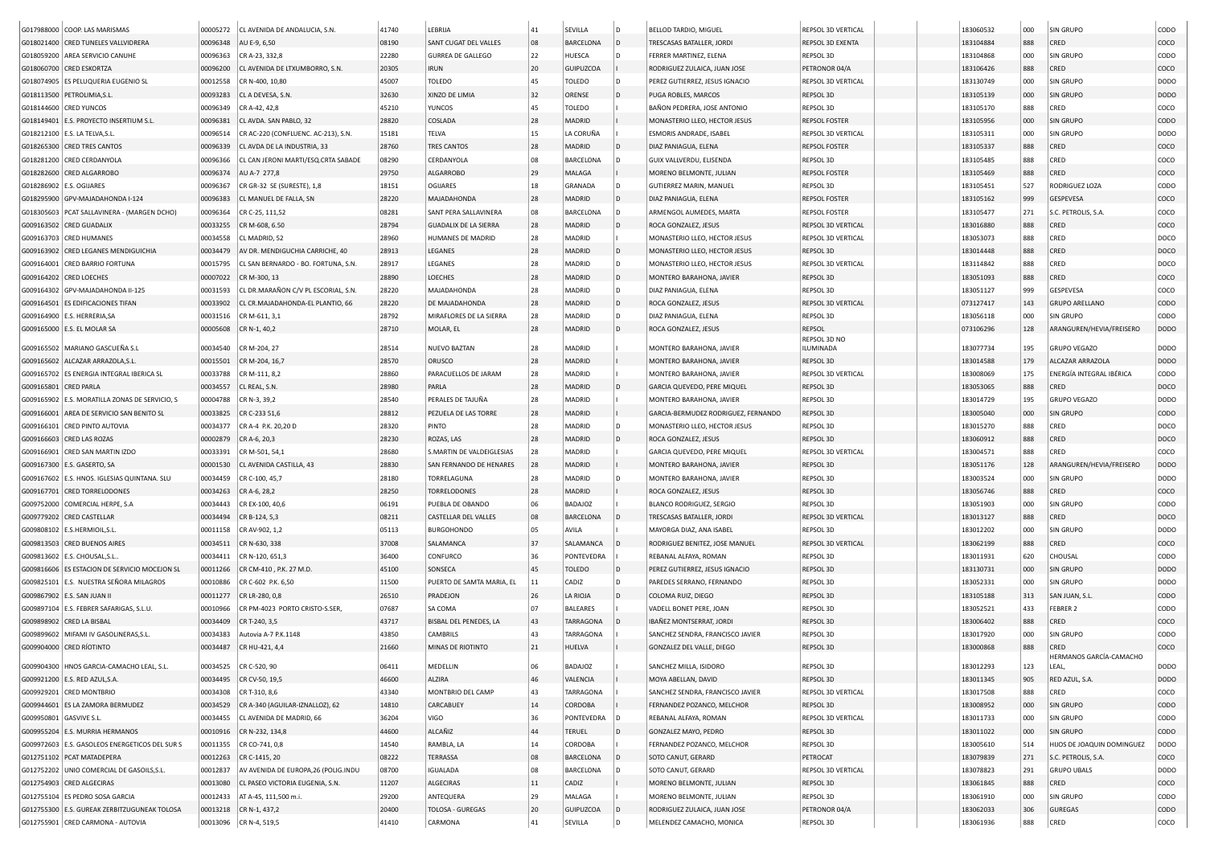| | | | | | | | | | | | | | | | |
|---|---|---|---|---|---|---|---|---|---|---|---|---|---|---|---|
| G017988000 | COOP. LAS MARISMAS | 00005272 | CL AVENIDA DE ANDALUCIA, S.N. | 41740 | LEBRIJA | 41 | SEVILLA | D | BELLOD TARDIO, MIGUEL | REPSOL 3D VERTICAL | | | 183060532 | 000 | SIN GRUPO | CODO |
| G018021400 | CRED TUNELES VALLVIDRERA | 00096348 | AU E-9, 6,50 | 08190 | SANT CUGAT DEL VALLES | 08 | BARCELONA | D | TRESCASAS BATALLER, JORDI | REPSOL 3D EXENTA | | | 183104884 | 888 | CRED | COCO |
| G018059200 | AREA SERVICIO CANUHE | 00096363 | CR A-23, 332,8 | 22280 | GURREA DE GALLEGO | 22 | HUESCA | D | FERRER MARTINEZ, ELENA | REPSOL 3D | | | 183104868 | 000 | SIN GRUPO | CODO |
| G018060700 | CRED ESKORTZA | 00096200 | CL AVENIDA DE LTXUMBORRO, S.N. | 20305 | IRUN | 20 | GUIPUZCOA | I | RODRIGUEZ ZULAICA, JUAN JOSE | PETRONOR 04/A | | | 183106426 | 888 | CRED | COCO |
| G018074905 | ES PELUQUERIA EUGENIO SL | 00012558 | CR N-400, 10,80 | 45007 | TOLEDO | 45 | TOLEDO | D | PEREZ GUTIERREZ, JESUS IGNACIO | REPSOL 3D VERTICAL | | | 183130749 | 000 | SIN GRUPO | DODO |
| G018113500 | PETROLIMIA,S.L. | 00093283 | CL A DEVESA, S.N. | 32630 | XINZO DE LIMIA | 32 | ORENSE | D | PUGA ROBLES, MARCOS | REPSOL 3D | | | 183105139 | 000 | SIN GRUPO | DODO |
| G018144600 | CRED YUNCOS | 00096349 | CR A-42, 42,8 | 45210 | YUNCOS | 45 | TOLEDO | I | BAÑON PEDRERA, JOSE ANTONIO | REPSOL 3D | | | 183105170 | 888 | CRED | COCO |
| G018149401 | E.S. PROYECTO INSERTIUM S.L. | 00096381 | CL AVDA. SAN PABLO, 32 | 28820 | COSLADA | 28 | MADRID | I | MONASTERIO LLEO, HECTOR JESUS | REPSOL FOSTER | | | 183105956 | 000 | SIN GRUPO | CODO |
| G018212100 | E.S. LA TELVA,S.L. | 00096514 | CR AC-220 (CONFLUENC. AC-213), S.N. | 15181 | TELVA | 15 | LA CORUÑA | I | ESMORIS ANDRADE, ISABEL | REPSOL 3D VERTICAL | | | 183105311 | 000 | SIN GRUPO | DODO |
| G018265300 | CRED TRES CANTOS | 00096339 | CL AVDA DE LA INDUSTRIA, 33 | 28760 | TRES CANTOS | 28 | MADRID | D | DIAZ PANIAGUA, ELENA | REPSOL FOSTER | | | 183105337 | 888 | CRED | COCO |
| G018281200 | CRED CERDANYOLA | 00096366 | CL CAN JERONI MARTI/ESQ.CRTA SABADE | 08290 | CERDANYOLA | 08 | BARCELONA | D | GUIX VALLVERDU, ELISENDA | REPSOL 3D | | | 183105485 | 888 | CRED | COCO |
| G018282600 | CRED ALGARROBO | 00096374 | AU A-7 277,8 | 29750 | ALGARROBO | 29 | MALAGA | I | MORENO BELMONTE, JULIAN | REPSOL FOSTER | | | 183105469 | 888 | CRED | COCO |
| G018286902 | E.S. OGIJARES | 00096367 | CR GR-32 SE (SURESTE), 1,8 | 18151 | OGIJARES | 18 | GRANADA | D | GUTIERREZ MARIN, MANUEL | REPSOL 3D | | | 183105451 | 527 | RODRIGUEZ LOZA | CODO |
| G018295900 | GPV-MAJADAHONDA I-124 | 00096383 | CL MANUEL DE FALLA, SN | 28220 | MAJADAHONDA | 28 | MADRID | D | DIAZ PANIAGUA, ELENA | REPSOL FOSTER | | | 183105162 | 999 | GESPEVESA | COCO |
| G018305603 | PCAT SALLAVINERA - (MARGEN DCHO) | 00096364 | CR C-25, 111,52 | 08281 | SANT PERA SALLAVINERA | 08 | BARCELONA | D | ARMENGOL AUMEDES, MARTA | REPSOL FOSTER | | | 183105477 | 271 | S.C. PETROLIS, S.A. | COCO |
| G009163502 | CRED GUADALIX | 00033255 | CR M-608, 6.50 | 28794 | GUADALIX DE LA SIERRA | 28 | MADRID | D | ROCA GONZALEZ, JESUS | REPSOL 3D VERTICAL | | | 183016880 | 888 | CRED | COCO |
| G009163703 | CRED HUMANES | 00034558 | CL MADRID, 52 | 28960 | HUMANES DE MADRID | 28 | MADRID | I | MONASTERIO LLEO, HECTOR JESUS | REPSOL 3D VERTICAL | | | 183053073 | 888 | CRED | DOCO |
| G009163902 | CRED LEGANES MENDIGUICHIA | 00034479 | AV DR. MENDIGUCHIA CARRICHE, 40 | 28913 | LEGANES | 28 | MADRID | D | MONASTERIO LLEO, HECTOR JESUS | REPSOL 3D | | | 183014448 | 888 | CRED | DOCO |
| G009164001 | CRED BARRIO FORTUNA | 00015795 | CL SAN BERNARDO - BO. FORTUNA, S.N. | 28917 | LEGANES | 28 | MADRID | D | MONASTERIO LLEO, HECTOR JESUS | REPSOL 3D VERTICAL | | | 183114842 | 888 | CRED | DOCO |
| G009164202 | CRED LOECHES | 00007022 | CR M-300, 13 | 28890 | LOECHES | 28 | MADRID | D | MONTERO BARAHONA, JAVIER | REPSOL 3D | | | 183051093 | 888 | CRED | COCO |
| G009164302 | GPV-MAJADAHONDA II-125 | 00031593 | CL DR.MARAÑON C/V PL ESCORIAL, S.N. | 28220 | MAJADAHONDA | 28 | MADRID | D | DIAZ PANIAGUA, ELENA | REPSOL 3D | | | 183051127 | 999 | GESPEVESA | COCO |
| G009164501 | ES EDIFICACIONES TIFAN | 00033902 | CL CR.MAJADAHONDA-EL PLANTIO, 66 | 28220 | DE MAJADAHONDA | 28 | MADRID | D | ROCA GONZALEZ, JESUS | REPSOL 3D VERTICAL | | | 073127417 | 143 | GRUPO ARELLANO | CODO |
| G009164900 | E.S. HERRERIA,SA | 00031516 | CR M-611, 3,1 | 28792 | MIRAFLORES DE LA SIERRA | 28 | MADRID | D | DIAZ PANIAGUA, ELENA | REPSOL 3D | | | 183056118 | 000 | SIN GRUPO | CODO |
| G009165000 | E.S. EL MOLAR SA | 00005608 | CR N-1, 40,2 | 28710 | MOLAR, EL | 28 | MADRID | D | ROCA GONZALEZ, JESUS | REPSOL | | | 073106296 | 128 | ARANGUREN/HEVIA/FREISERO | DODO |
| G009165502 | MARIANO GASCUEÑA S.L | 00034540 | CR M-204, 27 | 28514 | NUEVO BAZTAN | 28 | MADRID | I | MONTERO BARAHONA, JAVIER | REPSOL 3D NO ILUMINADA | | | 183077734 | 195 | GRUPO VEGAZO | DODO |
| G009165602 | ALCAZAR ARRAZOLA,S.L. | 00015501 | CR M-204, 16,7 | 28570 | ORUSCO | 28 | MADRID | I | MONTERO BARAHONA, JAVIER | REPSOL 3D | | | 183014588 | 179 | ALCAZAR ARRAZOLA | DODO |
| G009165702 | ES ENERGIA INTEGRAL IBERICA SL | 00033788 | CR M-111, 8,2 | 28860 | PARACUELLOS DE JARAM | 28 | MADRID | I | MONTERO BARAHONA, JAVIER | REPSOL 3D VERTICAL | | | 183008069 | 175 | ENERGÍA INTEGRAL IBÉRICA | CODO |
| G009165801 | CRED PARLA | 00034557 | CL REAL, S.N. | 28980 | PARLA | 28 | MADRID | D | GARCIA QUEVEDO, PERE MIQUEL | REPSOL 3D | | | 183053065 | 888 | CRED | DOCO |
| G009165902 | E.S. MORATILLA ZONAS DE SERVICIO, S | 00004788 | CR N-3, 39,2 | 28540 | PERALES DE TAJUÑA | 28 | MADRID | I | MONTERO BARAHONA, JAVIER | REPSOL 3D | | | 183014729 | 195 | GRUPO VEGAZO | DODO |
| G009166001 | AREA DE SERVICIO SAN BENITO SL | 00033825 | CR C-233 51,6 | 28812 | PEZUELA DE LAS TORRE | 28 | MADRID | I | GARCIA-BERMUDEZ RODRIGUEZ, FERNANDO | REPSOL 3D | | | 183005040 | 000 | SIN GRUPO | CODO |
| G009166101 | CRED PINTO AUTOVIA | 00034377 | CR A-4 P.K. 20,20 D | 28320 | PINTO | 28 | MADRID | D | MONASTERIO LLEO, HECTOR JESUS | REPSOL 3D | | | 183015270 | 888 | CRED | COCO |
| G009166603 | CRED LAS ROZAS | 00002879 | CR A-6, 20,3 | 28230 | ROZAS, LAS | 28 | MADRID | D | ROCA GONZALEZ, JESUS | REPSOL 3D | | | 183060912 | 888 | CRED | DOCO |
| G009166901 | CRED SAN MARTIN IZDO | 00033391 | CR M-501, 54,1 | 28680 | S.MARTIN DE VALDEIGLESIAS | 28 | MADRID | I | GARCIA QUEVEDO, PERE MIQUEL | REPSOL 3D VERTICAL | | | 183004571 | 888 | CRED | COCO |
| G009167300 | E.S. GASERTO, SA | 00001530 | CL AVENIDA CASTILLA, 43 | 28830 | SAN FERNANDO DE HENARES | 28 | MADRID | I | MONTERO BARAHONA, JAVIER | REPSOL 3D | | | 183051176 | 128 | ARANGUREN/HEVIA/FREISERO | DODO |
| G009167602 | E.S. HNOS. IGLESIAS QUINTANA. SLU | 00034459 | CR C-100, 45,7 | 28180 | TORRELAGUNA | 28 | MADRID | D | MONTERO BARAHONA, JAVIER | REPSOL 3D | | | 183003524 | 000 | SIN GRUPO | DODO |
| G009167701 | CRED TORRELODONES | 00034263 | CR A-6, 28,2 | 28250 | TORRELODONES | 28 | MADRID | I | ROCA GONZALEZ, JESUS | REPSOL 3D | | | 183056746 | 888 | CRED | COCO |
| G009752000 | COMERCIAL HERPE, S.A | 00034443 | CR EX-100, 40,6 | 06191 | PUEBLA DE OBANDO | 06 | BADAJOZ | I | BLANCO RODRIGUEZ, SERGIO | REPSOL 3D | | | 183051903 | 000 | SIN GRUPO | CODO |
| G009779202 | CRED CASTELLAR | 00034494 | CR B-124, 5,3 | 08211 | CASTELLAR DEL VALLES | 08 | BARCELONA | D | TRESCASAS BATALLER, JORDI | REPSOL 3D VERTICAL | | | 183013127 | 888 | CRED | DOCO |
| G009808102 | E.S.HERMIOIL,S.L. | 00011158 | CR AV-902, 1,2 | 05113 | BURGOHONDO | 05 | AVILA | I | MAYORGA DIAZ, ANA ISABEL | REPSOL 3D | | | 183012202 | 000 | SIN GRUPO | DODO |
| G009813503 | CRED BUENOS AIRES | 00034511 | CR N-630, 338 | 37008 | SALAMANCA | 37 | SALAMANCA | D | RODRIGUEZ BENITEZ, JOSE MANUEL | REPSOL 3D VERTICAL | | | 183062199 | 888 | CRED | COCO |
| G009813602 | E.S. CHOUSAL,S.L.. | 00034411 | CR N-120, 651,3 | 36400 | CONFURCO | 36 | PONTEVEDRA | I | REBANAL ALFAYA, ROMAN | REPSOL 3D | | | 183011931 | 620 | CHOUSAL | CODO |
| G009816606 | ES ESTACION DE SERVICIO MOCEJON SL | 00011266 | CR CM-410 , P.K. 27 M.D. | 45100 | SONSECA | 45 | TOLEDO | D | PEREZ GUTIERREZ, JESUS IGNACIO | REPSOL 3D | | | 183130741 | 000 | SIN GRUPO | DODO |
| G009825101 | E.S. NUESTRA SEÑORA MILAGROS | 00010886 | CR C-602 P.K. 6,50 | 11500 | PUERTO DE SAMTA MARIA, EL | 11 | CADIZ | D | PAREDES SERRANO, FERNANDO | REPSOL 3D | | | 183052331 | 000 | SIN GRUPO | DODO |
| G009867902 | E.S. SAN JUAN II | 00011277 | CR LR-280, 0,8 | 26510 | PRADEJON | 26 | LA RIOJA | D | COLOMA RUIZ, DIEGO | REPSOL 3D | | | 183105188 | 313 | SAN JUAN, S.L. | CODO |
| G009897104 | E.S. FEBRER SAFARIGAS, S.L.U. | 00010966 | CR PM-4023 PORTO CRISTO-S.SER, | 07687 | SA COMA | 07 | BALEARES | I | VADELL BONET PERE, JOAN | REPSOL 3D | | | 183052521 | 433 | FEBRER 2 | CODO |
| G009898902 | CRED LA BISBAL | 00034409 | CR T-240, 3,5 | 43717 | BISBAL DEL PENEDES, LA | 43 | TARRAGONA | D | IBAÑEZ MONTSERRAT, JORDI | REPSOL 3D | | | 183006402 | 888 | CRED | COCO |
| G009899602 | MIFAMI IV GASOLINERAS,S.L. | 00034383 | Autovia A-7 P.K.1148 | 43850 | CAMBRILS | 43 | TARRAGONA | I | SANCHEZ SENDRA, FRANCISCO JAVIER | REPSOL 3D | | | 183017920 | 000 | SIN GRUPO | CODO |
| G009904000 | CRED RÍOTINTO | 00034487 | CR HU-421, 4,4 | 21660 | MINAS DE RIOTINTO | 21 | HUELVA | I | GONZALEZ DEL VALLE, DIEGO | REPSOL 3D | | | 183000868 | 888 | CRED | COCO |
| G009904300 | HNOS GARCIA-CAMACHO LEAL, S.L. | 00034525 | CR C-520, 90 | 06411 | MEDELLIN | 06 | BADAJOZ | I | SANCHEZ MILLA, ISIDORO | REPSOL 3D | | | 183012293 | 123 | HERMANOS GARCÍA-CAMACHO LEAL, | DODO |
| G009921200 | E.S. RED AZUL,S.A. | 00034495 | CR CV-50, 19,5 | 46600 | ALZIRA | 46 | VALENCIA | I | MOYA ABELLAN, DAVID | REPSOL 3D | | | 183011345 | 905 | RED AZUL, S.A. | DODO |
| G009929201 | CRED MONTBRIO | 00034308 | CR T-310, 8,6 | 43340 | MONTBRIO DEL CAMP | 43 | TARRAGONA | I | SANCHEZ SENDRA, FRANCISCO JAVIER | REPSOL 3D VERTICAL | | | 183017508 | 888 | CRED | COCO |
| G009944601 | ES LA ZAMORA BERMUDEZ | 00034529 | CR A-340 (AGUILAR-IZNALLOZ), 62 | 14810 | CARCABUEY | 14 | CORDOBA | I | FERNANDEZ POZANCO, MELCHOR | REPSOL 3D | | | 183008952 | 000 | SIN GRUPO | CODO |
| G009950801 | GASVIVE S.L. | 00034455 | CL AVENIDA DE MADRID, 66 | 36204 | VIGO | 36 | PONTEVEDRA | D | REBANAL ALFAYA, ROMAN | REPSOL 3D VERTICAL | | | 183011733 | 000 | SIN GRUPO | CODO |
| G009955204 | E.S. MURRIA HERMANOS | 00010916 | CR N-232, 134,8 | 44600 | ALCAÑIZ | 44 | TERUEL | D | GONZALEZ MAYO, PEDRO | REPSOL 3D | | | 183011022 | 000 | SIN GRUPO | CODO |
| G009972603 | E.S. GASOLEOS ENERGETICOS DEL SUR S | 00011355 | CR CO-741, 0,8 | 14540 | RAMBLA, LA | 14 | CORDOBA | I | FERNANDEZ POZANCO, MELCHOR | REPSOL 3D | | | 183005610 | 514 | HIJOS DE JOAQUIN DOMINGUEZ | DODO |
| G012751102 | PCAT MATADEPERA | 00012263 | CR C-1415, 20 | 08222 | TERRASSA | 08 | BARCELONA | D | SOTO CANUT, GERARD | PETROCAT | | | 183079839 | 271 | S.C. PETROLIS, S.A. | COCO |
| G012752202 | UNIO COMERCIAL DE GASOILS,S.L. | 00012837 | AV AVENIDA DE EUROPA,26 (POLIG.INDU | 08700 | IGUALADA | 08 | BARCELONA | D | SOTO CANUT, GERARD | REPSOL 3D VERTICAL | | | 183078823 | 291 | GRUPO UBALS | DODO |
| G012754903 | CRED ALGECIRAS | 00013080 | CL PASEO VICTORIA EUGENIA, S.N. | 11207 | ALGECIRAS | 11 | CADIZ | I | MORENO BELMONTE, JULIAN | REPSOL 3D | | | 183061845 | 888 | CRED | COCO |
| G012755104 | ES PEDRO SOSA GARCIA | 00012433 | AT A-45, 111,500 m.i. | 29200 | ANTEQUERA | 29 | MALAGA | I | MORENO BELMONTE, JULIAN | REPSOL 3D | | | 183061910 | 000 | SIN GRUPO | CODO |
| G012755300 | E.S. GUREAK ZERBITZUGUNEAK TOLOSA | 00013218 | CR N-1, 437,2 | 20400 | TOLOSA - GUREGAS | 20 | GUIPUZCOA | D | RODRIGUEZ ZULAICA, JUAN JOSE | PETRONOR 04/A | | | 183062033 | 306 | GUREGAS | CODO |
| G012755901 | CRED CARMONA - AUTOVIA | 00013096 | CR N-4, 519,5 | 41410 | CARMONA | 41 | SEVILLA | D | MELENDEZ CAMACHO, MONICA | REPSOL 3D | | | 183061936 | 888 | CRED | COCO |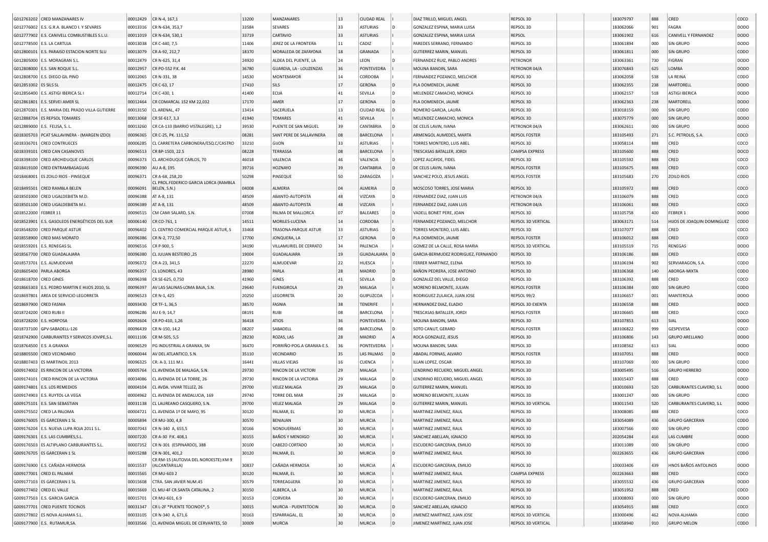| | | | | | | | | | | | | | | | |
|---|---|---|---|---|---|---|---|---|---|---|---|---|---|---|---|
| G012763202 | CRED MANZANARES IV | 00012429 | CR N-4, 167,1 | 13200 | MANZANARES | 13 | CIUDAD REAL | I | DIAZ TRILLO, MIGUEL ANGEL | REPSOL 3D | | 183079797 | 888 | CRED | COCO |
| G012776002 | E.S. G.R.A. BLANCO I. Y SEVARES | 00013316 | CR N-634, 353,7 | 33584 | SEVARES | 33 | ASTURIAS | D | GONZALEZ ESPINA, MARIA LUISA | REPSOL 3D | | 183062066 | 901 | FAGRA | DODO |
| G012777902 | E.S. CANIVELL COMBUSTIBLES S.L.U. | 00011019 | CR N-634, 530,1 | 33719 | CARTAVIO | 33 | ASTURIAS | I | GONZALEZ ESPINA, MARIA LUISA | REPSOL | | 183061902 | 616 | CANIVELL Y FERNANDEZ | DODO |
| G012778500 | E.S. LA CARTUJA | 00013038 | CR C-440, 7,5 | 11406 | JEREZ DE LA FRONTERA | 11 | CADIZ | I | PAREDES SERRANO, FERNANDO | REPSOL 3D | | 183061894 | 000 | SIN GRUPO | DODO |
| G012800101 | E.S. PARAISO ESTACION NORTE SLU | 00013079 | CR A-92, 212,7 | 18370 | MORALEDA DE ZAFAYONA | 18 | GRANADA | I | GUTIERREZ MARIN, MANUEL | REPSOL 3D | | 183061811 | 000 | SIN GRUPO | CODO |
| G012805000 | E.S. MORAGRAN S.L. | 00012479 | CR N-625, 31,4 | 24920 | ALDEA DEL PUENTE, LA | 24 | LEON | D | FERNANDEZ RUIZ, PABLO ANDRES | PETRONOR | | 183063361 | 730 | FIGRAN | DODO |
| G012808000 | E.S. SAN ROQUE S.L. | 00012957 | CR PO-552 P.K. 44 | 36780 | GUARDIA, LA - LOUZENZAS | 36 | PONTEVEDRA | I | MOLINA BANDIN, SARA | PETRONOR 04/A | | 183076843 | 625 | LOMBA | DODO |
| G012808700 | E.S. DIEGO GIL PINO | 00012065 | CR N-331, 38 | 14530 | MONTEMAYOR | 14 | CORDOBA | I | FERNANDEZ POZANCO, MELCHOR | REPSOL 3D | | 183062058 | 538 | LA REINA | CODO |
| G012851002 | ES SILS SL | 00012475 | CR C-63, 17 | 17410 | SILS | 17 | GERONA | D | PLA DOMENECH, JAUME | REPSOL 3D | | 183062355 | 238 | MARTORELL | DODO |
| G012856400 | E.S. ASTIGI IBERICA SL I | 00012714 | CR C-430, 1 | 41400 | ECIJA | 41 | SEVILLA | D | MELENDEZ CAMACHO, MONICA | REPSOL 3D | | 183062157 | 518 | ASTIGI IBERICA | DODO |
| G012861801 | E.S. SERVEI AMER SL | 00012464 | CR COMARCAL 152 KM 22,032 | 17170 | AMER | 17 | GERONA | D | PLA DOMENECH, JAUME | REPSOL 3D | | 183062363 | 238 | MARTORELL | DODO |
| G012870301 | E.S. MARIA DEL PRADO VILLA GUTIERRE | 00013150 | CL ARENAL, 47 | 13414 | SACERUELA | 13 | CIUDAD REAL | D | ROMERO GARCIA, LAURA | REPSOL 3D | | 183018159 | 000 | SIN GRUPO | CODO |
| G012888704 | ES REPSOL TOMARES | 00013068 | CR SE-617, 3,3 | 41940 | TOMARES | 41 | SEVILLA | I | MELENDEZ CAMACHO, MONICA | REPSOL 3D | | 183075779 | 000 | SIN GRUPO | DODO |
| G012889000 | E.S. FELISA, S. L. | 00013260 | CR CA-133 (BARRIO VISTALEGRE), 1,2 | 39530 | PUENTE DE SAN MIGUEL | 39 | CANTABRIA | D | DE CELIS LAVIN, IVANA | PETRONOR 04/A | | 183062611 | 000 | SIN GRUPO | DODO |
| G018305703 | PCAT SALLAVINERA - (MARGEN IZDO) | 00096365 | CR C-25, PK. 111,52 | 08281 | SANT PERE DE SALLAVINERA | 08 | BARCELONA | I | ARMENGOL AUMEDES, MARTA | REPSOL FOSTER | | 183105493 | 271 | S.C. PETROLIS, S.A. | COCO |
| G018336701 | CRED CONTRUECES | 00006285 | CL CARRETERA CARBONERA/ESQ.C/CASTRO | 33210 | GIJON | 33 | ASTURIAS | I | TORRES MONTERO, LUIS ABEL | REPSOL 3D | | 183058114 | 888 | CRED | COCO |
| G018339101 | CRED CAN CASANOVES | 00096513 | CR BP-1503, 22.5 | 08228 | TERRASSA | 08 | BARCELONA | I | TRESCASAS BATALLER, JORDI | CAMPSA EXPRESS | | 183105600 | 888 | CRED | DOCO |
| G018398100 | CRED ARCHIDUQUE CARLOS | 00096373 | CL ARCHIDUQUE CARLOS, 70 | 46018 | VALENCIA | 46 | VALENCIA | D | LOPEZ ALCAYDE, FIDEL | REPSOL 3D | | 183105592 | 888 | CRED | COCO |
| G018419100 | CRED ENTRAMBASAGUAS | 00096390 | AU A-8, 195 | 39716 | HOZNAYO | 39 | CANTABRIA | D | DE CELIS LAVIN, IVANA | REPSOL FOSTER | | 183105675 | 888 | CRED | COCO |
| G018468001 | ES ZOILO RIOS - PINSEQUE | 00096371 | CR A-68, 258,20 | 50298 | PINSEQUE | 50 | ZARAGOZA | I | SANCHEZ POLO, JESUS ANGEL | REPSOL FOSTER | | 183105683 | 270 | ZOILO RIOS | CODO |
| G018495501 | CRED RAMBLA BELEN | 00096091 | CL PROL.FEDERICO GARCIA LORCA (RAMBLA BELEN, S.N.) | 04008 | ALMERIA | 04 | ALMERIA | D | MOSCOSO TORRES, JOSE MARIA | REPSOL 3D | | 183105972 | 888 | CRED | COCO |
| G018501000 | CRED UGALDEBIETA M.D. | 00096388 | AT A-8, 131 | 48509 | ABANTO-AUTOPISTA | 48 | VIZCAYA | D | FERNANDEZ DIAZ, JUAN LUIS | PETRONOR 04/A | | 183106079 | 888 | CRED | COCO |
| G018501100 | CRED UGALDEBIETA M.I. | 00096389 | AT A-8, 131 | 48509 | ABANTO-AUTOPISTA | 48 | VIZCAYA | I | FERNANDEZ DIAZ, JUAN LUIS | PETRONOR 04/A | | 183106061 | 888 | CRED | COCO |
| G018522000 | FEBRER 11 | 00096515 | CM CAMI SALARD, S.N. | 07008 | PALMA DE MALLORCA | 07 | BALEARES | D | VADELL BONET PERE, JOAN | REPSOL 3D | | 183105758 | 400 | FEBRER 1 | DODO |
| G018523901 | E.S. GASOLEOS ENERGÉTICOS DEL SUR | 00006140 | CR CO-761, 1 | 14511 | MORILES-LUCENA | 14 | CORDOBA | I | FERNANDEZ POZANCO, MELCHOR | REPSOL 3D VERTICAL | | 183063171 | 514 | HIJOS DE JOAQUIN DOMINGUEZ | CODO |
| G018548200 | CRED PARQUE ASTUR | 00096402 | CL CENTRO COMERCIAL PARQUE ASTUR, S | 33468 | TRASONA-PARQUE ASTUR | 33 | ASTURIAS | D | TORRES MONTERO, LUIS ABEL | REPSOL 3D | | 183107077 | 888 | CRED | COCO |
| G018558900 | CRED MAS MORATO | 00096386 | CR N-2, 772,50 | 17700 | JONQUERA, LA | 17 | GERONA | D | PLA DOMENECH, JAUME | REPSOL FOSTER | | 183106012 | 888 | CRED | COCO |
| G018559201 | E.S. RENEGAS SL | 00096516 | CR P-900, 5 | 34190 | VILLAMURIEL DE CERRATO | 34 | PALENCIA | I | GOMEZ DE LA CALLE, ROSA MARIA | REPSOL 3D VERTICAL | | 183105519 | 715 | RENEGAS | DODO |
| G018567700 | CRED GUADALAJARA | 00096380 | CL JULIAN BESTEIRO ,25 | 19004 | GUADALAJARA | 19 | GUADALAJARA | D | GARCIA-BERMUDEZ RODRIGUEZ, FERNANDO | REPSOL 3D | | 183106186 | 888 | CRED | COCO |
| G018573701 | E.S. ALMUDEVAR | 00096372 | CR A-23, 341,5 | 22270 | ALMUDEVAR | 22 | HUESCA | I | FERRER MARTINEZ, ELENA | REPSOL 3D | | 183106194 | 902 | SERVIARAGON, S.A. | CODO |
| G018605400 | PARLA ABORGA | 00096357 | CL LONDRES, 43 | 28980 | PARLA | 28 | MADRID | D | BAÑON PEDRERA, JOSE ANTONIO | REPSOL 3D | | 183106368 | 140 | ABORGA-MIXTA | CODO |
| G018618700 | CRED GINES | 00096398 | CR SE-625, 0,750 | 41960 | GINES | 41 | SEVILLA | D | GONZALEZ DEL VALLE, DIEGO | REPSOL 3D | | 183106392 | 888 | CRED | COCO |
| G018665303 | E.S. PEDRO MARTIN E HIJOS 2010, SL | 00096397 | AV LAS SALINAS-LOMA BAJA, S.N. | 29640 | FUENGIROLA | 29 | MALAGA | I | MORENO BELMONTE, JULIAN | REPSOL FOSTER | | 183106384 | 000 | SIN GRUPO | CODO |
| G018697801 | AREA DE SERVICIO LEGORRETA | 00096523 | CR N-1, 425 | 20250 | LEGORRETA | 20 | GUIPUZCOA | I | RODRIGUEZ ZULAICA, JUAN JOSE | REPSOL 99/2 | | 183106657 | 001 | MANTEROLA | DODO |
| G018697900 | CRED FASNIA | 00093430 | CR TF-1, 36,5 | 38570 | FASNIA | 38 | TENERIFE | I | HERNANDEZ DIAZ, ELADIO | REPSOL 3D EXENTA | | 183106558 | 888 | CRED | DOCO |
| G018724200 | CRED RUBI II | 00096286 | AU E-9, 14,7 | 08191 | RUBI | 08 | BARCELONA | I | TRESCASAS BATALLER, JORDI | REPSOL FOSTER | | 183106665 | 888 | CRED | COCO |
| G018728200 | E.S. HORPOSA | 00092604 | CR PO-410, 1,26 | 36418 | ATIOS | 36 | PONTEVEDRA | I | MOLINA BANDIN, SARA | REPSOL 3D | | 183107853 | 613 | SIAL | DODO |
| G018737100 | GPV-SABADELL-126 | 00096439 | CR N-150, 14,2 | 08207 | SABADELL | 08 | BARCELONA | D | SOTO CANUT, GERARD | REPSOL FOSTER | | 183106822 | 999 | GESPEVESA | COCO |
| G018742900 | CARBURANTES Y SERVICOS JOVIPE,S.L. | 00011106 | CR M-505, 5,5 | 28230 | ROZAS, LAS | 28 | MADRID | A | ROCA GONZALEZ, JESUS | REPSOL 3D | | 183106806 | 143 | GRUPO ARELLANO | DODO |
| G018764500 | E.S. A GRANXA | 00096529 | PG INDUSTRIAL A GRANXA, SN | 36470 | PORRIÑO-POG.A GRANXA-E.S. | 36 | PONTEVEDRA | I | MOLINA BANDIN, SARA | REPSOL 3D | | 183108562 | 613 | SIAL | DODO |
| G018805500 | CRED VECINDARIO | 00060044 | AV DEL ATLANTICO, S.N. | 35110 | VECINDARIO | 35 | LAS PALMAS | D | ABADAL FORNAS, ALVARO | REPSOL FOSTER | | 183107051 | 888 | CRED | DOCO |
| G018807403 | ES MARTINOIL 2013 | 00096325 | CR. A-3, 111 M.I. | 16441 | VILLAS VIEJAS | 16 | CUENCA | I | ILLAN LOPEZ, OSCAR | REPSOL 3D | | 183107069 | 000 | SIN GRUPO | CODO |
| G009174002 | ES RINCON DE LA VICTORIA | 00005764 | CL AVENIDA DE MALAGA, S.N. | 29730 | RINCON DE LA VICTORI | 29 | MALAGA | I | LENDRINO RECUERO, MIGUEL ANGEL | REPSOL 3D | | 183005495 | 516 | GRUPO HERRERO | DODO |
| G009174101 | CRED RINCON DE LA VICTORIA | 00003486 | CL AVENIDA DE LA TORRE, 26 | 29730 | RINCON DE LA VICTORIA | 29 | MALAGA | D | LENDRINO RECUERO, MIGUEL ANGEL | REPSOL 3D | | 183015437 | 888 | CRED | COCO |
| G009174801 | E.S. LOS REMEDIOS | 00004104 | CL AVDA. VIVAR TELLEZ, 26 | 29700 | VELEZ MALAGA | 29 | MALAGA | D | GUTIERREZ MARIN, MANUEL | REPSOL 3D | | 183010693 | 520 | CARBURANTES CLAVERO, S.L | DODO |
| G009174903 | E.S. RUYTOL-LA VEGA | 00004962 | CL AVENIDA DE ANDALUCIA, 169 | 29740 | TORRE DEL MAR | 29 | MALAGA | D | MORENO BELMONTE, JULIAN | REPSOL 3D | | 183001247 | 000 | SIN GRUPO | CODO |
| G009175101 | E.S. SAN SEBASTIAN | 00031138 | CL LAUREANO CASQUERO, S.N. | 29700 | VELEZ MALAGA | 29 | MALAGA | D | GUTIERREZ MARIN, MANUEL | REPSOL 3D VERTICAL | | 183011543 | 520 | CARBURANTES CLAVERO, S.L | DODO |
| G009175502 | CRED LA PALOMA | 00004721 | CL AVENIDA 1º DE MAYO, 95 | 30120 | PALMAR, EL | 30 | MURCIA | I | MARTINEZ JIMENEZ, RAUL | REPSOL 3D | | 183008085 | 888 | CRED | COCO |
| G009176005 | ES GARCERAN 1 SL | 00005894 | CR MU-300, 4,8 | 30570 | BENIAJAN | 30 | MURCIA | I | MARTINEZ JIMENEZ, RAUL | REPSOL 3D | | 183054089 | 436 | GRUPO GARCERAN | CODO |
| G009176204 | E.S. NUEVA LUPA ROJA 2011 S.L. | 00007043 | CR N-340 A, 655,5 | 30166 | NONDUERMAS | 30 | MURCIA | I | MARTINEZ JIMENEZ, RAUL | REPSOL 3D | | 183007566 | 000 | SIN GRUPO | CODO |
| G009176301 | E.S. LAS CUMBRES,S.L. | 00007220 | CR A-30 P.K. 408,1 | 30155 | BAÑOS Y MENDIGO | 30 | MURCIA | I | SANCHEZ ABELLAN, IGNACIO | REPSOL 3D | | 202054284 | 416 | LAS CUMBRE | DODO |
| G009176503 | ES ALTIPLANO CARBURANTES S.L. | 00007352 | CR N-301 (ESPINARDO), 388 | 30100 | CABEZO CORTADO | 30 | MURCIA | I | ESCUDERO GARCERAN, EMILIO | REPSOL 3D | | 183011089 | 000 | SIN GRUPO | CODO |
| G009176705 | ES GARCERAN 1 SL | 00015288 | CR N-301, 401,2 | 30120 | PALMAR, EL | 30 | MURCIA | D | MARTINEZ JIMENEZ, RAUL | REPSOL 3D | | 002263655 | 436 | GRUPO GARCERAN | CODO |
| G009176900 | E.S. CAÑADA HERMOSA | 00015537 | CR RM-15 (AUTOVIA DEL NOROESTE) KM 9 (ALCANTARILLA) | 30837 | CAÑADA HERMOSA | 30 | MURCIA | A | ESCUDERO GARCERAN, EMILIO | REPSOL 3D | | 100033406 | 439 | HNOS BAÑOS ANTOLINOS | DODO |
| G009177001 | CRED EL PALMAR | 00015565 | CR MU-603 2 | 30120 | PALMAR, EL | 30 | MURCIA | I | MARTINEZ JIMENEZ, RAUL | CAMPSA EXPRESS | | 002263663 | 888 | CRED | COCO |
| G009177103 | ES GARCERAN 1 SL | 00015608 | CTRA. SAN JAVIER NUM.45 | 30579 | TORREAGüERA | 30 | MURCIA | I | MARTINEZ JIMENEZ, RAUL | REPSOL 3D | | 183055532 | 436 | GRUPO GARCERAN | DODO |
| G009177402 | CRED EL VALLE | 00015669 | CL MU-4F CR.SANTA CATALINA, 2 | 30150 | ALBERCA, LA | 30 | MURCIA | I | MARTINEZ JIMENEZ, RAUL | REPSOL 3D | | 183051952 | 888 | CRED | COCO |
| G009177503 | E.S. GARCIA GARCIA | 00015701 | CR MU-601, 6.9 | 30153 | CORVERA | 30 | MURCIA | I | ESCUDERO GARCERAN, EMILIO | REPSOL 3D | | 183008093 | 000 | SIN GRUPO | DODO |
| G009177701 | CRED PUENTE TOCINOS | 00031347 | CR L-2F *PUENTE TOCINOS*, 5 | 30015 | MURCIA - PUENTETOCIN | 30 | MURCIA | D | SANCHEZ ABELLAN, IGNACIO | REPSOL 3D | | 183054915 | 888 | CRED | COCO |
| G009177802 | ES NOVA ALHAMA S.L. | 00033105 | CR N-340 A, 671,6 | 30163 | ESPARRAGAL, EL | 30 | MURCIA | D | JIMENEZ MARTINEZ, JUAN JOSE | REPSOL 3D VERTICAL | | 183000496 | 462 | NOVA ALHAMA | CODO |
| G009177900 | E.S. RUTAMUR,SA. | 00033566 | CL AVENIDA MIGUEL DE CERVANTES, 50 | 30009 | MURCIA | 30 | MURCIA | D | JIMENEZ MARTINEZ, JUAN JOSE | REPSOL 3D VERTICAL | | 183058940 | 910 | GRUPO MELON | CODO |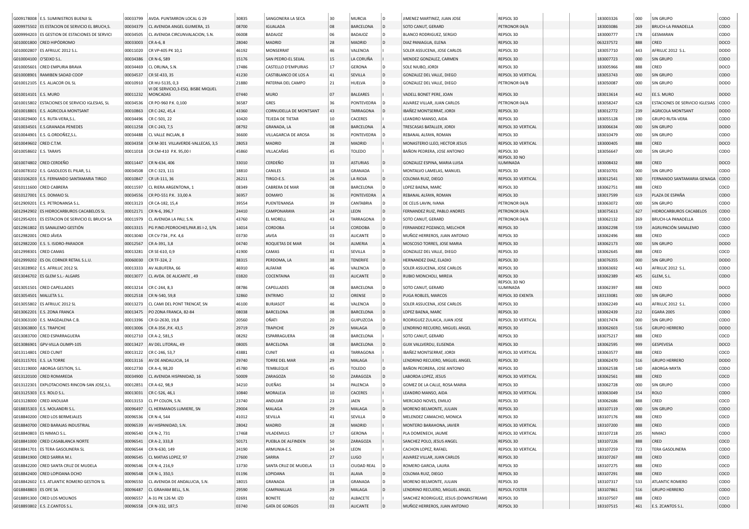| | | | | | | | | | | | | | | | |
|---|---|---|---|---|---|---|---|---|---|---|---|---|---|---|---|
| G009178008 | E.S. SUMINISTROS BUENJI SL | 00033799 | AVDA. PUNTARRON LOCAL G 29 | 30835 | SANGONERA LA SECA | 30 | MURCIA | D | JIMENEZ MARTINEZ, JUAN JOSE | REPSOL 3D | | | 183003326 | 000 | SIN GRUPO | CODO |
| G009975502 | ES ESTACION DE SERVICIO EL BRUCH,S. | 00034379 | CL AVENIDA ANGEL GUIMERA, 15 | 08700 | IGUALADA | 08 | BARCELONA | D | SOTO CANUT, GERARD | PETRONOR 04/A | | | 183003086 | 269 | BRUCH-LA PANADELLA | CODO |
| G009994203 | ES GESTION DE ESTACIONES DE SERVICI | 00034505 | CL AVENIDA CIRCUNVALACION, S.N. | 06008 | BADAJOZ | 06 | BADAJOZ | D | BLANCO RODRIGUEZ, SERGIO | REPSOL 3D | | | 183000777 | 178 | GESMARAN | CODO |
| G010001800 | CRED HIPÓDROMO | 00033003 | CR A-6, 8 | 28040 | MADRID | 28 | MADRID | D | DIAZ PANIAGUA, ELENA | REPSOL 3D | | | 063237572 | 888 | CRED | DOCO |
| G010002807 | ES AFRILUC 2012 S.L. | 00011020 | CR VP-405 PK 10,1 | 46192 | MONSERRAT | 46 | VALENCIA | I | SOLER ASSUCENA, JOSE CARLOS | REPSOL 3D | | | 183057710 | 443 | AFRILUC 2012 S.L. | DODO |
| G010004100 | O'SEIXO S.L. | 00034386 | CR N-6, 589 | 15176 | SAN PEDRO-EL SEIJAL | 15 | LA CORUÑA | I | MENDEZ GONZALEZ, CARMEN | REPSOL 3D | | | 183007723 | 000 | SIN GRUPO | CODO |
| G010005601 | CRED EMPURIA BRAVA | 00034469 | CL ORLINA, S.N. | 17486 | CASTELLO D'EMPURIAS | 17 | GERONA | D | SOLE NIUBO, JORDI | REPSOL 3D | | | 183005966 | 888 | CRED | DOCO |
| G010008901 | RAMIBEN SADAD COOP | 00034537 | CR SE-433, 35 | 41230 | CASTIBLANCO DE LOS A | 41 | SEVILLA | D | GONZALEZ DEL VALLE, DIEGO | REPSOL 3D VERTICAL | | | 183053743 | 000 | SIN GRUPO | CODO |
| G010012105 | E.S. ALJACOR OIL SL | 00010910 | CR HU-5135, 0,3 | 21880 | PATERNA DEL CAMPO | 21 | HUELVA | D | GONZALEZ DEL VALLE, DIEGO | PETRONOR 04/B | | | 183050087 | 000 | SIN GRUPO | DODO |
| G010014101 | E.S. MURO | 00011232 | VI DE SERVICIO,3-ESQ. BISBE MIQUEL MONCADAS | 07440 | MURO | 07 | BALEARES | I | VADELL BONET PERE, JOAN | REPSOL 3D | | | 183013614 | 442 | EE.S. MURO | DODO |
| G010015802 | ESTACIONES DE SERVICIO IGLESIAS, SL | 00034536 | CR PO-960 P.K. 0,100 | 36587 | GRES | 36 | PONTEVEDRA | D | ALVAREZ VILLAR, JUAN CARLOS | PETRONOR 04/A | | | 183058247 | 628 | ESTACIONES DE SERVICIO IGLESIAS | CODO |
| G010018801 | E.S. AGRICOLA MONTSANT | 00010863 | CR C-242, 45,4 | 43360 | CORNUDELLA DE MONTSANT | 43 | TARRAGONA | D | IBAÑEZ MONTSERRAT, JORDI | REPSOL 3D | | | 183012772 | 239 | AGRICOLA MONTSANT | DODO |
| G010029400 | E.S. RUTA-VERA,S.L. | 00034496 | CR C-501, 22 | 10420 | TEJEDA DE TIETAR | 10 | CACERES | I | LEANDRO MANSO, AIDA | REPSOL 3D | | | 183055128 | 190 | GRUPO RUTA-VERA | CODO |
| G010034501 | E.S.GRANADA PENEDES | 00011258 | CR C-243, 7,5 | 08792 | GRANADA, LA | 08 | BARCELONA | A | TRESCASAS BATALLER, JORDI | REPSOL 3D VERTICAL | | | 183006634 | 000 | SIN GRUPO | DODO |
| G010044901 | E.S. G.ORDOÑEZ,S.L. | 00034488 | CL VALLE INCLAN, 8 | 36600 | VILLAGARCIA DE AROSA | 36 | PONTEVEDRA | D | REBANAL ALFAYA, ROMAN | REPSOL 3D | | | 183010479 | 000 | SIN GRUPO | CODO |
| G010049602 | CRED C.T.M. | 00034358 | CR M-301 VILLAVERDE-VALLECAS, 3,5 | 28053 | MADRID | 28 | MADRID | I | MONASTERIO LLEO, HECTOR JESUS | REPSOL 3D VERTICAL | | | 183000405 | 888 | CRED | DOCO |
| G010058602 | E.S. TARAYS | 00011018 | CR CM-410 P.K. 95,00 I | 45860 | VILLACAÑAS | 45 | TOLEDO | I | BAÑON PEDRERA, JOSE ANTONIO | REPSOL 3D | | | 183056647 | 000 | SIN GRUPO | CODO |
| G010074802 | CRED CERDEÑO | 00011447 | CR N-634, 406 | 33010 | CERDEÑO | 33 | ASTURIAS | D | GONZALEZ ESPINA, MARIA LUISA | REPSOL 3D NO ILUMINADA | | | 183008432 | 888 | CRED | DOCO |
| G010078102 | E.S. GASOLEOS EL PILAR, S.L | 00034508 | CR C-323, 111 | 18810 | CANILES | 18 | GRANADA | I | MONTALVO LAMELAS, MANUEL | REPSOL 3D | | | 183010701 | 000 | SIN GRUPO | CODO |
| G010106203 | E.S. FERNANDO SANTAMARIA TIRGO | 00010847 | CR LR-111, 36 | 26211 | TIRGO-E.S. | 26 | LA RIOJA | D | COLOMA RUIZ, DIEGO | REPSOL 3D VERTICAL | | | 183012541 | 300 | FERNANDO SANTAMARIA GENAGA | CODO |
| G010111600 | CRED CABRERA | 00011597 | CL RIERA ARGENTONA, 1 | 08349 | CABRERA DE MAR | 08 | BARCELONA | D | LOPEZ BAENA, MARC | REPSOL 3D | | | 183062751 | 888 | CRED | COCO |
| G010127001 | E.S. DOMAIO SL | 00034556 | CR PO-551 P.K. 33,00 A | 36957 | DOMAYO | 36 | PONTEVEDRA | A | REBANAL ALFAYA, ROMAN | REPSOL 3D | | | 183017599 | 619 | PLAZA DE ESPAÑA | CODO |
| G012909201 | E.S. PETRONANSA S.L. | 00013123 | CR CA-182, 15,4 | 39554 | PUENTENANSA | 39 | CANTABRIA | D | DE CELIS LAVIN, IVANA | PETRONOR 04/A | | | 183063072 | 000 | SIN GRUPO | CODO |
| G012942902 | ES HIDROCARBUROS CACABELOS SL | 00012171 | CR N-6, 396,7 | 24410 | CAMPONARAYA | 24 | LEON | D | FERNANDEZ RUIZ, PABLO ANDRES | PETRONOR 04/A | | | 183075613 | 627 | HIDROCARBUROS CACABELOS | CODO |
| G012954201 | ES ESTACION DE SERVICIO EL BRUCH SA | 00011979 | CL AVENIDA LA PAU, S.N. | 43760 | EL MORELL | 43 | TARRAGONA | D | SOTO CANUT, GERARD | PETRONOR 04/A | | | 183062132 | 269 | BRUCH-LA PANADELLA | CODO |
| G012961802 | ES SANALEMO GESTIÓN | 00013315 | PG P.IND.PEDROCHES,PAR.8S I-2, S/N. | 14014 | CORDOBA | 14 | CORDOBA | D | FERNANDEZ POZANCO, MELCHOR | REPSOL 3D | | | 183062298 | 559 | AGRUPACIÓN SANALEMO | CODO |
| G012982001 | CRED JÁVEA | 00013040 | CR CV-734 , P.K. 4,6 | 03730 | JAVEA | 03 | ALICANTE | D | MUÑOZ HERREROS, JUAN ANTONIO | REPSOL 3D | | | 183062496 | 888 | CRED | COCO |
| G012982200 | E.S. S. ISIDRO-PARADOR | 00012567 | CR A-391, 3,8 | 04740 | ROQUETAS DE MAR | 04 | ALMERIA | A | MOSCOSO TORRES, JOSE MARIA | REPSOL 3D | | | 183062173 | 000 | SIN GRUPO | DODO |
| G012998301 | CRED CAMAS | 00013281 | CR SE-610, 0,9 | 41900 | CAMAS | 41 | SEVILLA | D | GONZALEZ DEL VALLE, DIEGO | REPSOL 3D | | | 183062645 | 888 | CRED | COCO |
| G012999202 | ES OIL CORNER RETAIL S.L.U. | 00060030 | CR TF-324, 2 | 38315 | PERDOMA, LA | 38 | TENERIFE | D | HERNANDEZ DIAZ, ELADIO | REPSOL 3D | | | 183076355 | 000 | SIN GRUPO | DODO |
| G013028902 | E.S. AFRILUC 2012 SL | 00013333 | AV ALBUFERA, 66 | 46910 | ALFAFAR | 46 | VALENCIA | D | SOLER ASSUCENA, JOSE CARLOS | REPSOL 3D | | | 183063692 | 443 | AFRILUC 2012 S.L. | CODO |
| G013046702 | ES GLEM S.L.- ALGARS | 00013077 | CL AVDA. DE ALICANTE , 49 | 03820 | COCENTAINA | 03 | ALICANTE | D | RUBIO MONCHOLI, MIREIA | REPSOL 3D | | | 183062389 | 405 | GLEM, S.L. | CODO |
| G013051501 | CRED CAPELLADES | 00013214 | CR C-244, 8,3 | 08786 | CAPELLADES | 08 | BARCELONA | D | SOTO CANUT, GERARD | REPSOL 3D NO ILUMINADA | | | 183062397 | 888 | CRED | DOCO |
| G013054501 | MALLETA S.L. | 00012518 | CR N-540, 59,8 | 32860 | ENTRIMO | 32 | ORENSE | D | PUGA ROBLES, MARCOS | REPSOL 3D EXENTA | | | 183133081 | 000 | SIN GRUPO | DODO |
| G013055802 | ES AFRILUC 2012 SL | 00013273 | CL CAMI DEL PONT TRENCAT, SN | 46100 | BURJASOT | 46 | VALENCIA | D | SOLER ASSUCENA, JOSE CARLOS | REPSOL 3D | | | 183062249 | 443 | AFRILUC 2012 S.L. | CODO |
| G013062201 | E.S. ZONA FRANCA | 00013475 | PO ZONA FRANCA, 82-84 | 08038 | BARCELONA | 08 | BARCELONA | D | LOPEZ BAENA, MARC | REPSOL 3D | | | 183062439 | 212 | EGARA 2005 | CODO |
| G013063100 | E.S. MAGDALENA C.B. | 00013396 | CR GI-2630, 19,8 | 20560 | OÑATI | 20 | GUIPUZCOA | D | RODRIGUEZ ZULAICA, JUAN JOSE | REPSOL 3D VERTICAL | | | 183017474 | 000 | SIN GRUPO | CODO |
| G013063800 | E.S. TRAPICHE | 00013006 | CR A-356 ,P.K. 43,5 | 29719 | TRAPICHE | 29 | MALAGA | D | LENDRINO RECUERO, MIGUEL ANGEL | REPSOL 3D | | | 183062603 | 516 | GRUPO HERRERO | DODO |
| G013083700 | CRED ESPARRAGUERA | 00012710 | CR A-2, 581,5 | 08292 | ESPARRAGUERA | 08 | BARCELONA | I | SOTO CANUT, GERARD | REPSOL 3D | | | 183075217 | 888 | CRED | COCO |
| G013086901 | GPV-VILLA OLIMPI-105 | 00013427 | AV DEL LITORAL, 49 | 08005 | BARCELONA | 08 | BARCELONA | D | GUIX VALLVERDU, ELISENDA | REPSOL 3D | | | 183062595 | 999 | GESPEVESA | DOCO |
| G013114801 | CRED CUNIT | 00013122 | CR C-246, 53,7 | 43881 | CUNIT | 43 | TARRAGONA | I | IBAÑEZ MONTSERRAT, JORDI | REPSOL 3D VERTICAL | | | 183063577 | 888 | CRED | COCO |
| G013115701 | E.S. LA TORRE | 00013116 | AV DE ANDALUCIA, 14 | 29740 | TORRE DEL MAR | 29 | MALAGA | I | LENDRINO RECUERO, MIGUEL ANGEL | REPSOL 3D | | | 183062470 | 516 | GRUPO HERRERO | DODO |
| G013119000 | ABORGA GESTION, S.L. | 00012730 | CR A-4, 98,20 | 45780 | TEMBLEQUE | 45 | TOLEDO | D | BAÑON PEDRERA, JOSE ANTONIO | REPSOL 3D | | | 183062538 | 140 | ABORGA-MIXTA | CODO |
| G013120100 | CRED ROMAREDA | 00034900 | CL AVENIDA HISPANIDAD, 16 | 50009 | ZARAGOZA | 50 | ZARAGOZA | D | LABORDA LOPEZ, JESUS | REPSOL 3D VERTICAL | | | 183062561 | 888 | CRED | COCO |
| G013122301 | EXPLOTACIONES RINCON-SAN JOSE,S.L. | 00012851 | CR A-62, 98,9 | 34210 | DUEÑAS | 34 | PALENCIA | D | GOMEZ DE LA CALLE, ROSA MARIA | REPSOL 3D | | | 183062728 | 000 | SIN GRUPO | CODO |
| G013125303 | E.S. ROLO S.L. | 00013031 | CR C-526, 46,1 | 10840 | MORALEJA | 10 | CACERES | I | LEANDRO MANSO, AIDA | REPSOL 3D VERTICAL | | | 183063049 | 154 | ROLO | CODO |
| G013128000 | CRED ANDUJAR | 00013153 | CL Pª COLON, S.N. | 23740 | ANDUJAR | 23 | JAEN | I | MERCADO NOVES, EMILIO | REPSOL 3D | | | 183062686 | 888 | CRED | COCO |
| G018835303 | E.S. MOLANDRI S.L. | 00096497 | CL HERMANOS LUMIERE, SN | 29004 | MALAGA | 29 | MALAGA | D | MORENO BELMONTE, JULIAN | REPSOL 3D | | | 183107119 | 000 | SIN GRUPO | CODO |
| G018840200 | CRED LOS BERMEJALES | 00096536 | CR N-4, 544 | 41012 | SEVILLA | 41 | SEVILLA | D | MELENDEZ CAMACHO, MONICA | REPSOL 3D | | | 183107176 | 888 | CRED | COCO |
| G018840700 | CRED BARAJAS INDUSTRIAL | 00096539 | AV HISPANIDAD, S.N. | 28042 | MADRID | 28 | MADRID | I | MONTERO BARAHONA, JAVIER | REPSOL 3D VERTICAL | | | 183107200 | 888 | CRED | COCO |
| G018840803 | ES NIMACI S.L. | 00096540 | CR N-2, 731 | 17468 | VILADEMULS | 17 | GERONA | I | PLA DOMENECH, JAUME | REPSOL 3D VERTICAL | | | 183107218 | 205 | NIMACI | CODO |
| G018841000 | CRED CASABLANCA NORTE | 00096541 | CR A-2, 333,8 | 50171 | PUEBLA DE ALFINDEN | 50 | ZARAGOZA | I | SANCHEZ POLO, JESUS ANGEL | REPSOL 3D | | | 183107226 | 888 | CRED | COCO |
| G018841701 | ES TERA GASOLINERA SL | 00096544 | CR N-630, 149 | 24190 | ARMUNIA-E.S. | 24 | LEON | I | CACHON LOPEZ, RAFAEL | REPSOL 3D VERTICAL | | | 183107259 | 723 | TERA GASOLINERA | CODO |
| G018841900 | CRED SARRIA M.I. | 00096545 | CL MATIAS LOPEZ, 97 | 27600 | SARRIA | 27 | LUGO | I | ALVAREZ VILLAR, JUAN CARLOS | REPSOL 3D | | | 183107267 | 888 | CRED | COCO |
| G018842200 | CRED SANTA CRUZ DE MUDELA | 00096546 | CR N-4, 216,9 | 13730 | SANTA CRUZ DE MUDELA | 13 | CIUDAD REAL | D | ROMERO GARCIA, LAURA | REPSOL 3D | | | 183107275 | 888 | CRED | COCO |
| G018842400 | CRED LOPIDANA DCHO | 00096548 | CR N-1, 350,5 | 01196 | LOPIDANA | 01 | ALAVA | D | COLOMA RUIZ, DIEGO | REPSOL 3D | | | 183107291 | 888 | CRED | COCO |
| G018842602 | E.S. ATLANTIC ROMERO GESTION SL | 00096550 | CL AVENIDA DE ANDALUCIA, S.N. | 18015 | GRANADA | 18 | GRANADA | D | MORENO BELMONTE, JULIAN | REPSOL 3D | | | 183107317 | 533 | ATLANTIC ROMERO | CODO |
| G018848803 | ES OFE SA | 00096487 | CL GRAHAM BELL, S.N. | 29590 | CAMPANILLAS | 29 | MALAGA | D | LENDRINO RECUERO, MIGUEL ANGEL | REPSOL FOSTER | | | 183107861 | 516 | GRUPO HERRERO | CODO |
| G018891300 | CRED LOS MOLINOS | 00096557 | A-31 PK 126 M. IZD | 02691 | BONETE | 02 | ALBACETE | I | SANCHEZ RODRIGUEZ, JESUS (DOWNSTREAM) | REPSOL 3D | | | 183107507 | 888 | CRED | COCO |
| G018893802 | E.S. Z.CANTOS S.L. | 00096558 | CR N-332, 187,5 | 03740 | GATA DE GORGOS | 03 | ALICANTE | D | MUÑOZ HERREROS, JUAN ANTONIO | REPSOL 3D | | | 183107515 | 461 | E.S. ZCANTOS S.L. | CODO |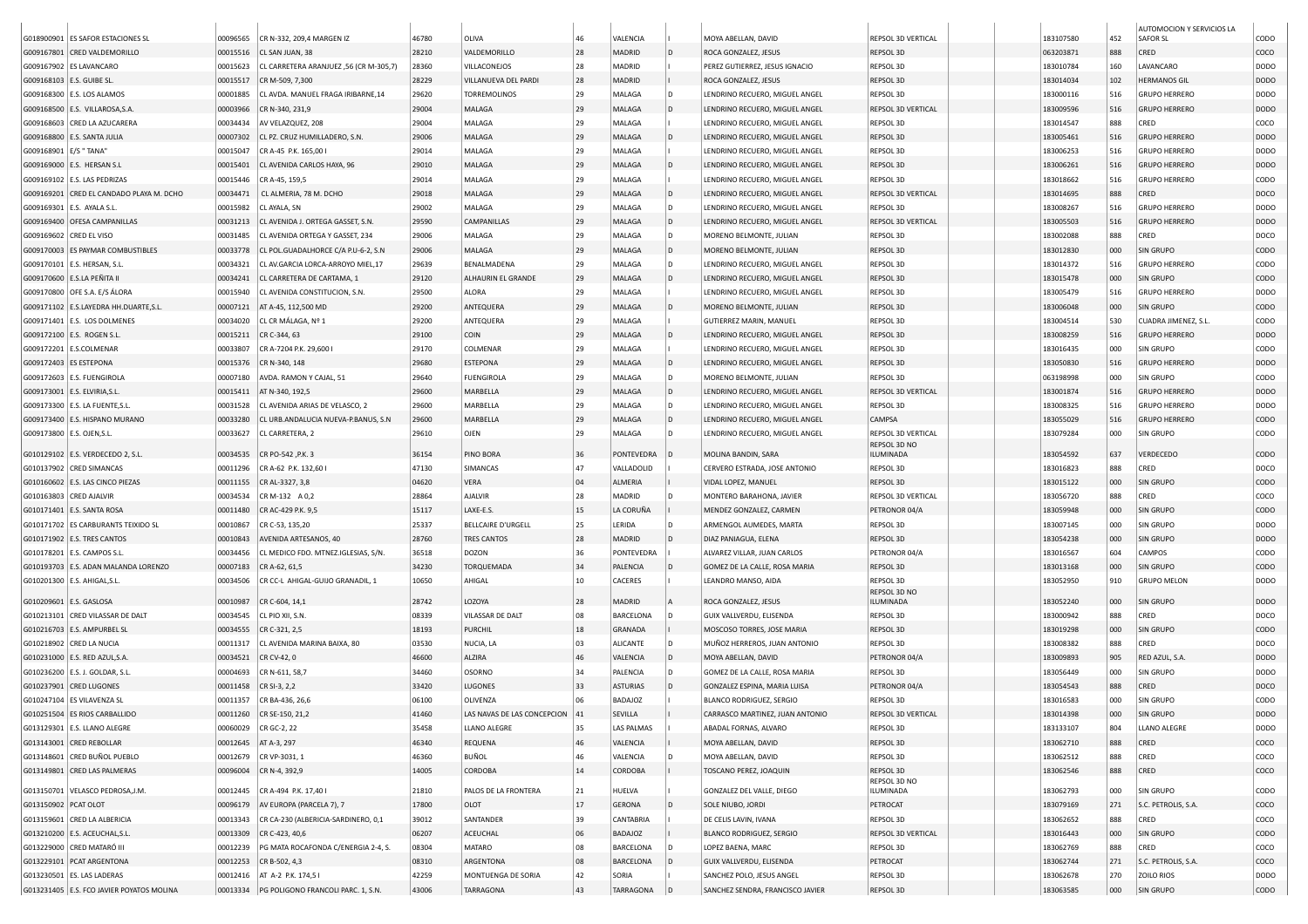| | | | | | | | | | | | | | | | |
|---|---|---|---|---|---|---|---|---|---|---|---|---|---|---|---|
| G018900901 | ES SAFOR ESTACIONES SL | 00096565 | CR N-332, 209,4 MARGEN IZ | 46780 | OLIVA | 46 | VALENCIA | I | MOYA ABELLAN, DAVID | REPSOL 3D VERTICAL | | | 183107580 | 452 | AUTOMOCION Y SERVICIOS LA SAFOR SL | CODO |
| G009167801 | CRED VALDEMORILLO | 00015516 | CL SAN JUAN, 38 | 28210 | VALDEMORILLO | 28 | MADRID | D | ROCA GONZALEZ, JESUS | REPSOL 3D | | | 063203871 | 888 | CRED | COCO |
| G009167902 | ES LAVANCARO | 00015623 | CL CARRETERA ARANJUEZ ,56 (CR M-305,7) | 28360 | VILLACONEJOS | 28 | MADRID | I | PEREZ GUTIERREZ, JESUS IGNACIO | REPSOL 3D | | | 183010784 | 160 | LAVANCARO | DODO |
| G009168103 | E.S. GUIBE SL. | 00015517 | CR M-509, 7,300 | 28229 | VILLANUEVA DEL PARDI | 28 | MADRID | I | ROCA GONZALEZ, JESUS | REPSOL 3D | | | 183014034 | 102 | HERMANOS GIL | DODO |
| G009168300 | E.S. LOS ALAMOS | 00001885 | CL AVDA. MANUEL FRAGA IRIBARNE,14 | 29620 | TORREMOLINOS | 29 | MALAGA | D | LENDRINO RECUERO, MIGUEL ANGEL | REPSOL 3D | | | 183000116 | 516 | GRUPO HERRERO | DODO |
| G009168500 | E.S. VILLAROSA,S.A. | 00003966 | CR N-340, 231,9 | 29004 | MALAGA | 29 | MALAGA | D | LENDRINO RECUERO, MIGUEL ANGEL | REPSOL 3D VERTICAL | | | 183009596 | 516 | GRUPO HERRERO | DODO |
| G009168603 | CRED LA AZUCARERA | 00034434 | AV VELAZQUEZ, 208 | 29004 | MALAGA | 29 | MALAGA | I | LENDRINO RECUERO, MIGUEL ANGEL | REPSOL 3D | | | 183014547 | 888 | CRED | COCO |
| G009168800 | E.S. SANTA JULIA | 00007302 | CL PZ. CRUZ HUMILLADERO, S.N. | 29006 | MALAGA | 29 | MALAGA | D | LENDRINO RECUERO, MIGUEL ANGEL | REPSOL 3D | | | 183005461 | 516 | GRUPO HERRERO | DODO |
| G009168901 | E/S " TANA" | 00015047 | CR A-45 P.K. 165,00 I | 29014 | MALAGA | 29 | MALAGA | I | LENDRINO RECUERO, MIGUEL ANGEL | REPSOL 3D | | | 183006253 | 516 | GRUPO HERRERO | DODO |
| G009169000 | E.S. HERSAN S.L | 00015401 | CL AVENIDA CARLOS HAYA, 96 | 29010 | MALAGA | 29 | MALAGA | D | LENDRINO RECUERO, MIGUEL ANGEL | REPSOL 3D | | | 183006261 | 516 | GRUPO HERRERO | DODO |
| G009169102 | E.S. LAS PEDRIZAS | 00015446 | CR A-45, 159,5 | 29014 | MALAGA | 29 | MALAGA | I | LENDRINO RECUERO, MIGUEL ANGEL | REPSOL 3D | | | 183018662 | 516 | GRUPO HERRERO | CODO |
| G009169201 | CRED EL CANDADO PLAYA M. DCHO | 00034471 | CL ALMERIA, 78 M. DCHO | 29018 | MALAGA | 29 | MALAGA | D | LENDRINO RECUERO, MIGUEL ANGEL | REPSOL 3D VERTICAL | | | 183014695 | 888 | CRED | DOCO |
| G009169301 | E.S. AYALA S.L. | 00015982 | CL AYALA, SN | 29002 | MALAGA | 29 | MALAGA | D | LENDRINO RECUERO, MIGUEL ANGEL | REPSOL 3D | | | 183008267 | 516 | GRUPO HERRERO | DODO |
| G009169400 | OFESA CAMPANILLAS | 00031213 | CL AVENIDA J. ORTEGA GASSET, S.N. | 29590 | CAMPANILLAS | 29 | MALAGA | D | LENDRINO RECUERO, MIGUEL ANGEL | REPSOL 3D VERTICAL | | | 183005503 | 516 | GRUPO HERRERO | DODO |
| G009169602 | CRED EL VISO | 00031485 | CL AVENIDA ORTEGA Y GASSET, 234 | 29006 | MALAGA | 29 | MALAGA | D | MORENO BELMONTE, JULIAN | REPSOL 3D | | | 183002088 | 888 | CRED | DOCO |
| G009170003 | ES PAYMAR COMBUSTIBLES | 00033778 | CL POL.GUADALHORCE C/A P.U-6-2, S.N | 29006 | MALAGA | 29 | MALAGA | D | MORENO BELMONTE, JULIAN | REPSOL 3D | | | 183012830 | 000 | SIN GRUPO | CODO |
| G009170101 | E.S. HERSAN, S.L. | 00034321 | CL AV.GARCIA LORCA-ARROYO MIEL,17 | 29639 | BENALMADENA | 29 | MALAGA | D | LENDRINO RECUERO, MIGUEL ANGEL | REPSOL 3D | | | 183014372 | 516 | GRUPO HERRERO | CODO |
| G009170600 | E.S.LA PEÑITA II | 00034241 | CL CARRETERA DE CARTAMA, 1 | 29120 | ALHAURIN EL GRANDE | 29 | MALAGA | I | LENDRINO RECUERO, MIGUEL ANGEL | REPSOL 3D | | | 183015478 | 000 | SIN GRUPO | CODO |
| G009170800 | OFE S.A. E/S ÁLORA | 00015940 | CL AVENIDA CONSTITUCION, S.N. | 29500 | ALORA | 29 | MALAGA | I | LENDRINO RECUERO, MIGUEL ANGEL | REPSOL 3D | | | 183005479 | 516 | GRUPO HERRERO | DODO |
| G009171102 | E.S.LAYEDRA HH.DUARTE,S.L. | 00007121 | AT A-45, 112,500 MD | 29200 | ANTEQUERA | 29 | MALAGA | D | MORENO BELMONTE, JULIAN | REPSOL 3D | | | 183006048 | 000 | SIN GRUPO | CODO |
| G009171401 | E.S. LOS DOLMENES | 00034020 | CL CR MÁLAGA, Nº 1 | 29200 | ANTEQUERA | 29 | MALAGA | I | GUTIERREZ MARIN, MANUEL | REPSOL 3D | | | 183004514 | 530 | CUADRA JIMENEZ, S.L. | CODO |
| G009172100 | E.S. ROGEN S.L. | 00015211 | CR C-344, 63 | 29100 | COIN | 29 | MALAGA | D | LENDRINO RECUERO, MIGUEL ANGEL | REPSOL 3D | | | 183008259 | 516 | GRUPO HERRERO | DODO |
| G009172201 | E.S.COLMENAR | 00033807 | CR A-7204 P.K. 29,600 I | 29170 | COLMENAR | 29 | MALAGA | I | LENDRINO RECUERO, MIGUEL ANGEL | REPSOL 3D | | | 183016435 | 000 | SIN GRUPO | CODO |
| G009172403 | ES ESTEPONA | 00015376 | CR N-340, 148 | 29680 | ESTEPONA | 29 | MALAGA | D | LENDRINO RECUERO, MIGUEL ANGEL | REPSOL 3D | | | 183050830 | 516 | GRUPO HERRERO | DODO |
| G009172603 | E.S. FUENGIROLA | 00007180 | AVDA. RAMON Y CAJAL, 51 | 29640 | FUENGIROLA | 29 | MALAGA | D | MORENO BELMONTE, JULIAN | REPSOL 3D | | | 063198998 | 000 | SIN GRUPO | CODO |
| G009173001 | E.S. ELVIRIA,S.L. | 00015411 | AT N-340, 192,5 | 29600 | MARBELLA | 29 | MALAGA | D | LENDRINO RECUERO, MIGUEL ANGEL | REPSOL 3D VERTICAL | | | 183001874 | 516 | GRUPO HERRERO | DODO |
| G009173300 | E.S. LA FUENTE,S.L. | 00031528 | CL AVENIDA ARIAS DE VELASCO, 2 | 29600 | MARBELLA | 29 | MALAGA | D | LENDRINO RECUERO, MIGUEL ANGEL | REPSOL 3D | | | 183008325 | 516 | GRUPO HERRERO | DODO |
| G009173400 | E.S. HISPANO MURANO | 00033280 | CL URB.ANDALUCIA NUEVA-P.BANUS, S.N | 29600 | MARBELLA | 29 | MALAGA | D | LENDRINO RECUERO, MIGUEL ANGEL | CAMPSA | | | 183055029 | 516 | GRUPO HERRERO | CODO |
| G009173800 | E.S. OJEN,S.L. | 00033627 | CL CARRETERA, 2 | 29610 | OJEN | 29 | MALAGA | D | LENDRINO RECUERO, MIGUEL ANGEL | REPSOL 3D VERTICAL | | | 183079284 | 000 | SIN GRUPO | CODO |
| G010129102 | E.S. VERDECEDO 2, S.L. | 00034535 | CR PO-542 ,P.K. 3 | 36154 | PINO BORA | 36 | PONTEVEDRA | D | MOLINA BANDIN, SARA | REPSOL 3D NO ILUMINADA | | | 183054592 | 637 | VERDECEDO | CODO |
| G010137902 | CRED SIMANCAS | 00011296 | CR A-62 P.K. 132,60 I | 47130 | SIMANCAS | 47 | VALLADOLID | I | CERVERO ESTRADA, JOSE ANTONIO | REPSOL 3D | | | 183016823 | 888 | CRED | DOCO |
| G010160602 | E.S. LAS CINCO PIEZAS | 00011155 | CR AL-3327, 3,8 | 04620 | VERA | 04 | ALMERIA | I | VIDAL LOPEZ, MANUEL | REPSOL 3D | | | 183015122 | 000 | SIN GRUPO | CODO |
| G010163803 | CRED AJALVIR | 00034534 | CR M-132 A 0,2 | 28864 | AJALVIR | 28 | MADRID | D | MONTERO BARAHONA, JAVIER | REPSOL 3D VERTICAL | | | 183056720 | 888 | CRED | COCO |
| G010171401 | E.S. SANTA ROSA | 00011480 | CR AC-429 P.K. 9,5 | 15117 | LAXE-E.S. | 15 | LA CORUÑA | I | MENDEZ GONZALEZ, CARMEN | PETRONOR 04/A | | | 183059948 | 000 | SIN GRUPO | CODO |
| G010171702 | ES CARBURANTS TEIXIDO SL | 00010867 | CR C-53, 135,20 | 25337 | BELLCAIRE D'URGELL | 25 | LERIDA | D | ARMENGOL AUMEDES, MARTA | REPSOL 3D | | | 183007145 | 000 | SIN GRUPO | DODO |
| G010171902 | E.S. TRES CANTOS | 00010843 | AVENIDA ARTESANOS, 40 | 28760 | TRES CANTOS | 28 | MADRID | D | DIAZ PANIAGUA, ELENA | REPSOL 3D | | | 183054238 | 000 | SIN GRUPO | DODO |
| G010178201 | E.S. CAMPOS S.L. | 00034456 | CL MEDICO FDO. MTNEZ.IGLESIAS, S/N. | 36518 | DOZON | 36 | PONTEVEDRA | I | ALVAREZ VILLAR, JUAN CARLOS | PETRONOR 04/A | | | 183016567 | 604 | CAMPOS | CODO |
| G010193703 | E.S. ADAN MALANDA LORENZO | 00007183 | CR A-62, 61,5 | 34230 | TORQUEMADA | 34 | PALENCIA | D | GOMEZ DE LA CALLE, ROSA MARIA | REPSOL 3D | | | 183013168 | 000 | SIN GRUPO | CODO |
| G010201300 | E.S. AHIGAL,S.L. | 00034506 | CR CC-L AHIGAL-GUIJO GRANADIL, 1 | 10650 | AHIGAL | 10 | CACERES | I | LEANDRO MANSO, AIDA | REPSOL 3D | | | 183052950 | 910 | GRUPO MELON | DODO |
| G010209601 | E.S. GASLOSA | 00010987 | CR C-604, 14,1 | 28742 | LOZOYA | 28 | MADRID | A | ROCA GONZALEZ, JESUS | REPSOL 3D NO ILUMINADA | | | 183052240 | 000 | SIN GRUPO | DODO |
| G010213101 | CRED VILASSAR DE DALT | 00034545 | CL PIO XII, S.N. | 08339 | VILASSAR DE DALT | 08 | BARCELONA | D | GUIX VALLVERDU, ELISENDA | REPSOL 3D | | | 183000942 | 888 | CRED | DOCO |
| G010216703 | E.S. AMPURBEL SL | 00034555 | CR C-321, 2,5 | 18193 | PURCHIL | 18 | GRANADA | I | MOSCOSO TORRES, JOSE MARIA | REPSOL 3D | | | 183019298 | 000 | SIN GRUPO | CODO |
| G010218902 | CRED LA NUCIA | 00011317 | CL AVENIDA MARINA BAIXA, 80 | 03530 | NUCIA, LA | 03 | ALICANTE | D | MUÑOZ HERREROS, JUAN ANTONIO | REPSOL 3D | | | 183008382 | 888 | CRED | DOCO |
| G010231000 | E.S. RED AZUL,S.A. | 00034521 | CR CV-42, 0 | 46600 | ALZIRA | 46 | VALENCIA | D | MOYA ABELLAN, DAVID | PETRONOR 04/A | | | 183009893 | 905 | RED AZUL, S.A. | DODO |
| G010236200 | E.S. J. GOLDAR, S.L. | 00004693 | CR N-611, 58,7 | 34460 | OSORNO | 34 | PALENCIA | D | GOMEZ DE LA CALLE, ROSA MARIA | REPSOL 3D | | | 183056449 | 000 | SIN GRUPO | DODO |
| G010237901 | CRED LUGONES | 00011458 | CR SI-3, 2,2 | 33420 | LUGONES | 33 | ASTURIAS | D | GONZALEZ ESPINA, MARIA LUISA | PETRONOR 04/A | | | 183054543 | 888 | CRED | DOCO |
| G010247104 | ES VILAVENZA SL | 00011357 | CR BA-436, 26,6 | 06100 | OLIVENZA | 06 | BADAJOZ | I | BLANCO RODRIGUEZ, SERGIO | REPSOL 3D | | | 183016583 | 000 | SIN GRUPO | CODO |
| G010251504 | ES RIOS CARBALLIDO | 00011260 | CR SE-150, 21,2 | 41460 | LAS NAVAS DE LA CONCEPCION | 41 | SEVILLA | I | CARRASCO MARTINEZ, JUAN ANTONIO | REPSOL 3D VERTICAL | | | 183014398 | 000 | SIN GRUPO | DODO |
| G013129301 | E.S. LLANO ALEGRE | 00060029 | CR GC-2, 22 | 35458 | LLANO ALEGRE | 35 | LAS PALMAS | I | ABADAL FORNAS, ALVARO | REPSOL 3D | | | 183133107 | 804 | LLANO ALEGRE | DODO |
| G013143001 | CRED REBOLLAR | 00012645 | AT A-3, 297 | 46340 | REQUENA | 46 | VALENCIA | I | MOYA ABELLAN, DAVID | REPSOL 3D | | | 183062710 | 888 | CRED | COCO |
| G013148601 | CRED BUÑOL PUEBLO | 00012679 | CR VP-3031, 1 | 46360 | BUÑOL | 46 | VALENCIA | D | MOYA ABELLAN, DAVID | REPSOL 3D | | | 183062512 | 888 | CRED | COCO |
| G013149801 | CRED LAS PALMERAS | 00096004 | CR N-4, 392,9 | 14005 | CORDOBA | 14 | CORDOBA | I | TOSCANO PEREZ, JOAQUIN | REPSOL 3D | | | 183062546 | 888 | CRED | COCO |
| G013150701 | VELASCO PEDROSA,J.M. | 00012445 | CR A-494 P.K. 17,40 I | 21810 | PALOS DE LA FRONTERA | 21 | HUELVA | I | GONZALEZ DEL VALLE, DIEGO | REPSOL 3D NO ILUMINADA | | | 183062793 | 000 | SIN GRUPO | CODO |
| G013150902 | PCAT OLOT | 00096179 | AV EUROPA (PARCELA 7), 7 | 17800 | OLOT | 17 | GERONA | D | SOLE NIUBO, JORDI | PETROCAT | | | 183079169 | 271 | S.C. PETROLIS, S.A. | COCO |
| G013159601 | CRED LA ALBERICIA | 00013343 | CR CA-230 (ALBERICIA-SARDINERO, 0,1 | 39012 | SANTANDER | 39 | CANTABRIA | I | DE CELIS LAVIN, IVANA | REPSOL 3D | | | 183062652 | 888 | CRED | COCO |
| G013210200 | E.S. ACEUCHAL,S.L. | 00013309 | CR C-423, 40,6 | 06207 | ACEUCHAL | 06 | BADAJOZ | I | BLANCO RODRIGUEZ, SERGIO | REPSOL 3D VERTICAL | | | 183016443 | 000 | SIN GRUPO | CODO |
| G013229000 | CRED MATARÓ III | 00012239 | PG MATA ROCAFONDA C/ENERGIA 2-4, S. | 08304 | MATARO | 08 | BARCELONA | D | LOPEZ BAENA, MARC | REPSOL 3D | | | 183062769 | 888 | CRED | COCO |
| G013229101 | PCAT ARGENTONA | 00012253 | CR B-502, 4,3 | 08310 | ARGENTONA | 08 | BARCELONA | D | GUIX VALLVERDU, ELISENDA | PETROCAT | | | 183062744 | 271 | S.C. PETROLIS, S.A. | COCO |
| G013230501 | ES. LAS LADERAS | 00012416 | AT A-2 P.K. 174,5 I | 42259 | MONTUENGA DE SORIA | 42 | SORIA | I | SANCHEZ POLO, JESUS ANGEL | REPSOL 3D | | | 183062678 | 270 | ZOILO RIOS | DODO |
| G013231405 | E.S. FCO JAVIER POYATOS MOLINA | 00013334 | PG POLIGONO FRANCOLI PARC. 1, S.N. | 43006 | TARRAGONA | 43 | TARRAGONA | D | SANCHEZ SENDRA, FRANCISCO JAVIER | REPSOL 3D | | | 183063585 | 000 | SIN GRUPO | CODO |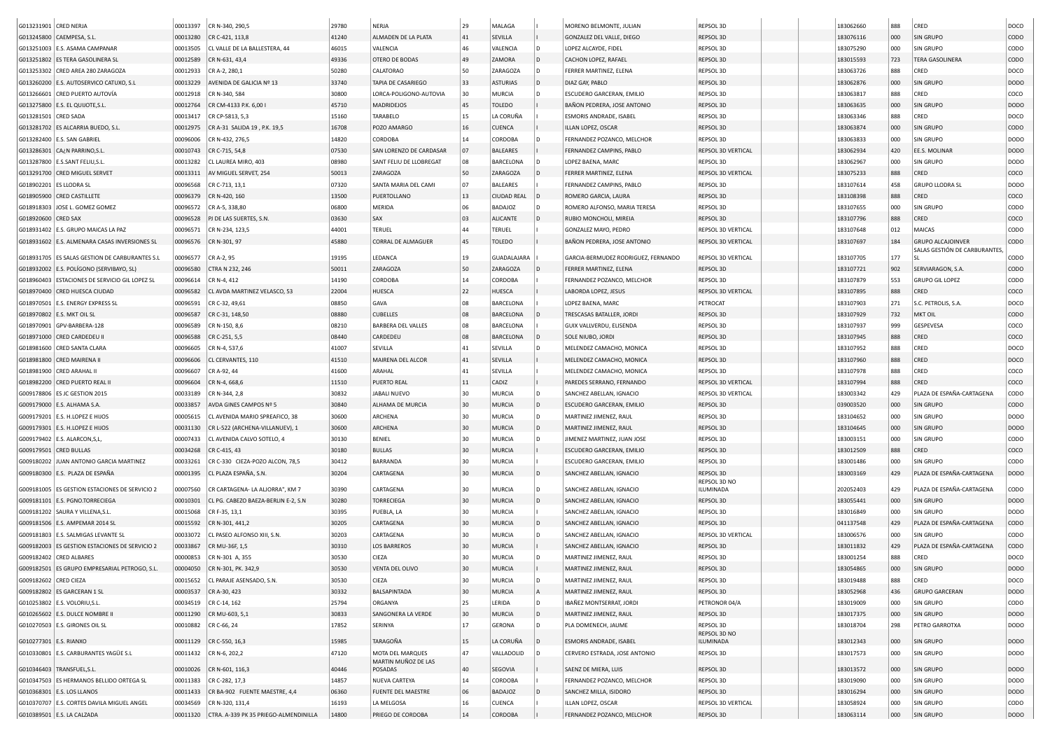| | | | | | | | | | | | | | | | |
|---|---|---|---|---|---|---|---|---|---|---|---|---|---|---|---|
| G013231901 | CRED NERJA | 00013397 | CR N-340, 290,5 | 29780 | NERJA | 29 | MALAGA | | MORENO BELMONTE, JULIAN | REPSOL 3D | | | 183062660 | 888 | CRED | DOCO |
| G013245800 | CAEMPESA, S.L. | 00013280 | CR C-421, 113,8 | 41240 | ALMADEN DE LA PLATA | 41 | SEVILLA | I | GONZALEZ DEL VALLE, DIEGO | REPSOL 3D | | | 183076116 | 000 | SIN GRUPO | CODO |
| G013251003 | E.S. ASAMA CAMPANAR | 00013505 | CL VALLE DE LA BALLESTERA, 44 | 46015 | VALENCIA | 46 | VALENCIA | D | LOPEZ ALCAYDE, FIDEL | REPSOL 3D | | | 183075290 | 000 | SIN GRUPO | CODO |
| G013251802 | ES TERA GASOLINERA SL | 00012589 | CR N-631, 43,4 | 49336 | OTERO DE BODAS | 49 | ZAMORA | D | CACHON LOPEZ, RAFAEL | REPSOL 3D | | | 183015593 | 723 | TERA GASOLINERA | CODO |
| G013253302 | CRED AREA 280 ZARAGOZA | 00012933 | CR A-2, 280,1 | 50280 | CALATORAO | 50 | ZARAGOZA | D | FERRER MARTINEZ, ELENA | REPSOL 3D | | | 183063726 | 888 | CRED | DOCO |
| G013260200 | E.S. AUTOSERVICO CATUXO, S.L | 00013229 | AVENIDA DE GALICIA Nº 13 | 33740 | TAPIA DE CASARIEGO | 33 | ASTURIAS | D | DIAZ GAY, PABLO | REPSOL 3D | | | 183062876 | 000 | SIN GRUPO | DODO |
| G013266601 | CRED PUERTO AUTOVÍA | 00012918 | CR N-340, 584 | 30800 | LORCA-POLIGONO-AUTOVIA | 30 | MURCIA | D | ESCUDERO GARCERAN, EMILIO | REPSOL 3D | | | 183063817 | 888 | CRED | COCO |
| G013275800 | E.S. EL QUIJOTE,S.L. | 00012764 | CR CM-4133 P.K. 6,00 I | 45710 | MADRIDEJOS | 45 | TOLEDO | I | BAÑON PEDRERA, JOSE ANTONIO | REPSOL 3D | | | 183063635 | 000 | SIN GRUPO | DODO |
| G013281501 | CRED SADA | 00013417 | CR CP-5813, 5,3 | 15160 | TARABELO | 15 | LA CORUÑA | I | ESMORIS ANDRADE, ISABEL | REPSOL 3D | | | 183063346 | 888 | CRED | DOCO |
| G013281702 | ES ALCARRIA BUEDO, S.L. | 00012975 | CR A-31 SALIDA 19 , P.K. 19,5 | 16708 | POZO AMARGO | 16 | CUENCA | I | ILLAN LOPEZ, OSCAR | REPSOL 3D | | | 183063874 | 000 | SIN GRUPO | CODO |
| G013282400 | E.S. SAN GABRIEL | 00096006 | CR N-432, 276,5 | 14820 | CORDOBA | 14 | CORDOBA | D | FERNANDEZ POZANCO, MELCHOR | REPSOL 3D | | | 183063833 | 000 | SIN GRUPO | DODO |
| G013286301 | CA¦N PARRINO,S.L. | 00010743 | CR C-715, 54,8 | 07530 | SAN LORENZO DE CARDASSAR | 07 | BALEARES | I | FERNANDEZ CAMPINS, PABLO | REPSOL 3D VERTICAL | | | 183062934 | 420 | EE.S. MOLINAR | DODO |
| G013287800 | E.S.SANT FELIU,S.L. | 00013282 | CL LAUREA MIRO, 403 | 08980 | SANT FELIU DE LLOBREGAT | 08 | BARCELONA | D | LOPEZ BAENA, MARC | REPSOL 3D | | | 183062967 | 000 | SIN GRUPO | DODO |
| G013291700 | CRED MIGUEL SERVET | 00013311 | AV MIGUEL SERVET, 254 | 50013 | ZARAGOZA | 50 | ZARAGOZA | D | FERRER MARTINEZ, ELENA | REPSOL 3D VERTICAL | | | 183075233 | 888 | CRED | COCO |
| G018902201 | ES LLODRA SL | 00096568 | CR C-713, 13,1 | 07320 | SANTA MARIA DEL CAMI | 07 | BALEARES | I | FERNANDEZ CAMPINS, PABLO | REPSOL 3D | | | 183107614 | 458 | GRUPO LLODRA SL | DODO |
| G018905900 | CRED CASTILLETE | 00096379 | CR N-420, 160 | 13500 | PUERTOLLANO | 13 | CIUDAD REAL | D | ROMERO GARCIA, LAURA | REPSOL 3D | | | 183108398 | 888 | CRED | COCO |
| G018918303 | JOSE L. GOMEZ GOMEZ | 00096572 | CR A-5, 338,80 | 06800 | MERIDA | 06 | BADAJOZ | D | ROMERO ALFONSO, MARIA TERESA | REPSOL 3D | | | 183107655 | 000 | SIN GRUPO | CODO |
| G018920600 | CRED SAX | 00096528 | PJ DE LAS SUERTES, S.N. | 03630 | SAX | 03 | ALICANTE | D | RUBIO MONCHOLI, MIREIA | REPSOL 3D | | | 183107796 | 888 | CRED | COCO |
| G018931402 | E.S. GRUPO MAICAS LA PAZ | 00096571 | CR N-234, 123,5 | 44001 | TERUEL | 44 | TERUEL | I | GONZALEZ MAYO, PEDRO | REPSOL 3D VERTICAL | | | 183107648 | 012 | MAICAS | CODO |
| G018931602 | E.S. ALMENARA CASAS INVERSIONES SL | 00096576 | CR N-301, 97 | 45880 | CORRAL DE ALMAGUER | 45 | TOLEDO | I | BAÑON PEDRERA, JOSE ANTONIO | REPSOL 3D VERTICAL | | | 183107697 | 184 | GRUPO ALCAJOINVER | CODO |
| G018931705 | ES SALAS GESTION DE CARBURANTES S.L | 00096577 | CR A-2, 95 | 19195 | LEDANCA | 19 | GUADALAJARA | I | GARCIA-BERMUDEZ RODRIGUEZ, FERNANDO | REPSOL 3D VERTICAL | | | 183107705 | 177 | SALAS GESTIÓN DE CARBURANTES, SL | CODO |
| G018932002 | E.S. POLÍGONO (SERVIBAYO, SL) | 00096580 | CTRA N 232, 246 | 50011 | ZARAGOZA | 50 | ZARAGOZA | D | FERRER MARTINEZ, ELENA | REPSOL 3D | | | 183107721 | 902 | SERVIARAGON, S.A. | CODO |
| G018960403 | ESTACIONES DE SERVICIO GIL LOPEZ SL | 00096614 | CR N-4, 412 | 14190 | CORDOBA | 14 | CORDOBA | I | FERNANDEZ POZANCO, MELCHOR | REPSOL 3D | | | 183107879 | 553 | GRUPO GIL LOPEZ | CODO |
| G018970400 | CRED HUESCA CIUDAD | 00096582 | CL AVDA MARTINEZ VELASCO, 53 | 22004 | HUESCA | 22 | HUESCA | I | LABORDA LOPEZ, JESUS | REPSOL 3D VERTICAL | | | 183107895 | 888 | CRED | COCO |
| G018970501 | E.S. ENERGY EXPRESS SL | 00096591 | CR C-32, 49,61 | 08850 | GAVA | 08 | BARCELONA | I | LOPEZ BAENA, MARC | PETROCAT | | | 183107903 | 271 | S.C. PETROLIS, S.A. | DOCO |
| G018970802 | E.S. MKT OIL SL | 00096587 | CR C-31, 148,50 | 08880 | CUBELLES | 08 | BARCELONA | D | TRESCASAS BATALLER, JORDI | REPSOL 3D | | | 183107929 | 732 | MKT OIL | CODO |
| G018970901 | GPV-BARBERA-128 | 00096589 | CR N-150, 8,6 | 08210 | BARBERA DEL VALLES | 08 | BARCELONA | I | GUIX VALLVERDU, ELISENDA | REPSOL 3D | | | 183107937 | 999 | GESPEVESA | COCO |
| G018971000 | CRED CARDEDEU II | 00096588 | CR C-251, 5,5 | 08440 | CARDEDEU | 08 | BARCELONA | D | SOLE NIUBO, JORDI | REPSOL 3D | | | 183107945 | 888 | CRED | COCO |
| G018981600 | CRED SANTA CLARA | 00096605 | CR N-4, 537,6 | 41007 | SEVILLA | 41 | SEVILLA | D | MELENDEZ CAMACHO, MONICA | REPSOL 3D | | | 183107952 | 888 | CRED | DOCO |
| G018981800 | CRED MAIRENA II | 00096606 | CL CERVANTES, 110 | 41510 | MAIRENA DEL ALCOR | 41 | SEVILLA | I | MELENDEZ CAMACHO, MONICA | REPSOL 3D | | | 183107960 | 888 | CRED | DOCO |
| G018981900 | CRED ARAHAL II | 00096607 | CR A-92, 44 | 41600 | ARAHAL | 41 | SEVILLA | I | MELENDEZ CAMACHO, MONICA | REPSOL 3D | | | 183107978 | 888 | CRED | COCO |
| G018982200 | CRED PUERTO REAL II | 00096604 | CR N-4, 668,6 | 11510 | PUERTO REAL | 11 | CADIZ | I | PAREDES SERRANO, FERNANDO | REPSOL 3D VERTICAL | | | 183107994 | 888 | CRED | COCO |
| G009178806 | ES JC GESTION 2015 | 00033189 | CR N-344, 2,8 | 30832 | JABALI NUEVO | 30 | MURCIA | D | SANCHEZ ABELLAN, IGNACIO | REPSOL 3D VERTICAL | | | 183003342 | 429 | PLAZA DE ESPAÑA-CARTAGENA | CODO |
| G009179000 | E.S. ALHAMA S.A. | 00033857 | AVDA GINES CAMPOS Nº 5 | 30840 | ALHAMA DE MURCIA | 30 | MURCIA | D | ESCUDERO GARCERAN, EMILIO | REPSOL 3D | | | 039003520 | 000 | SIN GRUPO | CODO |
| G009179201 | E.S. H.LOPEZ E HIJOS | 00005615 | CL AVENIDA MARIO SPREAFICO, 38 | 30600 | ARCHENA | 30 | MURCIA | D | MARTINEZ JIMENEZ, RAUL | REPSOL 3D | | | 183104652 | 000 | SIN GRUPO | DODO |
| G009179301 | E.S. H.LOPEZ E HIJOS | 00031130 | CR L-522 (ARCHENA-VILLANUEV), 1 | 30600 | ARCHENA | 30 | MURCIA | D | MARTINEZ JIMENEZ, RAUL | REPSOL 3D | | | 183104645 | 000 | SIN GRUPO | DODO |
| G009179402 | E.S. ALARCON,S,L, | 00007433 | CL AVENIDA CALVO SOTELO, 4 | 30130 | BENIEL | 30 | MURCIA | D | JIMENEZ MARTINEZ, JUAN JOSE | REPSOL 3D | | | 183003151 | 000 | SIN GRUPO | CODO |
| G009179501 | CRED BULLAS | 00034268 | CR C-415, 43 | 30180 | BULLAS | 30 | MURCIA | I | ESCUDERO GARCERAN, EMILIO | REPSOL 3D | | | 183012509 | 888 | CRED | COCO |
| G009180202 | JUAN ANTONIO GARCIA MARTINEZ | 00033261 | CR C-330 CIEZA-POZO ALCON, 78,5 | 30412 | BARRANDA | 30 | MURCIA | I | ESCUDERO GARCERAN, EMILIO | REPSOL 3D | | | 183001486 | 000 | SIN GRUPO | CODO |
| G009180300 | E.S. PLAZA DE ESPAÑA | 00001395 | CL PLAZA ESPAÑA, S.N. | 30204 | CARTAGENA | 30 | MURCIA | D | SANCHEZ ABELLAN, IGNACIO | REPSOL 3D | | | 183003169 | 429 | PLAZA DE ESPAÑA-CARTAGENA | DODO |
| G009181005 | ES GESTION ESTACIONES DE SERVICIO 2 | 00007560 | CR CARTAGENA- LA ALJORRA", KM 7 | 30390 | CARTAGENA | 30 | MURCIA | D | SANCHEZ ABELLAN, IGNACIO | REPSOL 3D NO ILUMINADA | | | 202052403 | 429 | PLAZA DE ESPAÑA-CARTAGENA | CODO |
| G009181101 | E.S. PGNO.TORRECIEGA | 00010301 | CL PG. CABEZO BAEZA-BERLIN E-2, S.N | 30280 | TORRECIEGA | 30 | MURCIA | D | SANCHEZ ABELLAN, IGNACIO | REPSOL 3D | | | 183055441 | 000 | SIN GRUPO | DODO |
| G009181202 | SAURA Y VILLENA,S.L. | 00015068 | CR F-35, 13,1 | 30395 | PUEBLA, LA | 30 | MURCIA | I | SANCHEZ ABELLAN, IGNACIO | REPSOL 3D | | | 183016849 | 000 | SIN GRUPO | DODO |
| G009181506 | E.S. AMPEMAR 2014 SL | 00015592 | CR N-301, 441,2 | 30205 | CARTAGENA | 30 | MURCIA | D | SANCHEZ ABELLAN, IGNACIO | REPSOL 3D | | | 041137548 | 429 | PLAZA DE ESPAÑA-CARTAGENA | CODO |
| G009181803 | E.S. SALMIGAS LEVANTE SL | 00033072 | CL PASEO ALFONSO XIII, S.N. | 30203 | CARTAGENA | 30 | MURCIA | D | SANCHEZ ABELLAN, IGNACIO | REPSOL 3D VERTICAL | | | 183006576 | 000 | SIN GRUPO | CODO |
| G009182003 | ES GESTION ESTACIONES DE SERVICIO 2 | 00033867 | CR MU-36F, 1,5 | 30310 | LOS BARREROS | 30 | MURCIA | I | SANCHEZ ABELLAN, IGNACIO | REPSOL 3D | | | 183011832 | 429 | PLAZA DE ESPAÑA-CARTAGENA | CODO |
| G009182402 | CRED ALBARES | 00000853 | CR N-301 A, 355 | 30530 | CIEZA | 30 | MURCIA | D | MARTINEZ JIMENEZ, RAUL | REPSOL 3D | | | 183001254 | 888 | CRED | DOCO |
| G009182501 | ES GRUPO EMPRESARIAL PETROGO, S.L. | 00004050 | CR N-301, PK. 342,9 | 30530 | VENTA DEL OLIVO | 30 | MURCIA | I | MARTINEZ JIMENEZ, RAUL | REPSOL 3D | | | 183054865 | 000 | SIN GRUPO | CODO |
| G009182602 | CRED CIEZA | 00015652 | CL PARAJE ASENSADO, S.N. | 30530 | CIEZA | 30 | MURCIA | D | MARTINEZ JIMENEZ, RAUL | REPSOL 3D | | | 183019488 | 888 | CRED | DOCO |
| G009182802 | ES GARCERAN 1 SL | 00003537 | CR A-30, 423 | 30332 | BALSAPINTADA | 30 | MURCIA | A | MARTINEZ JIMENEZ, RAUL | REPSOL 3D | | | 183052968 | 436 | GRUPO GARCERAN | DODO |
| G010253802 | E.S. VOLORIU,S.L. | 00034519 | CR C-14, 162 | 25794 | ORGANYA | 25 | LERIDA | D | IBAÑEZ MONTSERRAT, JORDI | PETRONOR 04/A | | | 183019009 | 000 | SIN GRUPO | CODO |
| G010265602 | E.S. DULCE NOMBRE II | 00011290 | CR MU-603, 5,1 | 30833 | SANGONERA LA VERDE | 30 | MURCIA | D | MARTINEZ JIMENEZ, RAUL | REPSOL 3D | | | 183017375 | 000 | SIN GRUPO | DODO |
| G010270503 | E.S. GIRONES OIL SL | 00010882 | CR C-66, 24 | 17852 | SERINYA | 17 | GERONA | D | PLA DOMENECH, JAUME | REPSOL 3D | | | 183018704 | 298 | PETRO GARROTXA | DODO |
| G010277301 | E.S. RIANXO | 00011129 | CR C-550, 16,3 | 15985 | TARAGOÑA | 15 | LA CORUÑA | D | ESMORIS ANDRADE, ISABEL | REPSOL 3D NO ILUMINADA | | | 183012343 | 000 | SIN GRUPO | DODO |
| G010330801 | E.S. CARBURANTES YAGÜE S.L | 00011432 | CR N-6, 202,2 | 47120 | MOTA DEL MARQUES | 47 | VALLADOLID | D | CERVERO ESTRADA, JOSE ANTONIO | REPSOL 3D | | | 183017573 | 000 | SIN GRUPO | DODO |
| G010346403 | TRANSFUEL,S.L. | 00010026 | CR N-601, 116,3 | 40446 | MARTIN MUÑOZ DE LAS POSADAS | 40 | SEGOVIA | I | SAENZ DE MIERA, LUIS | REPSOL 3D | | | 183013572 | 000 | SIN GRUPO | DODO |
| G010347503 | ES HERMANOS BELLIDO ORTEGA SL | 00011383 | CR C-282, 17,3 | 14857 | NUEVA CARTEYA | 14 | CORDOBA | I | FERNANDEZ POZANCO, MELCHOR | REPSOL 3D | | | 183019090 | 000 | SIN GRUPO | DODO |
| G010368301 | E.S. LOS LLANOS | 00011433 | CR BA-902 FUENTE MAESTRE, 4,4 | 06360 | FUENTE DEL MAESTRE | 06 | BADAJOZ | D | SANCHEZ MILLA, ISIDORO | REPSOL 3D | | | 183016294 | 000 | SIN GRUPO | CODO |
| G010370707 | E.S. CORTES DAVILA MIGUEL ANGEL | 00034569 | CR N-320, 131,4 | 16193 | LA MELGOSA | 16 | CUENCA | I | ILLAN LOPEZ, OSCAR | REPSOL 3D VERTICAL | | | 183058924 | 000 | SIN GRUPO | CODO |
| G010389501 | E.S. LA CALZADA | 00011320 | CTRA. A-339 PK 35 PRIEGO-ALMENDINILLA | 14800 | PRIEGO DE CORDOBA | 14 | CORDOBA | I | FERNANDEZ POZANCO, MELCHOR | REPSOL 3D | | | 183063114 | 000 | SIN GRUPO | DODO |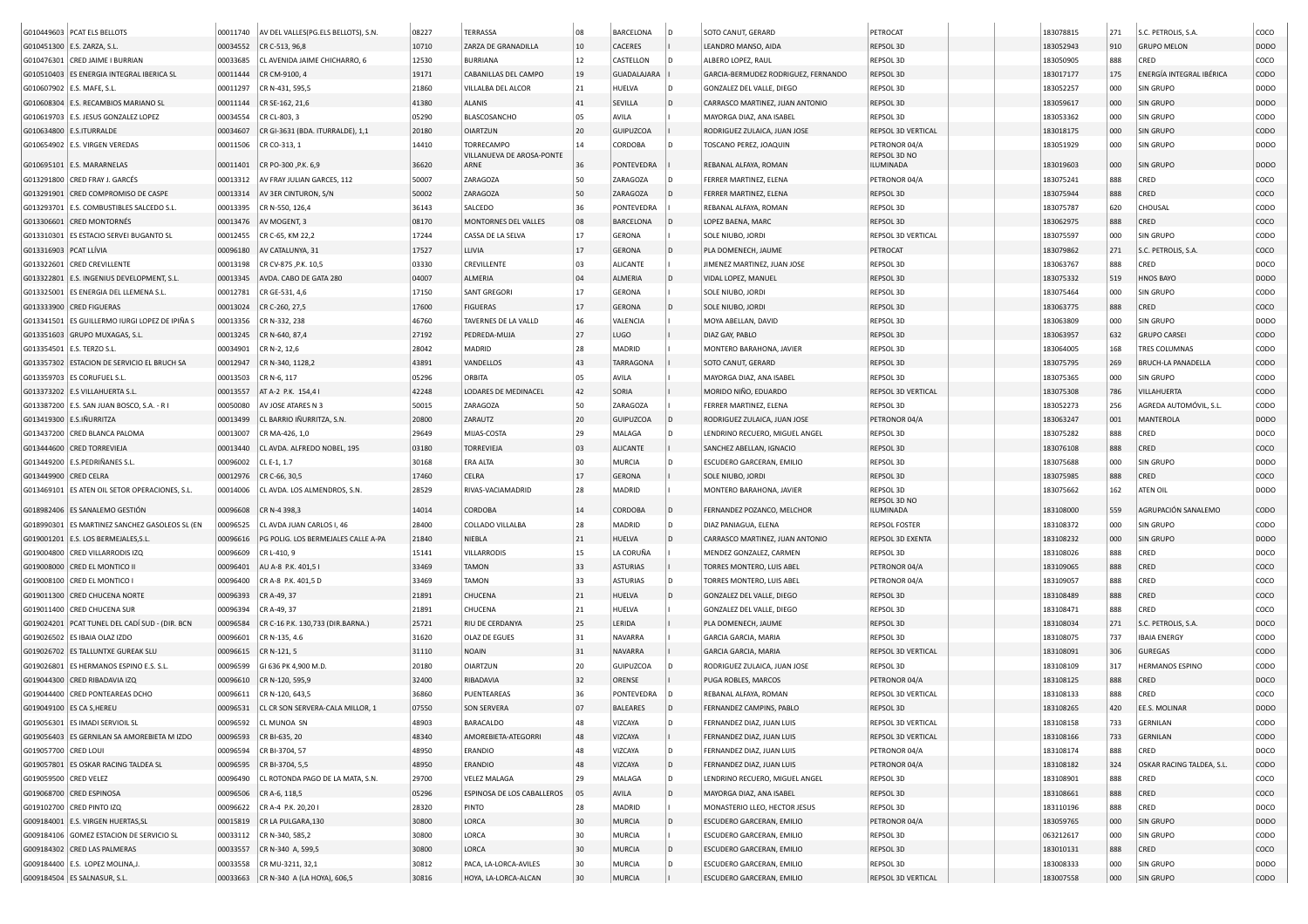| | | | | | | | | | | | | | | | |
|---|---|---|---|---|---|---|---|---|---|---|---|---|---|---|---|
| G010449603 | PCAT ELS BELLOTS | 00011740 | AV DEL VALLES(PG.ELS BELLOTS), S.N. | 08227 | TERRASSA | 08 | BARCELONA | D | SOTO CANUT, GERARD | PETROCAT | | 183078815 | 271 | S.C. PETROLIS, S.A. | COCO |
| G010451300 | E.S. ZARZA, S.L. | 00034552 | CR C-513, 96,8 | 10710 | ZARZA DE GRANADILLA | 10 | CACERES | I | LEANDRO MANSO, AIDA | REPSOL 3D | | 183052943 | 910 | GRUPO MELON | DODO |
| G010476301 | CRED JAIME I BURRIAN | 00033685 | CL AVENIDA JAIME CHICHARRO, 6 | 12530 | BURRIANA | 12 | CASTELLON | D | ALBERO LOPEZ, RAUL | REPSOL 3D | | 183050905 | 888 | CRED | COCO |
| G010510403 | ES ENERGIA INTEGRAL IBERICA SL | 00011444 | CR CM-9100, 4 | 19171 | CABANILLAS DEL CAMPO | 19 | GUADALAJARA | I | GARCIA-BERMUDEZ RODRIGUEZ, FERNANDO | REPSOL 3D | | 183017177 | 175 | ENERGÍA INTEGRAL IBÉRICA | CODO |
| G010607902 | E.S. MAFE, S.L. | 00011297 | CR N-431, 595,5 | 21860 | VILLALBA DEL ALCOR | 21 | HUELVA | D | GONZALEZ DEL VALLE, DIEGO | REPSOL 3D | | 183052257 | 000 | SIN GRUPO | DODO |
| G010608304 | E.S. RECAMBIOS MARIANO SL | 00011144 | CR SE-162, 21,6 | 41380 | ALANIS | 41 | SEVILLA | D | CARRASCO MARTINEZ, JUAN ANTONIO | REPSOL 3D | | 183059617 | 000 | SIN GRUPO | DODO |
| G010619703 | E.S. JESUS GONZALEZ LOPEZ | 00034554 | CR CL-803, 3 | 05290 | BLASCOSANCHO | 05 | AVILA | I | MAYORGA DIAZ, ANA ISABEL | REPSOL 3D | | 183053362 | 000 | SIN GRUPO | CODO |
| G010634800 | E.S.ITURRALDE | 00034607 | CR GI-3631 (BDA. ITURRALDE), 1,1 | 20180 | OIARTZUN | 20 | GUIPUZCOA | I | RODRIGUEZ ZULAICA, JUAN JOSE | REPSOL 3D VERTICAL | | 183018175 | 000 | SIN GRUPO | CODO |
| G010654902 | E.S. VIRGEN VEREDAS | 00011506 | CR CO-313, 1 | 14410 | TORRECAMPO | 14 | CORDOBA | D | TOSCANO PEREZ, JOAQUIN | PETRONOR 04/A | | 183051929 | 000 | SIN GRUPO | DODO |
| G010695101 | E.S. MARARNELAS | 00011401 | CR PO-300 ,P.K. 6,9 | 36620 | VILLANUEVA DE AROSA-PONTE ARNE | 36 | PONTEVEDRA | I | REBANAL ALFAYA, ROMAN | REPSOL 3D NO ILUMINADA | | 183019603 | 000 | SIN GRUPO | DODO |
| G013291800 | CRED FRAY J. GARCÉS | 00013312 | AV FRAY JULIAN GARCES, 112 | 50007 | ZARAGOZA | 50 | ZARAGOZA | I | FERRER MARTINEZ, ELENA | PETRONOR 04/A | | 183075241 | 888 | CRED | COCO |
| G013291901 | CRED COMPROMISO DE CASPE | 00013314 | AV 3ER CINTURON, S/N | 50002 | ZARAGOZA | 50 | ZARAGOZA | D | FERRER MARTINEZ, ELENA | REPSOL 3D | | 183075944 | 888 | CRED | COCO |
| G013293701 | E.S. COMBUSTIBLES SALCEDO S.L. | 00013395 | CR N-550, 126,4 | 36143 | SALCEDO | 36 | PONTEVEDRA | I | REBANAL ALFAYA, ROMAN | REPSOL 3D | | 183075787 | 620 | CHOUSAL | CODO |
| G013306601 | CRED MONTORNÉS | 00013476 | AV MOGENT, 3 | 08170 | MONTORNES DEL VALLES | 08 | BARCELONA | D | LOPEZ BAENA, MARC | REPSOL 3D | | 183062975 | 888 | CRED | COCO |
| G013310301 | ES ESTACIO SERVEI BUGANTO SL | 00012455 | CR C-65, KM 22,2 | 17244 | CASSA DE LA SELVA | 17 | GERONA | I | SOLE NIUBO, JORDI | REPSOL 3D VERTICAL | | 183075597 | 000 | SIN GRUPO | CODO |
| G013316903 | PCAT LLÍVIA | 00096180 | AV CATALUNYA, 31 | 17527 | LLIVIA | 17 | GERONA | D | PLA DOMENECH, JAUME | PETROCAT | | 183079862 | 271 | S.C. PETROLIS, S.A. | COCO |
| G013322601 | CRED CREVILLENTE | 00013198 | CR CV-875 ,P.K. 10,5 | 03330 | CREVILLENTE | 03 | ALICANTE | I | JIMENEZ MARTINEZ, JUAN JOSE | REPSOL 3D | | 183063767 | 888 | CRED | DOCO |
| G013322801 | E.S. INGENIUS DEVELOPMENT, S.L. | 00013345 | AVDA. CABO DE GATA 280 | 04007 | ALMERIA | 04 | ALMERIA | D | VIDAL LOPEZ, MANUEL | REPSOL 3D | | 183075332 | 519 | HNOS BAYO | DODO |
| G013325001 | ES ENERGIA DEL LLEMENA S.L. | 00012781 | CR GE-531, 4,6 | 17150 | SANT GREGORI | 17 | GERONA | I | SOLE NIUBO, JORDI | REPSOL 3D | | 183075464 | 000 | SIN GRUPO | CODO |
| G013333900 | CRED FIGUERAS | 00013024 | CR C-260, 27,5 | 17600 | FIGUERAS | 17 | GERONA | D | SOLE NIUBO, JORDI | REPSOL 3D | | 183063775 | 888 | CRED | COCO |
| G013341501 | ES GUILLERMO IURGI LOPEZ DE IPIÑA S | 00013356 | CR N-332, 238 | 46760 | TAVERNES DE LA VALLD | 46 | VALENCIA | I | MOYA ABELLAN, DAVID | REPSOL 3D | | 183063809 | 000 | SIN GRUPO | DODO |
| G013351603 | GRUPO MUXAGAS, S.L. | 00013245 | CR N-640, 87,4 | 27192 | PEDREDA-MUJA | 27 | LUGO | I | DIAZ GAY, PABLO | REPSOL 3D | | 183063957 | 632 | GRUPO CARSEI | CODO |
| G013354501 | E.S. TERZO S.L. | 00034901 | CR N-2, 12,6 | 28042 | MADRID | 28 | MADRID | I | MONTERO BARAHONA, JAVIER | REPSOL 3D | | 183064005 | 168 | TRES COLUMNAS | CODO |
| G013357302 | ESTACION DE SERVICIO EL BRUCH SA | 00012947 | CR N-340, 1128,2 | 43891 | VANDELLOS | 43 | TARRAGONA | I | SOTO CANUT, GERARD | REPSOL 3D | | 183075795 | 269 | BRUCH-LA PANADELLA | CODO |
| G013359703 | ES CORUFUEL S.L. | 00013503 | CR N-6, 117 | 05296 | ORBITA | 05 | AVILA | I | MAYORGA DIAZ, ANA ISABEL | REPSOL 3D | | 183075365 | 000 | SIN GRUPO | CODO |
| G013373202 | E.S VILLAHUERTA S.L. | 00013557 | AT A-2 P.K. 154,4 I | 42248 | LODARES DE MEDINACEL | 42 | SORIA | I | MORIDO NIÑO, EDUARDO | REPSOL 3D VERTICAL | | 183075308 | 786 | VILLAHUERTA | CODO |
| G013387200 | E.S. SAN JUAN BOSCO, S.A. - R I | 00050080 | AV JOSE ATARES N 3 | 50015 | ZARAGOZA | 50 | ZARAGOZA | I | FERRER MARTINEZ, ELENA | REPSOL 3D | | 183052273 | 256 | AGREDA AUTOMÓVIL, S.L. | CODO |
| G013419300 | E.S.IÑURRITZA | 00013499 | CL BARRIO IÑURRITZA, S.N. | 20800 | ZARAUTZ | 20 | GUIPUZCOA | D | RODRIGUEZ ZULAICA, JUAN JOSE | PETRONOR 04/A | | 183063247 | 001 | MANTEROLA | DODO |
| G013437200 | CRED BLANCA PALOMA | 00013007 | CR MA-426, 1,0 | 29649 | MIJAS-COSTA | 29 | MALAGA | D | LENDRINO RECUERO, MIGUEL ANGEL | REPSOL 3D | | 183075282 | 888 | CRED | COCO |
| G013444600 | CRED TORREVIEJA | 00013440 | CL AVDA. ALFREDO NOBEL, 195 | 03180 | TORREVIEJA | 03 | ALICANTE | I | SANCHEZ ABELLAN, IGNACIO | REPSOL 3D | | 183076108 | 888 | CRED | COCO |
| G013449200 | E.S.PEDRIÑANES S.L. | 00096002 | CL E-1, 1.7 | 30168 | ERA ALTA | 30 | MURCIA | D | ESCUDERO GARCERAN, EMILIO | REPSOL 3D | | 183075688 | 000 | SIN GRUPO | CODO |
| G013449900 | CRED CELRA | 00012976 | CR C-66, 30,5 | 17460 | CELRA | 17 | GERONA | I | SOLE NIUBO, JORDI | REPSOL 3D | | 183075985 | 888 | CRED | COCO |
| G013469101 | ES ATEN OIL SETOR OPERACIONES, S.L. | 00014006 | CL AVDA. LOS ALMENDROS, S.N. | 28529 | RIVAS-VACIAMADRID | 28 | MADRID | I | MONTERO BARAHONA, JAVIER | REPSOL 3D | | 183075662 | 162 | ATEN OIL | DODO |
| G018982406 | ES SANALEMO GESTIÓN | 00096608 | CR N-4 398,3 | 14014 | CORDOBA | 14 | CORDOBA | D | FERNANDEZ POZANCO, MELCHOR | REPSOL 3D NO ILUMINADA | | 183108000 | 559 | AGRUPACIÓN SANALEMO | CODO |
| G018990301 | ES MARTINEZ SANCHEZ GASOLEOS SL (EN | 00096525 | CL AVDA JUAN CARLOS I, 46 | 28400 | COLLADO VILLALBA | 28 | MADRID | D | DIAZ PANIAGUA, ELENA | REPSOL FOSTER | | 183108372 | 000 | SIN GRUPO | CODO |
| G019001201 | E.S. LOS BERMEJALES,S.L. | 00096616 | PG POLIG. LOS BERMEJALES CALLE A-PA | 21840 | NIEBLA | 21 | HUELVA | D | CARRASCO MARTINEZ, JUAN ANTONIO | REPSOL 3D EXENTA | | 183108232 | 000 | SIN GRUPO | DODO |
| G019004800 | CRED VILLARRODIS IZQ | 00096609 | CR L-410, 9 | 15141 | VILLARRODIS | 15 | LA CORUÑA | I | MENDEZ GONZALEZ, CARMEN | REPSOL 3D | | 183108026 | 888 | CRED | DOCO |
| G019008000 | CRED EL MONTICO II | 00096401 | AU A-8 P.K. 401,5 I | 33469 | TAMON | 33 | ASTURIAS | I | TORRES MONTERO, LUIS ABEL | PETRONOR 04/A | | 183109065 | 888 | CRED | COCO |
| G019008100 | CRED EL MONTICO I | 00096400 | CR A-8 P.K. 401,5 D | 33469 | TAMON | 33 | ASTURIAS | D | TORRES MONTERO, LUIS ABEL | PETRONOR 04/A | | 183109057 | 888 | CRED | COCO |
| G019011300 | CRED CHUCENA NORTE | 00096393 | CR A-49, 37 | 21891 | CHUCENA | 21 | HUELVA | D | GONZALEZ DEL VALLE, DIEGO | REPSOL 3D | | 183108489 | 888 | CRED | COCO |
| G019011400 | CRED CHUCENA SUR | 00096394 | CR A-49, 37 | 21891 | CHUCENA | 21 | HUELVA | I | GONZALEZ DEL VALLE, DIEGO | REPSOL 3D | | 183108471 | 888 | CRED | COCO |
| G019024201 | PCAT TUNEL DEL CADÍ SUD - (DIR. BCN | 00096584 | CR C-16 P.K. 130,733 (DIR.BARNA.) | 25721 | RIU DE CERDANYA | 25 | LERIDA | I | PLA DOMENECH, JAUME | REPSOL 3D | | 183108034 | 271 | S.C. PETROLIS, S.A. | DOCO |
| G019026502 | ES IBAIA OLAZ IZDO | 00096601 | CR N-135, 4.6 | 31620 | OLAZ DE EGUES | 31 | NAVARRA | I | GARCIA GARCIA, MARIA | REPSOL 3D | | 183108075 | 737 | IBAIA ENERGY | CODO |
| G019026702 | ES TALLUNTXE GUREAK SLU | 00096615 | CR N-121, 5 | 31110 | NOAIN | 31 | NAVARRA | I | GARCIA GARCIA, MARIA | REPSOL 3D VERTICAL | | 183108091 | 306 | GUREGAS | CODO |
| G019026801 | ES HERMANOS ESPINO E.S. S.L. | 00096599 | GI 636 PK 4,900 M.D. | 20180 | OIARTZUN | 20 | GUIPUZCOA | D | RODRIGUEZ ZULAICA, JUAN JOSE | REPSOL 3D | | 183108109 | 317 | HERMANOS ESPINO | CODO |
| G019044300 | CRED RIBADAVIA IZQ | 00096610 | CR N-120, 595,9 | 32400 | RIBADAVIA | 32 | ORENSE | I | PUGA ROBLES, MARCOS | PETRONOR 04/A | | 183108125 | 888 | CRED | DOCO |
| G019044400 | CRED PONTEAREAS DCHO | 00096611 | CR N-120, 643,5 | 36860 | PUENTEAREAS | 36 | PONTEVEDRA | D | REBANAL ALFAYA, ROMAN | REPSOL 3D VERTICAL | | 183108133 | 888 | CRED | COCO |
| G019049100 | ES CA S,HEREU | 00096531 | CL CR SON SERVERA-CALA MILLOR, 1 | 07550 | SON SERVERA | 07 | BALEARES | D | FERNANDEZ CAMPINS, PABLO | REPSOL 3D | | 183108265 | 420 | EE.S. MOLINAR | DODO |
| G019056301 | ES IMADI SERVIOIL SL | 00096592 | CL MUNOA SN | 48903 | BARACALDO | 48 | VIZCAYA | D | FERNANDEZ DIAZ, JUAN LUIS | REPSOL 3D VERTICAL | | 183108158 | 733 | GERNILAN | CODO |
| G019056403 | ES GERNILAN SA AMOREBIETA M IZDO | 00096593 | CR BI-635, 20 | 48340 | AMOREBIETA-ATEGORRI | 48 | VIZCAYA | I | FERNANDEZ DIAZ, JUAN LUIS | REPSOL 3D VERTICAL | | 183108166 | 733 | GERNILAN | CODO |
| G019057700 | CRED LOUI | 00096594 | CR BI-3704, 57 | 48950 | ERANDIO | 48 | VIZCAYA | D | FERNANDEZ DIAZ, JUAN LUIS | PETRONOR 04/A | | 183108174 | 888 | CRED | DOCO |
| G019057801 | ES OSKAR RACING TALDEA SL | 00096595 | CR BI-3704, 5,5 | 48950 | ERANDIO | 48 | VIZCAYA | D | FERNANDEZ DIAZ, JUAN LUIS | PETRONOR 04/A | | 183108182 | 324 | OSKAR RACING TALDEA, S.L. | CODO |
| G019059500 | CRED VELEZ | 00096490 | CL ROTONDA PAGO DE LA MATA, S.N. | 29700 | VELEZ MALAGA | 29 | MALAGA | D | LENDRINO RECUERO, MIGUEL ANGEL | REPSOL 3D | | 183108901 | 888 | CRED | COCO |
| G019068700 | CRED ESPINOSA | 00096506 | CR A-6, 118,5 | 05296 | ESPINOSA DE LOS CABALLEROS | 05 | AVILA | D | MAYORGA DIAZ, ANA ISABEL | REPSOL 3D | | 183108661 | 888 | CRED | COCO |
| G019102700 | CRED PINTO IZQ | 00096622 | CR A-4 P.K. 20,20 I | 28320 | PINTO | 28 | MADRID | I | MONASTERIO LLEO, HECTOR JESUS | REPSOL 3D | | 183110196 | 888 | CRED | DOCO |
| G009184001 | E.S. VIRGEN HUERTAS,SL | 00015819 | CR LA PULGARA,130 | 30800 | LORCA | 30 | MURCIA | D | ESCUDERO GARCERAN, EMILIO | PETRONOR 04/A | | 183059765 | 000 | SIN GRUPO | DODO |
| G009184106 | GOMEZ ESTACION DE SERVICIO SL | 00033112 | CR N-340, 585,2 | 30800 | LORCA | 30 | MURCIA | I | ESCUDERO GARCERAN, EMILIO | REPSOL 3D | | 063212617 | 000 | SIN GRUPO | CODO |
| G009184302 | CRED LAS PALMERAS | 00033557 | CR N-340 A, 599,5 | 30800 | LORCA | 30 | MURCIA | D | ESCUDERO GARCERAN, EMILIO | REPSOL 3D | | 183010131 | 888 | CRED | COCO |
| G009184400 | E.S. LOPEZ MOLINA,J. | 00033558 | CR MU-3211, 32,1 | 30812 | PACA, LA-LORCA-AVILES | 30 | MURCIA | D | ESCUDERO GARCERAN, EMILIO | REPSOL 3D | | 183008333 | 000 | SIN GRUPO | DODO |
| G009184504 | ES SALNASUR, S.L. | 00033663 | CR N-340 A (LA HOYA), 606,5 | 30816 | HOYA, LA-LORCA-ALCAN | 30 | MURCIA | I | ESCUDERO GARCERAN, EMILIO | REPSOL 3D VERTICAL | | 183007558 | 000 | SIN GRUPO | CODO |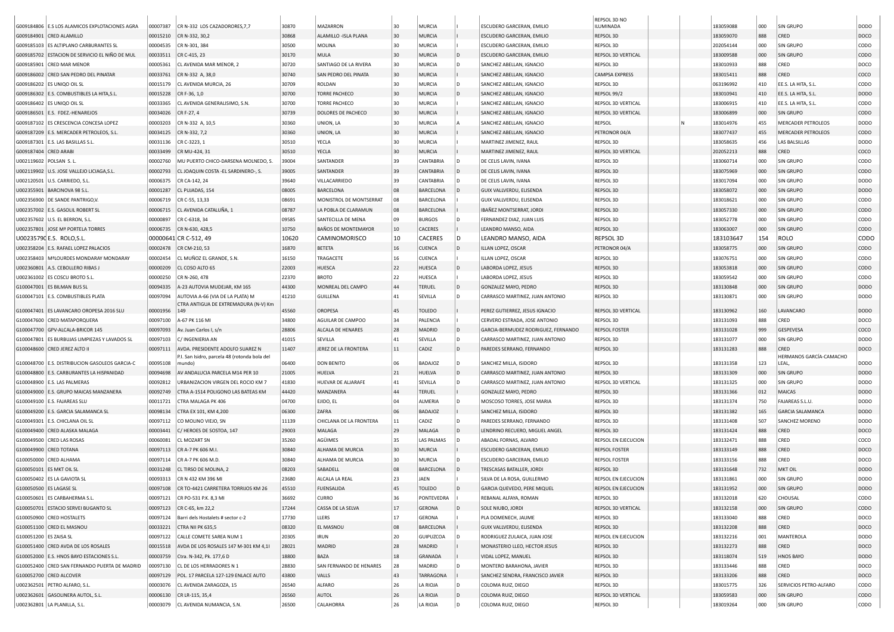| | | | | | | | | | | | | | | | | |
|---|---|---|---|---|---|---|---|---|---|---|---|---|---|---|---|---|
| G009184806 | E.S LOS ALAMICOS EXPLOTACIONES AGRA | 00007387 | CR N-332 LOS CAZADORORES,7,7 | 30870 | MAZARRON | 30 | MURCIA | I | ESCUDERO GARCERAN, EMILIO | REPSOL 3D NO ILUMINADA | | | 183059088 | 000 | SIN GRUPO | DODO |
| G009184901 | CRED ALAMILLO | 00015210 | CR N-332, 30,2 | 30868 | ALAMILLO -ISLA PLANA | 30 | MURCIA | I | ESCUDERO GARCERAN, EMILIO | REPSOL 3D | | | 183059070 | 888 | CRED | DOCO |
| G009185103 | ES ALTIPLANO CARBURANTES SL | 00004535 | CR N-301, 384 | 30500 | MOLINA | 30 | MURCIA | I | ESCUDERO GARCERAN, EMILIO | REPSOL 3D | | | 202054144 | 000 | SIN GRUPO | CODO |
| G009185702 | ESTACION DE SERVICIO EL NIÑO DE MUL | 00033511 | CR C-415, 23 | 30170 | MULA | 30 | MURCIA | D | ESCUDERO GARCERAN, EMILIO | REPSOL 3D VERTICAL | | | 183009588 | 000 | SIN GRUPO | CODO |
| G009185901 | CRED MAR MENOR | 00005361 | CL AVENIDA MAR MENOR, 2 | 30720 | SANTIAGO DE LA RIVERA | 30 | MURCIA | D | SANCHEZ ABELLAN, IGNACIO | REPSOL 3D | | | 183010933 | 888 | CRED | DOCO |
| G009186002 | CRED SAN PEDRO DEL PINATAR | 00033761 | CR N-332 A, 38,0 | 30740 | SAN PEDRO DEL PINATA | 30 | MURCIA | I | SANCHEZ ABELLAN, IGNACIO | CAMPSA EXPRESS | | | 183015411 | 888 | CRED | COCO |
| G009186202 | ES UNIQO OIL SL | 00015179 | CL AVENIDA MURCIA, 26 | 30709 | ROLDAN | 30 | MURCIA | D | SANCHEZ ABELLAN, IGNACIO | REPSOL 3D | | | 063196992 | 410 | EE.S. LA HITA, S.L. | CODO |
| G009186302 | E.S. COMBUSTIBLES LA HITA,S.L. | 00015228 | CR F-36, 1,0 | 30700 | TORRE PACHECO | 30 | MURCIA | D | SANCHEZ ABELLAN, IGNACIO | REPSOL 99/2 | | | 183010941 | 410 | EE.S. LA HITA, S.L. | DODO |
| G009186402 | ES UNIQO OIL SL | 00033365 | CL AVENIDA GENERALISIMO, S.N. | 30700 | TORRE PACHECO | 30 | MURCIA | I | SANCHEZ ABELLAN, IGNACIO | REPSOL 3D VERTICAL | | | 183006915 | 410 | EE.S. LA HITA, S.L. | CODO |
| G009186501 | E.S. FDEZ.-HENAREJOS | 00034026 | CR F-27, 4 | 30739 | DOLORES DE PACHECO | 30 | MURCIA | I | SANCHEZ ABELLAN, IGNACIO | REPSOL 3D VERTICAL | | | 183006899 | 000 | SIN GRUPO | DODO |
| G009187102 | ES CRESCENCIA CONCESA LOPEZ | 00003203 | CR N-332 A, 10,5 | 30360 | UNION, LA | 30 | MURCIA | A | SANCHEZ ABELLAN, IGNACIO | REPSOL | N | | 183014976 | 455 | MERCADER PETROLEOS | DODO |
| G009187209 | E.S. MERCADER PETROLEOS, S.L. | 00034125 | CR N-332, 7,2 | 30360 | UNION, LA | 30 | MURCIA | I | SANCHEZ ABELLAN, IGNACIO | PETRONOR 04/A | | | 183077437 | 455 | MERCADER PETROLEOS | CODO |
| G009187301 | E.S. LAS BASILLAS S.L. | 00031136 | CR C-3223, 1 | 30510 | YECLA | 30 | MURCIA | I | MARTINEZ JIMENEZ, RAUL | REPSOL 3D | | | 183058635 | 456 | LAS BALSILLAS | DODO |
| G009187404 | CRED ARABI | 00033499 | CR MU-424, 31 | 30510 | YECLA | 30 | MURCIA | I | MARTINEZ JIMENEZ, RAUL | REPSOL 3D VERTICAL | | | 202052213 | 888 | CRED | COCO |
| U002119602 | POLSAN S. L. | 00002760 | MU PUERTO CHICO-DARSENA MOLNEDO, S. | 39004 | SANTANDER | 39 | CANTABRIA | D | DE CELIS LAVIN, IVANA | REPSOL 3D | | | 183060714 | 000 | SIN GRUPO | CODO |
| U002119902 | U.S. JOSE VALLEJO LICIAGA,S.L. | 00002793 | CL JOAQUIN COSTA -EL SARDINERO-, S. | 39005 | SANTANDER | 39 | CANTABRIA | D | DE CELIS LAVIN, IVANA | REPSOL 3D | | | 183075969 | 000 | SIN GRUPO | CODO |
| U002120501 | U.S. CARRIEDO, S.L. | 00006375 | CR CA-142, 24 | 39640 | VILLACARRIEDO | 39 | CANTABRIA | D | DE CELIS LAVIN, IVANA | REPSOL 3D | | | 183017094 | 000 | SIN GRUPO | DODO |
| U002355901 | BARCINOVA 98 S.L. | 00001287 | CL PUJADAS, 154 | 08005 | BARCELONA | 08 | BARCELONA | D | GUIX VALLVERDU, ELISENDA | REPSOL 3D | | | 183058072 | 000 | SIN GRUPO | DODO |
| U002356900 | DE SANDE PANTRIGO,V. | 00006719 | CR C-55, 13,33 | 08691 | MONISTROL DE MONTSERRAT | 08 | BARCELONA | | GUIX VALLVERDU, ELISENDA | REPSOL 3D | | | 183018621 | 000 | SIN GRUPO | CODO |
| U002357002 | E.S. GASOLIL ROBERT SL | 00006715 | CL AVENIDA CATALUÑA, 1 | 08787 | LA POBLA DE CLARAMUN | 08 | BARCELONA | I | IBAÑEZ MONTSERRAT, JORDI | REPSOL 3D | | | 183057330 | 000 | SIN GRUPO | CODO |
| U002357602 | U.S. EL BERRON, S.L. | 00000897 | CR C-6318, 34 | 09585 | SANTECILLA DE MENA | 09 | BURGOS | D | FERNANDEZ DIAZ, JUAN LUIS | REPSOL 3D | | | 183052778 | 000 | SIN GRUPO | CODO |
| U002357801 | JOSE Mª PORTELA TORRES | 00006735 | CR N-630, 428,5 | 10750 | BAÑOS DE MONTEMAYOR | 10 | CACERES | | LEANDRO MANSO, AIDA | REPSOL 3D | | | 183063007 | 000 | SIN GRUPO | CODO |
| U00235790 | E.S. ROLO,S.L. | 00000641 | CR C-512, 49 | 10620 | CAMINOMORISCO | 10 | CACERES | D | LEANDRO MANSO, AIDA | REPSOL 3D | | | 183103647 | 154 | ROLO | CODO |
| U002358204 | E.S. RAFAEL LOPEZ PALACIOS | 00002478 | CR CM-210, 53 | 16870 | BETETA | 16 | CUENCA | D | ILLAN LOPEZ, OSCAR | PETRONOR 04/A | | | 183058775 | 000 | SIN GRUPO | CODO |
| U002358403 | MªLOURDES MONDARAY MONDARAY | 00002454 | CL MUÑOZ EL GRANDE, S.N. | 16150 | TRAGACETE | 16 | CUENCA | I | ILLAN LOPEZ, OSCAR | REPSOL 3D | | | 183076751 | 000 | SIN GRUPO | CODO |
| U002360801 | A.S. CEBOLLERO RIBAS J | 00000209 | CL COSO ALTO 65 | 22003 | HUESCA | 22 | HUESCA | D | LABORDA LOPEZ, JESUS | REPSOL 3D | | | 183053818 | 000 | SIN GRUPO | CODO |
| U002361002 | ES COSCU BROTO S.L. | 00000250 | CR N-260, 478 | 22370 | BROTO | 22 | HUESCA | I | LABORDA LOPEZ, JESUS | REPSOL 3D | | | 183059542 | 000 | SIN GRUPO | CODO |
| G100047001 | ES BILMAN BUS SL | 00094335 | A-23 AUTOVIA MUDEJAR, KM 165 | 44300 | MONREAL DEL CAMPO | 44 | TERUEL | D | GONZALEZ MAYO, PEDRO | REPSOL 3D | | | 183130848 | 000 | SIN GRUPO | DODO |
| G100047101 | E.S. COMBUSTIBLES PLATA | 00097094 | AUTOVIA A-66 (VIA DE LA PLATA) M | 41210 | GUILLENA | 41 | SEVILLA | D | CARRASCO MARTINEZ, JUAN ANTONIO | REPSOL 3D | | | 183130871 | 000 | SIN GRUPO | DODO |
| G100047401 | ES LAVANCARO OROPESA 2016 SLU | 00001956 | CTRA ANTIGUA DE EXTREMADURA (N-V) Km 149 | 45560 | OROPESA | 45 | TOLEDO | I | PEREZ GUTIERREZ, JESUS IGNACIO | REPSOL 3D VERTICAL | | | 183130962 | 160 | LAVANCARO | DODO |
| G100047600 | CRED MATAPORQUERA | 00097100 | A-67 PK 116 MI | 34800 | AGUILAR DE CAMPOO | 34 | PALENCIA | I | CERVERO ESTRADA, JOSE ANTONIO | REPSOL 3D | | | 183131093 | 888 | CRED | DOCO |
| G100047700 | GPV-ALCALA-BRICOR 145 | 00097093 | Av. Juan Carlos I, s/n | 28806 | ALCALA DE HENARES | 28 | MADRID | D | GARCIA-BERMUDEZ RODRIGUEZ, FERNANDO | REPSOL FOSTER | | | 183131028 | 999 | GESPEVESA | COCO |
| G100047801 | ES BURBUJAS LIMPIEZAS Y LAVADOS SL | 00097103 | C/ INGENIERIA AN | 41015 | SEVILLA | 41 | SEVILLA | D | CARRASCO MARTINEZ, JUAN ANTONIO | REPSOL 3D | | | 183131077 | 000 | SIN GRUPO | DODO |
| G100048600 | CRED JEREZ ALTO II | 00097111 | AVDA. PRESIDENTE ADOLFO SUAREZ N | 11407 | JEREZ DE LA FRONTERA | 11 | CADIZ | D | PAREDES SERRANO, FERNANDO | REPSOL 3D | | | 183131283 | 888 | CRED | DOCO |
| G100048700 | E.S. DISTRIBUCION GASOLEOS GARCIA-C | 00095108 | P.I. San Isidro, parcela 48 (rotonda bola del mundo) | 06400 | DON BENITO | 06 | BADAJOZ | D | SANCHEZ MILLA, ISIDORO | REPSOL 3D | | | 183131358 | 123 | HERMANOS GARCÍA-CAMACHO LEAL, | DODO |
| G100048800 | E.S. CARBURANTES LA HISPANIDAD | 00094698 | AV ANDALUCIA PARCELA M14 PER 10 | 21005 | HUELVA | 21 | HUELVA | D | CARRASCO MARTINEZ, JUAN ANTONIO | REPSOL 3D | | | 183131309 | 000 | SIN GRUPO | DODO |
| G100048900 | E.S. LAS PALMERAS | 00092812 | URBANIZACION VIRGEN DEL ROCIO KM 7 | 41830 | HUEVAR DE ALJARAFE | 41 | SEVILLA | D | CARRASCO MARTINEZ, JUAN ANTONIO | REPSOL 3D VERTICAL | | | 183131325 | 000 | SIN GRUPO | DODO |
| G100049000 | E.S. GRUPO MAICAS MANZANERA | 00092749 | CTRA A-1514 POLIGONO LAS BATEAS KM | 44420 | MANZANERA | 44 | TERUEL | I | GONZALEZ MAYO, PEDRO | REPSOL 3D | | | 183131366 | 012 | MAICAS | DODO |
| G100049100 | E.S. FAJAREAS SLU | 00011721 | CTRA MALAGA PK 406 | 04700 | EJIDO, EL | 04 | ALMERIA | D | MOSCOSO TORRES, JOSE MARIA | REPSOL 3D | | | 183131374 | 750 | FAJAREAS S.L.U. | DODO |
| G100049200 | E.S. GARCIA SALAMANCA SL | 00098134 | CTRA EX 101, KM 4,200 | 06300 | ZAFRA | 06 | BADAJOZ | I | SANCHEZ MILLA, ISIDORO | REPSOL 3D | | | 183131382 | 165 | GARCIA SALAMANCA | DODO |
| G100049301 | E.S. CHICLANA OIL SL | 00097112 | CO MOLINO VIEJO, SN | 11139 | CHICLANA DE LA FRONTERA | 11 | CADIZ | D | PAREDES SERRANO, FERNANDO | REPSOL 3D | | | 183131408 | 507 | SANCHEZ MORENO | DODO |
| G100049400 | CRED ALASKA MALAGA | 00003441 | C/ HEROES DE SOSTOA, 147 | 29003 | MALAGA | 29 | MALAGA | D | LENDRINO RECUERO, MIGUEL ANGEL | REPSOL 3D | | | 183131424 | 888 | CRED | DOCO |
| G100049500 | CRED LAS ROSAS | 00060081 | CL MOZART SN | 35260 | AGÜIMES | 35 | LAS PALMAS | D | ABADAL FORNAS, ALVARO | REPSOL EN EJECUCION | | | 183132471 | 888 | CRED | COCO |
| G100049900 | CRED TOTANA | 00097113 | CR A-7 PK 606 M.I. | 30840 | ALHAMA DE MURCIA | 30 | MURCIA | I | ESCUDERO GARCERAN, EMILIO | REPSOL FOSTER | | | 183133149 | 888 | CRED | DOCO |
| G100050000 | CRED ALHAMA | 00097114 | CR A-7 PK 606 M.D. | 30840 | ALHAMA DE MURCIA | 30 | MURCIA | D | ESCUDERO GARCERAN, EMILIO | REPSOL FOSTER | | | 183133156 | 888 | CRED | DOCO |
| G100050101 | ES MKT OIL SL | 00031248 | CL TIRSO DE MOLINA, 2 | 08203 | SABADELL | 08 | BARCELONA | D | TRESCASAS BATALLER, JORDI | REPSOL 3D | | | 183131648 | 732 | MKT OIL | DODO |
| G100050402 | ES LA GAVIOTA SL | 00093313 | CR N 432 KM 396 MI | 23680 | ALCALA LA REAL | 23 | JAEN | I | SILVA DE LA ROSA, GUILLERMO | REPSOL EN EJECUCION | | | 183131861 | 000 | SIN GRUPO | DODO |
| G100050500 | ES LAGASE SL | 00097108 | CR TO-4421 CARRETERA TORRIJOS KM 26 | 45510 | FUENSALIDA | 45 | TOLEDO | D | GARCIA QUEVEDO, PERE MIQUEL | REPSOL EN EJECUCION | | | 183131952 | 000 | SIN GRUPO | DODO |
| G100050601 | ES CARBAHERMA S.L. | 00097121 | CR PO-531 P.K. 8,3 MI | 36692 | CURRO | 36 | PONTEVEDRA | I | REBANAL ALFAYA, ROMAN | REPSOL 3D | | | 183132018 | 620 | CHOUSAL | CODO |
| G100050701 | ESTACIO SERVEI BUGANTO SL | 00097123 | CR C-65, km 22,2 | 17244 | CASSA DE LA SELVA | 17 | GERONA | D | SOLE NIUBO, JORDI | REPSOL 3D VERTICAL | | | 183132158 | 000 | SIN GRUPO | CODO |
| G100050900 | CRED HOSTALETS | 00097124 | Barri dels Hostalets # sector c-2 | 17730 | LLERS | 17 | GERONA | I | PLA DOMENECH, JAUME | REPSOL 3D | | | 183133040 | 888 | CRED | DOCO |
| G100051100 | CRED EL MASNOU | 00033221 | CTRA NII PK 635,5 | 08320 | EL MASNOU | 08 | BARCELONA | I | GUIX VALLVERDU, ELISENDA | REPSOL 3D | | | 183132208 | 888 | CRED | DOCO |
| G100051200 | ES ZAISA SL | 00097122 | CALLE COMETE SAREA NUM 1 | 20305 | IRUN | 20 | GUIPUZCOA | D | RODRIGUEZ ZULAICA, JUAN JOSE | REPSOL EN EJECUCION | | | 183132216 | 001 | MANTEROLA | DODO |
| G100051400 | CRED AVDA DE LOS ROSALES | 00015518 | AVDA DE LOS ROSALES 147 M-301 KM 4,1I | 28021 | MADRID | 28 | MADRID | I | MONASTERIO LLEO, HECTOR JESUS | REPSOL 3D | | | 183132273 | 888 | CRED | DOCO |
| G100052000 | E.S. HNOS BAYO ESTACIONES S.L. | 00003759 | Ctra. N-342, Pk. 177,6 D | 18800 | BAZA | 18 | GRANADA | I | VIDAL LOPEZ, MANUEL | REPSOL 3D | | | 183118074 | 519 | HNOS BAYO | DODO |
| G100052400 | CRED SAN FERNANDO PUERTA DE MADRID | 00097130 | CL DE LOS HERRADORES N 1 | 28830 | SAN FERNANDO DE HENARES | 28 | MADRID | D | MONTERO BARAHONA, JAVIER | REPSOL 3D | | | 183133446 | 888 | CRED | DOCO |
| G100052700 | CRED ALCOVER | 00097129 | POL. 17 PARCELA 127-129 ENLACE AUTO | 43800 | VALLS | 43 | TARRAGONA | I | SANCHEZ SENDRA, FRANCISCO JAVIER | REPSOL 3D | | | 183133206 | 888 | CRED | DOCO |
| U002362501 | PETRO ALFARO, S.L. | 00003076 | CL AVENIDA ZARAGOZA, 15 | 26540 | ALFARO | 26 | LA RIOJA | D | COLOMA RUIZ, DIEGO | REPSOL 3D | | | 183015775 | 326 | SERVICIOS PETRO-ALFARO | CODO |
| U002362601 | GASOLINERA AUTOL, S.L. | 00006130 | CR LR-115, 35,4 | 26560 | AUTOL | 26 | LA RIOJA | D | COLOMA RUIZ, DIEGO | REPSOL 3D VERTICAL | | | 183059583 | 000 | SIN GRUPO | CODO |
| U002362801 | LA PLANILLA, S.L. | 00003079 | CL AVENIDA NUMANCIA, S.N. | 26500 | CALAHORRA | 26 | LA RIOJA | D | COLOMA RUIZ, DIEGO | REPSOL 3D | | | 183019264 | 000 | SIN GRUPO | CODO |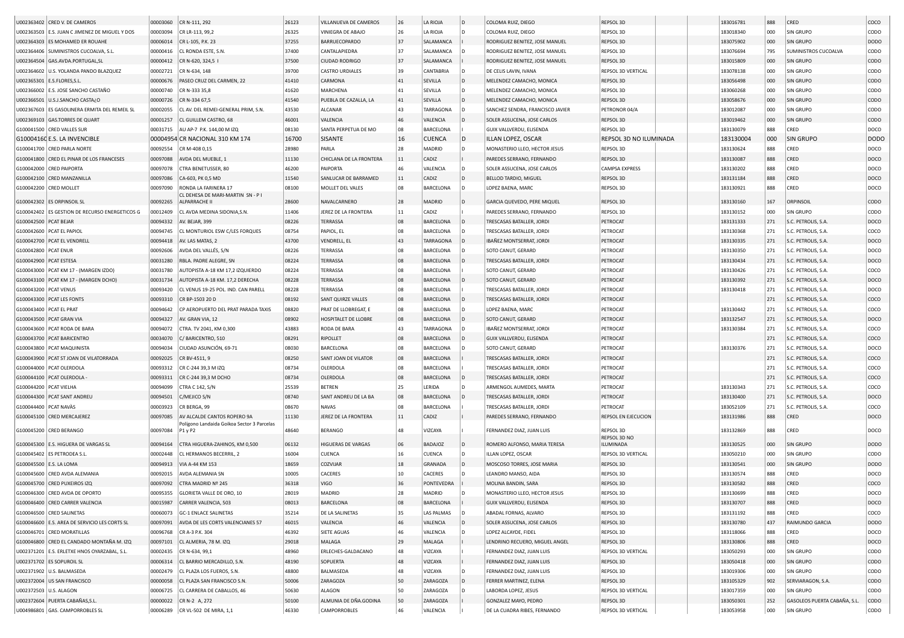| | | | | | | | | | | | | | | | |
|---|---|---|---|---|---|---|---|---|---|---|---|---|---|---|---|
| U002363402 | CRED V. DE CAMEROS | 00003060 | CR N-111, 292 | 26123 | VILLANUEVA DE CAMEROS | 26 | LA RIOJA | D | COLOMA RUIZ, DIEGO | REPSOL 3D | | 183016781 | 888 | CRED | COCO |
| U002363503 | E.S. JUAN C JIMENEZ DE MIGUEL Y DOS | 00003094 | CR LR-113, 99,2 | 26325 | VINIEGRA DE ABAJO | 26 | LA RIOJA | D | COLOMA RUIZ, DIEGO | REPSOL 3D | | 183018340 | 000 | SIN GRUPO | CODO |
| U002364303 | ES MOHAMED ER ROUAHE | 00006014 | CR L-105, P.K. 23 | 37255 | BARRUECOPARDO | 37 | SALAMANCA | I | RODRIGUEZ BENITEZ, JOSE MANUEL | REPSOL 3D | | 183075902 | 000 | SIN GRUPO | DODO |
| U002364406 | SUMINISTROS CUCOALVA, S.L. | 00000416 | CL RONDA ESTE, S.N. | 37400 | CANTALAPIEDRA | 37 | SALAMANCA | D | RODRIGUEZ BENITEZ, JOSE MANUEL | REPSOL 3D | | 183076694 | 795 | SUMINISTROS CUCOALVA | CODO |
| U002364504 | GAS.AVDA.PORTUGAL,SL | 00000412 | CR N-620, 324,5 I | 37500 | CIUDAD RODRIGO | 37 | SALAMANCA | I | RODRIGUEZ BENITEZ, JOSE MANUEL | REPSOL 3D | | 183015809 | 000 | SIN GRUPO | CODO |
| U002364602 | U.S. YOLANDA PANDO BLAZQUEZ | 00002721 | CR N-634, 148 | 39700 | CASTRO URDIALES | 39 | CANTABRIA | D | DE CELIS LAVIN, IVANA | REPSOL 3D VERTICAL | | 183078138 | 000 | SIN GRUPO | CODO |
| U002365301 | E.S.FLORES,S.L. | 00000676 | PASEO CRUZ DEL CARMEN, 22 | 41410 | CARMONA | 41 | SEVILLA | D | MELENDEZ CAMACHO, MONICA | REPSOL 3D | | 183056498 | 000 | SIN GRUPO | CODO |
| U002366002 | E.S. JOSE SANCHO CASTAÑO | 00000740 | CR N-333 35,8 | 41620 | MARCHENA | 41 | SEVILLA | D | MELENDEZ CAMACHO, MONICA | REPSOL 3D | | 183060268 | 000 | SIN GRUPO | CODO |
| U002366501 | U.S.J.SANCHO CASTA¿O | 00000726 | CR N-334 67,5 | 41540 | PUEBLA DE CAZALLA, LA | 41 | SEVILLA | D | MELENDEZ CAMACHO, MONICA | REPSOL 3D | | 183058676 | 000 | SIN GRUPO | CODO |
| U002367603 | ES GASOLINERA ERMITA DEL REMEIL SL | 00002055 | CL AV. DEL REMEI-GENERAL PRIM, S.N. | 43530 | ALCANAR | 43 | TARRAGONA | D | SANCHEZ SENDRA, FRANCISCO JAVIER | PETRONOR 04/A | | 183012087 | 000 | SIN GRUPO | CODO |
| U002369103 | GAS.TORRES DE QUART | 00001257 | CL GUILLEM CASTRO, 68 | 46001 | VALENCIA | 46 | VALENCIA | D | SOLER ASSUCENA, JOSE CARLOS | REPSOL 3D | | 183019462 | 000 | SIN GRUPO | CODO |
| G100041500 | CRED VALLES SUR | 00031715 | AU AP-7 P.K. 144,00 M IZQ | 08130 | SANTA PERPETUA DE MO | 08 | BARCELONA | I | GUIX VALLVERDU, ELISENDA | REPSOL 3D | | 183130079 | 888 | CRED | DOCO |
| G100041600 | E.S. LA INVENCIBLE | 00004954 | CR NACIONAL 310 KM 174 | 16700 | SISANTE | 16 | CUENCA | D | ILLAN LOPEZ, OSCAR | REPSOL 3D NO ILUMINADA | | 183130004 | 000 | SIN GRUPO | DODO |
| G100041700 | CRED PARLA NORTE | 00092554 | CR M-408 0,15 | 28980 | PARLA | 28 | MADRID | D | MONASTERIO LLEO, HECTOR JESUS | REPSOL 3D | | 183130624 | 888 | CRED | DOCO |
| G100041800 | CRED EL PINAR DE LOS FRANCESES | 00097088 | AVDA DEL MUEBLE, 1 | 11130 | CHICLANA DE LA FRONTERA | 11 | CADIZ | I | PAREDES SERRANO, FERNANDO | REPSOL 3D | | 183130087 | 888 | CRED | DOCO |
| G100042000 | CRED PAIPORTA | 00097078 | CTRA BENETUSSER, 80 | 46200 | PAIPORTA | 46 | VALENCIA | D | SOLER ASSUCENA, JOSE CARLOS | CAMPSA EXPRESS | | 183130202 | 888 | CRED | DOCO |
| G100042100 | CRED MANZANILLA | 00097086 | CA-603, PK 0,5 MD | 11540 | SANLUCAR DE BARRAMED | 11 | CADIZ | D | BELLOD TARDIO, MIGUEL | REPSOL 3D | | 183131184 | 888 | CRED | DOCO |
| G100042200 | CRED MOLLET | 00097090 | RONDA LA FARINERA 17 | 08100 | MOLLET DEL VALES | 08 | BARCELONA | D | LOPEZ BAENA, MARC | REPSOL 3D | | 183130921 | 888 | CRED | DOCO |
| G100042302 | ES ORPINSOIL SL | 00092265 | CL DEHESA DE MARI-MARTIN SN - P I ALPARRACHE II | 28600 | NAVALCARNERO | 28 | MADRID | D | GARCIA QUEVEDO, PERE MIQUEL | REPSOL 3D | | 183130160 | 167 | ORPINSOIL | CODO |
| G100042402 | ES GESTION DE RECURSO ENERGETICOS G | 00012409 | CL AVDA MEDINA SIDONIA,S.N. | 11406 | JEREZ DE LA FRONTERA | 11 | CADIZ | I | PAREDES SERRANO, FERNANDO | REPSOL 3D | | 183130152 | 000 | SIN GRUPO | CODO |
| G100042500 | PCAT BEJAR | 00094332 | AV. BEJAR, 399 | 08226 | TERRASSA | 08 | BARCELONA | D | TRESCASAS BATALLER, JORDI | PETROCAT | | 183131333 | 271 | S.C. PETROLIS, S.A. | DOCO |
| G100042600 | PCAT EL PAPIOL | 00094745 | CL MONTURIOL ESW C/LES FORQUES | 08754 | PAPIOL, EL | 08 | BARCELONA | D | TRESCASAS BATALLER, JORDI | PETROCAT | | 183130368 | 271 | S.C. PETROLIS, S.A. | COCO |
| G100042700 | PCAT EL VENDRELL | 00094418 | AV. LAS MATAS, 2 | 43700 | VENDRELL, EL | 43 | TARRAGONA | D | IBAÑEZ MONTSERRAT, JORDI | PETROCAT | | 183130335 | 271 | S.C. PETROLIS, S.A. | DOCO |
| G100042800 | PCAT ENUR | 00092606 | AVDA DEL VALLÉS, S/N | 08226 | TERRASSA | 08 | BARCELONA | D | SOTO CANUT, GERARD | PETROCAT | | 183130350 | 271 | S.C. PETROLIS, S.A. | DOCO |
| G100042900 | PCAT ESTESA | 00031280 | RBLA. PADRE ALEGRE, SN | 08224 | TERRASSA | 08 | BARCELONA | D | TRESCASAS BATALLER, JORDI | PETROCAT | | 183130434 | 271 | S.C. PETROLIS, S.A. | DOCO |
| G100043000 | PCAT KM 17 - (MARGEN IZDO) | 00031780 | AUTOPISTA A-18 KM 17,2 IZQUIERDO | 08224 | TERRASSA | 08 | BARCELONA | I | SOTO CANUT, GERARD | PETROCAT | | 183130426 | 271 | S.C. PETROLIS, S.A. | COCO |
| G100043100 | PCAT KM 17 - (MARGEN DCHO) | 00031734 | AUTOPISTA A-18 KM. 17,2 DERECHA | 08228 | TERRASSA | 08 | BARCELONA | D | SOTO CANUT, GERARD | PETROCAT | | 183130392 | 271 | S.C. PETROLIS, S.A. | COCO |
| G100043200 | PCAT VENUS | 00093420 | CL VENUS 19-25 POL. IND. CAN PARELL | 08228 | TERRASSA | 08 | BARCELONA | I | TRESCASAS BATALLER, JORDI | PETROCAT | | 183130418 | 271 | S.C. PETROLIS, S.A. | DOCO |
| G100043300 | PCAT LES FONTS | 00093310 | CR BP-1503 20 D | 08192 | SANT QUIRZE VALLES | 08 | BARCELONA | D | TRESCASAS BATALLER, JORDI | PETROCAT | | | 271 | S.C. PETROLIS, S.A. | COCO |
| G100043400 | PCAT EL PRAT | 00094642 | CP AEROPUERTO DEL PRAT PARADA TAXIS | 08820 | PRAT DE LLOBREGAT, E | 08 | BARCELONA | D | LOPEZ BAENA, MARC | PETROCAT | | 183130442 | 271 | S.C. PETROLIS, S.A. | COCO |
| G100043500 | PCAT GRAN VIA | 00094327 | AV. GRAN VIA, 12 | 08902 | HOSPITALET DE LLOBRE | 08 | BARCELONA | D | SOTO CANUT, GERARD | PETROCAT | | 183132547 | 271 | S.C. PETROLIS, S.A. | DOCO |
| G100043600 | PCAT RODA DE BARA | 00094072 | CTRA. TV 2041, KM 0,300 | 43883 | RODA DE BARA | 43 | TARRAGONA | D | IBAÑEZ MONTSERRAT, JORDI | PETROCAT | | 183130384 | 271 | S.C. PETROLIS, S.A. | COCO |
| G100043700 | PCAT BARICENTRO | 00034070 | C/ BARICENTRO, 510 | 08291 | RIPOLLET | 08 | BARCELONA | D | GUIX VALLVERDU, ELISENDA | PETROCAT | | | 271 | S.C. PETROLIS, S.A. | COCO |
| G100043800 | PCAT MAQUINISTA | 00094034 | CIUDAD ASUNCIÓN, 69-71 | 08030 | BARCELONA | 08 | BARCELONA | D | SOTO CANUT, GERARD | PETROCAT | | 183130376 | 271 | S.C. PETROLIS, S.A. | DOCO |
| G100043900 | PCAT ST JOAN DE VILATORRADA | 00092025 | CR BV-4511, 9 | 08250 | SANT JOAN DE VILATOR | 08 | BARCELONA | I | TRESCASAS BATALLER, JORDI | PETROCAT | | | 271 | S.C. PETROLIS, S.A. | COCO |
| G100044000 | PCAT OLERDOLA | 00093312 | CR C-244 39,3 M IZQ | 08734 | OLERDOLA | 08 | BARCELONA | I | TRESCASAS BATALLER, JORDI | PETROCAT | | | 271 | S.C. PETROLIS, S.A. | COCO |
| G100044100 | PCAT OLERDOLA - | 00093311 | CR C-244 39,3 M DCHO | 08734 | OLERDOLA | 08 | BARCELONA | D | TRESCASAS BATALLER, JORDI | PETROCAT | | | 271 | S.C. PETROLIS, S.A. | COCO |
| G100044200 | PCAT VIELHA | 00094099 | CTRA C 142, S/N | 25539 | BETREN | 25 | LERIDA | D | ARMENGOL AUMEDES, MARTA | PETROCAT | | 183130343 | 271 | S.C. PETROLIS, S.A. | COCO |
| G100044300 | PCAT SANT ANDREU | 00094501 | C/MEJICO S/N | 08740 | SANT ANDREU DE LA BA | 08 | BARCELONA | D | TRESCASAS BATALLER, JORDI | PETROCAT | | 183130400 | 271 | S.C. PETROLIS, S.A. | DOCO |
| G100044400 | PCAT NAVÀS | 00003923 | CR BERGA, 99 | 08670 | NAVAS | 08 | BARCELONA | I | TRESCASAS BATALLER, JORDI | PETROCAT | | 183052109 | 271 | S.C. PETROLIS, S.A. | COCO |
| G100045100 | CRED MERCAJEREZ | 00097085 | AV ALCALDE CANTOS ROPERO 9A | 11130 | JEREZ DE LA FRONTERA | 11 | CADIZ | I | PAREDES SERRANO, FERNANDO | REPSOL EN EJECUCION | | 183131986 | 888 | CRED | DOCO |
| G100045200 | CRED BERANGO | 00097084 | Polígono Landaida Goikoa Sector 3 Parcelas P1 y P2 | 48640 | BERANGO | 48 | VIZCAYA | I | FERNANDEZ DIAZ, JUAN LUIS | REPSOL 3D | | 183132869 | 888 | CRED | DOCO |
| G100045300 | E.S. HIGUERA DE VARGAS SL | 00094164 | CTRA HIGUERA-ZAHINOS, KM 0,500 | 06132 | HIGUERAS DE VARGAS | 06 | BADAJOZ | D | ROMERO ALFONSO, MARIA TERESA | REPSOL 3D NO ILUMINADA | | 183130525 | 000 | SIN GRUPO | DODO |
| G100045402 | ES PETRODEA S.L. | 00002448 | CL HERMANOS BECERRIL, 2 | 16004 | CUENCA | 16 | CUENCA | D | ILLAN LOPEZ, OSCAR | REPSOL 3D VERTICAL | | 183050210 | 000 | SIN GRUPO | CODO |
| G100045500 | E.S. LA LOMA | 00094913 | VIA A-44 KM 153 | 18659 | COZVIJAR | 18 | GRANADA | D | MOSCOSO TORRES, JOSE MARIA | REPSOL 3D | | 183130541 | 000 | SIN GRUPO | DODO |
| G100045600 | CRED AVDA ALEMANIA | 00092015 | AVDA ALEMANIA SN | 10005 | CACERES | 10 | CACERES | D | LEANDRO MANSO, AIDA | REPSOL 3D | | 183130574 | 888 | CRED | DOCO |
| G100045700 | CRED PUXEIROS IZQ | 00097092 | CTRA MADRID Nº 245 | 36318 | VIGO | 36 | PONTEVEDRA | I | MOLINA BANDIN, SARA | REPSOL 3D | | 183130582 | 888 | CRED | COCO |
| G100046300 | CRED AVDA DE OPORTO | 00095355 | GLORIETA VALLE DE ORO, 10 | 28019 | MADRID | 28 | MADRID | D | MONASTERIO LLEO, HECTOR JESUS | REPSOL 3D | | 183130699 | 888 | CRED | DOCO |
| G100046400 | CRED CARRER VALENCIA | 00015987 | CARRER VALENCIA, 503 | 08013 | BARCELONA | 08 | BARCELONA | | GUIX VALLVERDU, ELISENDA | REPSOL 3D | | 183130707 | 888 | CRED | DOCO |
| G100046500 | CRED SALINETAS | 00060073 | GC-1 ENLACE SALINETAS | 35214 | DE LA SALINETAS | 35 | LAS PALMAS | D | ABADAL FORNAS, ALVARO | REPSOL 3D | | 183131192 | 888 | CRED | DOCO |
| G100046600 | E.S. AREA DE SERVICIO LES CORTS SL | 00097091 | AVDA DE LES CORTS VALENCIANES 57 | 46015 | VALENCIA | 46 | VALENCIA | D | SOLER ASSUCENA, JOSE CARLOS | REPSOL 3D | | 183130780 | 437 | RAIMUNDO GARCIA | DODO |
| G100046701 | CRED MORATILLAS | 00096768 | CR A-3 P.K. 304 | 46392 | SIETE AGUAS | 46 | VALENCIA | D | LOPEZ ALCAYDE, FIDEL | REPSOL 3D | | 183118066 | 888 | CRED | DOCO |
| G100046800 | CRED EL CANDADO MONTAÑA M. IZQ | 00097101 | CL ALMERIA, 78 M. IZQ | 29018 | MALAGA | 29 | MALAGA | I | LENDRINO RECUERO, MIGUEL ANGEL | REPSOL 3D | | 183130806 | 888 | CRED | DOCO |
| U002371201 | E.S. ERLETXE HNOS OYARZABAL, S.L. | 00002435 | CR N-634, 99,1 | 48960 | ERLECHES-GALDACANO | 48 | VIZCAYA | I | FERNANDEZ DIAZ, JUAN LUIS | REPSOL 3D VERTICAL | | 183050293 | 000 | SIN GRUPO | CODO |
| U002371702 | ES SOPUROIL SL | 00006314 | CL BARRIO MERCADILLO, S.N. | 48190 | SOPUERTA | 48 | VIZCAYA | I | FERNANDEZ DIAZ, JUAN LUIS | REPSOL 3D | | 183050418 | 000 | SIN GRUPO | CODO |
| U002371902 | U.S. BALMASEDA | 00002479 | CL PLAZA LOS FUEROS, S.N. | 48800 | BALMASEDA | 48 | VIZCAYA | D | FERNANDEZ DIAZ, JUAN LUIS | REPSOL 3D | | 183019306 | 000 | SIN GRUPO | CODO |
| U002372004 | US SAN FRANCISCO | 00000058 | CL PLAZA SAN FRANCISCO S.N. | 50006 | ZARAGOZA | 50 | ZARAGOZA | D | FERRER MARTINEZ, ELENA | REPSOL 3D | | 183105329 | 902 | SERVIARAGON, S.A. | CODO |
| U002372503 | U.S. ALAGON | 00006725 | CL CARRERA DE CABALLOS, 46 | 50630 | ALAGON | 50 | ZARAGOZA | D | LABORDA LOPEZ, JESUS | REPSOL 3D VERTICAL | | 183017359 | 000 | SIN GRUPO | CODO |
| U002372604 | PUERTA CABAÑAS,S.L. | 00000022 | CR N-2 A, 272 | 50100 | ALMUNIA DE DÑA.GODINA | 50 | ZARAGOZA | I | GONZALEZ MAYO, PEDRO | REPSOL 3D | | 183050301 | 252 | GASOLEOS PUERTA CABAÑA, S.L. | CODO |
| U004986801 | GAS. CAMPORROBLES SL | 00006289 | CR VL-502 DE MIRA, 1,1 | 46330 | CAMPORROBLES | 46 | VALENCIA | I | DE LA CUADRA RIBES, FERNANDO | REPSOL 3D VERTICAL | | 183053958 | 000 | SIN GRUPO | CODO |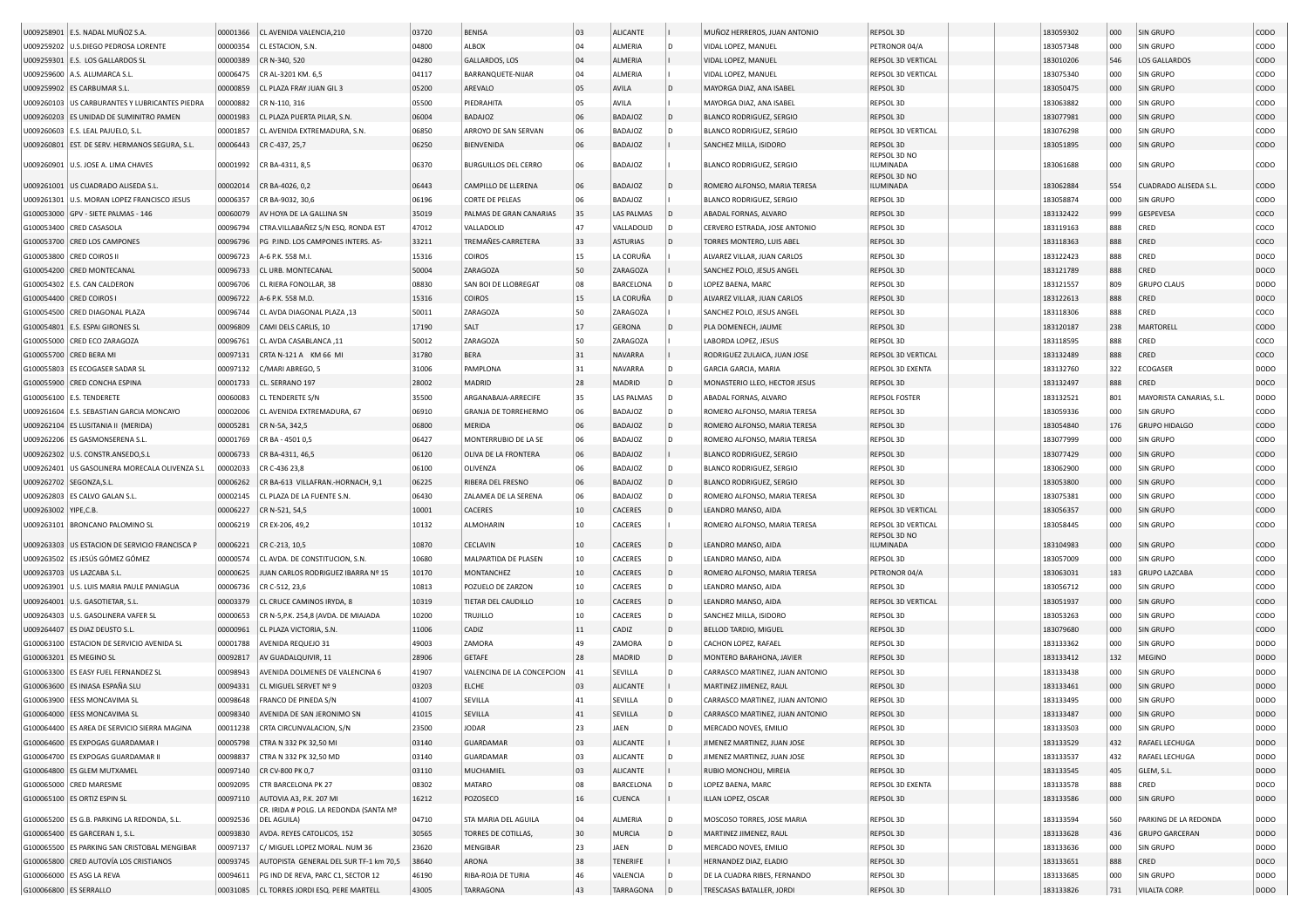| | | | | | | | | | | | | | | | |
|---|---|---|---|---|---|---|---|---|---|---|---|---|---|---|---|
| U009258901 | E.S. NADAL MUÑOZ S.A. | 00001366 | CL AVENIDA VALENCIA,210 | 03720 | BENISA | 03 | ALICANTE | | MUÑOZ HERREROS, JUAN ANTONIO | REPSOL 3D | | | 183059302 | 000 | SIN GRUPO | CODO |
| U009259202 | U.S.DIEGO PEDROSA LORENTE | 00000354 | CL ESTACION, S.N. | 04800 | ALBOX | 04 | ALMERIA | D | VIDAL LOPEZ, MANUEL | PETRONOR 04/A | | | 183057348 | 000 | SIN GRUPO | CODO |
| U009259301 | E.S. LOS GALLARDOS SL | 00000389 | CR N-340, 520 | 04280 | GALLARDOS, LOS | 04 | ALMERIA | I | VIDAL LOPEZ, MANUEL | REPSOL 3D VERTICAL | | | 183010206 | 546 | LOS GALLARDOS | CODO |
| U009259600 | A.S. ALUMARCA S.L. | 00006475 | CR AL-3201 KM. 6,5 | 04117 | BARRANQUETE-NIJAR | 04 | ALMERIA | I | VIDAL LOPEZ, MANUEL | REPSOL 3D VERTICAL | | | 183075340 | 000 | SIN GRUPO | CODO |
| U009259902 | ES CARBUMAR S.L. | 00000859 | CL PLAZA FRAY JUAN GIL 3 | 05200 | AREVALO | 05 | AVILA | D | MAYORGA DIAZ, ANA ISABEL | REPSOL 3D | | | 183050475 | 000 | SIN GRUPO | CODO |
| U009260103 | US CARBURANTES Y LUBRICANTES PIEDRA | 00000882 | CR N-110, 316 | 05500 | PIEDRAHITA | 05 | AVILA | I | MAYORGA DIAZ, ANA ISABEL | REPSOL 3D | | | 183063882 | 000 | SIN GRUPO | CODO |
| U009260203 | ES UNIDAD DE SUMINITRO PAMEN | 00001983 | CL PLAZA PUERTA PILAR, S.N. | 06004 | BADAJOZ | 06 | BADAJOZ | D | BLANCO RODRIGUEZ, SERGIO | REPSOL 3D | | | 183077981 | 000 | SIN GRUPO | CODO |
| U009260603 | E.S. LEAL PAJUELO, S.L. | 00001857 | CL AVENIDA EXTREMADURA, S.N. | 06850 | ARROYO DE SAN SERVAN | 06 | BADAJOZ | D | BLANCO RODRIGUEZ, SERGIO | REPSOL 3D VERTICAL | | | 183076298 | 000 | SIN GRUPO | CODO |
| U009260801 | EST. DE SERV. HERMANOS SEGURA, S.L. | 00006443 | CR C-437, 25,7 | 06250 | BIENVENIDA | 06 | BADAJOZ | I | SANCHEZ MILLA, ISIDORO | REPSOL 3D | | | 183051895 | 000 | SIN GRUPO | CODO |
| U009260901 | U.S. JOSE A. LIMA CHAVES | 00001992 | CR BA-4311, 8,5 | 06370 | BURGUILLOS DEL CERRO | 06 | BADAJOZ | I | BLANCO RODRIGUEZ, SERGIO | REPSOL 3D NO ILUMINADA | | | 183061688 | 000 | SIN GRUPO | CODO |
| U009261001 | US CUADRADO ALISEDA S.L. | 00002014 | CR BA-4026, 0,2 | 06443 | CAMPILLO DE LLERENA | 06 | BADAJOZ | D | ROMERO ALFONSO, MARIA TERESA | REPSOL 3D NO ILUMINADA | | | 183062884 | 554 | CUADRADO ALISEDA S.L. | CODO |
| U009261301 | U.S. MORAN LOPEZ FRANCISCO JESUS | 00006357 | CR BA-9032, 30,6 | 06196 | CORTE DE PELEAS | 06 | BADAJOZ | I | BLANCO RODRIGUEZ, SERGIO | REPSOL 3D | | | 183058874 | 000 | SIN GRUPO | CODO |
| G100053000 | GPV - SIETE PALMAS - 146 | 00060079 | AV HOYA DE LA GALLINA SN | 35019 | PALMAS DE GRAN CANARIAS | 35 | LAS PALMAS | D | ABADAL FORNAS, ALVARO | REPSOL 3D | | | 183132422 | 999 | GESPEVESA | COCO |
| G100053400 | CRED CASASOLA | 00096794 | CTRA.VILLABAÑEZ S/N ESQ. RONDA EST | 47012 | VALLADOLID | 47 | VALLADOLID | D | CERVERO ESTRADA, JOSE ANTONIO | REPSOL 3D | | | 183119163 | 888 | CRED | COCO |
| G100053700 | CRED LOS CAMPONES | 00096796 | PG P.IND. LOS CAMPONES INTERS. AS- | 33211 | TREMAÑES-CARRETERA | 33 | ASTURIAS | D | TORRES MONTERO, LUIS ABEL | REPSOL 3D | | | 183118363 | 888 | CRED | COCO |
| G100053800 | CRED COIROS II | 00096723 | A-6 P.K. 558 M.I. | 15316 | COIROS | 15 | LA CORUÑA | I | ALVAREZ VILLAR, JUAN CARLOS | REPSOL 3D | | | 183122423 | 888 | CRED | DOCO |
| G100054200 | CRED MONTECANAL | 00096733 | CL URB. MONTECANAL | 50004 | ZARAGOZA | 50 | ZARAGOZA | I | SANCHEZ POLO, JESUS ANGEL | REPSOL 3D | | | 183121789 | 888 | CRED | DOCO |
| G100054302 | E.S. CAN CALDERON | 00096706 | CL RIERA FONOLLAR, 38 | 08830 | SAN BOI DE LLOBREGAT | 08 | BARCELONA | D | LOPEZ BAENA, MARC | REPSOL 3D | | | 183121557 | 809 | GRUPO CLAUS | DODO |
| G100054400 | CRED COIROS I | 00096722 | A-6 P.K. 558 M.D. | 15316 | COIROS | 15 | LA CORUÑA | D | ALVAREZ VILLAR, JUAN CARLOS | REPSOL 3D | | | 183122613 | 888 | CRED | DOCO |
| G100054500 | CRED DIAGONAL PLAZA | 00096744 | CL AVDA DIAGONAL PLAZA ,13 | 50011 | ZARAGOZA | 50 | ZARAGOZA | I | SANCHEZ POLO, JESUS ANGEL | REPSOL 3D | | | 183118306 | 888 | CRED | COCO |
| G100054801 | E.S. ESPAI GIRONES SL | 00096809 | CAMI DELS CARLIS, 10 | 17190 | SALT | 17 | GERONA | D | PLA DOMENECH, JAUME | REPSOL 3D | | | 183120187 | 238 | MARTORELL | CODO |
| G100055000 | CRED ECO ZARAGOZA | 00096761 | CL AVDA CASABLANCA ,11 | 50012 | ZARAGOZA | 50 | ZARAGOZA | I | LABORDA LOPEZ, JESUS | REPSOL 3D | | | 183118595 | 888 | CRED | COCO |
| G100055700 | CRED BERA MI | 00097131 | CRTA N-121 A KM 66 MI | 31780 | BERA | 31 | NAVARRA | I | RODRIGUEZ ZULAICA, JUAN JOSE | REPSOL 3D VERTICAL | | | 183132489 | 888 | CRED | COCO |
| G100055803 | ES ECOGASER SADAR SL | 00097132 | C/MARI ABREGO, 5 | 31006 | PAMPLONA | 31 | NAVARRA | D | GARCIA GARCIA, MARIA | REPSOL 3D EXENTA | | | 183132760 | 322 | ECOGASER | DODO |
| G100055900 | CRED CONCHA ESPINA | 00001733 | CL. SERRANO 197 | 28002 | MADRID | 28 | MADRID | D | MONASTERIO LLEO, HECTOR JESUS | REPSOL 3D | | | 183132497 | 888 | CRED | DOCO |
| G100056100 | E.S. TENDERETE | 00060083 | CL TENDERETE S/N | 35500 | ARGANABAJA-ARRECIFE | 35 | LAS PALMAS | D | ABADAL FORNAS, ALVARO | REPSOL FOSTER | | | 183132521 | 801 | MAYORISTA CANARIAS, S.L. | DODO |
| U009261604 | E.S. SEBASTIAN GARCIA MONCAYO | 00002006 | CL AVENIDA EXTREMADURA, 67 | 06910 | GRANJA DE TORREHERMO | 06 | BADAJOZ | D | ROMERO ALFONSO, MARIA TERESA | REPSOL 3D | | | 183059336 | 000 | SIN GRUPO | CODO |
| U009262104 | ES LUSITANIA II (MERIDA) | 00005281 | CR N-5A, 342,5 | 06800 | MERIDA | 06 | BADAJOZ | D | ROMERO ALFONSO, MARIA TERESA | REPSOL 3D | | | 183054840 | 176 | GRUPO HIDALGO | CODO |
| U009262206 | ES GASMONSERENA S.L. | 00001769 | CR BA - 4501 0,5 | 06427 | MONTERRUBIO DE LA SE | 06 | BADAJOZ | D | ROMERO ALFONSO, MARIA TERESA | REPSOL 3D | | | 183077999 | 000 | SIN GRUPO | CODO |
| U009262302 | U.S. CONSTR.ANSEDO,S.L | 00006733 | CR BA-4311, 46,5 | 06120 | OLIVA DE LA FRONTERA | 06 | BADAJOZ | I | BLANCO RODRIGUEZ, SERGIO | REPSOL 3D | | | 183077429 | 000 | SIN GRUPO | CODO |
| U009262401 | US GASOLINERA MORECALA OLIVENZA S.L | 00002033 | CR C-436 23,8 | 06100 | OLIVENZA | 06 | BADAJOZ | D | BLANCO RODRIGUEZ, SERGIO | REPSOL 3D | | | 183062900 | 000 | SIN GRUPO | CODO |
| U009262702 | SEGONZA,S.L. | 00006262 | CR BA-613 VILLAFRAN.-HORNACH, 9,1 | 06225 | RIBERA DEL FRESNO | 06 | BADAJOZ | D | BLANCO RODRIGUEZ, SERGIO | REPSOL 3D | | | 183053800 | 000 | SIN GRUPO | CODO |
| U009262803 | ES CALVO GALAN S.L. | 00002145 | CL PLAZA DE LA FUENTE S.N. | 06430 | ZALAMEA DE LA SERENA | 06 | BADAJOZ | D | ROMERO ALFONSO, MARIA TERESA | REPSOL 3D | | | 183075381 | 000 | SIN GRUPO | CODO |
| U009263002 | YIPE,C.B. | 00006227 | CR N-521, 54,5 | 10001 | CACERES | 10 | CACERES | D | LEANDRO MANSO, AIDA | REPSOL 3D VERTICAL | | | 183056357 | 000 | SIN GRUPO | CODO |
| U009263101 | BRONCANO PALOMINO SL | 00006219 | CR EX-206, 49,2 | 10132 | ALMOHARIN | 10 | CACERES | I | ROMERO ALFONSO, MARIA TERESA | REPSOL 3D VERTICAL | | | 183058445 | 000 | SIN GRUPO | CODO |
| U009263303 | US ESTACION DE SERVICIO FRANCISCA P | 00006221 | CR C-213, 10,5 | 10870 | CECLAVIN | 10 | CACERES | D | LEANDRO MANSO, AIDA | REPSOL 3D NO ILUMINADA | | | 183104983 | 000 | SIN GRUPO | CODO |
| U009263502 | ES JESÚS GÓMEZ GÓMEZ | 00000574 | CL AVDA. DE CONSTITUCION, S.N. | 10680 | MALPARTIDA DE PLASEN | 10 | CACERES | D | LEANDRO MANSO, AIDA | REPSOL 3D | | | 183057009 | 000 | SIN GRUPO | CODO |
| U009263703 | US LAZCABA S.L. | 00000625 | JUAN CARLOS RODRIGUEZ IBARRA Nº 15 | 10170 | MONTANCHEZ | 10 | CACERES | D | ROMERO ALFONSO, MARIA TERESA | PETRONOR 04/A | | | 183063031 | 183 | GRUPO LAZCABA | CODO |
| U009263901 | U.S. LUIS MARIA PAULE PANIAGUA | 00006736 | CR C-512, 23,6 | 10813 | POZUELO DE ZARZON | 10 | CACERES | D | LEANDRO MANSO, AIDA | REPSOL 3D | | | 183056712 | 000 | SIN GRUPO | CODO |
| U009264001 | U.S. GASOTIETAR, S.L. | 00003379 | CL CRUCE CAMINOS IRYDA, 8 | 10319 | TIETAR DEL CAUDILLO | 10 | CACERES | D | LEANDRO MANSO, AIDA | REPSOL 3D VERTICAL | | | 183051937 | 000 | SIN GRUPO | CODO |
| U009264303 | U.S. GASOLINERA VAFER SL | 00000653 | CR N-5,P.K. 254,8 (AVDA. DE MIAJADA | 10200 | TRUJILLO | 10 | CACERES | D | SANCHEZ MILLA, ISIDORO | REPSOL 3D | | | 183053263 | 000 | SIN GRUPO | CODO |
| U009264407 | ES DIAZ DEUSTO S.L. | 00000961 | CL PLAZA VICTORIA, S.N. | 11006 | CADIZ | 11 | CADIZ | D | BELLOD TARDIO, MIGUEL | REPSOL 3D | | | 183079680 | 000 | SIN GRUPO | CODO |
| G100063100 | ESTACION DE SERVICIO AVENIDA SL | 00001788 | AVENIDA REQUEJO 31 | 49003 | ZAMORA | 49 | ZAMORA | D | CACHON LOPEZ, RAFAEL | REPSOL 3D | | | 183133362 | 000 | SIN GRUPO | DODO |
| G100063201 | ES MEGINO SL | 00092817 | AV GUADALQUIVIR, 11 | 28906 | GETAFE | 28 | MADRID | D | MONTERO BARAHONA, JAVIER | REPSOL 3D | | | 183133412 | 132 | MEGINO | DODO |
| G100063300 | ES EASY FUEL FERNANDEZ SL | 00098943 | AVENIDA DOLMENES DE VALENCINA 6 | 41907 | VALENCINA DE LA CONCEPCION | 41 | SEVILLA | D | CARRASCO MARTINEZ, JUAN ANTONIO | REPSOL 3D | | | 183133438 | 000 | SIN GRUPO | DODO |
| G100063600 | ES INIASA ESPAÑA SLU | 00094331 | CL MIGUEL SERVET Nº 9 | 03203 | ELCHE | 03 | ALICANTE | I | MARTINEZ JIMENEZ, RAUL | REPSOL 3D | | | 183133461 | 000 | SIN GRUPO | DODO |
| G100063900 | EESS MONCAVIMA SL | 00098648 | FRANCO DE PINEDA S/N | 41007 | SEVILLA | 41 | SEVILLA | D | CARRASCO MARTINEZ, JUAN ANTONIO | REPSOL 3D | | | 183133495 | 000 | SIN GRUPO | DODO |
| G100064000 | EESS MONCAVIMA SL | 00098340 | AVENIDA DE SAN JERONIMO SN | 41015 | SEVILLA | 41 | SEVILLA | D | CARRASCO MARTINEZ, JUAN ANTONIO | REPSOL 3D | | | 183133487 | 000 | SIN GRUPO | DODO |
| G100064400 | ES AREA DE SERVICIO SIERRA MAGINA | 00011238 | CRTA CIRCUNVALACION, S/N | 23500 | JODAR | 23 | JAEN | D | MERCADO NOVES, EMILIO | REPSOL 3D | | | 183133503 | 000 | SIN GRUPO | DODO |
| G100064600 | ES EXPOGAS GUARDAMAR I | 00005798 | CTRA N 332 PK 32,50 MI | 03140 | GUARDAMAR | 03 | ALICANTE | I | JIMENEZ MARTINEZ, JUAN JOSE | REPSOL 3D | | | 183133529 | 432 | RAFAEL LECHUGA | DODO |
| G100064700 | ES EXPOGAS GUARDAMAR II | 00098837 | CTRA N 332 PK 32,50 MD | 03140 | GUARDAMAR | 03 | ALICANTE | D | JIMENEZ MARTINEZ, JUAN JOSE | REPSOL 3D | | | 183133537 | 432 | RAFAEL LECHUGA | DODO |
| G100064800 | ES GLEM MUTXAMEL | 00097140 | CR CV-800 PK 0,7 | 03110 | MUCHAMIEL | 03 | ALICANTE | I | RUBIO MONCHOLI, MIREIA | REPSOL 3D | | | 183133545 | 405 | GLEM, S.L. | DODO |
| G100065000 | CRED MARESME | 00092095 | CTR BARCELONA PK 27 | 08302 | MATARO | 08 | BARCELONA | D | LOPEZ BAENA, MARC | REPSOL 3D EXENTA | | | 183133578 | 888 | CRED | DOCO |
| G100065100 | ES ORTIZ ESPIN SL | 00097110 | AUTOVIA A3, P.K. 207 MI | 16212 | POZOSECO | 16 | CUENCA | I | ILLAN LOPEZ, OSCAR | REPSOL 3D | | | 183133586 | 000 | SIN GRUPO | DODO |
| G100065200 | ES G.B. PARKING LA REDONDA, S.L. | 00092536 | CR. IRIDA # POLG. LA REDONDA (SANTA Mª DEL AGUILA) | 04710 | STA MARIA DEL AGUILA | 04 | ALMERIA | D | MOSCOSO TORRES, JOSE MARIA | REPSOL 3D | | | 183133594 | 560 | PARKING DE LA REDONDA | DODO |
| G100065400 | ES GARCERAN 1, S.L. | 00093830 | AVDA. REYES CATOLICOS, 152 | 30565 | TORRES DE COTILLAS, | 30 | MURCIA | D | MARTINEZ JIMENEZ, RAUL | REPSOL 3D | | | 183133628 | 436 | GRUPO GARCERAN | DODO |
| G100065500 | ES PARKING SAN CRISTOBAL MENGIBAR | 00097137 | C/ MIGUEL LOPEZ MORAL. NUM 36 | 23620 | MENGIBAR | 23 | JAEN | D | MERCADO NOVES, EMILIO | REPSOL 3D | | | 183133636 | 000 | SIN GRUPO | DODO |
| G100065800 | CRED AUTOVÍA LOS CRISTIANOS | 00093745 | AUTOPISTA GENERAL DEL SUR TF-1 km 70,5 | 38640 | ARONA | 38 | TENERIFE | I | HERNANDEZ DIAZ, ELADIO | REPSOL 3D | | | 183133651 | 888 | CRED | DOCO |
| G100066000 | ES ASG LA REVA | 00094611 | PG IND DE REVA, PARC C1, SECTOR 12 | 46190 | RIBA-ROJA DE TURIA | 46 | VALENCIA | D | DE LA CUADRA RIBES, FERNANDO | REPSOL 3D | | | 183133685 | 000 | SIN GRUPO | DODO |
| G100066800 | ES SERRALLO | 00031085 | CL TORRES JORDI ESQ. PERE MARTELL | 43005 | TARRAGONA | 43 | TARRAGONA | D | TRESCASAS BATALLER, JORDI | REPSOL 3D | | | 183133826 | 731 | VILALTA CORP. | DODO |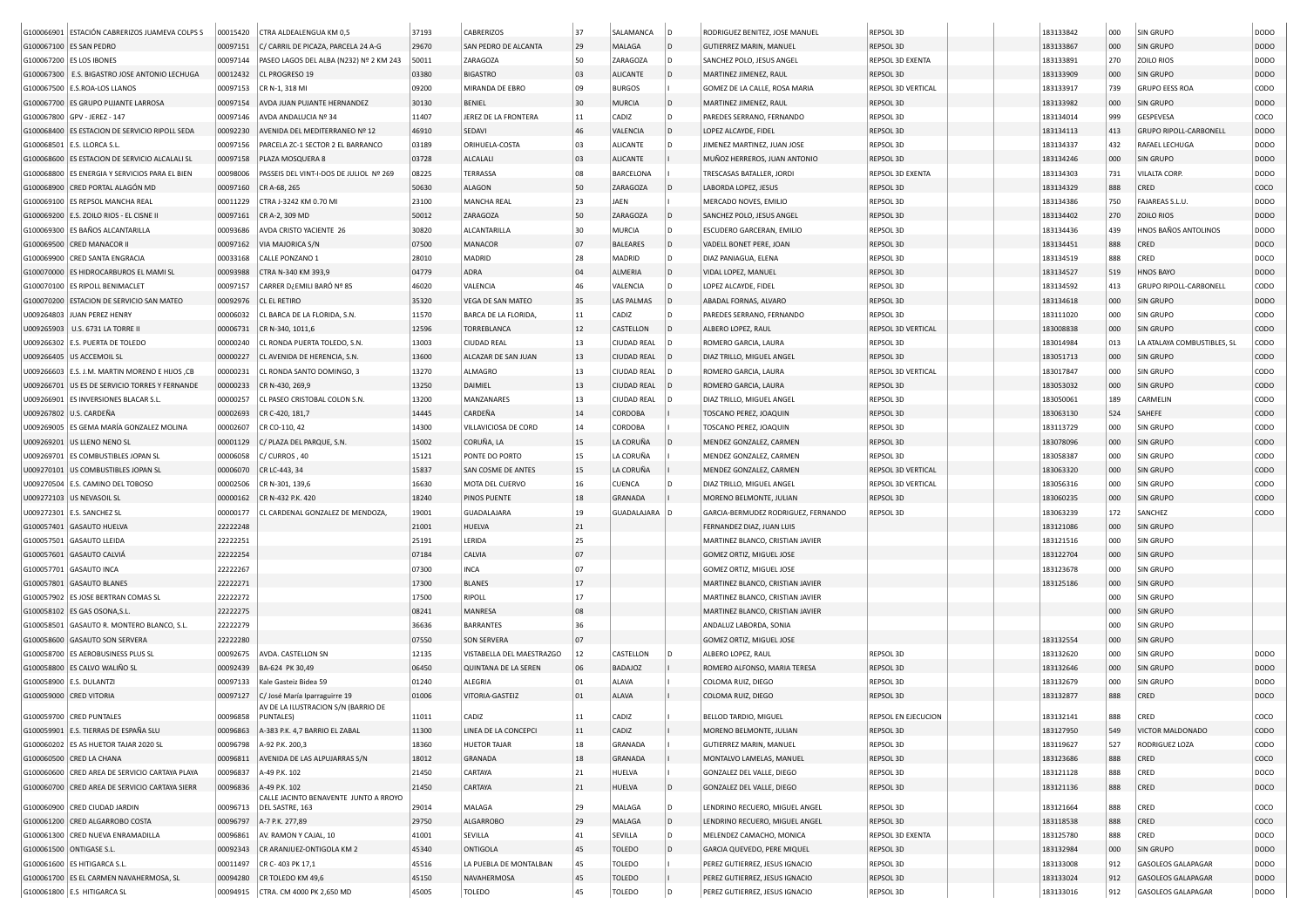| G100066901 | ESTACIÓN CABRERIZOS JUAMEVA COLPS S | 00015420 | CTRA ALDEALENGUA KM 0,5 | 37193 | CABRERIZOS | 37 | SALAMANCA | D | RODRIGUEZ BENITEZ, JOSE MANUEL | REPSOL 3D | | | 183133842 | 000 | SIN GRUPO | DODO |
|---|---|---|---|---|---|---|---|---|---|---|---|---|---|---|---|---|
| G100067100 | ES SAN PEDRO | 00097151 | C/ CARRIL DE PICAZA, PARCELA 24 A-G | 29670 | SAN PEDRO DE ALCANTA | 29 | MALAGA | D | GUTIERREZ MARIN, MANUEL | REPSOL 3D | | | 183133867 | 000 | SIN GRUPO | DODO |
| G100067200 | ES LOS IBONES | 00097144 | PASEO LAGOS DEL ALBA (N232) Nº 2 KM 243 | 50011 | ZARAGOZA | 50 | ZARAGOZA | D | SANCHEZ POLO, JESUS ANGEL | REPSOL 3D EXENTA | | | 183133891 | 270 | ZOILO RIOS | DODO |
| G100067300 | E.S. BIGASTRO JOSE ANTONIO LECHUGA | 00012432 | CL PROGRESO 19 | 03380 | BIGASTRO | 03 | ALICANTE | D | MARTINEZ JIMENEZ, RAUL | REPSOL 3D | | | 183133909 | 000 | SIN GRUPO | DODO |
| G100067500 | E.S.ROA-LOS LLANOS | 00097153 | CR N-1, 318 MI | 09200 | MIRANDA DE EBRO | 09 | BURGOS | I | GOMEZ DE LA CALLE, ROSA MARIA | REPSOL 3D VERTICAL | | | 183133917 | 739 | GRUPO EESS ROA | CODO |
| G100067700 | ES GRUPO PUJANTE LARROSA | 00097154 | AVDA JUAN PUJANTE HERNANDEZ | 30130 | BENIEL | 30 | MURCIA | D | MARTINEZ JIMENEZ, RAUL | REPSOL 3D | | | 183133982 | 000 | SIN GRUPO | DODO |
| G100067800 | GPV - JEREZ - 147 | 00097146 | AVDA ANDALUCIA Nº 34 | 11407 | JEREZ DE LA FRONTERA | 11 | CADIZ | D | PAREDES SERRANO, FERNANDO | REPSOL 3D | | | 183134014 | 999 | GESPEVESA | COCO |
| G100068400 | ES ESTACION DE SERVICIO RIPOLL SEDA | 00092230 | AVENIDA DEL MEDITERRANEO Nº 12 | 46910 | SEDAVI | 46 | VALENCIA | D | LOPEZ ALCAYDE, FIDEL | REPSOL 3D | | | 183134113 | 413 | GRUPO RIPOLL-CARBONELL | DODO |
| G100068501 | E.S. LLORCA S.L. | 00097156 | PARCELA ZC-1 SECTOR 2 EL BARRANCO | 03189 | ORIHUELA-COSTA | 03 | ALICANTE | D | JIMENEZ MARTINEZ, JUAN JOSE | REPSOL 3D | | | 183134337 | 432 | RAFAEL LECHUGA | DODO |
| G100068600 | ES ESTACION DE SERVICIO ALCALALI SL | 00097158 | PLAZA MOSQUERA 8 | 03728 | ALCALALI | 03 | ALICANTE | I | MUÑOZ HERREROS, JUAN ANTONIO | REPSOL 3D | | | 183134246 | 000 | SIN GRUPO | DODO |
| G100068800 | ES ENERGIA Y SERVICIOS PARA EL BIEN | 00098006 | PASSEIS DEL VINT-I-DOS DE JULIOL Nº 269 | 08225 | TERRASSA | 08 | BARCELONA | I | TRESCASAS BATALLER, JORDI | REPSOL 3D EXENTA | | | 183134303 | 731 | VILALTA CORP. | DODO |
| G100068900 | CRED PORTAL ALAGÓN MD | 00097160 | CR A-68, 265 | 50630 | ALAGON | 50 | ZARAGOZA | D | LABORDA LOPEZ, JESUS | REPSOL 3D | | | 183134329 | 888 | CRED | COCO |
| G100069100 | ES REPSOL MANCHA REAL | 00011229 | CTRA J-3242 KM 0.70 MI | 23100 | MANCHA REAL | 23 | JAEN | I | MERCADO NOVES, EMILIO | REPSOL 3D | | | 183134386 | 750 | FAJAREAS S.L.U. | DODO |
| G100069200 | E.S. ZOILO RIOS - EL CISNE II | 00097161 | CR A-2, 309 MD | 50012 | ZARAGOZA | 50 | ZARAGOZA | D | SANCHEZ POLO, JESUS ANGEL | REPSOL 3D | | | 183134402 | 270 | ZOILO RIOS | DODO |
| G100069300 | ES BAÑOS ALCANTARILLA | 00093686 | AVDA CRISTO YACIENTE 26 | 30820 | ALCANTARILLA | 30 | MURCIA | D | ESCUDERO GARCERAN, EMILIO | REPSOL 3D | | | 183134436 | 439 | HNOS BAÑOS ANTOLINOS | DODO |
| G100069500 | CRED MANACOR II | 00097162 | VIA MAJORICA S/N | 07500 | MANACOR | 07 | BALEARES | D | VADELL BONET PERE, JOAN | REPSOL 3D | | | 183134451 | 888 | CRED | DOCO |
| G100069900 | CRED SANTA ENGRACIA | 00033168 | CALLE PONZANO 1 | 28010 | MADRID | 28 | MADRID | D | DIAZ PANIAGUA, ELENA | REPSOL 3D | | | 183134519 | 888 | CRED | DOCO |
| G100070000 | ES HIDROCARBUROS EL MAMI SL | 00093988 | CTRA N-340 KM 393,9 | 04779 | ADRA | 04 | ALMERIA | D | VIDAL LOPEZ, MANUEL | REPSOL 3D | | | 183134527 | 519 | HNOS BAYO | DODO |
| G100070100 | ES RIPOLL BENIMACLET | 00097157 | CARRER D¿EMILI BARÓ Nº 85 | 46020 | VALENCIA | 46 | VALENCIA | D | LOPEZ ALCAYDE, FIDEL | REPSOL 3D | | | 183134592 | 413 | GRUPO RIPOLL-CARBONELL | DODO |
| G100070200 | ESTACION DE SERVICIO SAN MATEO | 00092976 | CL EL RETIRO | 35320 | VEGA DE SAN MATEO | 35 | LAS PALMAS | D | ABADAL FORNAS, ALVARO | REPSOL 3D | | | 183134618 | 000 | SIN GRUPO | DODO |
| U009264803 | JUAN PEREZ HENRY | 00006032 | CL BARCA DE LA FLORIDA, S.N. | 11570 | BARCA DE LA FLORIDA, | 11 | CADIZ | D | PAREDES SERRANO, FERNANDO | REPSOL 3D | | | 183111020 | 000 | SIN GRUPO | CODO |
| U009265903 | U.S. 6731 LA TORRE II | 00006731 | CR N-340, 1011,6 | 12596 | TORREBLANCA | 12 | CASTELLON | D | ALBERO LOPEZ, RAUL | REPSOL 3D VERTICAL | | | 183008838 | 000 | SIN GRUPO | CODO |
| U009266302 | E.S. PUERTA DE TOLEDO | 00000240 | CL RONDA PUERTA TOLEDO, S.N. | 13003 | CIUDAD REAL | 13 | CIUDAD REAL | D | ROMERO GARCIA, LAURA | REPSOL 3D | | | 183014984 | 013 | LA ATALAYA COMBUSTIBLES, SL | CODO |
| U009266405 | US ACCEMOIL SL | 00000227 | CL AVENIDA DE HERENCIA, S.N. | 13600 | ALCAZAR DE SAN JUAN | 13 | CIUDAD REAL | D | DIAZ TRILLO, MIGUEL ANGEL | REPSOL 3D | | | 183051713 | 000 | SIN GRUPO | CODO |
| U009266603 | E.S. J.M. MARTIN MORENO E HIJOS ,CB | 00000231 | CL RONDA SANTO DOMINGO, 3 | 13270 | ALMAGRO | 13 | CIUDAD REAL | D | ROMERO GARCIA, LAURA | REPSOL 3D VERTICAL | | | 183017847 | 000 | SIN GRUPO | CODO |
| U009266701 | US ES DE SERVICIO TORRES Y FERNANDE | 00000233 | CR N-430, 269,9 | 13250 | DAIMIEL | 13 | CIUDAD REAL | D | ROMERO GARCIA, LAURA | REPSOL 3D | | | 183053032 | 000 | SIN GRUPO | CODO |
| U009266901 | ES INVERSIONES BLACAR S.L. | 00000257 | CL PASEO CRISTOBAL COLON S.N. | 13200 | MANZANARES | 13 | CIUDAD REAL | D | DIAZ TRILLO, MIGUEL ANGEL | REPSOL 3D | | | 183050061 | 189 | CARMELIN | CODO |
| U009267802 | U.S. CARDEÑA | 00002693 | CR C-420, 181,7 | 14445 | CARDEÑA | 14 | CORDOBA | I | TOSCANO PEREZ, JOAQUIN | REPSOL 3D | | | 183063130 | 524 | SAHEFE | CODO |
| U009269005 | ES GEMA MARÍA GONZALEZ MOLINA | 00002607 | CR CO-110, 42 | 14300 | VILLAVICIOSA DE CORD | 14 | CORDOBA | I | TOSCANO PEREZ, JOAQUIN | REPSOL 3D | | | 183113729 | 000 | SIN GRUPO | CODO |
| U009269201 | US LLENO NENO SL | 00001129 | CL PLAZA DEL PARQUE, S.N. | 15002 | CORUÑA, LA | 15 | LA CORUÑA | D | MENDEZ GONZALEZ, CARMEN | REPSOL 3D | | | 183078096 | 000 | SIN GRUPO | CODO |
| U009269701 | ES COMBUSTIBLES JOPAN SL | 00006058 | C/ CURROS , 40 | 15121 | PONTE DO PORTO | 15 | LA CORUÑA | I | MENDEZ GONZALEZ, CARMEN | REPSOL 3D | | | 183058387 | 000 | SIN GRUPO | CODO |
| U009270101 | US COMBUSTIBLES JOPAN SL | 00006070 | CR LC-443, 34 | 15837 | SAN COSME DE ANTES | 15 | LA CORUÑA | I | MENDEZ GONZALEZ, CARMEN | REPSOL 3D VERTICAL | | | 183063320 | 000 | SIN GRUPO | CODO |
| U009270504 | E.S. CAMINO DEL TOBOSO | 00002506 | CR N-301, 139,6 | 16630 | MOTA DEL CUERVO | 16 | CUENCA | D | DIAZ TRILLO, MIGUEL ANGEL | REPSOL 3D VERTICAL | | | 183056316 | 000 | SIN GRUPO | CODO |
| U009272103 | US NEVASOIL SL | 00000162 | CR N-432 P.K. 420 | 18240 | PINOS PUENTE | 18 | GRANADA | I | MORENO BELMONTE, JULIAN | REPSOL 3D | | | 183060235 | 000 | SIN GRUPO | CODO |
| U009272301 | E.S. SANCHEZ SL | 00000177 | CL CARDENAL GONZALEZ DE MENDOZA, | 19001 | GUADALAJARA | 19 | GUADALAJARA | D | GARCIA-BERMUDEZ RODRIGUEZ, FERNANDO | REPSOL 3D | | | 183063239 | 172 | SANCHEZ | CODO |
| G100057401 | GASAUTO HUELVA | 22222248 | | 21001 | HUELVA | 21 | | | FERNANDEZ DIAZ, JUAN LUIS | | | | 183121086 | 000 | SIN GRUPO | |
| G100057501 | GASAUTO LLEIDA | 22222251 | | 25191 | LERIDA | 25 | | | MARTINEZ BLANCO, CRISTIAN JAVIER | | | | 183121516 | 000 | SIN GRUPO | |
| G100057601 | GASAUTO CALVIÁ | 22222254 | | 07184 | CALVIA | 07 | | | GOMEZ ORTIZ, MIGUEL JOSE | | | | 183122704 | 000 | SIN GRUPO | |
| G100057701 | GASAUTO INCA | 22222267 | | 07300 | INCA | 07 | | | GOMEZ ORTIZ, MIGUEL JOSE | | | | 183123678 | 000 | SIN GRUPO | |
| G100057801 | GASAUTO BLANES | 22222271 | | 17300 | BLANES | 17 | | | MARTINEZ BLANCO, CRISTIAN JAVIER | | | | 183125186 | 000 | SIN GRUPO | |
| G100057902 | ES JOSE BERTRAN COMAS SL | 22222272 | | 17500 | RIPOLL | 17 | | | MARTINEZ BLANCO, CRISTIAN JAVIER | | | | | 000 | SIN GRUPO | |
| G100058102 | ES GAS OSONA,S.L. | 22222275 | | 08241 | MANRESA | 08 | | | MARTINEZ BLANCO, CRISTIAN JAVIER | | | | | 000 | SIN GRUPO | |
| G100058501 | GASAUTO R. MONTERO BLANCO, S.L. | 22222279 | | 36636 | BARRANTES | 36 | | | ANDALUZ LABORDA, SONIA | | | | | 000 | SIN GRUPO | |
| G100058600 | GASAUTO SON SERVERA | 22222280 | | 07550 | SON SERVERA | 07 | | | GOMEZ ORTIZ, MIGUEL JOSE | | | | 183132554 | 000 | SIN GRUPO | |
| G100058700 | ES AEROBUSINESS PLUS SL | 00092675 | AVDA. CASTELLON SN | 12135 | VISTABELLA DEL MAESTRAZGO | 12 | CASTELLON | D | ALBERO LOPEZ, RAUL | REPSOL 3D | | | 183132620 | 000 | SIN GRUPO | DODO |
| G100058800 | ES CALVO WALIÑO SL | 00092439 | BA-624 PK 30,49 | 06450 | QUINTANA DE LA SEREN | 06 | BADAJOZ | I | ROMERO ALFONSO, MARIA TERESA | REPSOL 3D | | | 183132646 | 000 | SIN GRUPO | DODO |
| G100058900 | E.S. DULANTZI | 00097133 | Kale Gasteiz Bidea 59 | 01240 | ALEGRIA | 01 | ALAVA | I | COLOMA RUIZ, DIEGO | REPSOL 3D | | | 183132679 | 000 | SIN GRUPO | DODO |
| G100059000 | CRED VITORIA | 00097127 | C/ José María Iparraguirre 19 | 01006 | VITORIA-GASTEIZ | 01 | ALAVA | I | COLOMA RUIZ, DIEGO | REPSOL 3D | | | 183132877 | 888 | CRED | DOCO |
| G100059700 | CRED PUNTALES | 00096858 | AV DE LA ILUSTRACION S/N (BARRIO DE PUNTALES) | 11011 | CADIZ | 11 | CADIZ | I | BELLOD TARDIO, MIGUEL | REPSOL EN EJECUCION | | | 183132141 | 888 | CRED | COCO |
| G100059901 | E.S. TIERRAS DE ESPAÑA SLU | 00096863 | A-383 P.K. 4,7 BARRIO EL ZABAL | 11300 | LINEA DE LA CONCEPCI | 11 | CADIZ | I | MORENO BELMONTE, JULIAN | REPSOL 3D | | | 183127950 | 549 | VICTOR MALDONADO | CODO |
| G100060202 | ES AS HUETOR TAJAR 2020 SL | 00096798 | A-92 P.K. 200,3 | 18360 | HUETOR TAJAR | 18 | GRANADA | I | GUTIERREZ MARIN, MANUEL | REPSOL 3D | | | 183119627 | 527 | RODRIGUEZ LOZA | CODO |
| G100060500 | CRED LA CHANA | 00096811 | AVENIDA DE LAS ALPUJARRAS S/N | 18012 | GRANADA | 18 | GRANADA | I | MONTALVO LAMELAS, MANUEL | REPSOL 3D | | | 183123686 | 888 | CRED | COCO |
| G100060600 | CRED AREA DE SERVICIO CARTAYA PLAYA | 00096837 | A-49 P.K. 102 | 21450 | CARTAYA | 21 | HUELVA | I | GONZALEZ DEL VALLE, DIEGO | REPSOL 3D | | | 183121128 | 888 | CRED | DOCO |
| G100060700 | CRED AREA DE SERVICIO CARTAYA SIERR | 00096836 | A-49 P.K. 102 | 21450 | CARTAYA | 21 | HUELVA | D | GONZALEZ DEL VALLE, DIEGO | REPSOL 3D | | | 183121136 | 888 | CRED | DOCO |
| G100060900 | CRED CIUDAD JARDIN | 00096713 | CALLE JACINTO BENAVENTE JUNTO A RROYO DEL SASTRE, 163 | 29014 | MALAGA | 29 | MALAGA | D | LENDRINO RECUERO, MIGUEL ANGEL | REPSOL 3D | | | 183121664 | 888 | CRED | COCO |
| G100061200 | CRED ALGARROBO COSTA | 00096797 | A-7 P.K. 277,89 | 29750 | ALGARROBO | 29 | MALAGA | D | LENDRINO RECUERO, MIGUEL ANGEL | REPSOL 3D | | | 183118538 | 888 | CRED | COCO |
| G100061300 | CRED NUEVA ENRAMADILLA | 00096861 | AV. RAMON Y CAJAL, 10 | 41001 | SEVILLA | 41 | SEVILLA | D | MELENDEZ CAMACHO, MONICA | REPSOL 3D EXENTA | | | 183125780 | 888 | CRED | DOCO |
| G100061500 | ONTIGASE S.L. | 00092343 | CR ARANJUEZ-ONTIGOLA KM 2 | 45340 | ONTIGOLA | 45 | TOLEDO | D | GARCIA QUEVEDO, PERE MIQUEL | REPSOL 3D | | | 183132984 | 000 | SIN GRUPO | DODO |
| G100061600 | ES HITIGARCA S.L. | 00011497 | CR C- 403 PK 17,1 | 45516 | LA PUEBLA DE MONTALBAN | 45 | TOLEDO | I | PEREZ GUTIERREZ, JESUS IGNACIO | REPSOL 3D | | | 183133008 | 912 | GASOLEOS GALAPAGAR | DODO |
| G100061700 | ES EL CARMEN NAVAHERMOSA, SL | 00094280 | CR TOLEDO KM 49,6 | 45150 | NAVAHERMOSA | 45 | TOLEDO | I | PEREZ GUTIERREZ, JESUS IGNACIO | REPSOL 3D | | | 183133024 | 912 | GASOLEOS GALAPAGAR | DODO |
| G100061800 | E.S HITIGARCA SL | 00094915 | CTRA. CM 4000 PK 2,650 MD | 45005 | TOLEDO | 45 | TOLEDO | D | PEREZ GUTIERREZ, JESUS IGNACIO | REPSOL 3D | | | 183133016 | 912 | GASOLEOS GALAPAGAR | DODO |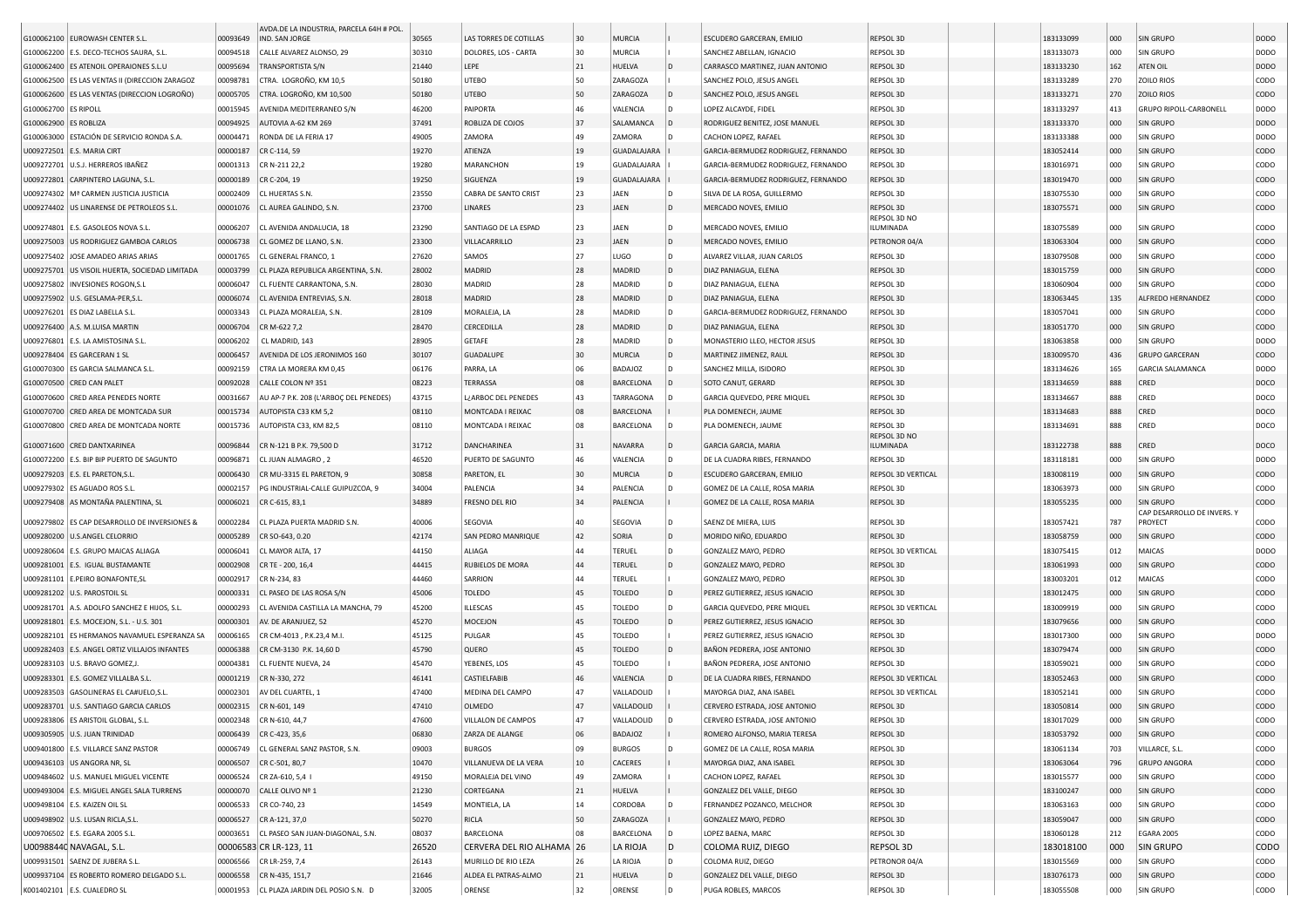| | | | | | | | | | | | | | | | | |
|---|---|---|---|---|---|---|---|---|---|---|---|---|---|---|---|---|
| G100062100 | EUROWASH CENTER S.L. | 00093649 | AVDA.DE LA INDUSTRIA, PARCELA 64H II POL. IND. SAN JORGE | 30565 | LAS TORRES DE COTILLAS | 30 | MURCIA | I | ESCUDERO GARCERAN, EMILIO | REPSOL 3D | | | 183133099 | 000 | SIN GRUPO | DODO |
| G100062200 | E.S. DECO-TECHOS SAURA, S.L. | 00094518 | CALLE ALVAREZ ALONSO, 29 | 30310 | DOLORES, LOS - CARTA | 30 | MURCIA | I | SANCHEZ ABELLAN, IGNACIO | REPSOL 3D | | | 183133073 | 000 | SIN GRUPO | DODO |
| G100062400 | ES ATENOIL OPERAIONES S.L.U | 00095694 | TRANSPORTISTA S/N | 21440 | LEPE | 21 | HUELVA | D | CARRASCO MARTINEZ, JUAN ANTONIO | REPSOL 3D | | | 183133230 | 162 | ATEN OIL | DODO |
| G100062500 | ES LAS VENTAS II (DIRECCION ZARAGOZ | 00098781 | CTRA. LOGROÑO, KM 10,5 | 50180 | UTEBO | 50 | ZARAGOZA | I | SANCHEZ POLO, JESUS ANGEL | REPSOL 3D | | | 183133289 | 270 | ZOILO RIOS | CODO |
| G100062600 | ES LAS VENTAS (DIRECCION LOGROÑO) | 00005705 | CTRA. LOGROÑO, KM 10,500 | 50180 | UTEBO | 50 | ZARAGOZA | D | SANCHEZ POLO, JESUS ANGEL | REPSOL 3D | | | 183133271 | 270 | ZOILO RIOS | CODO |
| G100062700 | ES RIPOLL | 00015945 | AVENIDA MEDITERRANEO S/N | 46200 | PAIPORTA | 46 | VALENCIA | D | LOPEZ ALCAYDE, FIDEL | REPSOL 3D | | | 183133297 | 413 | GRUPO RIPOLL-CARBONELL | DODO |
| G100062900 | ES ROBLIZA | 00094925 | AUTOVIA A-62 KM 269 | 37491 | ROBLIZA DE COJOS | 37 | SALAMANCA | D | RODRIGUEZ BENITEZ, JOSE MANUEL | REPSOL 3D | | | 183133370 | 000 | SIN GRUPO | DODO |
| G100063000 | ESTACIÓN DE SERVICIO RONDA S.A. | 00004471 | RONDA DE LA FERIA 17 | 49005 | ZAMORA | 49 | ZAMORA | D | CACHON LOPEZ, RAFAEL | REPSOL 3D | | | 183133388 | 000 | SIN GRUPO | DODO |
| U009272501 | E.S. MARIA CIRT | 00000187 | CR C-114, 59 | 19270 | ATIENZA | 19 | GUADALAJARA | I | GARCIA-BERMUDEZ RODRIGUEZ, FERNANDO | REPSOL 3D | | | 183052414 | 000 | SIN GRUPO | CODO |
| U009272701 | U.S.J. HERREROS IBAÑEZ | 00001313 | CR N-211 22,2 | 19280 | MARANCHON | 19 | GUADALAJARA | I | GARCIA-BERMUDEZ RODRIGUEZ, FERNANDO | REPSOL 3D | | | 183016971 | 000 | SIN GRUPO | CODO |
| U009272801 | CARPINTERO LAGUNA, S.L. | 00000189 | CR C-204, 19 | 19250 | SIGUENZA | 19 | GUADALAJARA | I | GARCIA-BERMUDEZ RODRIGUEZ, FERNANDO | REPSOL 3D | | | 183019470 | 000 | SIN GRUPO | CODO |
| U009274302 | Mª CARMEN JUSTICIA JUSTICIA | 00002409 | CL HUERTAS S.N. | 23550 | CABRA DE SANTO CRIST | 23 | JAEN | D | SILVA DE LA ROSA, GUILLERMO | REPSOL 3D | | | 183075530 | 000 | SIN GRUPO | CODO |
| U009274402 | US LINARENSE DE PETROLEOS S.L. | 00001076 | CL AUREA GALINDO, S.N. | 23700 | LINARES | 23 | JAEN | D | MERCADO NOVES, EMILIO | REPSOL 3D | | | 183075571 | 000 | SIN GRUPO | CODO |
| U009274801 | E.S. GASOLEOS NOVA S.L. | 00006207 | CL AVENIDA ANDALUCIA, 18 | 23290 | SANTIAGO DE LA ESPAD | 23 | JAEN | D | MERCADO NOVES, EMILIO | REPSOL 3D NO ILUMINADA | | | 183075589 | 000 | SIN GRUPO | CODO |
| U009275003 | US RODRIGUEZ GAMBOA CARLOS | 00006738 | CL GOMEZ DE LLANO, S.N. | 23300 | VILLACARRILLO | 23 | JAEN | D | MERCADO NOVES, EMILIO | PETRONOR 04/A | | | 183063304 | 000 | SIN GRUPO | CODO |
| U009275402 | JOSE AMADEO ARIAS ARIAS | 00001765 | CL GENERAL FRANCO, 1 | 27620 | SAMOS | 27 | LUGO | D | ALVAREZ VILLAR, JUAN CARLOS | REPSOL 3D | | | 183079508 | 000 | SIN GRUPO | CODO |
| U009275701 | US VISOIL HUERTA, SOCIEDAD LIMITADA | 00003799 | CL PLAZA REPUBLICA ARGENTINA, S.N. | 28002 | MADRID | 28 | MADRID | D | DIAZ PANIAGUA, ELENA | REPSOL 3D | | | 183015759 | 000 | SIN GRUPO | CODO |
| U009275802 | INVESIONES ROGON,S.L | 00006047 | CL FUENTE CARRANTONA, S.N. | 28030 | MADRID | 28 | MADRID | D | DIAZ PANIAGUA, ELENA | REPSOL 3D | | | 183060904 | 000 | SIN GRUPO | CODO |
| U009275902 | U.S. GESLAMA-PER,S.L. | 00006074 | CL AVENIDA ENTREVIAS, S.N. | 28018 | MADRID | 28 | MADRID | D | DIAZ PANIAGUA, ELENA | REPSOL 3D | | | 183063445 | 135 | ALFREDO HERNANDEZ | CODO |
| U009276201 | ES DIAZ LABELLA S.L. | 00003343 | CL PLAZA MORALEJA, S.N. | 28109 | MORALEJA, LA | 28 | MADRID | D | GARCIA-BERMUDEZ RODRIGUEZ, FERNANDO | REPSOL 3D | | | 183057041 | 000 | SIN GRUPO | CODO |
| U009276400 | A.S. M.LUISA MARTIN | 00006704 | CR M-622 7,2 | 28470 | CERCEDILLA | 28 | MADRID | D | DIAZ PANIAGUA, ELENA | REPSOL 3D | | | 183051770 | 000 | SIN GRUPO | CODO |
| U009276801 | E.S. LA AMISTOSINA S.L. | 00006202 | CL MADRID, 143 | 28905 | GETAFE | 28 | MADRID | D | MONASTERIO LLEO, HECTOR JESUS | REPSOL 3D | | | 183063858 | 000 | SIN GRUPO | CODO |
| U009278404 | ES GARCERAN 1 SL | 00006457 | AVENIDA DE LOS JERONIMOS 160 | 30107 | GUADALUPE | 30 | MURCIA | D | MARTINEZ JIMENEZ, RAUL | REPSOL 3D | | | 183009570 | 436 | GRUPO GARCERAN | CODO |
| G100070300 | ES GARCIA SALMANCA S.L. | 00092159 | CTRA LA MORERA KM 0,45 | 06176 | PARRA, LA | 06 | BADAJOZ | D | SANCHEZ MILLA, ISIDORO | REPSOL 3D | | | 183134626 | 165 | GARCIA SALAMANCA | DODO |
| G100070500 | CRED CAN PALET | 00092028 | CALLE COLON Nº 351 | 08223 | TERRASSA | 08 | BARCELONA | D | SOTO CANUT, GERARD | REPSOL 3D | | | 183134659 | 888 | CRED | DOCO |
| G100070600 | CRED AREA PENEDES NORTE | 00031667 | AU AP-7 P.K. 208 (L'ARBOÇ DEL PENEDES) | 43715 | L¿ARBOC DEL PENEDES | 43 | TARRAGONA | D | GARCIA QUEVEDO, PERE MIQUEL | REPSOL 3D | | | 183134667 | 888 | CRED | DOCO |
| G100070700 | CRED AREA DE MONTCADA SUR | 00015734 | AUTOPISTA C33 KM 5,2 | 08110 | MONTCADA I REIXAC | 08 | BARCELONA | I | PLA DOMENECH, JAUME | REPSOL 3D | | | 183134683 | 888 | CRED | DOCO |
| G100070800 | CRED AREA DE MONTCADA NORTE | 00015736 | AUTOPISTA C33, KM 82,5 | 08110 | MONTCADA I REIXAC | 08 | BARCELONA | D | PLA DOMENECH, JAUME | REPSOL 3D | | | 183134691 | 888 | CRED | DOCO |
| G100071600 | CRED DANTXARINEA | 00096844 | CR N-121 B P.K. 79,500 D | 31712 | DANCHARINEA | 31 | NAVARRA | D | GARCIA GARCIA, MARIA | REPSOL 3D NO ILUMINADA | | | 183122738 | 888 | CRED | DOCO |
| G100072200 | E.S. BIP BIP PUERTO DE SAGUNTO | 00096871 | CL JUAN ALMAGRO , 2 | 46520 | PUERTO DE SAGUNTO | 46 | VALENCIA | D | DE LA CUADRA RIBES, FERNANDO | REPSOL 3D | | | 183118181 | 000 | SIN GRUPO | DODO |
| U009279203 | E.S. EL PARETON,S.L. | 00006430 | CR MU-3315 EL PARETON, 9 | 30858 | PARETON, EL | 30 | MURCIA | D | ESCUDERO GARCERAN, EMILIO | REPSOL 3D VERTICAL | | | 183008119 | 000 | SIN GRUPO | CODO |
| U009279302 | ES AGUADO ROS S.L. | 00002157 | PG INDUSTRIAL-CALLE GUIPUZCOA, 9 | 34004 | PALENCIA | 34 | PALENCIA | D | GOMEZ DE LA CALLE, ROSA MARIA | REPSOL 3D | | | 183063973 | 000 | SIN GRUPO | CODO |
| U009279408 | AS MONTAÑA PALENTINA, SL | 00006021 | CR C-615, 83,1 | 34889 | FRESNO DEL RIO | 34 | PALENCIA | I | GOMEZ DE LA CALLE, ROSA MARIA | REPSOL 3D | | | 183055235 | 000 | SIN GRUPO | CODO |
| U009279802 | ES CAP DESARROLLO DE INVERSIONES & | 00002284 | CL PLAZA PUERTA MADRID S.N. | 40006 | SEGOVIA | 40 | SEGOVIA | D | SAENZ DE MIERA, LUIS | REPSOL 3D | | | 183057421 | 787 | CAP DESARROLLO DE INVERS. Y PROYECT | CODO |
| U009280200 | U.S.ANGEL CELORRIO | 00005289 | CR SO-643, 0.20 | 42174 | SAN PEDRO MANRIQUE | 42 | SORIA | D | MORIDO NIÑO, EDUARDO | REPSOL 3D | | | 183058759 | 000 | SIN GRUPO | CODO |
| U009280604 | E.S. GRUPO MAICAS ALIAGA | 00006041 | CL MAYOR ALTA, 17 | 44150 | ALIAGA | 44 | TERUEL | D | GONZALEZ MAYO, PEDRO | REPSOL 3D VERTICAL | | | 183075415 | 012 | MAICAS | DODO |
| U009281001 | E.S. IGUAL BUSTAMANTE | 00002908 | CR TE - 200, 16,4 | 44415 | RUBIELOS DE MORA | 44 | TERUEL | D | GONZALEZ MAYO, PEDRO | REPSOL 3D | | | 183061993 | 000 | SIN GRUPO | CODO |
| U009281101 | E.PEIRO BONAFONTE,SL | 00002917 | CR N-234, 83 | 44460 | SARRION | 44 | TERUEL | I | GONZALEZ MAYO, PEDRO | REPSOL 3D | | | 183003201 | 012 | MAICAS | CODO |
| U009281202 | U.S. PAROSTOIL SL | 00000331 | CL PASEO DE LAS ROSA S/N | 45006 | TOLEDO | 45 | TOLEDO | D | PEREZ GUTIERREZ, JESUS IGNACIO | REPSOL 3D | | | 183012475 | 000 | SIN GRUPO | CODO |
| U009281701 | A.S. ADOLFO SANCHEZ E HIJOS, S.L. | 00000293 | CL AVENIDA CASTILLA LA MANCHA, 79 | 45200 | ILLESCAS | 45 | TOLEDO | D | GARCIA QUEVEDO, PERE MIQUEL | REPSOL 3D VERTICAL | | | 183009919 | 000 | SIN GRUPO | CODO |
| U009281801 | E.S. MOCEJON, S.L. - U.S. 301 | 00000301 | AV. DE ARANJUEZ, 52 | 45270 | MOCEJON | 45 | TOLEDO | D | PEREZ GUTIERREZ, JESUS IGNACIO | REPSOL 3D | | | 183079656 | 000 | SIN GRUPO | CODO |
| U009282101 | ES HERMANOS NAVAMUEL ESPERANZA SA | 00006165 | CR CM-4013 , P.K.23,4 M.I. | 45125 | PULGAR | 45 | TOLEDO | I | PEREZ GUTIERREZ, JESUS IGNACIO | REPSOL 3D | | | 183017300 | 000 | SIN GRUPO | DODO |
| U009282403 | E.S. ANGEL ORTIZ VILLAJOS INFANTES | 00006388 | CR CM-3130 P.K. 14,60 D | 45790 | QUERO | 45 | TOLEDO | D | BAÑON PEDRERA, JOSE ANTONIO | REPSOL 3D | | | 183079474 | 000 | SIN GRUPO | CODO |
| U009283103 | U.S. BRAVO GOMEZ,J. | 00004381 | CL FUENTE NUEVA, 24 | 45470 | YEBENES, LOS | 45 | TOLEDO | I | BAÑON PEDRERA, JOSE ANTONIO | REPSOL 3D | | | 183059021 | 000 | SIN GRUPO | CODO |
| U009283301 | E.S. GOMEZ VILLALBA S.L. | 00001219 | CR N-330, 272 | 46141 | CASTIELFABIB | 46 | VALENCIA | D | DE LA CUADRA RIBES, FERNANDO | REPSOL 3D VERTICAL | | | 183052463 | 000 | SIN GRUPO | CODO |
| U009283503 | GASOLINERAS EL CA#UELO,S.L. | 00002301 | AV DEL CUARTEL, 1 | 47400 | MEDINA DEL CAMPO | 47 | VALLADOLID | I | MAYORGA DIAZ, ANA ISABEL | REPSOL 3D VERTICAL | | | 183052141 | 000 | SIN GRUPO | CODO |
| U009283701 | U.S. SANTIAGO GARCIA CARLOS | 00002315 | CR N-601, 149 | 47410 | OLMEDO | 47 | VALLADOLID | I | CERVERO ESTRADA, JOSE ANTONIO | REPSOL 3D | | | 183050814 | 000 | SIN GRUPO | CODO |
| U009283806 | ES ARISTOIL GLOBAL, S.L. | 00002348 | CR N-610, 44,7 | 47600 | VILLALON DE CAMPOS | 47 | VALLADOLID | D | CERVERO ESTRADA, JOSE ANTONIO | REPSOL 3D | | | 183017029 | 000 | SIN GRUPO | CODO |
| U009305905 | U.S. JUAN TRINIDAD | 00006439 | CR C-423, 35,6 | 06830 | ZARZA DE ALANGE | 06 | BADAJOZ | I | ROMERO ALFONSO, MARIA TERESA | REPSOL 3D | | | 183053792 | 000 | SIN GRUPO | CODO |
| U009401800 | E.S. VILLARCE SANZ PASTOR | 00006749 | CL GENERAL SANZ PASTOR, S.N. | 09003 | BURGOS | 09 | BURGOS | D | GOMEZ DE LA CALLE, ROSA MARIA | REPSOL 3D | | | 183061134 | 703 | VILLARCE, S.L. | CODO |
| U009436103 | US ANGORA NR, SL | 00006507 | CR C-501, 80,7 | 10470 | VILLANUEVA DE LA VERA | 10 | CACERES | I | MAYORGA DIAZ, ANA ISABEL | REPSOL 3D | | | 183063064 | 796 | GRUPO ANGORA | CODO |
| U009484602 | U.S. MANUEL MIGUEL VICENTE | 00006524 | CR ZA-610, 5,4 I | 49150 | MORALEJA DEL VINO | 49 | ZAMORA | I | CACHON LOPEZ, RAFAEL | REPSOL 3D | | | 183015577 | 000 | SIN GRUPO | CODO |
| U009493004 | E.S. MIGUEL ANGEL SALA TURRENS | 00000070 | CALLE OLIVO Nº 1 | 21230 | CORTEGANA | 21 | HUELVA | I | GONZALEZ DEL VALLE, DIEGO | REPSOL 3D | | | 183100247 | 000 | SIN GRUPO | CODO |
| U009498104 | E.S. KAIZEN OIL SL | 00006533 | CR CO-740, 23 | 14549 | MONTIELA, LA | 14 | CORDOBA | D | FERNANDEZ POZANCO, MELCHOR | REPSOL 3D | | | 183063163 | 000 | SIN GRUPO | CODO |
| U009498902 | U.S. LUSAN RICLA,S.L. | 00006527 | CR A-121, 37,0 | 50270 | RICLA | 50 | ZARAGOZA | I | GONZALEZ MAYO, PEDRO | REPSOL 3D | | | 183059047 | 000 | SIN GRUPO | CODO |
| U009706502 | E.S. EGARA 2005 S.L. | 00003651 | CL PASEO SAN JUAN-DIAGONAL, S.N. | 08037 | BARCELONA | 08 | BARCELONA | D | LOPEZ BAENA, MARC | REPSOL 3D | | | 183060128 | 212 | EGARA 2005 | CODO |
| U00988440 | NAVAGAL, S.L. | 00006583 | CR LR-123, 11 | 26520 | CERVERA DEL RIO ALHAMA | 26 | LA RIOJA | D | COLOMA RUIZ, DIEGO | REPSOL 3D | | | 183018100 | 000 | SIN GRUPO | CODO |
| U009931501 | SAENZ DE JUBERA S.L. | 00006566 | CR LR-259, 7,4 | 26143 | MURILLO DE RIO LEZA | 26 | LA RIOJA | D | COLOMA RUIZ, DIEGO | PETRONOR 04/A | | | 183015569 | 000 | SIN GRUPO | CODO |
| U009937104 | ES ROBERTO ROMERO DELGADO S.L. | 00006558 | CR N-435, 151,7 | 21646 | ALDEA EL PATRAS-ALMO | 21 | HUELVA | D | GONZALEZ DEL VALLE, DIEGO | REPSOL 3D | | | 183076173 | 000 | SIN GRUPO | CODO |
| K001402101 | E.S. CUALEDRO SL | 00001953 | CL PLAZA JARDIN DEL POSIO S.N. D | 32005 | ORENSE | 32 | ORENSE | D | PUGA ROBLES, MARCOS | REPSOL 3D | | | 183055508 | 000 | SIN GRUPO | CODO |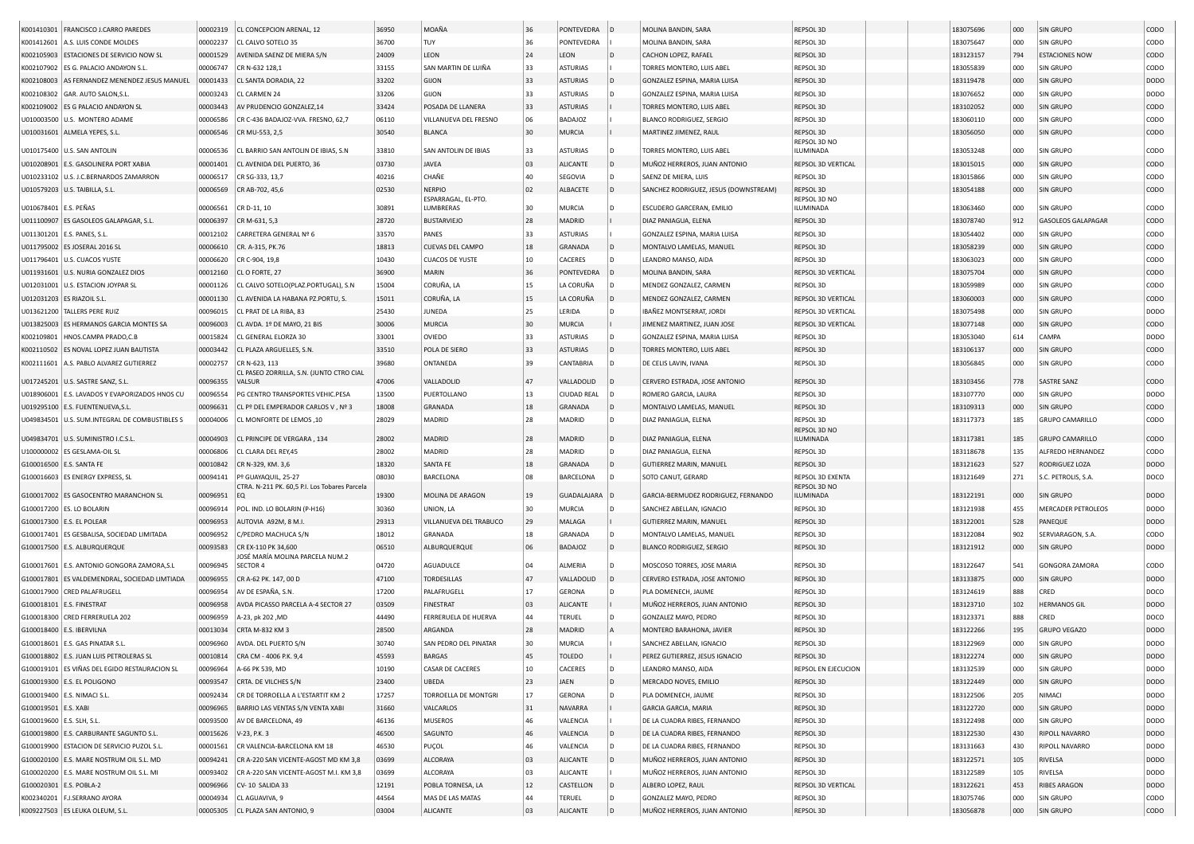| | | | | | | | | | | | | | | | |
|---|---|---|---|---|---|---|---|---|---|---|---|---|---|---|---|
| K001410301 | FRANCISCO J.CARRO PAREDES | 00002319 | CL CONCEPCION ARENAL, 12 | 36950 | MOAÑA | 36 | PONTEVEDRA | D | MOLINA BANDIN, SARA | REPSOL 3D | | | 183075696 | 000 | SIN GRUPO | CODO |
| K001412601 | A.S. LUIS CONDE MOLDES | 00002237 | CL CALVO SOTELO 35 | 36700 | TUY | 36 | PONTEVEDRA | I | MOLINA BANDIN, SARA | REPSOL 3D | | | 183075647 | 000 | SIN GRUPO | CODO |
| K002105903 | ESTACIONES DE SERVICIO NOW SL | 00001529 | AVENIDA SAENZ DE MIERA S/N | 24009 | LEON | 24 | LEON | D | CACHON LOPEZ, RAFAEL | REPSOL 3D | | | 183123157 | 794 | ESTACIONES NOW | CODO |
| K002107902 | ES G. PALACIO ANDAYON S.L. | 00006747 | CR N-632 128,1 | 33155 | SAN MARTIN DE LUIÑA | 33 | ASTURIAS | I | TORRES MONTERO, LUIS ABEL | REPSOL 3D | | | 183055839 | 000 | SIN GRUPO | CODO |
| K002108003 | AS FERNANDEZ MENENDEZ JESUS MANUEL | 00001433 | CL SANTA DORADIA, 22 | 33202 | GIJON | 33 | ASTURIAS | D | GONZALEZ ESPINA, MARIA LUISA | REPSOL 3D | | | 183119478 | 000 | SIN GRUPO | DODO |
| K002108302 | GAR. AUTO SALON,S.L. | 00003243 | CL CARMEN 24 | 33206 | GIJON | 33 | ASTURIAS | D | GONZALEZ ESPINA, MARIA LUISA | REPSOL 3D | | | 183076652 | 000 | SIN GRUPO | DODO |
| K002109002 | ES G PALACIO ANDAYON SL | 00003443 | AV PRUDENCIO GONZALEZ,14 | 33424 | POSADA DE LLANERA | 33 | ASTURIAS | I | TORRES MONTERO, LUIS ABEL | REPSOL 3D | | | 183102052 | 000 | SIN GRUPO | CODO |
| U010003500 | U.S. MONTERO ADAME | 00006586 | CR C-436 BADAJOZ-VVA. FRESNO, 62,7 | 06110 | VILLANUEVA DEL FRESNO | 06 | BADAJOZ | I | BLANCO RODRIGUEZ, SERGIO | REPSOL 3D | | | 183060110 | 000 | SIN GRUPO | CODO |
| U010031601 | ALMELA YEPES, S.L. | 00006546 | CR MU-553, 2,5 | 30540 | BLANCA | 30 | MURCIA | I | MARTINEZ JIMENEZ, RAUL | REPSOL 3D | | | 183056050 | 000 | SIN GRUPO | CODO |
| U010175400 | U.S. SAN ANTOLIN | 00006536 | CL BARRIO SAN ANTOLIN DE IBIAS, S.N | 33810 | SAN ANTOLIN DE IBIAS | 33 | ASTURIAS | D | TORRES MONTERO, LUIS ABEL | REPSOL 3D NO ILUMINADA | | | 183053248 | 000 | SIN GRUPO | CODO |
| U010208901 | E.S. GASOLINERA PORT XABIA | 00001401 | CL AVENIDA DEL PUERTO, 36 | 03730 | JAVEA | 03 | ALICANTE | D | MUÑOZ HERREROS, JUAN ANTONIO | REPSOL 3D VERTICAL | | | 183015015 | 000 | SIN GRUPO | CODO |
| U010233102 | U.S. J.C.BERNARDOS ZAMARRON | 00006517 | CR SG-333, 13,7 | 40216 | CHAÑE | 40 | SEGOVIA | D | SAENZ DE MIERA, LUIS | REPSOL 3D | | | 183015866 | 000 | SIN GRUPO | CODO |
| U010579203 | U.S. TAIBILLA, S.L. | 00006569 | CR AB-702, 45,6 | 02530 | NERPIO | 02 | ALBACETE | D | SANCHEZ RODRIGUEZ, JESUS (DOWNSTREAM) | REPSOL 3D | | | 183054188 | 000 | SIN GRUPO | CODO |
| U010678401 | E.S. PEÑAS | 00006561 | CR D-11, 10 | 30891 | ESPARRAGAL, EL-PTO. LUMBRERAS | 30 | MURCIA | D | ESCUDERO GARCERAN, EMILIO | REPSOL 3D NO ILUMINADA | | | 183063460 | 000 | SIN GRUPO | CODO |
| U011100907 | ES GASOLEOS GALAPAGAR, S.L. | 00006397 | CR M-631, 5,3 | 28720 | BUSTARVIEJO | 28 | MADRID | D | DIAZ PANIAGUA, ELENA | REPSOL 3D | | | 183078740 | 912 | GASOLEOS GALAPAGAR | CODO |
| U011301201 | E.S. PANES, S.L. | 00012102 | CARRETERA GENERAL Nº 6 | 33570 | PANES | 33 | ASTURIAS | I | GONZALEZ ESPINA, MARIA LUISA | REPSOL 3D | | | 183054402 | 000 | SIN GRUPO | CODO |
| U011795002 | ES JOSERAL 2016 SL | 00006610 | CR. A-315, PK.76 | 18813 | CUEVAS DEL CAMPO | 18 | GRANADA | D | MONTALVO LAMELAS, MANUEL | REPSOL 3D | | | 183058239 | 000 | SIN GRUPO | CODO |
| U011796401 | U.S. CUACOS YUSTE | 00006620 | CR C-904, 19,8 | 10430 | CUACOS DE YUSTE | 10 | CACERES | D | LEANDRO MANSO, AIDA | REPSOL 3D | | | 183063023 | 000 | SIN GRUPO | CODO |
| U011931601 | U.S. NURIA GONZALEZ DIOS | 00012160 | CL O FORTE, 27 | 36900 | MARIN | 36 | PONTEVEDRA | D | MOLINA BANDIN, SARA | REPSOL 3D VERTICAL | | | 183075704 | 000 | SIN GRUPO | CODO |
| U012031001 | U.S. ESTACION JOYPAR SL | 00001126 | CL CALVO SOTELO(PLAZ.PORTUGAL), S.N | 15004 | CORUÑA, LA | 15 | LA CORUÑA | D | MENDEZ GONZALEZ, CARMEN | REPSOL 3D | | | 183059989 | 000 | SIN GRUPO | CODO |
| U012031203 | ES RIAZOIL S.L. | 00001130 | CL AVENIDA LA HABANA PZ.PORTU, S. | 15011 | CORUÑA, LA | 15 | LA CORUÑA | D | MENDEZ GONZALEZ, CARMEN | REPSOL 3D VERTICAL | | | 183060003 | 000 | SIN GRUPO | CODO |
| U013621200 | TALLERS PERE RUIZ | 00096015 | CL PRAT DE LA RIBA, 83 | 25430 | JUNEDA | 25 | LERIDA | D | IBAÑEZ MONTSERRAT, JORDI | REPSOL 3D VERTICAL | | | 183075498 | 000 | SIN GRUPO | CODO |
| U013825003 | ES HERMANOS GARCIA MONTES SA | 00096003 | CL AVDA. 1º DE MAYO, 21 BIS | 30006 | MURCIA | 30 | MURCIA | I | JIMENEZ MARTINEZ, JUAN JOSE | REPSOL 3D VERTICAL | | | 183077148 | 000 | SIN GRUPO | CODO |
| K002109801 | HNOS.CAMPA PRADO,C.B | 00015824 | CL GENERAL ELORZA 30 | 33001 | OVIEDO | 33 | ASTURIAS | D | GONZALEZ ESPINA, MARIA LUISA | REPSOL 3D | | | 183053040 | 614 | CAMPA | DODO |
| K002110502 | ES NOVAL LOPEZ JUAN BAUTISTA | 00003442 | CL PLAZA ARGUELLES, S.N. | 33510 | POLA DE SIERO | 33 | ASTURIAS | D | TORRES MONTERO, LUIS ABEL | REPSOL 3D | | | 183106137 | 000 | SIN GRUPO | DODO |
| K002111601 | A.S. PABLO ALVAREZ GUTIERREZ | 00002757 | CR N-623, 113 | 39680 | ONTANEDA | 39 | CANTABRIA | D | DE CELIS LAVIN, IVANA | REPSOL 3D | | | 183056845 | 000 | SIN GRUPO | CODO |
| U017245201 | U.S. SASTRE SANZ, S.L. | 00096355 | CL PASEO ZORRILLA, S.N. (JUNTO CTRO CIAL VALSUR | 47006 | VALLADOLID | 47 | VALLADOLID | D | CERVERO ESTRADA, JOSE ANTONIO | REPSOL 3D | | | 183103456 | 778 | SASTRE SANZ | CODO |
| U018906001 | E.S. LAVADOS Y EVAPORIZADOS HNOS CU | 00096554 | PG CENTRO TRANSPORTES VEHIC.PESA | 13500 | PUERTOLLANO | 13 | CIUDAD REAL | D | ROMERO GARCIA, LAURA | REPSOL 3D | | | 183107770 | 000 | SIN GRUPO | DODO |
| U019295100 | E.S. FUENTENUEVA,S.L. | 00096631 | CL Pº DEL EMPERADOR CARLOS V , Nº 3 | 18008 | GRANADA | 18 | GRANADA | D | MONTALVO LAMELAS, MANUEL | REPSOL 3D | | | 183109313 | 000 | SIN GRUPO | DODO |
| U049834501 | U.S. SUM.INTEGRAL DE COMBUSTIBLES S | 00004006 | CL MONFORTE DE LEMOS ,10 | 28029 | MADRID | 28 | MADRID | D | DIAZ PANIAGUA, ELENA | REPSOL 3D | | | 183117373 | 185 | GRUPO CAMARILLO | CODO |
| U049834701 | U.S. SUMINISTRO I.C.S.L. | 00004903 | CL PRINCIPE DE VERGARA , 134 | 28002 | MADRID | 28 | MADRID | D | DIAZ PANIAGUA, ELENA | REPSOL 3D NO ILUMINADA | | | 183117381 | 185 | GRUPO CAMARILLO | CODO |
| U100000002 | ES GESLAMA-OIL SL | 00006806 | CL CLARA DEL REY,45 | 28002 | MADRID | 28 | MADRID | D | DIAZ PANIAGUA, ELENA | REPSOL 3D | | | 183118678 | 135 | ALFREDO HERNANDEZ | CODO |
| G100016500 | E.S. SANTA FE | 00010842 | CR N-329, KM. 3,6 | 18320 | SANTA FE | 18 | GRANADA | D | GUTIERREZ MARIN, MANUEL | REPSOL 3D | | | 183121623 | 527 | RODRIGUEZ LOZA | DODO |
| G100016603 | ES ENERGY EXPRESS, SL | 00094141 | Pº GUAYAQUIL, 25-27 | 08030 | BARCELONA | 08 | BARCELONA | D | SOTO CANUT, GERARD | REPSOL 3D EXENTA | | | 183121649 | 271 | S.C. PETROLIS, S.A. | DOCO |
| G100017002 | ES GASOCENTRO MARANCHON SL | 00096951 | CTRA. N-211 PK. 60,5 P.I. Los Tobares Parcela EQ | 19300 | MOLINA DE ARAGON | 19 | GUADALAJARA | D | GARCIA-BERMUDEZ RODRIGUEZ, FERNANDO | REPSOL 3D NO ILUMINADA | | | 183122191 | 000 | SIN GRUPO | DODO |
| G100017200 | ES. LO BOLARIN | 00096914 | POL. IND. LO BOLARIN (P-H16) | 30360 | UNION, LA | 30 | MURCIA | D | SANCHEZ ABELLAN, IGNACIO | REPSOL 3D | | | 183121938 | 455 | MERCADER PETROLEOS | DODO |
| G100017300 | E.S. EL POLEAR | 00096953 | AUTOVIA A92M, 8 M.I. | 29313 | VILLANUEVA DEL TRABUCO | 29 | MALAGA | I | GUTIERREZ MARIN, MANUEL | REPSOL 3D | | | 183122001 | 528 | PANEQUE | DODO |
| G100017401 | ES GESBALISA, SOCIEDAD LIMITADA | 00096952 | C/PEDRO MACHUCA S/N | 18012 | GRANADA | 18 | GRANADA | D | MONTALVO LAMELAS, MANUEL | REPSOL 3D | | | 183122084 | 902 | SERVIARAGON, S.A. | CODO |
| G100017500 | E.S. ALBURQUERQUE | 00093583 | CR EX-110 PK 34,600 | 06510 | ALBURQUERQUE | 06 | BADAJOZ | D | BLANCO RODRIGUEZ, SERGIO | REPSOL 3D | | | 183121912 | 000 | SIN GRUPO | DODO |
| G100017601 | E.S. ANTONIO GONGORA ZAMORA,S.L | 00096945 | JOSÉ MARÍA MOLINA PARCELA NUM.2 SECTOR 4 | 04720 | AGUADULCE | 04 | ALMERIA | D | MOSCOSO TORRES, JOSE MARIA | REPSOL 3D | | | 183122647 | 541 | GONGORA ZAMORA | CODO |
| G100017801 | ES VALDEMENDRAL, SOCIEDAD LIMTIADA | 00096955 | CR A-62 PK. 147, 00 D | 47100 | TORDESILLAS | 47 | VALLADOLID | D | CERVERO ESTRADA, JOSE ANTONIO | REPSOL 3D | | | 183133875 | 000 | SIN GRUPO | DODO |
| G100017900 | CRED PALAFRUGELL | 00096954 | AV DE ESPAÑA, S.N. | 17200 | PALAFRUGELL | 17 | GERONA | D | PLA DOMENECH, JAUME | REPSOL 3D | | | 183124619 | 888 | CRED | DOCO |
| G100018101 | E.S. FINESTRAT | 00096958 | AVDA PICASSO PARCELA A-4 SECTOR 27 | 03509 | FINESTRAT | 03 | ALICANTE | D | MUÑOZ HERREROS, JUAN ANTONIO | REPSOL 3D | | | 183123710 | 102 | HERMANOS GIL | DODO |
| G100018300 | CRED FERRERUELA 202 | 00096959 | A-23, pk 202 ,MD | 44490 | FERRERUELA DE HUERVA | 44 | TERUEL | D | GONZALEZ MAYO, PEDRO | REPSOL 3D | | | 183123371 | 888 | CRED | DOCO |
| G100018400 | E.S. IBERVILNA | 00013034 | CRTA M-832 KM 3 | 28500 | ARGANDA | 28 | MADRID | A | MONTERO BARAHONA, JAVIER | REPSOL 3D | | | 183122266 | 195 | GRUPO VEGAZO | DODO |
| G100018601 | E.S. GAS PINATAR S.L. | 00096960 | AVDA. DEL PUERTO S/N | 30740 | SAN PEDRO DEL PINATAR | 30 | MURCIA | I | SANCHEZ ABELLAN, IGNACIO | REPSOL 3D | | | 183122969 | 000 | SIN GRUPO | DODO |
| G100018802 | E.S. JUAN LUIS PETROLERAS SL | 00010814 | CRA CM - 4006 P.K. 9,4 | 45593 | BARGAS | 45 | TOLEDO | I | PEREZ GUTIERREZ, JESUS IGNACIO | REPSOL 3D | | | 183122274 | 000 | SIN GRUPO | DODO |
| G100019101 | ES VIÑAS DEL EGIDO RESTAURACION SL | 00096964 | A-66 PK 539, MD | 10190 | CASAR DE CACERES | 10 | CACERES | D | LEANDRO MANSO, AIDA | REPSOL EN EJECUCION | | | 183132539 | 000 | SIN GRUPO | DODO |
| G100019300 | E.S. EL POLIGONO | 00093547 | CRTA. DE VILCHES S/N | 23400 | UBEDA | 23 | JAEN | D | MERCADO NOVES, EMILIO | REPSOL 3D | | | 183122449 | 000 | SIN GRUPO | DODO |
| G100019400 | E.S. NIMACI S.L. | 00092434 | CR DE TORROELLA A L'ESTARTIT KM 2 | 17257 | TORROELLA DE MONTGRI | 17 | GERONA | D | PLA DOMENECH, JAUME | REPSOL 3D | | | 183122506 | 205 | NIMACI | DODO |
| G100019501 | E.S. XABI | 00096965 | BARRIO LAS VENTAS S/N VENTA XABI | 31660 | VALCARLOS | 31 | NAVARRA | I | GARCIA GARCIA, MARIA | REPSOL 3D | | | 183122720 | 000 | SIN GRUPO | DODO |
| G100019600 | E.S. SLH, S.L. | 00093500 | AV DE BARCELONA, 49 | 46136 | MUSEROS | 46 | VALENCIA | I | DE LA CUADRA RIBES, FERNANDO | REPSOL 3D | | | 183122498 | 000 | SIN GRUPO | DODO |
| G100019800 | E.S. CARBURANTE SAGUNTO S.L. | 00015626 | V-23, P.K. 3 | 46500 | SAGUNTO | 46 | VALENCIA | D | DE LA CUADRA RIBES, FERNANDO | REPSOL 3D | | | 183122530 | 430 | RIPOLL NAVARRO | DODO |
| G100019900 | ESTACION DE SERVICIO PUZOL S.L. | 00001561 | CR VALENCIA-BARCELONA KM 18 | 46530 | PUÇOL | 46 | VALENCIA | D | DE LA CUADRA RIBES, FERNANDO | REPSOL 3D | | | 183131663 | 430 | RIPOLL NAVARRO | DODO |
| G100020100 | E.S. MARE NOSTRUM OIL S.L. MD | 00094241 | CR A-220 SAN VICENTE-AGOST MD KM 3,8 | 03699 | ALCORAYA | 03 | ALICANTE | D | MUÑOZ HERREROS, JUAN ANTONIO | REPSOL 3D | | | 183122571 | 105 | RIVELSA | DODO |
| G100020200 | E.S. MARE NOSTRUM OIL S.L. MI | 00093402 | CR A-220 SAN VICENTE-AGOST M.I. KM 3,8 | 03699 | ALCORAYA | 03 | ALICANTE | I | MUÑOZ HERREROS, JUAN ANTONIO | REPSOL 3D | | | 183122589 | 105 | RIVELSA | DODO |
| G100020301 | E.S. POBLA-2 | 00096966 | CV- 10 SALIDA 33 | 12191 | POBLA TORNESA, LA | 12 | CASTELLON | D | ALBERO LOPEZ, RAUL | REPSOL 3D VERTICAL | | | 183122621 | 453 | RIBES ARAGON | DODO |
| K002340201 | F.J.SERRANO AYORA | 00004934 | CL AGUAVIVA, 9 | 44564 | MAS DE LAS MATAS | 44 | TERUEL | D | GONZALEZ MAYO, PEDRO | REPSOL 3D | | | 183075746 | 000 | SIN GRUPO | CODO |
| K009227503 | ES LEUKA OLEUM, S.L. | 00005305 | CL PLAZA SAN ANTONIO, 9 | 03004 | ALICANTE | 03 | ALICANTE | D | MUÑOZ HERREROS, JUAN ANTONIO | REPSOL 3D | | | 183056878 | 000 | SIN GRUPO | CODO |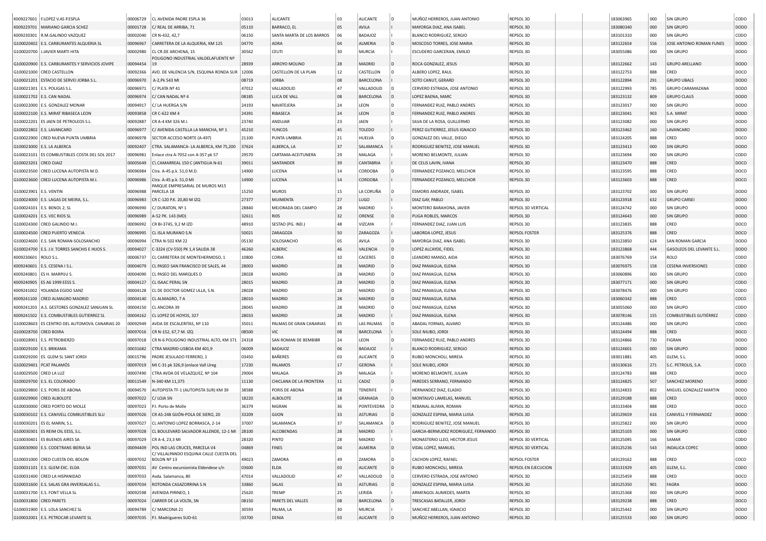| | | | | | | | | | | | | | | | | |
|---|---|---|---|---|---|---|---|---|---|---|---|---|---|---|---|---|
| K009227601 | F.LOPEZ V.AS P.ESPLA | 00006729 | CL AVENIDA PADRE ESPLA 36 | 03013 | ALICANTE | 03 | ALICANTE | D | MUÑOZ HERREROS, JUAN ANTONIO | REPSOL 3D | | | 183063965 | 000 | SIN GRUPO | CODO |
| K009229701 | MARIANO GARCIA SCHEZ | 00001728 | C/ REAL DE ARRIBA, 71 | 05110 | BARRACO, EL | 05 | AVILA | I | MAYORGA DIAZ, ANA ISABEL | REPSOL 3D | | | 183080340 | 000 | SIN GRUPO | DODO |
| K009230301 | R.M.GALINDO VAZQUEZ | 00002040 | CR N-432, 42,7 | 06150 | SANTA MARTA DE LOS BARROS | 06 | BADAJOZ | I | BLANCO RODRIGUEZ, SERGIO | REPSOL 3D | | | 183101310 | 000 | SIN GRUPO | CODO |
| G100020402 | E.S. CARBURANTES ALQUERIA SL | 00096967 | CARRETERA DE LA ALQUERIA, KM 125 | 04770 | ADRA | 04 | ALMERIA | D | MOSCOSO TORRES, JOSE MARIA | REPSOL 3D | | | 183122654 | 556 | JOSE ANTONIO ROMAN FUNES | DODO |
| G100020700 | J.JAVIER MARTI HITA | 00002980 | CL CR.DE ARCHENA, 15 | 30562 | CEUTI | 30 | MURCIA | I | ESCUDERO GARCERAN, EMILIO | REPSOL 3D | | | 183055086 | 000 | SIN GRUPO | DODO |
| G100020900 | E.S. CARBURANTES Y SERVICIOS JOVIPE | 00094454 | POLIGONO INDUSTRIAL VALDELAFUENTE Nº 19 | 28939 | ARROYO MOLINO | 28 | MADRID | D | ROCA GONZALEZ, JESUS | REPSOL 3D | | | 183122662 | 143 | GRUPO ARELLANO | DODO |
| G100021000 | CRED CASTELLON | 00092366 | AVD. DE VALENCIA S/N, ESQUINA RONDA SUR | 12006 | CASTELLON DE LA PLAN | 12 | CASTELLON | D | ALBERO LOPEZ, RAUL | REPSOL 3D | | | 183122753 | 888 | CRED | DOCO |
| G100021201 | ESTACIO DE SERVEI JORBA S.L. | 00096970 | A-2,Pk 543 MI | 08719 | JORBA | 08 | BARCELONA | I | SOTO CANUT, GERARD | REPSOL 3D | | | 183122894 | 291 | GRUPO UBALS | DODO |
| G100021301 | E.S. POLIGAS S.L. | 00096971 | C/ PLATA Nº 41 | 47012 | VALLADOLID | 47 | VALLADOLID | D | CERVERO ESTRADA, JOSE ANTONIO | REPSOL 3D | | | 183122993 | 785 | GRUPO CARAMAZANA | DODO |
| G100021702 | E.S. CAN NADAL | 00096974 | C/ CAN NADAL Nº 4 | 08185 | LLICA DE VALL | 08 | BARCELONA | D | LOPEZ BAENA, MARC | REPSOL 3D | | | 183123132 | 809 | GRUPO CLAUS | DODO |
| G100022000 | E.S. GONZALEZ MONAR | 00094917 | C/ LA HUERGA S/N | 24193 | NAVATEJERA | 24 | LEON | D | FERNANDEZ RUIZ, PABLO ANDRES | REPSOL 3D | | | 183123017 | 000 | SIN GRUPO | DODO |
| G100022100 | E.S. MIRAT RIBASECA LEON | 00093858 | CR C-622 KM 4 | 24391 | RIBASECA | 24 | LEON | D | FERNANDEZ RUIZ, PABLO ANDRES | REPSOL 3D | | | 183123041 | 903 | S.A. MIRAT | DODO |
| G100022201 | ES JAEN DE PETROLEOS S.L. | 00092887 | CR A-4 KM 326 M.I. | 23740 | ANDUJAR | 23 | JAEN | I | SILVA DE LA ROSA, GUILLERMO | REPSOL 3D | | | 183123082 | 000 | SIN GRUPO | DODO |
| G100022802 | E.S. LAVANCARO | 00096977 | C/ AVENIDA CASTILLA LA MANCHA, Nº 1 | 45210 | YUNCOS | 45 | TOLEDO | I | PEREZ GUTIERREZ, JESUS IGNACIO | REPSOL 3D | | | 183123462 | 160 | LAVANCARO | DODO |
| G100022900 | CRED NUEVA PUNTA UMBRIA | 00096978 | SECTOR ACCESO NORTE (A-497) | 21100 | PUNTA UMBRIA | 21 | HUELVA | D | GONZALEZ DEL VALLE, DIEGO | REPSOL 3D | | | 183124205 | 888 | CRED | DOCO |
| G100023000 | E.S. LA ALBERCA | 00092407 | CTRA. SALAMANCA- LA ALBERCA, KM 75,200 | 37624 | ALBERCA, LA | 37 | SALAMANCA | I | RODRIGUEZ BENITEZ, JOSE MANUEL | REPSOL 3D | | | 183123413 | 000 | SIN GRUPO | DODO |
| G100023101 | ES COMBUSTIBLES COSTA DEL SOL 2017 | 00096981 | Enlace ctra A-7052 con A-357 pk 57 | 29570 | CARTAMA-ACEITUNERA | 29 | MALAGA | I | MORENO BELMONTE, JULIAN | REPSOL 3D | | | 183123694 | 000 | SIN GRUPO | CODO |
| G100023201 | CRED OJAIZ | 00005649 | C\ CAMARREAL 150 C (ANTIGUA N-61 | 39011 | SANTANDER | 39 | CANTABRIA | I | DE CELIS LAVIN, IVANA | REPSOL 3D | | | 183123470 | 888 | CRED | DOCO |
| G100023500 | CRED LUCENA AUTOPISTA M.D. | 00096984 | Ctra. A-45 p.k. 51,0 M.D. | 14900 | LUCENA | 14 | CORDOBA | D | FERNANDEZ POZANCO, MELCHOR | REPSOL 3D | | | 183123595 | 888 | CRED | DOCO |
| G100023600 | CRED LUCENA AUTOPISTA M.I. | 00096986 | Ctra. A-45 p.k. 51,0 MI | 14900 | LUCENA | 14 | CORDOBA | D | FERNANDEZ POZANCO, MELCHOR | REPSOL 3D | | | 183123603 | 888 | CRED | DOCO |
| G100023901 | E.S. VENTIN | 00096988 | PARQUE EMPRESARIAL DE MUROS M15 PARCELA 18 | 15250 | MUROS | 15 | LA CORUÑA | D | ESMORIS ANDRADE, ISABEL | REPSOL 3D | | | 183123702 | 000 | SIN GRUPO | DODO |
| G100024000 | E.S. LAGAS DE MEIRA, S.L. | 00096983 | CR C-120 P.K. 20,80 M IZQ | 27377 | MUIMENTA | 27 | LUGO | I | DIAZ GAY, PABLO | REPSOL 3D | | | 183123918 | 632 | GRUPO CARSEI | DODO |
| G100024101 | E.S. BENOL 2, SL | 00096990 | C/ DURATON, Nº 1 | 28840 | MEJORADA DEL CAMPO | 28 | MADRID | I | MONTERO BARAHONA, JAVIER | REPSOL 3D VERTICAL | | | 183124742 | 000 | SIN GRUPO | DODO |
| G100024201 | E.S. VEC RIOS SL | 00096989 | A-52 PK. 143 (MD) | 32611 | RIOS | 32 | ORENSE | D | PUGA ROBLES, MARCOS | REPSOL 3D | | | 183124643 | 000 | SIN GRUPO | DODO |
| G100024300 | CRED GALINDO M.I. | 00096992 | CR BI-3745, 9,2 M IZD | 48910 | SESTAO (PG. IND.) | 48 | VIZCAYA | I | FERNANDEZ DIAZ, JUAN LUIS | REPSOL 3D | | | 183123835 | 888 | CRED | DOCO |
| G100024500 | CRED PUERTO VENECIA | 00096995 | CL ISLA MURANO S.N | 50021 | ZARAGOZA | 50 | ZARAGOZA | I | LABORDA LOPEZ, JESUS | REPSOL FOSTER | | | 183125376 | 888 | CRED | DOCO |
| G100024600 | E.S. SAN ROMAN-SOLOSANCHO | 00096994 | CTRA N-502 KM 22 | 05130 | SOLOSANCHO | 05 | AVILA | D | MAYORGA DIAZ, ANA ISABEL | REPSOL 3D | | | 183123850 | 624 | SAN ROMAN GARCIA | DODO |
| G100024700 | E.S. J.V. TORRES SANCHIS E HIJOS S. | 00094027 | C-3324 (CV-550) PK 1,4 SALIDA 38 | 46260 | ALBERIC | 46 | VALENCIA | D | LOPEZ ALCAYDE, FIDEL | REPSOL 3D | | | 183123868 | 444 | GASOLEOS DEL LEVANTE S.L. | DODO |
| K009230601 | ROLO S.L. | 00006737 | CL CARRETERA DE MONTEHERMOSO, 1 | 10800 | CORIA | 10 | CACERES | D | LEANDRO MANSO, AIDA | REPSOL 3D | | | 183076769 | 154 | ROLO | CODO |
| K009240601 | E.S. CESENA I S.L. | 00004079 | CL PASEO SAN FRANCISCO DE SALES, 44 | 28003 | MADRID | 28 | MADRID | D | DIAZ PANIAGUA, ELENA | REPSOL 3D | | | 183076975 | 158 | CESENA INVERSIONES | CODO |
| K009240801 | ES H. MARPIJU S. | 00004090 | CL PASEO DEL MARQUES D | 28028 | MADRID | 28 | MADRID | D | DIAZ PANIAGUA, ELENA | REPSOL 3D | | | 183060896 | 000 | SIN GRUPO | CODO |
| K009240905 | ES A6 1999 EESS S. | 00004127 | CL ISAAC PERAL SN | 28015 | MADRID | 28 | MADRID | D | DIAZ PANIAGUA, ELENA | REPSOL 3D | | | 183077171 | 000 | SIN GRUPO | CODO |
| K009241002 | YOLANDA EGIDO SANZ | 00004128 | CL DE DOCTOR GOMEZ ULLA, S.N. | 28028 | MADRID | 28 | MADRID | D | DIAZ PANIAGUA, ELENA | REPSOL 3D | | | 183078476 | 000 | SIN GRUPO | CODO |
| K009241100 | CRED ALMAGRO MADRID | 00004140 | CL ALMAGRO, 7 A | 28010 | MADRID | 28 | MADRID | D | DIAZ PANIAGUA, ELENA | REPSOL 3D | | | 183060342 | 888 | CRED | COCO |
| K009241203 | A.S. GESTORES GONZALEZ SANJUAN SL | 00004150 | CL ANCORA 39 | 28045 | MADRID | 28 | MADRID | D | DIAZ PANIAGUA, ELENA | REPSOL 3D | | | 183055060 | 000 | SIN GRUPO | CODO |
| K009241502 | E.S. COMBUSTIBLES GUTIERREZ SL | 00004162 | CL LOPEZ DE HOYOS, 327 | 28033 | MADRID | 28 | MADRID | I | DIAZ PANIAGUA, ELENA | REPSOL 3D | | | 183078146 | 155 | COMBUSTIBLES GUTIÉRREZ | CODO |
| G100028603 | ES CENTRO DEL AUTOMOVIL CANARIAS 20 | 00092949 | AVDA DE ESCALERITAS, Nº 110 | 35011 | PALMAS DE GRAN CANARIAS | 35 | LAS PALMAS | D | ABADAL FORNAS, ALVARO | REPSOL 3D | | | 183124486 | 000 | SIN GRUPO | CODO |
| G100028700 | CRED BOIRA | 00097016 | CR N-152, 67,7 M. IZQ | 08500 | VIC | 08 | BARCELONA | I | SOLE NIUBO, JORDI | REPSOL 3D | | | 183124494 | 888 | CRED | DOCO |
| G100028901 | E.S. PETROBIERZO | 00097018 | CR N-6 POLIGONO INDUSTRIAL ALTO, KM 371 | 24318 | SAN ROMAN DE BEMBIBR | 24 | LEON | D | FERNANDEZ RUIZ, PABLO ANDRES | REPSOL 3D | | | 183124866 | 730 | FIGRAN | DODO |
| G100029100 | E.S. BRIKAMA | 00031682 | CTRA MADRID-LISBOA KM 401,9 | 06009 | BADAJOZ | 06 | BADAJOZ | I | BLANCO RODRIGUEZ, SERGIO | REPSOL 3D | | | 183124601 | 000 | SIN GRUPO | DODO |
| G100029200 | ES. GLEM SL SANT JORDI | 00015796 | PADRE JESULADO FERRERO, 1 | 03450 | BAÑERES | 03 | ALICANTE | D | RUBIO MONCHOLI, MIREIA | REPSOL 3D | | | 183011881 | 405 | GLEM, S.L. | DODO |
| G100029401 | PCAT PALAMÓS | 00097019 | MI C-31 pk 326,9 (enlace Vall Llreg | 17230 | PALAMOS | 17 | GERONA | I | SOLE NIUBO, JORDI | REPSOL 3D | | | 183130616 | 271 | S.C. PETROLIS, S.A. | COCO |
| G100029500 | CRED LA LUZ | 00007490 | CTRA AVDA DE VELAZQUEZ, Nº 104 | 29004 | MALAGA | 29 | MALAGA | I | MORENO BELMONTE, JULIAN | REPSOL 3D | | | 183124783 | 888 | CRED | DOCO |
| G100029700 | E.S. EL COLORADO | 00011549 | N-340 KM 11,375 | 11130 | CHICLANA DE LA FRONTERA | 11 | CADIZ | D | PAREDES SERRANO, FERNANDO | REPSOL 3D | | | 183124825 | 507 | SANCHEZ MORENO | DODO |
| G100029800 | E.S. PORIS DE ABONA | 00094570 | AUTOPISTA TF-1 (AUTOPISTA SUR) KM 39 | 38588 | PORIS DE ABONA | 38 | TENERIFE | I | HERNANDEZ DIAZ, ELADIO | REPSOL 3D | | | 183124833 | 804 | MIGUEL GONZALEZ MARTIN | DODO |
| G100029900 | CRED ALBOLOTE | 00097022 | C/ LOJA SN | 18220 | ALBOLOTE | 18 | GRANADA | D | MONTALVO LAMELAS, MANUEL | REPSOL 3D | | | 183129188 | 888 | CRED | DOCO |
| G100030000 | CRED PORTO DO MOLLE | 00097023 | P.I. Porto de Molle | 36379 | NIGRAN | 36 | PONTEVEDRA | D | REBANAL ALFAYA, ROMAN | REPSOL 3D | | | 183133404 | 888 | CRED | DOCO |
| G100030102 | E.S. CANIVELL COMBUSTIBLES SLU | 00097026 | CR AS-248 GIJÓN-POLA DE SIERO, 20 | 33209 | GIJON | 33 | ASTURIAS | D | GONZALEZ ESPINA, MARIA LUISA | REPSOL 3D | | | 183129659 | 616 | CANIVELL Y FERNANDEZ | DODO |
| G100030201 | ES EL MARIN, S.L. | 00097027 | CL ANTONIO LOPEZ BORRASCA, 2-14 | 37007 | SALAMANCA | 37 | SALAMANCA | D | RODRIGUEZ BENITEZ, JOSE MANUEL | REPSOL 3D | | | 183125822 | 000 | SIN GRUPO | DODO |
| G100030301 | ES REIM OIL EESS, S.L. | 00097028 | CL BOULEVARD SALVADOR ALLENDE, 12-1 MI | 28100 | ALCOBENDAS | 28 | MADRID | I | GARCIA-BERMUDEZ RODRIGUEZ, FERNANDO | REPSOL 3D | | | 183125103 | 000 | SIN GRUPO | CODO |
| G100030401 | ES BUENOS AIRES SA | 00097029 | CR A-4, 23,3 MI | 28320 | PINTO | 28 | MADRID | I | MONASTERIO LLEO, HECTOR JESUS | REPSOL 3D VERTICAL | | | 183125095 | 166 | SAMAR | CODO |
| G100030900 | E.S. CODETRANS IBERIA SA | 00094409 | POL IND LAS CRUCES, PARCELA V4 | 04869 | FINES | 04 | ALMERIA | D | VIDAL LOPEZ, MANUEL | REPSOL 3D VERTICAL | | | 183125236 | 543 | INDALICA COPEC | DODO |
| G100031000 | CRED CUESTA DEL BOLON | 00097032 | C/ VILLALPANDO ESQUINA CALLE CUESTA DEL BOLON Nº 13 | 49023 | ZAMORA | 49 | ZAMORA | D | CACHON LOPEZ, RAFAEL | REPSOL FOSTER | | | 183129162 | 888 | CRED | COCO |
| G100031101 | E.S. GLEM EXC. ELDA | 00097031 | AV Centro excursionista Eldendese s/n | 03600 | ELDA | 03 | ALICANTE | D | RUBIO MONCHOLI, MIREIA | REPSOL EN EJECUCION | | | 183131929 | 405 | GLEM, S.L. | CODO |
| G100031400 | CRED LA HISPANIDAD | 00097033 | Avda. Salamanca, 80 | 47014 | VALLADOLID | 47 | VALLADOLID | D | CERVERO ESTRADA, JOSE ANTONIO | REPSOL 3D | | | 183125459 | 888 | CRED | DOCO |
| G100031600 | E.S. SALAS GRA INVERSALAS S.L. | 00097034 | ROTONDA CASAZORRINA S.N | 33860 | SALAS | 33 | ASTURIAS | D | GONZALEZ ESPINA, MARIA LUISA | REPSOL 3D | | | 183125350 | 901 | FAGRA | DODO |
| G100031700 | E.S. FONT VELLA SL | 00092598 | AVENIDA PIRINEO, 1 | 25620 | TREMP | 25 | LERIDA | I | ARMENGOL AUMEDES, MARTA | REPSOL 3D | | | 183125368 | 000 | SIN GRUPO | DODO |
| G100031800 | CRED PARETS | 00097024 | CARRER DE LA VOLTA, SN | 08150 | PARETS DEL VALLES | 08 | BARCELONA | D | TRESCASAS BATALLER, JORDI | REPSOL 3D | | | 183129238 | 888 | CRED | DOCO |
| G100031900 | E.S. LOLA SANCHEZ SL | 00094789 | C/ MARCONA 21 | 30593 | PALMA, LA | 30 | MURCIA | I | SANCHEZ ABELLAN, IGNACIO | REPSOL 3D | | | 183125442 | 000 | SIN GRUPO | DODO |
| G100032001 | E.S. PETROCAR LEVANTE SL | 00097035 | P.I. Madrigueres SUD-61 | 03700 | DENIA | 03 | ALICANTE | D | MUÑOZ HERREROS, JUAN ANTONIO | REPSOL 3D | | | 183125533 | 000 | SIN GRUPO | DODO |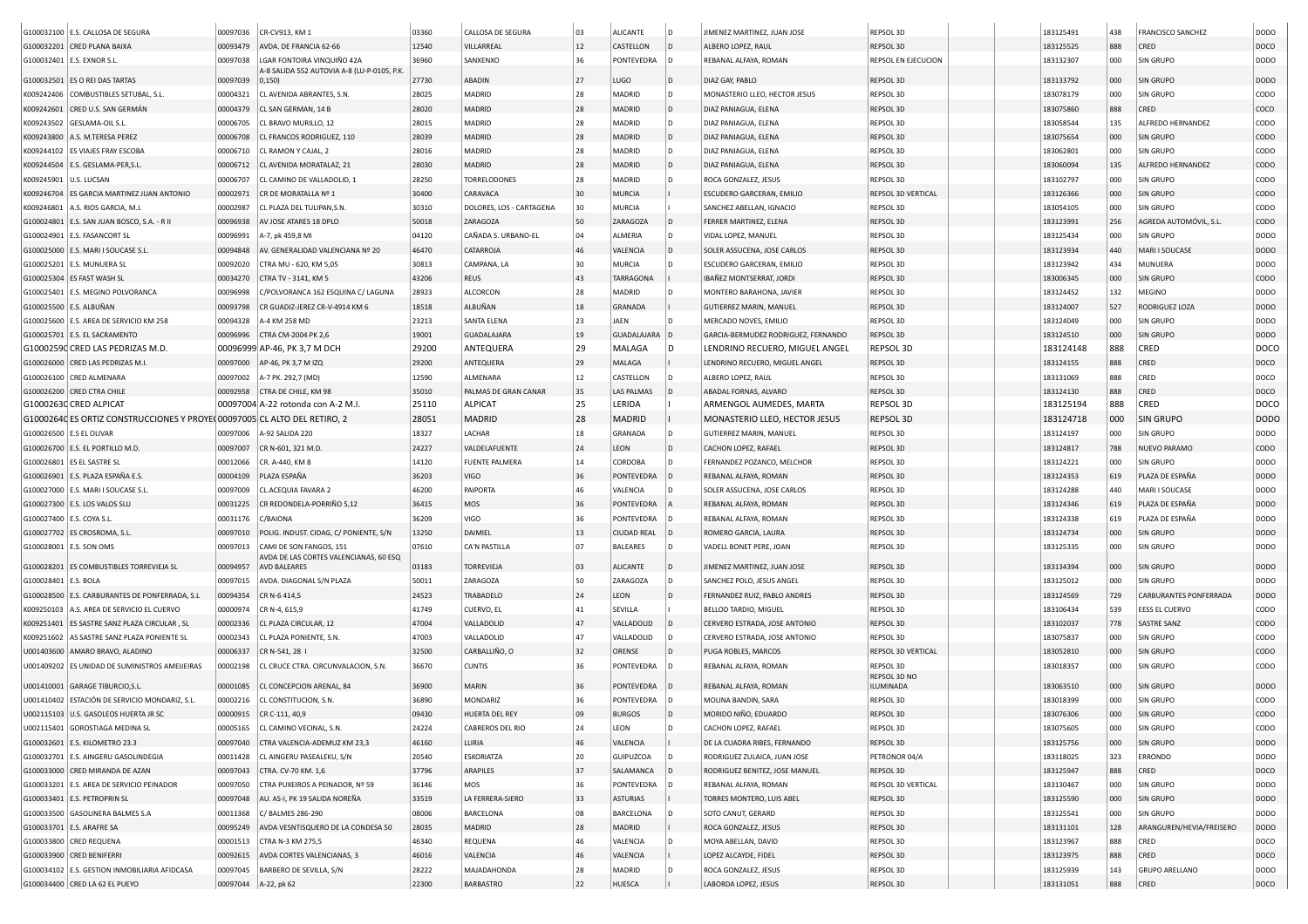| | | | | | | | | | | | | | | | | |
|---|---|---|---|---|---|---|---|---|---|---|---|---|---|---|---|---|
| G100032100 | E.S. CALLOSA DE SEGURA | 00097036 | CR-CV913, KM 1 | 03360 | CALLOSA DE SEGURA | 03 | ALICANTE | D | JIMENEZ MARTINEZ, JUAN JOSE | REPSOL 3D | | | 183125491 | 438 | FRANCISCO SANCHEZ | DODO |
| G100032201 | CRED PLANA BAIXA | 00093479 | AVDA. DE FRANCIA 62-66 | 12540 | VILLARREAL | 12 | CASTELLON | D | ALBERO LOPEZ, RAUL | REPSOL 3D | | | 183125525 | 888 | CRED | DOCO |
| G100032401 | E.S. EXNOR S.L. | 00097038 | LG FONTOIRA VINQUIÑO 42A | 36960 | SANXENXO | 36 | PONTEVEDRA | D | REBANAL ALFAYA, ROMAN | REPSOL EN EJECUCION | | | 183132307 | 000 | SIN GRUPO | DODO |
| G100032501 | ES O REI DAS TARTAS | 00097039 | A-8 SALIDA 552 AUTOVIA A-8 (LU-P-0105, P.K. 0,150) | 27730 | ABADIN | 27 | LUGO | D | DIAZ GAY, PABLO | REPSOL 3D | | | 183133792 | 000 | SIN GRUPO | DODO |
| K009242406 | COMBUSTIBLES SETUBAL, S.L. | 00004321 | CL AVENIDA ABRANTES, S.N. | 28025 | MADRID | 28 | MADRID | D | MONASTERIO LLEO, HECTOR JESUS | REPSOL 3D | | | 183078179 | 000 | SIN GRUPO | CODO |
| K009242601 | CRED U.S. SAN GERMÁN | 00004379 | CL SAN GERMAN, 14 B | 28020 | MADRID | 28 | MADRID | D | DIAZ PANIAGUA, ELENA | REPSOL 3D | | | 183075860 | 888 | CRED | COCO |
| K009243502 | GESLAMA-OIL S.L. | 00006705 | CL BRAVO MURILLO, 12 | 28015 | MADRID | 28 | MADRID | D | DIAZ PANIAGUA, ELENA | REPSOL 3D | | | 183058544 | 135 | ALFREDO HERNANDEZ | CODO |
| K009243800 | A.S. M.TERESA PEREZ | 00006708 | CL FRANCOS RODRIGUEZ, 110 | 28039 | MADRID | 28 | MADRID | D | DIAZ PANIAGUA, ELENA | REPSOL 3D | | | 183075654 | 000 | SIN GRUPO | CODO |
| K009244102 | ES VIAJES FRAY ESCOBA | 00006710 | CL RAMON Y CAJAL, 2 | 28016 | MADRID | 28 | MADRID | D | DIAZ PANIAGUA, ELENA | REPSOL 3D | | | 183062801 | 000 | SIN GRUPO | CODO |
| K009244504 | E.S. GESLAMA-PER,S.L. | 00006712 | CL AVENIDA MORATALAZ, 21 | 28030 | MADRID | 28 | MADRID | D | DIAZ PANIAGUA, ELENA | REPSOL 3D | | | 183060094 | 135 | ALFREDO HERNANDEZ | CODO |
| K009245901 | U.S. LUCSAN | 00006707 | CL CAMINO DE VALLADOLID, 1 | 28250 | TORRELODONES | 28 | MADRID | D | ROCA GONZALEZ, JESUS | REPSOL 3D | | | 183102797 | 000 | SIN GRUPO | CODO |
| K009246704 | ES GARCIA MARTINEZ JUAN ANTONIO | 00002971 | CR DE MORATALLA Nº 1 | 30400 | CARAVACA | 30 | MURCIA | I | ESCUDERO GARCERAN, EMILIO | REPSOL 3D VERTICAL | | | 183126366 | 000 | SIN GRUPO | CODO |
| K009246801 | A.S. RIOS GARCIA, M.J. | 00002987 | CL PLAZA DEL TULIPAN,S.N. | 30310 | DOLORES, LOS - CARTAGENA | 30 | MURCIA | I | SANCHEZ ABELLAN, IGNACIO | REPSOL 3D | | | 183054105 | 000 | SIN GRUPO | CODO |
| G100024801 | E.S. SAN JUAN BOSCO, S.A. - R II | 00096398 | AV JOSE ATARES 18 DPLO | 50018 | ZARAGOZA | 50 | ZARAGOZA | D | FERRER MARTINEZ, ELENA | REPSOL 3D | | | 183123991 | 256 | AGREDA AUTOMÓVIL, S.L. | CODO |
| G100024901 | E.S. FASANCORT SL | 00096991 | A-7, pk 459,8 MI | 04120 | CAÑADA S. URBANO-EL | 04 | ALMERIA | D | VIDAL LOPEZ, MANUEL | REPSOL 3D | | | 183125434 | 000 | SIN GRUPO | DODO |
| G100025000 | E.S. MARI I SOUCASE S.L. | 00094848 | AV. GENERALIDAD VALENCIANA Nº 20 | 46470 | CATARROJA | 46 | VALENCIA | D | SOLER ASSUCENA, JOSE CARLOS | REPSOL 3D | | | 183123934 | 440 | MARI I SOUCASE | DODO |
| G100025201 | E.S. MUNUERA SL | 00092020 | CTRA MU - 620, KM 5,05 | 30813 | CAMPANA, LA | 30 | MURCIA | D | ESCUDERO GARCERAN, EMILIO | REPSOL 3D | | | 183123942 | 434 | MUNUERA | DODO |
| G100025304 | ES FAST WASH SL | 00034270 | CTRA TV - 3141, KM 5 | 43206 | REUS | 43 | TARRAGONA | I | IBAÑEZ MONTSERRAT, JORDI | REPSOL 3D | | | 183006345 | 000 | SIN GRUPO | CODO |
| G100025401 | E.S. MEGINO POLVORANCA | 00096998 | C/POLVORANCA 162 ESQUINA C/ LAGUNA | 28923 | ALCORCON | 28 | MADRID | D | MONTERO BARAHONA, JAVIER | REPSOL 3D | | | 183124452 | 132 | MEGINO | DODO |
| G100025500 | E.S. ALBUÑAN | 00093798 | CR GUADIZ-JEREZ CR-V-4914 KM 6 | 18518 | ALBUÑAN | 18 | GRANADA | I | GUTIERREZ MARIN, MANUEL | REPSOL 3D | | | 183124007 | 527 | RODRIGUEZ LOZA | DODO |
| G100025600 | E.S. AREA DE SERVICIO KM 258 | 00094328 | A-4 KM 258 MD | 23213 | SANTA ELENA | 23 | JAEN | D | MERCADO NOVES, EMILIO | REPSOL 3D | | | 183124049 | 000 | SIN GRUPO | DODO |
| G100025701 | E.S. EL SACRAMENTO | 00096996 | CTRA CM-2004 PK 2,6 | 19001 | GUADALAJARA | 19 | GUADALAJARA | D | GARCIA-BERMUDEZ RODRIGUEZ, FERNANDO | REPSOL 3D | | | 183124510 | 000 | SIN GRUPO | DODO |
| G100025900 | CRED LAS PEDRIZAS M.D. | 00096999 | AP-46, PK 3,7 M DCH | 29200 | ANTEQUERA | 29 | MALAGA | D | LENDRINO RECUERO, MIGUEL ANGEL | REPSOL 3D | | | 183124148 | 888 | CRED | DOCO |
| G100026000 | CRED LAS PEDRIZAS M.I. | 00097000 | AP-46, PK 3,7 M IZQ | 29200 | ANTEQUERA | 29 | MALAGA | | LENDRINO RECUERO, MIGUEL ANGEL | REPSOL 3D | | | 183124155 | 888 | CRED | DOCO |
| G100026100 | CRED ALMENARA | 00097002 | A-7 PK. 292,7 (MD) | 12590 | ALMENARA | 12 | CASTELLON | D | ALBERO LOPEZ, RAUL | REPSOL 3D | | | 183131069 | 888 | CRED | DOCO |
| G100026200 | CRED CTRA CHILE | 00092958 | CTRA DE CHILE, KM 98 | 35010 | PALMAS DE GRAN CANAR | 35 | LAS PALMAS | D | ABADAL FORNAS, ALVARO | REPSOL 3D | | | 183124130 | 888 | CRED | DOCO |
| G100026300 | CRED ALPICAT | 00097004 | A-22 rotonda con A-2 M.I. | 25110 | ALPICAT | 25 | LERIDA | I | ARMENGOL AUMEDES, MARTA | REPSOL 3D | | | 183125194 | 888 | CRED | DOCO |
| G100026400 | ES ORTIZ CONSTRUCCIONES Y PROYEC | 00097005 | CL ALTO DEL RETIRO, 2 | 28051 | MADRID | 28 | MADRID | I | MONASTERIO LLEO, HECTOR JESUS | REPSOL 3D | | | 183124718 | 000 | SIN GRUPO | DODO |
| G100026500 | E.S EL OLIVAR | 00097006 | A-92 SALIDA 220 | 18327 | LACHAR | 18 | GRANADA | D | GUTIERREZ MARIN, MANUEL | REPSOL 3D | | | 183124197 | 000 | SIN GRUPO | DODO |
| G100026700 | E.S. EL PORTILLO M.D. | 00097007 | CR N-601, 321 M.D. | 24227 | VALDELAFUENTE | 24 | LEON | D | CACHON LOPEZ, RAFAEL | REPSOL 3D | | | 183124817 | 788 | NUEVO PARAMO | CODO |
| G100026801 | ES EL SASTRE SL | 00012066 | CR. A-440, KM 8 | 14120 | FUENTE PALMERA | 14 | CORDOBA | D | FERNANDEZ POZANCO, MELCHOR | REPSOL 3D | | | 183124221 | 000 | SIN GRUPO | DODO |
| G100026901 | E.S. PLAZA ESPAÑA E.S. | 00004109 | PLAZA ESPAÑA | 36203 | VIGO | 36 | PONTEVEDRA | D | REBANAL ALFAYA, ROMAN | REPSOL 3D | | | 183124353 | 619 | PLAZA DE ESPAÑA | DODO |
| G100027000 | E.S. MARI I SOUCASE S.L. | 00097009 | CL.ACEQUIA FAVARA 2 | 46200 | PAIPORTA | 46 | VALENCIA | D | SOLER ASSUCENA, JOSE CARLOS | REPSOL 3D | | | 183124288 | 440 | MARI I SOUCASE | DODO |
| G100027300 | E.S. LOS VALOS SLU | 00031225 | CR REDONDELA-PORRIÑO 5,12 | 36415 | MOS | 36 | PONTEVEDRA | A | REBANAL ALFAYA, ROMAN | REPSOL 3D | | | 183124346 | 619 | PLAZA DE ESPAÑA | DODO |
| G100027400 | E.S. COYA S.L. | 00031176 | C/BAIONA | 36209 | VIGO | 36 | PONTEVEDRA | D | REBANAL ALFAYA, ROMAN | REPSOL 3D | | | 183124338 | 619 | PLAZA DE ESPAÑA | DODO |
| G100027702 | ES CROSROMA, S.L. | 00097010 | POLIG. INDUST. CIDAG, C/ PONIENTE, S/N | 13250 | DAIMIEL | 13 | CIUDAD REAL | D | ROMERO GARCIA, LAURA | REPSOL 3D | | | 183124734 | 000 | SIN GRUPO | DODO |
| G100028001 | E.S. SON OMS | 00097013 | CAMI DE SON FANGOS, 151 | 07610 | CA'N PASTILLA | 07 | BALEARES | D | VADELL BONET PERE, JOAN | REPSOL 3D | | | 183125335 | 000 | SIN GRUPO | DODO |
| G100028201 | ES COMBUSTIBLES TORREVIEJA SL | 00094957 | AVDA DE LAS CORTES VALENCIANAS, 60 ESQ AVD BALEARES | 03183 | TORREVIEJA | 03 | ALICANTE | D | JIMENEZ MARTINEZ, JUAN JOSE | REPSOL 3D | | | 183134394 | 000 | SIN GRUPO | DODO |
| G100028401 | E.S. BOLA | 00097015 | AVDA. DIAGONAL SN PLAZA | 50011 | ZARAGOZA | 50 | ZARAGOZA | D | SANCHEZ POLO, JESUS ANGEL | REPSOL 3D | | | 183125012 | 000 | SIN GRUPO | DODO |
| G100028500 | E.S. CARBURANTES DE PONFERRADA, S.L | 00094354 | CR N-6 414,5 | 24523 | TRABADELO | 24 | LEON | D | FERNANDEZ RUIZ, PABLO ANDRES | REPSOL 3D | | | 183124569 | 729 | CARBURANTES PONFERRADA | DODO |
| K009250103 | A.S. AREA DE SERVICIO EL CUERVO | 00000974 | CR N-4, 615,9 | 41749 | CUERVO, EL | 41 | SEVILLA | I | BELLOD TARDIO, MIGUEL | REPSOL 3D | | | 183106434 | 539 | EESS EL CUERVO | CODO |
| K009251401 | ES SASTRE SANZ PLAZA CIRCULAR , SL | 00002336 | CL PLAZA CIRCULAR, 12 | 47004 | VALLADOLID | 47 | VALLADOLID | D | CERVERO ESTRADA, JOSE ANTONIO | REPSOL 3D | | | 183102037 | 778 | SASTRE SANZ | CODO |
| K009251602 | AS SASTRE SANZ PLAZA PONIENTE SL | 00002343 | CL PLAZA PONIENTE, S.N. | 47003 | VALLADOLID | 47 | VALLADOLID | D | CERVERO ESTRADA, JOSE ANTONIO | REPSOL 3D | | | 183075837 | 000 | SIN GRUPO | CODO |
| U001403600 | AMARO BRAVO, ALADINO | 00006337 | CR N-541, 28 I | 32500 | CARBALLIÑO, O | 32 | ORENSE | D | PUGA ROBLES, MARCOS | REPSOL 3D VERTICAL | | | 183052810 | 000 | SIN GRUPO | CODO |
| U001409202 | ES UNIDAD DE SUMINISTROS AMEIJEIRAS | 00002198 | CL CRUCE CTRA. CIRCUNVALACION, S.N. | 36670 | CUNTIS | 36 | PONTEVEDRA | D | REBANAL ALFAYA, ROMAN | REPSOL 3D | | | 183018357 | 000 | SIN GRUPO | CODO |
| U001410001 | GARAGE TIBURCIO,S.L. | 00001085 | CL CONCEPCION ARENAL, 84 | 36900 | MARIN | 36 | PONTEVEDRA | D | REBANAL ALFAYA, ROMAN | REPSOL 3D NO ILUMINADA | | | 183063510 | 000 | SIN GRUPO | CODO |
| U001410402 | ESTACIÓN DE SERVICIO MONDARIZ, S.L. | 00002216 | CL CONSTITUCION, S.N. | 36890 | MONDARIZ | 36 | PONTEVEDRA | D | MOLINA BANDIN, SARA | REPSOL 3D | | | 183018399 | 000 | SIN GRUPO | CODO |
| U002115103 | U.S. GASOLEOS HUERTA JR SC | 00000915 | CR C-111, 40,9 | 09430 | HUERTA DEL REY | 09 | BURGOS | D | MORIDO NIÑO, EDUARDO | REPSOL 3D | | | 183076306 | 000 | SIN GRUPO | CODO |
| U002115401 | GOROSTIAGA MEDINA SL | 00005165 | CL CAMINO VECINAL, S.N. | 24224 | CABREROS DEL RIO | 24 | LEON | D | CACHON LOPEZ, RAFAEL | REPSOL 3D | | | 183075605 | 000 | SIN GRUPO | CODO |
| G100032601 | E.S. KILOMETRO 23.3 | 00097040 | CTRA VALENCIA-ADEMUZ KM 23,3 | 46160 | LLIRIA | 46 | VALENCIA | I | DE LA CUADRA RIBES, FERNANDO | REPSOL 3D | | | 183125756 | 000 | SIN GRUPO | DODO |
| G100032701 | E.S. AINGERU GASOLINDEGIA | 00011428 | CL AINGERU PASEALEKU, S/N | 20540 | ESKORIATZA | 20 | GUIPUZCOA | D | RODRIGUEZ ZULAICA, JUAN JOSE | PETRONOR 04/A | | | 183118025 | 323 | ERRONDO | DODO |
| G100033000 | CRED MIRANDA DE AZAN | 00097043 | CTRA. CV-70 KM. 1,6 | 37796 | ARAPILES | 37 | SALAMANCA | D | RODRIGUEZ BENITEZ, JOSE MANUEL | REPSOL 3D | | | 183125947 | 888 | CRED | DOCO |
| G100033201 | E.S. AREA DE SERVICIO PEINADOR | 00097050 | CTRA PUXEIROS A PEINADOR, Nº 59 | 36146 | MOS | 36 | PONTEVEDRA | D | REBANAL ALFAYA, ROMAN | REPSOL 3D VERTICAL | | | 183130467 | 000 | SIN GRUPO | DODO |
| G100033401 | E.S. PETROPRIN SL | 00097048 | AU. AS-I, PK 19 SALIDA NOREÑA | 33519 | LA FERRERA-SIERO | 33 | ASTURIAS | | TORRES MONTERO, LUIS ABEL | REPSOL 3D | | | 183125590 | 000 | SIN GRUPO | DODO |
| G100033500 | GASOLINERA BALMES S.A | 00011368 | C/ BALMES 286-290 | 08006 | BARCELONA | 08 | BARCELONA | D | SOTO CANUT, GERARD | REPSOL 3D | | | 183125541 | 000 | SIN GRUPO | DODO |
| G100033701 | E.S. ARAFRE SA | 00095249 | AVDA VESNTISQUERO DE LA CONDESA 50 | 28035 | MADRID | 28 | MADRID | I | ROCA GONZALEZ, JESUS | REPSOL 3D | | | 183131101 | 128 | ARANGUREN/HEVIA/FREISERO | DODO |
| G100033800 | CRED REQUENA | 00001513 | CTRA N-3 KM 275,5 | 46340 | REQUENA | 46 | VALENCIA | D | MOYA ABELLAN, DAVID | REPSOL 3D | | | 183123967 | 888 | CRED | DOCO |
| G100033900 | CRED BENIFERRI | 00092615 | AVDA CORTES VALENCIANAS, 3 | 46016 | VALENCIA | 46 | VALENCIA | I | LOPEZ ALCAYDE, FIDEL | REPSOL 3D | | | 183123975 | 888 | CRED | DOCO |
| G100034102 | E.S. GESTION INMOBILIARIA AFIDCASA | 00097045 | BARBERO DE SEVILLA, S/N | 28222 | MAJADAHONDA | 28 | MADRID | D | ROCA GONZALEZ, JESUS | REPSOL 3D | | | 183125939 | 143 | GRUPO ARELLANO | DODO |
| G100034400 | CRED LA 62 EL PUEYO | 00097044 | A-22, pk 62 | 22300 | BARBASTRO | 22 | HUESCA | I | LABORDA LOPEZ, JESUS | REPSOL 3D | | | 183131051 | 888 | CRED | DOCO |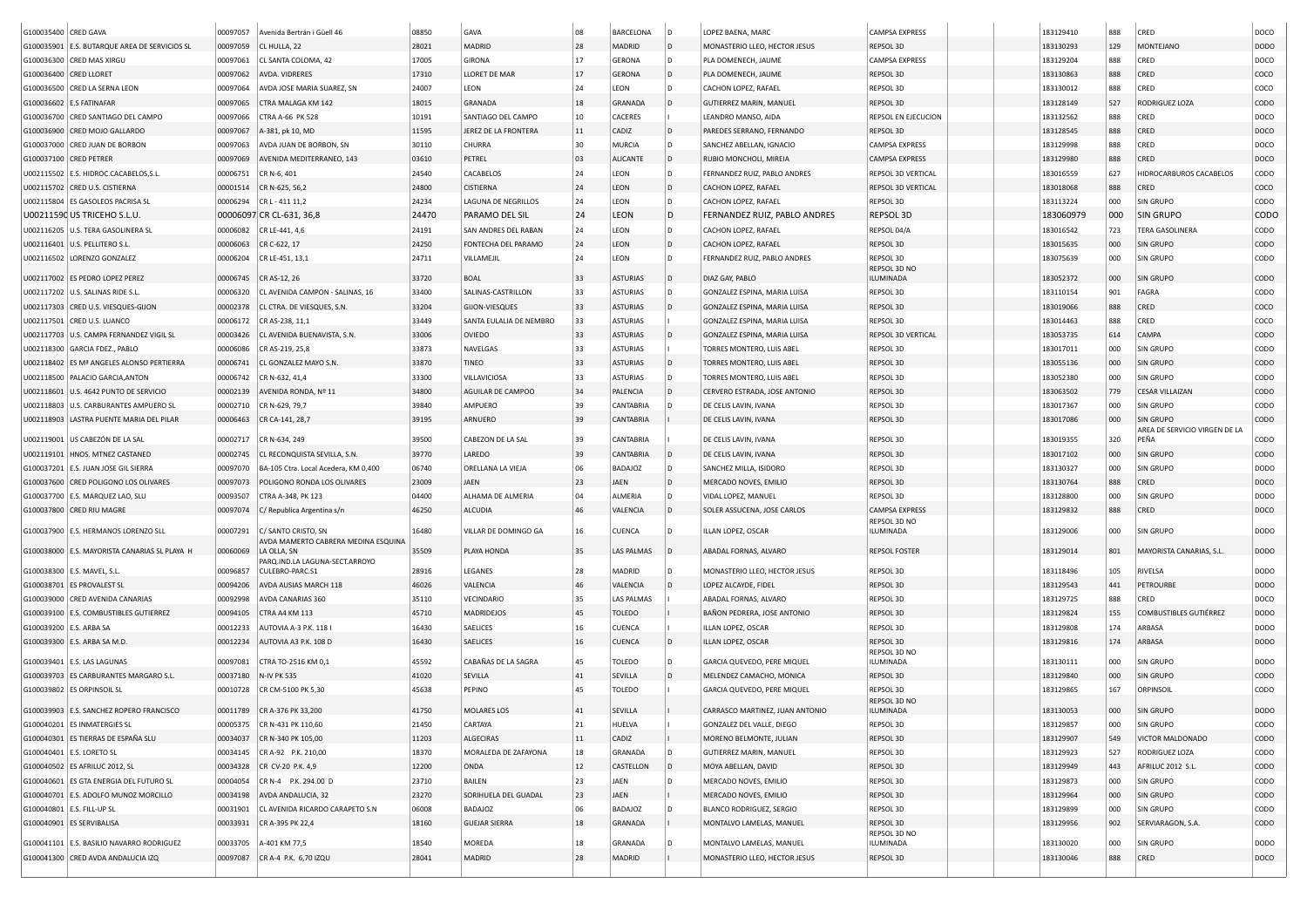| | | | | | | | | | | | | | | | | |
|---|---|---|---|---|---|---|---|---|---|---|---|---|---|---|---|---|
| G100035400 | CRED GAVA | 00097057 | Avenida Bertrán i Güell 46 | 08850 | GAVA | 08 | BARCELONA | D | LOPEZ BAENA, MARC | CAMPSA EXPRESS | | | 183129410 | 888 | CRED | DOCO |
| G100035901 | E.S. BUTARQUE AREA DE SERVICIOS SL | 00097059 | CL HULLA, 22 | 28021 | MADRID | 28 | MADRID | D | MONASTERIO LLEO, HECTOR JESUS | REPSOL 3D | | | 183130293 | 129 | MONTEJANO | DODO |
| G100036300 | CRED MAS XIRGU | 00097061 | CL SANTA COLOMA, 42 | 17005 | GIRONA | 17 | GERONA | D | PLA DOMENECH, JAUME | CAMPSA EXPRESS | | | 183129204 | 888 | CRED | DOCO |
| G100036400 | CRED LLORET | 00097062 | AVDA. VIDRERES | 17310 | LLORET DE MAR | 17 | GERONA | D | PLA DOMENECH, JAUME | REPSOL 3D | | | 183130863 | 888 | CRED | COCO |
| G100036500 | CRED LA SERNA LEON | 00097064 | AVDA JOSE MARIA SUAREZ, SN | 24007 | LEON | 24 | LEON | D | CACHON LOPEZ, RAFAEL | REPSOL 3D | | | 183130012 | 888 | CRED | COCO |
| G100036602 | E.S FATINAFAR | 00097065 | CTRA MALAGA KM 142 | 18015 | GRANADA | 18 | GRANADA | D | GUTIERREZ MARIN, MANUEL | REPSOL 3D | | | 183128149 | 527 | RODRIGUEZ LOZA | CODO |
| G100036700 | CRED SANTIAGO DEL CAMPO | 00097066 | CTRA A-66 PK 528 | 10191 | SANTIAGO DEL CAMPO | 10 | CACERES | I | LEANDRO MANSO, AIDA | REPSOL EN EJECUCION | | | 183132562 | 888 | CRED | DOCO |
| G100036900 | CRED MOJO GALLARDO | 00097067 | A-381, pk 10, MD | 11595 | JEREZ DE LA FRONTERA | 11 | CADIZ | D | PAREDES SERRANO, FERNANDO | REPSOL 3D | | | 183128545 | 888 | CRED | DOCO |
| G100037000 | CRED JUAN DE BORBON | 00097063 | AVDA JUAN DE BORBON, SN | 30110 | CHURRA | 30 | MURCIA | D | SANCHEZ ABELLAN, IGNACIO | CAMPSA EXPRESS | | | 183129998 | 888 | CRED | DOCO |
| G100037100 | CRED PETRER | 00097069 | AVENIDA MEDITERRANEO, 143 | 03610 | PETREL | 03 | ALICANTE | D | RUBIO MONCHOLI, MIREIA | CAMPSA EXPRESS | | | 183129980 | 888 | CRED | DOCO |
| U002115502 | E.S. HIDROC.CACABELOS,S.L. | 00006751 | CR N-6, 401 | 24540 | CACABELOS | 24 | LEON | D | FERNANDEZ RUIZ, PABLO ANDRES | REPSOL 3D VERTICAL | | | 183016559 | 627 | HIDROCARBUROS CACABELOS | CODO |
| U002115702 | CRED U.S. CISTIERNA | 00001514 | CR N-625, 56,2 | 24800 | CISTIERNA | 24 | LEON | D | CACHON LOPEZ, RAFAEL | REPSOL 3D VERTICAL | | | 183018068 | 888 | CRED | COCO |
| U002115804 | ES GASOLEOS PACRISA SL | 00006294 | CR L - 411 11,2 | 24234 | LAGUNA DE NEGRILLOS | 24 | LEON | D | CACHON LOPEZ, RAFAEL | REPSOL 3D | | | 183113224 | 000 | SIN GRUPO | CODO |
| U0021159O | US TRICEHO S.L.U. | 00006097 | CR CL-631, 36,8 | 24470 | PARAMO DEL SIL | 24 | LEON | D | FERNANDEZ RUIZ, PABLO ANDRES | REPSOL 3D | | | 183060979 | 000 | SIN GRUPO | CODO |
| U002116305 | U.S. TERA GASOLINERA SL | 00006082 | CR LE-441, 4,6 | 24191 | SAN ANDRES DEL RABAN | 24 | LEON | D | CACHON LOPEZ, RAFAEL | REPSOL 04/A | | | 183016542 | 723 | TERA GASOLINERA | CODO |
| U002116401 | U.S. PELLITERO S.L. | 00006063 | CR C-622, 17 | 24250 | FONTECHA DEL PARAMO | 24 | LEON | D | CACHON LOPEZ, RAFAEL | REPSOL 3D | | | 183015635 | 000 | SIN GRUPO | CODO |
| U002116502 | LORENZO GONZALEZ | 00006204 | CR LE-451, 13,1 | 24711 | VILLAMEJIL | 24 | LEON | D | FERNANDEZ RUIZ, PABLO ANDRES | REPSOL 3D | | | 183075639 | 000 | SIN GRUPO | CODO |
| U002117002 | ES PEDRO LOPEZ PEREZ | 00006745 | CR AS-12, 26 | 33720 | BOAL | 33 | ASTURIAS | D | DIAZ GAY, PABLO | REPSOL 3D NO ILUMINADA | | | 183052372 | 000 | SIN GRUPO | CODO |
| U002117202 | U.S. SALINAS RIDE S.L. | 00006320 | CL AVENIDA CAMPON - SALINAS, 16 | 33400 | SALINAS-CASTRILLON | 33 | ASTURIAS | D | GONZALEZ ESPINA, MARIA LUISA | REPSOL 3D | | | 183110154 | 901 | FAGRA | CODO |
| U002117303 | CRED U.S. VIESQUES-GIJON | 00002378 | CL CTRA. DE VIESQUES, S.N. | 33204 | GIJON-VIESQUES | 33 | ASTURIAS | D | GONZALEZ ESPINA, MARIA LUISA | REPSOL 3D | | | 183019066 | 888 | CRED | COCO |
| U002117501 | CRED U.S. LUANCO | 00006172 | CR AS-238, 11,1 | 33449 | SANTA EULALIA DE NEMBRO | 33 | ASTURIAS | D | GONZALEZ ESPINA, MARIA LUISA | REPSOL 3D | | | 183014463 | 888 | CRED | COCO |
| U002117703 | U.S. CAMPA FERNANDEZ VIGIL SL | 00003426 | CL AVENIDA BUENAVISTA, S.N. | 33006 | OVIEDO | 33 | ASTURIAS | D | GONZALEZ ESPINA, MARIA LUISA | REPSOL 3D VERTICAL | | | 183053735 | 614 | CAMPA | CODO |
| U002118300 | GARCIA FDEZ., PABLO | 00006086 | CR AS-219, 25,8 | 33873 | NAVELGAS | 33 | ASTURIAS | I | TORRES MONTERO, LUIS ABEL | REPSOL 3D | | | 183017011 | 000 | SIN GRUPO | CODO |
| U002118402 | ES Mª ANGELES ALONSO PERTIERRA | 00006741 | CL GONZALEZ MAYO S.N. | 33870 | TINEO | 33 | ASTURIAS | D | TORRES MONTERO, LUIS ABEL | REPSOL 3D | | | 183055136 | 000 | SIN GRUPO | CODO |
| U002118500 | PALACIO GARCIA,ANTON | 00006742 | CR N-632, 41,4 | 33300 | VILLAVICIOSA | 33 | ASTURIAS | D | TORRES MONTERO, LUIS ABEL | REPSOL 3D | | | 183052380 | 000 | SIN GRUPO | CODO |
| U002118601 | U.S. 4642 PUNTO DE SERVICIO | 00002139 | AVENIDA RONDA, Nº 11 | 34800 | AGUILAR DE CAMPOO | 34 | PALENCIA | D | CERVERO ESTRADA, JOSE ANTONIO | REPSOL 3D | | | 183063502 | 779 | CESAR VILLAIZAN | CODO |
| U002118803 | U.S. CARBURANTES AMPUERO SL | 00002710 | CR N-629, 79,7 | 39840 | AMPUERO | 39 | CANTABRIA | D | DE CELIS LAVIN, IVANA | REPSOL 3D | | | 183017367 | 000 | SIN GRUPO | CODO |
| U002118903 | LASTRA PUENTE MARIA DEL PILAR | 00006463 | CR CA-141, 28,7 | 39195 | ARNUERO | 39 | CANTABRIA | I | DE CELIS LAVIN, IVANA | REPSOL 3D | | | 183017086 | 000 | SIN GRUPO | CODO |
| U002119001 | US CABEZÓN DE LA SAL | 00002717 | CR N-634, 249 | 39500 | CABEZON DE LA SAL | 39 | CANTABRIA | I | DE CELIS LAVIN, IVANA | REPSOL 3D | | | 183019355 | 320 | AREA DE SERVICIO VIRGEN DE LA PEÑA | CODO |
| U002119101 | HNOS. MTNEZ CASTANED | 00002745 | CL RECONQUISTA SEVILLA, S.N. | 39770 | LAREDO | 39 | CANTABRIA | D | DE CELIS LAVIN, IVANA | REPSOL 3D | | | 183017102 | 000 | SIN GRUPO | CODO |
| G100037201 | E.S. JUAN JOSE GIL SIERRA | 00097070 | BA-105 Ctra. Local Acedera, KM 0,400 | 06740 | ORELLANA LA VIEJA | 06 | BADAJOZ | D | SANCHEZ MILLA, ISIDORO | REPSOL 3D | | | 183130327 | 000 | SIN GRUPO | DODO |
| G100037600 | CRED POLIGONO LOS OLIVARES | 00097073 | POLIGONO RONDA LOS OLIVARES | 23009 | JAEN | 23 | JAEN | D | MERCADO NOVES, EMILIO | REPSOL 3D | | | 183130764 | 888 | CRED | DOCO |
| G100037700 | E.S. MARQUEZ LAO, SLU | 00093507 | CTRA A-348, PK 123 | 04400 | ALHAMA DE ALMERIA | 04 | ALMERIA | D | VIDAL LOPEZ, MANUEL | REPSOL 3D | | | 183128800 | 000 | SIN GRUPO | DODO |
| G100037800 | CRED RIU MAGRE | 00097074 | C/ Republica Argentina s/n | 46250 | ALCUDIA | 46 | VALENCIA | D | SOLER ASSUCENA, JOSE CARLOS | CAMPSA EXPRESS | | | 183129832 | 888 | CRED | DOCO |
| G100037900 | E.S. HERMANOS LORENZO SLL | 00007291 | C/ SANTO CRISTO, SN | 16480 | VILLAR DE DOMINGO GA | 16 | CUENCA | D | ILLAN LOPEZ, OSCAR | REPSOL 3D NO ILUMINADA | | | 183129006 | 000 | SIN GRUPO | DODO |
| G100038000 | E.S. MAYORISTA CANARIAS SL PLAYA H | 00060069 | AVDA MAMERTO CABRERA MEDINA ESQUINA LA OLLA, SN | 35509 | PLAYA HONDA | 35 | LAS PALMAS | D | ABADAL FORNAS, ALVARO | REPSOL FOSTER | | | 183129014 | 801 | MAYORISTA CANARIAS, S.L. | DODO |
| G100038300 | E.S. MAVEL, S.L. | 00096857 | PARQ.IND.LA LAGUNA-SECT.ARROYO CULEBRO-PARC.S1 | 28916 | LEGANES | 28 | MADRID | D | MONASTERIO LLEO, HECTOR JESUS | REPSOL 3D | | | 183118496 | 105 | RIVELSA | DODO |
| G100038701 | ES PROVALEST SL | 00094206 | AVDA AUSIAS MARCH 118 | 46026 | VALENCIA | 46 | VALENCIA | D | LOPEZ ALCAYDE, FIDEL | REPSOL 3D | | | 183129543 | 441 | PETROURBE | DODO |
| G100039000 | CRED AVENIDA CANARIAS | 00092998 | AVDA CANARIAS 360 | 35110 | VECINDARIO | 35 | LAS PALMAS | I | ABADAL FORNAS, ALVARO | REPSOL 3D | | | 183129725 | 888 | CRED | DOCO |
| G100039100 | E.S. COMBUSTIBLES GUTIERREZ | 00094105 | CTRA A4 KM 113 | 45710 | MADRIDEJOS | 45 | TOLEDO | I | BAÑON PEDRERA, JOSE ANTONIO | REPSOL 3D | | | 183129824 | 155 | COMBUSTIBLES GUTIÉRREZ | DODO |
| G100039200 | E.S. ARBA SA | 00012233 | AUTOVIA A-3 P.K. 118 I | 16430 | SAELICES | 16 | CUENCA | I | ILLAN LOPEZ, OSCAR | REPSOL 3D | | | 183129808 | 174 | ARBASA | DODO |
| G100039300 | E.S. ARBA SA M.D. | 00012234 | AUTOVIA A3 P.K. 108 D | 16430 | SAELICES | 16 | CUENCA | D | ILLAN LOPEZ, OSCAR | REPSOL 3D | | | 183129816 | 174 | ARBASA | DODO |
| G100039401 | E.S. LAS LAGUNAS | 00097081 | CTRA TO-2516 KM 0,1 | 45592 | CABAÑAS DE LA SAGRA | 45 | TOLEDO | I | GARCIA QUEVEDO, PERE MIQUEL | REPSOL 3D NO ILUMINADA | | | 183130111 | 000 | SIN GRUPO | DODO |
| G100039703 | ES CARBURANTES MARGARO S.L. | 00037180 | N-IV PK 535 | 41020 | SEVILLA | 41 | SEVILLA | D | MELENDEZ CAMACHO, MONICA | REPSOL 3D | | | 183129840 | 000 | SIN GRUPO | CODO |
| G100039802 | ES ORPINSOIL SL | 00010728 | CR CM-5100 PK 5,30 | 45638 | PEPINO | 45 | TOLEDO | I | GARCIA QUEVEDO, PERE MIQUEL | REPSOL 3D | | | 183129865 | 167 | ORPINSOIL | CODO |
| G100039903 | E.S. SANCHEZ ROPERO FRANCISCO | 00011789 | CR A-376 PK 33,200 | 41750 | MOLARES LOS | 41 | SEVILLA | I | CARRASCO MARTINEZ, JUAN ANTONIO | REPSOL 3D NO ILUMINADA | | | 183130053 | 000 | SIN GRUPO | DODO |
| G100040201 | ES INMATERGIES SL | 00005375 | CR N-431 PK 110,60 | 21450 | CARTAYA | 21 | HUELVA | I | GONZALEZ DEL VALLE, DIEGO | REPSOL 3D | | | 183129857 | 000 | SIN GRUPO | CODO |
| G100040301 | ES TIERRAS DE ESPAÑA SLU | 00034037 | CR N-340 PK 105,00 | 11203 | ALGECIRAS | 11 | CADIZ | I | MORENO BELMONTE, JULIAN | REPSOL 3D | | | 183129907 | 549 | VICTOR MALDONADO | CODO |
| G100040401 | E.S. LORETO SL | 00034145 | CR A-92 P.K. 210,00 | 18370 | MORALEDA DE ZAFAYONA | 18 | GRANADA | D | GUTIERREZ MARIN, MANUEL | REPSOL 3D | | | 183129923 | 527 | RODRIGUEZ LOZA | CODO |
| G100040502 | ES AFRILUC 2012, SL | 00034328 | CR CV-20 P.K. 4,9 | 12200 | ONDA | 12 | CASTELLON | D | MOYA ABELLAN, DAVID | REPSOL 3D | | | 183129949 | 443 | AFRILUC 2012 S.L. | CODO |
| G100040601 | ES GTA ENERGIA DEL FUTURO SL | 00004054 | CR N-4 P.K. 294.00 D | 23710 | BAILEN | 23 | JAEN | D | MERCADO NOVES, EMILIO | REPSOL 3D | | | 183129873 | 000 | SIN GRUPO | CODO |
| G100040701 | E.S. ADOLFO MUNOZ MORCILLO | 00034198 | AVDA ANDALUCIA, 32 | 23270 | SORIHUELA DEL GUADAL | 23 | JAEN | I | MERCADO NOVES, EMILIO | REPSOL 3D | | | 183129964 | 000 | SIN GRUPO | CODO |
| G100040801 | E.S. FILL-UP SL | 00031901 | CL AVENIDA RICARDO CARAPETO S.N | 06008 | BADAJOZ | 06 | BADAJOZ | D | BLANCO RODRIGUEZ, SERGIO | REPSOL 3D | | | 183129899 | 000 | SIN GRUPO | CODO |
| G100040901 | ES SERVIBALISA | 00033931 | CR A-395 PK 22,4 | 18160 | GUEJAR SIERRA | 18 | GRANADA | | MONTALVO LAMELAS, MANUEL | REPSOL 3D | | | 183129956 | 902 | SERVIARAGON, S.A. | CODO |
| G100041101 | E.S. BASILIO NAVARRO RODRIGUEZ | 00033705 | A-401 KM 77,5 | 18540 | MOREDA | 18 | GRANADA | D | MONTALVO LAMELAS, MANUEL | REPSOL 3D NO ILUMINADA | | | 183130020 | 000 | SIN GRUPO | DODO |
| G100041300 | CRED AVDA ANDALUCIA IZQ | 00097087 | CR A-4 P.K. 6,70 IZQU | 28041 | MADRID | 28 | MADRID | I | MONASTERIO LLEO, HECTOR JESUS | REPSOL 3D | | | 183130046 | 888 | CRED | DOCO |